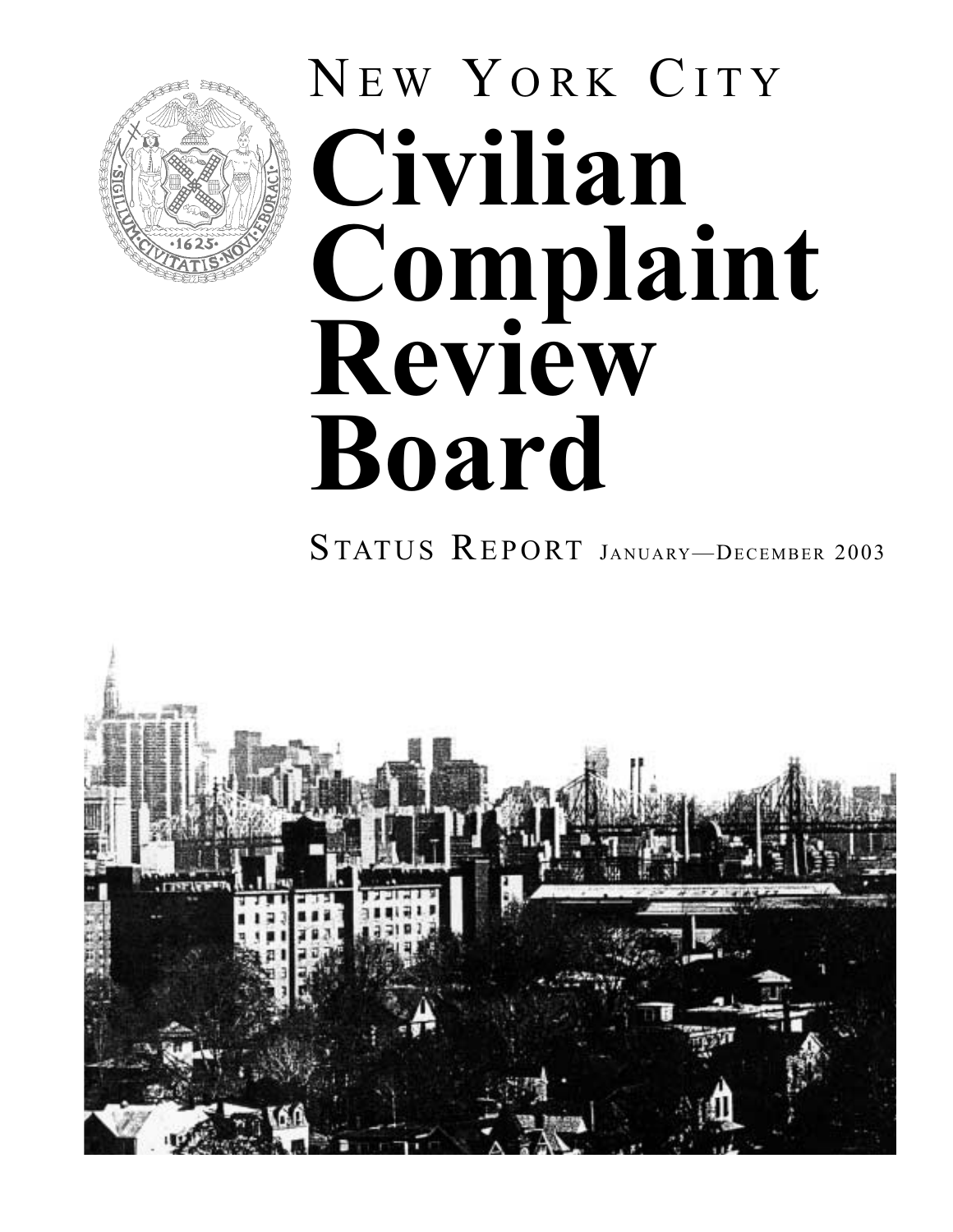NEW YORK CITY

# Civilian Complaint Review Board

STATUS REPORT JANUARY—DECEMBER 2003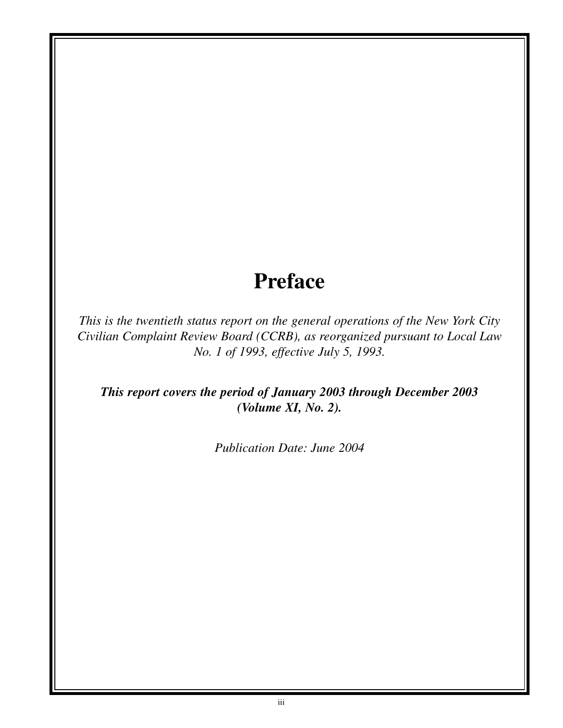# Preface

*This is the twentieth status report on the general operations of the New York City Civilian Complaint Review Board (CCRB), as reorganized pursuant to Local Law No. 1 of 1993, effective July 5, 1993.*

***This report covers the period of January 2003 through December 2003 (Volume XI, No. 2).***

*Publication Date: June 2004*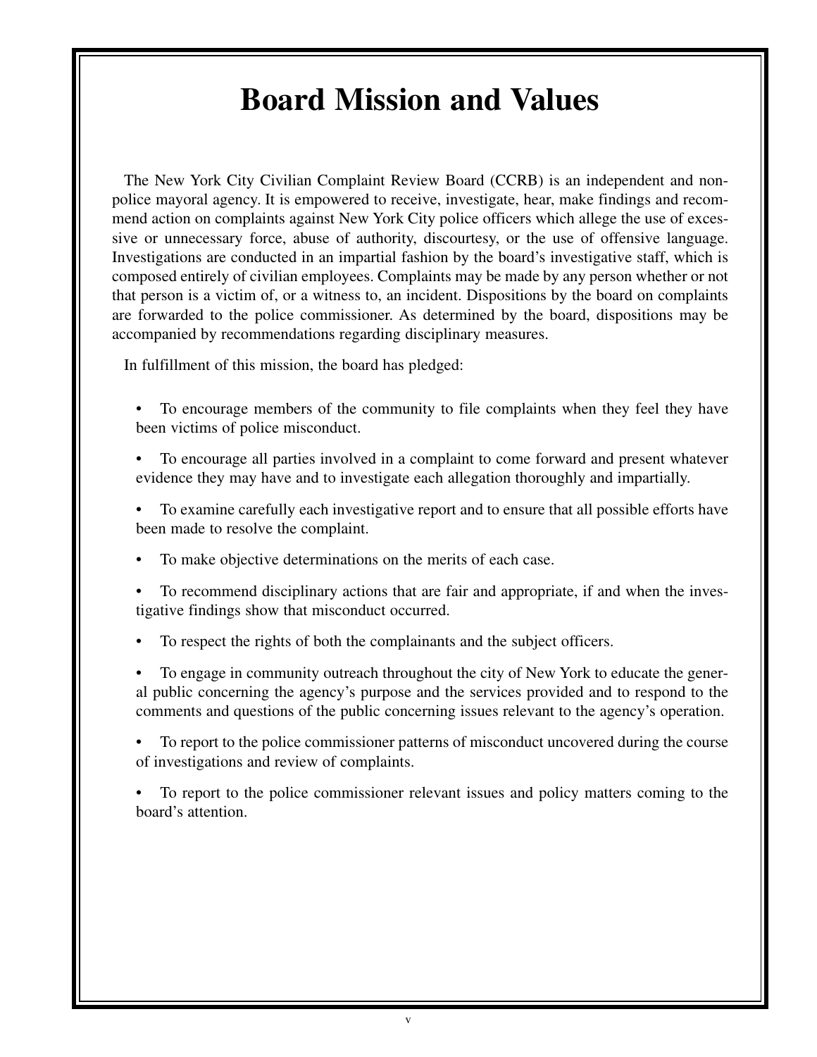# Board Mission and Values

The New York City Civilian Complaint Review Board (CCRB) is an independent and non-police mayoral agency. It is empowered to receive, investigate, hear, make findings and recommend action on complaints against New York City police officers which allege the use of excessive or unnecessary force, abuse of authority, discourtesy, or the use of offensive language. Investigations are conducted in an impartial fashion by the board's investigative staff, which is composed entirely of civilian employees. Complaints may be made by any person whether or not that person is a victim of, or a witness to, an incident. Dispositions by the board on complaints are forwarded to the police commissioner. As determined by the board, dispositions may be accompanied by recommendations regarding disciplinary measures.

In fulfillment of this mission, the board has pledged:

- To encourage members of the community to file complaints when they feel they have been victims of police misconduct.
- To encourage all parties involved in a complaint to come forward and present whatever evidence they may have and to investigate each allegation thoroughly and impartially.
- To examine carefully each investigative report and to ensure that all possible efforts have been made to resolve the complaint.
- To make objective determinations on the merits of each case.
- To recommend disciplinary actions that are fair and appropriate, if and when the investigative findings show that misconduct occurred.
- To respect the rights of both the complainants and the subject officers.
- To engage in community outreach throughout the city of New York to educate the general public concerning the agency's purpose and the services provided and to respond to the comments and questions of the public concerning issues relevant to the agency's operation.
- To report to the police commissioner patterns of misconduct uncovered during the course of investigations and review of complaints.
- To report to the police commissioner relevant issues and policy matters coming to the board's attention.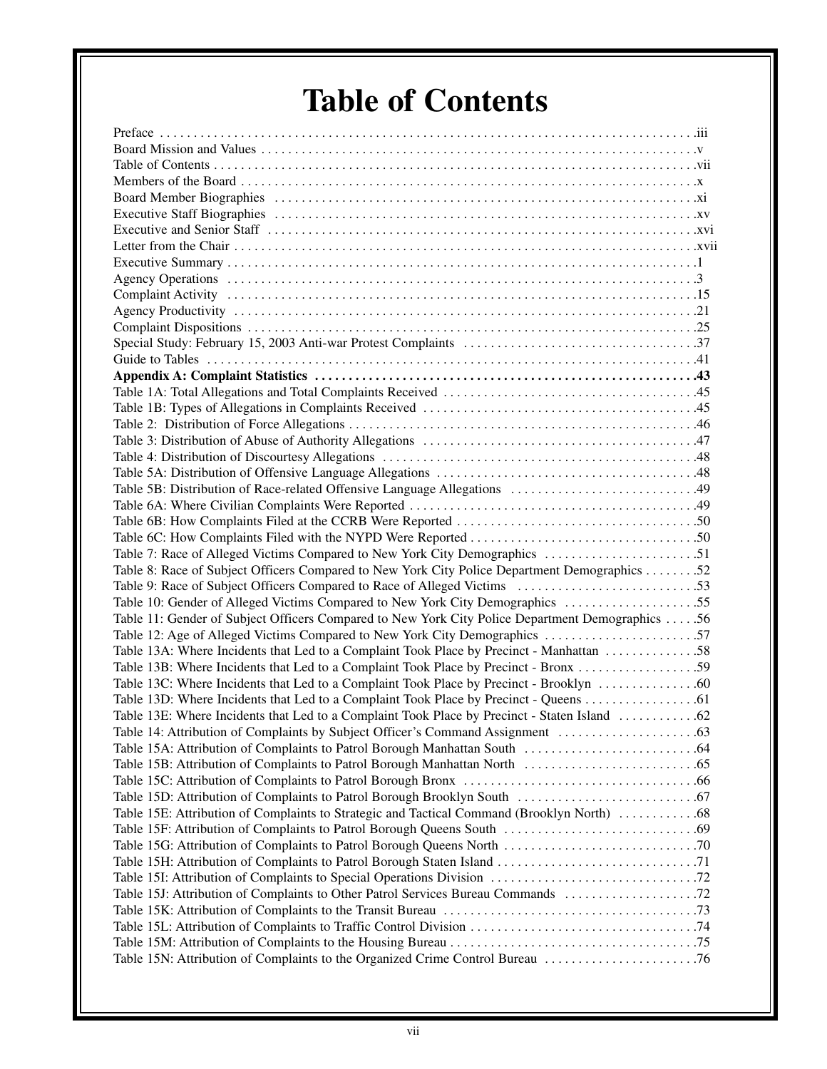# Table of Contents

| | |
|---|---|
| Preface | iii |
| Board Mission and Values | v |
| Table of Contents | vii |
| Members of the Board | x |
| Board Member Biographies | xi |
| Executive Staff Biographies | xv |
| Executive and Senior Staff | xvi |
| Letter from the Chair | xvii |
| Executive Summary | 1 |
| Agency Operations | 3 |
| Complaint Activity | 15 |
| Agency Productivity | 21 |
| Complaint Dispositions | 25 |
| Special Study: February 15, 2003 Anti-war Protest Complaints | 37 |
| Guide to Tables | 41 |
| **Appendix A: Complaint Statistics** | **43** |
| Table 1A: Total Allegations and Total Complaints Received | 45 |
| Table 1B: Types of Allegations in Complaints Received | 45 |
| Table 2: Distribution of Force Allegations | 46 |
| Table 3: Distribution of Abuse of Authority Allegations | 47 |
| Table 4: Distribution of Discourtesy Allegations | 48 |
| Table 5A: Distribution of Offensive Language Allegations | 48 |
| Table 5B: Distribution of Race-related Offensive Language Allegations | 49 |
| Table 6A: Where Civilian Complaints Were Reported | 49 |
| Table 6B: How Complaints Filed at the CCRB Were Reported | 50 |
| Table 6C: How Complaints Filed with the NYPD Were Reported | 50 |
| Table 7: Race of Alleged Victims Compared to New York City Demographics | 51 |
| Table 8: Race of Subject Officers Compared to New York City Police Department Demographics | 52 |
| Table 9: Race of Subject Officers Compared to Race of Alleged Victims | 53 |
| Table 10: Gender of Alleged Victims Compared to New York City Demographics | 55 |
| Table 11: Gender of Subject Officers Compared to New York City Police Department Demographics | 56 |
| Table 12: Age of Alleged Victims Compared to New York City Demographics | 57 |
| Table 13A: Where Incidents that Led to a Complaint Took Place by Precinct - Manhattan | 58 |
| Table 13B: Where Incidents that Led to a Complaint Took Place by Precinct - Bronx | 59 |
| Table 13C: Where Incidents that Led to a Complaint Took Place by Precinct - Brooklyn | 60 |
| Table 13D: Where Incidents that Led to a Complaint Took Place by Precinct - Queens | 61 |
| Table 13E: Where Incidents that Led to a Complaint Took Place by Precinct - Staten Island | 62 |
| Table 14: Attribution of Complaints by Subject Officer's Command Assignment | 63 |
| Table 15A: Attribution of Complaints to Patrol Borough Manhattan South | 64 |
| Table 15B: Attribution of Complaints to Patrol Borough Manhattan North | 65 |
| Table 15C: Attribution of Complaints to Patrol Borough Bronx | 66 |
| Table 15D: Attribution of Complaints to Patrol Borough Brooklyn South | 67 |
| Table 15E: Attribution of Complaints to Strategic and Tactical Command (Brooklyn North) | 68 |
| Table 15F: Attribution of Complaints to Patrol Borough Queens South | 69 |
| Table 15G: Attribution of Complaints to Patrol Borough Queens North | 70 |
| Table 15H: Attribution of Complaints to Patrol Borough Staten Island | 71 |
| Table 15I: Attribution of Complaints to Special Operations Division | 72 |
| Table 15J: Attribution of Complaints to Other Patrol Services Bureau Commands | 72 |
| Table 15K: Attribution of Complaints to the Transit Bureau | 73 |
| Table 15L: Attribution of Complaints to Traffic Control Division | 74 |
| Table 15M: Attribution of Complaints to the Housing Bureau | 75 |
| Table 15N: Attribution of Complaints to the Organized Crime Control Bureau | 76 |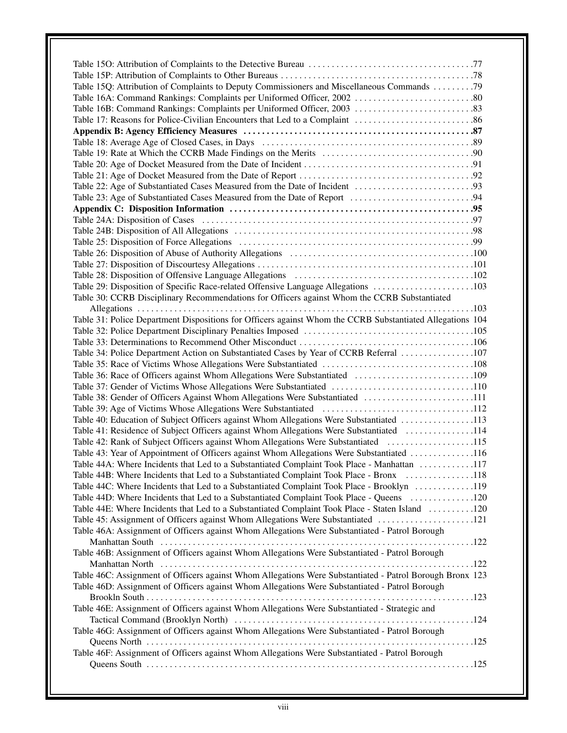Table 15O: Attribution of Complaints to the Detective Bureau . . . . . . . . . . . . . . . . . . . . . . . . . . . . . . . . . . .77
Table 15P: Attribution of Complaints to Other Bureaus . . . . . . . . . . . . . . . . . . . . . . . . . . . . . . . . . . . . . . . . . .78
Table 15Q: Attribution of Complaints to Deputy Commissioners and Miscellaneous Commands . . . . . . . . .79
Table 16A: Command Rankings: Complaints per Uniformed Officer, 2002 . . . . . . . . . . . . . . . . . . . . . . . . . .80
Table 16B: Command Rankings: Complaints per Uniformed Officer, 2003 . . . . . . . . . . . . . . . . . . . . . . . . . .83
Table 17: Reasons for Police-Civilian Encounters that Led to a Complaint . . . . . . . . . . . . . . . . . . . . . . . . . .86
**Appendix B: Agency Efficiency Measures . . . . . . . . . . . . . . . . . . . . . . . . . . . . . . . . . . . . . . . . . . . . . . . .87**
Table 18: Average Age of Closed Cases, in Days . . . . . . . . . . . . . . . . . . . . . . . . . . . . . . . . . . . . . . . . . . . . .89
Table 19: Rate at Which the CCRB Made Findings on the Merits . . . . . . . . . . . . . . . . . . . . . . . . . . . . . . . . .90
Table 20: Age of Docket Measured from the Date of Incident . . . . . . . . . . . . . . . . . . . . . . . . . . . . . . . . . . . .91
Table 21: Age of Docket Measured from the Date of Report . . . . . . . . . . . . . . . . . . . . . . . . . . . . . . . . . . . . .92
Table 22: Age of Substantiated Cases Measured from the Date of Incident . . . . . . . . . . . . . . . . . . . . . . . . . .93
Table 23: Age of Substantiated Cases Measured from the Date of Report . . . . . . . . . . . . . . . . . . . . . . . . . . .94
**Appendix C: Disposition Information . . . . . . . . . . . . . . . . . . . . . . . . . . . . . . . . . . . . . . . . . . . . . . . . . . . .95**
Table 24A: Disposition of Cases . . . . . . . . . . . . . . . . . . . . . . . . . . . . . . . . . . . . . . . . . . . . . . . . . . . . . . . . . .97
Table 24B: Disposition of All Allegations . . . . . . . . . . . . . . . . . . . . . . . . . . . . . . . . . . . . . . . . . . . . . . . . . . .98
Table 25: Disposition of Force Allegations . . . . . . . . . . . . . . . . . . . . . . . . . . . . . . . . . . . . . . . . . . . . . . . . . .99
Table 26: Disposition of Abuse of Authority Allegations . . . . . . . . . . . . . . . . . . . . . . . . . . . . . . . . . . . . . . .100
Table 27: Disposition of Discourtesy Allegations . . . . . . . . . . . . . . . . . . . . . . . . . . . . . . . . . . . . . . . . . . . . .101
Table 28: Disposition of Offensive Language Allegations . . . . . . . . . . . . . . . . . . . . . . . . . . . . . . . . . . . . . .102
Table 29: Disposition of Specific Race-related Offensive Language Allegations . . . . . . . . . . . . . . . . . . . . . .103
Table 30: CCRB Disciplinary Recommendations for Officers against Whom the CCRB Substantiated Allegations . . . . . . . . . . . . . . . . . . . . . . . . . . . . . . . . . . . . . . . . . . . . . . . . . . . . . . . . . . . . . . . . . . . .103
Table 31: Police Department Dispositions for Officers against Whom the CCRB Substantiated Allegations 104
Table 32: Police Department Disciplinary Penalties Imposed . . . . . . . . . . . . . . . . . . . . . . . . . . . . . . . . . . . .105
Table 33: Determinations to Recommend Other Misconduct . . . . . . . . . . . . . . . . . . . . . . . . . . . . . . . . . . . . .106
Table 34: Police Department Action on Substantiated Cases by Year of CCRB Referral . . . . . . . . . . . . . . . .107
Table 35: Race of Victims Whose Allegations Were Substantiated . . . . . . . . . . . . . . . . . . . . . . . . . . . . . . . .108
Table 36: Race of Officers against Whom Allegations Were Substantiated . . . . . . . . . . . . . . . . . . . . . . . . . .109
Table 37: Gender of Victims Whose Allegations Were Substantiated . . . . . . . . . . . . . . . . . . . . . . . . . . . . . .110
Table 38: Gender of Officers Against Whom Allegations Were Substantiated . . . . . . . . . . . . . . . . . . . . . . . .111
Table 39: Age of Victims Whose Allegations Were Substantiated . . . . . . . . . . . . . . . . . . . . . . . . . . . . . . . . .112
Table 40: Education of Subject Officers against Whom Allegations Were Substantiated . . . . . . . . . . . . . . . .113
Table 41: Residence of Subject Officers against Whom Allegations Were Substantiated . . . . . . . . . . . . . . .114
Table 42: Rank of Subject Officers against Whom Allegations Were Substantiated . . . . . . . . . . . . . . . . . . .115
Table 43: Year of Appointment of Officers against Whom Allegations Were Substantiated . . . . . . . . . . . . .116
Table 44A: Where Incidents that Led to a Substantiated Complaint Took Place - Manhattan . . . . . . . . . . . .117
Table 44B: Where Incidents that Led to a Substantiated Complaint Took Place - Bronx . . . . . . . . . . . . . . .118
Table 44C: Where Incidents that Led to a Substantiated Complaint Took Place - Brooklyn . . . . . . . . . . . . .119
Table 44D: Where Incidents that Led to a Substantiated Complaint Took Place - Queens . . . . . . . . . . . . . .120
Table 44E: Where Incidents that Led to a Substantiated Complaint Took Place - Staten Island . . . . . . . . . .120
Table 45: Assignment of Officers against Whom Allegations Were Substantiated . . . . . . . . . . . . . . . . . . . . .121
Table 46A: Assignment of Officers against Whom Allegations Were Substantiated - Patrol Borough Manhattan South . . . . . . . . . . . . . . . . . . . . . . . . . . . . . . . . . . . . . . . . . . . . . . . . . . . . . . . . . . . . . . . . . .122
Table 46B: Assignment of Officers against Whom Allegations Were Substantiated - Patrol Borough Manhattan North . . . . . . . . . . . . . . . . . . . . . . . . . . . . . . . . . . . . . . . . . . . . . . . . . . . . . . . . . . . . . . . . . .122
Table 46C: Assignment of Officers against Whom Allegations Were Substantiated - Patrol Borough Bronx 123
Table 46D: Assignment of Officers against Whom Allegations Were Substantiated - Patrol Borough Brookln South . . . . . . . . . . . . . . . . . . . . . . . . . . . . . . . . . . . . . . . . . . . . . . . . . . . . . . . . . . . . . . . . . . . .123
Table 46E: Assignment of Officers against Whom Allegations Were Substantiated - Strategic and Tactical Command (Brooklyn North) . . . . . . . . . . . . . . . . . . . . . . . . . . . . . . . . . . . . . . . . . . . . . . . . . . .124
Table 46G: Assignment of Officers against Whom Allegations Were Substantiated - Patrol Borough Queens North . . . . . . . . . . . . . . . . . . . . . . . . . . . . . . . . . . . . . . . . . . . . . . . . . . . . . . . . . . . . . . . . . . . .125
Table 46F: Assignment of Officers against Whom Allegations Were Substantiated - Patrol Borough Queens South . . . . . . . . . . . . . . . . . . . . . . . . . . . . . . . . . . . . . . . . . . . . . . . . . . . . . . . . . . . . . . . . . . . .125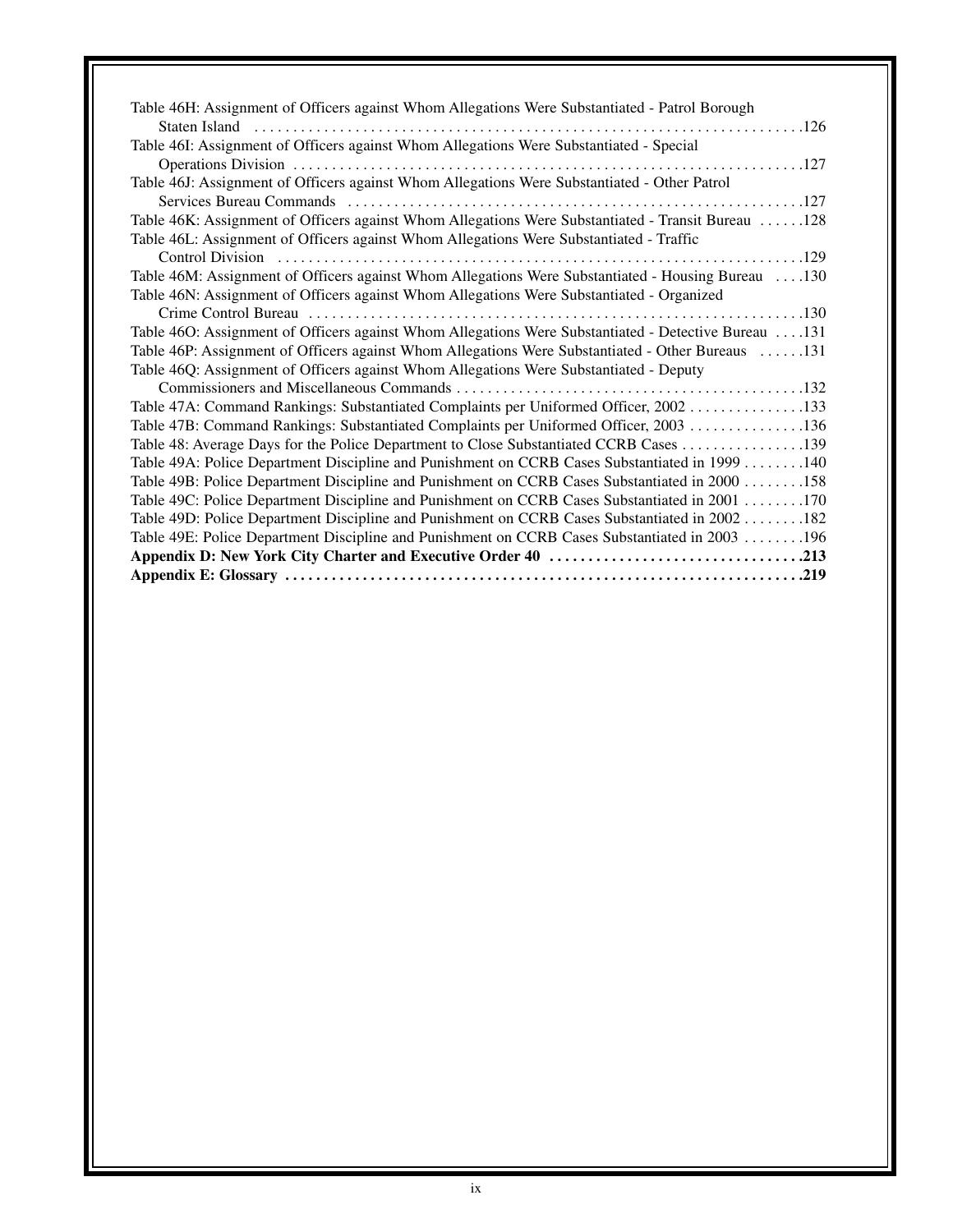Table 46H: Assignment of Officers against Whom Allegations Were Substantiated - Patrol Borough Staten Island . . . . . . . . . . . . . . . . . . . . . . . . . . . . . . . . . . . . . . . . . . . . . . . . . . . . . . . . . . . . . . . . . . . . . . .126

Table 46I: Assignment of Officers against Whom Allegations Were Substantiated - Special Operations Division . . . . . . . . . . . . . . . . . . . . . . . . . . . . . . . . . . . . . . . . . . . . . . . . . . . . . . . . . . . . . . . . . . . .127

Table 46J: Assignment of Officers against Whom Allegations Were Substantiated - Other Patrol Services Bureau Commands . . . . . . . . . . . . . . . . . . . . . . . . . . . . . . . . . . . . . . . . . . . . . . . . . . . . . . . . . .127

Table 46K: Assignment of Officers against Whom Allegations Were Substantiated - Transit Bureau . . . . . .128

Table 46L: Assignment of Officers against Whom Allegations Were Substantiated - Traffic Control Division . . . . . . . . . . . . . . . . . . . . . . . . . . . . . . . . . . . . . . . . . . . . . . . . . . . . . . . . . . . . . . . . . . . . .129

Table 46M: Assignment of Officers against Whom Allegations Were Substantiated - Housing Bureau . . . .130

Table 46N: Assignment of Officers against Whom Allegations Were Substantiated - Organized Crime Control Bureau . . . . . . . . . . . . . . . . . . . . . . . . . . . . . . . . . . . . . . . . . . . . . . . . . . . . . . . . . . . . . . . .130

Table 46O: Assignment of Officers against Whom Allegations Were Substantiated - Detective Bureau . . . .131

Table 46P: Assignment of Officers against Whom Allegations Were Substantiated - Other Bureaus . . . . . .131

Table 46Q: Assignment of Officers against Whom Allegations Were Substantiated - Deputy Commissioners and Miscellaneous Commands . . . . . . . . . . . . . . . . . . . . . . . . . . . . . . . . . . . . . . . . . . . . .132

Table 47A: Command Rankings: Substantiated Complaints per Uniformed Officer, 2002 . . . . . . . . . . . . . . .133

Table 47B: Command Rankings: Substantiated Complaints per Uniformed Officer, 2003 . . . . . . . . . . . . . . .136

Table 48: Average Days for the Police Department to Close Substantiated CCRB Cases . . . . . . . . . . . . . . . .139

Table 49A: Police Department Discipline and Punishment on CCRB Cases Substantiated in 1999 . . . . . . . .140

Table 49B: Police Department Discipline and Punishment on CCRB Cases Substantiated in 2000 . . . . . . . .158

Table 49C: Police Department Discipline and Punishment on CCRB Cases Substantiated in 2001 . . . . . . . .170

Table 49D: Police Department Discipline and Punishment on CCRB Cases Substantiated in 2002 . . . . . . . .182

Table 49E: Police Department Discipline and Punishment on CCRB Cases Substantiated in 2003 . . . . . . . .196

**Appendix D: New York City Charter and Executive Order 40 . . . . . . . . . . . . . . . . . . . . . . . . . . . . . . . . .213**

**Appendix E: Glossary . . . . . . . . . . . . . . . . . . . . . . . . . . . . . . . . . . . . . . . . . . . . . . . . . . . . . . . . . . . . . . . . . .219**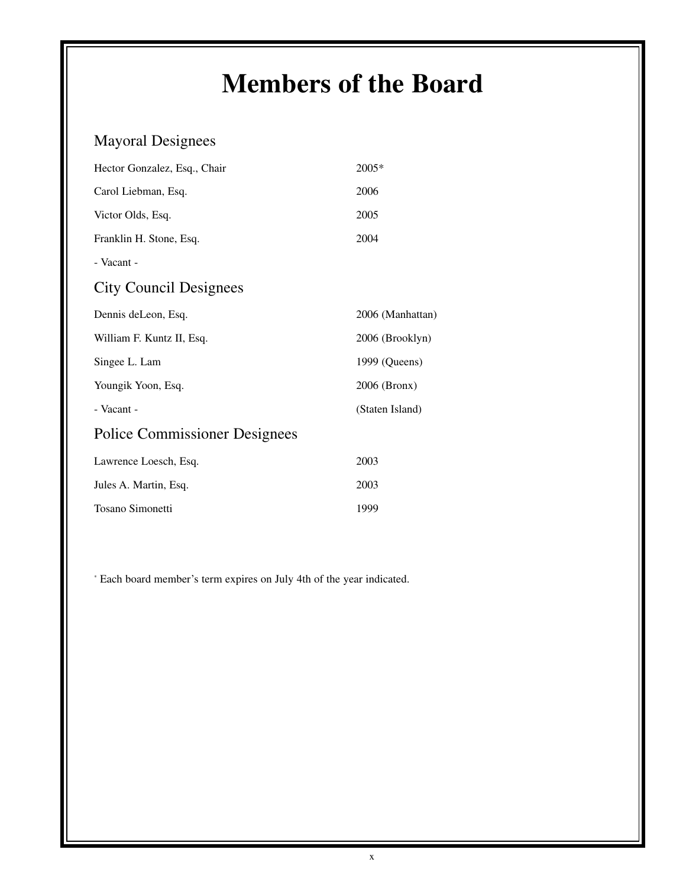# Members of the Board

## Mayoral Designees

| | |
|---|---|
| Hector Gonzalez, Esq., Chair | 2005* |
| Carol Liebman, Esq. | 2006 |
| Victor Olds, Esq. | 2005 |
| Franklin H. Stone, Esq. | 2004 |
| - Vacant - | |

## City Council Designees

| | |
|---|---|
| Dennis deLeon, Esq. | 2006 (Manhattan) |
| William F. Kuntz II, Esq. | 2006 (Brooklyn) |
| Singee L. Lam | 1999 (Queens) |
| Youngik Yoon, Esq. | 2006 (Bronx) |
| - Vacant - | (Staten Island) |

## Police Commissioner Designees

| | |
|---|---|
| Lawrence Loesch, Esq. | 2003 |
| Jules A. Martin, Esq. | 2003 |
| Tosano Simonetti | 1999 |

* Each board member's term expires on July 4th of the year indicated.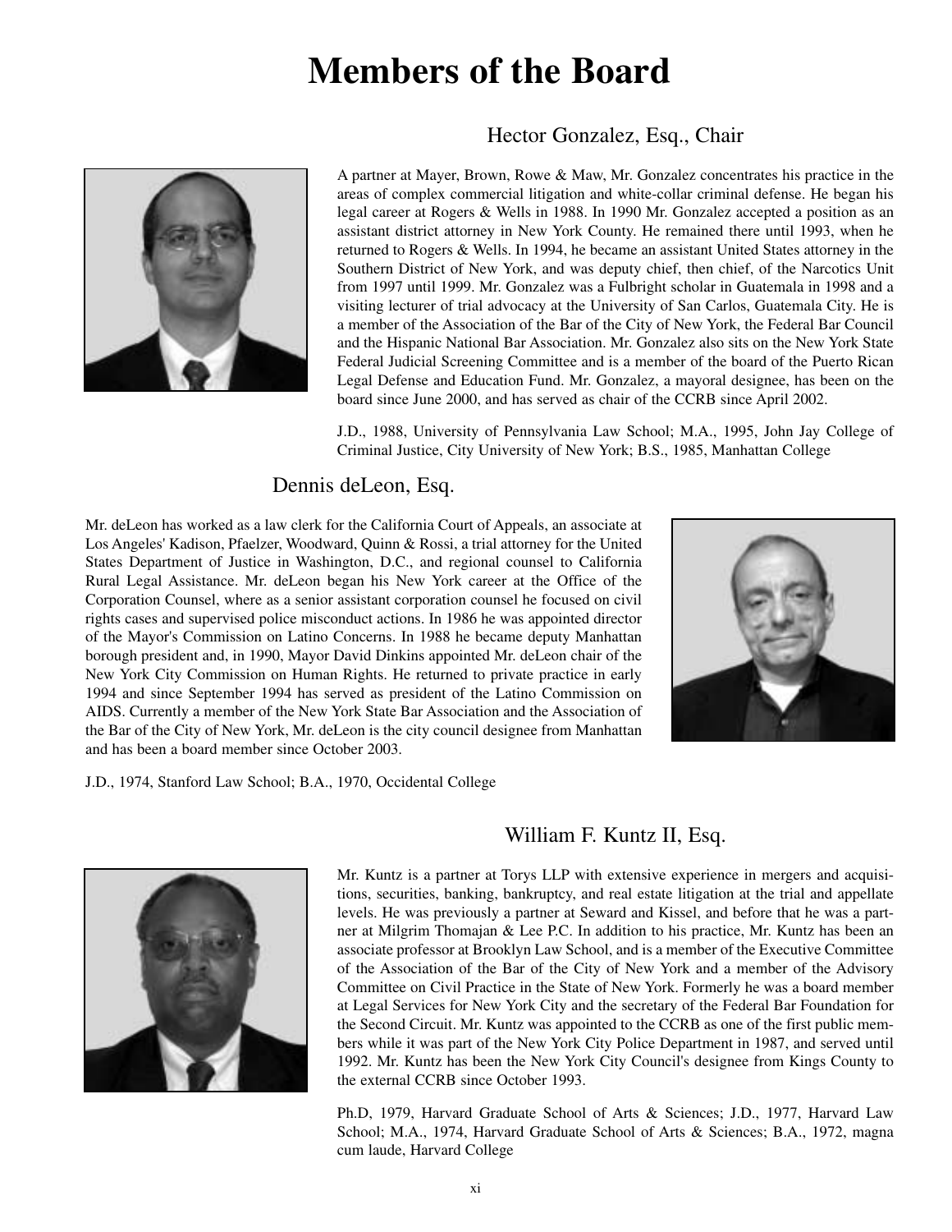# Members of the Board

## Hector Gonzalez, Esq., Chair

A partner at Mayer, Brown, Rowe & Maw, Mr. Gonzalez concentrates his practice in the areas of complex commercial litigation and white-collar criminal defense. He began his legal career at Rogers & Wells in 1988. In 1990 Mr. Gonzalez accepted a position as an assistant district attorney in New York County. He remained there until 1993, when he returned to Rogers & Wells. In 1994, he became an assistant United States attorney in the Southern District of New York, and was deputy chief, then chief, of the Narcotics Unit from 1997 until 1999. Mr. Gonzalez was a Fulbright scholar in Guatemala in 1998 and a visiting lecturer of trial advocacy at the University of San Carlos, Guatemala City. He is a member of the Association of the Bar of the City of New York, the Federal Bar Council and the Hispanic National Bar Association. Mr. Gonzalez also sits on the New York State Federal Judicial Screening Committee and is a member of the board of the Puerto Rican Legal Defense and Education Fund. Mr. Gonzalez, a mayoral designee, has been on the board since June 2000, and has served as chair of the CCRB since April 2002.

J.D., 1988, University of Pennsylvania Law School; M.A., 1995, John Jay College of Criminal Justice, City University of New York; B.S., 1985, Manhattan College

## Dennis deLeon, Esq.

Mr. deLeon has worked as a law clerk for the California Court of Appeals, an associate at Los Angeles' Kadison, Pfaelzer, Woodward, Quinn & Rossi, a trial attorney for the United States Department of Justice in Washington, D.C., and regional counsel to California Rural Legal Assistance. Mr. deLeon began his New York career at the Office of the Corporation Counsel, where as a senior assistant corporation counsel he focused on civil rights cases and supervised police misconduct actions. In 1986 he was appointed director of the Mayor's Commission on Latino Concerns. In 1988 he became deputy Manhattan borough president and, in 1990, Mayor David Dinkins appointed Mr. deLeon chair of the New York City Commission on Human Rights. He returned to private practice in early 1994 and since September 1994 has served as president of the Latino Commission on AIDS. Currently a member of the New York State Bar Association and the Association of the Bar of the City of New York, Mr. deLeon is the city council designee from Manhattan and has been a board member since October 2003.

J.D., 1974, Stanford Law School; B.A., 1970, Occidental College

## William F. Kuntz II, Esq.

Mr. Kuntz is a partner at Torys LLP with extensive experience in mergers and acquisitions, securities, banking, bankruptcy, and real estate litigation at the trial and appellate levels. He was previously a partner at Seward and Kissel, and before that he was a partner at Milgrim Thomajan & Lee P.C. In addition to his practice, Mr. Kuntz has been an associate professor at Brooklyn Law School, and is a member of the Executive Committee of the Association of the Bar of the City of New York and a member of the Advisory Committee on Civil Practice in the State of New York. Formerly he was a board member at Legal Services for New York City and the secretary of the Federal Bar Foundation for the Second Circuit. Mr. Kuntz was appointed to the CCRB as one of the first public members while it was part of the New York City Police Department in 1987, and served until 1992. Mr. Kuntz has been the New York City Council's designee from Kings County to the external CCRB since October 1993.

Ph.D, 1979, Harvard Graduate School of Arts & Sciences; J.D., 1977, Harvard Law School; M.A., 1974, Harvard Graduate School of Arts & Sciences; B.A., 1972, magna cum laude, Harvard College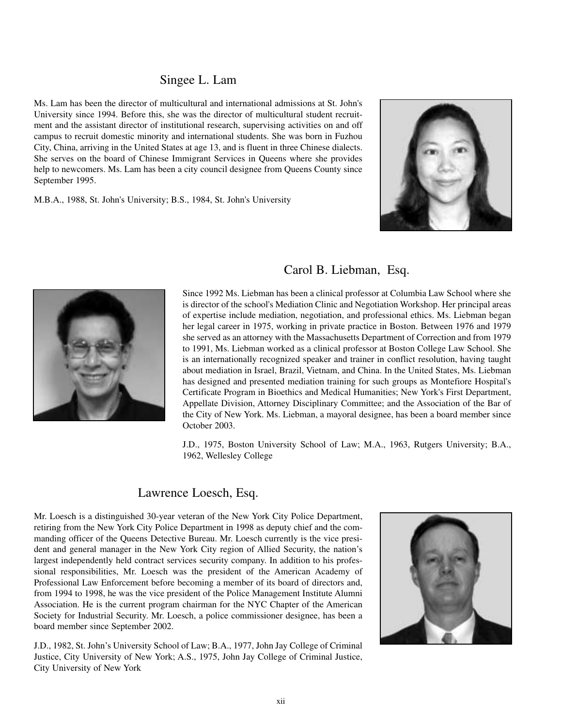## Singee L. Lam

Ms. Lam has been the director of multicultural and international admissions at St. John's University since 1994. Before this, she was the director of multicultural student recruitment and the assistant director of institutional research, supervising activities on and off campus to recruit domestic minority and international students. She was born in Fuzhou City, China, arriving in the United States at age 13, and is fluent in three Chinese dialects. She serves on the board of Chinese Immigrant Services in Queens where she provides help to newcomers. Ms. Lam has been a city council designee from Queens County since September 1995.

M.B.A., 1988, St. John's University; B.S., 1984, St. John's University

## Carol B. Liebman, Esq.

Since 1992 Ms. Liebman has been a clinical professor at Columbia Law School where she is director of the school's Mediation Clinic and Negotiation Workshop. Her principal areas of expertise include mediation, negotiation, and professional ethics. Ms. Liebman began her legal career in 1975, working in private practice in Boston. Between 1976 and 1979 she served as an attorney with the Massachusetts Department of Correction and from 1979 to 1991, Ms. Liebman worked as a clinical professor at Boston College Law School. She is an internationally recognized speaker and trainer in conflict resolution, having taught about mediation in Israel, Brazil, Vietnam, and China. In the United States, Ms. Liebman has designed and presented mediation training for such groups as Montefiore Hospital's Certificate Program in Bioethics and Medical Humanities; New York's First Department, Appellate Division, Attorney Disciplinary Committee; and the Association of the Bar of the City of New York. Ms. Liebman, a mayoral designee, has been a board member since October 2003.

J.D., 1975, Boston University School of Law; M.A., 1963, Rutgers University; B.A., 1962, Wellesley College

## Lawrence Loesch, Esq.

Mr. Loesch is a distinguished 30-year veteran of the New York City Police Department, retiring from the New York City Police Department in 1998 as deputy chief and the commanding officer of the Queens Detective Bureau. Mr. Loesch currently is the vice president and general manager in the New York City region of Allied Security, the nation's largest independently held contract services security company. In addition to his professional responsibilities, Mr. Loesch was the president of the American Academy of Professional Law Enforcement before becoming a member of its board of directors and, from 1994 to 1998, he was the vice president of the Police Management Institute Alumni Association. He is the current program chairman for the NYC Chapter of the American Society for Industrial Security. Mr. Loesch, a police commissioner designee, has been a board member since September 2002.

J.D., 1982, St. John's University School of Law; B.A., 1977, John Jay College of Criminal Justice, City University of New York; A.S., 1975, John Jay College of Criminal Justice, City University of New York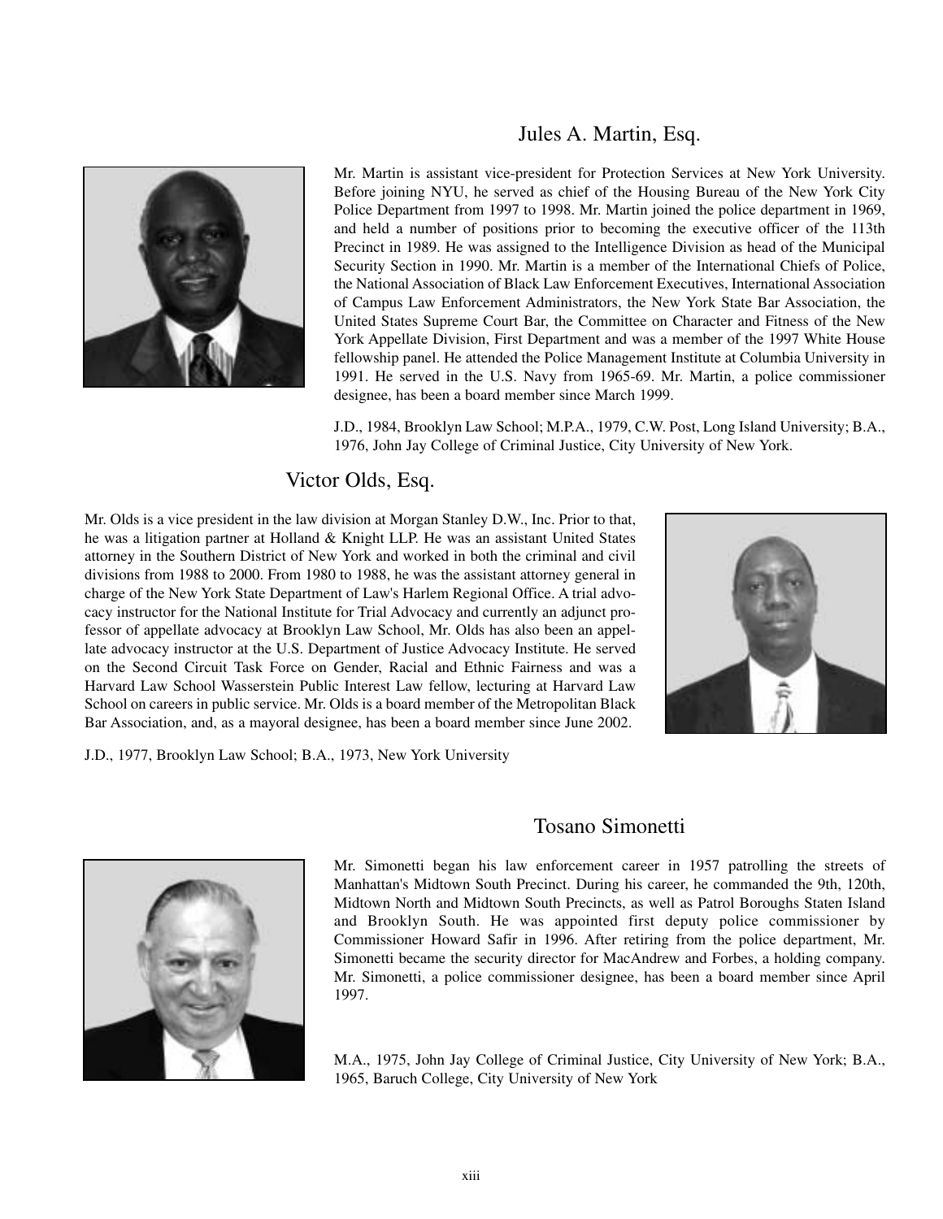## Jules A. Martin, Esq.

Mr. Martin is assistant vice-president for Protection Services at New York University. Before joining NYU, he served as chief of the Housing Bureau of the New York City Police Department from 1997 to 1998. Mr. Martin joined the police department in 1969, and held a number of positions prior to becoming the executive officer of the 113th Precinct in 1989. He was assigned to the Intelligence Division as head of the Municipal Security Section in 1990. Mr. Martin is a member of the International Chiefs of Police, the National Association of Black Law Enforcement Executives, International Association of Campus Law Enforcement Administrators, the New York State Bar Association, the United States Supreme Court Bar, the Committee on Character and Fitness of the New York Appellate Division, First Department and was a member of the 1997 White House fellowship panel. He attended the Police Management Institute at Columbia University in 1991. He served in the U.S. Navy from 1965-69. Mr. Martin, a police commissioner designee, has been a board member since March 1999.

J.D., 1984, Brooklyn Law School; M.P.A., 1979, C.W. Post, Long Island University; B.A., 1976, John Jay College of Criminal Justice, City University of New York.

## Victor Olds, Esq.

Mr. Olds is a vice president in the law division at Morgan Stanley D.W., Inc. Prior to that, he was a litigation partner at Holland & Knight LLP. He was an assistant United States attorney in the Southern District of New York and worked in both the criminal and civil divisions from 1988 to 2000. From 1980 to 1988, he was the assistant attorney general in charge of the New York State Department of Law's Harlem Regional Office. A trial advocacy instructor for the National Institute for Trial Advocacy and currently an adjunct professor of appellate advocacy at Brooklyn Law School, Mr. Olds has also been an appellate advocacy instructor at the U.S. Department of Justice Advocacy Institute. He served on the Second Circuit Task Force on Gender, Racial and Ethnic Fairness and was a Harvard Law School Wasserstein Public Interest Law fellow, lecturing at Harvard Law School on careers in public service. Mr. Olds is a board member of the Metropolitan Black Bar Association, and, as a mayoral designee, has been a board member since June 2002.

J.D., 1977, Brooklyn Law School; B.A., 1973, New York University

## Tosano Simonetti

Mr. Simonetti began his law enforcement career in 1957 patrolling the streets of Manhattan's Midtown South Precinct. During his career, he commanded the 9th, 120th, Midtown North and Midtown South Precincts, as well as Patrol Boroughs Staten Island and Brooklyn South. He was appointed first deputy police commissioner by Commissioner Howard Safir in 1996. After retiring from the police department, Mr. Simonetti became the security director for MacAndrew and Forbes, a holding company. Mr. Simonetti, a police commissioner designee, has been a board member since April 1997.

M.A., 1975, John Jay College of Criminal Justice, City University of New York; B.A., 1965, Baruch College, City University of New York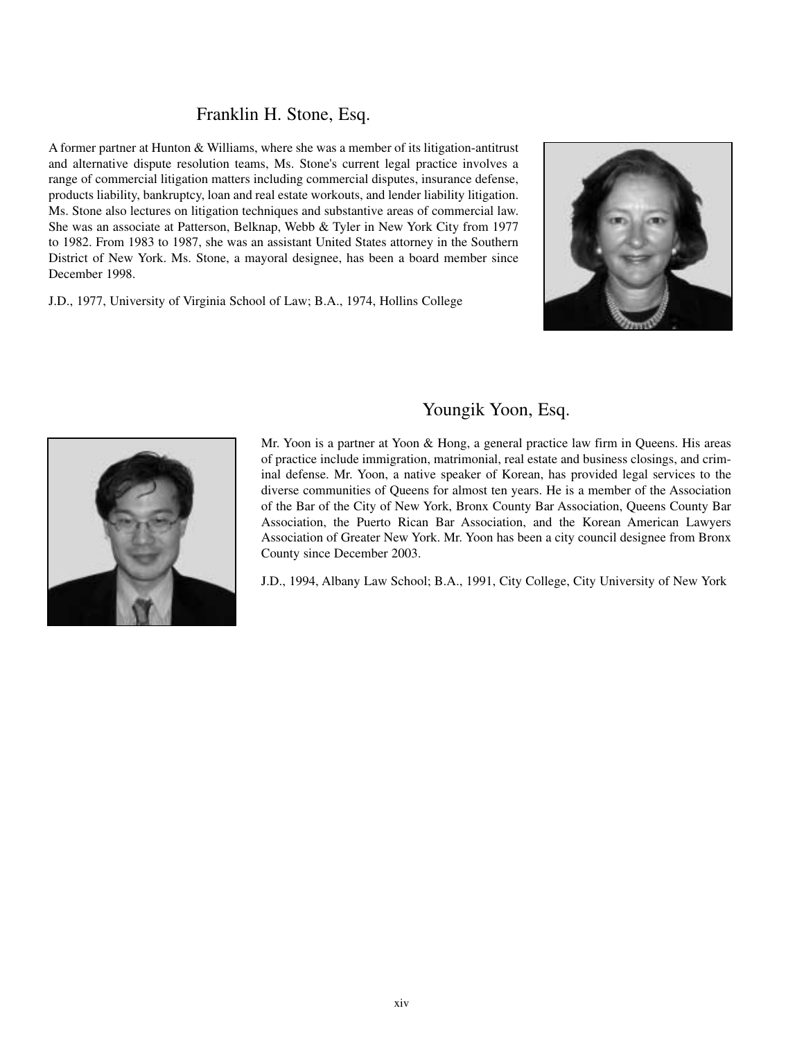## Franklin H. Stone, Esq.

A former partner at Hunton & Williams, where she was a member of its litigation-antitrust and alternative dispute resolution teams, Ms. Stone's current legal practice involves a range of commercial litigation matters including commercial disputes, insurance defense, products liability, bankruptcy, loan and real estate workouts, and lender liability litigation. Ms. Stone also lectures on litigation techniques and substantive areas of commercial law. She was an associate at Patterson, Belknap, Webb & Tyler in New York City from 1977 to 1982. From 1983 to 1987, she was an assistant United States attorney in the Southern District of New York. Ms. Stone, a mayoral designee, has been a board member since December 1998.

J.D., 1977, University of Virginia School of Law; B.A., 1974, Hollins College

## Youngik Yoon, Esq.

Mr. Yoon is a partner at Yoon & Hong, a general practice law firm in Queens. His areas of practice include immigration, matrimonial, real estate and business closings, and criminal defense. Mr. Yoon, a native speaker of Korean, has provided legal services to the diverse communities of Queens for almost ten years. He is a member of the Association of the Bar of the City of New York, Bronx County Bar Association, Queens County Bar Association, the Puerto Rican Bar Association, and the Korean American Lawyers Association of Greater New York. Mr. Yoon has been a city council designee from Bronx County since December 2003.

J.D., 1994, Albany Law School; B.A., 1991, City College, City University of New York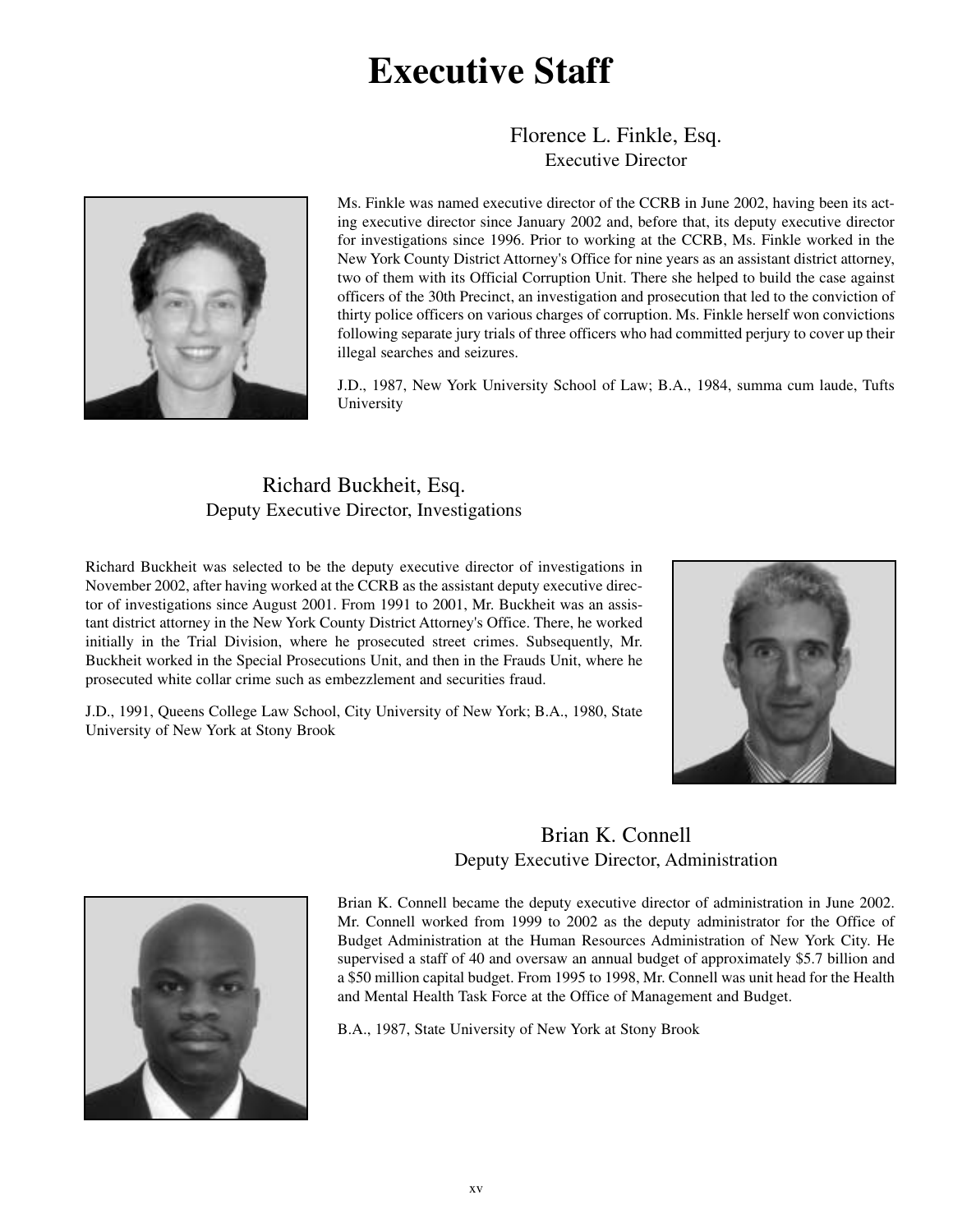# Executive Staff

## Florence L. Finkle, Esq.
### Executive Director

Ms. Finkle was named executive director of the CCRB in June 2002, having been its acting executive director since January 2002 and, before that, its deputy executive director for investigations since 1996. Prior to working at the CCRB, Ms. Finkle worked in the New York County District Attorney's Office for nine years as an assistant district attorney, two of them with its Official Corruption Unit. There she helped to build the case against officers of the 30th Precinct, an investigation and prosecution that led to the conviction of thirty police officers on various charges of corruption. Ms. Finkle herself won convictions following separate jury trials of three officers who had committed perjury to cover up their illegal searches and seizures.

J.D., 1987, New York University School of Law; B.A., 1984, summa cum laude, Tufts University

## Richard Buckheit, Esq.
### Deputy Executive Director, Investigations

Richard Buckheit was selected to be the deputy executive director of investigations in November 2002, after having worked at the CCRB as the assistant deputy executive director of investigations since August 2001. From 1991 to 2001, Mr. Buckheit was an assistant district attorney in the New York County District Attorney's Office. There, he worked initially in the Trial Division, where he prosecuted street crimes. Subsequently, Mr. Buckheit worked in the Special Prosecutions Unit, and then in the Frauds Unit, where he prosecuted white collar crime such as embezzlement and securities fraud.

J.D., 1991, Queens College Law School, City University of New York; B.A., 1980, State University of New York at Stony Brook

## Brian K. Connell
### Deputy Executive Director, Administration

Brian K. Connell became the deputy executive director of administration in June 2002. Mr. Connell worked from 1999 to 2002 as the deputy administrator for the Office of Budget Administration at the Human Resources Administration of New York City. He supervised a staff of 40 and oversaw an annual budget of approximately $5.7 billion and a $50 million capital budget. From 1995 to 1998, Mr. Connell was unit head for the Health and Mental Health Task Force at the Office of Management and Budget.

B.A., 1987, State University of New York at Stony Brook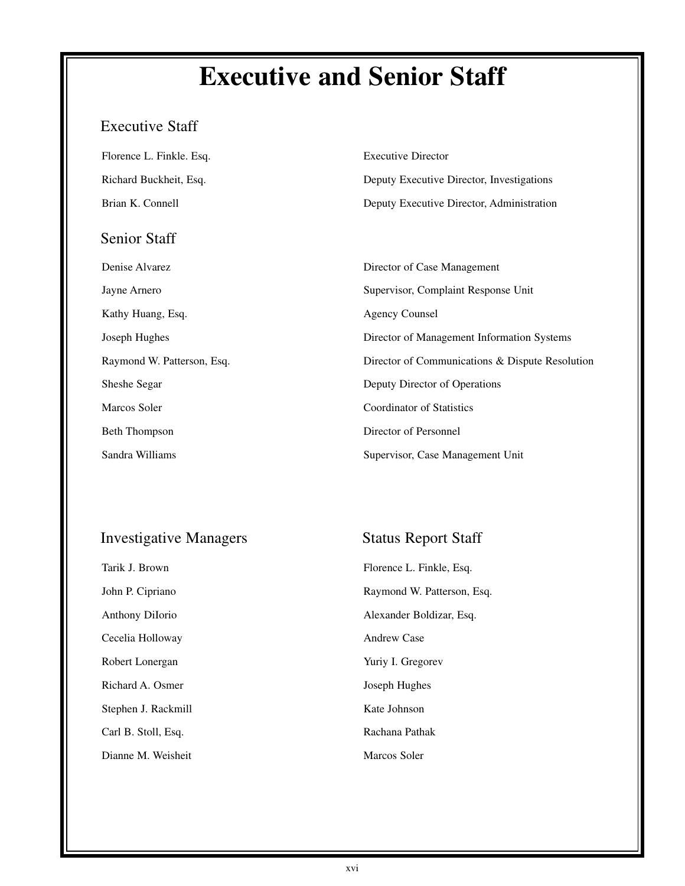# Executive and Senior Staff

## Executive Staff

| | |
|---|---|
| Florence L. Finkle. Esq. | Executive Director |
| Richard Buckheit, Esq. | Deputy Executive Director, Investigations |
| Brian K. Connell | Deputy Executive Director, Administration |

## Senior Staff

| | |
|---|---|
| Denise Alvarez | Director of Case Management |
| Jayne Arnero | Supervisor, Complaint Response Unit |
| Kathy Huang, Esq. | Agency Counsel |
| Joseph Hughes | Director of Management Information Systems |
| Raymond W. Patterson, Esq. | Director of Communications & Dispute Resolution |
| Sheshe Segar | Deputy Director of Operations |
| Marcos Soler | Coordinator of Statistics |
| Beth Thompson | Director of Personnel |
| Sandra Williams | Supervisor, Case Management Unit |

## Investigative Managers

Tarik J. Brown

John P. Cipriano

Anthony DiIorio

Cecelia Holloway

Robert Lonergan

Richard A. Osmer

Stephen J. Rackmill

Carl B. Stoll, Esq.

Dianne M. Weisheit

## Status Report Staff

Florence L. Finkle, Esq.

Raymond W. Patterson, Esq.

Alexander Boldizar, Esq.

Andrew Case

Yuriy I. Gregorev

Joseph Hughes

Kate Johnson

Rachana Pathak

Marcos Soler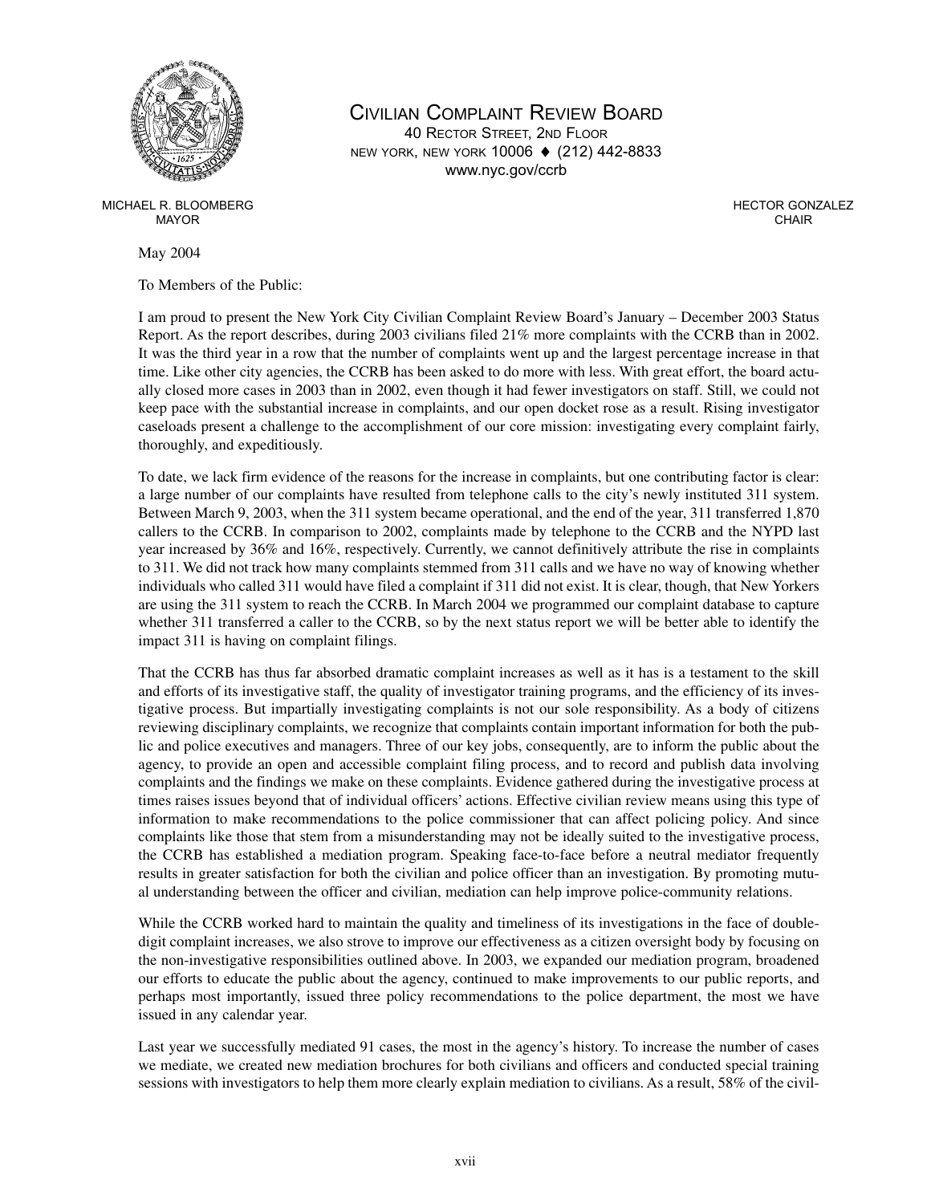# Civilian Complaint Review Board

40 Rector Street, 2nd Floor
New York, New York 10006 ♦ (212) 442-8833
www.nyc.gov/ccrb

MICHAEL R. BLOOMBERG
MAYOR

HECTOR GONZALEZ
CHAIR

May 2004

To Members of the Public:

I am proud to present the New York City Civilian Complaint Review Board's January – December 2003 Status Report. As the report describes, during 2003 civilians filed 21% more complaints with the CCRB than in 2002. It was the third year in a row that the number of complaints went up and the largest percentage increase in that time. Like other city agencies, the CCRB has been asked to do more with less. With great effort, the board actually closed more cases in 2003 than in 2002, even though it had fewer investigators on staff. Still, we could not keep pace with the substantial increase in complaints, and our open docket rose as a result. Rising investigator caseloads present a challenge to the accomplishment of our core mission: investigating every complaint fairly, thoroughly, and expeditiously.

To date, we lack firm evidence of the reasons for the increase in complaints, but one contributing factor is clear: a large number of our complaints have resulted from telephone calls to the city's newly instituted 311 system. Between March 9, 2003, when the 311 system became operational, and the end of the year, 311 transferred 1,870 callers to the CCRB. In comparison to 2002, complaints made by telephone to the CCRB and the NYPD last year increased by 36% and 16%, respectively. Currently, we cannot definitively attribute the rise in complaints to 311. We did not track how many complaints stemmed from 311 calls and we have no way of knowing whether individuals who called 311 would have filed a complaint if 311 did not exist. It is clear, though, that New Yorkers are using the 311 system to reach the CCRB. In March 2004 we programmed our complaint database to capture whether 311 transferred a caller to the CCRB, so by the next status report we will be better able to identify the impact 311 is having on complaint filings.

That the CCRB has thus far absorbed dramatic complaint increases as well as it has is a testament to the skill and efforts of its investigative staff, the quality of investigator training programs, and the efficiency of its investigative process. But impartially investigating complaints is not our sole responsibility. As a body of citizens reviewing disciplinary complaints, we recognize that complaints contain important information for both the public and police executives and managers. Three of our key jobs, consequently, are to inform the public about the agency, to provide an open and accessible complaint filing process, and to record and publish data involving complaints and the findings we make on these complaints. Evidence gathered during the investigative process at times raises issues beyond that of individual officers' actions. Effective civilian review means using this type of information to make recommendations to the police commissioner that can affect policing policy. And since complaints like those that stem from a misunderstanding may not be ideally suited to the investigative process, the CCRB has established a mediation program. Speaking face-to-face before a neutral mediator frequently results in greater satisfaction for both the civilian and police officer than an investigation. By promoting mutual understanding between the officer and civilian, mediation can help improve police-community relations.

While the CCRB worked hard to maintain the quality and timeliness of its investigations in the face of double-digit complaint increases, we also strove to improve our effectiveness as a citizen oversight body by focusing on the non-investigative responsibilities outlined above. In 2003, we expanded our mediation program, broadened our efforts to educate the public about the agency, continued to make improvements to our public reports, and perhaps most importantly, issued three policy recommendations to the police department, the most we have issued in any calendar year.

Last year we successfully mediated 91 cases, the most in the agency's history. To increase the number of cases we mediate, we created new mediation brochures for both civilians and officers and conducted special training sessions with investigators to help them more clearly explain mediation to civilians. As a result, 58% of the civil-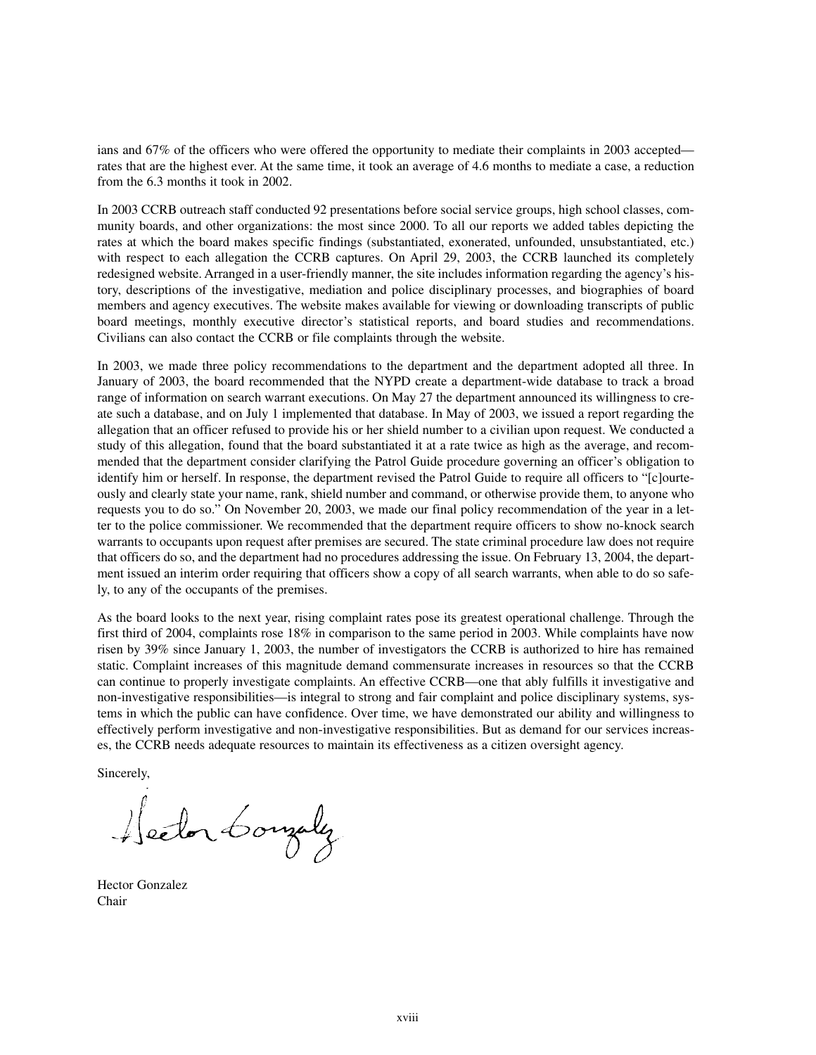ians and 67% of the officers who were offered the opportunity to mediate their complaints in 2003 accepted—rates that are the highest ever. At the same time, it took an average of 4.6 months to mediate a case, a reduction from the 6.3 months it took in 2002.

In 2003 CCRB outreach staff conducted 92 presentations before social service groups, high school classes, community boards, and other organizations: the most since 2000. To all our reports we added tables depicting the rates at which the board makes specific findings (substantiated, exonerated, unfounded, unsubstantiated, etc.) with respect to each allegation the CCRB captures. On April 29, 2003, the CCRB launched its completely redesigned website. Arranged in a user-friendly manner, the site includes information regarding the agency's history, descriptions of the investigative, mediation and police disciplinary processes, and biographies of board members and agency executives. The website makes available for viewing or downloading transcripts of public board meetings, monthly executive director's statistical reports, and board studies and recommendations. Civilians can also contact the CCRB or file complaints through the website.

In 2003, we made three policy recommendations to the department and the department adopted all three. In January of 2003, the board recommended that the NYPD create a department-wide database to track a broad range of information on search warrant executions. On May 27 the department announced its willingness to create such a database, and on July 1 implemented that database. In May of 2003, we issued a report regarding the allegation that an officer refused to provide his or her shield number to a civilian upon request. We conducted a study of this allegation, found that the board substantiated it at a rate twice as high as the average, and recommended that the department consider clarifying the Patrol Guide procedure governing an officer's obligation to identify him or herself. In response, the department revised the Patrol Guide to require all officers to "[c]ourteously and clearly state your name, rank, shield number and command, or otherwise provide them, to anyone who requests you to do so." On November 20, 2003, we made our final policy recommendation of the year in a letter to the police commissioner. We recommended that the department require officers to show no-knock search warrants to occupants upon request after premises are secured. The state criminal procedure law does not require that officers do so, and the department had no procedures addressing the issue. On February 13, 2004, the department issued an interim order requiring that officers show a copy of all search warrants, when able to do so safely, to any of the occupants of the premises.

As the board looks to the next year, rising complaint rates pose its greatest operational challenge. Through the first third of 2004, complaints rose 18% in comparison to the same period in 2003. While complaints have now risen by 39% since January 1, 2003, the number of investigators the CCRB is authorized to hire has remained static. Complaint increases of this magnitude demand commensurate increases in resources so that the CCRB can continue to properly investigate complaints. An effective CCRB—one that ably fulfills it investigative and non-investigative responsibilities—is integral to strong and fair complaint and police disciplinary systems, systems in which the public can have confidence. Over time, we have demonstrated our ability and willingness to effectively perform investigative and non-investigative responsibilities. But as demand for our services increases, the CCRB needs adequate resources to maintain its effectiveness as a citizen oversight agency.

Sincerely,

Hector Gonzalez
Chair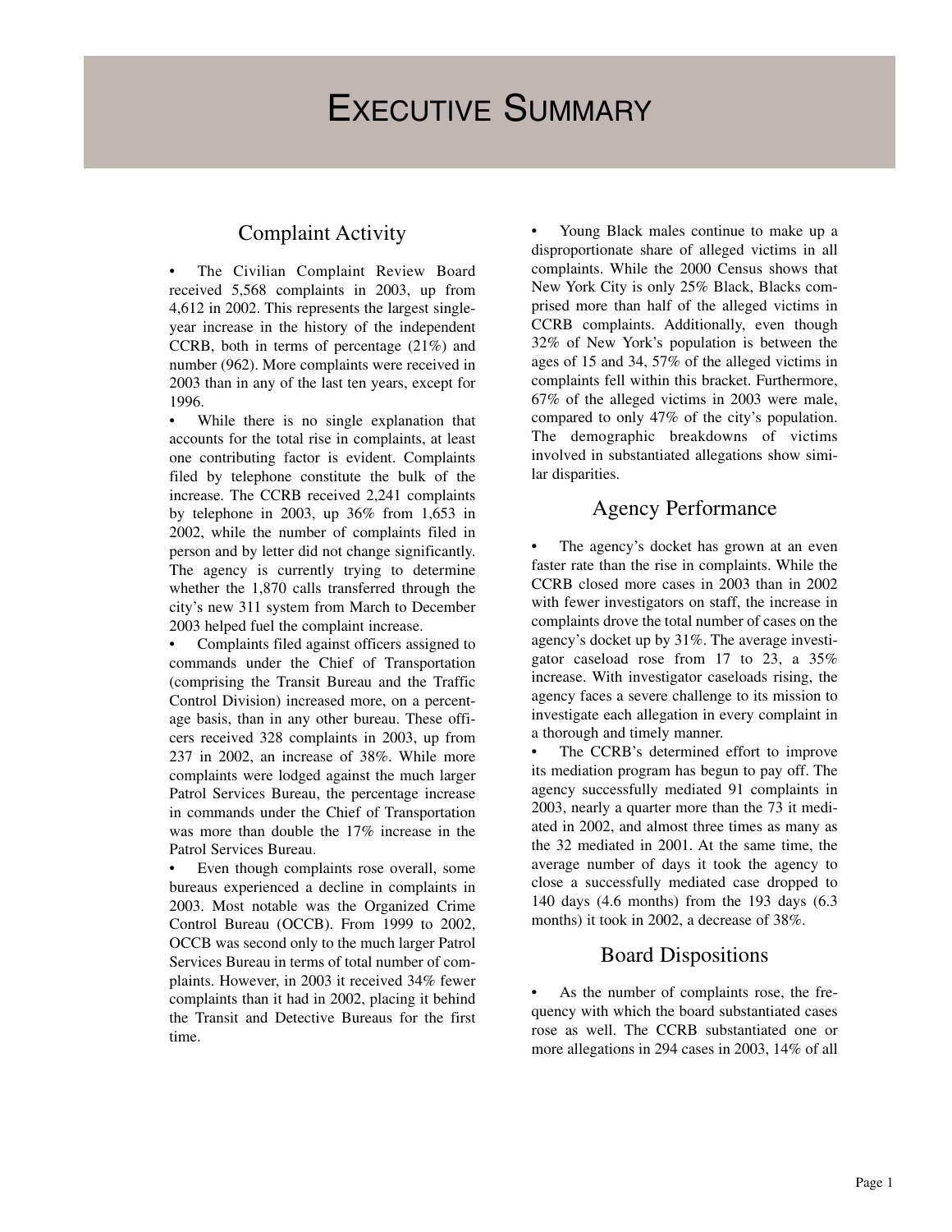# Executive Summary

## Complaint Activity

- The Civilian Complaint Review Board received 5,568 complaints in 2003, up from 4,612 in 2002. This represents the largest single-year increase in the history of the independent CCRB, both in terms of percentage (21%) and number (962). More complaints were received in 2003 than in any of the last ten years, except for 1996.
- While there is no single explanation that accounts for the total rise in complaints, at least one contributing factor is evident. Complaints filed by telephone constitute the bulk of the increase. The CCRB received 2,241 complaints by telephone in 2003, up 36% from 1,653 in 2002, while the number of complaints filed in person and by letter did not change significantly. The agency is currently trying to determine whether the 1,870 calls transferred through the city's new 311 system from March to December 2003 helped fuel the complaint increase.
- Complaints filed against officers assigned to commands under the Chief of Transportation (comprising the Transit Bureau and the Traffic Control Division) increased more, on a percentage basis, than in any other bureau. These officers received 328 complaints in 2003, up from 237 in 2002, an increase of 38%. While more complaints were lodged against the much larger Patrol Services Bureau, the percentage increase in commands under the Chief of Transportation was more than double the 17% increase in the Patrol Services Bureau.
- Even though complaints rose overall, some bureaus experienced a decline in complaints in 2003. Most notable was the Organized Crime Control Bureau (OCCB). From 1999 to 2002, OCCB was second only to the much larger Patrol Services Bureau in terms of total number of complaints. However, in 2003 it received 34% fewer complaints than it had in 2002, placing it behind the Transit and Detective Bureaus for the first time.
- Young Black males continue to make up a disproportionate share of alleged victims in all complaints. While the 2000 Census shows that New York City is only 25% Black, Blacks comprised more than half of the alleged victims in CCRB complaints. Additionally, even though 32% of New York's population is between the ages of 15 and 34, 57% of the alleged victims in complaints fell within this bracket. Furthermore, 67% of the alleged victims in 2003 were male, compared to only 47% of the city's population. The demographic breakdowns of victims involved in substantiated allegations show similar disparities.

## Agency Performance

- The agency's docket has grown at an even faster rate than the rise in complaints. While the CCRB closed more cases in 2003 than in 2002 with fewer investigators on staff, the increase in complaints drove the total number of cases on the agency's docket up by 31%. The average investigator caseload rose from 17 to 23, a 35% increase. With investigator caseloads rising, the agency faces a severe challenge to its mission to investigate each allegation in every complaint in a thorough and timely manner.
- The CCRB's determined effort to improve its mediation program has begun to pay off. The agency successfully mediated 91 complaints in 2003, nearly a quarter more than the 73 it mediated in 2002, and almost three times as many as the 32 mediated in 2001. At the same time, the average number of days it took the agency to close a successfully mediated case dropped to 140 days (4.6 months) from the 193 days (6.3 months) it took in 2002, a decrease of 38%.

## Board Dispositions

- As the number of complaints rose, the frequency with which the board substantiated cases rose as well. The CCRB substantiated one or more allegations in 294 cases in 2003, 14% of all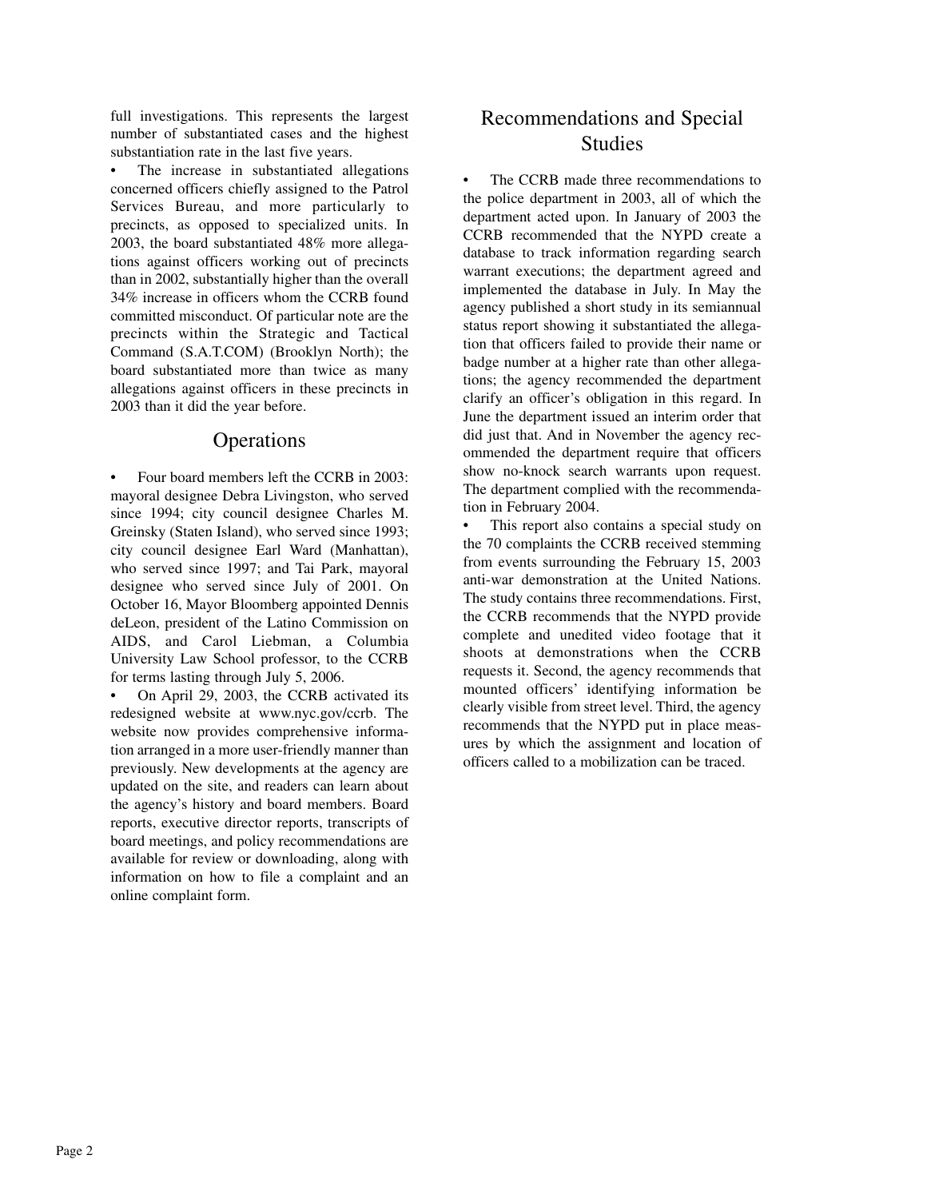full investigations. This represents the largest number of substantiated cases and the highest substantiation rate in the last five years.

- The increase in substantiated allegations concerned officers chiefly assigned to the Patrol Services Bureau, and more particularly to precincts, as opposed to specialized units. In 2003, the board substantiated 48% more allegations against officers working out of precincts than in 2002, substantially higher than the overall 34% increase in officers whom the CCRB found committed misconduct. Of particular note are the precincts within the Strategic and Tactical Command (S.A.T.COM) (Brooklyn North); the board substantiated more than twice as many allegations against officers in these precincts in 2003 than it did the year before.

## Operations

- Four board members left the CCRB in 2003: mayoral designee Debra Livingston, who served since 1994; city council designee Charles M. Greinsky (Staten Island), who served since 1993; city council designee Earl Ward (Manhattan), who served since 1997; and Tai Park, mayoral designee who served since July of 2001. On October 16, Mayor Bloomberg appointed Dennis deLeon, president of the Latino Commission on AIDS, and Carol Liebman, a Columbia University Law School professor, to the CCRB for terms lasting through July 5, 2006.
- On April 29, 2003, the CCRB activated its redesigned website at www.nyc.gov/ccrb. The website now provides comprehensive information arranged in a more user-friendly manner than previously. New developments at the agency are updated on the site, and readers can learn about the agency's history and board members. Board reports, executive director reports, transcripts of board meetings, and policy recommendations are available for review or downloading, along with information on how to file a complaint and an online complaint form.

## Recommendations and Special Studies

- The CCRB made three recommendations to the police department in 2003, all of which the department acted upon. In January of 2003 the CCRB recommended that the NYPD create a database to track information regarding search warrant executions; the department agreed and implemented the database in July. In May the agency published a short study in its semiannual status report showing it substantiated the allegation that officers failed to provide their name or badge number at a higher rate than other allegations; the agency recommended the department clarify an officer's obligation in this regard. In June the department issued an interim order that did just that. And in November the agency recommended the department require that officers show no-knock search warrants upon request. The department complied with the recommendation in February 2004.
- This report also contains a special study on the 70 complaints the CCRB received stemming from events surrounding the February 15, 2003 anti-war demonstration at the United Nations. The study contains three recommendations. First, the CCRB recommends that the NYPD provide complete and unedited video footage that it shoots at demonstrations when the CCRB requests it. Second, the agency recommends that mounted officers' identifying information be clearly visible from street level. Third, the agency recommends that the NYPD put in place measures by which the assignment and location of officers called to a mobilization can be traced.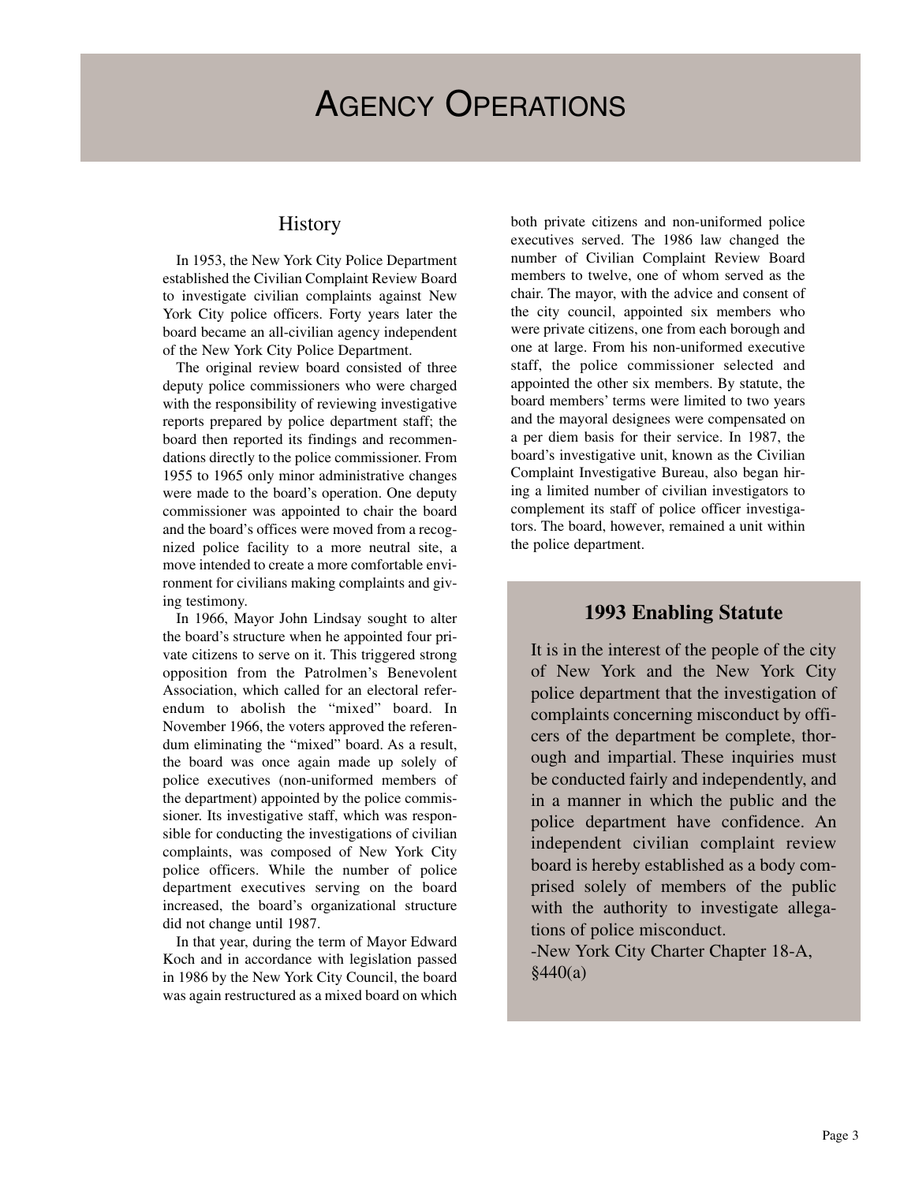# Agency Operations

## History

In 1953, the New York City Police Department established the Civilian Complaint Review Board to investigate civilian complaints against New York City police officers. Forty years later the board became an all-civilian agency independent of the New York City Police Department.

The original review board consisted of three deputy police commissioners who were charged with the responsibility of reviewing investigative reports prepared by police department staff; the board then reported its findings and recommendations directly to the police commissioner. From 1955 to 1965 only minor administrative changes were made to the board's operation. One deputy commissioner was appointed to chair the board and the board's offices were moved from a recognized police facility to a more neutral site, a move intended to create a more comfortable environment for civilians making complaints and giving testimony.

In 1966, Mayor John Lindsay sought to alter the board's structure when he appointed four private citizens to serve on it. This triggered strong opposition from the Patrolmen's Benevolent Association, which called for an electoral referendum to abolish the "mixed" board. In November 1966, the voters approved the referendum eliminating the "mixed" board. As a result, the board was once again made up solely of police executives (non-uniformed members of the department) appointed by the police commissioner. Its investigative staff, which was responsible for conducting the investigations of civilian complaints, was composed of New York City police officers. While the number of police department executives serving on the board increased, the board's organizational structure did not change until 1987.

In that year, during the term of Mayor Edward Koch and in accordance with legislation passed in 1986 by the New York City Council, the board was again restructured as a mixed board on which both private citizens and non-uniformed police executives served. The 1986 law changed the number of Civilian Complaint Review Board members to twelve, one of whom served as the chair. The mayor, with the advice and consent of the city council, appointed six members who were private citizens, one from each borough and one at large. From his non-uniformed executive staff, the police commissioner selected and appointed the other six members. By statute, the board members' terms were limited to two years and the mayoral designees were compensated on a per diem basis for their service. In 1987, the board's investigative unit, known as the Civilian Complaint Investigative Bureau, also began hiring a limited number of civilian investigators to complement its staff of police officer investigators. The board, however, remained a unit within the police department.

### 1993 Enabling Statute

It is in the interest of the people of the city of New York and the New York City police department that the investigation of complaints concerning misconduct by officers of the department be complete, thorough and impartial. These inquiries must be conducted fairly and independently, and in a manner in which the public and the police department have confidence. An independent civilian complaint review board is hereby established as a body comprised solely of members of the public with the authority to investigate allegations of police misconduct.

-New York City Charter Chapter 18-A, §440(a)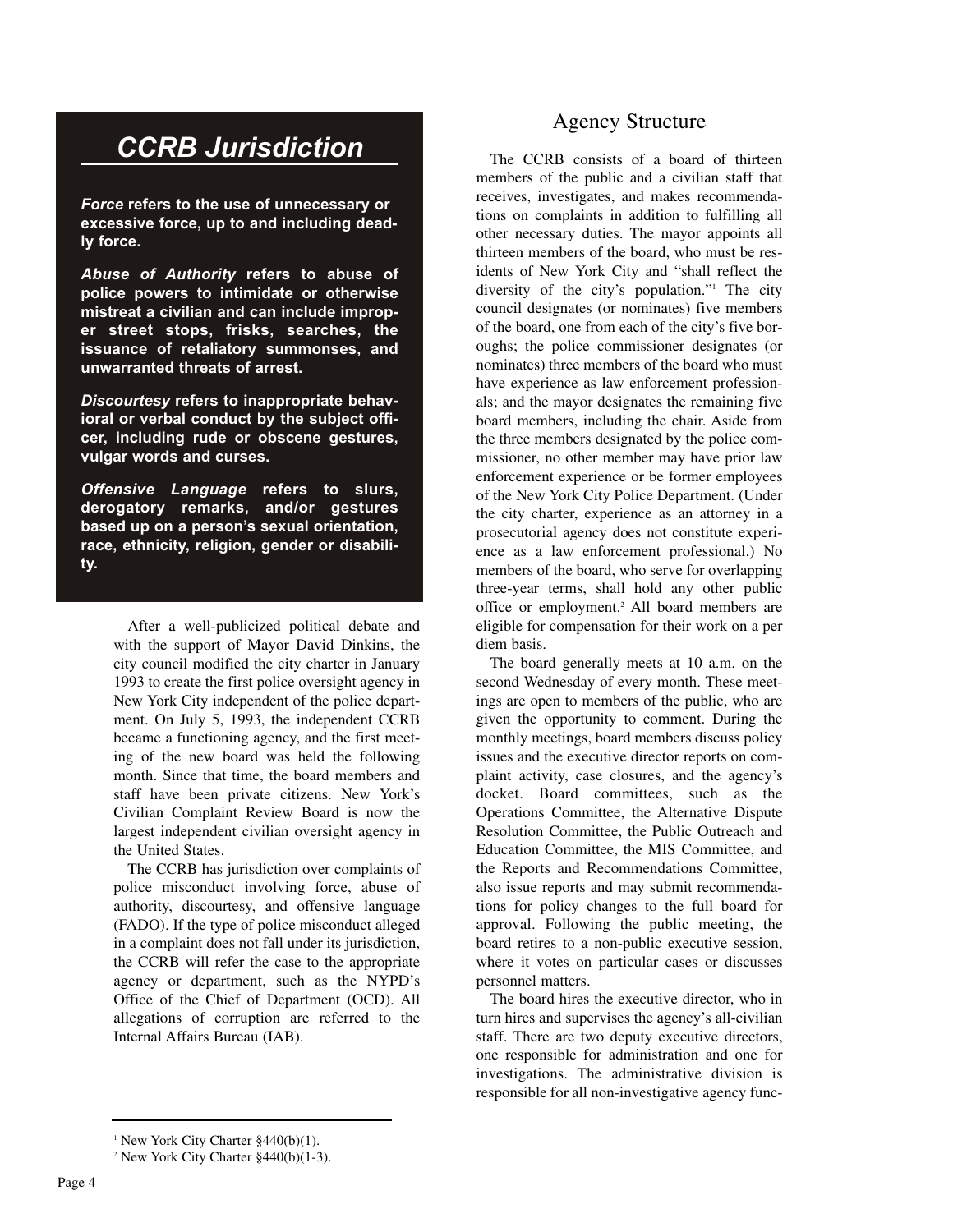## *CCRB Jurisdiction*

***Force*** **refers to the use of unnecessary or excessive force, up to and including deadly force.**

***Abuse of Authority*** **refers to abuse of police powers to intimidate or otherwise mistreat a civilian and can include improper street stops, frisks, searches, the issuance of retaliatory summonses, and unwarranted threats of arrest.**

***Discourtesy*** **refers to inappropriate behavioral or verbal conduct by the subject officer, including rude or obscene gestures, vulgar words and curses.**

***Offensive Language*** **refers to slurs, derogatory remarks, and/or gestures based up on a person's sexual orientation, race, ethnicity, religion, gender or disability.**

After a well-publicized political debate and with the support of Mayor David Dinkins, the city council modified the city charter in January 1993 to create the first police oversight agency in New York City independent of the police department. On July 5, 1993, the independent CCRB became a functioning agency, and the first meeting of the new board was held the following month. Since that time, the board members and staff have been private citizens. New York's Civilian Complaint Review Board is now the largest independent civilian oversight agency in the United States.

The CCRB has jurisdiction over complaints of police misconduct involving force, abuse of authority, discourtesy, and offensive language (FADO). If the type of police misconduct alleged in a complaint does not fall under its jurisdiction, the CCRB will refer the case to the appropriate agency or department, such as the NYPD's Office of the Chief of Department (OCD). All allegations of corruption are referred to the Internal Affairs Bureau (IAB).

## Agency Structure

The CCRB consists of a board of thirteen members of the public and a civilian staff that receives, investigates, and makes recommendations on complaints in addition to fulfilling all other necessary duties. The mayor appoints all thirteen members of the board, who must be residents of New York City and "shall reflect the diversity of the city's population."[1] The city council designates (or nominates) five members of the board, one from each of the city's five boroughs; the police commissioner designates (or nominates) three members of the board who must have experience as law enforcement professionals; and the mayor designates the remaining five board members, including the chair. Aside from the three members designated by the police commissioner, no other member may have prior law enforcement experience or be former employees of the New York City Police Department. (Under the city charter, experience as an attorney in a prosecutorial agency does not constitute experience as a law enforcement professional.) No members of the board, who serve for overlapping three-year terms, shall hold any other public office or employment.[2] All board members are eligible for compensation for their work on a per diem basis.

The board generally meets at 10 a.m. on the second Wednesday of every month. These meetings are open to members of the public, who are given the opportunity to comment. During the monthly meetings, board members discuss policy issues and the executive director reports on complaint activity, case closures, and the agency's docket. Board committees, such as the Operations Committee, the Alternative Dispute Resolution Committee, the Public Outreach and Education Committee, the MIS Committee, and the Reports and Recommendations Committee, also issue reports and may submit recommendations for policy changes to the full board for approval. Following the public meeting, the board retires to a non-public executive session, where it votes on particular cases or discusses personnel matters.

The board hires the executive director, who in turn hires and supervises the agency's all-civilian staff. There are two deputy executive directors, one responsible for administration and one for investigations. The administrative division is responsible for all non-investigative agency func-

---

[1] New York City Charter §440(b)(1).

[2] New York City Charter §440(b)(1-3).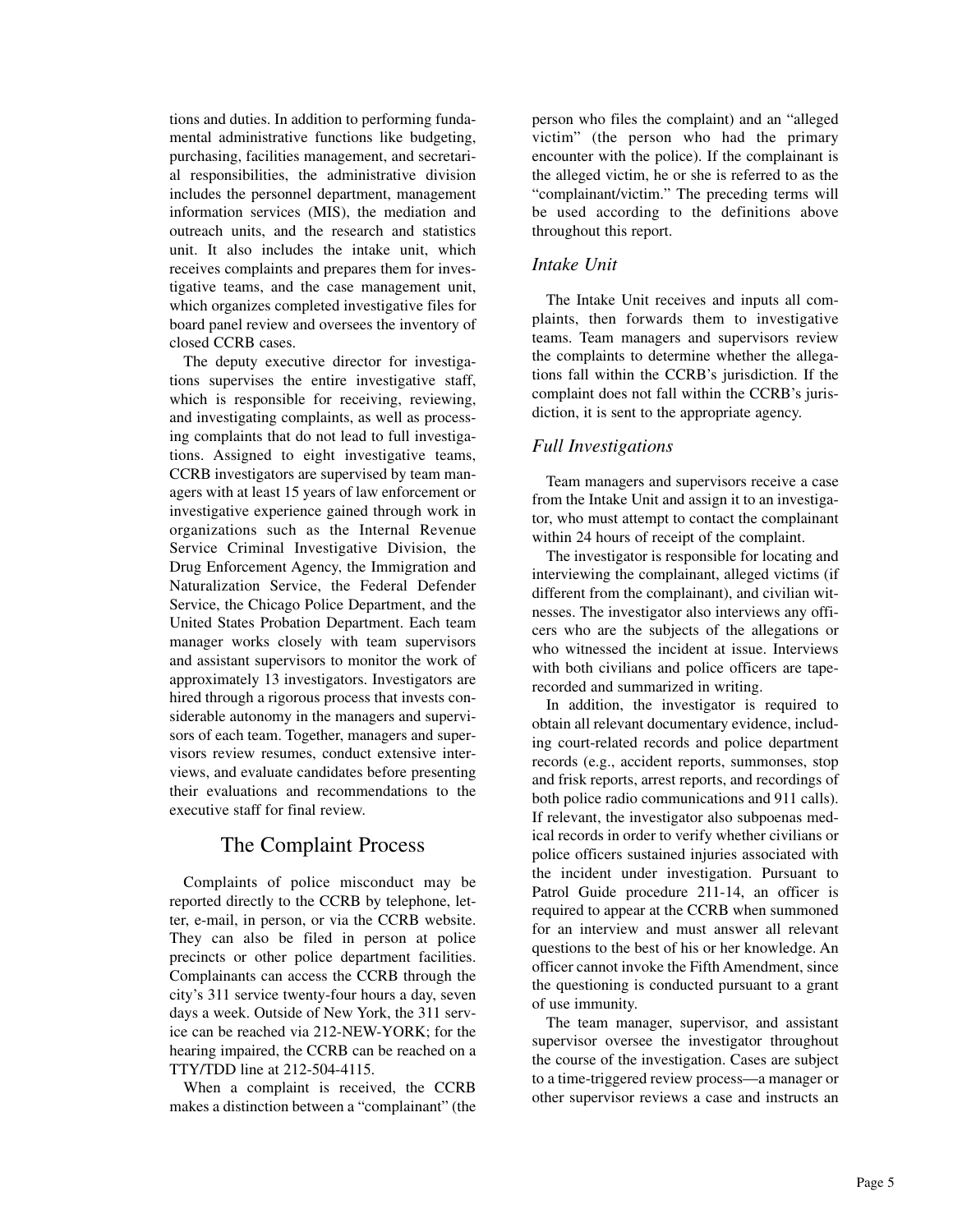tions and duties. In addition to performing fundamental administrative functions like budgeting, purchasing, facilities management, and secretarial responsibilities, the administrative division includes the personnel department, management information services (MIS), the mediation and outreach units, and the research and statistics unit. It also includes the intake unit, which receives complaints and prepares them for investigative teams, and the case management unit, which organizes completed investigative files for board panel review and oversees the inventory of closed CCRB cases.

The deputy executive director for investigations supervises the entire investigative staff, which is responsible for receiving, reviewing, and investigating complaints, as well as processing complaints that do not lead to full investigations. Assigned to eight investigative teams, CCRB investigators are supervised by team managers with at least 15 years of law enforcement or investigative experience gained through work in organizations such as the Internal Revenue Service Criminal Investigative Division, the Drug Enforcement Agency, the Immigration and Naturalization Service, the Federal Defender Service, the Chicago Police Department, and the United States Probation Department. Each team manager works closely with team supervisors and assistant supervisors to monitor the work of approximately 13 investigators. Investigators are hired through a rigorous process that invests considerable autonomy in the managers and supervisors of each team. Together, managers and supervisors review resumes, conduct extensive interviews, and evaluate candidates before presenting their evaluations and recommendations to the executive staff for final review.

## The Complaint Process

Complaints of police misconduct may be reported directly to the CCRB by telephone, letter, e-mail, in person, or via the CCRB website. They can also be filed in person at police precincts or other police department facilities. Complainants can access the CCRB through the city's 311 service twenty-four hours a day, seven days a week. Outside of New York, the 311 service can be reached via 212-NEW-YORK; for the hearing impaired, the CCRB can be reached on a TTY/TDD line at 212-504-4115.

When a complaint is received, the CCRB makes a distinction between a "complainant" (the person who files the complaint) and an "alleged victim" (the person who had the primary encounter with the police). If the complainant is the alleged victim, he or she is referred to as the "complainant/victim." The preceding terms will be used according to the definitions above throughout this report.

### *Intake Unit*

The Intake Unit receives and inputs all complaints, then forwards them to investigative teams. Team managers and supervisors review the complaints to determine whether the allegations fall within the CCRB's jurisdiction. If the complaint does not fall within the CCRB's jurisdiction, it is sent to the appropriate agency.

### *Full Investigations*

Team managers and supervisors receive a case from the Intake Unit and assign it to an investigator, who must attempt to contact the complainant within 24 hours of receipt of the complaint.

The investigator is responsible for locating and interviewing the complainant, alleged victims (if different from the complainant), and civilian witnesses. The investigator also interviews any officers who are the subjects of the allegations or who witnessed the incident at issue. Interviews with both civilians and police officers are tape-recorded and summarized in writing.

In addition, the investigator is required to obtain all relevant documentary evidence, including court-related records and police department records (e.g., accident reports, summonses, stop and frisk reports, arrest reports, and recordings of both police radio communications and 911 calls). If relevant, the investigator also subpoenas medical records in order to verify whether civilians or police officers sustained injuries associated with the incident under investigation. Pursuant to Patrol Guide procedure 211-14, an officer is required to appear at the CCRB when summoned for an interview and must answer all relevant questions to the best of his or her knowledge. An officer cannot invoke the Fifth Amendment, since the questioning is conducted pursuant to a grant of use immunity.

The team manager, supervisor, and assistant supervisor oversee the investigator throughout the course of the investigation. Cases are subject to a time-triggered review process—a manager or other supervisor reviews a case and instructs an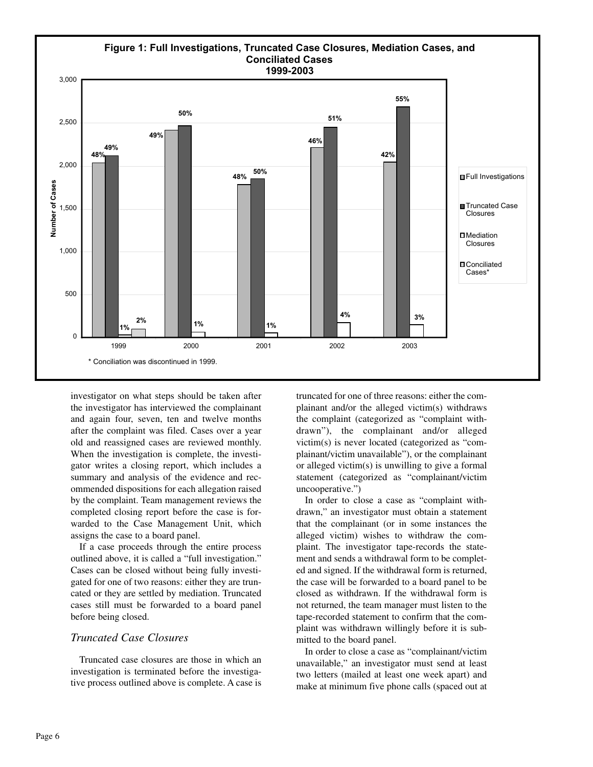**Figure 1: Full Investigations, Truncated Case Closures, Mediation Cases, and Conciliated Cases 1999-2003**

* Conciliation was discontinued in 1999.

investigator on what steps should be taken after the investigator has interviewed the complainant and again four, seven, ten and twelve months after the complaint was filed. Cases over a year old and reassigned cases are reviewed monthly. When the investigation is complete, the investigator writes a closing report, which includes a summary and analysis of the evidence and recommended dispositions for each allegation raised by the complaint. Team management reviews the completed closing report before the case is forwarded to the Case Management Unit, which assigns the case to a board panel.

If a case proceeds through the entire process outlined above, it is called a "full investigation." Cases can be closed without being fully investigated for one of two reasons: either they are truncated or they are settled by mediation. Truncated cases still must be forwarded to a board panel before being closed.

## *Truncated Case Closures*

Truncated case closures are those in which an investigation is terminated before the investigative process outlined above is complete. A case is truncated for one of three reasons: either the complainant and/or the alleged victim(s) withdraws the complaint (categorized as "complaint withdrawn"), the complainant and/or alleged victim(s) is never located (categorized as "complainant/victim unavailable"), or the complainant or alleged victim(s) is unwilling to give a formal statement (categorized as "complainant/victim uncooperative.")

In order to close a case as "complaint withdrawn," an investigator must obtain a statement that the complainant (or in some instances the alleged victim) wishes to withdraw the complaint. The investigator tape-records the statement and sends a withdrawal form to be completed and signed. If the withdrawal form is returned, the case will be forwarded to a board panel to be closed as withdrawn. If the withdrawal form is not returned, the team manager must listen to the tape-recorded statement to confirm that the complaint was withdrawn willingly before it is submitted to the board panel.

In order to close a case as "complainant/victim unavailable," an investigator must send at least two letters (mailed at least one week apart) and make at minimum five phone calls (spaced out at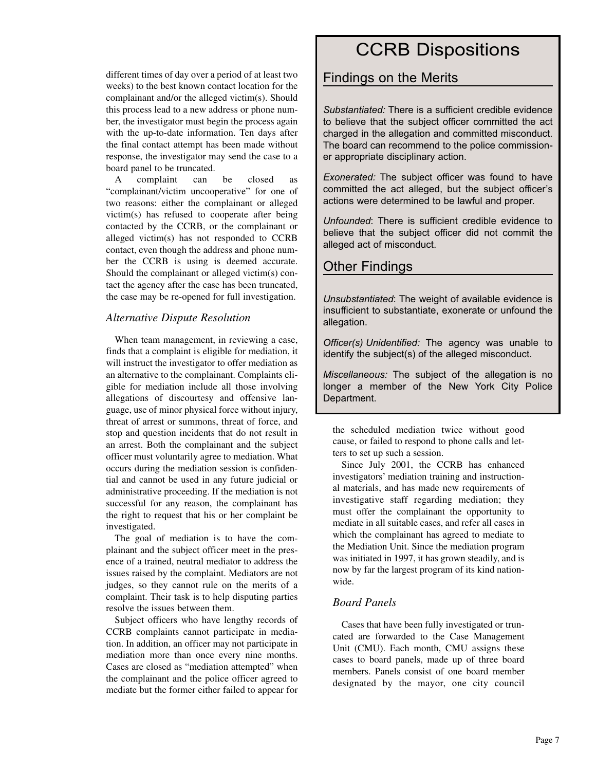different times of day over a period of at least two weeks) to the best known contact location for the complainant and/or the alleged victim(s). Should this process lead to a new address or phone number, the investigator must begin the process again with the up-to-date information. Ten days after the final contact attempt has been made without response, the investigator may send the case to a board panel to be truncated.

A complaint can be closed as "complainant/victim uncooperative" for one of two reasons: either the complainant or alleged victim(s) has refused to cooperate after being contacted by the CCRB, or the complainant or alleged victim(s) has not responded to CCRB contact, even though the address and phone number the CCRB is using is deemed accurate. Should the complainant or alleged victim(s) contact the agency after the case has been truncated, the case may be re-opened for full investigation.

### *Alternative Dispute Resolution*

When team management, in reviewing a case, finds that a complaint is eligible for mediation, it will instruct the investigator to offer mediation as an alternative to the complainant. Complaints eligible for mediation include all those involving allegations of discourtesy and offensive language, use of minor physical force without injury, threat of arrest or summons, threat of force, and stop and question incidents that do not result in an arrest. Both the complainant and the subject officer must voluntarily agree to mediation. What occurs during the mediation session is confidential and cannot be used in any future judicial or administrative proceeding. If the mediation is not successful for any reason, the complainant has the right to request that his or her complaint be investigated.

The goal of mediation is to have the complainant and the subject officer meet in the presence of a trained, neutral mediator to address the issues raised by the complaint. Mediators are not judges, so they cannot rule on the merits of a complaint. Their task is to help disputing parties resolve the issues between them.

Subject officers who have lengthy records of CCRB complaints cannot participate in mediation. In addition, an officer may not participate in mediation more than once every nine months. Cases are closed as "mediation attempted" when the complainant and the police officer agreed to mediate but the former either failed to appear for the scheduled mediation twice without good cause, or failed to respond to phone calls and letters to set up such a session.

Since July 2001, the CCRB has enhanced investigators' mediation training and instructional materials, and has made new requirements of investigative staff regarding mediation; they must offer the complainant the opportunity to mediate in all suitable cases, and refer all cases in which the complainant has agreed to mediate to the Mediation Unit. Since the mediation program was initiated in 1997, it has grown steadily, and is now by far the largest program of its kind nationwide.

### *Board Panels*

Cases that have been fully investigated or truncated are forwarded to the Case Management Unit (CMU). Each month, CMU assigns these cases to board panels, made up of three board members. Panels consist of one board member designated by the mayor, one city council

# CCRB Dispositions

## Findings on the Merits

*Substantiated:* There is a sufficient credible evidence to believe that the subject officer committed the act charged in the allegation and committed misconduct. The board can recommend to the police commissioner appropriate disciplinary action.

*Exonerated:* The subject officer was found to have committed the act alleged, but the subject officer's actions were determined to be lawful and proper.

*Unfounded*: There is sufficient credible evidence to believe that the subject officer did not commit the alleged act of misconduct.

## Other Findings

*Unsubstantiated*: The weight of available evidence is insufficient to substantiate, exonerate or unfound the allegation.

*Officer(s) Unidentified:* The agency was unable to identify the subject(s) of the alleged misconduct.

*Miscellaneous:* The subject of the allegation is no longer a member of the New York City Police Department.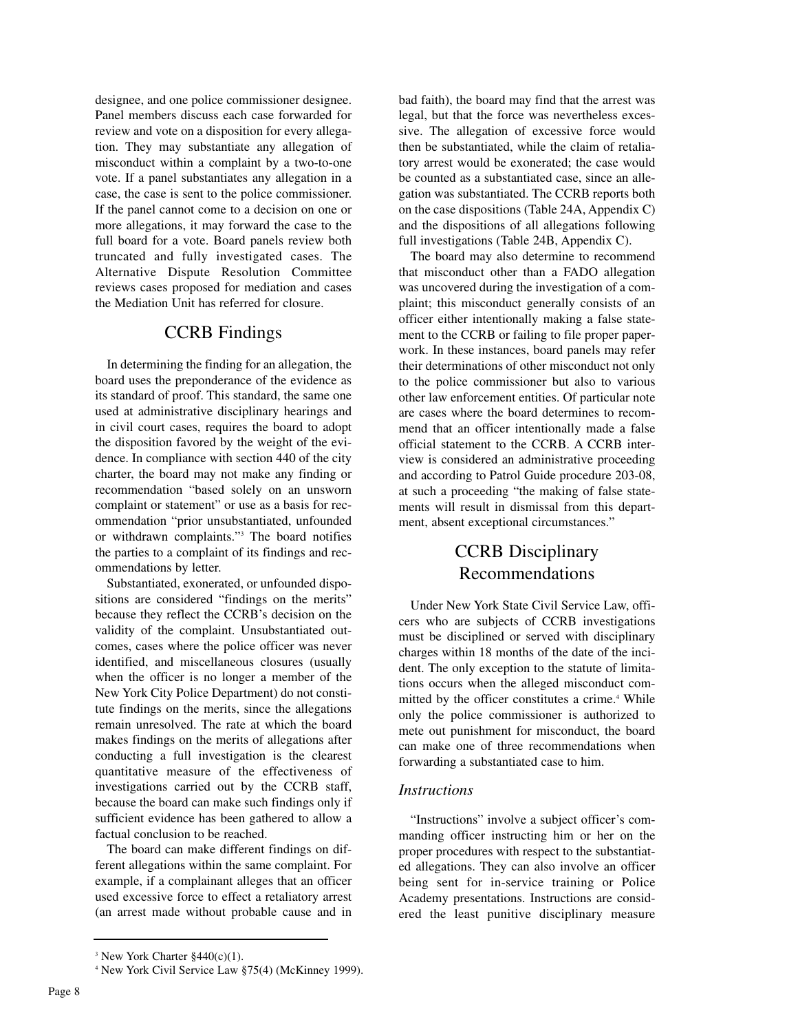designee, and one police commissioner designee. Panel members discuss each case forwarded for review and vote on a disposition for every allegation. They may substantiate any allegation of misconduct within a complaint by a two-to-one vote. If a panel substantiates any allegation in a case, the case is sent to the police commissioner. If the panel cannot come to a decision on one or more allegations, it may forward the case to the full board for a vote. Board panels review both truncated and fully investigated cases. The Alternative Dispute Resolution Committee reviews cases proposed for mediation and cases the Mediation Unit has referred for closure.

## CCRB Findings

In determining the finding for an allegation, the board uses the preponderance of the evidence as its standard of proof. This standard, the same one used at administrative disciplinary hearings and in civil court cases, requires the board to adopt the disposition favored by the weight of the evidence. In compliance with section 440 of the city charter, the board may not make any finding or recommendation "based solely on an unsworn complaint or statement" or use as a basis for recommendation "prior unsubstantiated, unfounded or withdrawn complaints."[3] The board notifies the parties to a complaint of its findings and recommendations by letter.

Substantiated, exonerated, or unfounded dispositions are considered "findings on the merits" because they reflect the CCRB's decision on the validity of the complaint. Unsubstantiated outcomes, cases where the police officer was never identified, and miscellaneous closures (usually when the officer is no longer a member of the New York City Police Department) do not constitute findings on the merits, since the allegations remain unresolved. The rate at which the board makes findings on the merits of allegations after conducting a full investigation is the clearest quantitative measure of the effectiveness of investigations carried out by the CCRB staff, because the board can make such findings only if sufficient evidence has been gathered to allow a factual conclusion to be reached.

The board can make different findings on different allegations within the same complaint. For example, if a complainant alleges that an officer used excessive force to effect a retaliatory arrest (an arrest made without probable cause and in bad faith), the board may find that the arrest was legal, but that the force was nevertheless excessive. The allegation of excessive force would then be substantiated, while the claim of retaliatory arrest would be exonerated; the case would be counted as a substantiated case, since an allegation was substantiated. The CCRB reports both on the case dispositions (Table 24A, Appendix C) and the dispositions of all allegations following full investigations (Table 24B, Appendix C).

The board may also determine to recommend that misconduct other than a FADO allegation was uncovered during the investigation of a complaint; this misconduct generally consists of an officer either intentionally making a false statement to the CCRB or failing to file proper paperwork. In these instances, board panels may refer their determinations of other misconduct not only to the police commissioner but also to various other law enforcement entities. Of particular note are cases where the board determines to recommend that an officer intentionally made a false official statement to the CCRB. A CCRB interview is considered an administrative proceeding and according to Patrol Guide procedure 203-08, at such a proceeding "the making of false statements will result in dismissal from this department, absent exceptional circumstances."

## CCRB Disciplinary Recommendations

Under New York State Civil Service Law, officers who are subjects of CCRB investigations must be disciplined or served with disciplinary charges within 18 months of the date of the incident. The only exception to the statute of limitations occurs when the alleged misconduct committed by the officer constitutes a crime.[4] While only the police commissioner is authorized to mete out punishment for misconduct, the board can make one of three recommendations when forwarding a substantiated case to him.

### *Instructions*

"Instructions" involve a subject officer's commanding officer instructing him or her on the proper procedures with respect to the substantiated allegations. They can also involve an officer being sent for in-service training or Police Academy presentations. Instructions are considered the least punitive disciplinary measure

---

[3] New York Charter §440(c)(1).

[4] New York Civil Service Law §75(4) (McKinney 1999).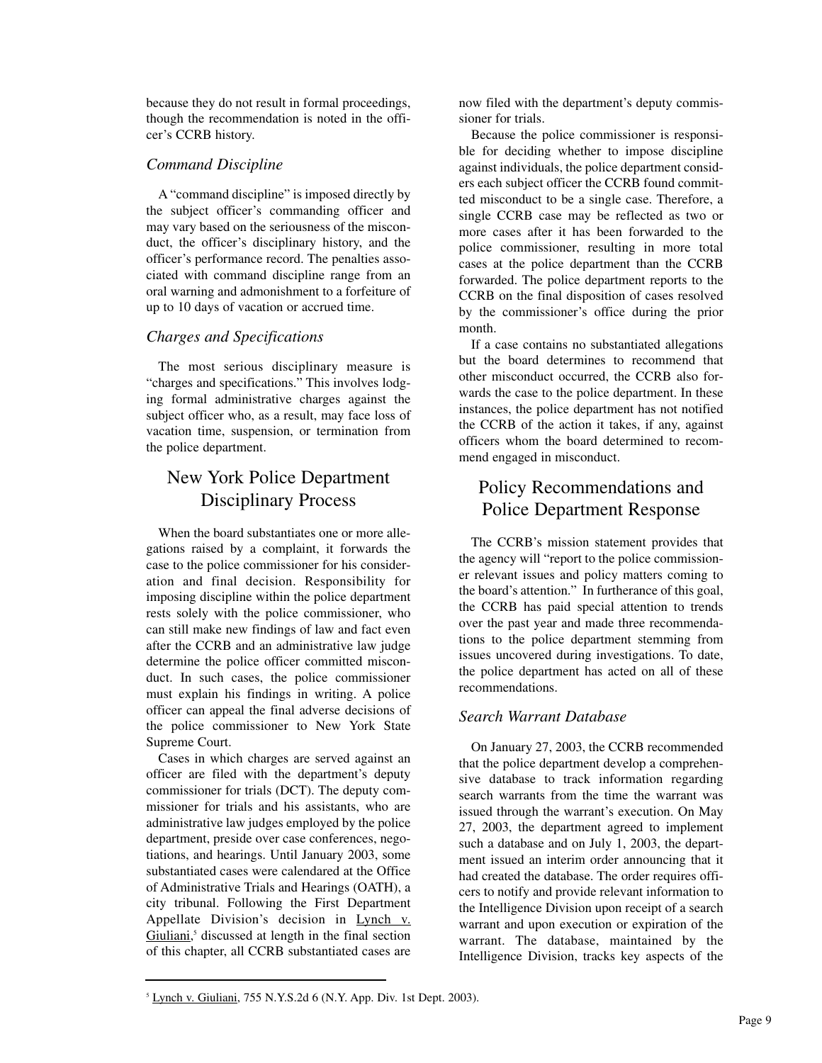because they do not result in formal proceedings, though the recommendation is noted in the officer's CCRB history.

### *Command Discipline*

A "command discipline" is imposed directly by the subject officer's commanding officer and may vary based on the seriousness of the misconduct, the officer's disciplinary history, and the officer's performance record. The penalties associated with command discipline range from an oral warning and admonishment to a forfeiture of up to 10 days of vacation or accrued time.

### *Charges and Specifications*

The most serious disciplinary measure is "charges and specifications." This involves lodging formal administrative charges against the subject officer who, as a result, may face loss of vacation time, suspension, or termination from the police department.

## New York Police Department Disciplinary Process

When the board substantiates one or more allegations raised by a complaint, it forwards the case to the police commissioner for his consideration and final decision. Responsibility for imposing discipline within the police department rests solely with the police commissioner, who can still make new findings of law and fact even after the CCRB and an administrative law judge determine the police officer committed misconduct. In such cases, the police commissioner must explain his findings in writing. A police officer can appeal the final adverse decisions of the police commissioner to New York State Supreme Court.

Cases in which charges are served against an officer are filed with the department's deputy commissioner for trials (DCT). The deputy commissioner for trials and his assistants, who are administrative law judges employed by the police department, preside over case conferences, negotiations, and hearings. Until January 2003, some substantiated cases were calendared at the Office of Administrative Trials and Hearings (OATH), a city tribunal. Following the First Department Appellate Division's decision in Lynch v. Giuliani,[5] discussed at length in the final section of this chapter, all CCRB substantiated cases are now filed with the department's deputy commissioner for trials.

Because the police commissioner is responsible for deciding whether to impose discipline against individuals, the police department considers each subject officer the CCRB found committed misconduct to be a single case. Therefore, a single CCRB case may be reflected as two or more cases after it has been forwarded to the police commissioner, resulting in more total cases at the police department than the CCRB forwarded. The police department reports to the CCRB on the final disposition of cases resolved by the commissioner's office during the prior month.

If a case contains no substantiated allegations but the board determines to recommend that other misconduct occurred, the CCRB also forwards the case to the police department. In these instances, the police department has not notified the CCRB of the action it takes, if any, against officers whom the board determined to recommend engaged in misconduct.

## Policy Recommendations and Police Department Response

The CCRB's mission statement provides that the agency will "report to the police commissioner relevant issues and policy matters coming to the board's attention." In furtherance of this goal, the CCRB has paid special attention to trends over the past year and made three recommendations to the police department stemming from issues uncovered during investigations. To date, the police department has acted on all of these recommendations.

### *Search Warrant Database*

On January 27, 2003, the CCRB recommended that the police department develop a comprehensive database to track information regarding search warrants from the time the warrant was issued through the warrant's execution. On May 27, 2003, the department agreed to implement such a database and on July 1, 2003, the department issued an interim order announcing that it had created the database. The order requires officers to notify and provide relevant information to the Intelligence Division upon receipt of a search warrant and upon execution or expiration of the warrant. The database, maintained by the Intelligence Division, tracks key aspects of the

[5] Lynch v. Giuliani, 755 N.Y.S.2d 6 (N.Y. App. Div. 1st Dept. 2003).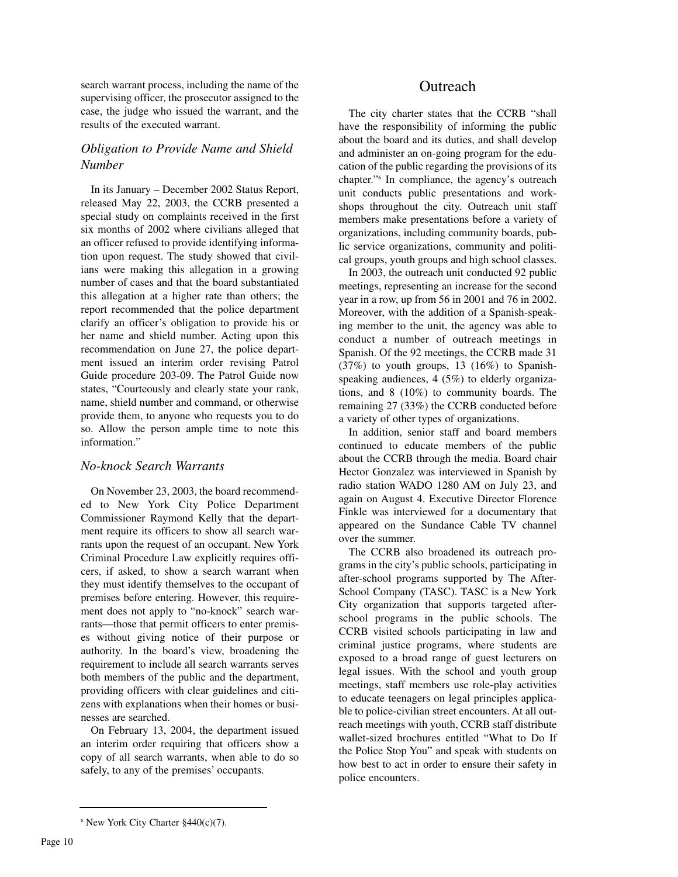search warrant process, including the name of the supervising officer, the prosecutor assigned to the case, the judge who issued the warrant, and the results of the executed warrant.

### *Obligation to Provide Name and Shield Number*

In its January – December 2002 Status Report, released May 22, 2003, the CCRB presented a special study on complaints received in the first six months of 2002 where civilians alleged that an officer refused to provide identifying information upon request. The study showed that civilians were making this allegation in a growing number of cases and that the board substantiated this allegation at a higher rate than others; the report recommended that the police department clarify an officer's obligation to provide his or her name and shield number. Acting upon this recommendation on June 27, the police department issued an interim order revising Patrol Guide procedure 203-09. The Patrol Guide now states, "Courteously and clearly state your rank, name, shield number and command, or otherwise provide them, to anyone who requests you to do so. Allow the person ample time to note this information."

### *No-knock Search Warrants*

On November 23, 2003, the board recommended to New York City Police Department Commissioner Raymond Kelly that the department require its officers to show all search warrants upon the request of an occupant. New York Criminal Procedure Law explicitly requires officers, if asked, to show a search warrant when they must identify themselves to the occupant of premises before entering. However, this requirement does not apply to "no-knock" search warrants—those that permit officers to enter premises without giving notice of their purpose or authority. In the board's view, broadening the requirement to include all search warrants serves both members of the public and the department, providing officers with clear guidelines and citizens with explanations when their homes or businesses are searched.

On February 13, 2004, the department issued an interim order requiring that officers show a copy of all search warrants, when able to do so safely, to any of the premises' occupants.

## Outreach

The city charter states that the CCRB "shall have the responsibility of informing the public about the board and its duties, and shall develop and administer an on-going program for the education of the public regarding the provisions of its chapter."[6] In compliance, the agency's outreach unit conducts public presentations and workshops throughout the city. Outreach unit staff members make presentations before a variety of organizations, including community boards, public service organizations, community and political groups, youth groups and high school classes.

In 2003, the outreach unit conducted 92 public meetings, representing an increase for the second year in a row, up from 56 in 2001 and 76 in 2002. Moreover, with the addition of a Spanish-speaking member to the unit, the agency was able to conduct a number of outreach meetings in Spanish. Of the 92 meetings, the CCRB made 31 (37%) to youth groups, 13 (16%) to Spanish-speaking audiences, 4 (5%) to elderly organizations, and 8 (10%) to community boards. The remaining 27 (33%) the CCRB conducted before a variety of other types of organizations.

In addition, senior staff and board members continued to educate members of the public about the CCRB through the media. Board chair Hector Gonzalez was interviewed in Spanish by radio station WADO 1280 AM on July 23, and again on August 4. Executive Director Florence Finkle was interviewed for a documentary that appeared on the Sundance Cable TV channel over the summer.

The CCRB also broadened its outreach programs in the city's public schools, participating in after-school programs supported by The After-School Company (TASC). TASC is a New York City organization that supports targeted after-school programs in the public schools. The CCRB visited schools participating in law and criminal justice programs, where students are exposed to a broad range of guest lecturers on legal issues. With the school and youth group meetings, staff members use role-play activities to educate teenagers on legal principles applicable to police-civilian street encounters. At all outreach meetings with youth, CCRB staff distribute wallet-sized brochures entitled "What to Do If the Police Stop You" and speak with students on how best to act in order to ensure their safety in police encounters.

---

[6] New York City Charter §440(c)(7).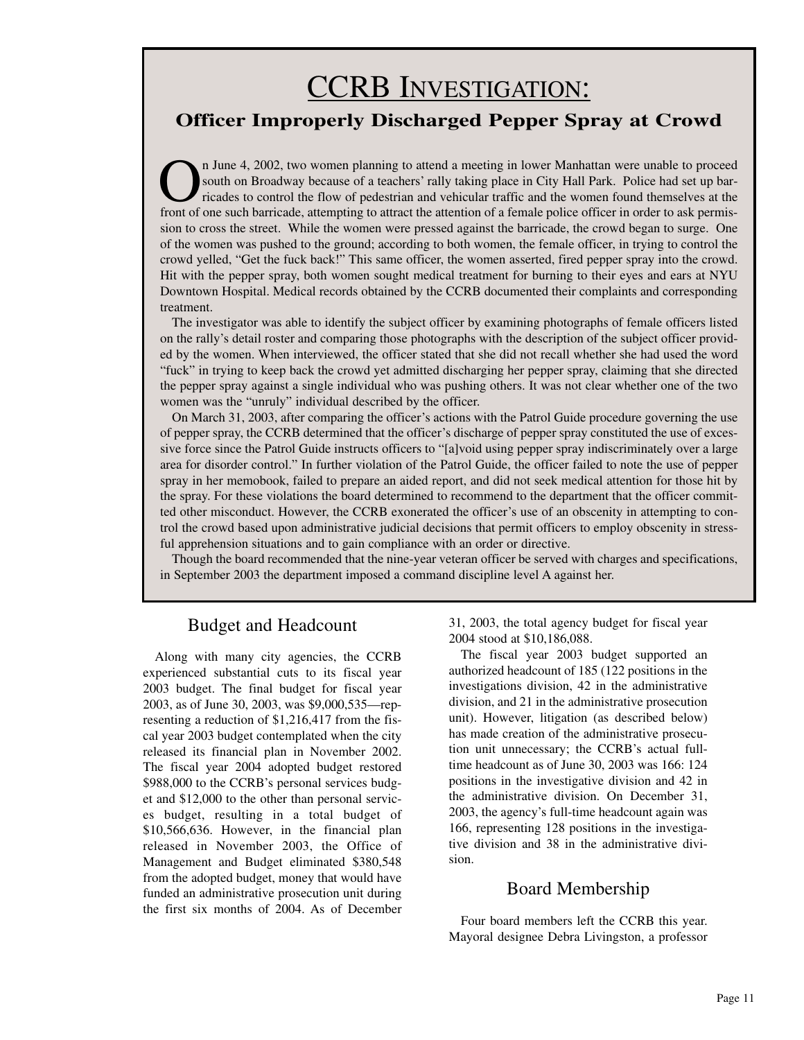# CCRB Investigation:

## Officer Improperly Discharged Pepper Spray at Crowd

On June 4, 2002, two women planning to attend a meeting in lower Manhattan were unable to proceed south on Broadway because of a teachers' rally taking place in City Hall Park. Police had set up barricades to control the flow of pedestrian and vehicular traffic and the women found themselves at the front of one such barricade, attempting to attract the attention of a female police officer in order to ask permission to cross the street. While the women were pressed against the barricade, the crowd began to surge. One of the women was pushed to the ground; according to both women, the female officer, in trying to control the crowd yelled, "Get the fuck back!" This same officer, the women asserted, fired pepper spray into the crowd. Hit with the pepper spray, both women sought medical treatment for burning to their eyes and ears at NYU Downtown Hospital. Medical records obtained by the CCRB documented their complaints and corresponding treatment.

The investigator was able to identify the subject officer by examining photographs of female officers listed on the rally's detail roster and comparing those photographs with the description of the subject officer provided by the women. When interviewed, the officer stated that she did not recall whether she had used the word "fuck" in trying to keep back the crowd yet admitted discharging her pepper spray, claiming that she directed the pepper spray against a single individual who was pushing others. It was not clear whether one of the two women was the "unruly" individual described by the officer.

On March 31, 2003, after comparing the officer's actions with the Patrol Guide procedure governing the use of pepper spray, the CCRB determined that the officer's discharge of pepper spray constituted the use of excessive force since the Patrol Guide instructs officers to "[a]void using pepper spray indiscriminately over a large area for disorder control." In further violation of the Patrol Guide, the officer failed to note the use of pepper spray in her memobook, failed to prepare an aided report, and did not seek medical attention for those hit by the spray. For these violations the board determined to recommend to the department that the officer committed other misconduct. However, the CCRB exonerated the officer's use of an obscenity in attempting to control the crowd based upon administrative judicial decisions that permit officers to employ obscenity in stressful apprehension situations and to gain compliance with an order or directive.

Though the board recommended that the nine-year veteran officer be served with charges and specifications, in September 2003 the department imposed a command discipline level A against her.

## Budget and Headcount

Along with many city agencies, the CCRB experienced substantial cuts to its fiscal year 2003 budget. The final budget for fiscal year 2003, as of June 30, 2003, was $9,000,535—representing a reduction of $1,216,417 from the fiscal year 2003 budget contemplated when the city released its financial plan in November 2002. The fiscal year 2004 adopted budget restored $988,000 to the CCRB's personal services budget and $12,000 to the other than personal services budget, resulting in a total budget of $10,566,636. However, in the financial plan released in November 2003, the Office of Management and Budget eliminated $380,548 from the adopted budget, money that would have funded an administrative prosecution unit during the first six months of 2004. As of December 31, 2003, the total agency budget for fiscal year 2004 stood at $10,186,088.

The fiscal year 2003 budget supported an authorized headcount of 185 (122 positions in the investigations division, 42 in the administrative division, and 21 in the administrative prosecution unit). However, litigation (as described below) has made creation of the administrative prosecution unit unnecessary; the CCRB's actual full-time headcount as of June 30, 2003 was 166: 124 positions in the investigative division and 42 in the administrative division. On December 31, 2003, the agency's full-time headcount again was 166, representing 128 positions in the investigative division and 38 in the administrative division.

## Board Membership

Four board members left the CCRB this year. Mayoral designee Debra Livingston, a professor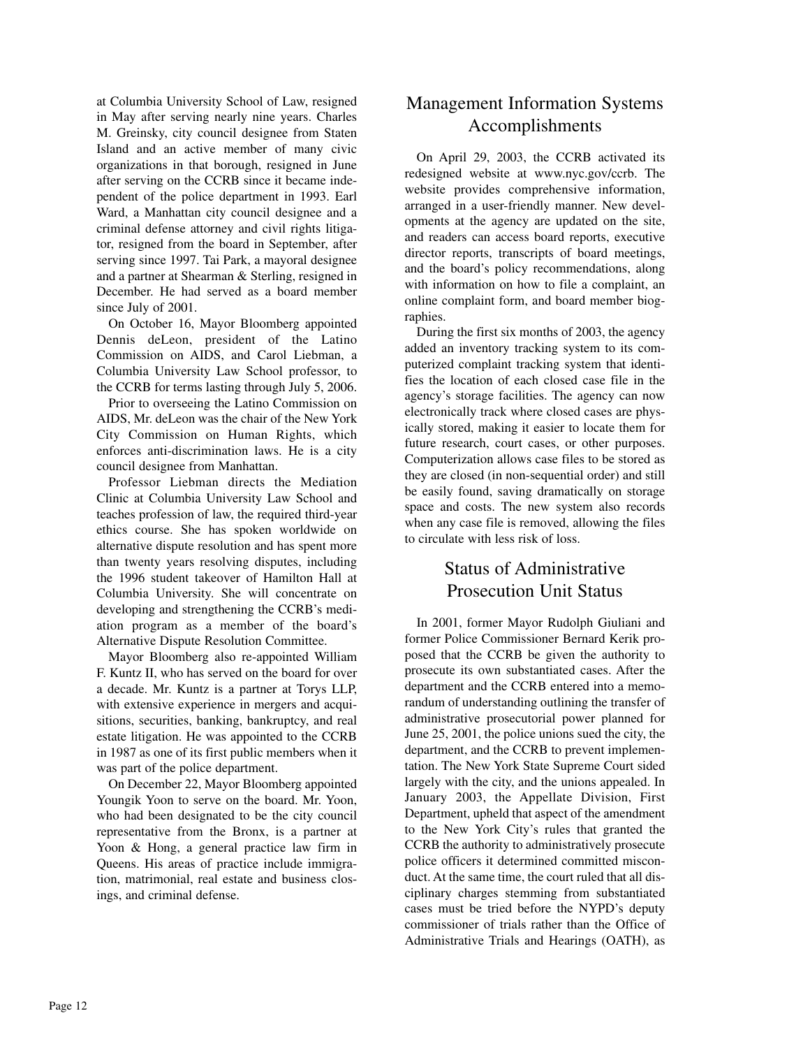at Columbia University School of Law, resigned in May after serving nearly nine years. Charles M. Greinsky, city council designee from Staten Island and an active member of many civic organizations in that borough, resigned in June after serving on the CCRB since it became independent of the police department in 1993. Earl Ward, a Manhattan city council designee and a criminal defense attorney and civil rights litigator, resigned from the board in September, after serving since 1997. Tai Park, a mayoral designee and a partner at Shearman & Sterling, resigned in December. He had served as a board member since July of 2001.

On October 16, Mayor Bloomberg appointed Dennis deLeon, president of the Latino Commission on AIDS, and Carol Liebman, a Columbia University Law School professor, to the CCRB for terms lasting through July 5, 2006.

Prior to overseeing the Latino Commission on AIDS, Mr. deLeon was the chair of the New York City Commission on Human Rights, which enforces anti-discrimination laws. He is a city council designee from Manhattan.

Professor Liebman directs the Mediation Clinic at Columbia University Law School and teaches profession of law, the required third-year ethics course. She has spoken worldwide on alternative dispute resolution and has spent more than twenty years resolving disputes, including the 1996 student takeover of Hamilton Hall at Columbia University. She will concentrate on developing and strengthening the CCRB's mediation program as a member of the board's Alternative Dispute Resolution Committee.

Mayor Bloomberg also re-appointed William F. Kuntz II, who has served on the board for over a decade. Mr. Kuntz is a partner at Torys LLP, with extensive experience in mergers and acquisitions, securities, banking, bankruptcy, and real estate litigation. He was appointed to the CCRB in 1987 as one of its first public members when it was part of the police department.

On December 22, Mayor Bloomberg appointed Youngik Yoon to serve on the board. Mr. Yoon, who had been designated to be the city council representative from the Bronx, is a partner at Yoon & Hong, a general practice law firm in Queens. His areas of practice include immigration, matrimonial, real estate and business closings, and criminal defense.

## Management Information Systems Accomplishments

On April 29, 2003, the CCRB activated its redesigned website at www.nyc.gov/ccrb. The website provides comprehensive information, arranged in a user-friendly manner. New developments at the agency are updated on the site, and readers can access board reports, executive director reports, transcripts of board meetings, and the board's policy recommendations, along with information on how to file a complaint, an online complaint form, and board member biographies.

During the first six months of 2003, the agency added an inventory tracking system to its computerized complaint tracking system that identifies the location of each closed case file in the agency's storage facilities. The agency can now electronically track where closed cases are physically stored, making it easier to locate them for future research, court cases, or other purposes. Computerization allows case files to be stored as they are closed (in non-sequential order) and still be easily found, saving dramatically on storage space and costs. The new system also records when any case file is removed, allowing the files to circulate with less risk of loss.

## Status of Administrative Prosecution Unit Status

In 2001, former Mayor Rudolph Giuliani and former Police Commissioner Bernard Kerik proposed that the CCRB be given the authority to prosecute its own substantiated cases. After the department and the CCRB entered into a memorandum of understanding outlining the transfer of administrative prosecutorial power planned for June 25, 2001, the police unions sued the city, the department, and the CCRB to prevent implementation. The New York State Supreme Court sided largely with the city, and the unions appealed. In January 2003, the Appellate Division, First Department, upheld that aspect of the amendment to the New York City's rules that granted the CCRB the authority to administratively prosecute police officers it determined committed misconduct. At the same time, the court ruled that all disciplinary charges stemming from substantiated cases must be tried before the NYPD's deputy commissioner of trials rather than the Office of Administrative Trials and Hearings (OATH), as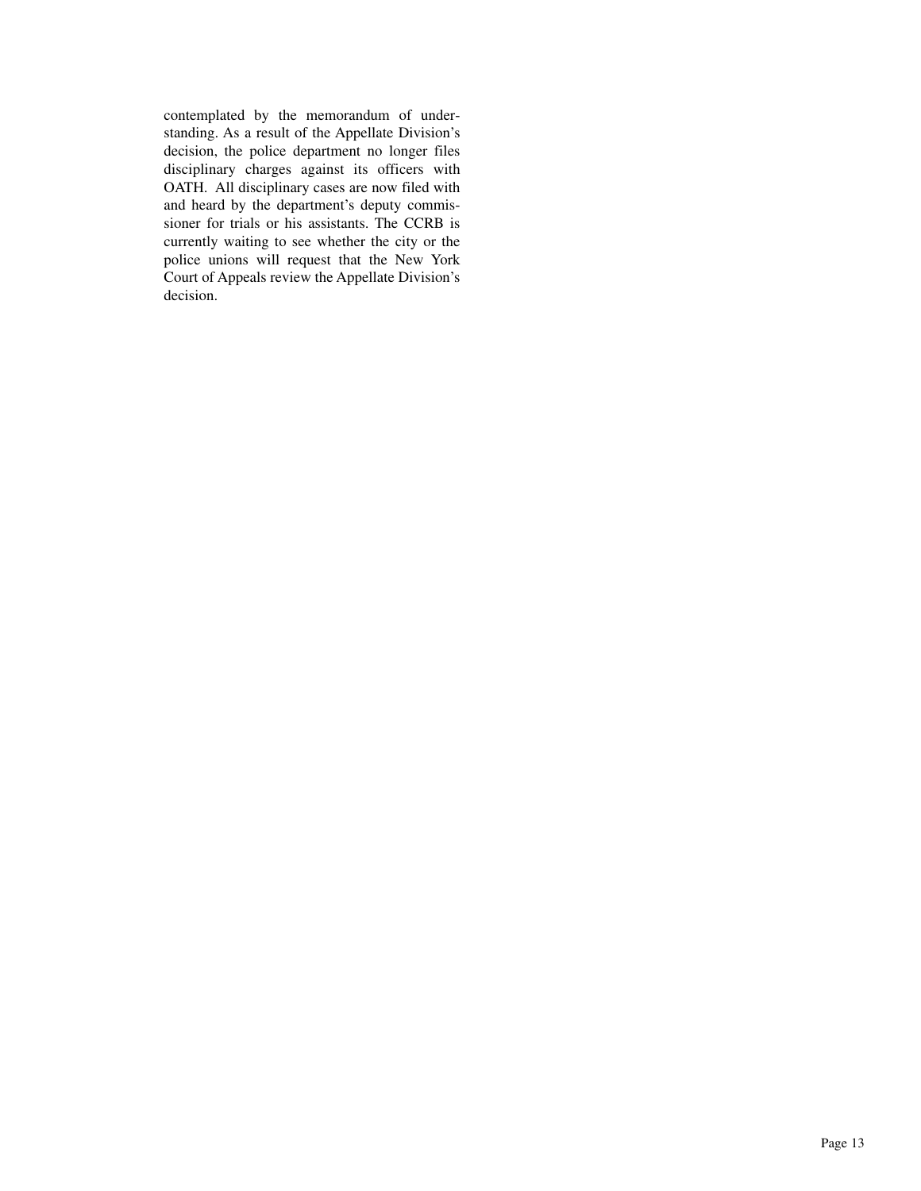contemplated by the memorandum of understanding. As a result of the Appellate Division's decision, the police department no longer files disciplinary charges against its officers with OATH. All disciplinary cases are now filed with and heard by the department's deputy commissioner for trials or his assistants. The CCRB is currently waiting to see whether the city or the police unions will request that the New York Court of Appeals review the Appellate Division's decision.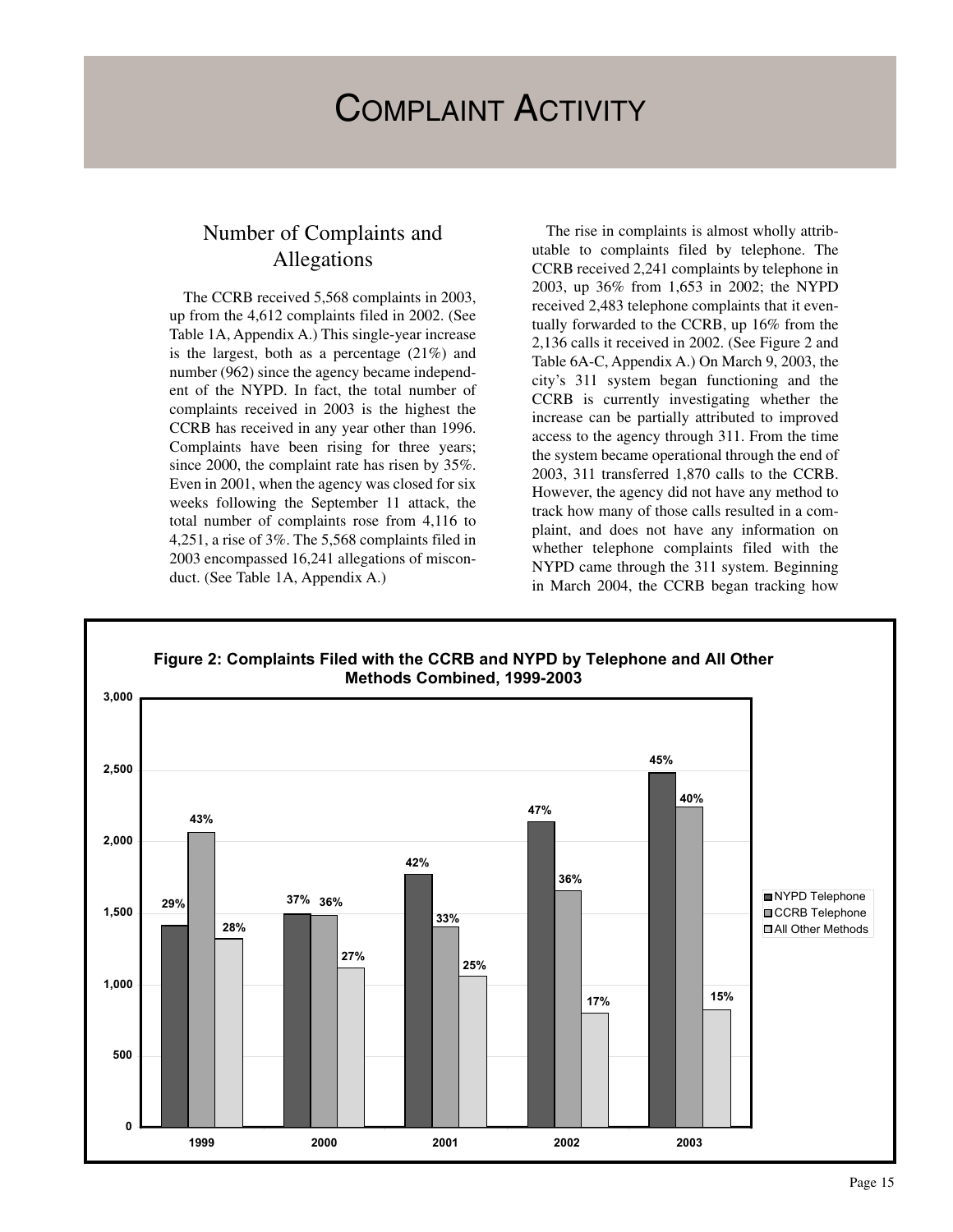# Complaint Activity

## Number of Complaints and Allegations

The CCRB received 5,568 complaints in 2003, up from the 4,612 complaints filed in 2002. (See Table 1A, Appendix A.) This single-year increase is the largest, both as a percentage (21%) and number (962) since the agency became independent of the NYPD. In fact, the total number of complaints received in 2003 is the highest the CCRB has received in any year other than 1996. Complaints have been rising for three years; since 2000, the complaint rate has risen by 35%. Even in 2001, when the agency was closed for six weeks following the September 11 attack, the total number of complaints rose from 4,116 to 4,251, a rise of 3%. The 5,568 complaints filed in 2003 encompassed 16,241 allegations of misconduct. (See Table 1A, Appendix A.)

The rise in complaints is almost wholly attributable to complaints filed by telephone. The CCRB received 2,241 complaints by telephone in 2003, up 36% from 1,653 in 2002; the NYPD received 2,483 telephone complaints that it eventually forwarded to the CCRB, up 16% from the 2,136 calls it received in 2002. (See Figure 2 and Table 6A-C, Appendix A.) On March 9, 2003, the city's 311 system began functioning and the CCRB is currently investigating whether the increase can be partially attributed to improved access to the agency through 311. From the time the system became operational through the end of 2003, 311 transferred 1,870 calls to the CCRB. However, the agency did not have any method to track how many of those calls resulted in a complaint, and does not have any information on whether telephone complaints filed with the NYPD came through the 311 system. Beginning in March 2004, the CCRB began tracking how

**Figure 2: Complaints Filed with the CCRB and NYPD by Telephone and All Other Methods Combined, 1999-2003**

| Year | NYPD Telephone | CCRB Telephone | All Other Methods |
|---|---|---|---|
| 1999 | 29% | 43% | 28% |
| 2000 | 37% | 36% | 27% |
| 2001 | 42% | 33% | 25% |
| 2002 | 47% | 36% | 17% |
| 2003 | 45% | 40% | 15% |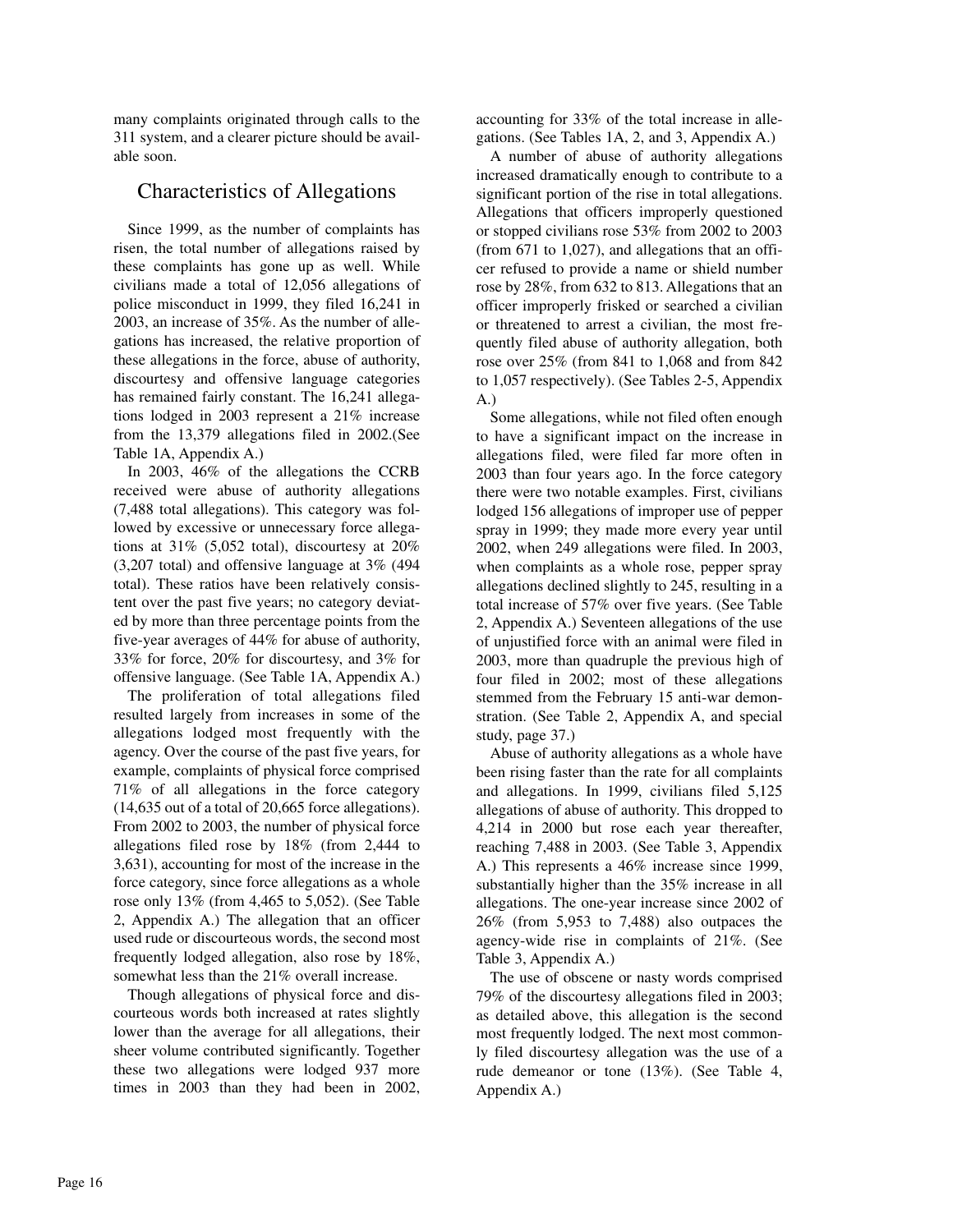many complaints originated through calls to the 311 system, and a clearer picture should be available soon.

## Characteristics of Allegations

Since 1999, as the number of complaints has risen, the total number of allegations raised by these complaints has gone up as well. While civilians made a total of 12,056 allegations of police misconduct in 1999, they filed 16,241 in 2003, an increase of 35%. As the number of allegations has increased, the relative proportion of these allegations in the force, abuse of authority, discourtesy and offensive language categories has remained fairly constant. The 16,241 allegations lodged in 2003 represent a 21% increase from the 13,379 allegations filed in 2002.(See Table 1A, Appendix A.)

In 2003, 46% of the allegations the CCRB received were abuse of authority allegations (7,488 total allegations). This category was followed by excessive or unnecessary force allegations at 31% (5,052 total), discourtesy at 20% (3,207 total) and offensive language at 3% (494 total). These ratios have been relatively consistent over the past five years; no category deviated by more than three percentage points from the five-year averages of 44% for abuse of authority, 33% for force, 20% for discourtesy, and 3% for offensive language. (See Table 1A, Appendix A.)

The proliferation of total allegations filed resulted largely from increases in some of the allegations lodged most frequently with the agency. Over the course of the past five years, for example, complaints of physical force comprised 71% of all allegations in the force category (14,635 out of a total of 20,665 force allegations). From 2002 to 2003, the number of physical force allegations filed rose by 18% (from 2,444 to 3,631), accounting for most of the increase in the force category, since force allegations as a whole rose only 13% (from 4,465 to 5,052). (See Table 2, Appendix A.) The allegation that an officer used rude or discourteous words, the second most frequently lodged allegation, also rose by 18%, somewhat less than the 21% overall increase.

Though allegations of physical force and discourteous words both increased at rates slightly lower than the average for all allegations, their sheer volume contributed significantly. Together these two allegations were lodged 937 more times in 2003 than they had been in 2002, accounting for 33% of the total increase in allegations. (See Tables 1A, 2, and 3, Appendix A.)

A number of abuse of authority allegations increased dramatically enough to contribute to a significant portion of the rise in total allegations. Allegations that officers improperly questioned or stopped civilians rose 53% from 2002 to 2003 (from 671 to 1,027), and allegations that an officer refused to provide a name or shield number rose by 28%, from 632 to 813. Allegations that an officer improperly frisked or searched a civilian or threatened to arrest a civilian, the most frequently filed abuse of authority allegation, both rose over 25% (from 841 to 1,068 and from 842 to 1,057 respectively). (See Tables 2-5, Appendix A.)

Some allegations, while not filed often enough to have a significant impact on the increase in allegations filed, were filed far more often in 2003 than four years ago. In the force category there were two notable examples. First, civilians lodged 156 allegations of improper use of pepper spray in 1999; they made more every year until 2002, when 249 allegations were filed. In 2003, when complaints as a whole rose, pepper spray allegations declined slightly to 245, resulting in a total increase of 57% over five years. (See Table 2, Appendix A.) Seventeen allegations of the use of unjustified force with an animal were filed in 2003, more than quadruple the previous high of four filed in 2002; most of these allegations stemmed from the February 15 anti-war demonstration. (See Table 2, Appendix A, and special study, page 37.)

Abuse of authority allegations as a whole have been rising faster than the rate for all complaints and allegations. In 1999, civilians filed 5,125 allegations of abuse of authority. This dropped to 4,214 in 2000 but rose each year thereafter, reaching 7,488 in 2003. (See Table 3, Appendix A.) This represents a 46% increase since 1999, substantially higher than the 35% increase in all allegations. The one-year increase since 2002 of 26% (from 5,953 to 7,488) also outpaces the agency-wide rise in complaints of 21%. (See Table 3, Appendix A.)

The use of obscene or nasty words comprised 79% of the discourtesy allegations filed in 2003; as detailed above, this allegation is the second most frequently lodged. The next most commonly filed discourtesy allegation was the use of a rude demeanor or tone (13%). (See Table 4, Appendix A.)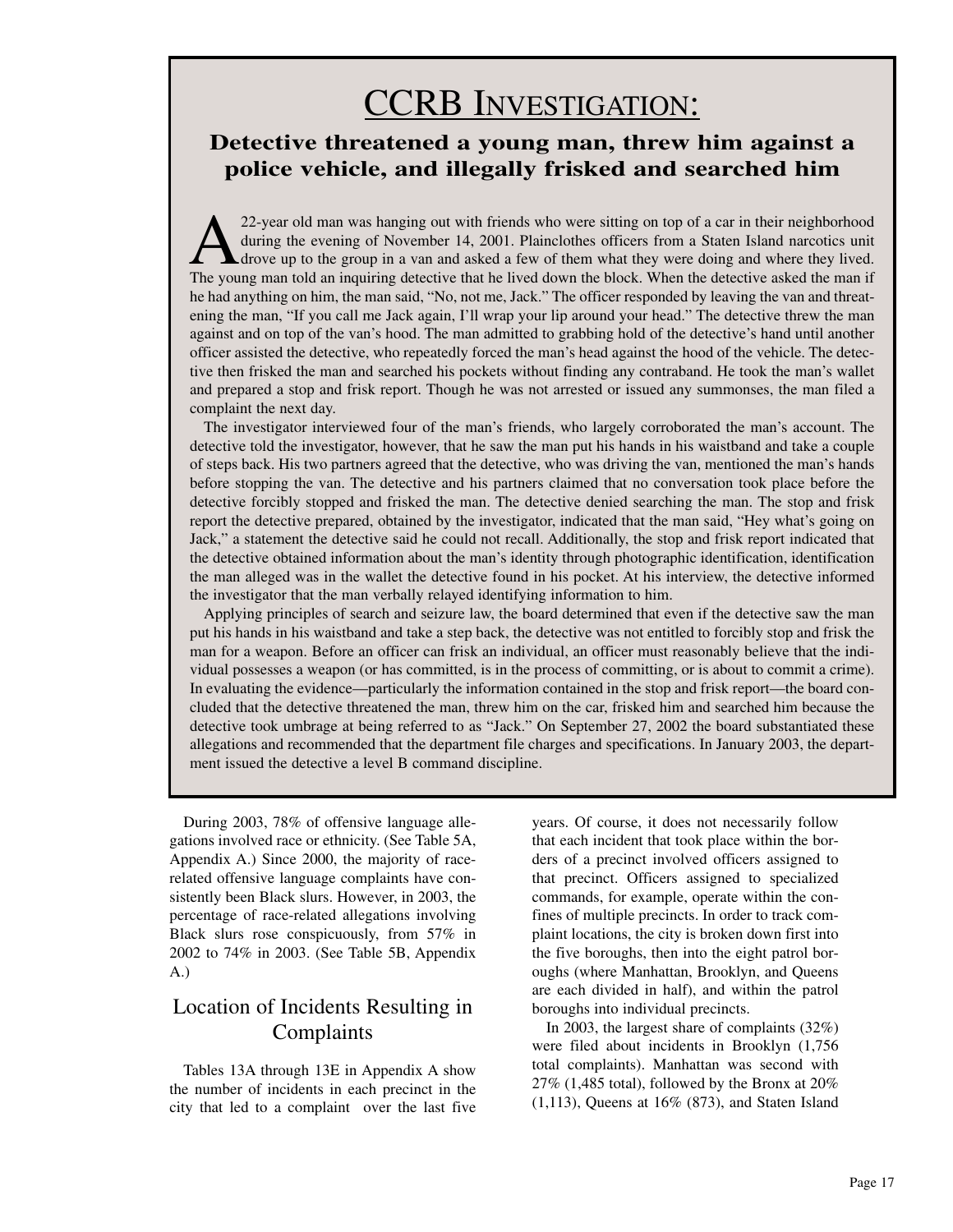# CCRB INVESTIGATION:

## Detective threatened a young man, threw him against a police vehicle, and illegally frisked and searched him

A 22-year old man was hanging out with friends who were sitting on top of a car in their neighborhood during the evening of November 14, 2001. Plainclothes officers from a Staten Island narcotics unit drove up to the group in a van and asked a few of them what they were doing and where they lived. The young man told an inquiring detective that he lived down the block. When the detective asked the man if he had anything on him, the man said, "No, not me, Jack." The officer responded by leaving the van and threatening the man, "If you call me Jack again, I'll wrap your lip around your head." The detective threw the man against and on top of the van's hood. The man admitted to grabbing hold of the detective's hand until another officer assisted the detective, who repeatedly forced the man's head against the hood of the vehicle. The detective then frisked the man and searched his pockets without finding any contraband. He took the man's wallet and prepared a stop and frisk report. Though he was not arrested or issued any summonses, the man filed a complaint the next day.

The investigator interviewed four of the man's friends, who largely corroborated the man's account. The detective told the investigator, however, that he saw the man put his hands in his waistband and take a couple of steps back. His two partners agreed that the detective, who was driving the van, mentioned the man's hands before stopping the van. The detective and his partners claimed that no conversation took place before the detective forcibly stopped and frisked the man. The detective denied searching the man. The stop and frisk report the detective prepared, obtained by the investigator, indicated that the man said, "Hey what's going on Jack," a statement the detective said he could not recall. Additionally, the stop and frisk report indicated that the detective obtained information about the man's identity through photographic identification, identification the man alleged was in the wallet the detective found in his pocket. At his interview, the detective informed the investigator that the man verbally relayed identifying information to him.

Applying principles of search and seizure law, the board determined that even if the detective saw the man put his hands in his waistband and take a step back, the detective was not entitled to forcibly stop and frisk the man for a weapon. Before an officer can frisk an individual, an officer must reasonably believe that the individual possesses a weapon (or has committed, is in the process of committing, or is about to commit a crime). In evaluating the evidence—particularly the information contained in the stop and frisk report—the board concluded that the detective threatened the man, threw him on the car, frisked him and searched him because the detective took umbrage at being referred to as "Jack." On September 27, 2002 the board substantiated these allegations and recommended that the department file charges and specifications. In January 2003, the department issued the detective a level B command discipline.

During 2003, 78% of offensive language allegations involved race or ethnicity. (See Table 5A, Appendix A.) Since 2000, the majority of race-related offensive language complaints have consistently been Black slurs. However, in 2003, the percentage of race-related allegations involving Black slurs rose conspicuously, from 57% in 2002 to 74% in 2003. (See Table 5B, Appendix A.)

## Location of Incidents Resulting in Complaints

Tables 13A through 13E in Appendix A show the number of incidents in each precinct in the city that led to a complaint over the last five years. Of course, it does not necessarily follow that each incident that took place within the borders of a precinct involved officers assigned to that precinct. Officers assigned to specialized commands, for example, operate within the confines of multiple precincts. In order to track complaint locations, the city is broken down first into the five boroughs, then into the eight patrol boroughs (where Manhattan, Brooklyn, and Queens are each divided in half), and within the patrol boroughs into individual precincts.

In 2003, the largest share of complaints (32%) were filed about incidents in Brooklyn (1,756 total complaints). Manhattan was second with 27% (1,485 total), followed by the Bronx at 20% (1,113), Queens at 16% (873), and Staten Island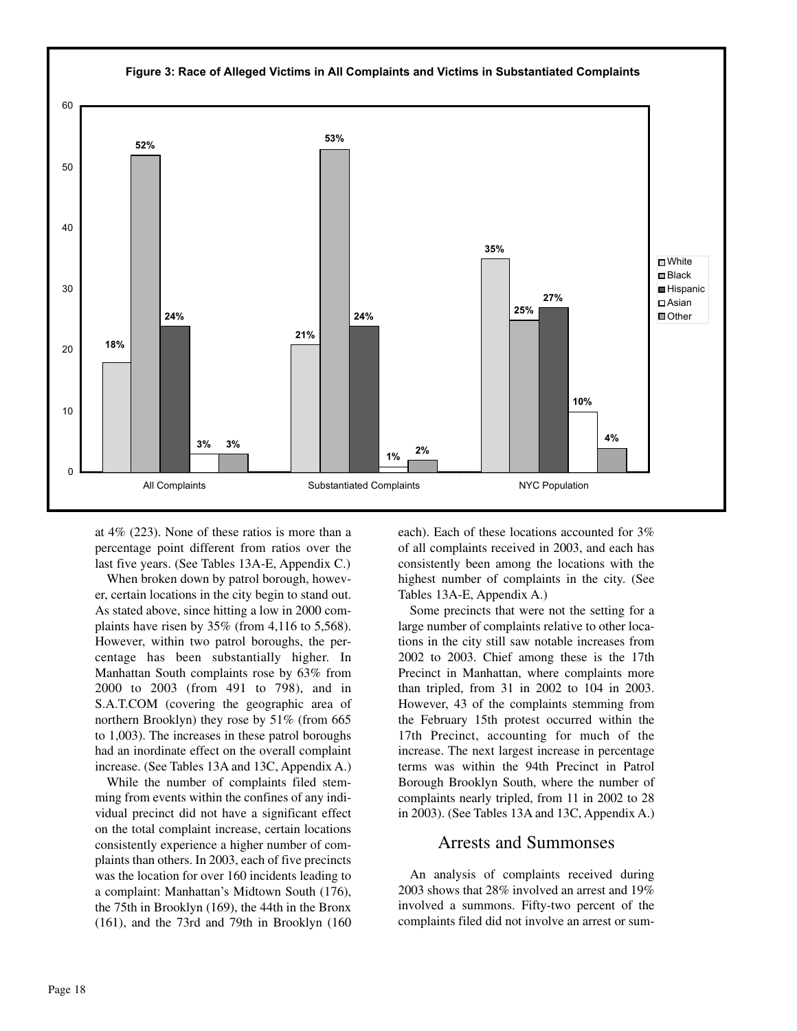**Figure 3: Race of Alleged Victims in All Complaints and Victims in Substantiated Complaints**

| | White | Black | Hispanic | Asian | Other |
|---|---|---|---|---|---|
| All Complaints | 18% | 52% | 24% | 3% | 3% |
| Substantiated Complaints | 21% | 53% | 24% | 1% | 2% |
| NYC Population | 35% | 25% | 27% | 10% | 4% |

at 4% (223). None of these ratios is more than a percentage point different from ratios over the last five years. (See Tables 13A-E, Appendix C.)

When broken down by patrol borough, however, certain locations in the city begin to stand out. As stated above, since hitting a low in 2000 complaints have risen by 35% (from 4,116 to 5,568). However, within two patrol boroughs, the percentage has been substantially higher. In Manhattan South complaints rose by 63% from 2000 to 2003 (from 491 to 798), and in S.A.T.COM (covering the geographic area of northern Brooklyn) they rose by 51% (from 665 to 1,003). The increases in these patrol boroughs had an inordinate effect on the overall complaint increase. (See Tables 13A and 13C, Appendix A.)

While the number of complaints filed stemming from events within the confines of any individual precinct did not have a significant effect on the total complaint increase, certain locations consistently experience a higher number of complaints than others. In 2003, each of five precincts was the location for over 160 incidents leading to a complaint: Manhattan's Midtown South (176), the 75th in Brooklyn (169), the 44th in the Bronx (161), and the 73rd and 79th in Brooklyn (160 each). Each of these locations accounted for 3% of all complaints received in 2003, and each has consistently been among the locations with the highest number of complaints in the city. (See Tables 13A-E, Appendix A.)

Some precincts that were not the setting for a large number of complaints relative to other locations in the city still saw notable increases from 2002 to 2003. Chief among these is the 17th Precinct in Manhattan, where complaints more than tripled, from 31 in 2002 to 104 in 2003. However, 43 of the complaints stemming from the February 15th protest occurred within the 17th Precinct, accounting for much of the increase. The next largest increase in percentage terms was within the 94th Precinct in Patrol Borough Brooklyn South, where the number of complaints nearly tripled, from 11 in 2002 to 28 in 2003). (See Tables 13A and 13C, Appendix A.)

## Arrests and Summonses

An analysis of complaints received during 2003 shows that 28% involved an arrest and 19% involved a summons. Fifty-two percent of the complaints filed did not involve an arrest or sum-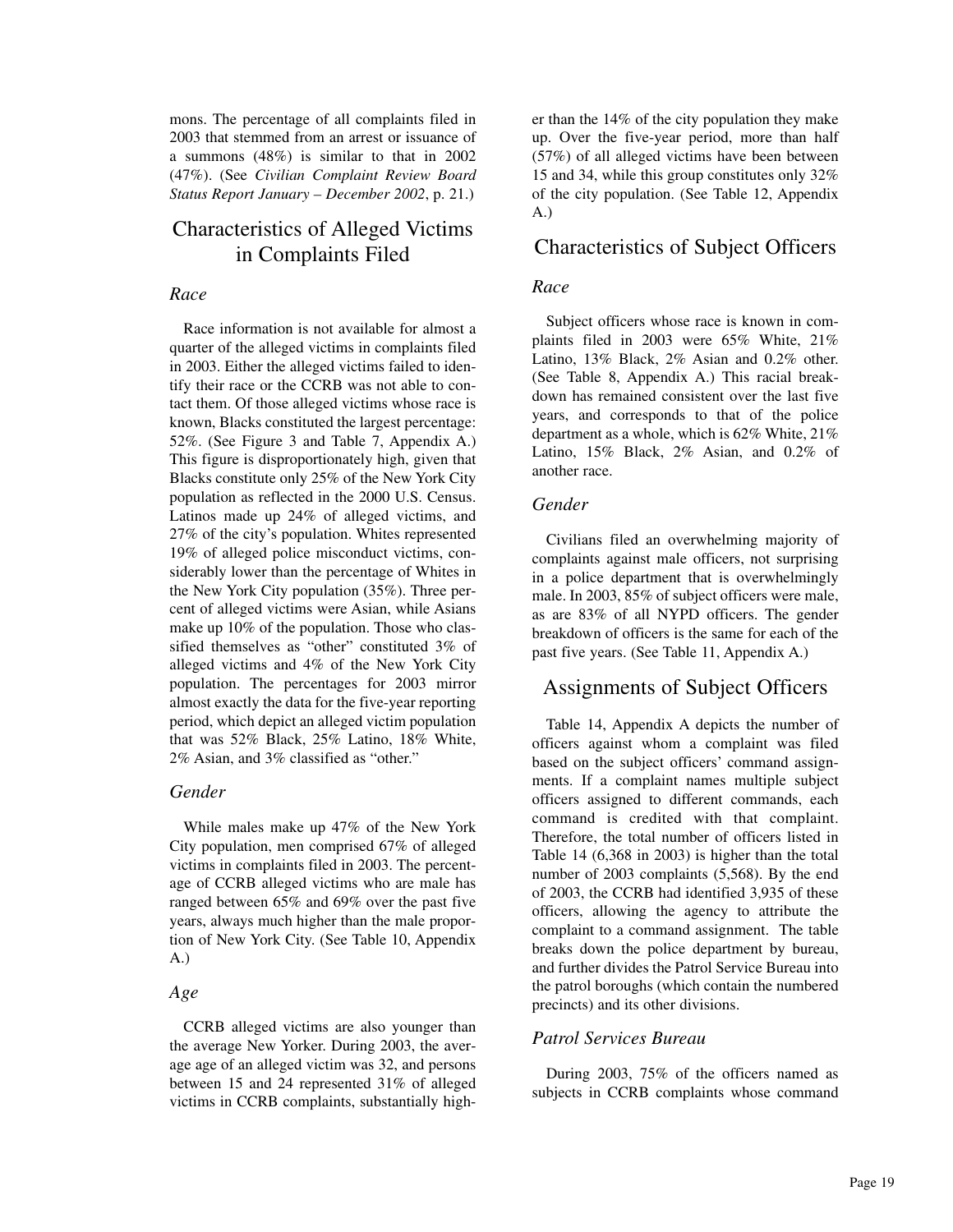mons. The percentage of all complaints filed in 2003 that stemmed from an arrest or issuance of a summons (48%) is similar to that in 2002 (47%). (See *Civilian Complaint Review Board Status Report January – December 2002*, p. 21.)

## Characteristics of Alleged Victims in Complaints Filed

### *Race*

Race information is not available for almost a quarter of the alleged victims in complaints filed in 2003. Either the alleged victims failed to identify their race or the CCRB was not able to contact them. Of those alleged victims whose race is known, Blacks constituted the largest percentage: 52%. (See Figure 3 and Table 7, Appendix A.) This figure is disproportionately high, given that Blacks constitute only 25% of the New York City population as reflected in the 2000 U.S. Census. Latinos made up 24% of alleged victims, and 27% of the city's population. Whites represented 19% of alleged police misconduct victims, considerably lower than the percentage of Whites in the New York City population (35%). Three percent of alleged victims were Asian, while Asians make up 10% of the population. Those who classified themselves as "other" constituted 3% of alleged victims and 4% of the New York City population. The percentages for 2003 mirror almost exactly the data for the five-year reporting period, which depict an alleged victim population that was 52% Black, 25% Latino, 18% White, 2% Asian, and 3% classified as "other."

### *Gender*

While males make up 47% of the New York City population, men comprised 67% of alleged victims in complaints filed in 2003. The percentage of CCRB alleged victims who are male has ranged between 65% and 69% over the past five years, always much higher than the male proportion of New York City. (See Table 10, Appendix A.)

### *Age*

CCRB alleged victims are also younger than the average New Yorker. During 2003, the average age of an alleged victim was 32, and persons between 15 and 24 represented 31% of alleged victims in CCRB complaints, substantially higher than the 14% of the city population they make up. Over the five-year period, more than half (57%) of all alleged victims have been between 15 and 34, while this group constitutes only 32% of the city population. (See Table 12, Appendix A.)

## Characteristics of Subject Officers

### *Race*

Subject officers whose race is known in complaints filed in 2003 were 65% White, 21% Latino, 13% Black, 2% Asian and 0.2% other. (See Table 8, Appendix A.) This racial breakdown has remained consistent over the last five years, and corresponds to that of the police department as a whole, which is 62% White, 21% Latino, 15% Black, 2% Asian, and 0.2% of another race.

### *Gender*

Civilians filed an overwhelming majority of complaints against male officers, not surprising in a police department that is overwhelmingly male. In 2003, 85% of subject officers were male, as are 83% of all NYPD officers. The gender breakdown of officers is the same for each of the past five years. (See Table 11, Appendix A.)

## Assignments of Subject Officers

Table 14, Appendix A depicts the number of officers against whom a complaint was filed based on the subject officers' command assignments. If a complaint names multiple subject officers assigned to different commands, each command is credited with that complaint. Therefore, the total number of officers listed in Table 14 (6,368 in 2003) is higher than the total number of 2003 complaints (5,568). By the end of 2003, the CCRB had identified 3,935 of these officers, allowing the agency to attribute the complaint to a command assignment. The table breaks down the police department by bureau, and further divides the Patrol Service Bureau into the patrol boroughs (which contain the numbered precincts) and its other divisions.

### *Patrol Services Bureau*

During 2003, 75% of the officers named as subjects in CCRB complaints whose command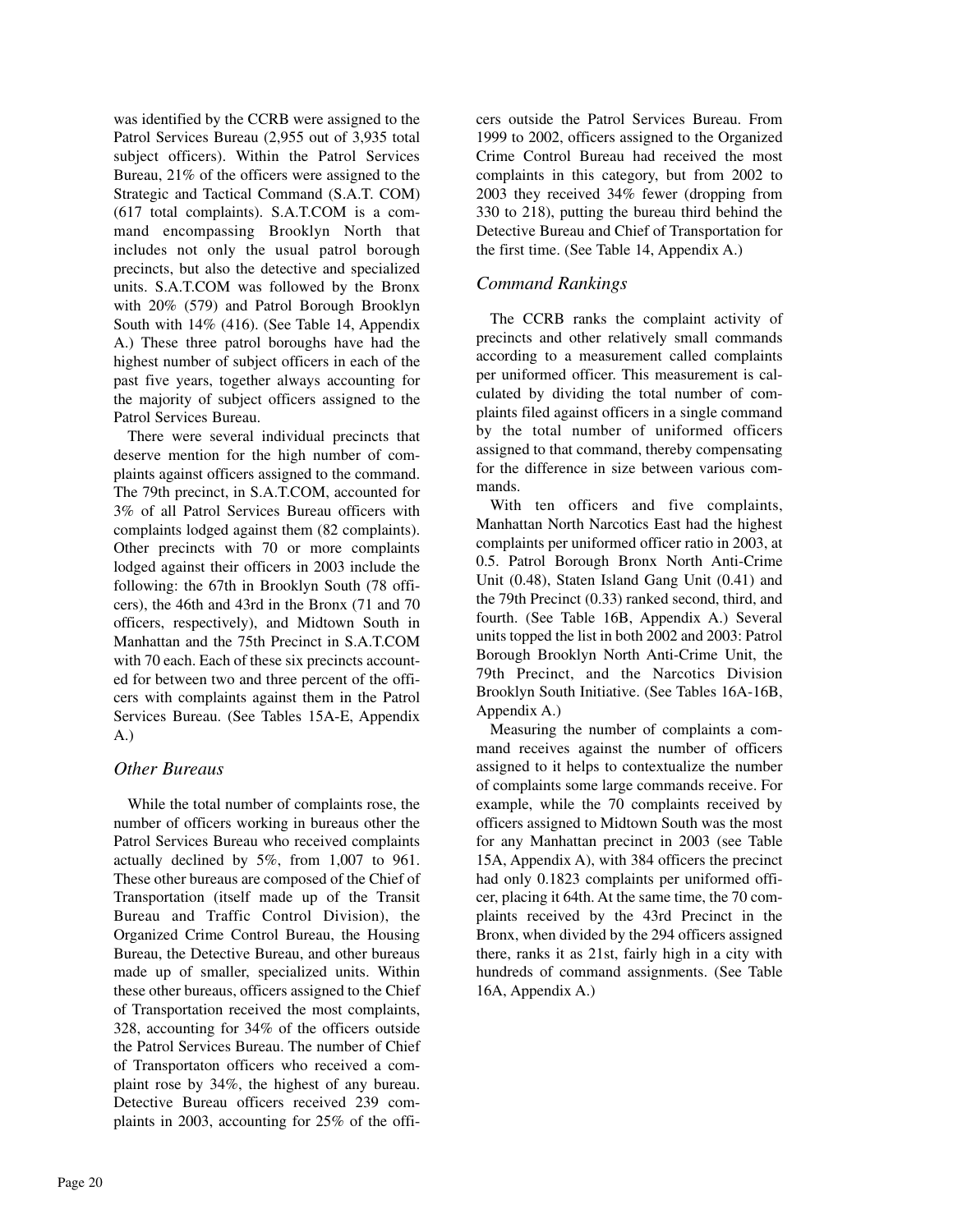was identified by the CCRB were assigned to the Patrol Services Bureau (2,955 out of 3,935 total subject officers). Within the Patrol Services Bureau, 21% of the officers were assigned to the Strategic and Tactical Command (S.A.T. COM) (617 total complaints). S.A.T.COM is a command encompassing Brooklyn North that includes not only the usual patrol borough precincts, but also the detective and specialized units. S.A.T.COM was followed by the Bronx with 20% (579) and Patrol Borough Brooklyn South with 14% (416). (See Table 14, Appendix A.) These three patrol boroughs have had the highest number of subject officers in each of the past five years, together always accounting for the majority of subject officers assigned to the Patrol Services Bureau.

There were several individual precincts that deserve mention for the high number of complaints against officers assigned to the command. The 79th precinct, in S.A.T.COM, accounted for 3% of all Patrol Services Bureau officers with complaints lodged against them (82 complaints). Other precincts with 70 or more complaints lodged against their officers in 2003 include the following: the 67th in Brooklyn South (78 officers), the 46th and 43rd in the Bronx (71 and 70 officers, respectively), and Midtown South in Manhattan and the 75th Precinct in S.A.T.COM with 70 each. Each of these six precincts accounted for between two and three percent of the officers with complaints against them in the Patrol Services Bureau. (See Tables 15A-E, Appendix A.)

## *Other Bureaus*

While the total number of complaints rose, the number of officers working in bureaus other the Patrol Services Bureau who received complaints actually declined by 5%, from 1,007 to 961. These other bureaus are composed of the Chief of Transportation (itself made up of the Transit Bureau and Traffic Control Division), the Organized Crime Control Bureau, the Housing Bureau, the Detective Bureau, and other bureaus made up of smaller, specialized units. Within these other bureaus, officers assigned to the Chief of Transportation received the most complaints, 328, accounting for 34% of the officers outside the Patrol Services Bureau. The number of Chief of Transportaton officers who received a complaint rose by 34%, the highest of any bureau. Detective Bureau officers received 239 complaints in 2003, accounting for 25% of the officers outside the Patrol Services Bureau. From 1999 to 2002, officers assigned to the Organized Crime Control Bureau had received the most complaints in this category, but from 2002 to 2003 they received 34% fewer (dropping from 330 to 218), putting the bureau third behind the Detective Bureau and Chief of Transportation for the first time. (See Table 14, Appendix A.)

## *Command Rankings*

The CCRB ranks the complaint activity of precincts and other relatively small commands according to a measurement called complaints per uniformed officer. This measurement is calculated by dividing the total number of complaints filed against officers in a single command by the total number of uniformed officers assigned to that command, thereby compensating for the difference in size between various commands.

With ten officers and five complaints, Manhattan North Narcotics East had the highest complaints per uniformed officer ratio in 2003, at 0.5. Patrol Borough Bronx North Anti-Crime Unit (0.48), Staten Island Gang Unit (0.41) and the 79th Precinct (0.33) ranked second, third, and fourth. (See Table 16B, Appendix A.) Several units topped the list in both 2002 and 2003: Patrol Borough Brooklyn North Anti-Crime Unit, the 79th Precinct, and the Narcotics Division Brooklyn South Initiative. (See Tables 16A-16B, Appendix A.)

Measuring the number of complaints a command receives against the number of officers assigned to it helps to contextualize the number of complaints some large commands receive. For example, while the 70 complaints received by officers assigned to Midtown South was the most for any Manhattan precinct in 2003 (see Table 15A, Appendix A), with 384 officers the precinct had only 0.1823 complaints per uniformed officer, placing it 64th. At the same time, the 70 complaints received by the 43rd Precinct in the Bronx, when divided by the 294 officers assigned there, ranks it as 21st, fairly high in a city with hundreds of command assignments. (See Table 16A, Appendix A.)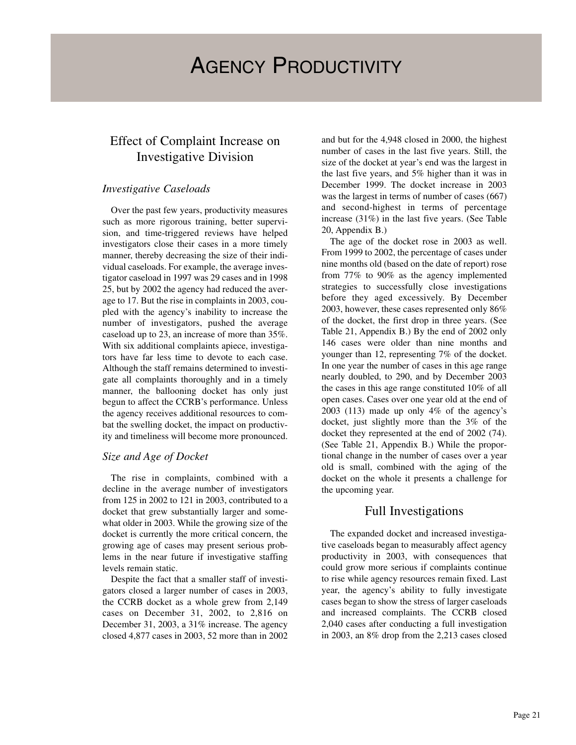# Agency Productivity

## Effect of Complaint Increase on Investigative Division

### *Investigative Caseloads*

Over the past few years, productivity measures such as more rigorous training, better supervision, and time-triggered reviews have helped investigators close their cases in a more timely manner, thereby decreasing the size of their individual caseloads. For example, the average investigator caseload in 1997 was 29 cases and in 1998 25, but by 2002 the agency had reduced the average to 17. But the rise in complaints in 2003, coupled with the agency's inability to increase the number of investigators, pushed the average caseload up to 23, an increase of more than 35%. With six additional complaints apiece, investigators have far less time to devote to each case. Although the staff remains determined to investigate all complaints thoroughly and in a timely manner, the ballooning docket has only just begun to affect the CCRB's performance. Unless the agency receives additional resources to combat the swelling docket, the impact on productivity and timeliness will become more pronounced.

### *Size and Age of Docket*

The rise in complaints, combined with a decline in the average number of investigators from 125 in 2002 to 121 in 2003, contributed to a docket that grew substantially larger and somewhat older in 2003. While the growing size of the docket is currently the more critical concern, the growing age of cases may present serious problems in the near future if investigative staffing levels remain static.

Despite the fact that a smaller staff of investigators closed a larger number of cases in 2003, the CCRB docket as a whole grew from 2,149 cases on December 31, 2002, to 2,816 on December 31, 2003, a 31% increase. The agency closed 4,877 cases in 2003, 52 more than in 2002 and but for the 4,948 closed in 2000, the highest number of cases in the last five years. Still, the size of the docket at year's end was the largest in the last five years, and 5% higher than it was in December 1999. The docket increase in 2003 was the largest in terms of number of cases (667) and second-highest in terms of percentage increase (31%) in the last five years. (See Table 20, Appendix B.)

The age of the docket rose in 2003 as well. From 1999 to 2002, the percentage of cases under nine months old (based on the date of report) rose from 77% to 90% as the agency implemented strategies to successfully close investigations before they aged excessively. By December 2003, however, these cases represented only 86% of the docket, the first drop in three years. (See Table 21, Appendix B.) By the end of 2002 only 146 cases were older than nine months and younger than 12, representing 7% of the docket. In one year the number of cases in this age range nearly doubled, to 290, and by December 2003 the cases in this age range constituted 10% of all open cases. Cases over one year old at the end of 2003 (113) made up only 4% of the agency's docket, just slightly more than the 3% of the docket they represented at the end of 2002 (74). (See Table 21, Appendix B.) While the proportional change in the number of cases over a year old is small, combined with the aging of the docket on the whole it presents a challenge for the upcoming year.

## Full Investigations

The expanded docket and increased investigative caseloads began to measurably affect agency productivity in 2003, with consequences that could grow more serious if complaints continue to rise while agency resources remain fixed. Last year, the agency's ability to fully investigate cases began to show the stress of larger caseloads and increased complaints. The CCRB closed 2,040 cases after conducting a full investigation in 2003, an 8% drop from the 2,213 cases closed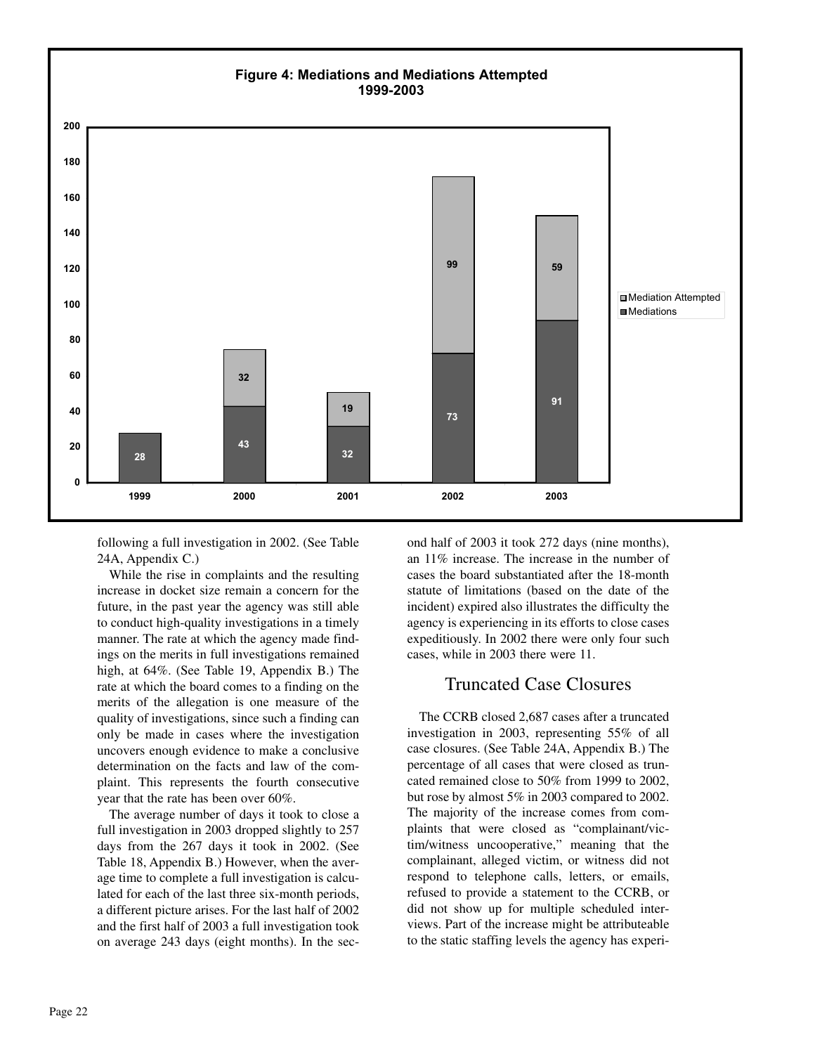**Figure 4: Mediations and Mediations Attempted 1999-2003**

| Year | Mediations | Mediation Attempted |
|---|---|---|
| 1999 | 28 | |
| 2000 | 43 | 32 |
| 2001 | 32 | 19 |
| 2002 | 73 | 99 |
| 2003 | 91 | 59 |

following a full investigation in 2002. (See Table 24A, Appendix C.)

While the rise in complaints and the resulting increase in docket size remain a concern for the future, in the past year the agency was still able to conduct high-quality investigations in a timely manner. The rate at which the agency made findings on the merits in full investigations remained high, at 64%. (See Table 19, Appendix B.) The rate at which the board comes to a finding on the merits of the allegation is one measure of the quality of investigations, since such a finding can only be made in cases where the investigation uncovers enough evidence to make a conclusive determination on the facts and law of the complaint. This represents the fourth consecutive year that the rate has been over 60%.

The average number of days it took to close a full investigation in 2003 dropped slightly to 257 days from the 267 days it took in 2002. (See Table 18, Appendix B.) However, when the average time to complete a full investigation is calculated for each of the last three six-month periods, a different picture arises. For the last half of 2002 and the first half of 2003 a full investigation took on average 243 days (eight months). In the second half of 2003 it took 272 days (nine months), an 11% increase. The increase in the number of cases the board substantiated after the 18-month statute of limitations (based on the date of the incident) expired also illustrates the difficulty the agency is experiencing in its efforts to close cases expeditiously. In 2002 there were only four such cases, while in 2003 there were 11.

## Truncated Case Closures

The CCRB closed 2,687 cases after a truncated investigation in 2003, representing 55% of all case closures. (See Table 24A, Appendix B.) The percentage of all cases that were closed as truncated remained close to 50% from 1999 to 2002, but rose by almost 5% in 2003 compared to 2002. The majority of the increase comes from complaints that were closed as "complainant/victim/witness uncooperative," meaning that the complainant, alleged victim, or witness did not respond to telephone calls, letters, or emails, refused to provide a statement to the CCRB, or did not show up for multiple scheduled interviews. Part of the increase might be attributeable to the static staffing levels the agency has experi-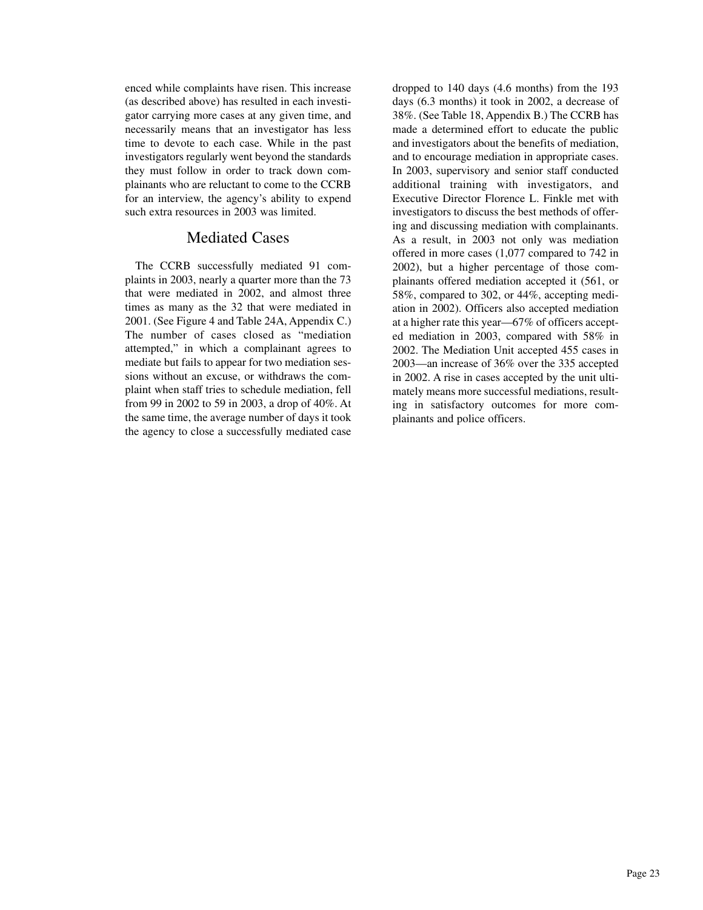enced while complaints have risen. This increase (as described above) has resulted in each investigator carrying more cases at any given time, and necessarily means that an investigator has less time to devote to each case. While in the past investigators regularly went beyond the standards they must follow in order to track down complainants who are reluctant to come to the CCRB for an interview, the agency's ability to expend such extra resources in 2003 was limited.

## Mediated Cases

The CCRB successfully mediated 91 complaints in 2003, nearly a quarter more than the 73 that were mediated in 2002, and almost three times as many as the 32 that were mediated in 2001. (See Figure 4 and Table 24A, Appendix C.) The number of cases closed as "mediation attempted," in which a complainant agrees to mediate but fails to appear for two mediation sessions without an excuse, or withdraws the complaint when staff tries to schedule mediation, fell from 99 in 2002 to 59 in 2003, a drop of 40%. At the same time, the average number of days it took the agency to close a successfully mediated case dropped to 140 days (4.6 months) from the 193 days (6.3 months) it took in 2002, a decrease of 38%. (See Table 18, Appendix B.) The CCRB has made a determined effort to educate the public and investigators about the benefits of mediation, and to encourage mediation in appropriate cases. In 2003, supervisory and senior staff conducted additional training with investigators, and Executive Director Florence L. Finkle met with investigators to discuss the best methods of offering and discussing mediation with complainants. As a result, in 2003 not only was mediation offered in more cases (1,077 compared to 742 in 2002), but a higher percentage of those complainants offered mediation accepted it (561, or 58%, compared to 302, or 44%, accepting mediation in 2002). Officers also accepted mediation at a higher rate this year—67% of officers accepted mediation in 2003, compared with 58% in 2002. The Mediation Unit accepted 455 cases in 2003—an increase of 36% over the 335 accepted in 2002. A rise in cases accepted by the unit ultimately means more successful mediations, resulting in satisfactory outcomes for more complainants and police officers.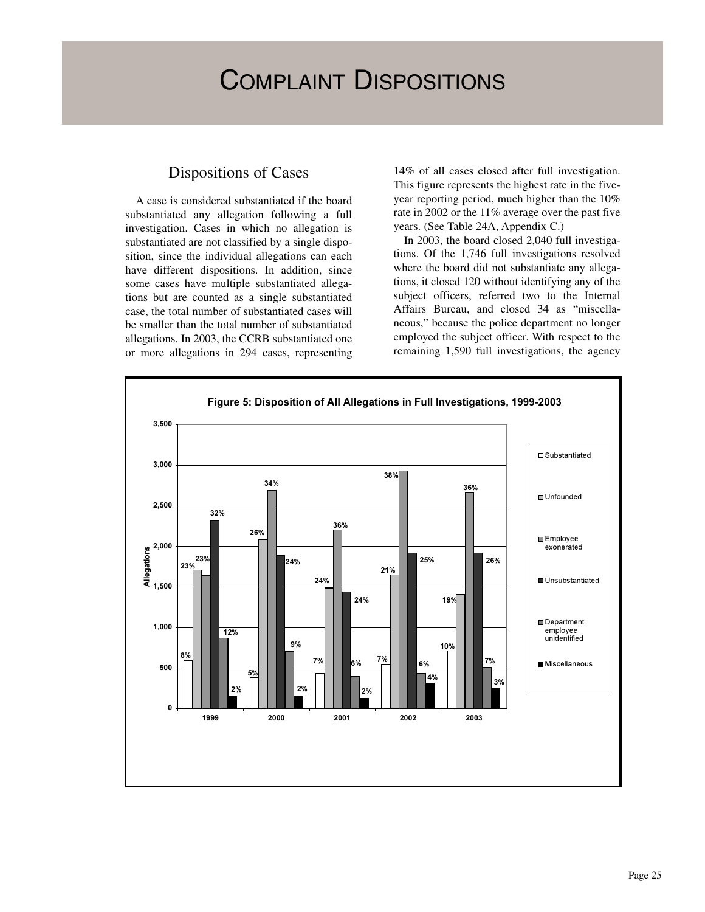# Complaint Dispositions

## Dispositions of Cases

A case is considered substantiated if the board substantiated any allegation following a full investigation. Cases in which no allegation is substantiated are not classified by a single disposition, since the individual allegations can each have different dispositions. In addition, since some cases have multiple substantiated allegations but are counted as a single substantiated case, the total number of substantiated cases will be smaller than the total number of substantiated allegations. In 2003, the CCRB substantiated one or more allegations in 294 cases, representing 14% of all cases closed after full investigation. This figure represents the highest rate in the five-year reporting period, much higher than the 10% rate in 2002 or the 11% average over the past five years. (See Table 24A, Appendix C.)

In 2003, the board closed 2,040 full investigations. Of the 1,746 full investigations resolved where the board did not substantiate any allegations, it closed 120 without identifying any of the subject officers, referred two to the Internal Affairs Bureau, and closed 34 as "miscellaneous," because the police department no longer employed the subject officer. With respect to the remaining 1,590 full investigations, the agency

**Figure 5: Disposition of All Allegations in Full Investigations, 1999-2003**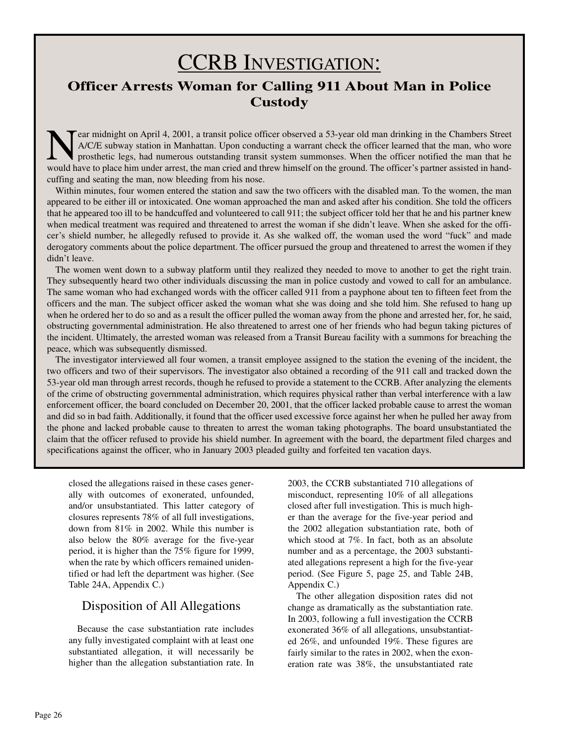# CCRB INVESTIGATION:

## Officer Arrests Woman for Calling 911 About Man in Police Custody

Near midnight on April 4, 2001, a transit police officer observed a 53-year old man drinking in the Chambers Street A/C/E subway station in Manhattan. Upon conducting a warrant check the officer learned that the man, who wore prosthetic legs, had numerous outstanding transit system summonses. When the officer notified the man that he would have to place him under arrest, the man cried and threw himself on the ground. The officer's partner assisted in handcuffing and seating the man, now bleeding from his nose.

Within minutes, four women entered the station and saw the two officers with the disabled man. To the women, the man appeared to be either ill or intoxicated. One woman approached the man and asked after his condition. She told the officers that he appeared too ill to be handcuffed and volunteered to call 911; the subject officer told her that he and his partner knew when medical treatment was required and threatened to arrest the woman if she didn't leave. When she asked for the officer's shield number, he allegedly refused to provide it. As she walked off, the woman used the word "fuck" and made derogatory comments about the police department. The officer pursued the group and threatened to arrest the women if they didn't leave.

The women went down to a subway platform until they realized they needed to move to another to get the right train. They subsequently heard two other individuals discussing the man in police custody and vowed to call for an ambulance. The same woman who had exchanged words with the officer called 911 from a payphone about ten to fifteen feet from the officers and the man. The subject officer asked the woman what she was doing and she told him. She refused to hang up when he ordered her to do so and as a result the officer pulled the woman away from the phone and arrested her, for, he said, obstructing governmental administration. He also threatened to arrest one of her friends who had begun taking pictures of the incident. Ultimately, the arrested woman was released from a Transit Bureau facility with a summons for breaching the peace, which was subsequently dismissed.

The investigator interviewed all four women, a transit employee assigned to the station the evening of the incident, the two officers and two of their supervisors. The investigator also obtained a recording of the 911 call and tracked down the 53-year old man through arrest records, though he refused to provide a statement to the CCRB. After analyzing the elements of the crime of obstructing governmental administration, which requires physical rather than verbal interference with a law enforcement officer, the board concluded on December 20, 2001, that the officer lacked probable cause to arrest the woman and did so in bad faith. Additionally, it found that the officer used excessive force against her when he pulled her away from the phone and lacked probable cause to threaten to arrest the woman taking photographs. The board unsubstantiated the claim that the officer refused to provide his shield number. In agreement with the board, the department filed charges and specifications against the officer, who in January 2003 pleaded guilty and forfeited ten vacation days.

closed the allegations raised in these cases generally with outcomes of exonerated, unfounded, and/or unsubstantiated. This latter category of closures represents 78% of all full investigations, down from 81% in 2002. While this number is also below the 80% average for the five-year period, it is higher than the 75% figure for 1999, when the rate by which officers remained unidentified or had left the department was higher. (See Table 24A, Appendix C.)

## Disposition of All Allegations

Because the case substantiation rate includes any fully investigated complaint with at least one substantiated allegation, it will necessarily be higher than the allegation substantiation rate. In 2003, the CCRB substantiated 710 allegations of misconduct, representing 10% of all allegations closed after full investigation. This is much higher than the average for the five-year period and the 2002 allegation substantiation rate, both of which stood at 7%. In fact, both as an absolute number and as a percentage, the 2003 substantiated allegations represent a high for the five-year period. (See Figure 5, page 25, and Table 24B, Appendix C.)

The other allegation disposition rates did not change as dramatically as the substantiation rate. In 2003, following a full investigation the CCRB exonerated 36% of all allegations, unsubstantiated 26%, and unfounded 19%. These figures are fairly similar to the rates in 2002, when the exoneration rate was 38%, the unsubstantiated rate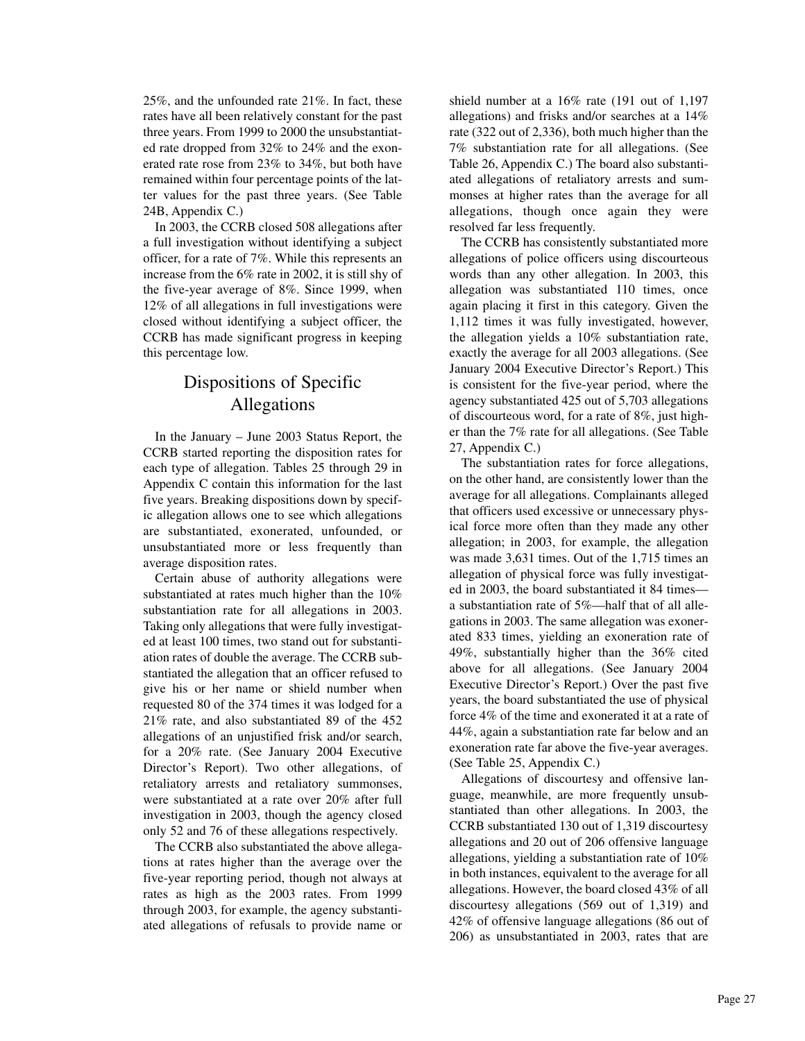25%, and the unfounded rate 21%. In fact, these rates have all been relatively constant for the past three years. From 1999 to 2000 the unsubstantiated rate dropped from 32% to 24% and the exonerated rate rose from 23% to 34%, but both have remained within four percentage points of the latter values for the past three years. (See Table 24B, Appendix C.)

In 2003, the CCRB closed 508 allegations after a full investigation without identifying a subject officer, for a rate of 7%. While this represents an increase from the 6% rate in 2002, it is still shy of the five-year average of 8%. Since 1999, when 12% of all allegations in full investigations were closed without identifying a subject officer, the CCRB has made significant progress in keeping this percentage low.

## Dispositions of Specific Allegations

In the January – June 2003 Status Report, the CCRB started reporting the disposition rates for each type of allegation. Tables 25 through 29 in Appendix C contain this information for the last five years. Breaking dispositions down by specific allegation allows one to see which allegations are substantiated, exonerated, unfounded, or unsubstantiated more or less frequently than average disposition rates.

Certain abuse of authority allegations were substantiated at rates much higher than the 10% substantiation rate for all allegations in 2003. Taking only allegations that were fully investigated at least 100 times, two stand out for substantiation rates of double the average. The CCRB substantiated the allegation that an officer refused to give his or her name or shield number when requested 80 of the 374 times it was lodged for a 21% rate, and also substantiated 89 of the 452 allegations of an unjustified frisk and/or search, for a 20% rate. (See January 2004 Executive Director's Report). Two other allegations, of retaliatory arrests and retaliatory summonses, were substantiated at a rate over 20% after full investigation in 2003, though the agency closed only 52 and 76 of these allegations respectively.

The CCRB also substantiated the above allegations at rates higher than the average over the five-year reporting period, though not always at rates as high as the 2003 rates. From 1999 through 2003, for example, the agency substantiated allegations of refusals to provide name or shield number at a 16% rate (191 out of 1,197 allegations) and frisks and/or searches at a 14% rate (322 out of 2,336), both much higher than the 7% substantiation rate for all allegations. (See Table 26, Appendix C.) The board also substantiated allegations of retaliatory arrests and summonses at higher rates than the average for all allegations, though once again they were resolved far less frequently.

The CCRB has consistently substantiated more allegations of police officers using discourteous words than any other allegation. In 2003, this allegation was substantiated 110 times, once again placing it first in this category. Given the 1,112 times it was fully investigated, however, the allegation yields a 10% substantiation rate, exactly the average for all 2003 allegations. (See January 2004 Executive Director's Report.) This is consistent for the five-year period, where the agency substantiated 425 out of 5,703 allegations of discourteous word, for a rate of 8%, just higher than the 7% rate for all allegations. (See Table 27, Appendix C.)

The substantiation rates for force allegations, on the other hand, are consistently lower than the average for all allegations. Complainants alleged that officers used excessive or unnecessary physical force more often than they made any other allegation; in 2003, for example, the allegation was made 3,631 times. Out of the 1,715 times an allegation of physical force was fully investigated in 2003, the board substantiated it 84 times—a substantiation rate of 5%—half that of all allegations in 2003. The same allegation was exonerated 833 times, yielding an exoneration rate of 49%, substantially higher than the 36% cited above for all allegations. (See January 2004 Executive Director's Report.) Over the past five years, the board substantiated the use of physical force 4% of the time and exonerated it at a rate of 44%, again a substantiation rate far below and an exoneration rate far above the five-year averages. (See Table 25, Appendix C.)

Allegations of discourtesy and offensive language, meanwhile, are more frequently unsubstantiated than other allegations. In 2003, the CCRB substantiated 130 out of 1,319 discourtesy allegations and 20 out of 206 offensive language allegations, yielding a substantiation rate of 10% in both instances, equivalent to the average for all allegations. However, the board closed 43% of all discourtesy allegations (569 out of 1,319) and 42% of offensive language allegations (86 out of 206) as unsubstantiated in 2003, rates that are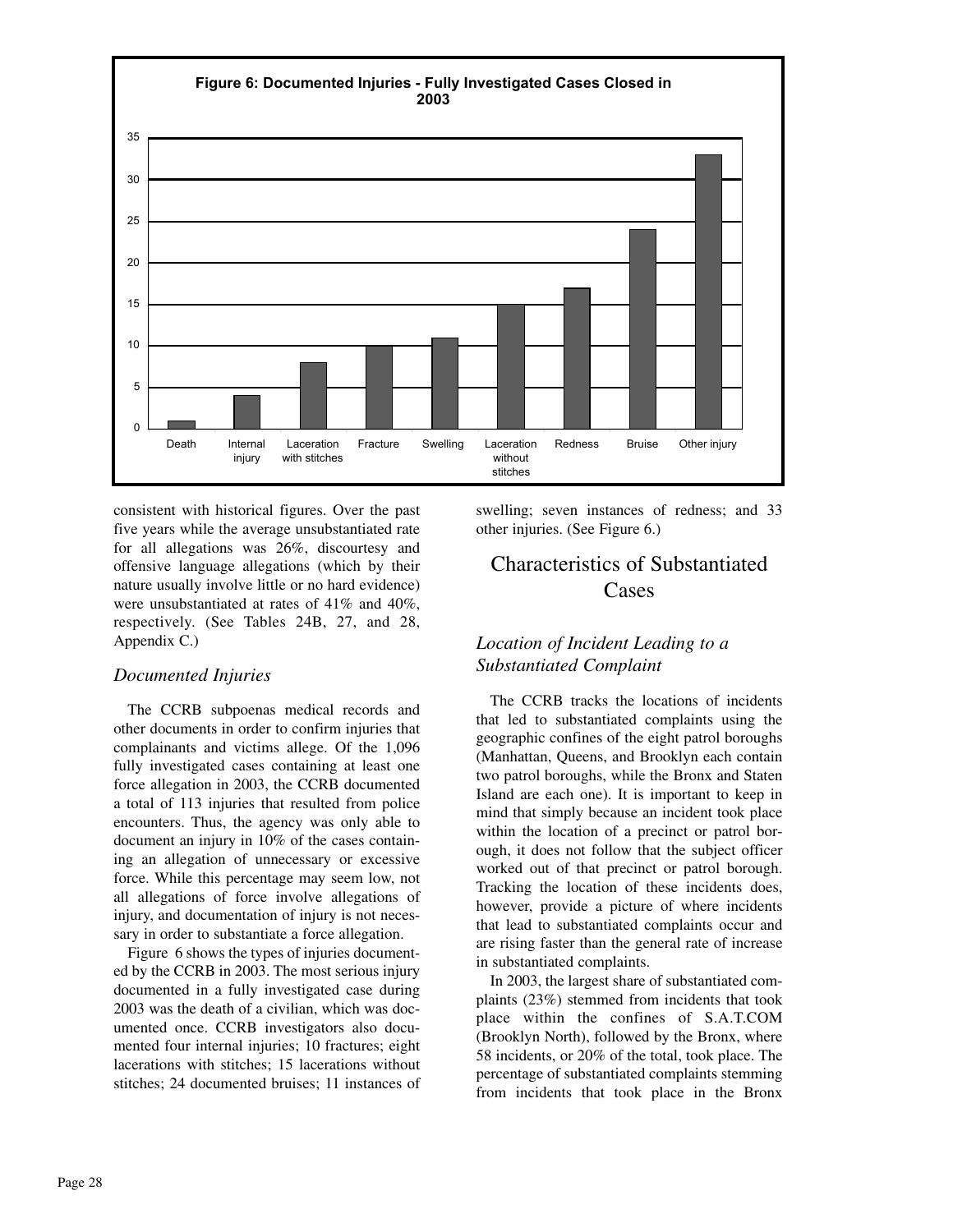**Figure 6: Documented Injuries - Fully Investigated Cases Closed in 2003**

| Injury | Count |
|---|---|
| Death | 1 |
| Internal injury | 4 |
| Laceration with stitches | 8 |
| Fracture | 10 |
| Swelling | 11 |
| Laceration without stitches | 15 |
| Redness | 17 |
| Bruise | 24 |
| Other injury | 33 |

consistent with historical figures. Over the past five years while the average unsubstantiated rate for all allegations was 26%, discourtesy and offensive language allegations (which by their nature usually involve little or no hard evidence) were unsubstantiated at rates of 41% and 40%, respectively. (See Tables 24B, 27, and 28, Appendix C.)

### *Documented Injuries*

The CCRB subpoenas medical records and other documents in order to confirm injuries that complainants and victims allege. Of the 1,096 fully investigated cases containing at least one force allegation in 2003, the CCRB documented a total of 113 injuries that resulted from police encounters. Thus, the agency was only able to document an injury in 10% of the cases containing an allegation of unnecessary or excessive force. While this percentage may seem low, not all allegations of force involve allegations of injury, and documentation of injury is not necessary in order to substantiate a force allegation.

Figure 6 shows the types of injuries documented by the CCRB in 2003. The most serious injury documented in a fully investigated case during 2003 was the death of a civilian, which was documented once. CCRB investigators also documented four internal injuries; 10 fractures; eight lacerations with stitches; 15 lacerations without stitches; 24 documented bruises; 11 instances of swelling; seven instances of redness; and 33 other injuries. (See Figure 6.)

## Characteristics of Substantiated Cases

### *Location of Incident Leading to a Substantiated Complaint*

The CCRB tracks the locations of incidents that led to substantiated complaints using the geographic confines of the eight patrol boroughs (Manhattan, Queens, and Brooklyn each contain two patrol boroughs, while the Bronx and Staten Island are each one). It is important to keep in mind that simply because an incident took place within the location of a precinct or patrol borough, it does not follow that the subject officer worked out of that precinct or patrol borough. Tracking the location of these incidents does, however, provide a picture of where incidents that lead to substantiated complaints occur and are rising faster than the general rate of increase in substantiated complaints.

In 2003, the largest share of substantiated complaints (23%) stemmed from incidents that took place within the confines of S.A.T.COM (Brooklyn North), followed by the Bronx, where 58 incidents, or 20% of the total, took place. The percentage of substantiated complaints stemming from incidents that took place in the Bronx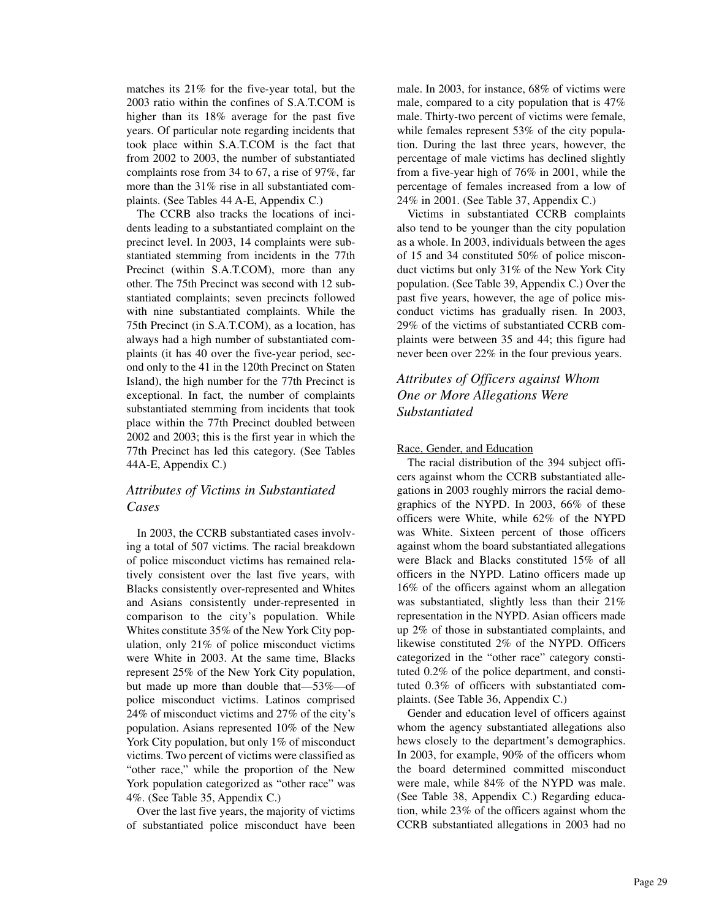matches its 21% for the five-year total, but the 2003 ratio within the confines of S.A.T.COM is higher than its 18% average for the past five years. Of particular note regarding incidents that took place within S.A.T.COM is the fact that from 2002 to 2003, the number of substantiated complaints rose from 34 to 67, a rise of 97%, far more than the 31% rise in all substantiated complaints. (See Tables 44 A-E, Appendix C.)

The CCRB also tracks the locations of incidents leading to a substantiated complaint on the precinct level. In 2003, 14 complaints were substantiated stemming from incidents in the 77th Precinct (within S.A.T.COM), more than any other. The 75th Precinct was second with 12 substantiated complaints; seven precincts followed with nine substantiated complaints. While the 75th Precinct (in S.A.T.COM), as a location, has always had a high number of substantiated complaints (it has 40 over the five-year period, second only to the 41 in the 120th Precinct on Staten Island), the high number for the 77th Precinct is exceptional. In fact, the number of complaints substantiated stemming from incidents that took place within the 77th Precinct doubled between 2002 and 2003; this is the first year in which the 77th Precinct has led this category. (See Tables 44A-E, Appendix C.)

## *Attributes of Victims in Substantiated Cases*

In 2003, the CCRB substantiated cases involving a total of 507 victims. The racial breakdown of police misconduct victims has remained relatively consistent over the last five years, with Blacks consistently over-represented and Whites and Asians consistently under-represented in comparison to the city's population. While Whites constitute 35% of the New York City population, only 21% of police misconduct victims were White in 2003. At the same time, Blacks represent 25% of the New York City population, but made up more than double that—53%—of police misconduct victims. Latinos comprised 24% of misconduct victims and 27% of the city's population. Asians represented 10% of the New York City population, but only 1% of misconduct victims. Two percent of victims were classified as "other race," while the proportion of the New York population categorized as "other race" was 4%. (See Table 35, Appendix C.)

Over the last five years, the majority of victims of substantiated police misconduct have been male. In 2003, for instance, 68% of victims were male, compared to a city population that is 47% male. Thirty-two percent of victims were female, while females represent 53% of the city population. During the last three years, however, the percentage of male victims has declined slightly from a five-year high of 76% in 2001, while the percentage of females increased from a low of 24% in 2001. (See Table 37, Appendix C.)

Victims in substantiated CCRB complaints also tend to be younger than the city population as a whole. In 2003, individuals between the ages of 15 and 34 constituted 50% of police misconduct victims but only 31% of the New York City population. (See Table 39, Appendix C.) Over the past five years, however, the age of police misconduct victims has gradually risen. In 2003, 29% of the victims of substantiated CCRB complaints were between 35 and 44; this figure had never been over 22% in the four previous years.

## *Attributes of Officers against Whom One or More Allegations Were Substantiated*

Race, Gender, and Education

The racial distribution of the 394 subject officers against whom the CCRB substantiated allegations in 2003 roughly mirrors the racial demographics of the NYPD. In 2003, 66% of these officers were White, while 62% of the NYPD was White. Sixteen percent of those officers against whom the board substantiated allegations were Black and Blacks constituted 15% of all officers in the NYPD. Latino officers made up 16% of the officers against whom an allegation was substantiated, slightly less than their 21% representation in the NYPD. Asian officers made up 2% of those in substantiated complaints, and likewise constituted 2% of the NYPD. Officers categorized in the "other race" category constituted 0.2% of the police department, and constituted 0.3% of officers with substantiated complaints. (See Table 36, Appendix C.)

Gender and education level of officers against whom the agency substantiated allegations also hews closely to the department's demographics. In 2003, for example, 90% of the officers whom the board determined committed misconduct were male, while 84% of the NYPD was male. (See Table 38, Appendix C.) Regarding education, while 23% of the officers against whom the CCRB substantiated allegations in 2003 had no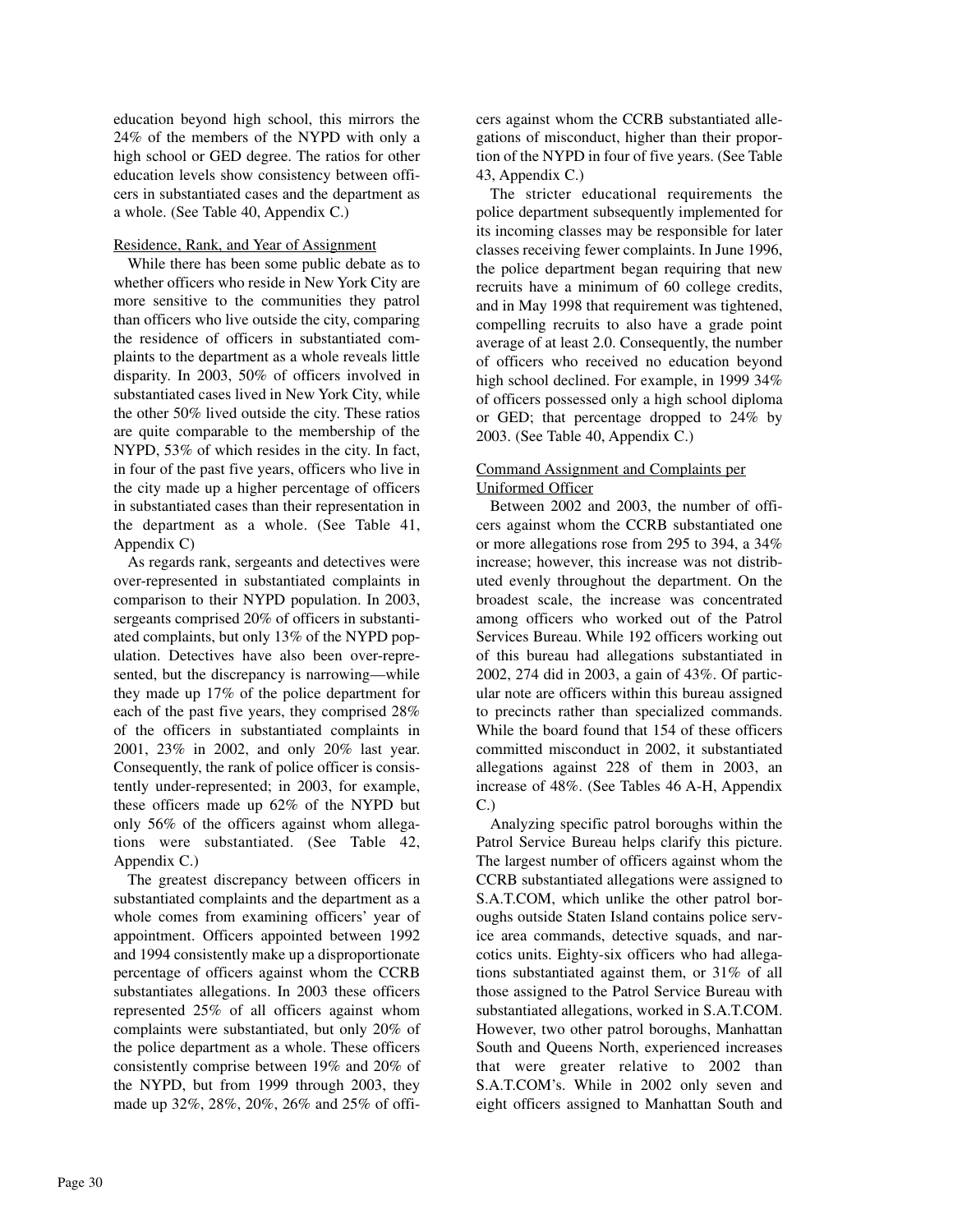education beyond high school, this mirrors the 24% of the members of the NYPD with only a high school or GED degree. The ratios for other education levels show consistency between officers in substantiated cases and the department as a whole. (See Table 40, Appendix C.)

Residence, Rank, and Year of Assignment

While there has been some public debate as to whether officers who reside in New York City are more sensitive to the communities they patrol than officers who live outside the city, comparing the residence of officers in substantiated complaints to the department as a whole reveals little disparity. In 2003, 50% of officers involved in substantiated cases lived in New York City, while the other 50% lived outside the city. These ratios are quite comparable to the membership of the NYPD, 53% of which resides in the city. In fact, in four of the past five years, officers who live in the city made up a higher percentage of officers in substantiated cases than their representation in the department as a whole. (See Table 41, Appendix C)

As regards rank, sergeants and detectives were over-represented in substantiated complaints in comparison to their NYPD population. In 2003, sergeants comprised 20% of officers in substantiated complaints, but only 13% of the NYPD population. Detectives have also been over-represented, but the discrepancy is narrowing—while they made up 17% of the police department for each of the past five years, they comprised 28% of the officers in substantiated complaints in 2001, 23% in 2002, and only 20% last year. Consequently, the rank of police officer is consistently under-represented; in 2003, for example, these officers made up 62% of the NYPD but only 56% of the officers against whom allegations were substantiated. (See Table 42, Appendix C.)

The greatest discrepancy between officers in substantiated complaints and the department as a whole comes from examining officers' year of appointment. Officers appointed between 1992 and 1994 consistently make up a disproportionate percentage of officers against whom the CCRB substantiates allegations. In 2003 these officers represented 25% of all officers against whom complaints were substantiated, but only 20% of the police department as a whole. These officers consistently comprise between 19% and 20% of the NYPD, but from 1999 through 2003, they made up 32%, 28%, 20%, 26% and 25% of officers against whom the CCRB substantiated allegations of misconduct, higher than their proportion of the NYPD in four of five years. (See Table 43, Appendix C.)

The stricter educational requirements the police department subsequently implemented for its incoming classes may be responsible for later classes receiving fewer complaints. In June 1996, the police department began requiring that new recruits have a minimum of 60 college credits, and in May 1998 that requirement was tightened, compelling recruits to also have a grade point average of at least 2.0. Consequently, the number of officers who received no education beyond high school declined. For example, in 1999 34% of officers possessed only a high school diploma or GED; that percentage dropped to 24% by 2003. (See Table 40, Appendix C.)

Command Assignment and Complaints per Uniformed Officer

Between 2002 and 2003, the number of officers against whom the CCRB substantiated one or more allegations rose from 295 to 394, a 34% increase; however, this increase was not distributed evenly throughout the department. On the broadest scale, the increase was concentrated among officers who worked out of the Patrol Services Bureau. While 192 officers working out of this bureau had allegations substantiated in 2002, 274 did in 2003, a gain of 43%. Of particular note are officers within this bureau assigned to precincts rather than specialized commands. While the board found that 154 of these officers committed misconduct in 2002, it substantiated allegations against 228 of them in 2003, an increase of 48%. (See Tables 46 A-H, Appendix C.)

Analyzing specific patrol boroughs within the Patrol Service Bureau helps clarify this picture. The largest number of officers against whom the CCRB substantiated allegations were assigned to S.A.T.COM, which unlike the other patrol boroughs outside Staten Island contains police service area commands, detective squads, and narcotics units. Eighty-six officers who had allegations substantiated against them, or 31% of all those assigned to the Patrol Service Bureau with substantiated allegations, worked in S.A.T.COM. However, two other patrol boroughs, Manhattan South and Queens North, experienced increases that were greater relative to 2002 than S.A.T.COM's. While in 2002 only seven and eight officers assigned to Manhattan South and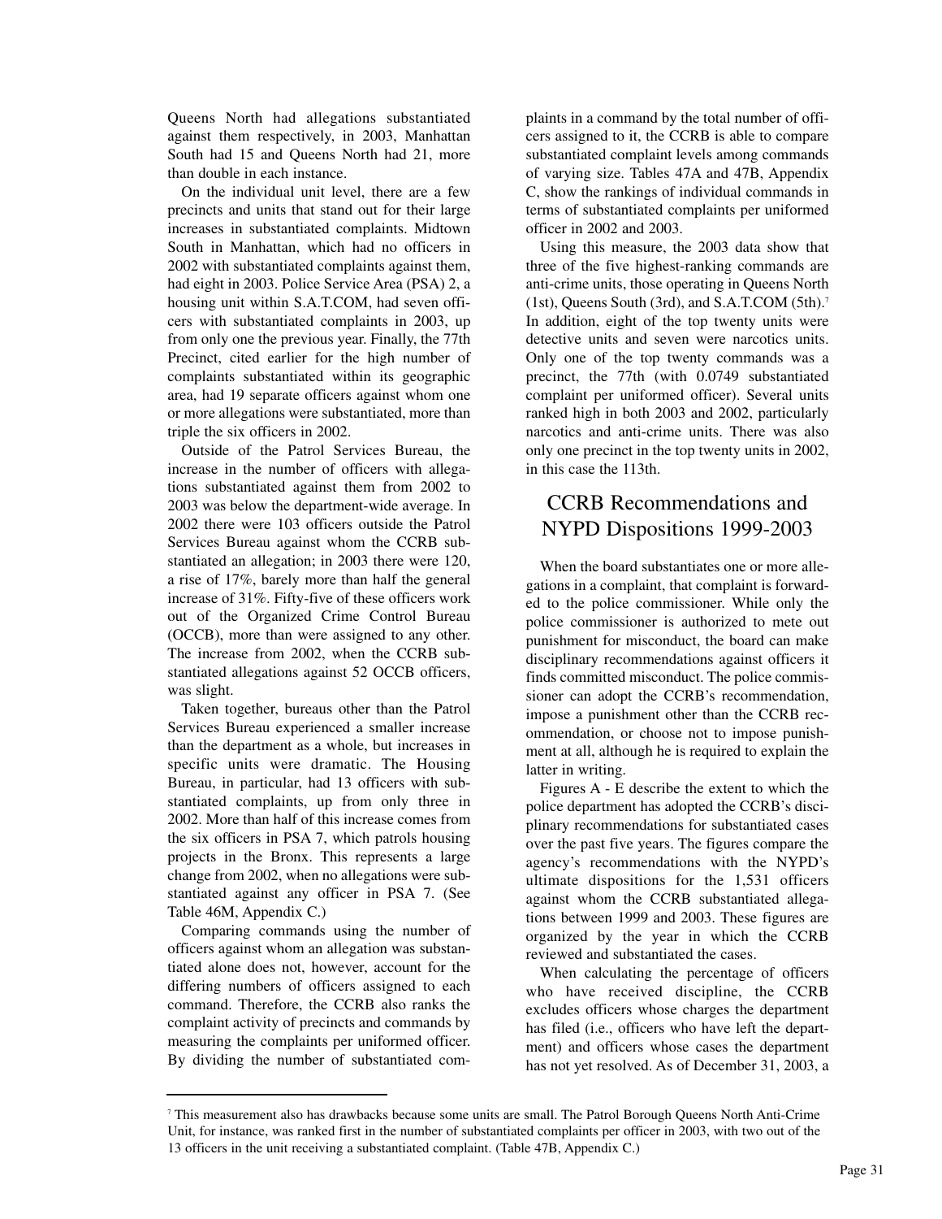Queens North had allegations substantiated against them respectively, in 2003, Manhattan South had 15 and Queens North had 21, more than double in each instance.

On the individual unit level, there are a few precincts and units that stand out for their large increases in substantiated complaints. Midtown South in Manhattan, which had no officers in 2002 with substantiated complaints against them, had eight in 2003. Police Service Area (PSA) 2, a housing unit within S.A.T.COM, had seven officers with substantiated complaints in 2003, up from only one the previous year. Finally, the 77th Precinct, cited earlier for the high number of complaints substantiated within its geographic area, had 19 separate officers against whom one or more allegations were substantiated, more than triple the six officers in 2002.

Outside of the Patrol Services Bureau, the increase in the number of officers with allegations substantiated against them from 2002 to 2003 was below the department-wide average. In 2002 there were 103 officers outside the Patrol Services Bureau against whom the CCRB substantiated an allegation; in 2003 there were 120, a rise of 17%, barely more than half the general increase of 31%. Fifty-five of these officers work out of the Organized Crime Control Bureau (OCCB), more than were assigned to any other. The increase from 2002, when the CCRB substantiated allegations against 52 OCCB officers, was slight.

Taken together, bureaus other than the Patrol Services Bureau experienced a smaller increase than the department as a whole, but increases in specific units were dramatic. The Housing Bureau, in particular, had 13 officers with substantiated complaints, up from only three in 2002. More than half of this increase comes from the six officers in PSA 7, which patrols housing projects in the Bronx. This represents a large change from 2002, when no allegations were substantiated against any officer in PSA 7. (See Table 46M, Appendix C.)

Comparing commands using the number of officers against whom an allegation was substantiated alone does not, however, account for the differing numbers of officers assigned to each command. Therefore, the CCRB also ranks the complaint activity of precincts and commands by measuring the complaints per uniformed officer. By dividing the number of substantiated complaints in a command by the total number of officers assigned to it, the CCRB is able to compare substantiated complaint levels among commands of varying size. Tables 47A and 47B, Appendix C, show the rankings of individual commands in terms of substantiated complaints per uniformed officer in 2002 and 2003.

Using this measure, the 2003 data show that three of the five highest-ranking commands are anti-crime units, those operating in Queens North (1st), Queens South (3rd), and S.A.T.COM (5th).[7] In addition, eight of the top twenty units were detective units and seven were narcotics units. Only one of the top twenty commands was a precinct, the 77th (with 0.0749 substantiated complaint per uniformed officer). Several units ranked high in both 2003 and 2002, particularly narcotics and anti-crime units. There was also only one precinct in the top twenty units in 2002, in this case the 113th.

## CCRB Recommendations and NYPD Dispositions 1999-2003

When the board substantiates one or more allegations in a complaint, that complaint is forwarded to the police commissioner. While only the police commissioner is authorized to mete out punishment for misconduct, the board can make disciplinary recommendations against officers it finds committed misconduct. The police commissioner can adopt the CCRB's recommendation, impose a punishment other than the CCRB recommendation, or choose not to impose punishment at all, although he is required to explain the latter in writing.

Figures A - E describe the extent to which the police department has adopted the CCRB's disciplinary recommendations for substantiated cases over the past five years. The figures compare the agency's recommendations with the NYPD's ultimate dispositions for the 1,531 officers against whom the CCRB substantiated allegations between 1999 and 2003. These figures are organized by the year in which the CCRB reviewed and substantiated the cases.

When calculating the percentage of officers who have received discipline, the CCRB excludes officers whose charges the department has filed (i.e., officers who have left the department) and officers whose cases the department has not yet resolved. As of December 31, 2003, a

[7] This measurement also has drawbacks because some units are small. The Patrol Borough Queens North Anti-Crime Unit, for instance, was ranked first in the number of substantiated complaints per officer in 2003, with two out of the 13 officers in the unit receiving a substantiated complaint. (Table 47B, Appendix C.)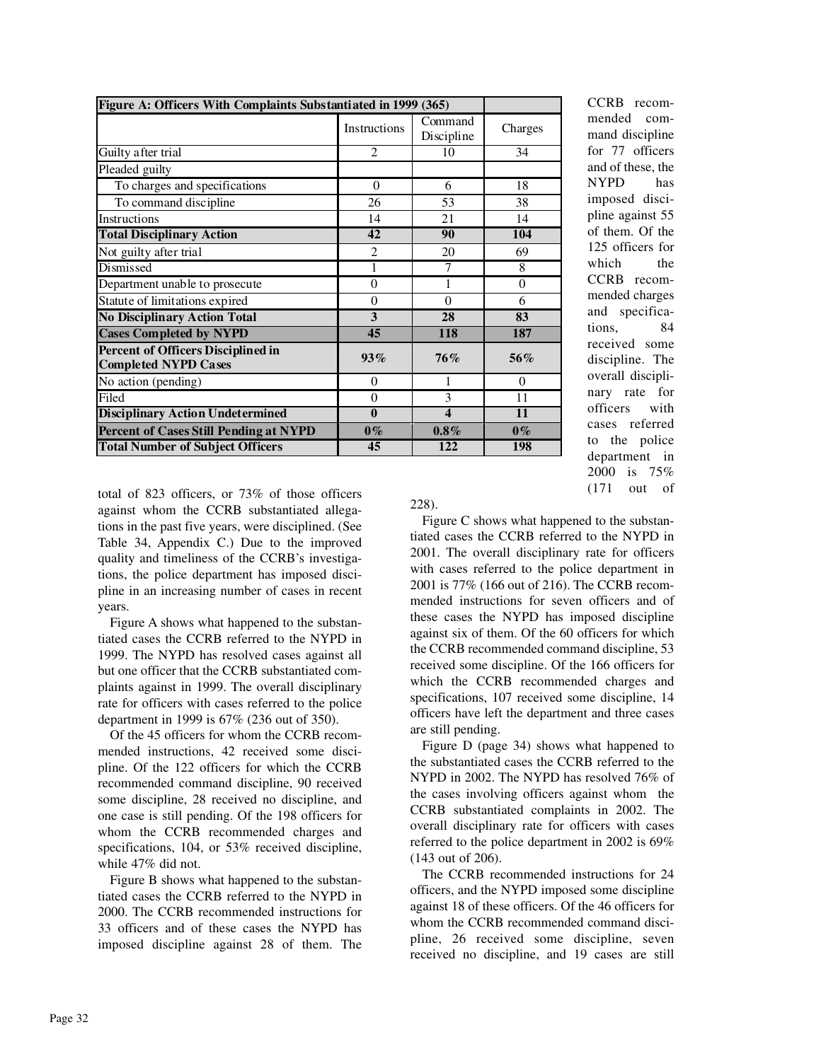| Figure A: Officers With Complaints Substantiated in 1999 (365) | | | |
|---|---|---|---|
| | Instructions | Command Discipline | Charges |
| Guilty after trial | 2 | 10 | 34 |
| Pleaded guilty | | | |
| To charges and specifications | 0 | 6 | 18 |
| To command discipline | 26 | 53 | 38 |
| Instructions | 14 | 21 | 14 |
| **Total Disciplinary Action** | **42** | **90** | **104** |
| Not guilty after trial | 2 | 20 | 69 |
| Dismissed | 1 | 7 | 8 |
| Department unable to prosecute | 0 | 1 | 0 |
| Statute of limitations expired | 0 | 0 | 6 |
| **No Disciplinary Action Total** | **3** | **28** | **83** |
| **Cases Completed by NYPD** | **45** | **118** | **187** |
| **Percent of Officers Disciplined in Completed NYPD Cases** | **93%** | **76%** | **56%** |
| No action (pending) | 0 | 1 | 0 |
| Filed | 0 | 3 | 11 |
| **Disciplinary Action Undetermined** | **0** | **4** | **11** |
| **Percent of Cases Still Pending at NYPD** | **0%** | **0.8%** | **0%** |
| **Total Number of Subject Officers** | **45** | **122** | **198** |

total of 823 officers, or 73% of those officers against whom the CCRB substantiated allegations in the past five years, were disciplined. (See Table 34, Appendix C.) Due to the improved quality and timeliness of the CCRB's investigations, the police department has imposed discipline in an increasing number of cases in recent years.

Figure A shows what happened to the substantiated cases the CCRB referred to the NYPD in 1999. The NYPD has resolved cases against all but one officer that the CCRB substantiated complaints against in 1999. The overall disciplinary rate for officers with cases referred to the police department in 1999 is 67% (236 out of 350).

Of the 45 officers for whom the CCRB recommended instructions, 42 received some discipline. Of the 122 officers for which the CCRB recommended command discipline, 90 received some discipline, 28 received no discipline, and one case is still pending. Of the 198 officers for whom the CCRB recommended charges and specifications, 104, or 53% received discipline, while 47% did not.

Figure B shows what happened to the substantiated cases the CCRB referred to the NYPD in 2000. The CCRB recommended instructions for 33 officers and of these cases the NYPD has imposed discipline against 28 of them. The CCRB recommended command discipline for 77 officers and of these, the NYPD has imposed discipline against 55 of them. Of the 125 officers for which the CCRB recommended charges and specifications, 84 received some discipline. The overall disciplinary rate for officers with cases referred to the police department in 2000 is 75% (171 out of 228).

Figure C shows what happened to the substantiated cases the CCRB referred to the NYPD in 2001. The overall disciplinary rate for officers with cases referred to the police department in 2001 is 77% (166 out of 216). The CCRB recommended instructions for seven officers and of these cases the NYPD has imposed discipline against six of them. Of the 60 officers for which the CCRB recommended command discipline, 53 received some discipline. Of the 166 officers for which the CCRB recommended charges and specifications, 107 received some discipline, 14 officers have left the department and three cases are still pending.

Figure D (page 34) shows what happened to the substantiated cases the CCRB referred to the NYPD in 2002. The NYPD has resolved 76% of the cases involving officers against whom the CCRB substantiated complaints in 2002. The overall disciplinary rate for officers with cases referred to the police department in 2002 is 69% (143 out of 206).

The CCRB recommended instructions for 24 officers, and the NYPD imposed some discipline against 18 of these officers. Of the 46 officers for whom the CCRB recommended command discipline, 26 received some discipline, seven received no discipline, and 19 cases are still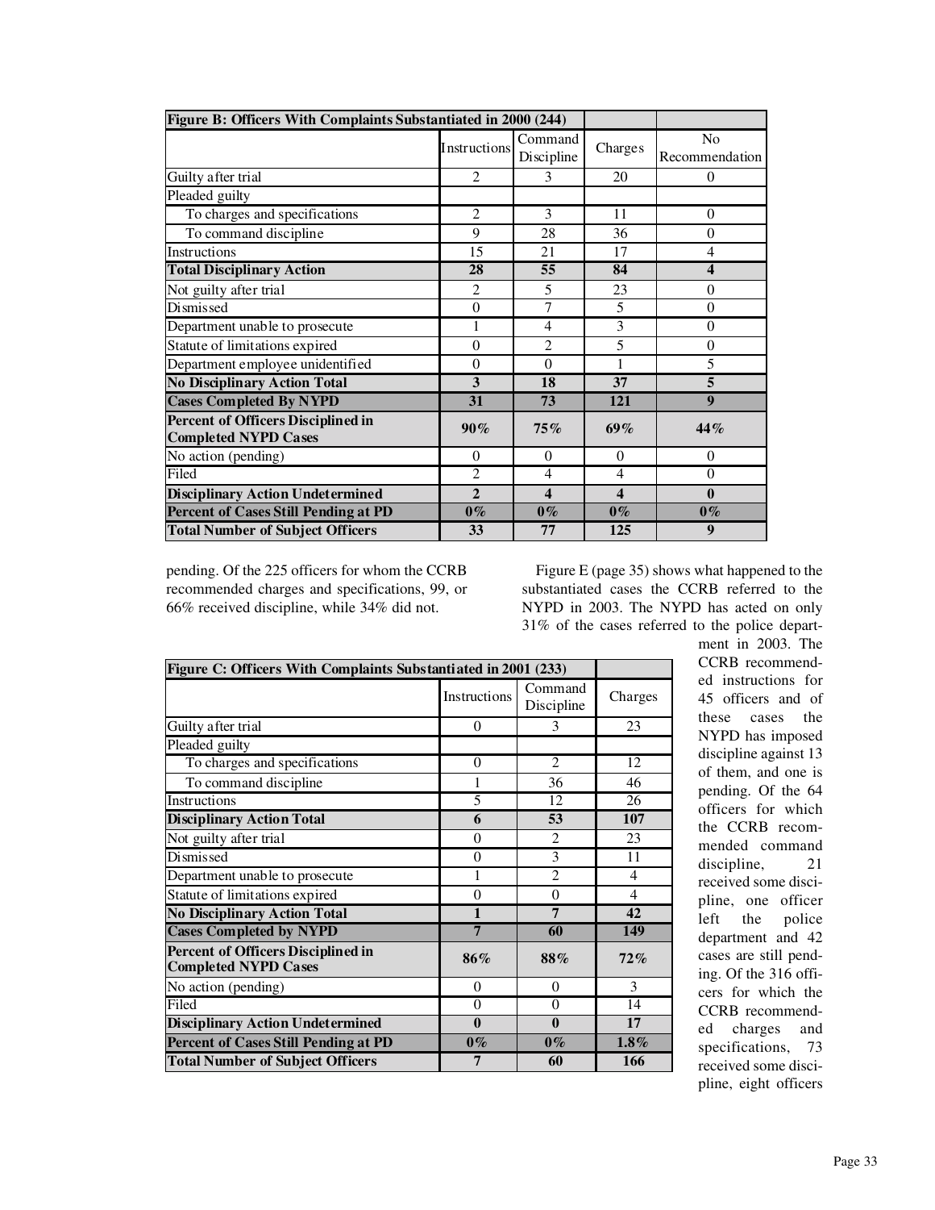| Figure B: Officers With Complaints Substantiated in 2000 (244) | | | | |
|---|---|---|---|---|
| | Instructions | Command Discipline | Charges | No Recommendation |
| Guilty after trial | 2 | 3 | 20 | 0 |
| Pleaded guilty | | | | |
| To charges and specifications | 2 | 3 | 11 | 0 |
| To command discipline | 9 | 28 | 36 | 0 |
| Instructions | 15 | 21 | 17 | 4 |
| **Total Disciplinary Action** | **28** | **55** | **84** | **4** |
| Not guilty after trial | 2 | 5 | 23 | 0 |
| Dismissed | 0 | 7 | 5 | 0 |
| Department unable to prosecute | 1 | 4 | 3 | 0 |
| Statute of limitations expired | 0 | 2 | 5 | 0 |
| Department employee unidentified | 0 | 0 | 1 | 5 |
| **No Disciplinary Action Total** | **3** | **18** | **37** | **5** |
| **Cases Completed By NYPD** | **31** | **73** | **121** | **9** |
| **Percent of Officers Disciplined in Completed NYPD Cases** | **90%** | **75%** | **69%** | **44%** |
| No action (pending) | 0 | 0 | 0 | 0 |
| Filed | 2 | 4 | 4 | 0 |
| **Disciplinary Action Undetermined** | **2** | **4** | **4** | **0** |
| **Percent of Cases Still Pending at PD** | **0%** | **0%** | **0%** | **0%** |
| **Total Number of Subject Officers** | **33** | **77** | **125** | **9** |

pending. Of the 225 officers for whom the CCRB recommended charges and specifications, 99, or 66% received discipline, while 34% did not.

| Figure C: Officers With Complaints Substantiated in 2001 (233) | | | |
|---|---|---|---|
| | Instructions | Command Discipline | Charges |
| Guilty after trial | 0 | 3 | 23 |
| Pleaded guilty | | | |
| To charges and specifications | 0 | 2 | 12 |
| To command discipline | 1 | 36 | 46 |
| Instructions | 5 | 12 | 26 |
| **Disciplinary Action Total** | **6** | **53** | **107** |
| Not guilty after trial | 0 | 2 | 23 |
| Dismissed | 0 | 3 | 11 |
| Department unable to prosecute | 1 | 2 | 4 |
| Statute of limitations expired | 0 | 0 | 4 |
| **No Disciplinary Action Total** | **1** | **7** | **42** |
| **Cases Completed by NYPD** | **7** | **60** | **149** |
| **Percent of Officers Disciplined in Completed NYPD Cases** | **86%** | **88%** | **72%** |
| No action (pending) | 0 | 0 | 3 |
| Filed | 0 | 0 | 14 |
| **Disciplinary Action Undetermined** | **0** | **0** | **17** |
| **Percent of Cases Still Pending at PD** | **0%** | **0%** | **1.8%** |
| **Total Number of Subject Officers** | **7** | **60** | **166** |

Figure E (page 35) shows what happened to the substantiated cases the CCRB referred to the NYPD in 2003. The NYPD has acted on only 31% of the cases referred to the police department in 2003. The CCRB recommended instructions for 45 officers and of these cases the NYPD has imposed discipline against 13 of them, and one is pending. Of the 64 officers for which the CCRB recommended command discipline, 21 received some discipline, one officer left the police department and 42 cases are still pending. Of the 316 officers for which the CCRB recommended charges and specifications, 73 received some discipline, eight officers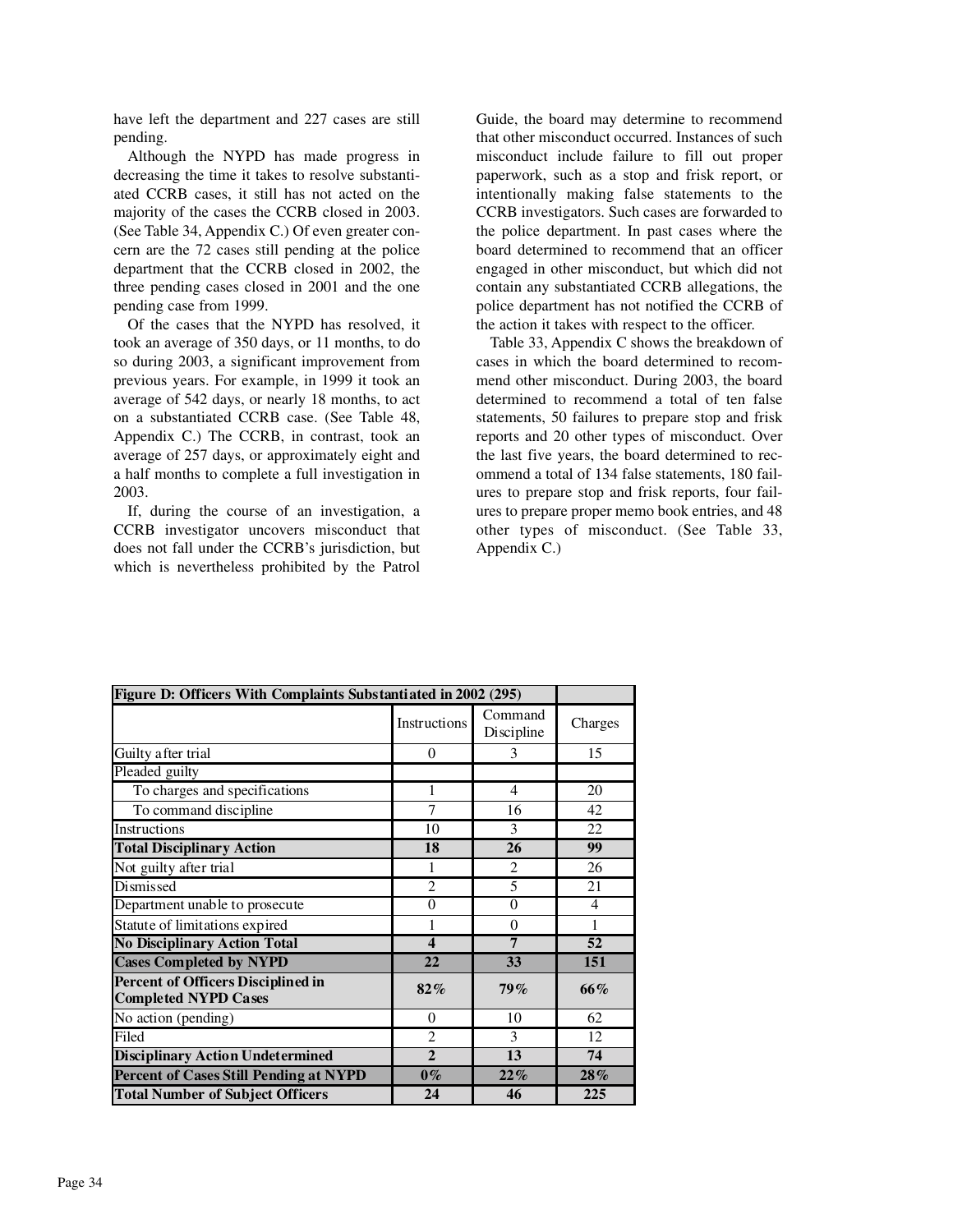have left the department and 227 cases are still pending.

Although the NYPD has made progress in decreasing the time it takes to resolve substantiated CCRB cases, it still has not acted on the majority of the cases the CCRB closed in 2003. (See Table 34, Appendix C.) Of even greater concern are the 72 cases still pending at the police department that the CCRB closed in 2002, the three pending cases closed in 2001 and the one pending case from 1999.

Of the cases that the NYPD has resolved, it took an average of 350 days, or 11 months, to do so during 2003, a significant improvement from previous years. For example, in 1999 it took an average of 542 days, or nearly 18 months, to act on a substantiated CCRB case. (See Table 48, Appendix C.) The CCRB, in contrast, took an average of 257 days, or approximately eight and a half months to complete a full investigation in 2003.

If, during the course of an investigation, a CCRB investigator uncovers misconduct that does not fall under the CCRB's jurisdiction, but which is nevertheless prohibited by the Patrol Guide, the board may determine to recommend that other misconduct occurred. Instances of such misconduct include failure to fill out proper paperwork, such as a stop and frisk report, or intentionally making false statements to the CCRB investigators. Such cases are forwarded to the police department. In past cases where the board determined to recommend that an officer engaged in other misconduct, but which did not contain any substantiated CCRB allegations, the police department has not notified the CCRB of the action it takes with respect to the officer.

Table 33, Appendix C shows the breakdown of cases in which the board determined to recommend other misconduct. During 2003, the board determined to recommend a total of ten false statements, 50 failures to prepare stop and frisk reports and 20 other types of misconduct. Over the last five years, the board determined to recommend a total of 134 false statements, 180 failures to prepare stop and frisk reports, four failures to prepare proper memo book entries, and 48 other types of misconduct. (See Table 33, Appendix C.)

| **Figure D: Officers With Complaints Substantiated in 2002 (295)** | | | |
|---|---|---|---|
| | Instructions | Command Discipline | Charges |
| Guilty after trial | 0 | 3 | 15 |
| Pleaded guilty | | | |
| To charges and specifications | 1 | 4 | 20 |
| To command discipline | 7 | 16 | 42 |
| Instructions | 10 | 3 | 22 |
| **Total Disciplinary Action** | **18** | **26** | **99** |
| Not guilty after trial | 1 | 2 | 26 |
| Dismissed | 2 | 5 | 21 |
| Department unable to prosecute | 0 | 0 | 4 |
| Statute of limitations expired | 1 | 0 | 1 |
| **No Disciplinary Action Total** | **4** | **7** | **52** |
| **Cases Completed by NYPD** | **22** | **33** | **151** |
| **Percent of Officers Disciplined in Completed NYPD Cases** | **82%** | **79%** | **66%** |
| No action (pending) | 0 | 10 | 62 |
| Filed | 2 | 3 | 12 |
| **Disciplinary Action Undetermined** | **2** | **13** | **74** |
| **Percent of Cases Still Pending at NYPD** | **0%** | **22%** | **28%** |
| **Total Number of Subject Officers** | **24** | **46** | **225** |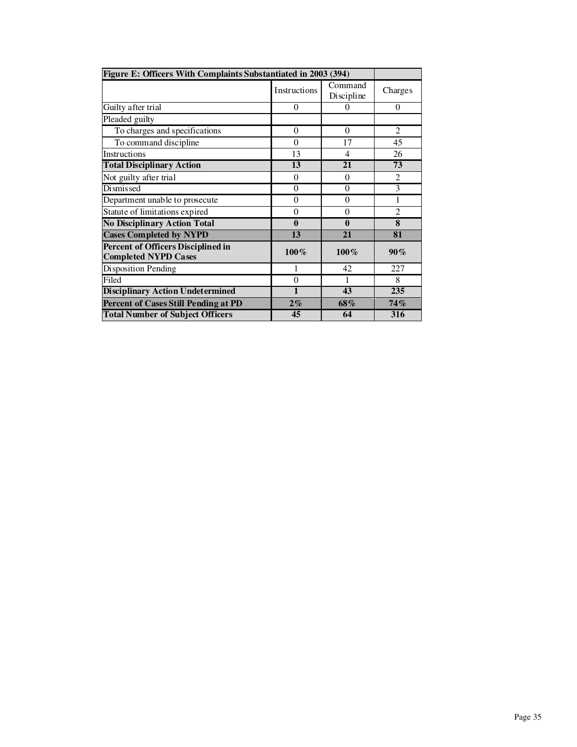| Figure E: Officers With Complaints Substantiated in 2003 (394) | | | |
|---|---|---|---|
| | Instructions | Command Discipline | Charges |
| Guilty after trial | 0 | 0 | 0 |
| Pleaded guilty | | | |
| To charges and specifications | 0 | 0 | 2 |
| To command discipline | 0 | 17 | 45 |
| Instructions | 13 | 4 | 26 |
| **Total Disciplinary Action** | **13** | **21** | **73** |
| Not guilty after trial | 0 | 0 | 2 |
| Dismissed | 0 | 0 | 3 |
| Department unable to prosecute | 0 | 0 | 1 |
| Statute of limitations expired | 0 | 0 | 2 |
| **No Disciplinary Action Total** | **0** | **0** | **8** |
| **Cases Completed by NYPD** | **13** | **21** | **81** |
| **Percent of Officers Disciplined in Completed NYPD Cases** | **100%** | **100%** | **90%** |
| Disposition Pending | 1 | 42 | 227 |
| Filed | 0 | 1 | 8 |
| **Disciplinary Action Undetermined** | **1** | **43** | **235** |
| **Percent of Cases Still Pending at PD** | **2%** | **68%** | **74%** |
| **Total Number of Subject Officers** | **45** | **64** | **316** |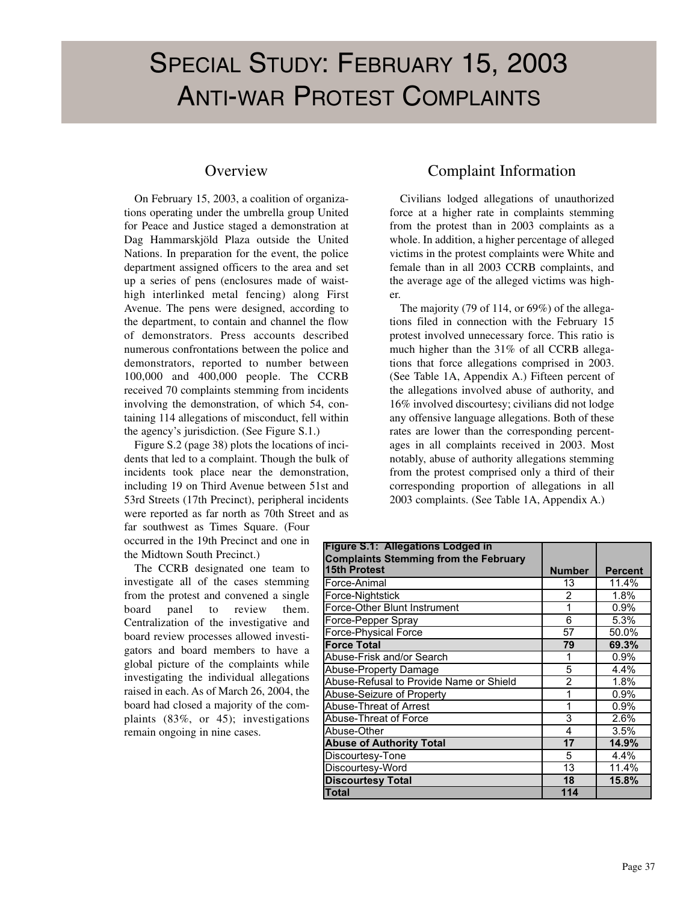# Special Study: February 15, 2003 Anti-war Protest Complaints

## Overview

On February 15, 2003, a coalition of organizations operating under the umbrella group United for Peace and Justice staged a demonstration at Dag Hammarskjöld Plaza outside the United Nations. In preparation for the event, the police department assigned officers to the area and set up a series of pens (enclosures made of waist-high interlinked metal fencing) along First Avenue. The pens were designed, according to the department, to contain and channel the flow of demonstrators. Press accounts described numerous confrontations between the police and demonstrators, reported to number between 100,000 and 400,000 people. The CCRB received 70 complaints stemming from incidents involving the demonstration, of which 54, containing 114 allegations of misconduct, fell within the agency's jurisdiction. (See Figure S.1.)

Figure S.2 (page 38) plots the locations of incidents that led to a complaint. Though the bulk of incidents took place near the demonstration, including 19 on Third Avenue between 51st and 53rd Streets (17th Precinct), peripheral incidents were reported as far north as 70th Street and as far southwest as Times Square. (Four occurred in the 19th Precinct and one in the Midtown South Precinct.)

The CCRB designated one team to investigate all of the cases stemming from the protest and convened a single board panel to review them. Centralization of the investigative and board review processes allowed investigators and board members to have a global picture of the complaints while investigating the individual allegations raised in each. As of March 26, 2004, the board had closed a majority of the complaints (83%, or 45); investigations remain ongoing in nine cases.

## Complaint Information

Civilians lodged allegations of unauthorized force at a higher rate in complaints stemming from the protest than in 2003 complaints as a whole. In addition, a higher percentage of alleged victims in the protest complaints were White and female than in all 2003 CCRB complaints, and the average age of the alleged victims was higher.

The majority (79 of 114, or 69%) of the allegations filed in connection with the February 15 protest involved unnecessary force. This ratio is much higher than the 31% of all CCRB allegations that force allegations comprised in 2003. (See Table 1A, Appendix A.) Fifteen percent of the allegations involved abuse of authority, and 16% involved discourtesy; civilians did not lodge any offensive language allegations. Both of these rates are lower than the corresponding percentages in all complaints received in 2003. Most notably, abuse of authority allegations stemming from the protest comprised only a third of their corresponding proportion of allegations in all 2003 complaints. (See Table 1A, Appendix A.)

| **Figure S.1: Allegations Lodged in Complaints Stemming from the February 15th Protest** | **Number** | **Percent** |
|---|---|---|
| Force-Animal | 13 | 11.4% |
| Force-Nightstick | 2 | 1.8% |
| Force-Other Blunt Instrument | 1 | 0.9% |
| Force-Pepper Spray | 6 | 5.3% |
| Force-Physical Force | 57 | 50.0% |
| **Force Total** | **79** | **69.3%** |
| Abuse-Frisk and/or Search | 1 | 0.9% |
| Abuse-Property Damage | 5 | 4.4% |
| Abuse-Refusal to Provide Name or Shield | 2 | 1.8% |
| Abuse-Seizure of Property | 1 | 0.9% |
| Abuse-Threat of Arrest | 1 | 0.9% |
| Abuse-Threat of Force | 3 | 2.6% |
| Abuse-Other | 4 | 3.5% |
| **Abuse of Authority Total** | **17** | **14.9%** |
| Discourtesy-Tone | 5 | 4.4% |
| Discourtesy-Word | 13 | 11.4% |
| **Discourtesy Total** | **18** | **15.8%** |
| **Total** | **114** | |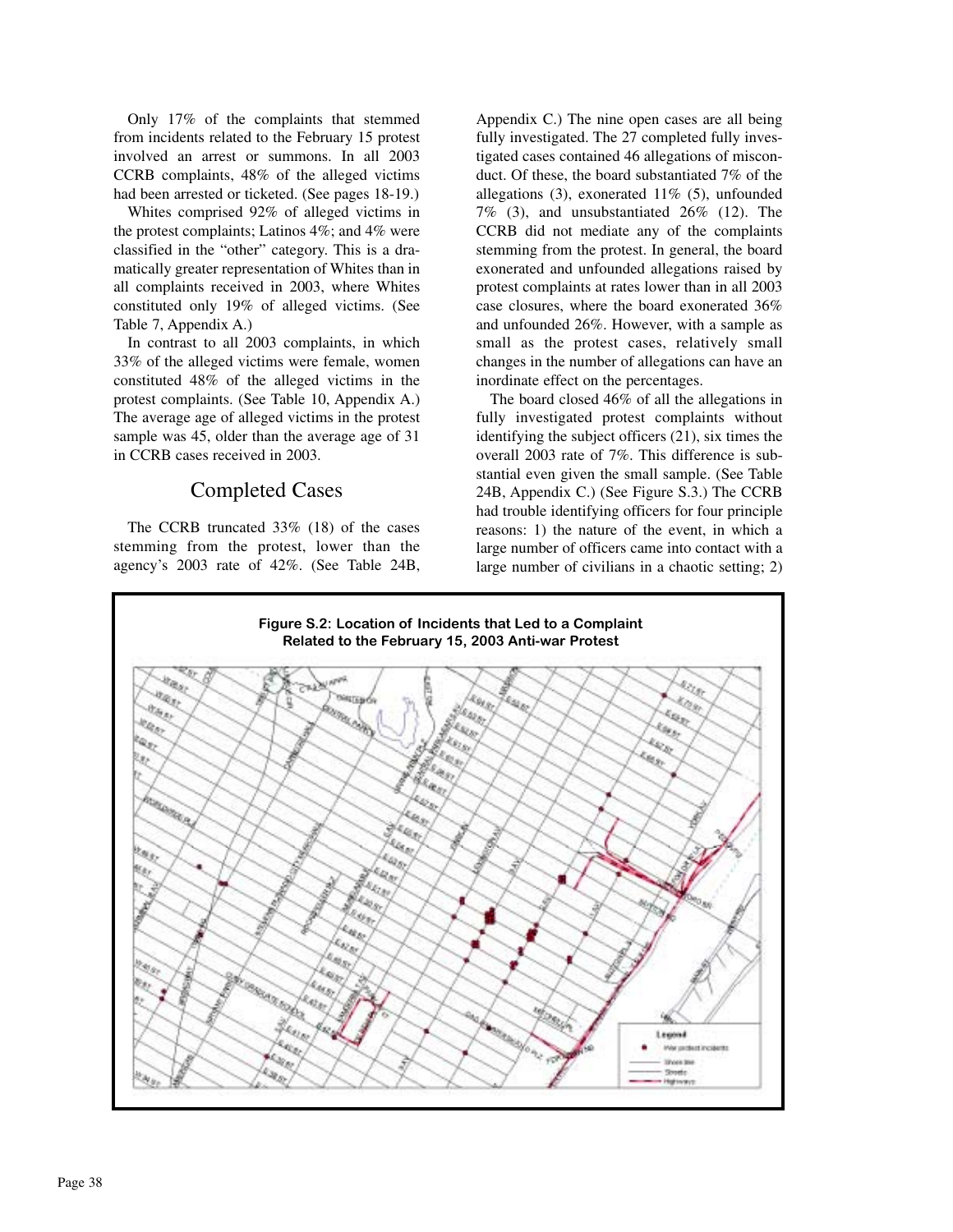Only 17% of the complaints that stemmed from incidents related to the February 15 protest involved an arrest or summons. In all 2003 CCRB complaints, 48% of the alleged victims had been arrested or ticketed. (See pages 18-19.)

Whites comprised 92% of alleged victims in the protest complaints; Latinos 4%; and 4% were classified in the "other" category. This is a dramatically greater representation of Whites than in all complaints received in 2003, where Whites constituted only 19% of alleged victims. (See Table 7, Appendix A.)

In contrast to all 2003 complaints, in which 33% of the alleged victims were female, women constituted 48% of the alleged victims in the protest complaints. (See Table 10, Appendix A.) The average age of alleged victims in the protest sample was 45, older than the average age of 31 in CCRB cases received in 2003.

## Completed Cases

The CCRB truncated 33% (18) of the cases stemming from the protest, lower than the agency's 2003 rate of 42%. (See Table 24B, Appendix C.) The nine open cases are all being fully investigated. The 27 completed fully investigated cases contained 46 allegations of misconduct. Of these, the board substantiated 7% of the allegations (3), exonerated 11% (5), unfounded 7% (3), and unsubstantiated 26% (12). The CCRB did not mediate any of the complaints stemming from the protest. In general, the board exonerated and unfounded allegations raised by protest complaints at rates lower than in all 2003 case closures, where the board exonerated 36% and unfounded 26%. However, with a sample as small as the protest cases, relatively small changes in the number of allegations can have an inordinate effect on the percentages.

The board closed 46% of all the allegations in fully investigated protest complaints without identifying the subject officers (21), six times the overall 2003 rate of 7%. This difference is substantial even given the small sample. (See Table 24B, Appendix C.) (See Figure S.3.) The CCRB had trouble identifying officers for four principle reasons: 1) the nature of the event, in which a large number of officers came into contact with a large number of civilians in a chaotic setting; 2)

**Figure S.2: Location of Incidents that Led to a Complaint Related to the February 15, 2003 Anti-war Protest**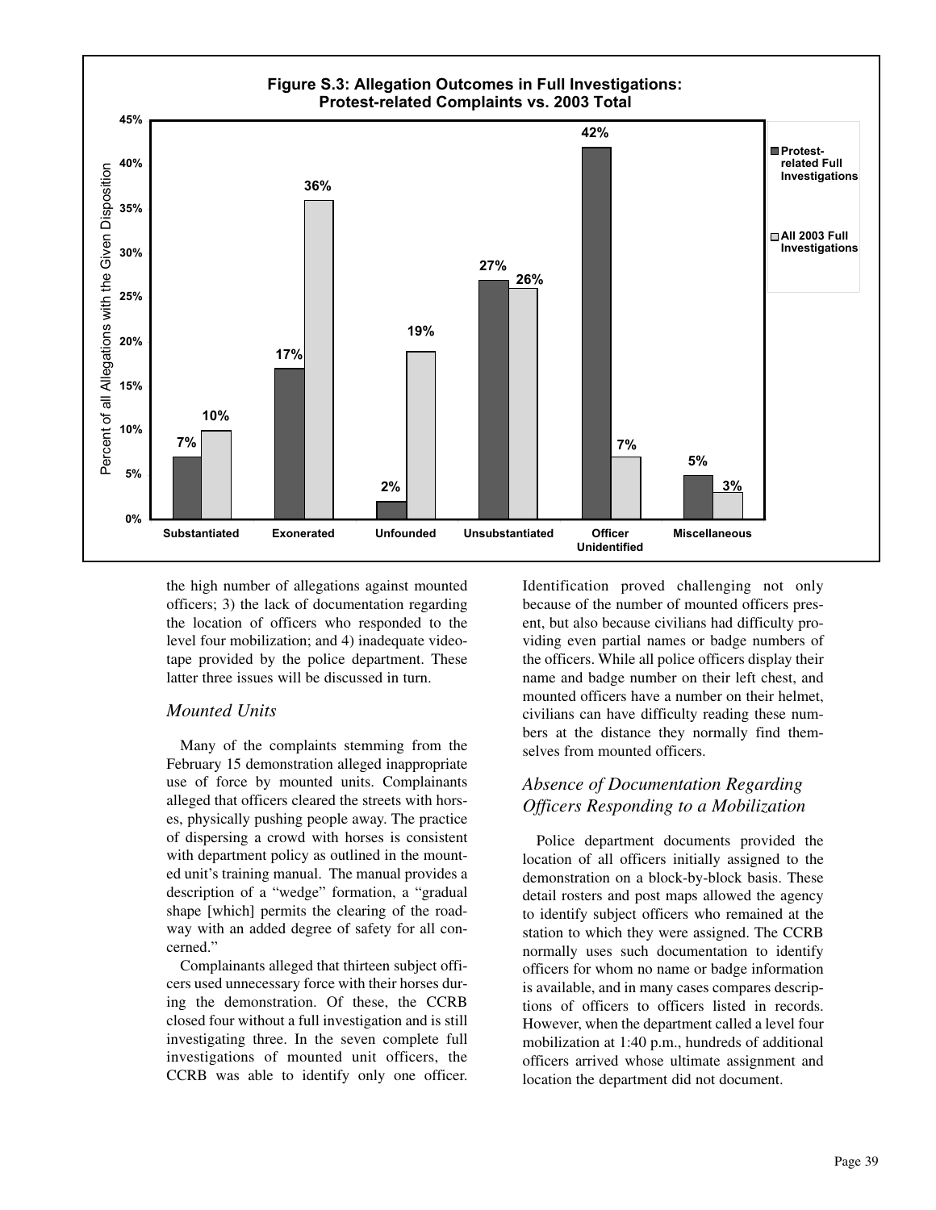**Figure S.3: Allocation Outcomes in Full Investigations: Protest-related Complaints vs. 2003 Total**

| Disposition | Protest-related Full Investigations | All 2003 Full Investigations |
|---|---|---|
| Substantiated | 7% | 10% |
| Exonerated | 17% | 36% |
| Unfounded | 2% | 19% |
| Unsubstantiated | 27% | 26% |
| Officer Unidentified | 42% | 7% |
| Miscellaneous | 5% | 3% |

the high number of allegations against mounted officers; 3) the lack of documentation regarding the location of officers who responded to the level four mobilization; and 4) inadequate videotape provided by the police department. These latter three issues will be discussed in turn.

### *Mounted Units*

Many of the complaints stemming from the February 15 demonstration alleged inappropriate use of force by mounted units. Complainants alleged that officers cleared the streets with horses, physically pushing people away. The practice of dispersing a crowd with horses is consistent with department policy as outlined in the mounted unit's training manual. The manual provides a description of a "wedge" formation, a "gradual shape [which] permits the clearing of the roadway with an added degree of safety for all concerned."

Complainants alleged that thirteen subject officers used unnecessary force with their horses during the demonstration. Of these, the CCRB closed four without a full investigation and is still investigating three. In the seven complete full investigations of mounted unit officers, the CCRB was able to identify only one officer. Identification proved challenging not only because of the number of mounted officers present, but also because civilians had difficulty providing even partial names or badge numbers of the officers. While all police officers display their name and badge number on their left chest, and mounted officers have a number on their helmet, civilians can have difficulty reading these numbers at the distance they normally find themselves from mounted officers.

### *Absence of Documentation Regarding Officers Responding to a Mobilization*

Police department documents provided the location of all officers initially assigned to the demonstration on a block-by-block basis. These detail rosters and post maps allowed the agency to identify subject officers who remained at the station to which they were assigned. The CCRB normally uses such documentation to identify officers for whom no name or badge information is available, and in many cases compares descriptions of officers to officers listed in records. However, when the department called a level four mobilization at 1:40 p.m., hundreds of additional officers arrived whose ultimate assignment and location the department did not document.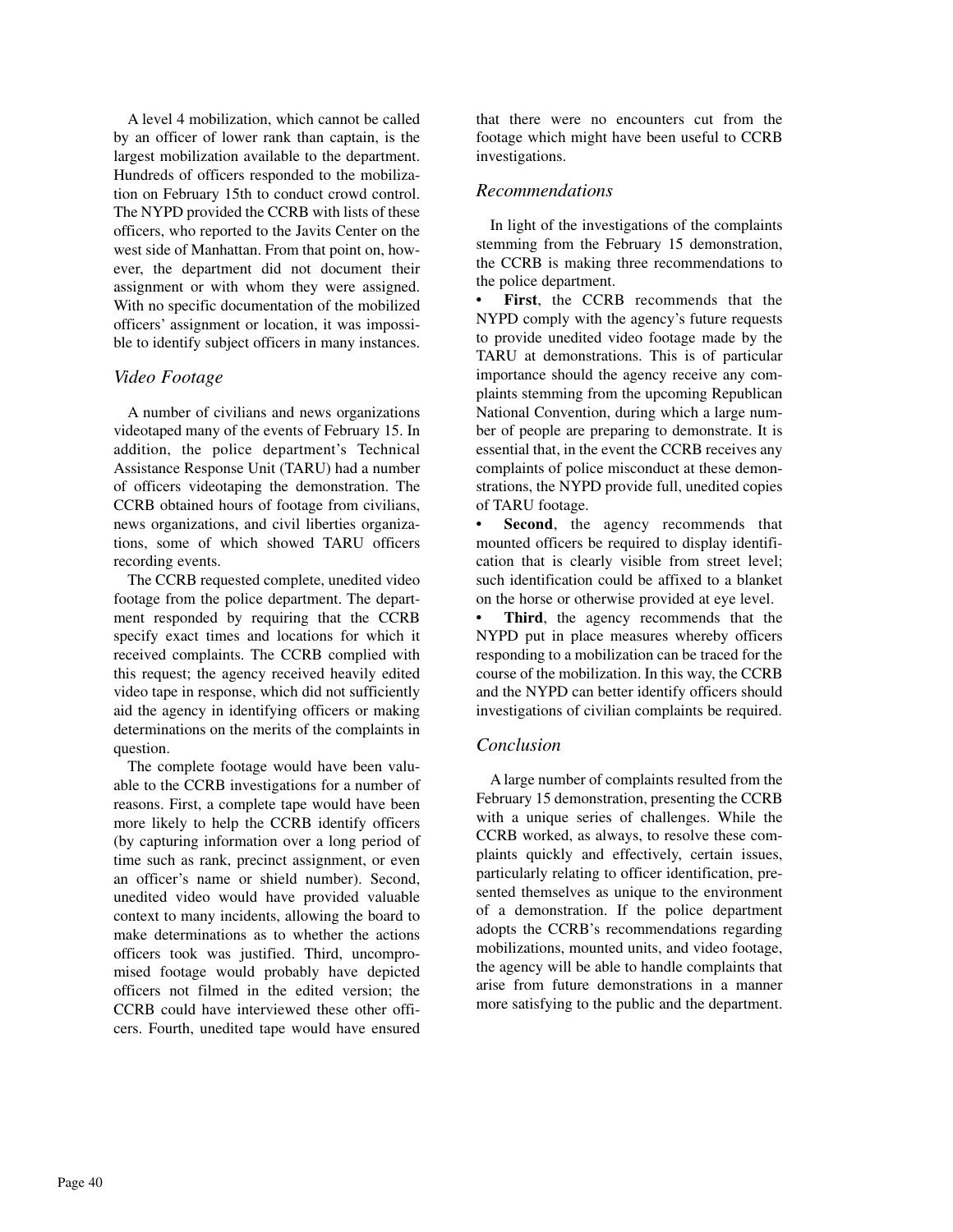A level 4 mobilization, which cannot be called by an officer of lower rank than captain, is the largest mobilization available to the department. Hundreds of officers responded to the mobilization on February 15th to conduct crowd control. The NYPD provided the CCRB with lists of these officers, who reported to the Javits Center on the west side of Manhattan. From that point on, however, the department did not document their assignment or with whom they were assigned. With no specific documentation of the mobilized officers' assignment or location, it was impossible to identify subject officers in many instances.

## *Video Footage*

A number of civilians and news organizations videotaped many of the events of February 15. In addition, the police department's Technical Assistance Response Unit (TARU) had a number of officers videotaping the demonstration. The CCRB obtained hours of footage from civilians, news organizations, and civil liberties organizations, some of which showed TARU officers recording events.

The CCRB requested complete, unedited video footage from the police department. The department responded by requiring that the CCRB specify exact times and locations for which it received complaints. The CCRB complied with this request; the agency received heavily edited video tape in response, which did not sufficiently aid the agency in identifying officers or making determinations on the merits of the complaints in question.

The complete footage would have been valuable to the CCRB investigations for a number of reasons. First, a complete tape would have been more likely to help the CCRB identify officers (by capturing information over a long period of time such as rank, precinct assignment, or even an officer's name or shield number). Second, unedited video would have provided valuable context to many incidents, allowing the board to make determinations as to whether the actions officers took was justified. Third, uncompromised footage would probably have depicted officers not filmed in the edited version; the CCRB could have interviewed these other officers. Fourth, unedited tape would have ensured that there were no encounters cut from the footage which might have been useful to CCRB investigations.

## *Recommendations*

In light of the investigations of the complaints stemming from the February 15 demonstration, the CCRB is making three recommendations to the police department.

- **First**, the CCRB recommends that the NYPD comply with the agency's future requests to provide unedited video footage made by the TARU at demonstrations. This is of particular importance should the agency receive any complaints stemming from the upcoming Republican National Convention, during which a large number of people are preparing to demonstrate. It is essential that, in the event the CCRB receives any complaints of police misconduct at these demonstrations, the NYPD provide full, unedited copies of TARU footage.
- **Second**, the agency recommends that mounted officers be required to display identification that is clearly visible from street level; such identification could be affixed to a blanket on the horse or otherwise provided at eye level.
- **Third**, the agency recommends that the NYPD put in place measures whereby officers responding to a mobilization can be traced for the course of the mobilization. In this way, the CCRB and the NYPD can better identify officers should investigations of civilian complaints be required.

## *Conclusion*

A large number of complaints resulted from the February 15 demonstration, presenting the CCRB with a unique series of challenges. While the CCRB worked, as always, to resolve these complaints quickly and effectively, certain issues, particularly relating to officer identification, presented themselves as unique to the environment of a demonstration. If the police department adopts the CCRB's recommendations regarding mobilizations, mounted units, and video footage, the agency will be able to handle complaints that arise from future demonstrations in a manner more satisfying to the public and the department.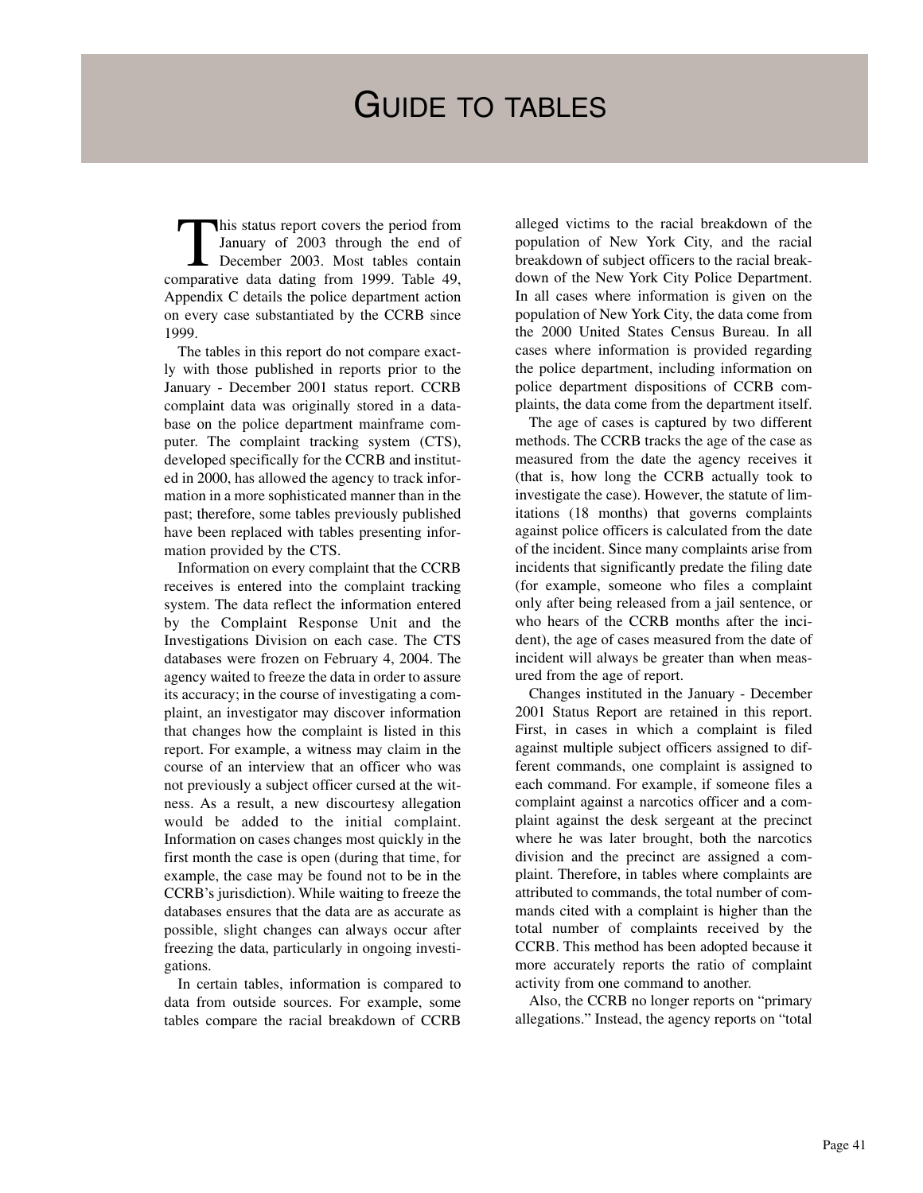# GUIDE TO TABLES

This status report covers the period from January of 2003 through the end of December 2003. Most tables contain comparative data dating from 1999. Table 49, Appendix C details the police department action on every case substantiated by the CCRB since 1999.

The tables in this report do not compare exactly with those published in reports prior to the January - December 2001 status report. CCRB complaint data was originally stored in a database on the police department mainframe computer. The complaint tracking system (CTS), developed specifically for the CCRB and instituted in 2000, has allowed the agency to track information in a more sophisticated manner than in the past; therefore, some tables previously published have been replaced with tables presenting information provided by the CTS.

Information on every complaint that the CCRB receives is entered into the complaint tracking system. The data reflect the information entered by the Complaint Response Unit and the Investigations Division on each case. The CTS databases were frozen on February 4, 2004. The agency waited to freeze the data in order to assure its accuracy; in the course of investigating a complaint, an investigator may discover information that changes how the complaint is listed in this report. For example, a witness may claim in the course of an interview that an officer who was not previously a subject officer cursed at the witness. As a result, a new discourtesy allegation would be added to the initial complaint. Information on cases changes most quickly in the first month the case is open (during that time, for example, the case may be found not to be in the CCRB's jurisdiction). While waiting to freeze the databases ensures that the data are as accurate as possible, slight changes can always occur after freezing the data, particularly in ongoing investigations.

In certain tables, information is compared to data from outside sources. For example, some tables compare the racial breakdown of CCRB alleged victims to the racial breakdown of the population of New York City, and the racial breakdown of subject officers to the racial breakdown of the New York City Police Department. In all cases where information is given on the population of New York City, the data come from the 2000 United States Census Bureau. In all cases where information is provided regarding the police department, including information on police department dispositions of CCRB complaints, the data come from the department itself.

The age of cases is captured by two different methods. The CCRB tracks the age of the case as measured from the date the agency receives it (that is, how long the CCRB actually took to investigate the case). However, the statute of limitations (18 months) that governs complaints against police officers is calculated from the date of the incident. Since many complaints arise from incidents that significantly predate the filing date (for example, someone who files a complaint only after being released from a jail sentence, or who hears of the CCRB months after the incident), the age of cases measured from the date of incident will always be greater than when measured from the age of report.

Changes instituted in the January - December 2001 Status Report are retained in this report. First, in cases in which a complaint is filed against multiple subject officers assigned to different commands, one complaint is assigned to each command. For example, if someone files a complaint against a narcotics officer and a complaint against the desk sergeant at the precinct where he was later brought, both the narcotics division and the precinct are assigned a complaint. Therefore, in tables where complaints are attributed to commands, the total number of commands cited with a complaint is higher than the total number of complaints received by the CCRB. This method has been adopted because it more accurately reports the ratio of complaint activity from one command to another.

Also, the CCRB no longer reports on "primary allegations." Instead, the agency reports on "total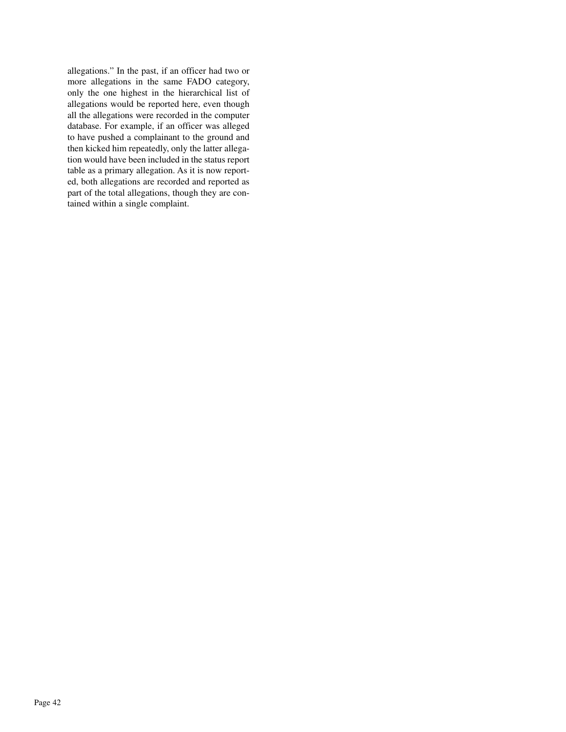allegations." In the past, if an officer had two or more allegations in the same FADO category, only the one highest in the hierarchical list of allegations would be reported here, even though all the allegations were recorded in the computer database. For example, if an officer was alleged to have pushed a complainant to the ground and then kicked him repeatedly, only the latter allegation would have been included in the status report table as a primary allegation. As it is now reported, both allegations are recorded and reported as part of the total allegations, though they are contained within a single complaint.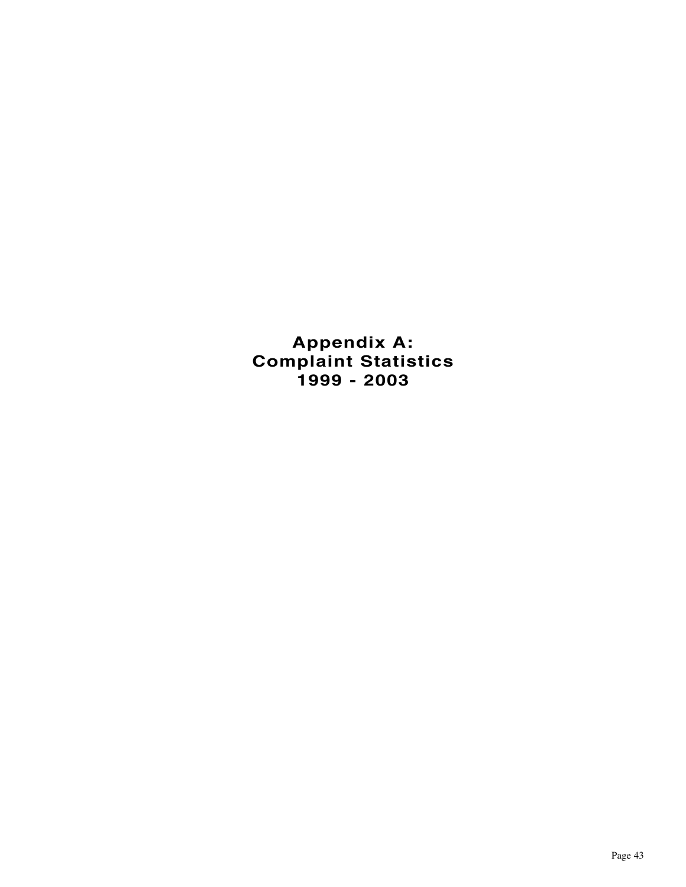# Appendix A: Complaint Statistics 1999 - 2003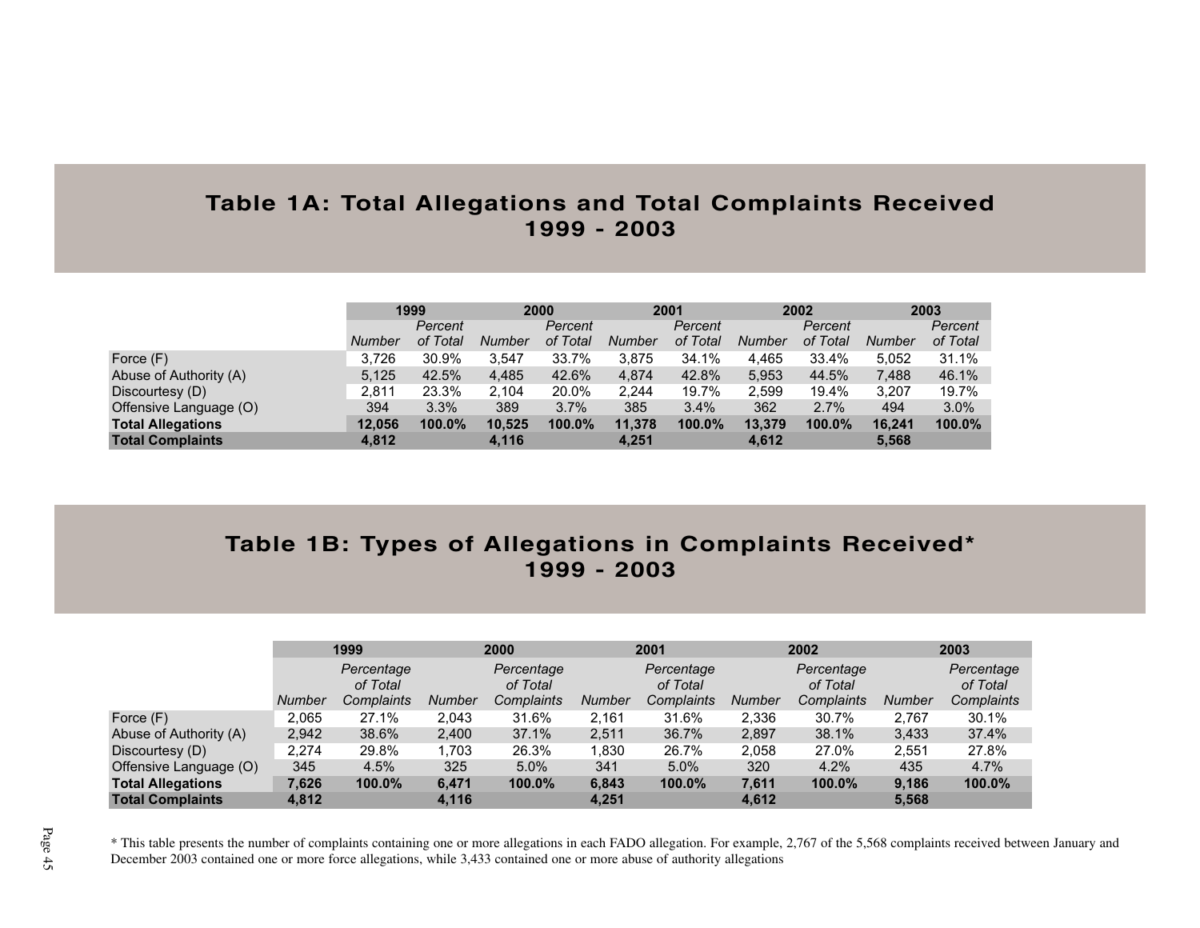## Table 1A: Total Allegations and Total Complaints Received 1999 - 2003

| | 1999 | | 2000 | | 2001 | | 2002 | | 2003 | |
|---|---|---|---|---|---|---|---|---|---|---|
| | *Number* | *Percent of Total* | *Number* | *Percent of Total* | *Number* | *Percent of Total* | *Number* | *Percent of Total* | *Number* | *Percent of Total* |
| Force (F) | 3,726 | 30.9% | 3,547 | 33.7% | 3,875 | 34.1% | 4,465 | 33.4% | 5,052 | 31.1% |
| Abuse of Authority (A) | 5,125 | 42.5% | 4,485 | 42.6% | 4,874 | 42.8% | 5,953 | 44.5% | 7,488 | 46.1% |
| Discourtesy (D) | 2,811 | 23.3% | 2,104 | 20.0% | 2,244 | 19.7% | 2,599 | 19.4% | 3,207 | 19.7% |
| Offensive Language (O) | 394 | 3.3% | 389 | 3.7% | 385 | 3.4% | 362 | 2.7% | 494 | 3.0% |
| **Total Allegations** | **12,056** | **100.0%** | **10,525** | **100.0%** | **11,378** | **100.0%** | **13,379** | **100.0%** | **16,241** | **100.0%** |
| **Total Complaints** | **4,812** | | **4,116** | | **4,251** | | **4,612** | | **5,568** | |

## Table 1B: Types of Allegations in Complaints Received* 1999 - 2003

| | 1999 | | 2000 | | 2001 | | 2002 | | 2003 | |
|---|---|---|---|---|---|---|---|---|---|---|
| | *Number* | *Percentage of Total Complaints* | *Number* | *Percentage of Total Complaints* | *Number* | *Percentage of Total Complaints* | *Number* | *Percentage of Total Complaints* | *Number* | *Percentage of Total Complaints* |
| Force (F) | 2,065 | 27.1% | 2,043 | 31.6% | 2,161 | 31.6% | 2,336 | 30.7% | 2,767 | 30.1% |
| Abuse of Authority (A) | 2,942 | 38.6% | 2,400 | 37.1% | 2,511 | 36.7% | 2,897 | 38.1% | 3,433 | 37.4% |
| Discourtesy (D) | 2,274 | 29.8% | 1,703 | 26.3% | 1,830 | 26.7% | 2,058 | 27.0% | 2,551 | 27.8% |
| Offensive Language (O) | 345 | 4.5% | 325 | 5.0% | 341 | 5.0% | 320 | 4.2% | 435 | 4.7% |
| **Total Allegations** | **7,626** | **100.0%** | **6,471** | **100.0%** | **6,843** | **100.0%** | **7,611** | **100.0%** | **9,186** | **100.0%** |
| **Total Complaints** | **4,812** | | **4,116** | | **4,251** | | **4,612** | | **5,568** | |

* This table presents the number of complaints containing one or more allegations in each FADO allegation. For example, 2,767 of the 5,568 complaints received between January and December 2003 contained one or more force allegations, while 3,433 contained one or more abuse of authority allegations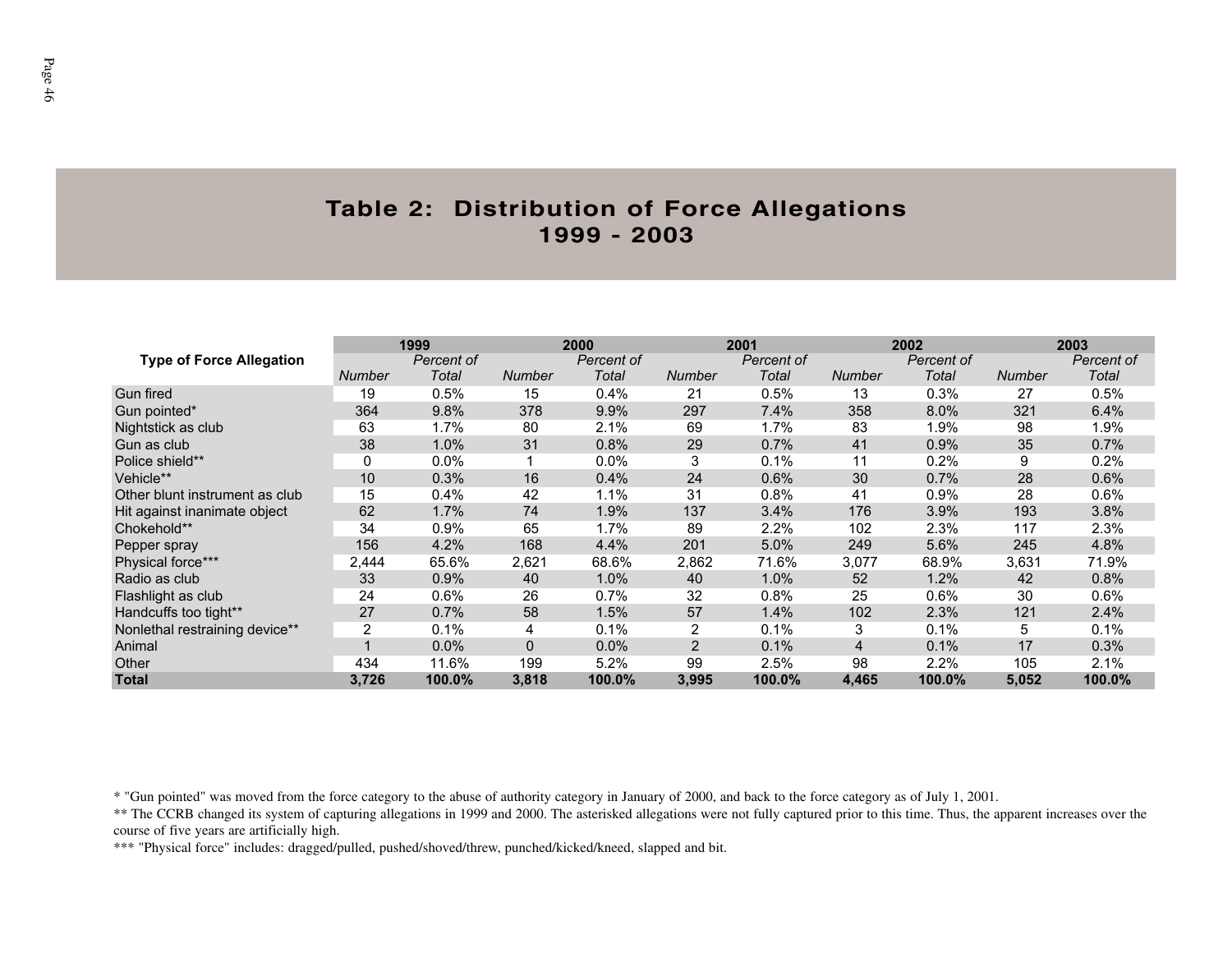## Table 2: Distribution of Force Allegations 1999 - 2003

| Type of Force Allegation | 1999 | | 2000 | | 2001 | | 2002 | | 2003 | |
|---|---|---|---|---|---|---|---|---|---|---|
| | *Number* | *Percent of Total* | *Number* | *Percent of Total* | *Number* | *Percent of Total* | *Number* | *Percent of Total* | *Number* | *Percent of Total* |
| Gun fired | 19 | 0.5% | 15 | 0.4% | 21 | 0.5% | 13 | 0.3% | 27 | 0.5% |
| Gun pointed* | 364 | 9.8% | 378 | 9.9% | 297 | 7.4% | 358 | 8.0% | 321 | 6.4% |
| Nightstick as club | 63 | 1.7% | 80 | 2.1% | 69 | 1.7% | 83 | 1.9% | 98 | 1.9% |
| Gun as club | 38 | 1.0% | 31 | 0.8% | 29 | 0.7% | 41 | 0.9% | 35 | 0.7% |
| Police shield** | 0 | 0.0% | 1 | 0.0% | 3 | 0.1% | 11 | 0.2% | 9 | 0.2% |
| Vehicle** | 10 | 0.3% | 16 | 0.4% | 24 | 0.6% | 30 | 0.7% | 28 | 0.6% |
| Other blunt instrument as club | 15 | 0.4% | 42 | 1.1% | 31 | 0.8% | 41 | 0.9% | 28 | 0.6% |
| Hit against inanimate object | 62 | 1.7% | 74 | 1.9% | 137 | 3.4% | 176 | 3.9% | 193 | 3.8% |
| Chokehold** | 34 | 0.9% | 65 | 1.7% | 89 | 2.2% | 102 | 2.3% | 117 | 2.3% |
| Pepper spray | 156 | 4.2% | 168 | 4.4% | 201 | 5.0% | 249 | 5.6% | 245 | 4.8% |
| Physical force*** | 2,444 | 65.6% | 2,621 | 68.6% | 2,862 | 71.6% | 3,077 | 68.9% | 3,631 | 71.9% |
| Radio as club | 33 | 0.9% | 40 | 1.0% | 40 | 1.0% | 52 | 1.2% | 42 | 0.8% |
| Flashlight as club | 24 | 0.6% | 26 | 0.7% | 32 | 0.8% | 25 | 0.6% | 30 | 0.6% |
| Handcuffs too tight** | 27 | 0.7% | 58 | 1.5% | 57 | 1.4% | 102 | 2.3% | 121 | 2.4% |
| Nonlethal restraining device** | 2 | 0.1% | 4 | 0.1% | 2 | 0.1% | 3 | 0.1% | 5 | 0.1% |
| Animal | 1 | 0.0% | 0 | 0.0% | 2 | 0.1% | 4 | 0.1% | 17 | 0.3% |
| Other | 434 | 11.6% | 199 | 5.2% | 99 | 2.5% | 98 | 2.2% | 105 | 2.1% |
| **Total** | **3,726** | **100.0%** | **3,818** | **100.0%** | **3,995** | **100.0%** | **4,465** | **100.0%** | **5,052** | **100.0%** |

* "Gun pointed" was moved from the force category to the abuse of authority category in January of 2000, and back to the force category as of July 1, 2001.

** The CCRB changed its system of capturing allegations in 1999 and 2000. The asterisked allegations were not fully captured prior to this time. Thus, the apparent increases over the course of five years are artificially high.

*** "Physical force" includes: dragged/pulled, pushed/shoved/threw, punched/kicked/kneed, slapped and bit.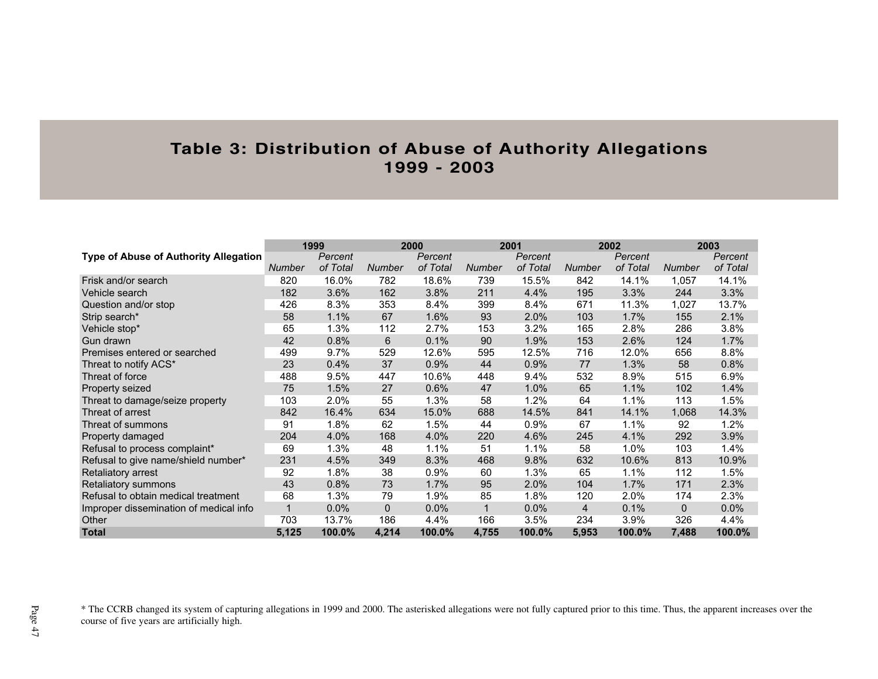# Table 3: Distribution of Abuse of Authority Allegations 1999 - 2003

| Type of Abuse of Authority Allegation | 1999 | | 2000 | | 2001 | | 2002 | | 2003 | |
|---|---|---|---|---|---|---|---|---|---|---|
| | *Number* | *Percent of Total* | *Number* | *Percent of Total* | *Number* | *Percent of Total* | *Number* | *Percent of Total* | *Number* | *Percent of Total* |
| Frisk and/or search | 820 | 16.0% | 782 | 18.6% | 739 | 15.5% | 842 | 14.1% | 1,057 | 14.1% |
| Vehicle search | 182 | 3.6% | 162 | 3.8% | 211 | 4.4% | 195 | 3.3% | 244 | 3.3% |
| Question and/or stop | 426 | 8.3% | 353 | 8.4% | 399 | 8.4% | 671 | 11.3% | 1,027 | 13.7% |
| Strip search* | 58 | 1.1% | 67 | 1.6% | 93 | 2.0% | 103 | 1.7% | 155 | 2.1% |
| Vehicle stop* | 65 | 1.3% | 112 | 2.7% | 153 | 3.2% | 165 | 2.8% | 286 | 3.8% |
| Gun drawn | 42 | 0.8% | 6 | 0.1% | 90 | 1.9% | 153 | 2.6% | 124 | 1.7% |
| Premises entered or searched | 499 | 9.7% | 529 | 12.6% | 595 | 12.5% | 716 | 12.0% | 656 | 8.8% |
| Threat to notify ACS* | 23 | 0.4% | 37 | 0.9% | 44 | 0.9% | 77 | 1.3% | 58 | 0.8% |
| Threat of force | 488 | 9.5% | 447 | 10.6% | 448 | 9.4% | 532 | 8.9% | 515 | 6.9% |
| Property seized | 75 | 1.5% | 27 | 0.6% | 47 | 1.0% | 65 | 1.1% | 102 | 1.4% |
| Threat to damage/seize property | 103 | 2.0% | 55 | 1.3% | 58 | 1.2% | 64 | 1.1% | 113 | 1.5% |
| Threat of arrest | 842 | 16.4% | 634 | 15.0% | 688 | 14.5% | 841 | 14.1% | 1,068 | 14.3% |
| Threat of summons | 91 | 1.8% | 62 | 1.5% | 44 | 0.9% | 67 | 1.1% | 92 | 1.2% |
| Property damaged | 204 | 4.0% | 168 | 4.0% | 220 | 4.6% | 245 | 4.1% | 292 | 3.9% |
| Refusal to process complaint* | 69 | 1.3% | 48 | 1.1% | 51 | 1.1% | 58 | 1.0% | 103 | 1.4% |
| Refusal to give name/shield number* | 231 | 4.5% | 349 | 8.3% | 468 | 9.8% | 632 | 10.6% | 813 | 10.9% |
| Retaliatory arrest | 92 | 1.8% | 38 | 0.9% | 60 | 1.3% | 65 | 1.1% | 112 | 1.5% |
| Retaliatory summons | 43 | 0.8% | 73 | 1.7% | 95 | 2.0% | 104 | 1.7% | 171 | 2.3% |
| Refusal to obtain medical treatment | 68 | 1.3% | 79 | 1.9% | 85 | 1.8% | 120 | 2.0% | 174 | 2.3% |
| Improper dissemination of medical info | 1 | 0.0% | 0 | 0.0% | 1 | 0.0% | 4 | 0.1% | 0 | 0.0% |
| Other | 703 | 13.7% | 186 | 4.4% | 166 | 3.5% | 234 | 3.9% | 326 | 4.4% |
| **Total** | **5,125** | **100.0%** | **4,214** | **100.0%** | **4,755** | **100.0%** | **5,953** | **100.0%** | **7,488** | **100.0%** |

* The CCRB changed its system of capturing allegations in 1999 and 2000. The asterisked allegations were not fully captured prior to this time. Thus, the apparent increases over the course of five years are artificially high.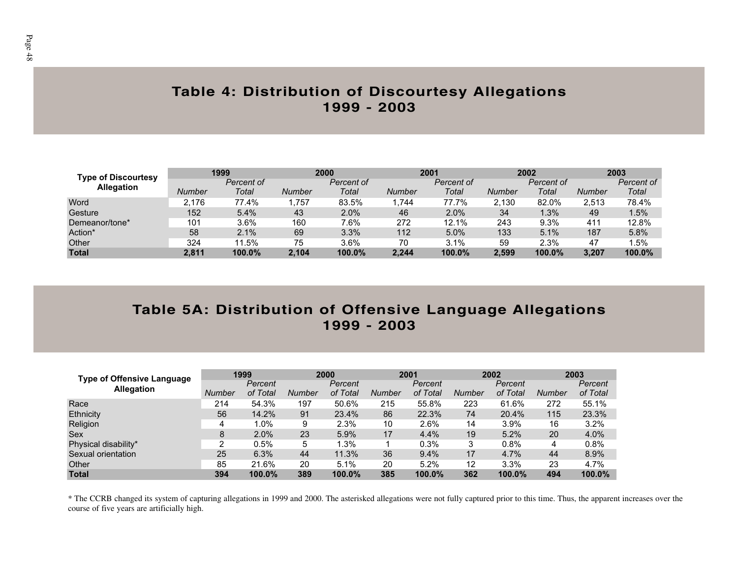## Table 4: Distribution of Discourtesy Allegations 1999 - 2003

| Type of Discourtesy Allegation | 1999 | | 2000 | | 2001 | | 2002 | | 2003 | |
|---|---|---|---|---|---|---|---|---|---|---|
| | *Number* | *Percent of Total* | *Number* | *Percent of Total* | *Number* | *Percent of Total* | *Number* | *Percent of Total* | *Number* | *Percent of Total* |
| Word | 2,176 | 77.4% | 1,757 | 83.5% | 1,744 | 77.7% | 2,130 | 82.0% | 2,513 | 78.4% |
| Gesture | 152 | 5.4% | 43 | 2.0% | 46 | 2.0% | 34 | 1.3% | 49 | 1.5% |
| Demeanor/tone* | 101 | 3.6% | 160 | 7.6% | 272 | 12.1% | 243 | 9.3% | 411 | 12.8% |
| Action* | 58 | 2.1% | 69 | 3.3% | 112 | 5.0% | 133 | 5.1% | 187 | 5.8% |
| Other | 324 | 11.5% | 75 | 3.6% | 70 | 3.1% | 59 | 2.3% | 47 | 1.5% |
| **Total** | **2,811** | **100.0%** | **2,104** | **100.0%** | **2,244** | **100.0%** | **2,599** | **100.0%** | **3,207** | **100.0%** |

## Table 5A: Distribution of Offensive Language Allegations 1999 - 2003

| Type of Offensive Language Allegation | 1999 | | 2000 | | 2001 | | 2002 | | 2003 | |
|---|---|---|---|---|---|---|---|---|---|---|
| | *Number* | *Percent of Total* | *Number* | *Percent of Total* | *Number* | *Percent of Total* | *Number* | *Percent of Total* | *Number* | *Percent of Total* |
| Race | 214 | 54.3% | 197 | 50.6% | 215 | 55.8% | 223 | 61.6% | 272 | 55.1% |
| Ethnicity | 56 | 14.2% | 91 | 23.4% | 86 | 22.3% | 74 | 20.4% | 115 | 23.3% |
| Religion | 4 | 1.0% | 9 | 2.3% | 10 | 2.6% | 14 | 3.9% | 16 | 3.2% |
| Sex | 8 | 2.0% | 23 | 5.9% | 17 | 4.4% | 19 | 5.2% | 20 | 4.0% |
| Physical disability* | 2 | 0.5% | 5 | 1.3% | 1 | 0.3% | 3 | 0.8% | 4 | 0.8% |
| Sexual orientation | 25 | 6.3% | 44 | 11.3% | 36 | 9.4% | 17 | 4.7% | 44 | 8.9% |
| Other | 85 | 21.6% | 20 | 5.1% | 20 | 5.2% | 12 | 3.3% | 23 | 4.7% |
| **Total** | **394** | **100.0%** | **389** | **100.0%** | **385** | **100.0%** | **362** | **100.0%** | **494** | **100.0%** |

* The CCRB changed its system of capturing allegations in 1999 and 2000. The asterisked allegations were not fully captured prior to this time. Thus, the apparent increases over the course of five years are artificially high.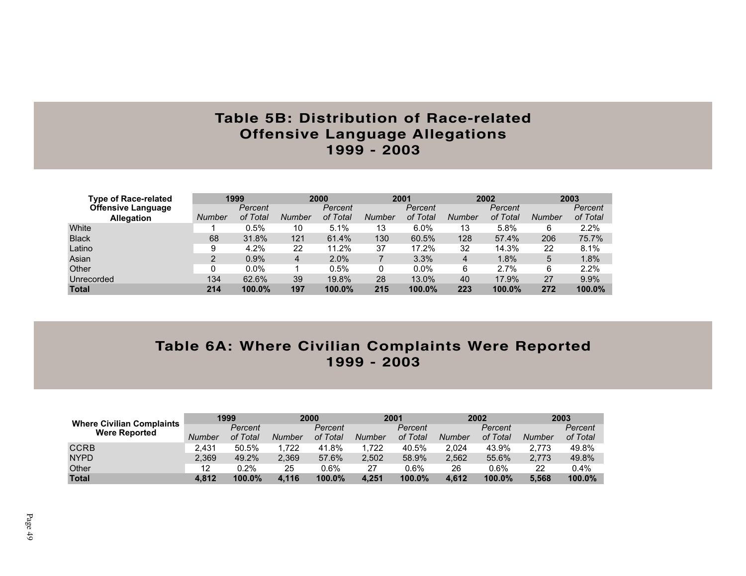# Table 5B: Distribution of Race-related Offensive Language Allegations 1999 - 2003

| Type of Race-related Offensive Language Allegation | 1999 | | 2000 | | 2001 | | 2002 | | 2003 | |
|---|---|---|---|---|---|---|---|---|---|---|
| | *Number* | *Percent of Total* | *Number* | *Percent of Total* | *Number* | *Percent of Total* | *Number* | *Percent of Total* | *Number* | *Percent of Total* |
| White | 1 | 0.5% | 10 | 5.1% | 13 | 6.0% | 13 | 5.8% | 6 | 2.2% |
| Black | 68 | 31.8% | 121 | 61.4% | 130 | 60.5% | 128 | 57.4% | 206 | 75.7% |
| Latino | 9 | 4.2% | 22 | 11.2% | 37 | 17.2% | 32 | 14.3% | 22 | 8.1% |
| Asian | 2 | 0.9% | 4 | 2.0% | 7 | 3.3% | 4 | 1.8% | 5 | 1.8% |
| Other | 0 | 0.0% | 1 | 0.5% | 0 | 0.0% | 6 | 2.7% | 6 | 2.2% |
| Unrecorded | 134 | 62.6% | 39 | 19.8% | 28 | 13.0% | 40 | 17.9% | 27 | 9.9% |
| **Total** | **214** | **100.0%** | **197** | **100.0%** | **215** | **100.0%** | **223** | **100.0%** | **272** | **100.0%** |

# Table 6A: Where Civilian Complaints Were Reported 1999 - 2003

| Where Civilian Complaints Were Reported | 1999 | | 2000 | | 2001 | | 2002 | | 2003 | |
|---|---|---|---|---|---|---|---|---|---|---|
| | *Number* | *Percent of Total* | *Number* | *Percent of Total* | *Number* | *Percent of Total* | *Number* | *Percent of Total* | *Number* | *Percent of Total* |
| CCRB | 2,431 | 50.5% | 1,722 | 41.8% | 1,722 | 40.5% | 2,024 | 43.9% | 2,773 | 49.8% |
| NYPD | 2,369 | 49.2% | 2,369 | 57.6% | 2,502 | 58.9% | 2,562 | 55.6% | 2,773 | 49.8% |
| Other | 12 | 0.2% | 25 | 0.6% | 27 | 0.6% | 26 | 0.6% | 22 | 0.4% |
| **Total** | **4,812** | **100.0%** | **4,116** | **100.0%** | **4,251** | **100.0%** | **4,612** | **100.0%** | **5,568** | **100.0%** |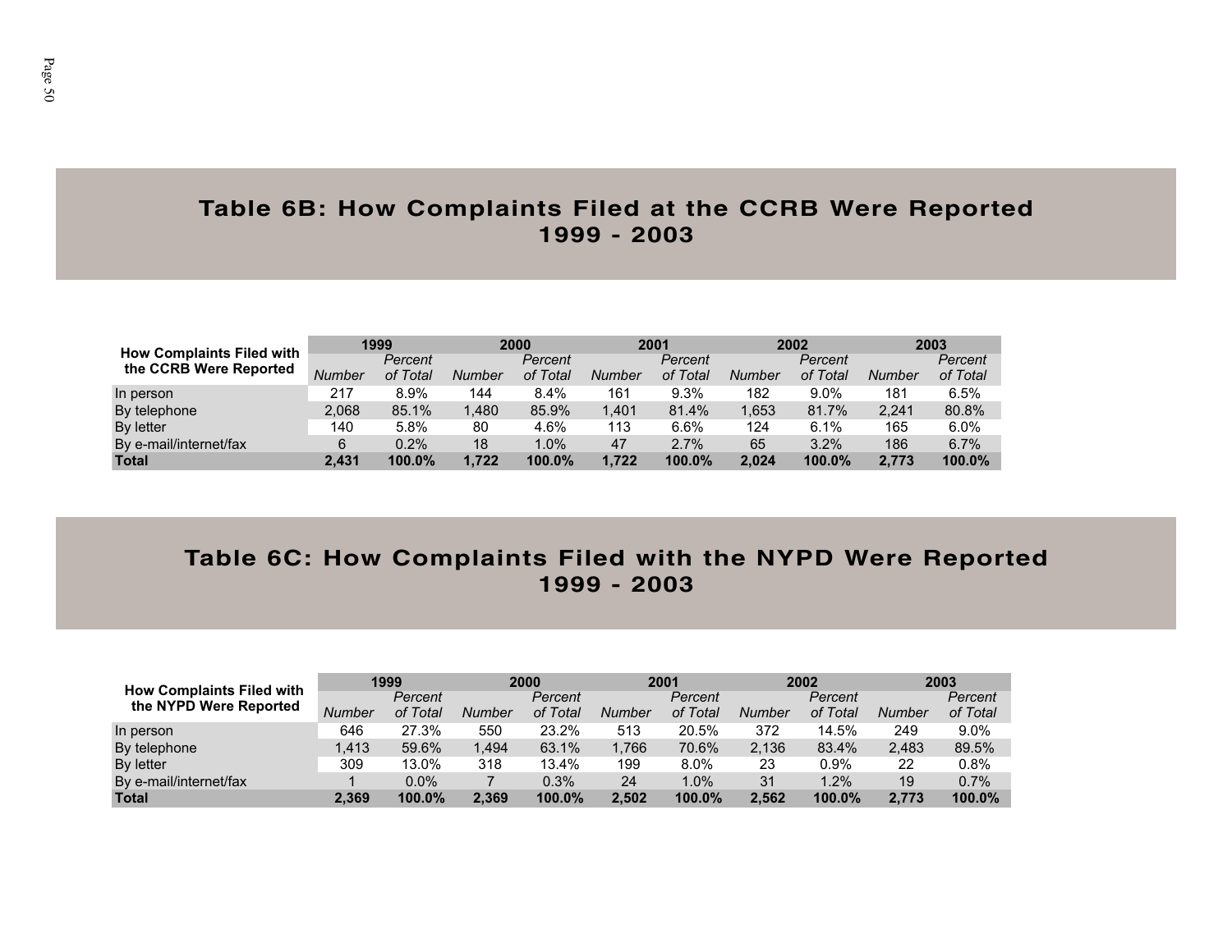# Table 6B: How Complaints Filed at the CCRB Were Reported 1999 - 2003

| How Complaints Filed with the CCRB Were Reported | 1999 | | 2000 | | 2001 | | 2002 | | 2003 | |
|---|---|---|---|---|---|---|---|---|---|---|
| | *Number* | *Percent of Total* | *Number* | *Percent of Total* | *Number* | *Percent of Total* | *Number* | *Percent of Total* | *Number* | *Percent of Total* |
| In person | 217 | 8.9% | 144 | 8.4% | 161 | 9.3% | 182 | 9.0% | 181 | 6.5% |
| By telephone | 2,068 | 85.1% | 1,480 | 85.9% | 1,401 | 81.4% | 1,653 | 81.7% | 2,241 | 80.8% |
| By letter | 140 | 5.8% | 80 | 4.6% | 113 | 6.6% | 124 | 6.1% | 165 | 6.0% |
| By e-mail/internet/fax | 6 | 0.2% | 18 | 1.0% | 47 | 2.7% | 65 | 3.2% | 186 | 6.7% |
| **Total** | **2,431** | **100.0%** | **1,722** | **100.0%** | **1,722** | **100.0%** | **2,024** | **100.0%** | **2,773** | **100.0%** |

# Table 6C: How Complaints Filed with the NYPD Were Reported 1999 - 2003

| How Complaints Filed with the NYPD Were Reported | 1999 | | 2000 | | 2001 | | 2002 | | 2003 | |
|---|---|---|---|---|---|---|---|---|---|---|
| | *Number* | *Percent of Total* | *Number* | *Percent of Total* | *Number* | *Percent of Total* | *Number* | *Percent of Total* | *Number* | *Percent of Total* |
| In person | 646 | 27.3% | 550 | 23.2% | 513 | 20.5% | 372 | 14.5% | 249 | 9.0% |
| By telephone | 1,413 | 59.6% | 1,494 | 63.1% | 1,766 | 70.6% | 2,136 | 83.4% | 2,483 | 89.5% |
| By letter | 309 | 13.0% | 318 | 13.4% | 199 | 8.0% | 23 | 0.9% | 22 | 0.8% |
| By e-mail/internet/fax | 1 | 0.0% | 7 | 0.3% | 24 | 1.0% | 31 | 1.2% | 19 | 0.7% |
| **Total** | **2,369** | **100.0%** | **2,369** | **100.0%** | **2,502** | **100.0%** | **2,562** | **100.0%** | **2,773** | **100.0%** |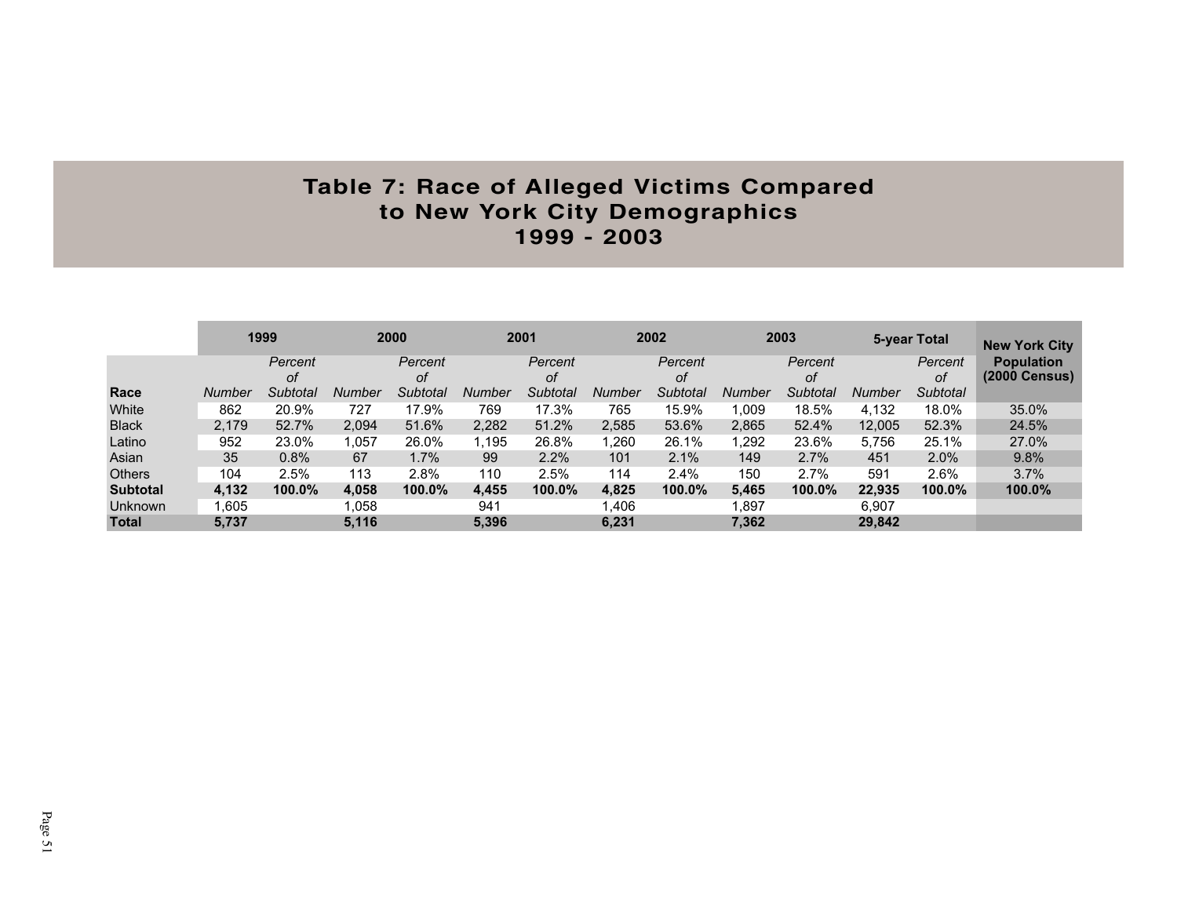# Table 7: Race of Alleged Victims Compared to New York City Demographics 1999 - 2003

| | 1999 | | 2000 | | 2001 | | 2002 | | 2003 | | 5-year Total | | New York City Population (2000 Census) |
|---|---|---|---|---|---|---|---|---|---|---|---|---|---|
| **Race** | *Number* | *Percent of Subtotal* | *Number* | *Percent of Subtotal* | *Number* | *Percent of Subtotal* | *Number* | *Percent of Subtotal* | *Number* | *Percent of Subtotal* | *Number* | *Percent of Subtotal* | |
| White | 862 | 20.9% | 727 | 17.9% | 769 | 17.3% | 765 | 15.9% | 1,009 | 18.5% | 4,132 | 18.0% | 35.0% |
| Black | 2,179 | 52.7% | 2,094 | 51.6% | 2,282 | 51.2% | 2,585 | 53.6% | 2,865 | 52.4% | 12,005 | 52.3% | 24.5% |
| Latino | 952 | 23.0% | 1,057 | 26.0% | 1,195 | 26.8% | 1,260 | 26.1% | 1,292 | 23.6% | 5,756 | 25.1% | 27.0% |
| Asian | 35 | 0.8% | 67 | 1.7% | 99 | 2.2% | 101 | 2.1% | 149 | 2.7% | 451 | 2.0% | 9.8% |
| Others | 104 | 2.5% | 113 | 2.8% | 110 | 2.5% | 114 | 2.4% | 150 | 2.7% | 591 | 2.6% | 3.7% |
| **Subtotal** | **4,132** | **100.0%** | **4,058** | **100.0%** | **4,455** | **100.0%** | **4,825** | **100.0%** | **5,465** | **100.0%** | **22,935** | **100.0%** | **100.0%** |
| Unknown | 1,605 | | 1,058 | | 941 | | 1,406 | | 1,897 | | 6,907 | | |
| **Total** | **5,737** | | **5,116** | | **5,396** | | **6,231** | | **7,362** | | **29,842** | | |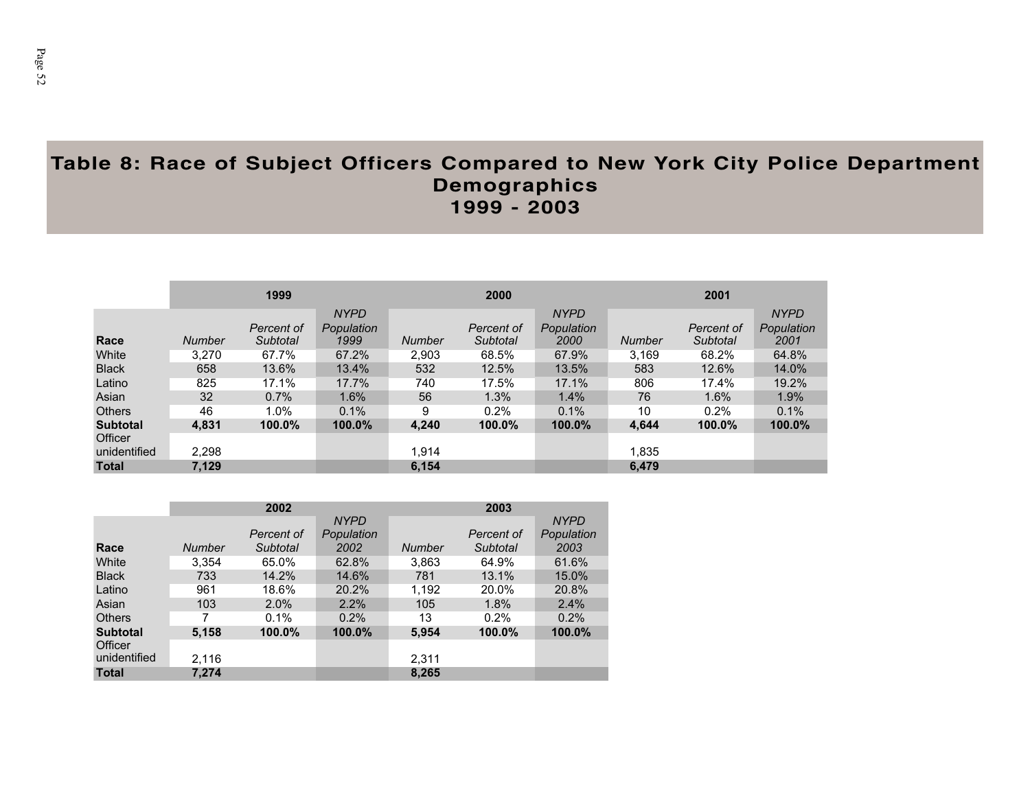# Table 8: Race of Subject Officers Compared to New York City Police Department Demographics 1999 - 2003

| | 1999 | | | 2000 | | | 2001 | | |
|---|---|---|---|---|---|---|---|---|---|
| *Race* | *Number* | *Percent of Subtotal* | *NYPD Population 1999* | *Number* | *Percent of Subtotal* | *NYPD Population 2000* | *Number* | *Percent of Subtotal* | *NYPD Population 2001* |
| White | 3,270 | 67.7% | 67.2% | 2,903 | 68.5% | 67.9% | 3,169 | 68.2% | 64.8% |
| Black | 658 | 13.6% | 13.4% | 532 | 12.5% | 13.5% | 583 | 12.6% | 14.0% |
| Latino | 825 | 17.1% | 17.7% | 740 | 17.5% | 17.1% | 806 | 17.4% | 19.2% |
| Asian | 32 | 0.7% | 1.6% | 56 | 1.3% | 1.4% | 76 | 1.6% | 1.9% |
| Others | 46 | 1.0% | 0.1% | 9 | 0.2% | 0.1% | 10 | 0.2% | 0.1% |
| **Subtotal** | **4,831** | **100.0%** | **100.0%** | **4,240** | **100.0%** | **100.0%** | **4,644** | **100.0%** | **100.0%** |
| Officer unidentified | 2,298 | | | 1,914 | | | 1,835 | | |
| **Total** | **7,129** | | | **6,154** | | | **6,479** | | |

| | 2002 | | | 2003 | | |
|---|---|---|---|---|---|---|
| *Race* | *Number* | *Percent of Subtotal* | *NYPD Population 2002* | *Number* | *Percent of Subtotal* | *NYPD Population 2003* |
| White | 3,354 | 65.0% | 62.8% | 3,863 | 64.9% | 61.6% |
| Black | 733 | 14.2% | 14.6% | 781 | 13.1% | 15.0% |
| Latino | 961 | 18.6% | 20.2% | 1,192 | 20.0% | 20.8% |
| Asian | 103 | 2.0% | 2.2% | 105 | 1.8% | 2.4% |
| Others | 7 | 0.1% | 0.2% | 13 | 0.2% | 0.2% |
| **Subtotal** | **5,158** | **100.0%** | **100.0%** | **5,954** | **100.0%** | **100.0%** |
| Officer unidentified | 2,116 | | | 2,311 | | |
| **Total** | **7,274** | | | **8,265** | | |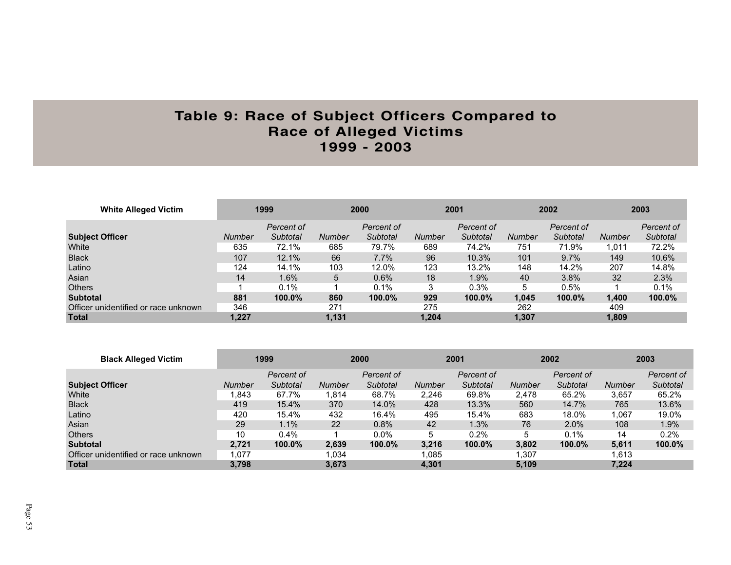# Table 9: Race of Subject Officers Compared to Race of Alleged Victims 1999 - 2003

| White Alleged Victim | 1999 | | 2000 | | 2001 | | 2002 | | 2003 | |
|---|---|---|---|---|---|---|---|---|---|---|
| **Subject Officer** | *Number* | *Percent of Subtotal* | *Number* | *Percent of Subtotal* | *Number* | *Percent of Subtotal* | *Number* | *Percent of Subtotal* | *Number* | *Percent of Subtotal* |
| White | 635 | 72.1% | 685 | 79.7% | 689 | 74.2% | 751 | 71.9% | 1,011 | 72.2% |
| Black | 107 | 12.1% | 66 | 7.7% | 96 | 10.3% | 101 | 9.7% | 149 | 10.6% |
| Latino | 124 | 14.1% | 103 | 12.0% | 123 | 13.2% | 148 | 14.2% | 207 | 14.8% |
| Asian | 14 | 1.6% | 5 | 0.6% | 18 | 1.9% | 40 | 3.8% | 32 | 2.3% |
| Others | 1 | 0.1% | 1 | 0.1% | 3 | 0.3% | 5 | 0.5% | 1 | 0.1% |
| **Subtotal** | **881** | **100.0%** | **860** | **100.0%** | **929** | **100.0%** | **1,045** | **100.0%** | **1,400** | **100.0%** |
| Officer unidentified or race unknown | 346 | | 271 | | 275 | | 262 | | 409 | |
| **Total** | **1,227** | | **1,131** | | **1,204** | | **1,307** | | **1,809** | |

| Black Alleged Victim | 1999 | | 2000 | | 2001 | | 2002 | | 2003 | |
|---|---|---|---|---|---|---|---|---|---|---|
| **Subject Officer** | *Number* | *Percent of Subtotal* | *Number* | *Percent of Subtotal* | *Number* | *Percent of Subtotal* | *Number* | *Percent of Subtotal* | *Number* | *Percent of Subtotal* |
| White | 1,843 | 67.7% | 1,814 | 68.7% | 2,246 | 69.8% | 2,478 | 65.2% | 3,657 | 65.2% |
| Black | 419 | 15.4% | 370 | 14.0% | 428 | 13.3% | 560 | 14.7% | 765 | 13.6% |
| Latino | 420 | 15.4% | 432 | 16.4% | 495 | 15.4% | 683 | 18.0% | 1,067 | 19.0% |
| Asian | 29 | 1.1% | 22 | 0.8% | 42 | 1.3% | 76 | 2.0% | 108 | 1.9% |
| Others | 10 | 0.4% | 1 | 0.0% | 5 | 0.2% | 5 | 0.1% | 14 | 0.2% |
| **Subtotal** | **2,721** | **100.0%** | **2,639** | **100.0%** | **3,216** | **100.0%** | **3,802** | **100.0%** | **5,611** | **100.0%** |
| Officer unidentified or race unknown | 1,077 | | 1,034 | | 1,085 | | 1,307 | | 1,613 | |
| **Total** | **3,798** | | **3,673** | | **4,301** | | **5,109** | | **7,224** | |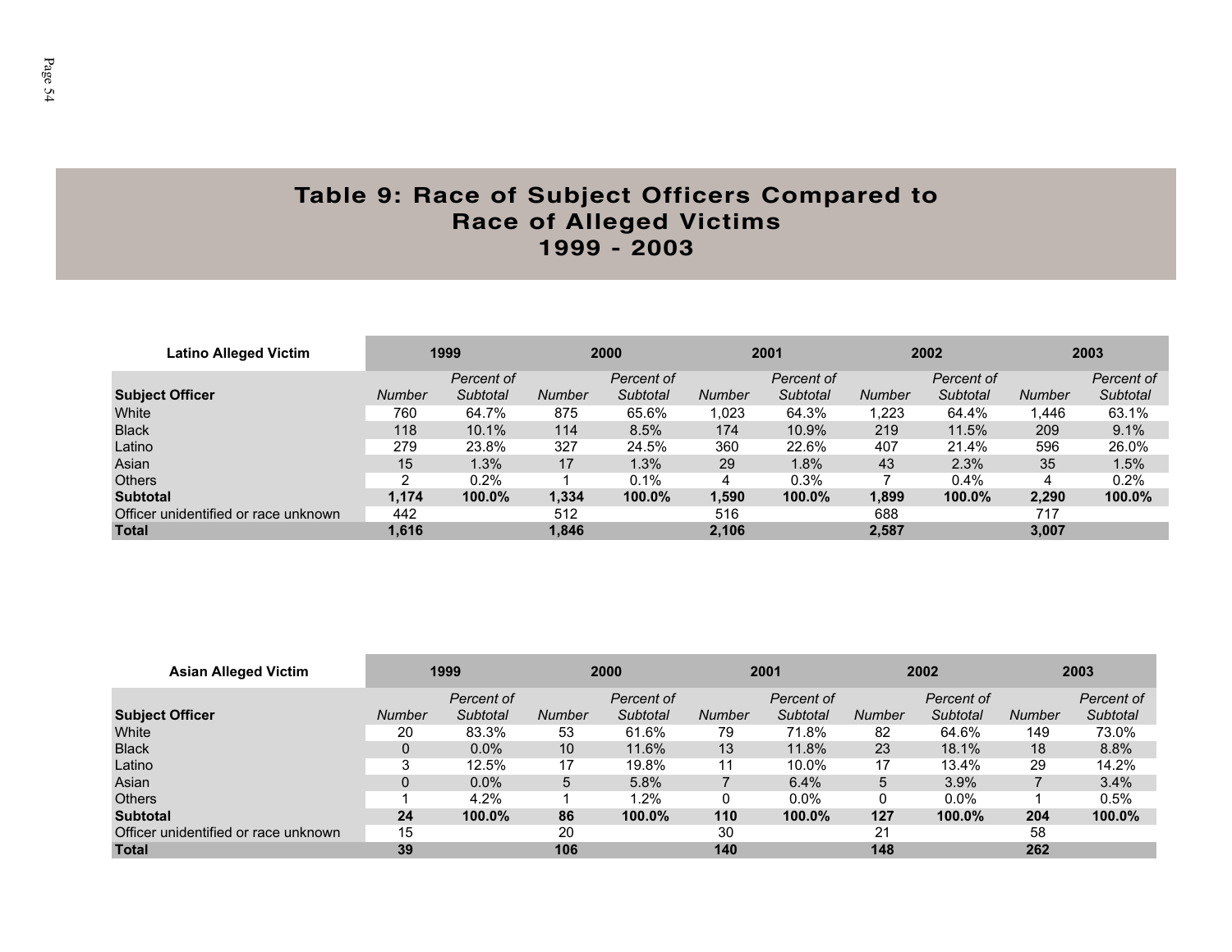# Table 9: Race of Subject Officers Compared to Race of Alleged Victims 1999 - 2003

| Latino Alleged Victim | 1999 | | 2000 | | 2001 | | 2002 | | 2003 | |
|---|---|---|---|---|---|---|---|---|---|---|
| **Subject Officer** | *Number* | *Percent of Subtotal* | *Number* | *Percent of Subtotal* | *Number* | *Percent of Subtotal* | *Number* | *Percent of Subtotal* | *Number* | *Percent of Subtotal* |
| White | 760 | 64.7% | 875 | 65.6% | 1,023 | 64.3% | 1,223 | 64.4% | 1,446 | 63.1% |
| Black | 118 | 10.1% | 114 | 8.5% | 174 | 10.9% | 219 | 11.5% | 209 | 9.1% |
| Latino | 279 | 23.8% | 327 | 24.5% | 360 | 22.6% | 407 | 21.4% | 596 | 26.0% |
| Asian | 15 | 1.3% | 17 | 1.3% | 29 | 1.8% | 43 | 2.3% | 35 | 1.5% |
| Others | 2 | 0.2% | 1 | 0.1% | 4 | 0.3% | 7 | 0.4% | 4 | 0.2% |
| **Subtotal** | **1,174** | **100.0%** | **1,334** | **100.0%** | **1,590** | **100.0%** | **1,899** | **100.0%** | **2,290** | **100.0%** |
| Officer unidentified or race unknown | 442 | | 512 | | 516 | | 688 | | 717 | |
| **Total** | **1,616** | | **1,846** | | **2,106** | | **2,587** | | **3,007** | |

| Asian Alleged Victim | 1999 | | 2000 | | 2001 | | 2002 | | 2003 | |
|---|---|---|---|---|---|---|---|---|---|---|
| **Subject Officer** | *Number* | *Percent of Subtotal* | *Number* | *Percent of Subtotal* | *Number* | *Percent of Subtotal* | *Number* | *Percent of Subtotal* | *Number* | *Percent of Subtotal* |
| White | 20 | 83.3% | 53 | 61.6% | 79 | 71.8% | 82 | 64.6% | 149 | 73.0% |
| Black | 0 | 0.0% | 10 | 11.6% | 13 | 11.8% | 23 | 18.1% | 18 | 8.8% |
| Latino | 3 | 12.5% | 17 | 19.8% | 11 | 10.0% | 17 | 13.4% | 29 | 14.2% |
| Asian | 0 | 0.0% | 5 | 5.8% | 7 | 6.4% | 5 | 3.9% | 7 | 3.4% |
| Others | 1 | 4.2% | 1 | 1.2% | 0 | 0.0% | 0 | 0.0% | 1 | 0.5% |
| **Subtotal** | **24** | **100.0%** | **86** | **100.0%** | **110** | **100.0%** | **127** | **100.0%** | **204** | **100.0%** |
| Officer unidentified or race unknown | 15 | | 20 | | 30 | | 21 | | 58 | |
| **Total** | **39** | | **106** | | **140** | | **148** | | **262** | |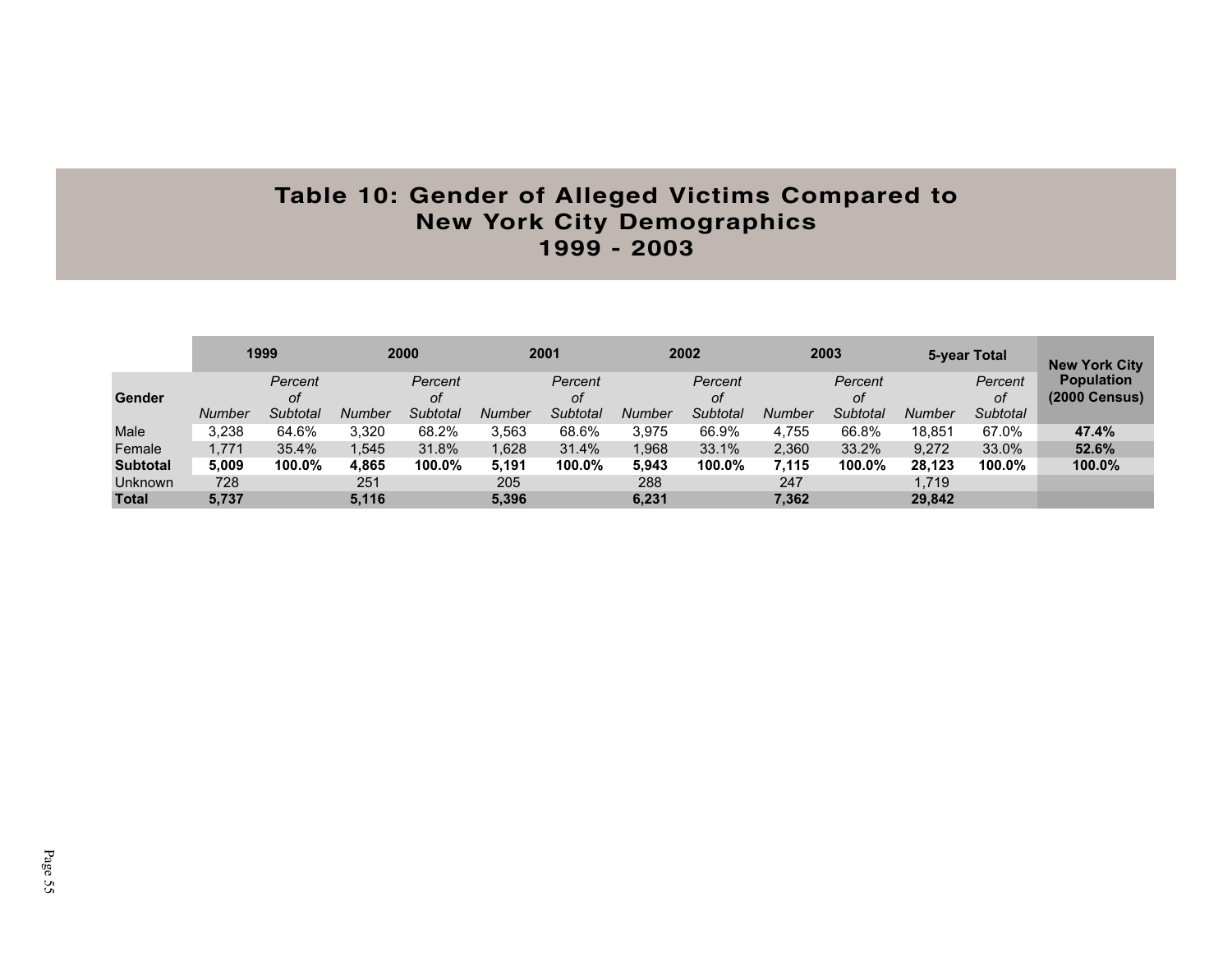# Table 10: Gender of Alleged Victims Compared to New York City Demographics 1999 - 2003

| Gender | 1999 | | 2000 | | 2001 | | 2002 | | 2003 | | 5-year Total | | New York City Population (2000 Census) |
|---|---|---|---|---|---|---|---|---|---|---|---|---|---|
| | *Number* | *Percent of Subtotal* | *Number* | *Percent of Subtotal* | *Number* | *Percent of Subtotal* | *Number* | *Percent of Subtotal* | *Number* | *Percent of Subtotal* | *Number* | *Percent of Subtotal* | |
| Male | 3,238 | 64.6% | 3,320 | 68.2% | 3,563 | 68.6% | 3,975 | 66.9% | 4,755 | 66.8% | 18,851 | 67.0% | **47.4%** |
| Female | 1,771 | 35.4% | 1,545 | 31.8% | 1,628 | 31.4% | 1,968 | 33.1% | 2,360 | 33.2% | 9,272 | 33.0% | **52.6%** |
| **Subtotal** | **5,009** | **100.0%** | **4,865** | **100.0%** | **5,191** | **100.0%** | **5,943** | **100.0%** | **7,115** | **100.0%** | **28,123** | **100.0%** | **100.0%** |
| Unknown | 728 | | 251 | | 205 | | 288 | | 247 | | 1,719 | | |
| **Total** | **5,737** | | **5,116** | | **5,396** | | **6,231** | | **7,362** | | **29,842** | | |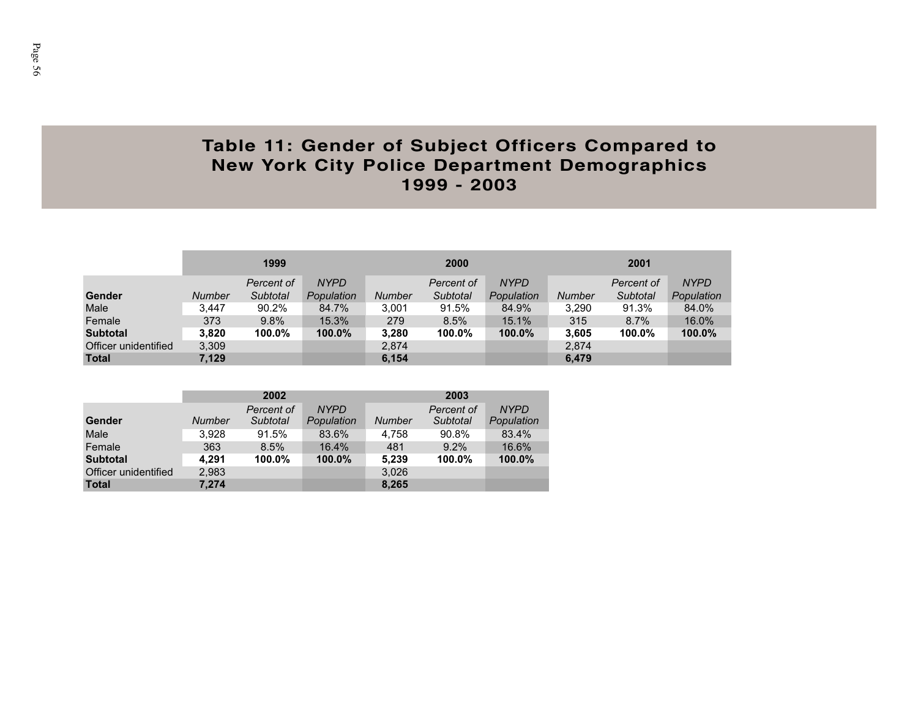# Table 11: Gender of Subject Officers Compared to New York City Police Department Demographics 1999 - 2003

| | 1999 | | | 2000 | | | 2001 | | |
|---|---|---|---|---|---|---|---|---|---|
| **Gender** | *Number* | *Percent of Subtotal* | *NYPD Population* | *Number* | *Percent of Subtotal* | *NYPD Population* | *Number* | *Percent of Subtotal* | *NYPD Population* |
| Male | 3,447 | 90.2% | 84.7% | 3,001 | 91.5% | 84.9% | 3,290 | 91.3% | 84.0% |
| Female | 373 | 9.8% | 15.3% | 279 | 8.5% | 15.1% | 315 | 8.7% | 16.0% |
| **Subtotal** | **3,820** | **100.0%** | **100.0%** | **3,280** | **100.0%** | **100.0%** | **3,605** | **100.0%** | **100.0%** |
| Officer unidentified | 3,309 | | | 2,874 | | | 2,874 | | |
| **Total** | **7,129** | | | **6,154** | | | **6,479** | | |

| | 2002 | | | 2003 | | |
|---|---|---|---|---|---|---|
| **Gender** | *Number* | *Percent of Subtotal* | *NYPD Population* | *Number* | *Percent of Subtotal* | *NYPD Population* |
| Male | 3,928 | 91.5% | 83.6% | 4,758 | 90.8% | 83.4% |
| Female | 363 | 8.5% | 16.4% | 481 | 9.2% | 16.6% |
| **Subtotal** | **4,291** | **100.0%** | **100.0%** | **5,239** | **100.0%** | **100.0%** |
| Officer unidentified | 2,983 | | | 3,026 | | |
| **Total** | **7,274** | | | **8,265** | | |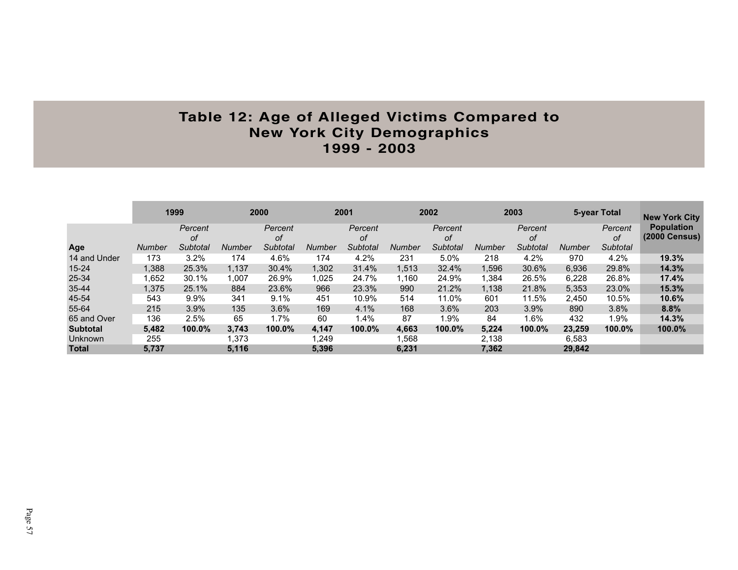# Table 12: Age of Alleged Victims Compared to New York City Demographics 1999 - 2003

| Age | 1999 | | 2000 | | 2001 | | 2002 | | 2003 | | 5-year Total | | New York City Population (2000 Census) |
|---|---|---|---|---|---|---|---|---|---|---|---|---|---|
| | *Number* | *Percent of Subtotal* | *Number* | *Percent of Subtotal* | *Number* | *Percent of Subtotal* | *Number* | *Percent of Subtotal* | *Number* | *Percent of Subtotal* | *Number* | *Percent of Subtotal* | |
| 14 and Under | 173 | 3.2% | 174 | 4.6% | 174 | 4.2% | 231 | 5.0% | 218 | 4.2% | 970 | 4.2% | **19.3%** |
| 15-24 | 1,388 | 25.3% | 1,137 | 30.4% | 1,302 | 31.4% | 1,513 | 32.4% | 1,596 | 30.6% | 6,936 | 29.8% | **14.3%** |
| 25-34 | 1,652 | 30.1% | 1,007 | 26.9% | 1,025 | 24.7% | 1,160 | 24.9% | 1,384 | 26.5% | 6,228 | 26.8% | **17.4%** |
| 35-44 | 1,375 | 25.1% | 884 | 23.6% | 966 | 23.3% | 990 | 21.2% | 1,138 | 21.8% | 5,353 | 23.0% | **15.3%** |
| 45-54 | 543 | 9.9% | 341 | 9.1% | 451 | 10.9% | 514 | 11.0% | 601 | 11.5% | 2,450 | 10.5% | **10.6%** |
| 55-64 | 215 | 3.9% | 135 | 3.6% | 169 | 4.1% | 168 | 3.6% | 203 | 3.9% | 890 | 3.8% | **8.8%** |
| 65 and Over | 136 | 2.5% | 65 | 1.7% | 60 | 1.4% | 87 | 1.9% | 84 | 1.6% | 432 | 1.9% | **14.3%** |
| **Subtotal** | **5,482** | **100.0%** | **3,743** | **100.0%** | **4,147** | **100.0%** | **4,663** | **100.0%** | **5,224** | **100.0%** | **23,259** | **100.0%** | **100.0%** |
| Unknown | 255 | | 1,373 | | 1,249 | | 1,568 | | 2,138 | | 6,583 | | |
| **Total** | **5,737** | | **5,116** | | **5,396** | | **6,231** | | **7,362** | | **29,842** | | |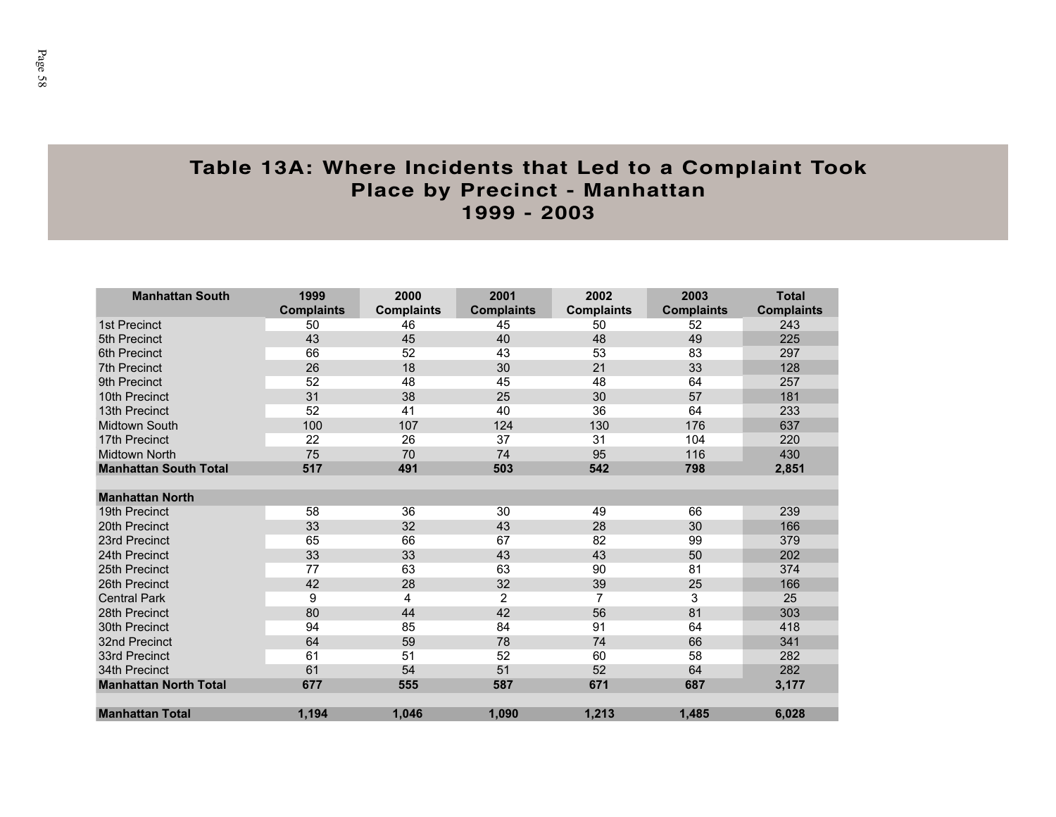# Table 13A: Where Incidents that Led to a Complaint Took Place by Precinct - Manhattan 1999 - 2003

| Manhattan South | 1999 Complaints | 2000 Complaints | 2001 Complaints | 2002 Complaints | 2003 Complaints | Total Complaints |
|---|---|---|---|---|---|---|
| 1st Precinct | 50 | 46 | 45 | 50 | 52 | 243 |
| 5th Precinct | 43 | 45 | 40 | 48 | 49 | 225 |
| 6th Precinct | 66 | 52 | 43 | 53 | 83 | 297 |
| 7th Precinct | 26 | 18 | 30 | 21 | 33 | 128 |
| 9th Precinct | 52 | 48 | 45 | 48 | 64 | 257 |
| 10th Precinct | 31 | 38 | 25 | 30 | 57 | 181 |
| 13th Precinct | 52 | 41 | 40 | 36 | 64 | 233 |
| Midtown South | 100 | 107 | 124 | 130 | 176 | 637 |
| 17th Precinct | 22 | 26 | 37 | 31 | 104 | 220 |
| Midtown North | 75 | 70 | 74 | 95 | 116 | 430 |
| **Manhattan South Total** | **517** | **491** | **503** | **542** | **798** | **2,851** |
| | | | | | | |
| **Manhattan North** | | | | | | |
| 19th Precinct | 58 | 36 | 30 | 49 | 66 | 239 |
| 20th Precinct | 33 | 32 | 43 | 28 | 30 | 166 |
| 23rd Precinct | 65 | 66 | 67 | 82 | 99 | 379 |
| 24th Precinct | 33 | 33 | 43 | 43 | 50 | 202 |
| 25th Precinct | 77 | 63 | 63 | 90 | 81 | 374 |
| 26th Precinct | 42 | 28 | 32 | 39 | 25 | 166 |
| Central Park | 9 | 4 | 2 | 7 | 3 | 25 |
| 28th Precinct | 80 | 44 | 42 | 56 | 81 | 303 |
| 30th Precinct | 94 | 85 | 84 | 91 | 64 | 418 |
| 32nd Precinct | 64 | 59 | 78 | 74 | 66 | 341 |
| 33rd Precinct | 61 | 51 | 52 | 60 | 58 | 282 |
| 34th Precinct | 61 | 54 | 51 | 52 | 64 | 282 |
| **Manhattan North Total** | **677** | **555** | **587** | **671** | **687** | **3,177** |
| | | | | | | |
| **Manhattan Total** | **1,194** | **1,046** | **1,090** | **1,213** | **1,485** | **6,028** |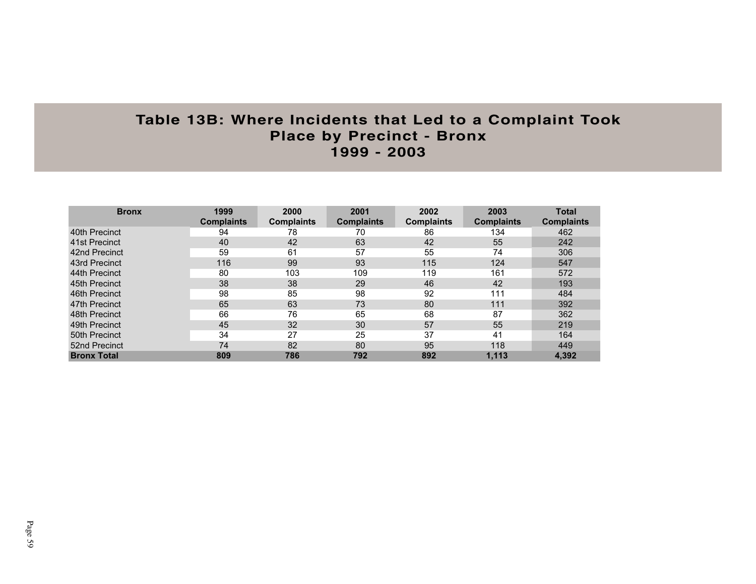# Table 13B: Where Incidents that Led to a Complaint Took Place by Precinct - Bronx 1999 - 2003

| Bronx | 1999 Complaints | 2000 Complaints | 2001 Complaints | 2002 Complaints | 2003 Complaints | Total Complaints |
|---|---|---|---|---|---|---|
| 40th Precinct | 94 | 78 | 70 | 86 | 134 | 462 |
| 41st Precinct | 40 | 42 | 63 | 42 | 55 | 242 |
| 42nd Precinct | 59 | 61 | 57 | 55 | 74 | 306 |
| 43rd Precinct | 116 | 99 | 93 | 115 | 124 | 547 |
| 44th Precinct | 80 | 103 | 109 | 119 | 161 | 572 |
| 45th Precinct | 38 | 38 | 29 | 46 | 42 | 193 |
| 46th Precinct | 98 | 85 | 98 | 92 | 111 | 484 |
| 47th Precinct | 65 | 63 | 73 | 80 | 111 | 392 |
| 48th Precinct | 66 | 76 | 65 | 68 | 87 | 362 |
| 49th Precinct | 45 | 32 | 30 | 57 | 55 | 219 |
| 50th Precinct | 34 | 27 | 25 | 37 | 41 | 164 |
| 52nd Precinct | 74 | 82 | 80 | 95 | 118 | 449 |
| **Bronx Total** | **809** | **786** | **792** | **892** | **1,113** | **4,392** |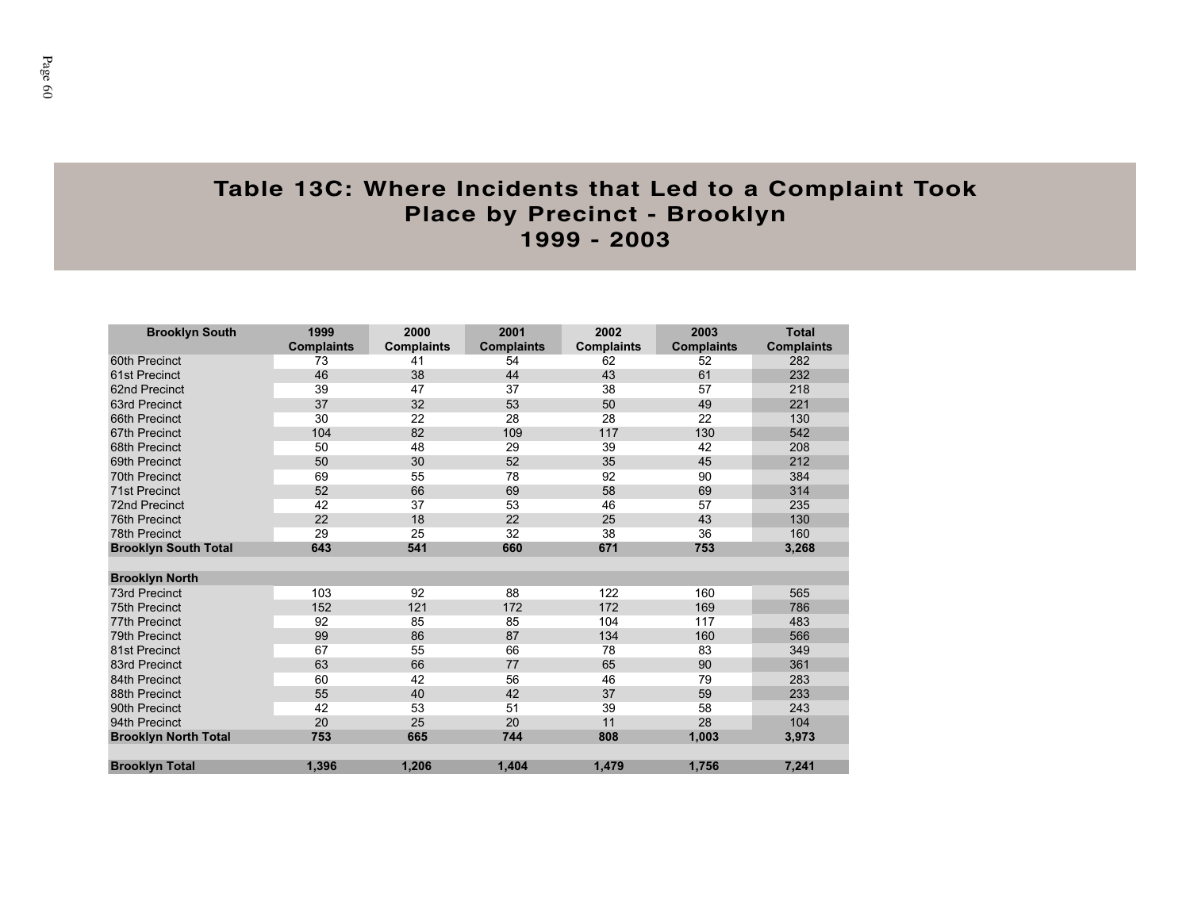# Table 13C: Where Incidents that Led to a Complaint Took Place by Precinct - Brooklyn 1999 - 2003

| Brooklyn South | 1999 Complaints | 2000 Complaints | 2001 Complaints | 2002 Complaints | 2003 Complaints | Total Complaints |
|---|---|---|---|---|---|---|
| 60th Precinct | 73 | 41 | 54 | 62 | 52 | 282 |
| 61st Precinct | 46 | 38 | 44 | 43 | 61 | 232 |
| 62nd Precinct | 39 | 47 | 37 | 38 | 57 | 218 |
| 63rd Precinct | 37 | 32 | 53 | 50 | 49 | 221 |
| 66th Precinct | 30 | 22 | 28 | 28 | 22 | 130 |
| 67th Precinct | 104 | 82 | 109 | 117 | 130 | 542 |
| 68th Precinct | 50 | 48 | 29 | 39 | 42 | 208 |
| 69th Precinct | 50 | 30 | 52 | 35 | 45 | 212 |
| 70th Precinct | 69 | 55 | 78 | 92 | 90 | 384 |
| 71st Precinct | 52 | 66 | 69 | 58 | 69 | 314 |
| 72nd Precinct | 42 | 37 | 53 | 46 | 57 | 235 |
| 76th Precinct | 22 | 18 | 22 | 25 | 43 | 130 |
| 78th Precinct | 29 | 25 | 32 | 38 | 36 | 160 |
| **Brooklyn South Total** | **643** | **541** | **660** | **671** | **753** | **3,268** |
| | | | | | | |
| **Brooklyn North** | | | | | | |
| 73rd Precinct | 103 | 92 | 88 | 122 | 160 | 565 |
| 75th Precinct | 152 | 121 | 172 | 172 | 169 | 786 |
| 77th Precinct | 92 | 85 | 85 | 104 | 117 | 483 |
| 79th Precinct | 99 | 86 | 87 | 134 | 160 | 566 |
| 81st Precinct | 67 | 55 | 66 | 78 | 83 | 349 |
| 83rd Precinct | 63 | 66 | 77 | 65 | 90 | 361 |
| 84th Precinct | 60 | 42 | 56 | 46 | 79 | 283 |
| 88th Precinct | 55 | 40 | 42 | 37 | 59 | 233 |
| 90th Precinct | 42 | 53 | 51 | 39 | 58 | 243 |
| 94th Precinct | 20 | 25 | 20 | 11 | 28 | 104 |
| **Brooklyn North Total** | **753** | **665** | **744** | **808** | **1,003** | **3,973** |
| | | | | | | |
| **Brooklyn Total** | **1,396** | **1,206** | **1,404** | **1,479** | **1,756** | **7,241** |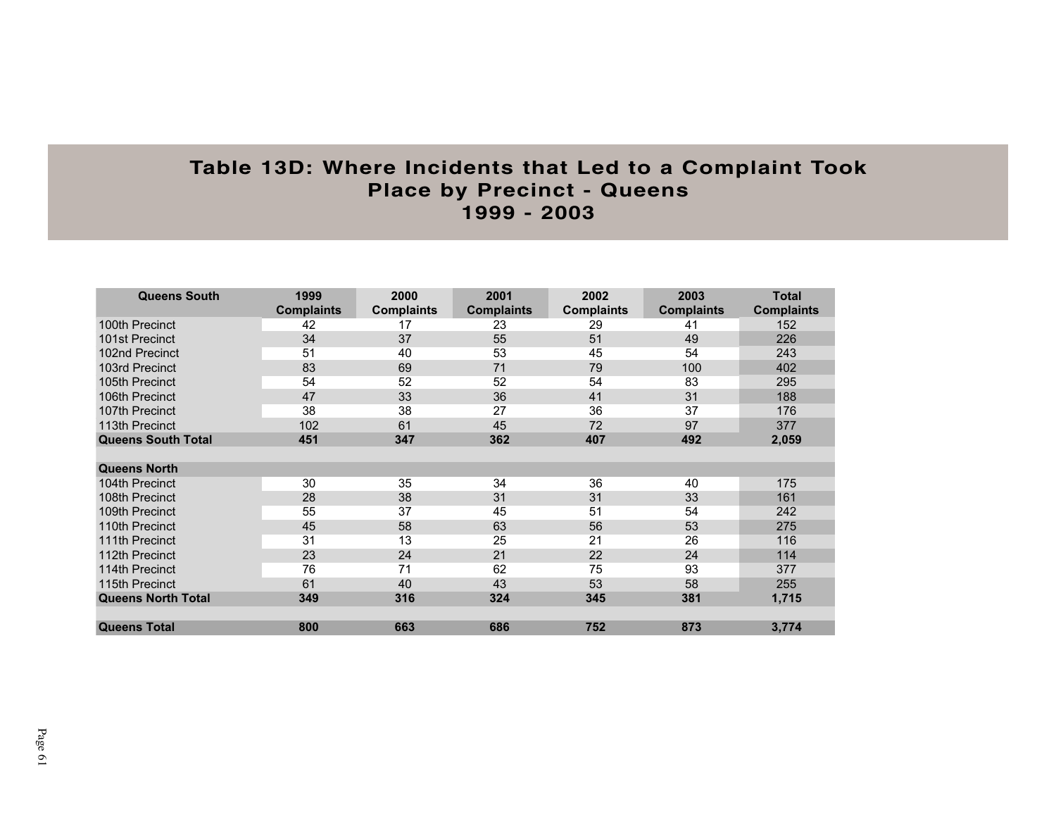# Table 13D: Where Incidents that Led to a Complaint Took Place by Precinct - Queens 1999 - 2003

| Queens South | 1999 Complaints | 2000 Complaints | 2001 Complaints | 2002 Complaints | 2003 Complaints | Total Complaints |
|---|---|---|---|---|---|---|
| 100th Precinct | 42 | 17 | 23 | 29 | 41 | 152 |
| 101st Precinct | 34 | 37 | 55 | 51 | 49 | 226 |
| 102nd Precinct | 51 | 40 | 53 | 45 | 54 | 243 |
| 103rd Precinct | 83 | 69 | 71 | 79 | 100 | 402 |
| 105th Precinct | 54 | 52 | 52 | 54 | 83 | 295 |
| 106th Precinct | 47 | 33 | 36 | 41 | 31 | 188 |
| 107th Precinct | 38 | 38 | 27 | 36 | 37 | 176 |
| 113th Precinct | 102 | 61 | 45 | 72 | 97 | 377 |
| **Queens South Total** | **451** | **347** | **362** | **407** | **492** | **2,059** |
| | | | | | | |
| **Queens North** | | | | | | |
| 104th Precinct | 30 | 35 | 34 | 36 | 40 | 175 |
| 108th Precinct | 28 | 38 | 31 | 31 | 33 | 161 |
| 109th Precinct | 55 | 37 | 45 | 51 | 54 | 242 |
| 110th Precinct | 45 | 58 | 63 | 56 | 53 | 275 |
| 111th Precinct | 31 | 13 | 25 | 21 | 26 | 116 |
| 112th Precinct | 23 | 24 | 21 | 22 | 24 | 114 |
| 114th Precinct | 76 | 71 | 62 | 75 | 93 | 377 |
| 115th Precinct | 61 | 40 | 43 | 53 | 58 | 255 |
| **Queens North Total** | **349** | **316** | **324** | **345** | **381** | **1,715** |
| | | | | | | |
| **Queens Total** | **800** | **663** | **686** | **752** | **873** | **3,774** |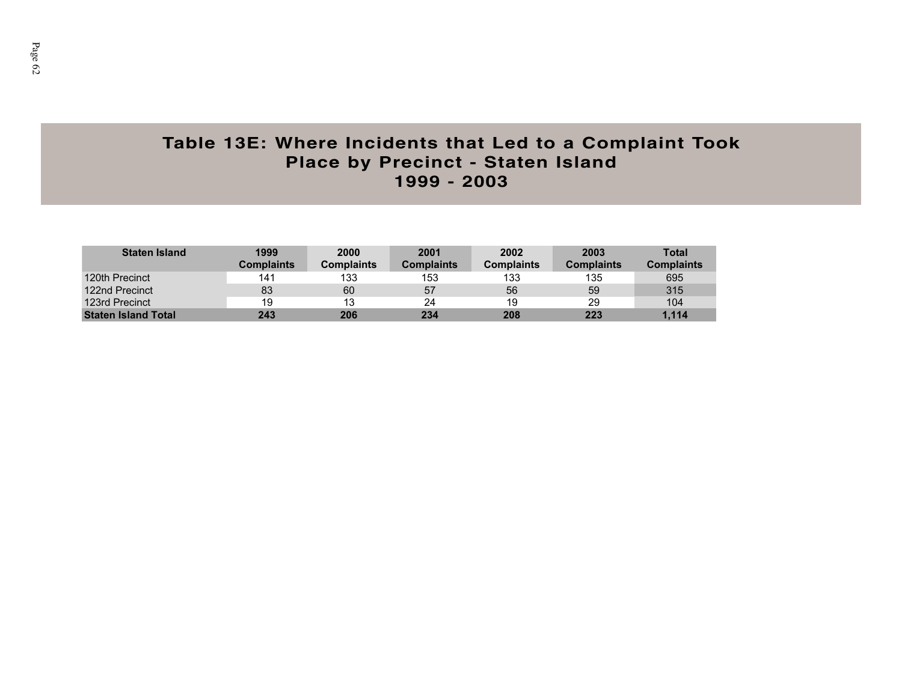# Table 13E: Where Incidents that Led to a Complaint Took Place by Precinct - Staten Island 1999 - 2003

| Staten Island | 1999 Complaints | 2000 Complaints | 2001 Complaints | 2002 Complaints | 2003 Complaints | Total Complaints |
|---|---|---|---|---|---|---|
| 120th Precinct | 141 | 133 | 153 | 133 | 135 | 695 |
| 122nd Precinct | 83 | 60 | 57 | 56 | 59 | 315 |
| 123rd Precinct | 19 | 13 | 24 | 19 | 29 | 104 |
| **Staten Island Total** | **243** | **206** | **234** | **208** | **223** | **1,114** |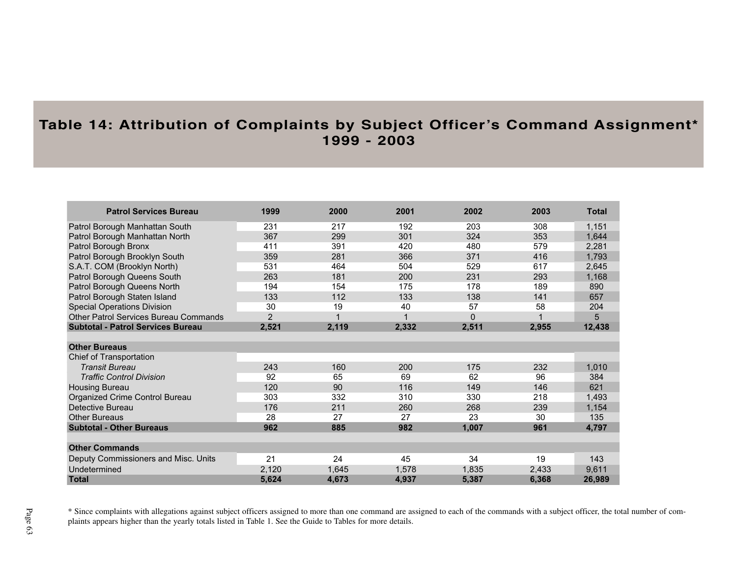# Table 14: Attribution of Complaints by Subject Officer's Command Assignment* 1999 - 2003

| Patrol Services Bureau | 1999 | 2000 | 2001 | 2002 | 2003 | Total |
|---|---|---|---|---|---|---|
| Patrol Borough Manhattan South | 231 | 217 | 192 | 203 | 308 | 1,151 |
| Patrol Borough Manhattan North | 367 | 299 | 301 | 324 | 353 | 1,644 |
| Patrol Borough Bronx | 411 | 391 | 420 | 480 | 579 | 2,281 |
| Patrol Borough Brooklyn South | 359 | 281 | 366 | 371 | 416 | 1,793 |
| S.A.T. COM (Brooklyn North) | 531 | 464 | 504 | 529 | 617 | 2,645 |
| Patrol Borough Queens South | 263 | 181 | 200 | 231 | 293 | 1,168 |
| Patrol Borough Queens North | 194 | 154 | 175 | 178 | 189 | 890 |
| Patrol Borough Staten Island | 133 | 112 | 133 | 138 | 141 | 657 |
| Special Operations Division | 30 | 19 | 40 | 57 | 58 | 204 |
| Other Patrol Services Bureau Commands | 2 | 1 | 1 | 0 | 1 | 5 |
| **Subtotal - Patrol Services Bureau** | **2,521** | **2,119** | **2,332** | **2,511** | **2,955** | **12,438** |
| | | | | | | |
| **Other Bureaus** | | | | | | |
| Chief of Transportation | | | | | | |
| *Transit Bureau* | 243 | 160 | 200 | 175 | 232 | 1,010 |
| *Traffic Control Division* | 92 | 65 | 69 | 62 | 96 | 384 |
| Housing Bureau | 120 | 90 | 116 | 149 | 146 | 621 |
| Organized Crime Control Bureau | 303 | 332 | 310 | 330 | 218 | 1,493 |
| Detective Bureau | 176 | 211 | 260 | 268 | 239 | 1,154 |
| Other Bureaus | 28 | 27 | 27 | 23 | 30 | 135 |
| **Subtotal - Other Bureaus** | **962** | **885** | **982** | **1,007** | **961** | **4,797** |
| | | | | | | |
| **Other Commands** | | | | | | |
| Deputy Commissioners and Misc. Units | 21 | 24 | 45 | 34 | 19 | 143 |
| Undetermined | 2,120 | 1,645 | 1,578 | 1,835 | 2,433 | 9,611 |
| **Total** | **5,624** | **4,673** | **4,937** | **5,387** | **6,368** | **26,989** |

* Since complaints with allegations against subject officers assigned to more than one command are assigned to each of the commands with a subject officer, the total number of complaints appears higher than the yearly totals listed in Table 1. See the Guide to Tables for more details.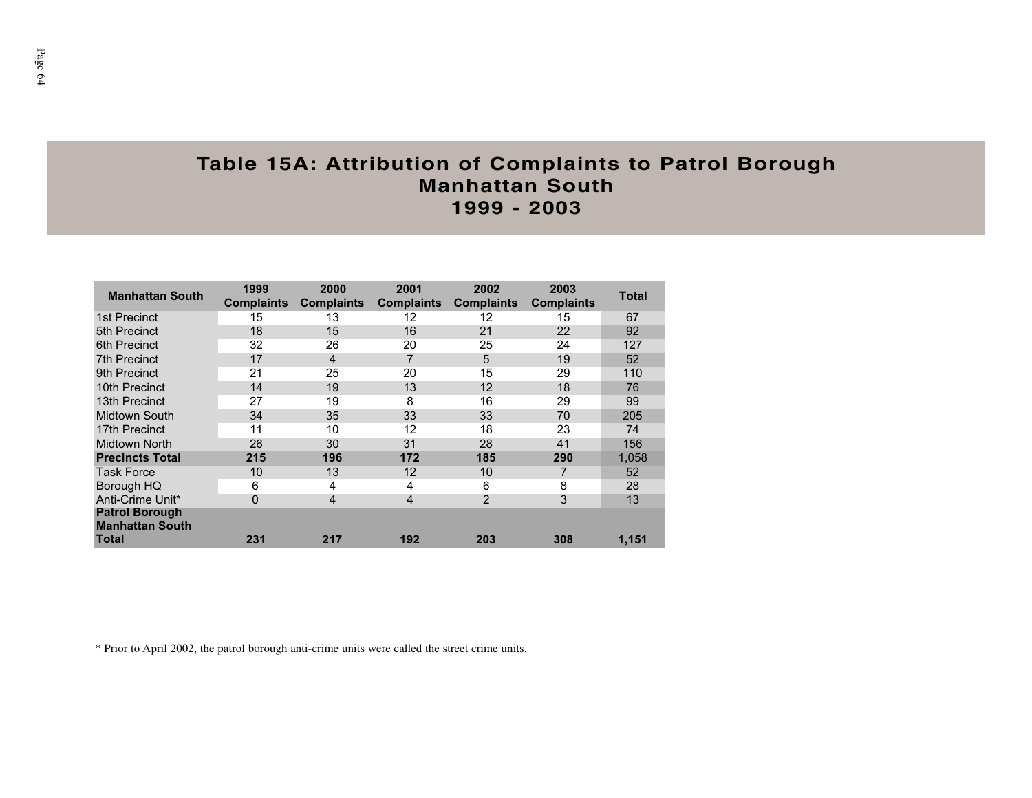# Table 15A: Attribution of Complaints to Patrol Borough Manhattan South 1999 - 2003

| Manhattan South | 1999 Complaints | 2000 Complaints | 2001 Complaints | 2002 Complaints | 2003 Complaints | Total |
|---|---|---|---|---|---|---|
| 1st Precinct | 15 | 13 | 12 | 12 | 15 | 67 |
| 5th Precinct | 18 | 15 | 16 | 21 | 22 | 92 |
| 6th Precinct | 32 | 26 | 20 | 25 | 24 | 127 |
| 7th Precinct | 17 | 4 | 7 | 5 | 19 | 52 |
| 9th Precinct | 21 | 25 | 20 | 15 | 29 | 110 |
| 10th Precinct | 14 | 19 | 13 | 12 | 18 | 76 |
| 13th Precinct | 27 | 19 | 8 | 16 | 29 | 99 |
| Midtown South | 34 | 35 | 33 | 33 | 70 | 205 |
| 17th Precinct | 11 | 10 | 12 | 18 | 23 | 74 |
| Midtown North | 26 | 30 | 31 | 28 | 41 | 156 |
| **Precincts Total** | **215** | **196** | **172** | **185** | **290** | 1,058 |
| Task Force | 10 | 13 | 12 | 10 | 7 | 52 |
| Borough HQ | 6 | 4 | 4 | 6 | 8 | 28 |
| Anti-Crime Unit* | 0 | 4 | 4 | 2 | 3 | 13 |
| **Patrol Borough Manhattan South Total** | **231** | **217** | **192** | **203** | **308** | **1,151** |

* Prior to April 2002, the patrol borough anti-crime units were called the street crime units.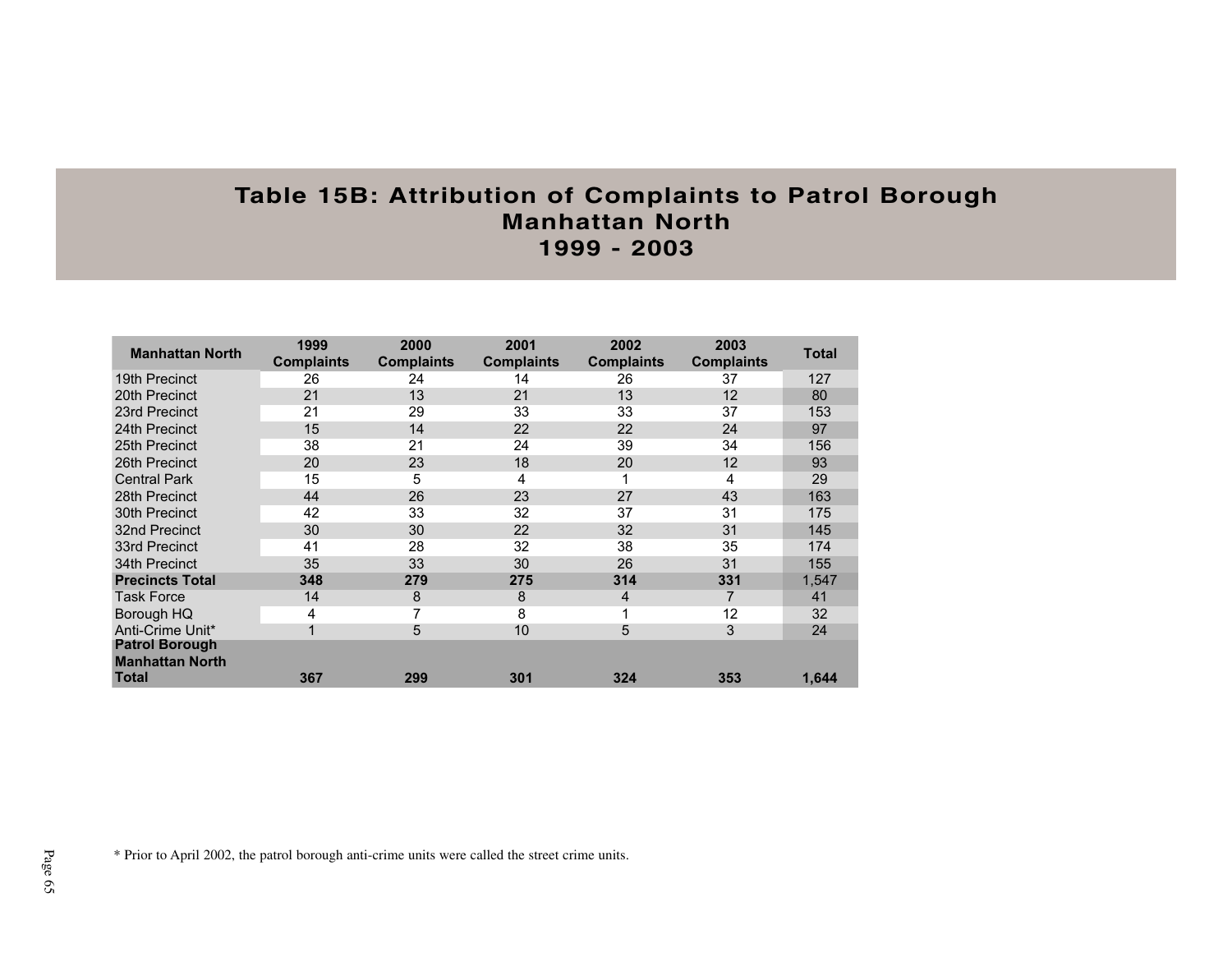# Table 15B: Attribution of Complaints to Patrol Borough Manhattan North 1999 - 2003

| Manhattan North | 1999 Complaints | 2000 Complaints | 2001 Complaints | 2002 Complaints | 2003 Complaints | Total |
|---|---|---|---|---|---|---|
| 19th Precinct | 26 | 24 | 14 | 26 | 37 | 127 |
| 20th Precinct | 21 | 13 | 21 | 13 | 12 | 80 |
| 23rd Precinct | 21 | 29 | 33 | 33 | 37 | 153 |
| 24th Precinct | 15 | 14 | 22 | 22 | 24 | 97 |
| 25th Precinct | 38 | 21 | 24 | 39 | 34 | 156 |
| 26th Precinct | 20 | 23 | 18 | 20 | 12 | 93 |
| Central Park | 15 | 5 | 4 | 1 | 4 | 29 |
| 28th Precinct | 44 | 26 | 23 | 27 | 43 | 163 |
| 30th Precinct | 42 | 33 | 32 | 37 | 31 | 175 |
| 32nd Precinct | 30 | 30 | 22 | 32 | 31 | 145 |
| 33rd Precinct | 41 | 28 | 32 | 38 | 35 | 174 |
| 34th Precinct | 35 | 33 | 30 | 26 | 31 | 155 |
| **Precincts Total** | **348** | **279** | **275** | **314** | **331** | 1,547 |
| Task Force | 14 | 8 | 8 | 4 | 7 | 41 |
| Borough HQ | 4 | 7 | 8 | 1 | 12 | 32 |
| Anti-Crime Unit* | 1 | 5 | 10 | 5 | 3 | 24 |
| **Patrol Borough Manhattan North Total** | **367** | **299** | **301** | **324** | **353** | **1,644** |

* Prior to April 2002, the patrol borough anti-crime units were called the street crime units.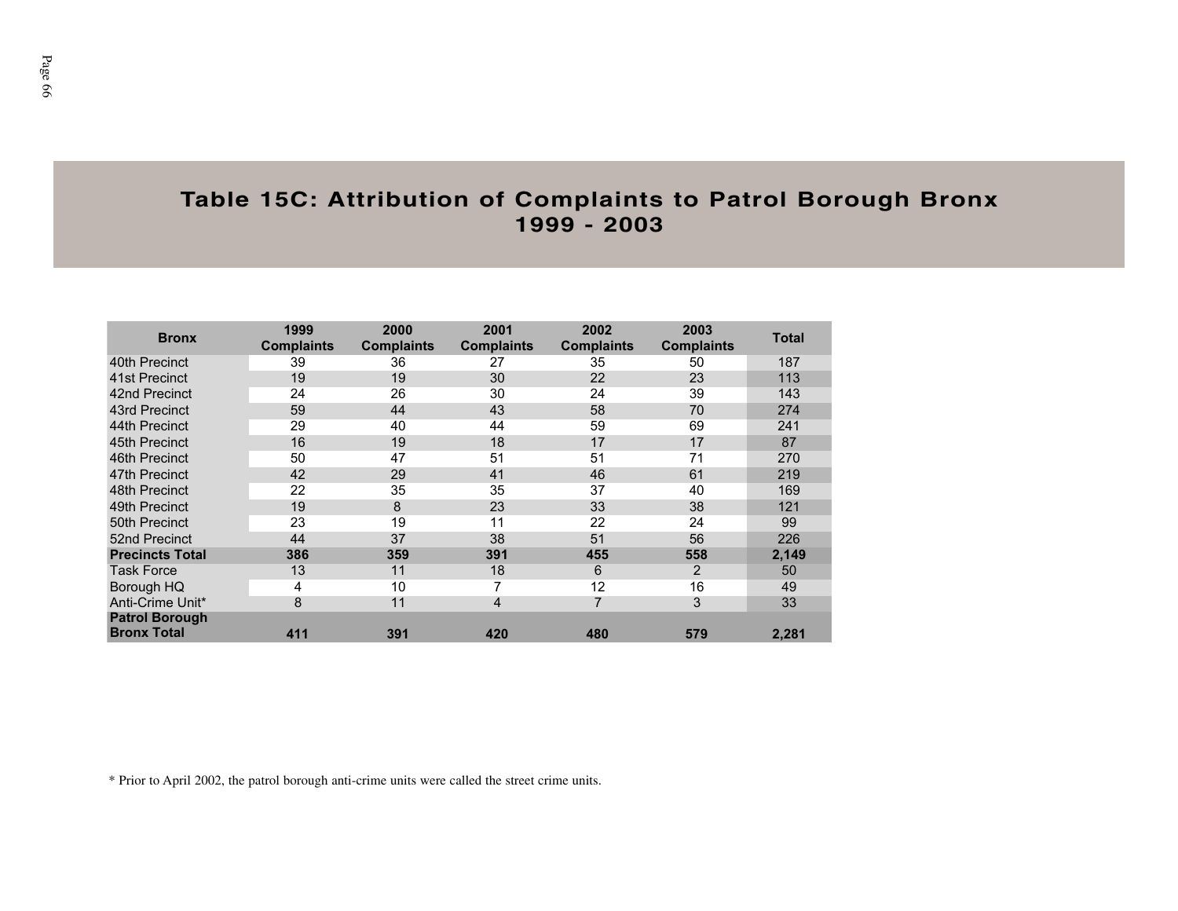# Table 15C: Attribution of Complaints to Patrol Borough Bronx 1999 - 2003

| Bronx | 1999 Complaints | 2000 Complaints | 2001 Complaints | 2002 Complaints | 2003 Complaints | Total |
|---|---|---|---|---|---|---|
| 40th Precinct | 39 | 36 | 27 | 35 | 50 | 187 |
| 41st Precinct | 19 | 19 | 30 | 22 | 23 | 113 |
| 42nd Precinct | 24 | 26 | 30 | 24 | 39 | 143 |
| 43rd Precinct | 59 | 44 | 43 | 58 | 70 | 274 |
| 44th Precinct | 29 | 40 | 44 | 59 | 69 | 241 |
| 45th Precinct | 16 | 19 | 18 | 17 | 17 | 87 |
| 46th Precinct | 50 | 47 | 51 | 51 | 71 | 270 |
| 47th Precinct | 42 | 29 | 41 | 46 | 61 | 219 |
| 48th Precinct | 22 | 35 | 35 | 37 | 40 | 169 |
| 49th Precinct | 19 | 8 | 23 | 33 | 38 | 121 |
| 50th Precinct | 23 | 19 | 11 | 22 | 24 | 99 |
| 52nd Precinct | 44 | 37 | 38 | 51 | 56 | 226 |
| **Precincts Total** | **386** | **359** | **391** | **455** | **558** | **2,149** |
| Task Force | 13 | 11 | 18 | 6 | 2 | 50 |
| Borough HQ | 4 | 10 | 7 | 12 | 16 | 49 |
| Anti-Crime Unit* | 8 | 11 | 4 | 7 | 3 | 33 |
| **Patrol Borough Bronx Total** | **411** | **391** | **420** | **480** | **579** | **2,281** |

* Prior to April 2002, the patrol borough anti-crime units were called the street crime units.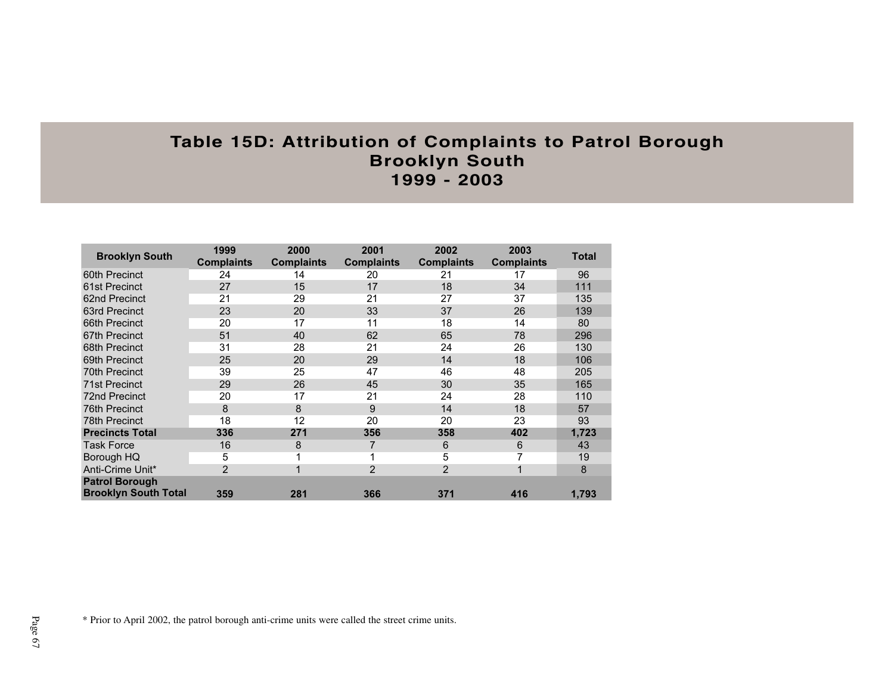# Table 15D: Attribution of Complaints to Patrol Borough Brooklyn South 1999 - 2003

| Brooklyn South | 1999 Complaints | 2000 Complaints | 2001 Complaints | 2002 Complaints | 2003 Complaints | Total |
|---|---|---|---|---|---|---|
| 60th Precinct | 24 | 14 | 20 | 21 | 17 | 96 |
| 61st Precinct | 27 | 15 | 17 | 18 | 34 | 111 |
| 62nd Precinct | 21 | 29 | 21 | 27 | 37 | 135 |
| 63rd Precinct | 23 | 20 | 33 | 37 | 26 | 139 |
| 66th Precinct | 20 | 17 | 11 | 18 | 14 | 80 |
| 67th Precinct | 51 | 40 | 62 | 65 | 78 | 296 |
| 68th Precinct | 31 | 28 | 21 | 24 | 26 | 130 |
| 69th Precinct | 25 | 20 | 29 | 14 | 18 | 106 |
| 70th Precinct | 39 | 25 | 47 | 46 | 48 | 205 |
| 71st Precinct | 29 | 26 | 45 | 30 | 35 | 165 |
| 72nd Precinct | 20 | 17 | 21 | 24 | 28 | 110 |
| 76th Precinct | 8 | 8 | 9 | 14 | 18 | 57 |
| 78th Precinct | 18 | 12 | 20 | 20 | 23 | 93 |
| **Precincts Total** | **336** | **271** | **356** | **358** | **402** | **1,723** |
| Task Force | 16 | 8 | 7 | 6 | 6 | 43 |
| Borough HQ | 5 | 1 | 1 | 5 | 7 | 19 |
| Anti-Crime Unit* | 2 | 1 | 2 | 2 | 1 | 8 |
| **Patrol Borough Brooklyn South Total** | **359** | **281** | **366** | **371** | **416** | **1,793** |

* Prior to April 2002, the patrol borough anti-crime units were called the street crime units.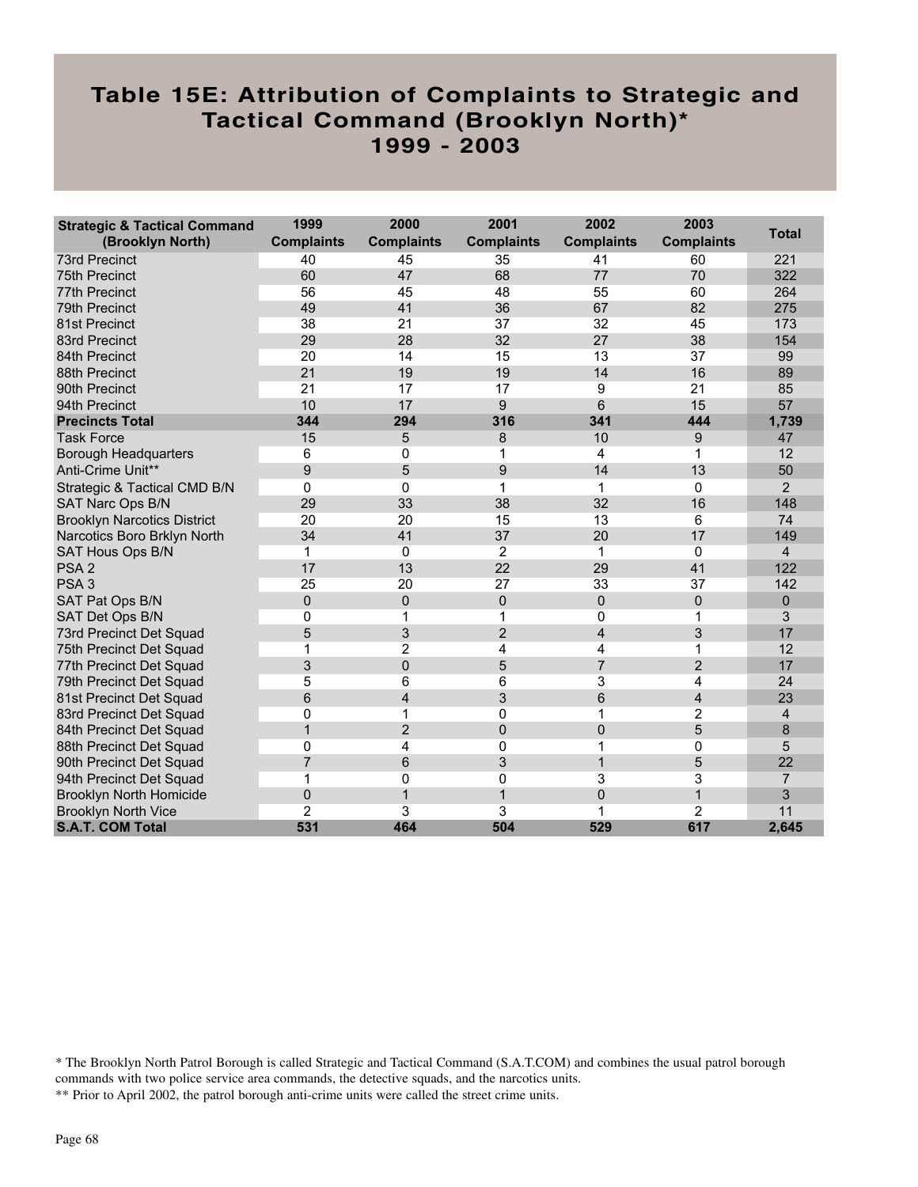# Table 15E: Attribution of Complaints to Strategic and Tactical Command (Brooklyn North)* 1999 - 2003

| Strategic & Tactical Command (Brooklyn North) | 1999 Complaints | 2000 Complaints | 2001 Complaints | 2002 Complaints | 2003 Complaints | Total |
|---|---|---|---|---|---|---|
| 73rd Precinct | 40 | 45 | 35 | 41 | 60 | 221 |
| 75th Precinct | 60 | 47 | 68 | 77 | 70 | 322 |
| 77th Precinct | 56 | 45 | 48 | 55 | 60 | 264 |
| 79th Precinct | 49 | 41 | 36 | 67 | 82 | 275 |
| 81st Precinct | 38 | 21 | 37 | 32 | 45 | 173 |
| 83rd Precinct | 29 | 28 | 32 | 27 | 38 | 154 |
| 84th Precinct | 20 | 14 | 15 | 13 | 37 | 99 |
| 88th Precinct | 21 | 19 | 19 | 14 | 16 | 89 |
| 90th Precinct | 21 | 17 | 17 | 9 | 21 | 85 |
| 94th Precinct | 10 | 17 | 9 | 6 | 15 | 57 |
| **Precincts Total** | **344** | **294** | **316** | **341** | **444** | **1,739** |
| Task Force | 15 | 5 | 8 | 10 | 9 | 47 |
| Borough Headquarters | 6 | 0 | 1 | 4 | 1 | 12 |
| Anti-Crime Unit** | 9 | 5 | 9 | 14 | 13 | 50 |
| Strategic & Tactical CMD B/N | 0 | 0 | 1 | 1 | 0 | 2 |
| SAT Narc Ops B/N | 29 | 33 | 38 | 32 | 16 | 148 |
| Brooklyn Narcotics District | 20 | 20 | 15 | 13 | 6 | 74 |
| Narcotics Boro Brklyn North | 34 | 41 | 37 | 20 | 17 | 149 |
| SAT Hous Ops B/N | 1 | 0 | 2 | 1 | 0 | 4 |
| PSA 2 | 17 | 13 | 22 | 29 | 41 | 122 |
| PSA 3 | 25 | 20 | 27 | 33 | 37 | 142 |
| SAT Pat Ops B/N | 0 | 0 | 0 | 0 | 0 | 0 |
| SAT Det Ops B/N | 0 | 1 | 1 | 0 | 1 | 3 |
| 73rd Precinct Det Squad | 5 | 3 | 2 | 4 | 3 | 17 |
| 75th Precinct Det Squad | 1 | 2 | 4 | 4 | 1 | 12 |
| 77th Precinct Det Squad | 3 | 0 | 5 | 7 | 2 | 17 |
| 79th Precinct Det Squad | 5 | 6 | 6 | 3 | 4 | 24 |
| 81st Precinct Det Squad | 6 | 4 | 3 | 6 | 4 | 23 |
| 83rd Precinct Det Squad | 0 | 1 | 0 | 1 | 2 | 4 |
| 84th Precinct Det Squad | 1 | 2 | 0 | 0 | 5 | 8 |
| 88th Precinct Det Squad | 0 | 4 | 0 | 1 | 0 | 5 |
| 90th Precinct Det Squad | 7 | 6 | 3 | 1 | 5 | 22 |
| 94th Precinct Det Squad | 1 | 0 | 0 | 3 | 3 | 7 |
| Brooklyn North Homicide | 0 | 1 | 1 | 0 | 1 | 3 |
| Brooklyn North Vice | 2 | 3 | 3 | 1 | 2 | 11 |
| **S.A.T. COM Total** | **531** | **464** | **504** | **529** | **617** | **2,645** |

* The Brooklyn North Patrol Borough is called Strategic and Tactical Command (S.A.T.COM) and combines the usual patrol borough commands with two police service area commands, the detective squads, and the narcotics units.

** Prior to April 2002, the patrol borough anti-crime units were called the street crime units.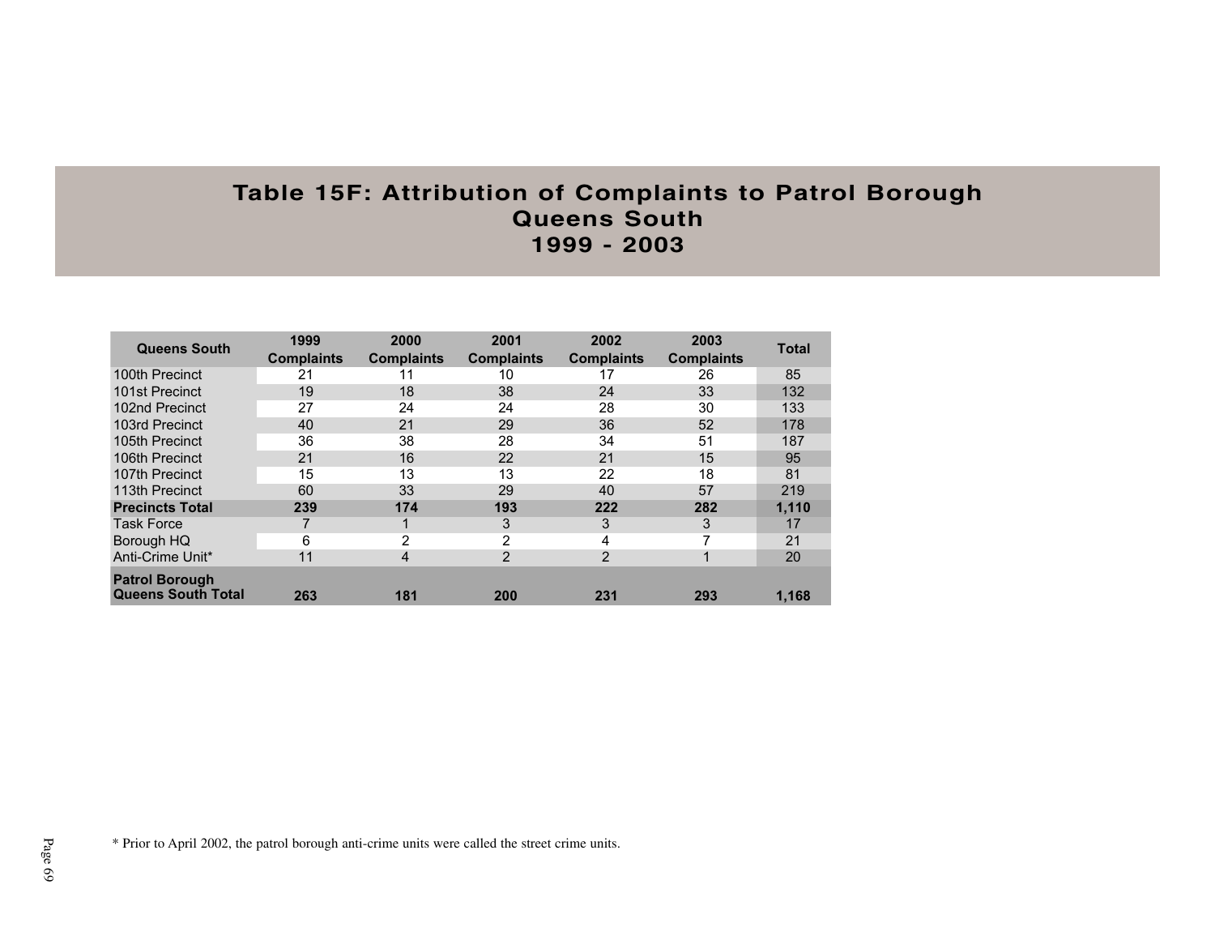# Table 15F: Attribution of Complaints to Patrol Borough Queens South 1999 - 2003

| Queens South | 1999 Complaints | 2000 Complaints | 2001 Complaints | 2002 Complaints | 2003 Complaints | Total |
|---|---|---|---|---|---|---|
| 100th Precinct | 21 | 11 | 10 | 17 | 26 | 85 |
| 101st Precinct | 19 | 18 | 38 | 24 | 33 | 132 |
| 102nd Precinct | 27 | 24 | 24 | 28 | 30 | 133 |
| 103rd Precinct | 40 | 21 | 29 | 36 | 52 | 178 |
| 105th Precinct | 36 | 38 | 28 | 34 | 51 | 187 |
| 106th Precinct | 21 | 16 | 22 | 21 | 15 | 95 |
| 107th Precinct | 15 | 13 | 13 | 22 | 18 | 81 |
| 113th Precinct | 60 | 33 | 29 | 40 | 57 | 219 |
| **Precincts Total** | **239** | **174** | **193** | **222** | **282** | **1,110** |
| Task Force | 7 | 1 | 3 | 3 | 3 | 17 |
| Borough HQ | 6 | 2 | 2 | 4 | 7 | 21 |
| Anti-Crime Unit* | 11 | 4 | 2 | 2 | 1 | 20 |
| **Patrol Borough Queens South Total** | **263** | **181** | **200** | **231** | **293** | **1,168** |

* Prior to April 2002, the patrol borough anti-crime units were called the street crime units.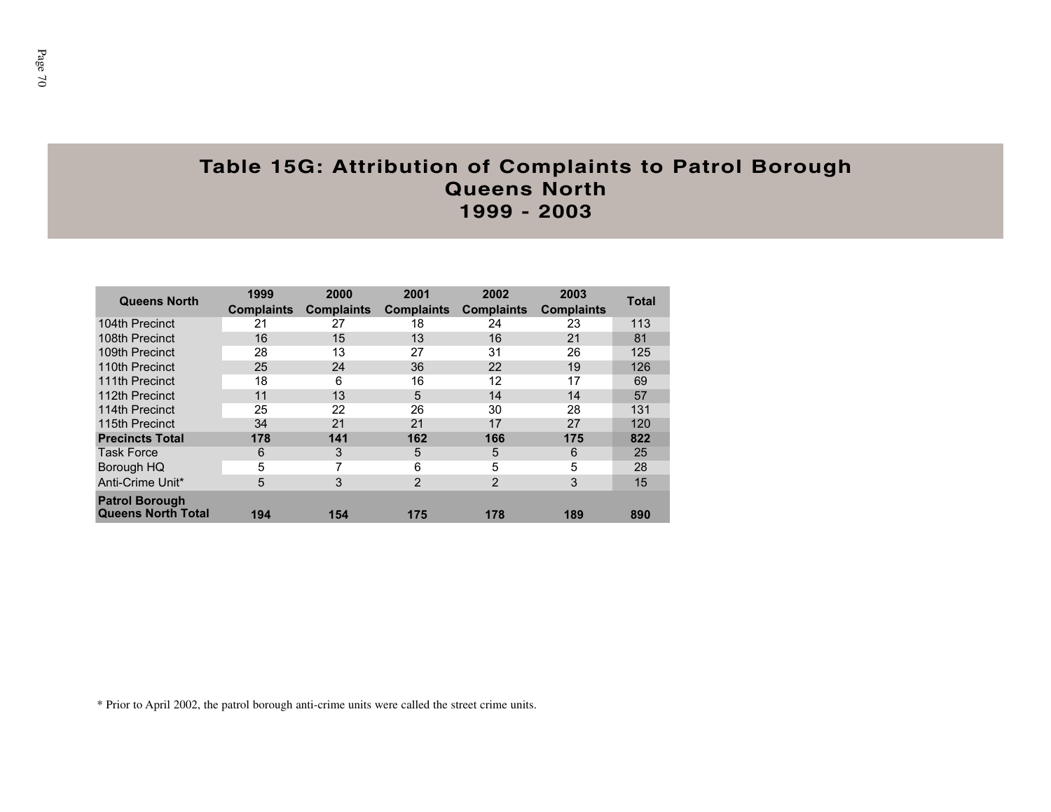# Table 15G: Attribution of Complaints to Patrol Borough Queens North 1999 - 2003

| Queens North | 1999 Complaints | 2000 Complaints | 2001 Complaints | 2002 Complaints | 2003 Complaints | Total |
|---|---|---|---|---|---|---|
| 104th Precinct | 21 | 27 | 18 | 24 | 23 | 113 |
| 108th Precinct | 16 | 15 | 13 | 16 | 21 | 81 |
| 109th Precinct | 28 | 13 | 27 | 31 | 26 | 125 |
| 110th Precinct | 25 | 24 | 36 | 22 | 19 | 126 |
| 111th Precinct | 18 | 6 | 16 | 12 | 17 | 69 |
| 112th Precinct | 11 | 13 | 5 | 14 | 14 | 57 |
| 114th Precinct | 25 | 22 | 26 | 30 | 28 | 131 |
| 115th Precinct | 34 | 21 | 21 | 17 | 27 | 120 |
| **Precincts Total** | **178** | **141** | **162** | **166** | **175** | **822** |
| Task Force | 6 | 3 | 5 | 5 | 6 | 25 |
| Borough HQ | 5 | 7 | 6 | 5 | 5 | 28 |
| Anti-Crime Unit* | 5 | 3 | 2 | 2 | 3 | 15 |
| **Patrol Borough Queens North Total** | **194** | **154** | **175** | **178** | **189** | **890** |

* Prior to April 2002, the patrol borough anti-crime units were called the street crime units.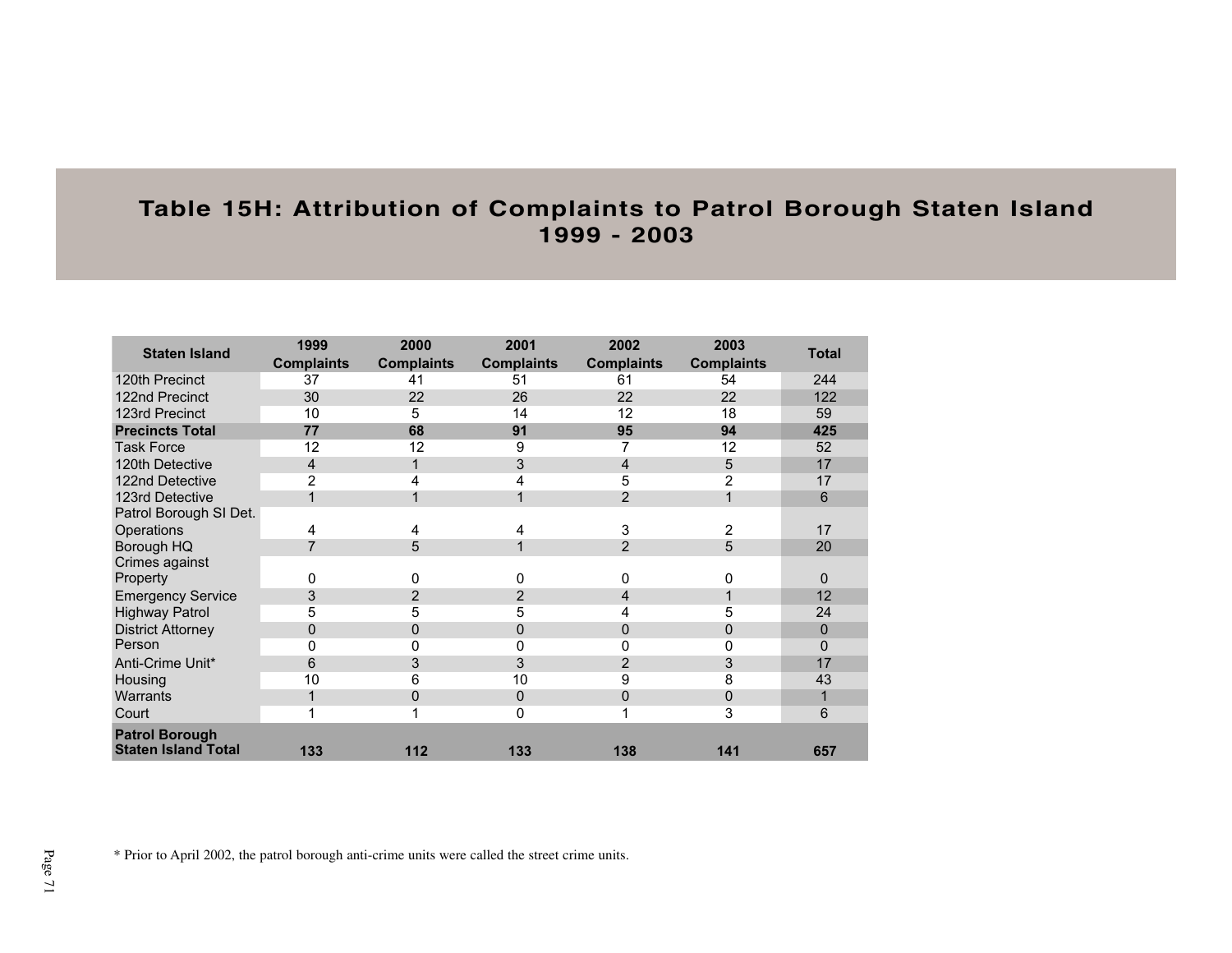# Table 15H: Attribution of Complaints to Patrol Borough Staten Island 1999 - 2003

| Staten Island | 1999 Complaints | 2000 Complaints | 2001 Complaints | 2002 Complaints | 2003 Complaints | Total |
|---|---|---|---|---|---|---|
| 120th Precinct | 37 | 41 | 51 | 61 | 54 | 244 |
| 122nd Precinct | 30 | 22 | 26 | 22 | 22 | 122 |
| 123rd Precinct | 10 | 5 | 14 | 12 | 18 | 59 |
| **Precincts Total** | **77** | **68** | **91** | **95** | **94** | **425** |
| Task Force | 12 | 12 | 9 | 7 | 12 | 52 |
| 120th Detective | 4 | 1 | 3 | 4 | 5 | 17 |
| 122nd Detective | 2 | 4 | 4 | 5 | 2 | 17 |
| 123rd Detective | 1 | 1 | 1 | 2 | 1 | 6 |
| Patrol Borough SI Det. Operations | 4 | 4 | 4 | 3 | 2 | 17 |
| Borough HQ | 7 | 5 | 1 | 2 | 5 | 20 |
| Crimes against Property | 0 | 0 | 0 | 0 | 0 | 0 |
| Emergency Service | 3 | 2 | 2 | 4 | 1 | 12 |
| Highway Patrol | 5 | 5 | 5 | 4 | 5 | 24 |
| District Attorney | 0 | 0 | 0 | 0 | 0 | 0 |
| Person | 0 | 0 | 0 | 0 | 0 | 0 |
| Anti-Crime Unit* | 6 | 3 | 3 | 2 | 3 | 17 |
| Housing | 10 | 6 | 10 | 9 | 8 | 43 |
| Warrants | 1 | 0 | 0 | 0 | 0 | 1 |
| Court | 1 | 1 | 0 | 1 | 3 | 6 |
| **Patrol Borough Staten Island Total** | **133** | **112** | **133** | **138** | **141** | **657** |

* Prior to April 2002, the patrol borough anti-crime units were called the street crime units.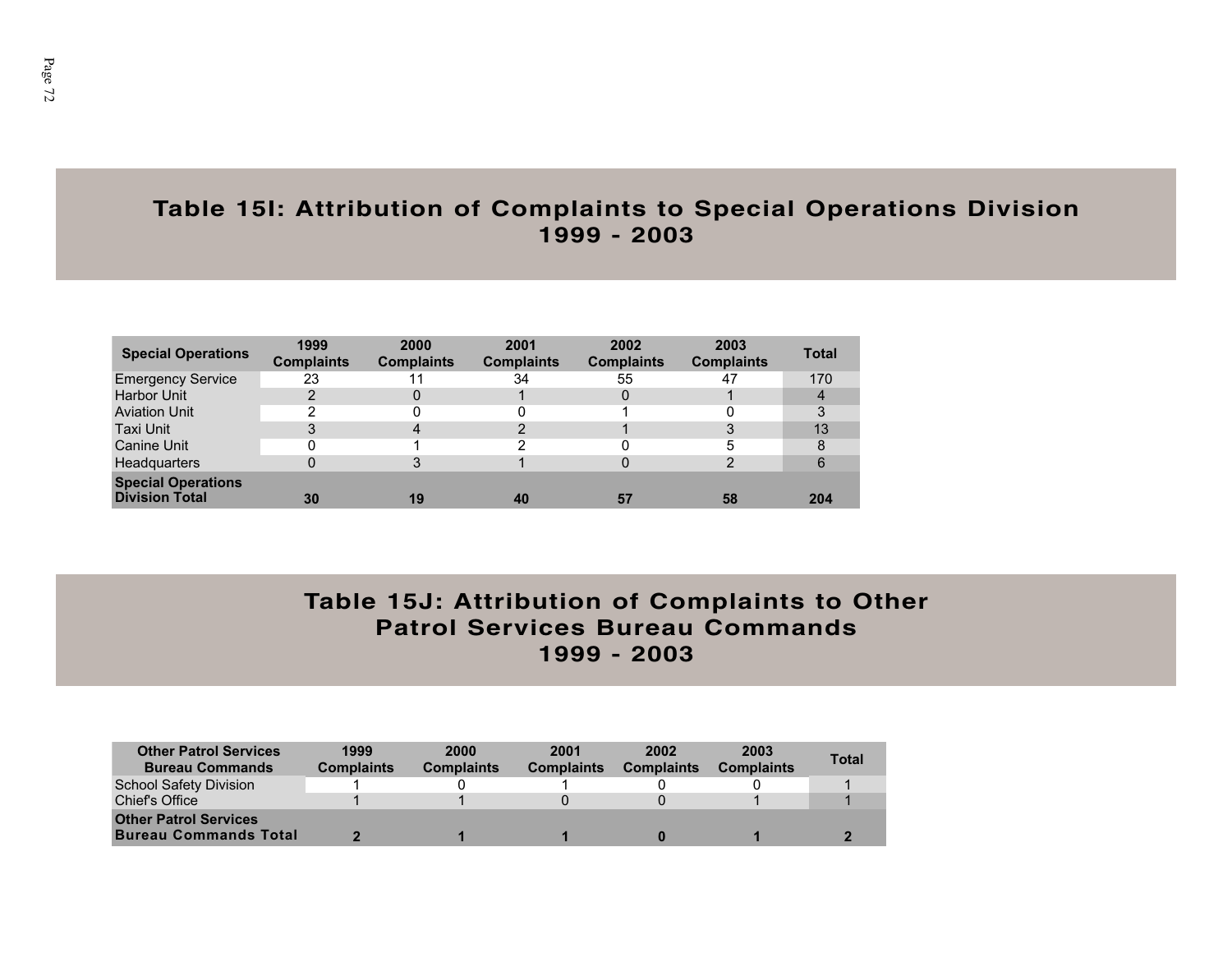## Table 15I: Attribution of Complaints to Special Operations Division 1999 - 2003

| Special Operations | 1999 Complaints | 2000 Complaints | 2001 Complaints | 2002 Complaints | 2003 Complaints | Total |
|---|---|---|---|---|---|---|
| Emergency Service | 23 | 11 | 34 | 55 | 47 | 170 |
| Harbor Unit | 2 | 0 | 1 | 0 | 1 | 4 |
| Aviation Unit | 2 | 0 | 0 | 1 | 0 | 3 |
| Taxi Unit | 3 | 4 | 2 | 1 | 3 | 13 |
| Canine Unit | 0 | 1 | 2 | 0 | 5 | 8 |
| Headquarters | 0 | 3 | 1 | 0 | 2 | 6 |
| **Special Operations Division Total** | **30** | **19** | **40** | **57** | **58** | **204** |

## Table 15J: Attribution of Complaints to Other Patrol Services Bureau Commands 1999 - 2003

| Other Patrol Services Bureau Commands | 1999 Complaints | 2000 Complaints | 2001 Complaints | 2002 Complaints | 2003 Complaints | Total |
|---|---|---|---|---|---|---|
| School Safety Division | 1 | 0 | 1 | 0 | 0 | 1 |
| Chief's Office | 1 | 1 | 0 | 0 | 1 | 1 |
| **Other Patrol Services Bureau Commands Total** | **2** | **1** | **1** | **0** | **1** | **2** |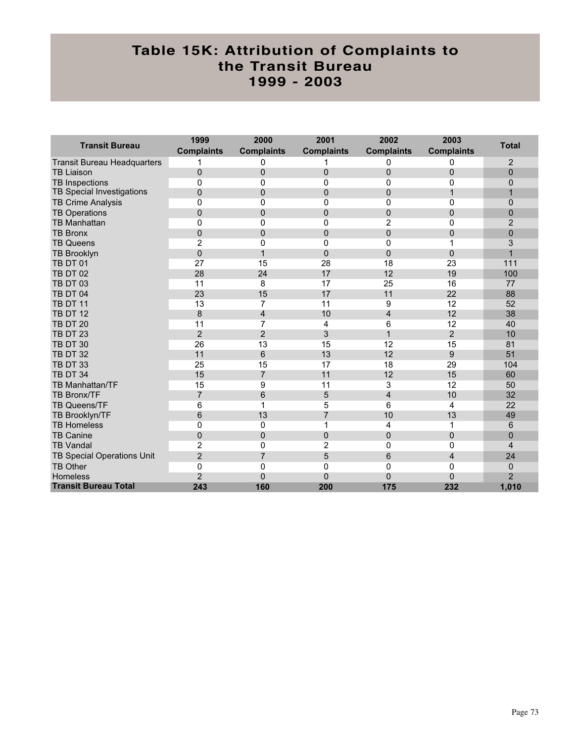# Table 15K: Attribution of Complaints to the Transit Bureau 1999 - 2003

| Transit Bureau | 1999 Complaints | 2000 Complaints | 2001 Complaints | 2002 Complaints | 2003 Complaints | Total |
|---|---|---|---|---|---|---|
| Transit Bureau Headquarters | 1 | 0 | 1 | 0 | 0 | 2 |
| TB Liaison | 0 | 0 | 0 | 0 | 0 | 0 |
| TB Inspections | 0 | 0 | 0 | 0 | 0 | 0 |
| TB Special Investigations | 0 | 0 | 0 | 0 | 1 | 1 |
| TB Crime Analysis | 0 | 0 | 0 | 0 | 0 | 0 |
| TB Operations | 0 | 0 | 0 | 0 | 0 | 0 |
| TB Manhattan | 0 | 0 | 0 | 2 | 0 | 2 |
| TB Bronx | 0 | 0 | 0 | 0 | 0 | 0 |
| TB Queens | 2 | 0 | 0 | 0 | 1 | 3 |
| TB Brooklyn | 0 | 1 | 0 | 0 | 0 | 1 |
| TB DT 01 | 27 | 15 | 28 | 18 | 23 | 111 |
| TB DT 02 | 28 | 24 | 17 | 12 | 19 | 100 |
| TB DT 03 | 11 | 8 | 17 | 25 | 16 | 77 |
| TB DT 04 | 23 | 15 | 17 | 11 | 22 | 88 |
| TB DT 11 | 13 | 7 | 11 | 9 | 12 | 52 |
| TB DT 12 | 8 | 4 | 10 | 4 | 12 | 38 |
| TB DT 20 | 11 | 7 | 4 | 6 | 12 | 40 |
| TB DT 23 | 2 | 2 | 3 | 1 | 2 | 10 |
| TB DT 30 | 26 | 13 | 15 | 12 | 15 | 81 |
| TB DT 32 | 11 | 6 | 13 | 12 | 9 | 51 |
| TB DT 33 | 25 | 15 | 17 | 18 | 29 | 104 |
| TB DT 34 | 15 | 7 | 11 | 12 | 15 | 60 |
| TB Manhattan/TF | 15 | 9 | 11 | 3 | 12 | 50 |
| TB Bronx/TF | 7 | 6 | 5 | 4 | 10 | 32 |
| TB Queens/TF | 6 | 1 | 5 | 6 | 4 | 22 |
| TB Brooklyn/TF | 6 | 13 | 7 | 10 | 13 | 49 |
| TB Homeless | 0 | 0 | 1 | 4 | 1 | 6 |
| TB Canine | 0 | 0 | 0 | 0 | 0 | 0 |
| TB Vandal | 2 | 0 | 2 | 0 | 0 | 4 |
| TB Special Operations Unit | 2 | 7 | 5 | 6 | 4 | 24 |
| TB Other | 0 | 0 | 0 | 0 | 0 | 0 |
| Homeless | 2 | 0 | 0 | 0 | 0 | 2 |
| **Transit Bureau Total** | **243** | **160** | **200** | **175** | **232** | **1,010** |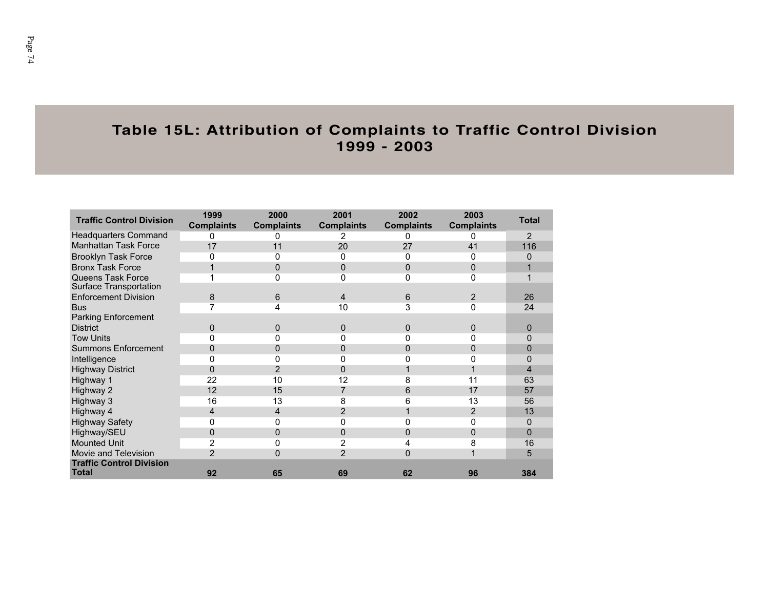# Table 15L: Attribution of Complaints to Traffic Control Division 1999 - 2003

| Traffic Control Division | 1999 Complaints | 2000 Complaints | 2001 Complaints | 2002 Complaints | 2003 Complaints | Total |
|---|---|---|---|---|---|---|
| Headquarters Command | 0 | 0 | 2 | 0 | 0 | 2 |
| Manhattan Task Force | 17 | 11 | 20 | 27 | 41 | 116 |
| Brooklyn Task Force | 0 | 0 | 0 | 0 | 0 | 0 |
| Bronx Task Force | 1 | 0 | 0 | 0 | 0 | 1 |
| Queens Task Force | 1 | 0 | 0 | 0 | 0 | 1 |
| Surface Transportation Enforcement Division | 8 | 6 | 4 | 6 | 2 | 26 |
| Bus | 7 | 4 | 10 | 3 | 0 | 24 |
| Parking Enforcement District | 0 | 0 | 0 | 0 | 0 | 0 |
| Tow Units | 0 | 0 | 0 | 0 | 0 | 0 |
| Summons Enforcement | 0 | 0 | 0 | 0 | 0 | 0 |
| Intelligence | 0 | 0 | 0 | 0 | 0 | 0 |
| Highway District | 0 | 2 | 0 | 1 | 1 | 4 |
| Highway 1 | 22 | 10 | 12 | 8 | 11 | 63 |
| Highway 2 | 12 | 15 | 7 | 6 | 17 | 57 |
| Highway 3 | 16 | 13 | 8 | 6 | 13 | 56 |
| Highway 4 | 4 | 4 | 2 | 1 | 2 | 13 |
| Highway Safety | 0 | 0 | 0 | 0 | 0 | 0 |
| Highway/SEU | 0 | 0 | 0 | 0 | 0 | 0 |
| Mounted Unit | 2 | 0 | 2 | 4 | 8 | 16 |
| Movie and Television | 2 | 0 | 2 | 0 | 1 | 5 |
| **Traffic Control Division Total** | **92** | **65** | **69** | **62** | **96** | **384** |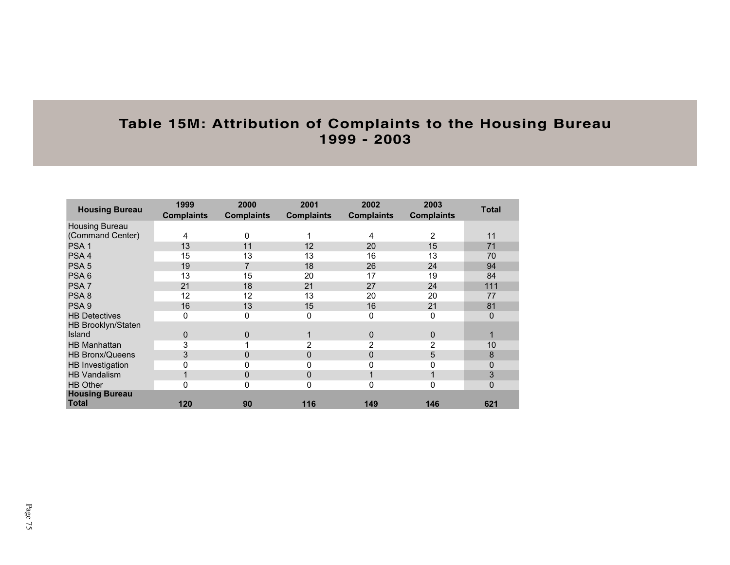# Table 15M: Attribution of Complaints to the Housing Bureau 1999 - 2003

| Housing Bureau | 1999 Complaints | 2000 Complaints | 2001 Complaints | 2002 Complaints | 2003 Complaints | Total |
|---|---|---|---|---|---|---|
| Housing Bureau (Command Center) | 4 | 0 | 1 | 4 | 2 | 11 |
| PSA 1 | 13 | 11 | 12 | 20 | 15 | 71 |
| PSA 4 | 15 | 13 | 13 | 16 | 13 | 70 |
| PSA 5 | 19 | 7 | 18 | 26 | 24 | 94 |
| PSA 6 | 13 | 15 | 20 | 17 | 19 | 84 |
| PSA 7 | 21 | 18 | 21 | 27 | 24 | 111 |
| PSA 8 | 12 | 12 | 13 | 20 | 20 | 77 |
| PSA 9 | 16 | 13 | 15 | 16 | 21 | 81 |
| HB Detectives | 0 | 0 | 0 | 0 | 0 | 0 |
| HB Brooklyn/Staten Island | 0 | 0 | 1 | 0 | 0 | 1 |
| HB Manhattan | 3 | 1 | 2 | 2 | 2 | 10 |
| HB Bronx/Queens | 3 | 0 | 0 | 0 | 5 | 8 |
| HB Investigation | 0 | 0 | 0 | 0 | 0 | 0 |
| HB Vandalism | 1 | 0 | 0 | 1 | 1 | 3 |
| HB Other | 0 | 0 | 0 | 0 | 0 | 0 |
| **Housing Bureau Total** | **120** | **90** | **116** | **149** | **146** | **621** |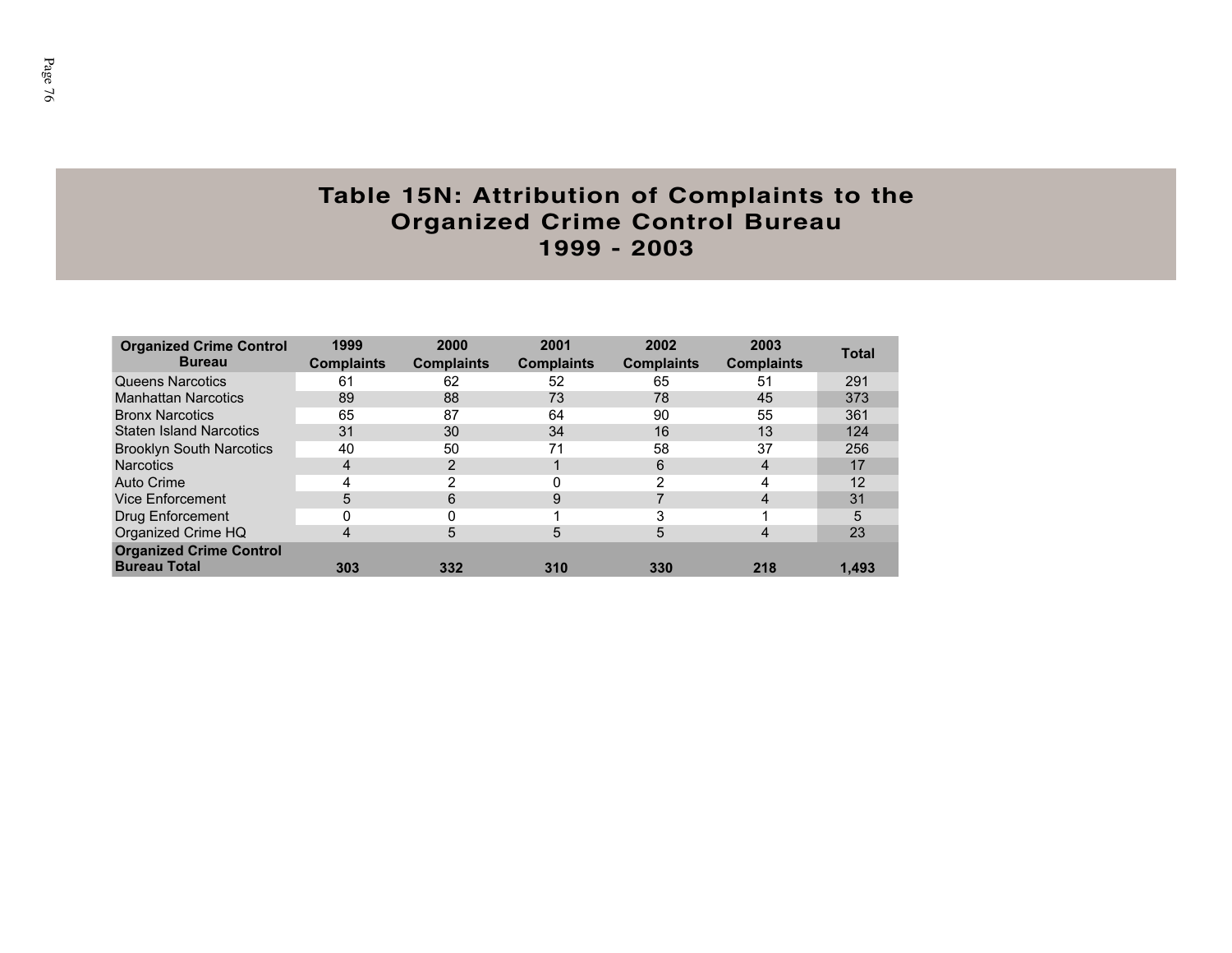# Table 15N: Attribution of Complaints to the Organized Crime Control Bureau 1999 - 2003

| Organized Crime Control Bureau | 1999 Complaints | 2000 Complaints | 2001 Complaints | 2002 Complaints | 2003 Complaints | Total |
|---|---|---|---|---|---|---|
| Queens Narcotics | 61 | 62 | 52 | 65 | 51 | 291 |
| Manhattan Narcotics | 89 | 88 | 73 | 78 | 45 | 373 |
| Bronx Narcotics | 65 | 87 | 64 | 90 | 55 | 361 |
| Staten Island Narcotics | 31 | 30 | 34 | 16 | 13 | 124 |
| Brooklyn South Narcotics | 40 | 50 | 71 | 58 | 37 | 256 |
| Narcotics | 4 | 2 | 1 | 6 | 4 | 17 |
| Auto Crime | 4 | 2 | 0 | 2 | 4 | 12 |
| Vice Enforcement | 5 | 6 | 9 | 7 | 4 | 31 |
| Drug Enforcement | 0 | 0 | 1 | 3 | 1 | 5 |
| Organized Crime HQ | 4 | 5 | 5 | 5 | 4 | 23 |
| **Organized Crime Control Bureau Total** | **303** | **332** | **310** | **330** | **218** | **1,493** |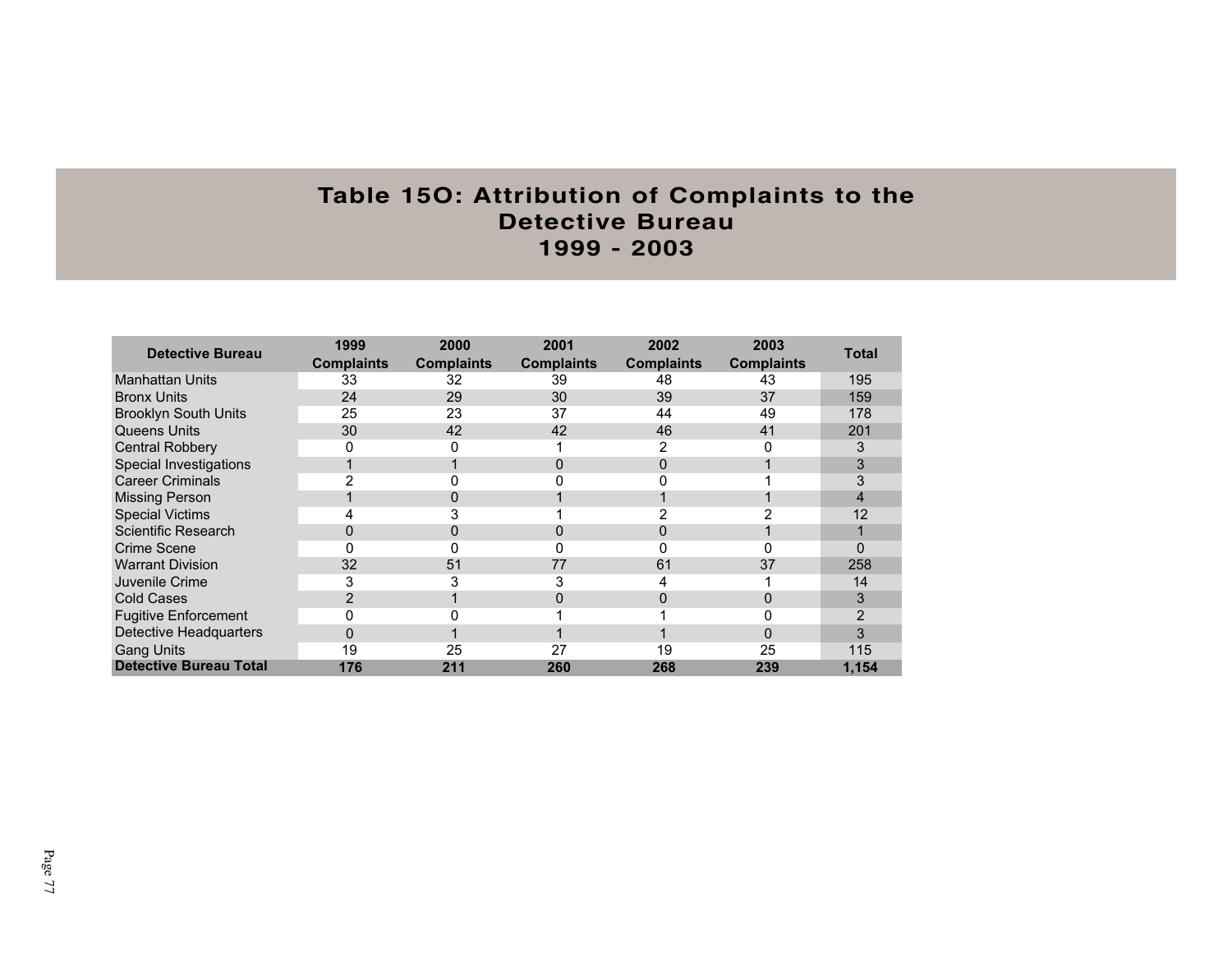# Table 15O: Attribution of Complaints to the Detective Bureau 1999 - 2003

| Detective Bureau | 1999 Complaints | 2000 Complaints | 2001 Complaints | 2002 Complaints | 2003 Complaints | Total |
|---|---|---|---|---|---|---|
| Manhattan Units | 33 | 32 | 39 | 48 | 43 | 195 |
| Bronx Units | 24 | 29 | 30 | 39 | 37 | 159 |
| Brooklyn South Units | 25 | 23 | 37 | 44 | 49 | 178 |
| Queens Units | 30 | 42 | 42 | 46 | 41 | 201 |
| Central Robbery | 0 | 0 | 1 | 2 | 0 | 3 |
| Special Investigations | 1 | 1 | 0 | 0 | 1 | 3 |
| Career Criminals | 2 | 0 | 0 | 0 | 1 | 3 |
| Missing Person | 1 | 0 | 1 | 1 | 1 | 4 |
| Special Victims | 4 | 3 | 1 | 2 | 2 | 12 |
| Scientific Research | 0 | 0 | 0 | 0 | 1 | 1 |
| Crime Scene | 0 | 0 | 0 | 0 | 0 | 0 |
| Warrant Division | 32 | 51 | 77 | 61 | 37 | 258 |
| Juvenile Crime | 3 | 3 | 3 | 4 | 1 | 14 |
| Cold Cases | 2 | 1 | 0 | 0 | 0 | 3 |
| Fugitive Enforcement | 0 | 0 | 1 | 1 | 0 | 2 |
| Detective Headquarters | 0 | 1 | 1 | 1 | 0 | 3 |
| Gang Units | 19 | 25 | 27 | 19 | 25 | 115 |
| **Detective Bureau Total** | **176** | **211** | **260** | **268** | **239** | **1,154** |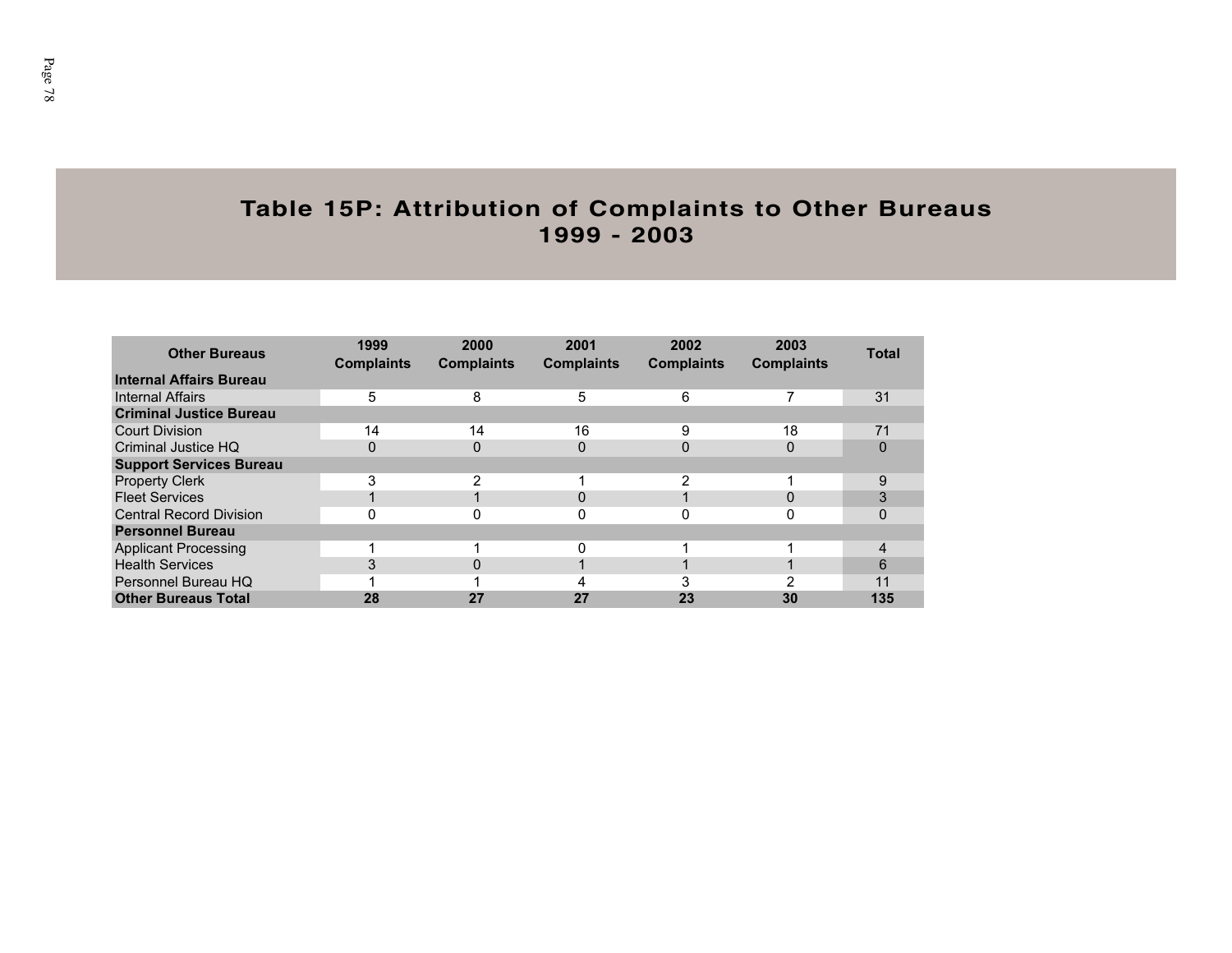# Table 15P: Attribution of Complaints to Other Bureaus 1999 - 2003

| Other Bureaus | 1999 Complaints | 2000 Complaints | 2001 Complaints | 2002 Complaints | 2003 Complaints | Total |
|---|---|---|---|---|---|---|
| **Internal Affairs Bureau** | | | | | | |
| Internal Affairs | 5 | 8 | 5 | 6 | 7 | 31 |
| **Criminal Justice Bureau** | | | | | | |
| Court Division | 14 | 14 | 16 | 9 | 18 | 71 |
| Criminal Justice HQ | 0 | 0 | 0 | 0 | 0 | 0 |
| **Support Services Bureau** | | | | | | |
| Property Clerk | 3 | 2 | 1 | 2 | 1 | 9 |
| Fleet Services | 1 | 1 | 0 | 1 | 0 | 3 |
| Central Record Division | 0 | 0 | 0 | 0 | 0 | 0 |
| **Personnel Bureau** | | | | | | |
| Applicant Processing | 1 | 1 | 0 | 1 | 1 | 4 |
| Health Services | 3 | 0 | 1 | 1 | 1 | 6 |
| Personnel Bureau HQ | 1 | 1 | 4 | 3 | 2 | 11 |
| **Other Bureaus Total** | **28** | **27** | **27** | **23** | **30** | **135** |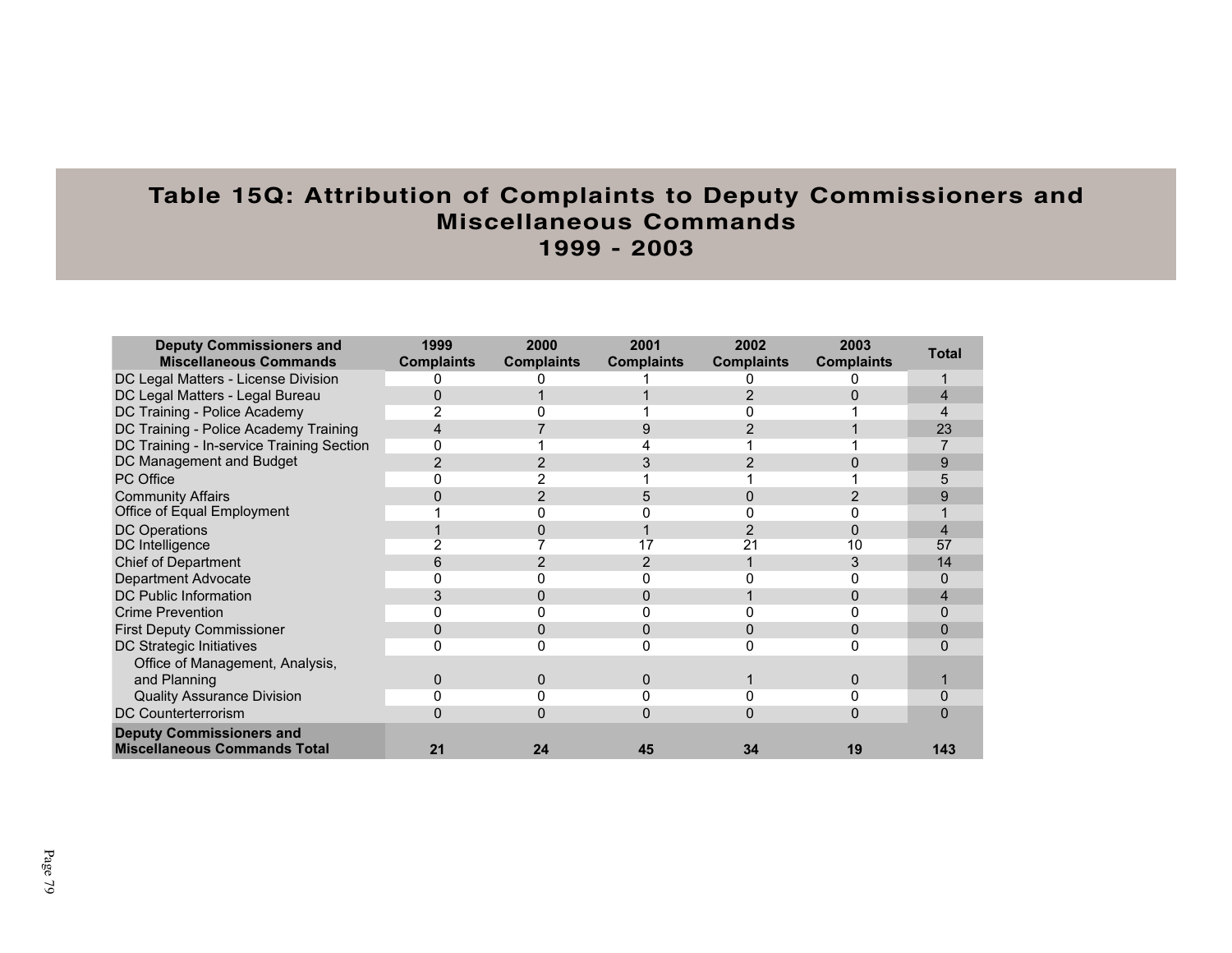# Table 15Q: Attribution of Complaints to Deputy Commissioners and Miscellaneous Commands 1999 - 2003

| Deputy Commissioners and Miscellaneous Commands | 1999 Complaints | 2000 Complaints | 2001 Complaints | 2002 Complaints | 2003 Complaints | Total |
|---|---|---|---|---|---|---|
| DC Legal Matters - License Division | 0 | 0 | 1 | 0 | 0 | 1 |
| DC Legal Matters - Legal Bureau | 0 | 1 | 1 | 2 | 0 | 4 |
| DC Training - Police Academy | 2 | 0 | 1 | 0 | 1 | 4 |
| DC Training - Police Academy Training | 4 | 7 | 9 | 2 | 1 | 23 |
| DC Training - In-service Training Section | 0 | 1 | 4 | 1 | 1 | 7 |
| DC Management and Budget | 2 | 2 | 3 | 2 | 0 | 9 |
| PC Office | 0 | 2 | 1 | 1 | 1 | 5 |
| Community Affairs | 0 | 2 | 5 | 0 | 2 | 9 |
| Office of Equal Employment | 1 | 0 | 0 | 0 | 0 | 1 |
| DC Operations | 1 | 0 | 1 | 2 | 0 | 4 |
| DC Intelligence | 2 | 7 | 17 | 21 | 10 | 57 |
| Chief of Department | 6 | 2 | 2 | 1 | 3 | 14 |
| Department Advocate | 0 | 0 | 0 | 0 | 0 | 0 |
| DC Public Information | 3 | 0 | 0 | 1 | 0 | 4 |
| Crime Prevention | 0 | 0 | 0 | 0 | 0 | 0 |
| First Deputy Commissioner | 0 | 0 | 0 | 0 | 0 | 0 |
| DC Strategic Initiatives | 0 | 0 | 0 | 0 | 0 | 0 |
| Office of Management, Analysis, and Planning | 0 | 0 | 0 | 1 | 0 | 1 |
| Quality Assurance Division | 0 | 0 | 0 | 0 | 0 | 0 |
| DC Counterterrorism | 0 | 0 | 0 | 0 | 0 | 0 |
| **Deputy Commissioners and Miscellaneous Commands Total** | **21** | **24** | **45** | **34** | **19** | **143** |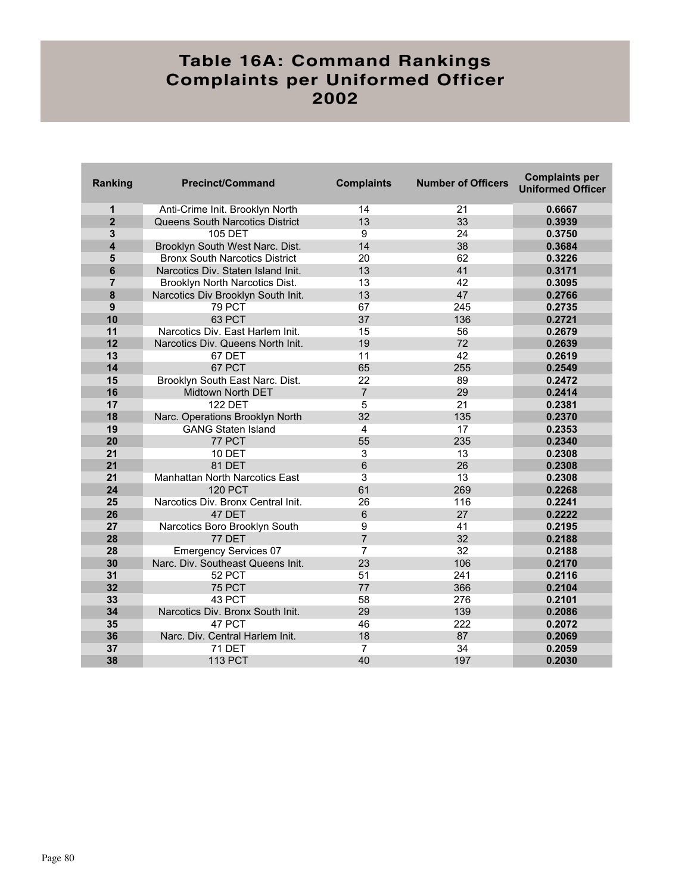# Table 16A: Command Rankings Complaints per Uniformed Officer 2002

| Ranking | Precinct/Command | Complaints | Number of Officers | Complaints per Uniformed Officer |
|---|---|---|---|---|
| 1 | Anti-Crime Init. Brooklyn North | 14 | 21 | 0.6667 |
| 2 | Queens South Narcotics District | 13 | 33 | 0.3939 |
| 3 | 105 DET | 9 | 24 | 0.3750 |
| 4 | Brooklyn South West Narc. Dist. | 14 | 38 | 0.3684 |
| 5 | Bronx South Narcotics District | 20 | 62 | 0.3226 |
| 6 | Narcotics Div. Staten Island Init. | 13 | 41 | 0.3171 |
| 7 | Brooklyn North Narcotics Dist. | 13 | 42 | 0.3095 |
| 8 | Narcotics Div Brooklyn South Init. | 13 | 47 | 0.2766 |
| 9 | 79 PCT | 67 | 245 | 0.2735 |
| 10 | 63 PCT | 37 | 136 | 0.2721 |
| 11 | Narcotics Div. East Harlem Init. | 15 | 56 | 0.2679 |
| 12 | Narcotics Div. Queens North Init. | 19 | 72 | 0.2639 |
| 13 | 67 DET | 11 | 42 | 0.2619 |
| 14 | 67 PCT | 65 | 255 | 0.2549 |
| 15 | Brooklyn South East Narc. Dist. | 22 | 89 | 0.2472 |
| 16 | Midtown North DET | 7 | 29 | 0.2414 |
| 17 | 122 DET | 5 | 21 | 0.2381 |
| 18 | Narc. Operations Brooklyn North | 32 | 135 | 0.2370 |
| 19 | GANG Staten Island | 4 | 17 | 0.2353 |
| 20 | 77 PCT | 55 | 235 | 0.2340 |
| 21 | 10 DET | 3 | 13 | 0.2308 |
| 21 | 81 DET | 6 | 26 | 0.2308 |
| 21 | Manhattan North Narcotics East | 3 | 13 | 0.2308 |
| 24 | 120 PCT | 61 | 269 | 0.2268 |
| 25 | Narcotics Div. Bronx Central Init. | 26 | 116 | 0.2241 |
| 26 | 47 DET | 6 | 27 | 0.2222 |
| 27 | Narcotics Boro Brooklyn South | 9 | 41 | 0.2195 |
| 28 | 77 DET | 7 | 32 | 0.2188 |
| 28 | Emergency Services 07 | 7 | 32 | 0.2188 |
| 30 | Narc. Div. Southeast Queens Init. | 23 | 106 | 0.2170 |
| 31 | 52 PCT | 51 | 241 | 0.2116 |
| 32 | 75 PCT | 77 | 366 | 0.2104 |
| 33 | 43 PCT | 58 | 276 | 0.2101 |
| 34 | Narcotics Div. Bronx South Init. | 29 | 139 | 0.2086 |
| 35 | 47 PCT | 46 | 222 | 0.2072 |
| 36 | Narc. Div. Central Harlem Init. | 18 | 87 | 0.2069 |
| 37 | 71 DET | 7 | 34 | 0.2059 |
| 38 | 113 PCT | 40 | 197 | 0.2030 |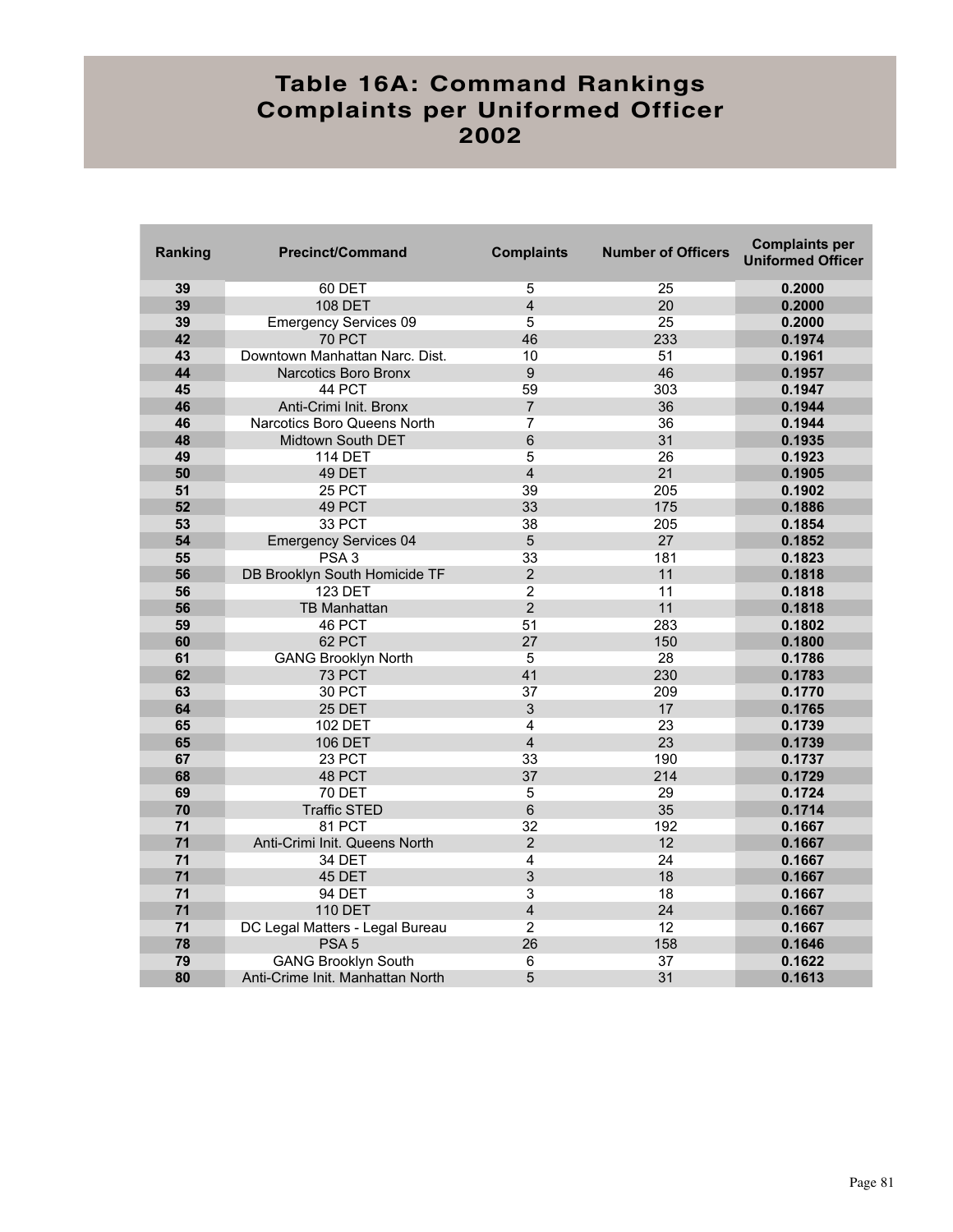# Table 16A: Command Rankings
# Complaints per Uniformed Officer
# 2002

| Ranking | Precinct/Command | Complaints | Number of Officers | Complaints per Uniformed Officer |
|---|---|---|---|---|
| 39 | 60 DET | 5 | 25 | 0.2000 |
| 39 | 108 DET | 4 | 20 | 0.2000 |
| 39 | Emergency Services 09 | 5 | 25 | 0.2000 |
| 42 | 70 PCT | 46 | 233 | 0.1974 |
| 43 | Downtown Manhattan Narc. Dist. | 10 | 51 | 0.1961 |
| 44 | Narcotics Boro Bronx | 9 | 46 | 0.1957 |
| 45 | 44 PCT | 59 | 303 | 0.1947 |
| 46 | Anti-Crimi Init. Bronx | 7 | 36 | 0.1944 |
| 46 | Narcotics Boro Queens North | 7 | 36 | 0.1944 |
| 48 | Midtown South DET | 6 | 31 | 0.1935 |
| 49 | 114 DET | 5 | 26 | 0.1923 |
| 50 | 49 DET | 4 | 21 | 0.1905 |
| 51 | 25 PCT | 39 | 205 | 0.1902 |
| 52 | 49 PCT | 33 | 175 | 0.1886 |
| 53 | 33 PCT | 38 | 205 | 0.1854 |
| 54 | Emergency Services 04 | 5 | 27 | 0.1852 |
| 55 | PSA 3 | 33 | 181 | 0.1823 |
| 56 | DB Brooklyn South Homicide TF | 2 | 11 | 0.1818 |
| 56 | 123 DET | 2 | 11 | 0.1818 |
| 56 | TB Manhattan | 2 | 11 | 0.1818 |
| 59 | 46 PCT | 51 | 283 | 0.1802 |
| 60 | 62 PCT | 27 | 150 | 0.1800 |
| 61 | GANG Brooklyn North | 5 | 28 | 0.1786 |
| 62 | 73 PCT | 41 | 230 | 0.1783 |
| 63 | 30 PCT | 37 | 209 | 0.1770 |
| 64 | 25 DET | 3 | 17 | 0.1765 |
| 65 | 102 DET | 4 | 23 | 0.1739 |
| 65 | 106 DET | 4 | 23 | 0.1739 |
| 67 | 23 PCT | 33 | 190 | 0.1737 |
| 68 | 48 PCT | 37 | 214 | 0.1729 |
| 69 | 70 DET | 5 | 29 | 0.1724 |
| 70 | Traffic STED | 6 | 35 | 0.1714 |
| 71 | 81 PCT | 32 | 192 | 0.1667 |
| 71 | Anti-Crimi Init. Queens North | 2 | 12 | 0.1667 |
| 71 | 34 DET | 4 | 24 | 0.1667 |
| 71 | 45 DET | 3 | 18 | 0.1667 |
| 71 | 94 DET | 3 | 18 | 0.1667 |
| 71 | 110 DET | 4 | 24 | 0.1667 |
| 71 | DC Legal Matters - Legal Bureau | 2 | 12 | 0.1667 |
| 78 | PSA 5 | 26 | 158 | 0.1646 |
| 79 | GANG Brooklyn South | 6 | 37 | 0.1622 |
| 80 | Anti-Crime Init. Manhattan North | 5 | 31 | 0.1613 |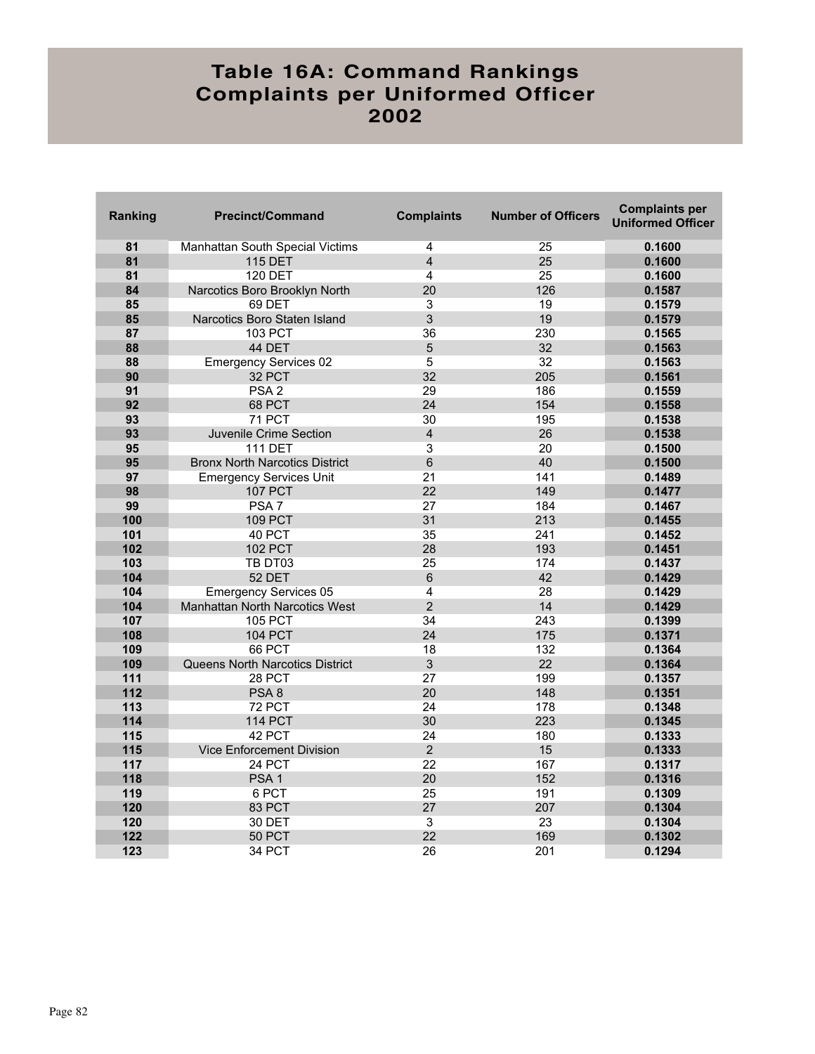# Table 16A: Command Rankings Complaints per Uniformed Officer 2002

| Ranking | Precinct/Command | Complaints | Number of Officers | Complaints per Uniformed Officer |
|---|---|---|---|---|
| 81 | Manhattan South Special Victims | 4 | 25 | 0.1600 |
| 81 | 115 DET | 4 | 25 | 0.1600 |
| 81 | 120 DET | 4 | 25 | 0.1600 |
| 84 | Narcotics Boro Brooklyn North | 20 | 126 | 0.1587 |
| 85 | 69 DET | 3 | 19 | 0.1579 |
| 85 | Narcotics Boro Staten Island | 3 | 19 | 0.1579 |
| 87 | 103 PCT | 36 | 230 | 0.1565 |
| 88 | 44 DET | 5 | 32 | 0.1563 |
| 88 | Emergency Services 02 | 5 | 32 | 0.1563 |
| 90 | 32 PCT | 32 | 205 | 0.1561 |
| 91 | PSA 2 | 29 | 186 | 0.1559 |
| 92 | 68 PCT | 24 | 154 | 0.1558 |
| 93 | 71 PCT | 30 | 195 | 0.1538 |
| 93 | Juvenile Crime Section | 4 | 26 | 0.1538 |
| 95 | 111 DET | 3 | 20 | 0.1500 |
| 95 | Bronx North Narcotics District | 6 | 40 | 0.1500 |
| 97 | Emergency Services Unit | 21 | 141 | 0.1489 |
| 98 | 107 PCT | 22 | 149 | 0.1477 |
| 99 | PSA 7 | 27 | 184 | 0.1467 |
| 100 | 109 PCT | 31 | 213 | 0.1455 |
| 101 | 40 PCT | 35 | 241 | 0.1452 |
| 102 | 102 PCT | 28 | 193 | 0.1451 |
| 103 | TB DT03 | 25 | 174 | 0.1437 |
| 104 | 52 DET | 6 | 42 | 0.1429 |
| 104 | Emergency Services 05 | 4 | 28 | 0.1429 |
| 104 | Manhattan North Narcotics West | 2 | 14 | 0.1429 |
| 107 | 105 PCT | 34 | 243 | 0.1399 |
| 108 | 104 PCT | 24 | 175 | 0.1371 |
| 109 | 66 PCT | 18 | 132 | 0.1364 |
| 109 | Queens North Narcotics District | 3 | 22 | 0.1364 |
| 111 | 28 PCT | 27 | 199 | 0.1357 |
| 112 | PSA 8 | 20 | 148 | 0.1351 |
| 113 | 72 PCT | 24 | 178 | 0.1348 |
| 114 | 114 PCT | 30 | 223 | 0.1345 |
| 115 | 42 PCT | 24 | 180 | 0.1333 |
| 115 | Vice Enforcement Division | 2 | 15 | 0.1333 |
| 117 | 24 PCT | 22 | 167 | 0.1317 |
| 118 | PSA 1 | 20 | 152 | 0.1316 |
| 119 | 6 PCT | 25 | 191 | 0.1309 |
| 120 | 83 PCT | 27 | 207 | 0.1304 |
| 120 | 30 DET | 3 | 23 | 0.1304 |
| 122 | 50 PCT | 22 | 169 | 0.1302 |
| 123 | 34 PCT | 26 | 201 | 0.1294 |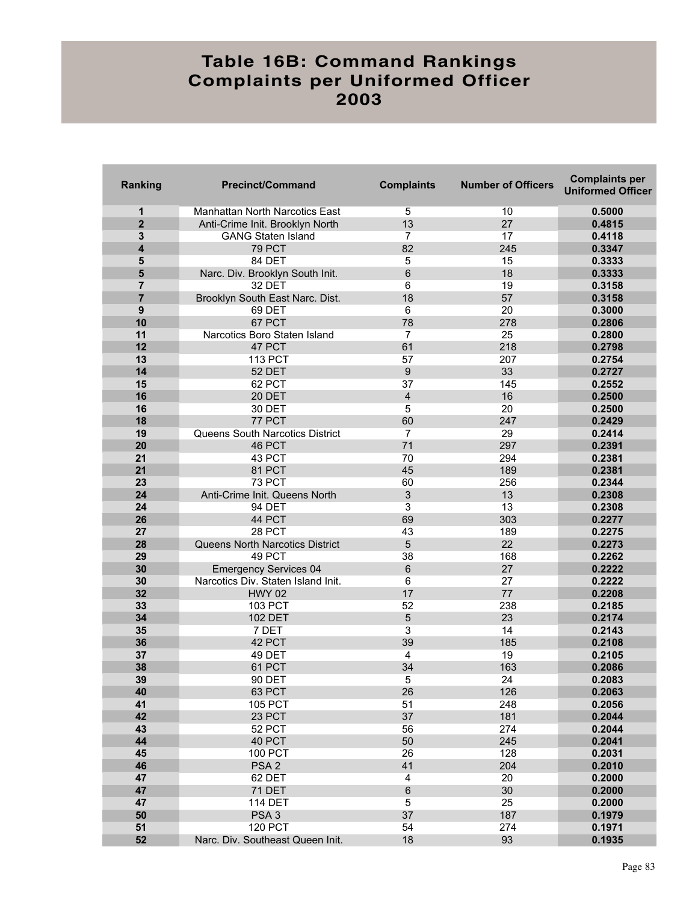# Table 16B: Command Rankings
# Complaints per Uniformed Officer
# 2003

| Ranking | Precinct/Command | Complaints | Number of Officers | Complaints per Uniformed Officer |
|---|---|---|---|---|
| 1 | Manhattan North Narcotics East | 5 | 10 | 0.5000 |
| 2 | Anti-Crime Init. Brooklyn North | 13 | 27 | 0.4815 |
| 3 | GANG Staten Island | 7 | 17 | 0.4118 |
| 4 | 79 PCT | 82 | 245 | 0.3347 |
| 5 | 84 DET | 5 | 15 | 0.3333 |
| 5 | Narc. Div. Brooklyn South Init. | 6 | 18 | 0.3333 |
| 7 | 32 DET | 6 | 19 | 0.3158 |
| 7 | Brooklyn South East Narc. Dist. | 18 | 57 | 0.3158 |
| 9 | 69 DET | 6 | 20 | 0.3000 |
| 10 | 67 PCT | 78 | 278 | 0.2806 |
| 11 | Narcotics Boro Staten Island | 7 | 25 | 0.2800 |
| 12 | 47 PCT | 61 | 218 | 0.2798 |
| 13 | 113 PCT | 57 | 207 | 0.2754 |
| 14 | 52 DET | 9 | 33 | 0.2727 |
| 15 | 62 PCT | 37 | 145 | 0.2552 |
| 16 | 20 DET | 4 | 16 | 0.2500 |
| 16 | 30 DET | 5 | 20 | 0.2500 |
| 18 | 77 PCT | 60 | 247 | 0.2429 |
| 19 | Queens South Narcotics District | 7 | 29 | 0.2414 |
| 20 | 46 PCT | 71 | 297 | 0.2391 |
| 21 | 43 PCT | 70 | 294 | 0.2381 |
| 21 | 81 PCT | 45 | 189 | 0.2381 |
| 23 | 73 PCT | 60 | 256 | 0.2344 |
| 24 | Anti-Crime Init. Queens North | 3 | 13 | 0.2308 |
| 24 | 94 DET | 3 | 13 | 0.2308 |
| 26 | 44 PCT | 69 | 303 | 0.2277 |
| 27 | 28 PCT | 43 | 189 | 0.2275 |
| 28 | Queens North Narcotics District | 5 | 22 | 0.2273 |
| 29 | 49 PCT | 38 | 168 | 0.2262 |
| 30 | Emergency Services 04 | 6 | 27 | 0.2222 |
| 30 | Narcotics Div. Staten Island Init. | 6 | 27 | 0.2222 |
| 32 | HWY 02 | 17 | 77 | 0.2208 |
| 33 | 103 PCT | 52 | 238 | 0.2185 |
| 34 | 102 DET | 5 | 23 | 0.2174 |
| 35 | 7 DET | 3 | 14 | 0.2143 |
| 36 | 42 PCT | 39 | 185 | 0.2108 |
| 37 | 49 DET | 4 | 19 | 0.2105 |
| 38 | 61 PCT | 34 | 163 | 0.2086 |
| 39 | 90 DET | 5 | 24 | 0.2083 |
| 40 | 63 PCT | 26 | 126 | 0.2063 |
| 41 | 105 PCT | 51 | 248 | 0.2056 |
| 42 | 23 PCT | 37 | 181 | 0.2044 |
| 43 | 52 PCT | 56 | 274 | 0.2044 |
| 44 | 40 PCT | 50 | 245 | 0.2041 |
| 45 | 100 PCT | 26 | 128 | 0.2031 |
| 46 | PSA 2 | 41 | 204 | 0.2010 |
| 47 | 62 DET | 4 | 20 | 0.2000 |
| 47 | 71 DET | 6 | 30 | 0.2000 |
| 47 | 114 DET | 5 | 25 | 0.2000 |
| 50 | PSA 3 | 37 | 187 | 0.1979 |
| 51 | 120 PCT | 54 | 274 | 0.1971 |
| 52 | Narc. Div. Southeast Queen Init. | 18 | 93 | 0.1935 |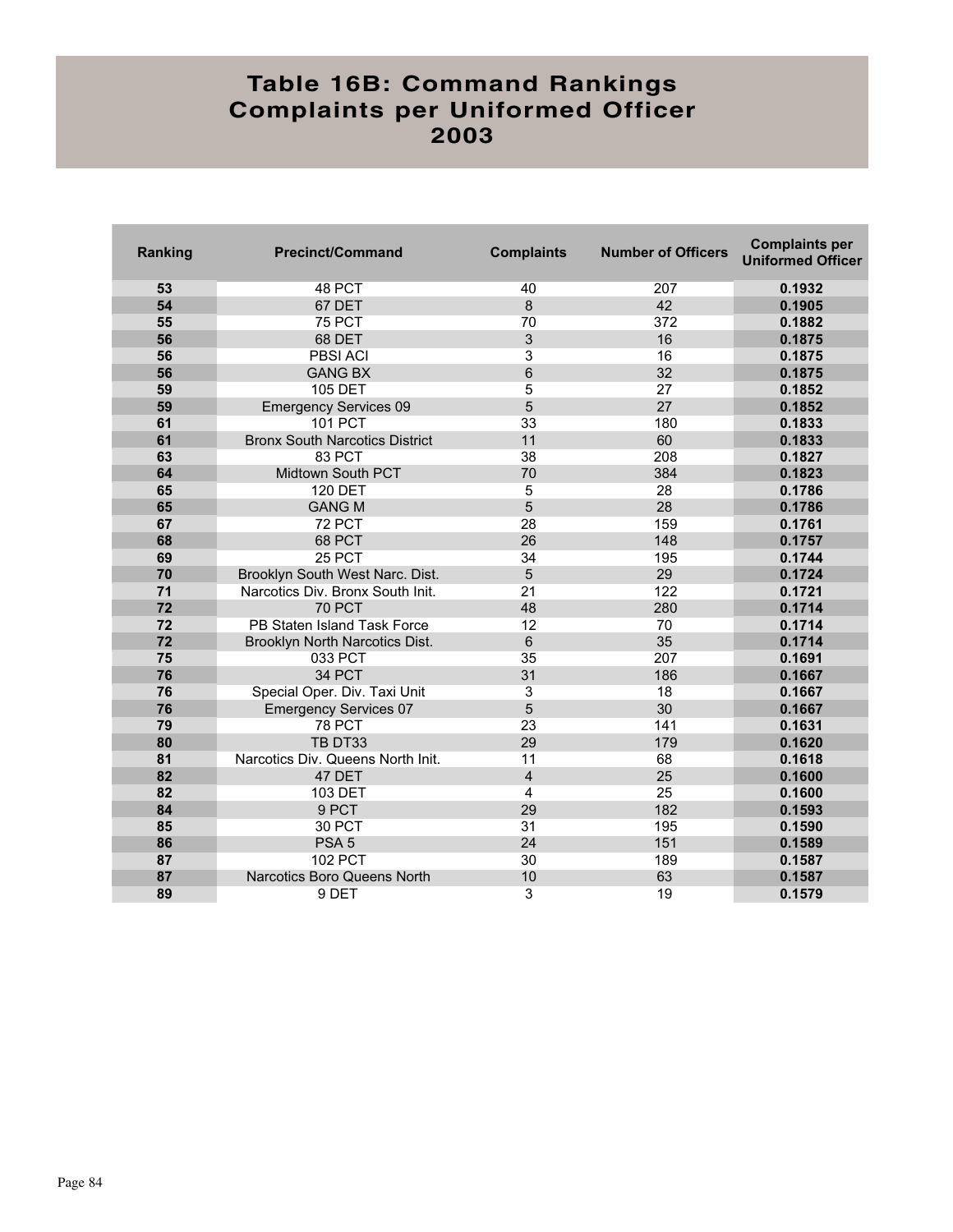# Table 16B: Command Rankings Complaints per Uniformed Officer 2003

| Ranking | Precinct/Command | Complaints | Number of Officers | Complaints per Uniformed Officer |
|---|---|---|---|---|
| 53 | 48 PCT | 40 | 207 | 0.1932 |
| 54 | 67 DET | 8 | 42 | 0.1905 |
| 55 | 75 PCT | 70 | 372 | 0.1882 |
| 56 | 68 DET | 3 | 16 | 0.1875 |
| 56 | PBSI ACI | 3 | 16 | 0.1875 |
| 56 | GANG BX | 6 | 32 | 0.1875 |
| 59 | 105 DET | 5 | 27 | 0.1852 |
| 59 | Emergency Services 09 | 5 | 27 | 0.1852 |
| 61 | 101 PCT | 33 | 180 | 0.1833 |
| 61 | Bronx South Narcotics District | 11 | 60 | 0.1833 |
| 63 | 83 PCT | 38 | 208 | 0.1827 |
| 64 | Midtown South PCT | 70 | 384 | 0.1823 |
| 65 | 120 DET | 5 | 28 | 0.1786 |
| 65 | GANG M | 5 | 28 | 0.1786 |
| 67 | 72 PCT | 28 | 159 | 0.1761 |
| 68 | 68 PCT | 26 | 148 | 0.1757 |
| 69 | 25 PCT | 34 | 195 | 0.1744 |
| 70 | Brooklyn South West Narc. Dist. | 5 | 29 | 0.1724 |
| 71 | Narcotics Div. Bronx South Init. | 21 | 122 | 0.1721 |
| 72 | 70 PCT | 48 | 280 | 0.1714 |
| 72 | PB Staten Island Task Force | 12 | 70 | 0.1714 |
| 72 | Brooklyn North Narcotics Dist. | 6 | 35 | 0.1714 |
| 75 | 033 PCT | 35 | 207 | 0.1691 |
| 76 | 34 PCT | 31 | 186 | 0.1667 |
| 76 | Special Oper. Div. Taxi Unit | 3 | 18 | 0.1667 |
| 76 | Emergency Services 07 | 5 | 30 | 0.1667 |
| 79 | 78 PCT | 23 | 141 | 0.1631 |
| 80 | TB DT33 | 29 | 179 | 0.1620 |
| 81 | Narcotics Div. Queens North Init. | 11 | 68 | 0.1618 |
| 82 | 47 DET | 4 | 25 | 0.1600 |
| 82 | 103 DET | 4 | 25 | 0.1600 |
| 84 | 9 PCT | 29 | 182 | 0.1593 |
| 85 | 30 PCT | 31 | 195 | 0.1590 |
| 86 | PSA 5 | 24 | 151 | 0.1589 |
| 87 | 102 PCT | 30 | 189 | 0.1587 |
| 87 | Narcotics Boro Queens North | 10 | 63 | 0.1587 |
| 89 | 9 DET | 3 | 19 | 0.1579 |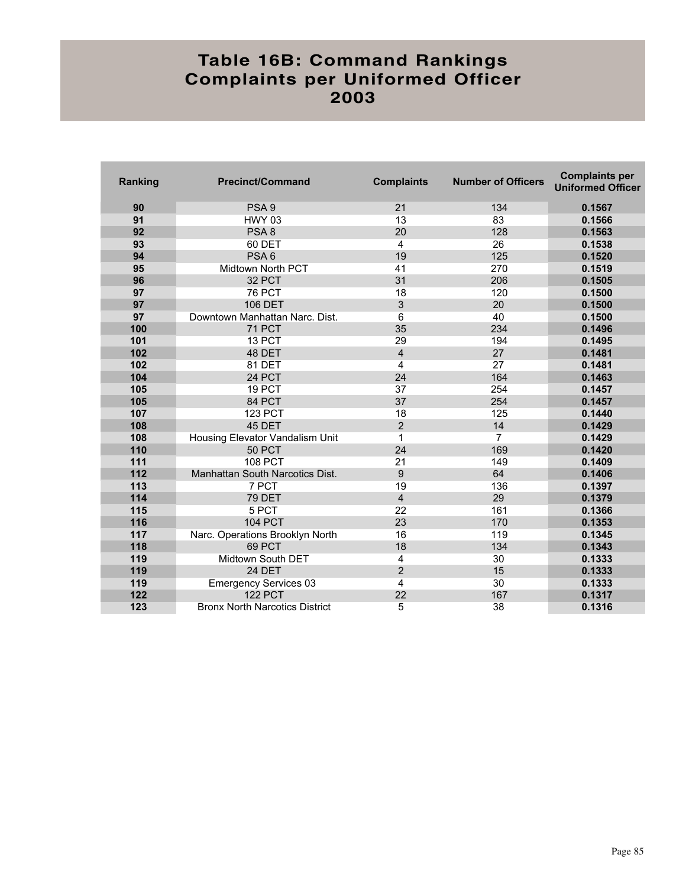# Table 16B: Command Rankings Complaints per Uniformed Officer 2003

| Ranking | Precinct/Command | Complaints | Number of Officers | Complaints per Uniformed Officer |
|---|---|---|---|---|
| **90** | PSA 9 | 21 | 134 | **0.1567** |
| **91** | HWY 03 | 13 | 83 | **0.1566** |
| **92** | PSA 8 | 20 | 128 | **0.1563** |
| **93** | 60 DET | 4 | 26 | **0.1538** |
| **94** | PSA 6 | 19 | 125 | **0.1520** |
| **95** | Midtown North PCT | 41 | 270 | **0.1519** |
| **96** | 32 PCT | 31 | 206 | **0.1505** |
| **97** | 76 PCT | 18 | 120 | **0.1500** |
| **97** | 106 DET | 3 | 20 | **0.1500** |
| **97** | Downtown Manhattan Narc. Dist. | 6 | 40 | **0.1500** |
| **100** | 71 PCT | 35 | 234 | **0.1496** |
| **101** | 13 PCT | 29 | 194 | **0.1495** |
| **102** | 48 DET | 4 | 27 | **0.1481** |
| **102** | 81 DET | 4 | 27 | **0.1481** |
| **104** | 24 PCT | 24 | 164 | **0.1463** |
| **105** | 19 PCT | 37 | 254 | **0.1457** |
| **105** | 84 PCT | 37 | 254 | **0.1457** |
| **107** | 123 PCT | 18 | 125 | **0.1440** |
| **108** | 45 DET | 2 | 14 | **0.1429** |
| **108** | Housing Elevator Vandalism Unit | 1 | 7 | **0.1429** |
| **110** | 50 PCT | 24 | 169 | **0.1420** |
| **111** | 108 PCT | 21 | 149 | **0.1409** |
| **112** | Manhattan South Narcotics Dist. | 9 | 64 | **0.1406** |
| **113** | 7 PCT | 19 | 136 | **0.1397** |
| **114** | 79 DET | 4 | 29 | **0.1379** |
| **115** | 5 PCT | 22 | 161 | **0.1366** |
| **116** | 104 PCT | 23 | 170 | **0.1353** |
| **117** | Narc. Operations Brooklyn North | 16 | 119 | **0.1345** |
| **118** | 69 PCT | 18 | 134 | **0.1343** |
| **119** | Midtown South DET | 4 | 30 | **0.1333** |
| **119** | 24 DET | 2 | 15 | **0.1333** |
| **119** | Emergency Services 03 | 4 | 30 | **0.1333** |
| **122** | 122 PCT | 22 | 167 | **0.1317** |
| **123** | Bronx North Narcotics District | 5 | 38 | **0.1316** |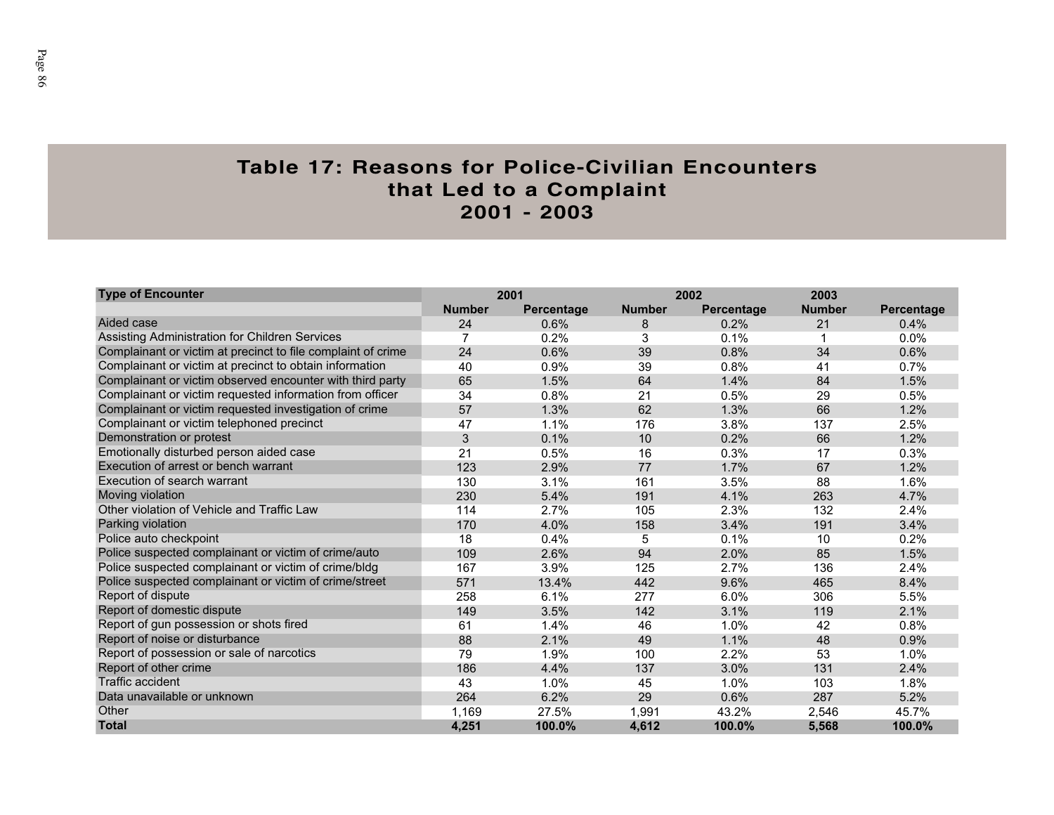# Table 17: Reasons for Police-Civilian Encounters that Led to a Complaint 2001 - 2003

| Type of Encounter | 2001 | | 2002 | | 2003 | |
|---|---|---|---|---|---|---|
| | Number | Percentage | Number | Percentage | Number | Percentage |
| Aided case | 24 | 0.6% | 8 | 0.2% | 21 | 0.4% |
| Assisting Administration for Children Services | 7 | 0.2% | 3 | 0.1% | 1 | 0.0% |
| Complainant or victim at precinct to file complaint of crime | 24 | 0.6% | 39 | 0.8% | 34 | 0.6% |
| Complainant or victim at precinct to obtain information | 40 | 0.9% | 39 | 0.8% | 41 | 0.7% |
| Complainant or victim observed encounter with third party | 65 | 1.5% | 64 | 1.4% | 84 | 1.5% |
| Complainant or victim requested information from officer | 34 | 0.8% | 21 | 0.5% | 29 | 0.5% |
| Complainant or victim requested investigation of crime | 57 | 1.3% | 62 | 1.3% | 66 | 1.2% |
| Complainant or victim telephoned precinct | 47 | 1.1% | 176 | 3.8% | 137 | 2.5% |
| Demonstration or protest | 3 | 0.1% | 10 | 0.2% | 66 | 1.2% |
| Emotionally disturbed person aided case | 21 | 0.5% | 16 | 0.3% | 17 | 0.3% |
| Execution of arrest or bench warrant | 123 | 2.9% | 77 | 1.7% | 67 | 1.2% |
| Execution of search warrant | 130 | 3.1% | 161 | 3.5% | 88 | 1.6% |
| Moving violation | 230 | 5.4% | 191 | 4.1% | 263 | 4.7% |
| Other violation of Vehicle and Traffic Law | 114 | 2.7% | 105 | 2.3% | 132 | 2.4% |
| Parking violation | 170 | 4.0% | 158 | 3.4% | 191 | 3.4% |
| Police auto checkpoint | 18 | 0.4% | 5 | 0.1% | 10 | 0.2% |
| Police suspected complainant or victim of crime/auto | 109 | 2.6% | 94 | 2.0% | 85 | 1.5% |
| Police suspected complainant or victim of crime/bldg | 167 | 3.9% | 125 | 2.7% | 136 | 2.4% |
| Police suspected complainant or victim of crime/street | 571 | 13.4% | 442 | 9.6% | 465 | 8.4% |
| Report of dispute | 258 | 6.1% | 277 | 6.0% | 306 | 5.5% |
| Report of domestic dispute | 149 | 3.5% | 142 | 3.1% | 119 | 2.1% |
| Report of gun possession or shots fired | 61 | 1.4% | 46 | 1.0% | 42 | 0.8% |
| Report of noise or disturbance | 88 | 2.1% | 49 | 1.1% | 48 | 0.9% |
| Report of possession or sale of narcotics | 79 | 1.9% | 100 | 2.2% | 53 | 1.0% |
| Report of other crime | 186 | 4.4% | 137 | 3.0% | 131 | 2.4% |
| Traffic accident | 43 | 1.0% | 45 | 1.0% | 103 | 1.8% |
| Data unavailable or unknown | 264 | 6.2% | 29 | 0.6% | 287 | 5.2% |
| Other | 1,169 | 27.5% | 1,991 | 43.2% | 2,546 | 45.7% |
| **Total** | **4,251** | **100.0%** | **4,612** | **100.0%** | **5,568** | **100.0%** |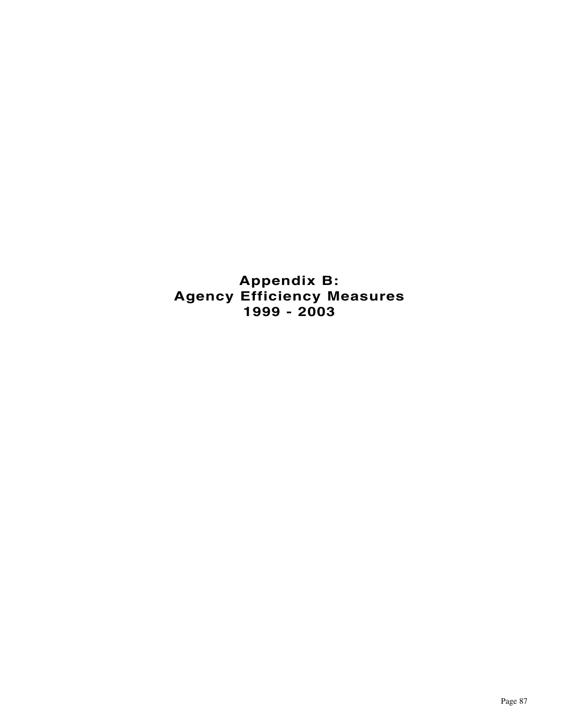# Appendix B:
# Agency Efficiency Measures
# 1999 - 2003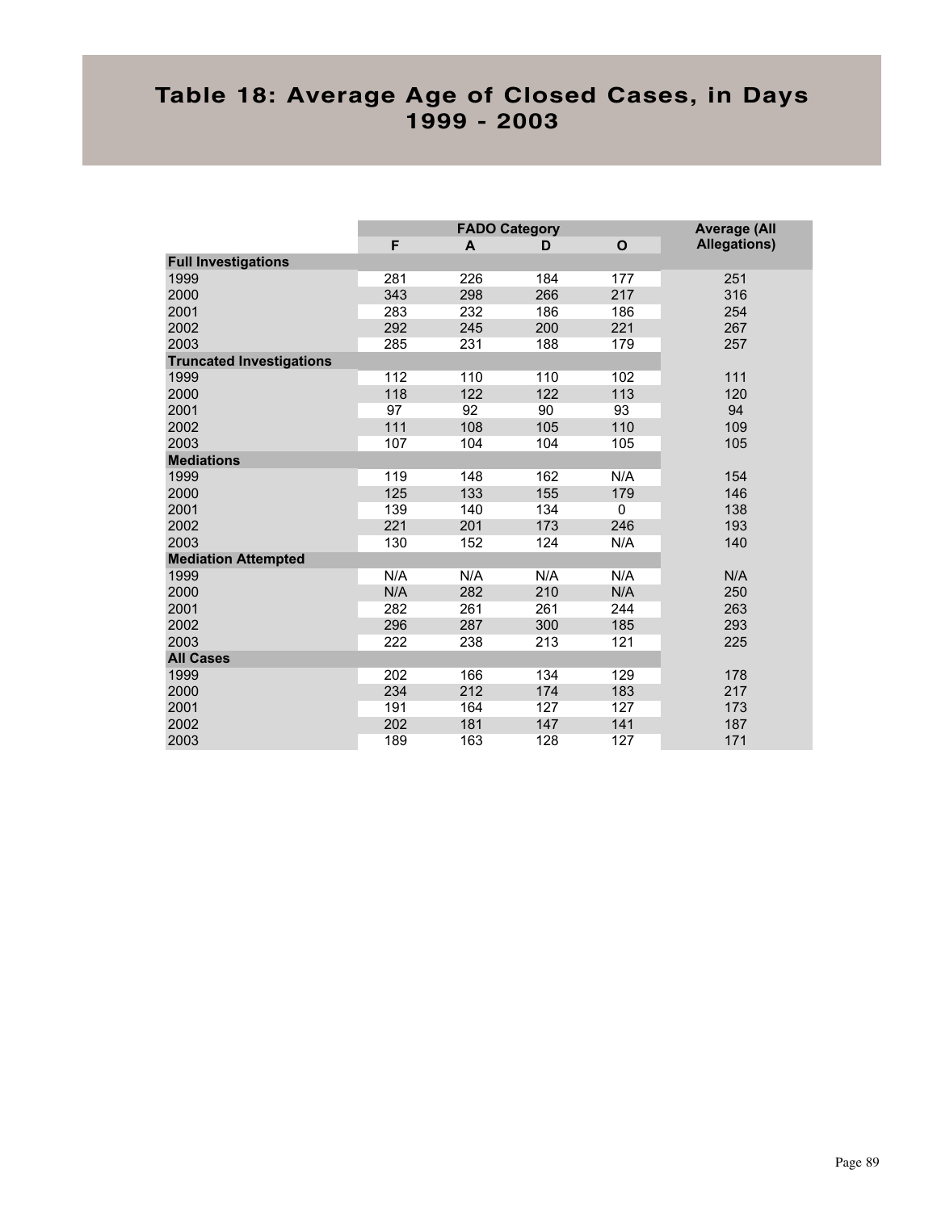# Table 18: Average Age of Closed Cases, in Days 1999 - 2003

| | FADO Category | | | | Average (All Allegations) |
|---|---|---|---|---|---|
| | F | A | D | O | |
| **Full Investigations** | | | | | |
| 1999 | 281 | 226 | 184 | 177 | 251 |
| 2000 | 343 | 298 | 266 | 217 | 316 |
| 2001 | 283 | 232 | 186 | 186 | 254 |
| 2002 | 292 | 245 | 200 | 221 | 267 |
| 2003 | 285 | 231 | 188 | 179 | 257 |
| **Truncated Investigations** | | | | | |
| 1999 | 112 | 110 | 110 | 102 | 111 |
| 2000 | 118 | 122 | 122 | 113 | 120 |
| 2001 | 97 | 92 | 90 | 93 | 94 |
| 2002 | 111 | 108 | 105 | 110 | 109 |
| 2003 | 107 | 104 | 104 | 105 | 105 |
| **Mediations** | | | | | |
| 1999 | 119 | 148 | 162 | N/A | 154 |
| 2000 | 125 | 133 | 155 | 179 | 146 |
| 2001 | 139 | 140 | 134 | 0 | 138 |
| 2002 | 221 | 201 | 173 | 246 | 193 |
| 2003 | 130 | 152 | 124 | N/A | 140 |
| **Mediation Attempted** | | | | | |
| 1999 | N/A | N/A | N/A | N/A | N/A |
| 2000 | N/A | 282 | 210 | N/A | 250 |
| 2001 | 282 | 261 | 261 | 244 | 263 |
| 2002 | 296 | 287 | 300 | 185 | 293 |
| 2003 | 222 | 238 | 213 | 121 | 225 |
| **All Cases** | | | | | |
| 1999 | 202 | 166 | 134 | 129 | 178 |
| 2000 | 234 | 212 | 174 | 183 | 217 |
| 2001 | 191 | 164 | 127 | 127 | 173 |
| 2002 | 202 | 181 | 147 | 141 | 187 |
| 2003 | 189 | 163 | 128 | 127 | 171 |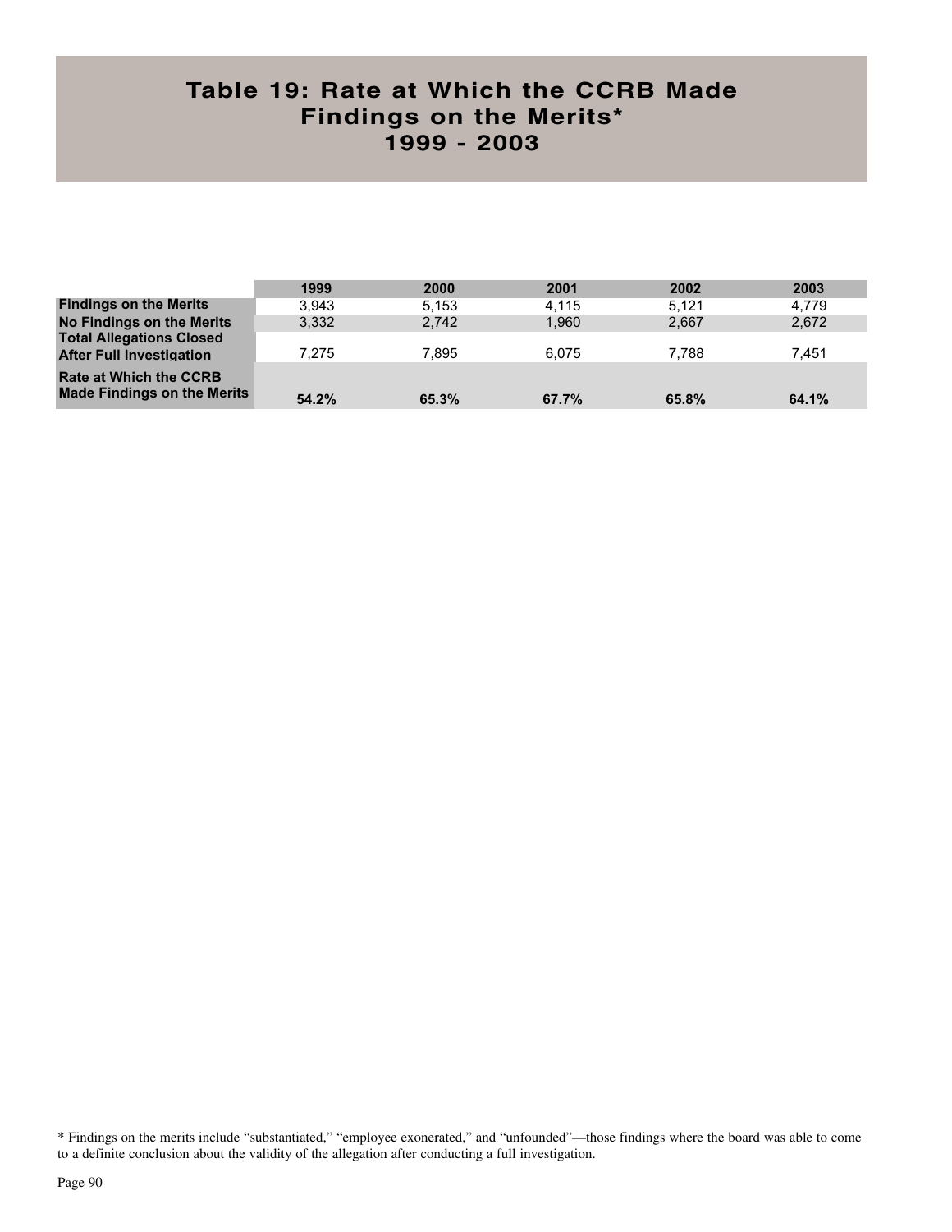# Table 19: Rate at Which the CCRB Made Findings on the Merits* 1999 - 2003

| | 1999 | 2000 | 2001 | 2002 | 2003 |
|---|---|---|---|---|---|
| **Findings on the Merits** | 3,943 | 5,153 | 4,115 | 5,121 | 4,779 |
| **No Findings on the Merits** | 3,332 | 2,742 | 1,960 | 2,667 | 2,672 |
| **Total Allegations Closed After Full Investigation** | 7,275 | 7,895 | 6,075 | 7,788 | 7,451 |
| **Rate at Which the CCRB Made Findings on the Merits** | **54.2%** | **65.3%** | **67.7%** | **65.8%** | **64.1%** |

* Findings on the merits include "substantiated," "employee exonerated," and "unfounded"—those findings where the board was able to come to a definite conclusion about the validity of the allegation after conducting a full investigation.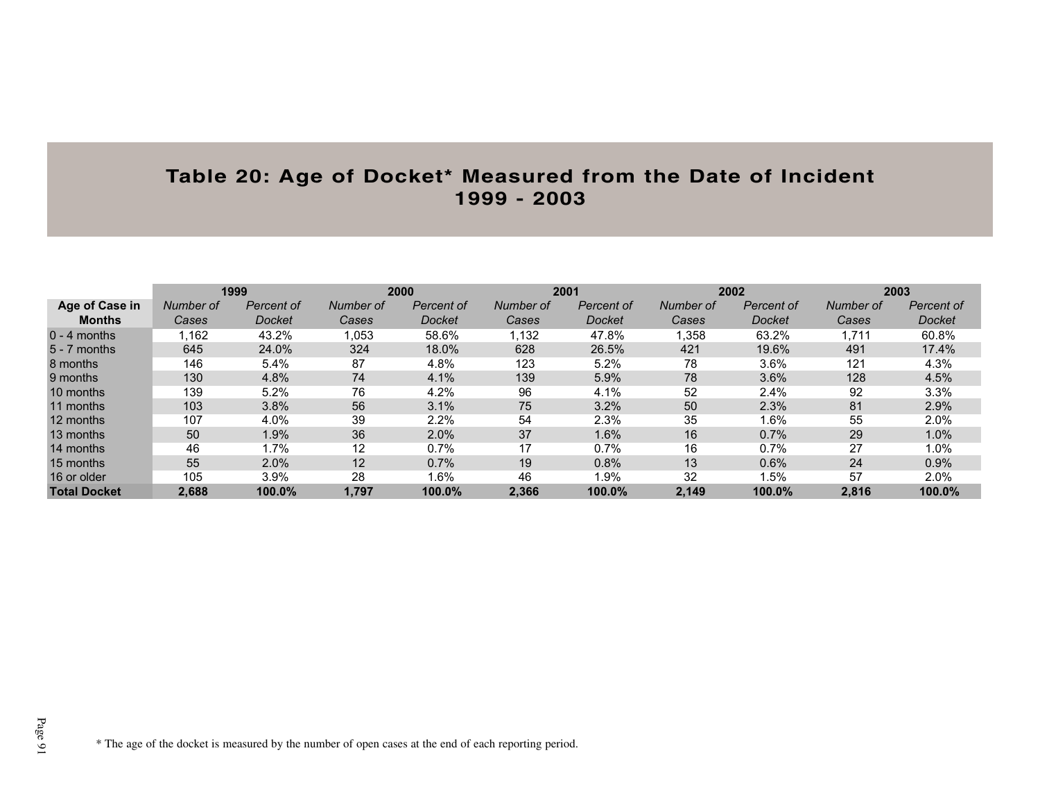# Table 20: Age of Docket* Measured from the Date of Incident 1999 - 2003

| | 1999 | | 2000 | | 2001 | | 2002 | | 2003 | |
|---|---|---|---|---|---|---|---|---|---|---|
| **Age of Case in Months** | *Number of Cases* | *Percent of Docket* | *Number of Cases* | *Percent of Docket* | *Number of Cases* | *Percent of Docket* | *Number of Cases* | *Percent of Docket* | *Number of Cases* | *Percent of Docket* |
| 0 - 4 months | 1,162 | 43.2% | 1,053 | 58.6% | 1,132 | 47.8% | 1,358 | 63.2% | 1,711 | 60.8% |
| 5 - 7 months | 645 | 24.0% | 324 | 18.0% | 628 | 26.5% | 421 | 19.6% | 491 | 17.4% |
| 8 months | 146 | 5.4% | 87 | 4.8% | 123 | 5.2% | 78 | 3.6% | 121 | 4.3% |
| 9 months | 130 | 4.8% | 74 | 4.1% | 139 | 5.9% | 78 | 3.6% | 128 | 4.5% |
| 10 months | 139 | 5.2% | 76 | 4.2% | 96 | 4.1% | 52 | 2.4% | 92 | 3.3% |
| 11 months | 103 | 3.8% | 56 | 3.1% | 75 | 3.2% | 50 | 2.3% | 81 | 2.9% |
| 12 months | 107 | 4.0% | 39 | 2.2% | 54 | 2.3% | 35 | 1.6% | 55 | 2.0% |
| 13 months | 50 | 1.9% | 36 | 2.0% | 37 | 1.6% | 16 | 0.7% | 29 | 1.0% |
| 14 months | 46 | 1.7% | 12 | 0.7% | 17 | 0.7% | 16 | 0.7% | 27 | 1.0% |
| 15 months | 55 | 2.0% | 12 | 0.7% | 19 | 0.8% | 13 | 0.6% | 24 | 0.9% |
| 16 or older | 105 | 3.9% | 28 | 1.6% | 46 | 1.9% | 32 | 1.5% | 57 | 2.0% |
| **Total Docket** | **2,688** | **100.0%** | **1,797** | **100.0%** | **2,366** | **100.0%** | **2,149** | **100.0%** | **2,816** | **100.0%** |

\* The age of the docket is measured by the number of open cases at the end of each reporting period.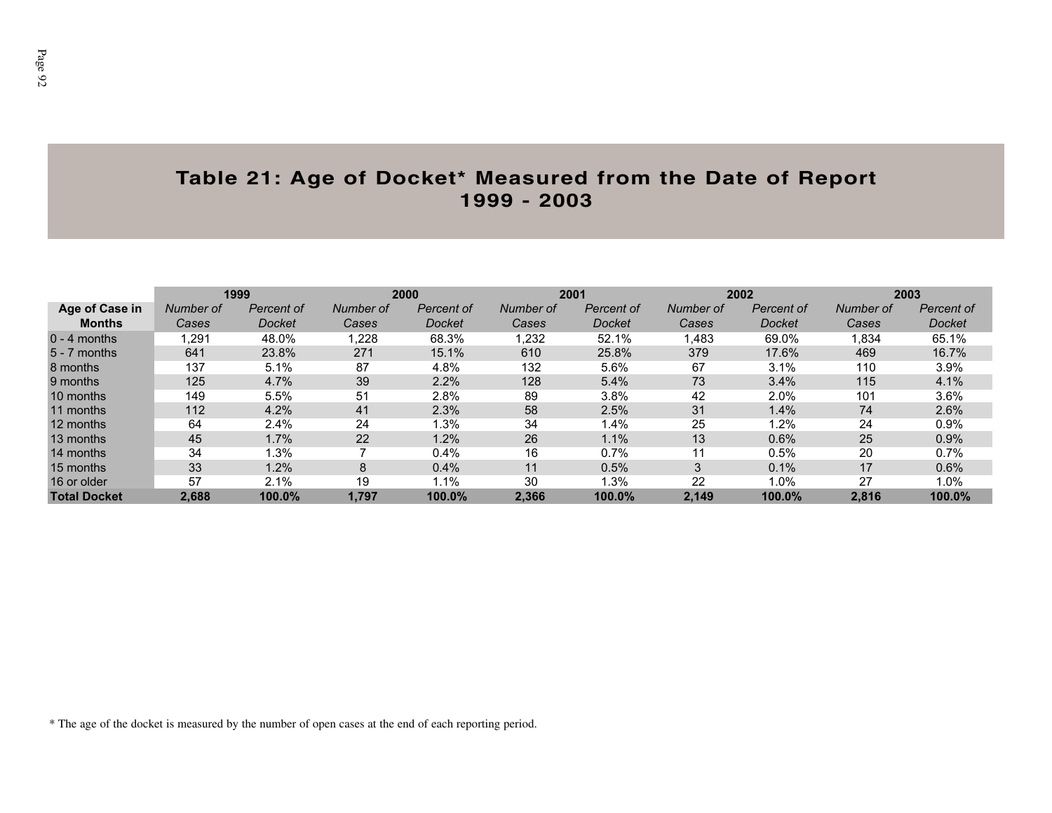# Table 21: Age of Docket* Measured from the Date of Report 1999 - 2003

| | 1999 | | 2000 | | 2001 | | 2002 | | 2003 | |
|---|---|---|---|---|---|---|---|---|---|---|
| **Age of Case in Months** | *Number of Cases* | *Percent of Docket* | *Number of Cases* | *Percent of Docket* | *Number of Cases* | *Percent of Docket* | *Number of Cases* | *Percent of Docket* | *Number of Cases* | *Percent of Docket* |
| 0 - 4 months | 1,291 | 48.0% | 1,228 | 68.3% | 1,232 | 52.1% | 1,483 | 69.0% | 1,834 | 65.1% |
| 5 - 7 months | 641 | 23.8% | 271 | 15.1% | 610 | 25.8% | 379 | 17.6% | 469 | 16.7% |
| 8 months | 137 | 5.1% | 87 | 4.8% | 132 | 5.6% | 67 | 3.1% | 110 | 3.9% |
| 9 months | 125 | 4.7% | 39 | 2.2% | 128 | 5.4% | 73 | 3.4% | 115 | 4.1% |
| 10 months | 149 | 5.5% | 51 | 2.8% | 89 | 3.8% | 42 | 2.0% | 101 | 3.6% |
| 11 months | 112 | 4.2% | 41 | 2.3% | 58 | 2.5% | 31 | 1.4% | 74 | 2.6% |
| 12 months | 64 | 2.4% | 24 | 1.3% | 34 | 1.4% | 25 | 1.2% | 24 | 0.9% |
| 13 months | 45 | 1.7% | 22 | 1.2% | 26 | 1.1% | 13 | 0.6% | 25 | 0.9% |
| 14 months | 34 | 1.3% | 7 | 0.4% | 16 | 0.7% | 11 | 0.5% | 20 | 0.7% |
| 15 months | 33 | 1.2% | 8 | 0.4% | 11 | 0.5% | 3 | 0.1% | 17 | 0.6% |
| 16 or older | 57 | 2.1% | 19 | 1.1% | 30 | 1.3% | 22 | 1.0% | 27 | 1.0% |
| **Total Docket** | **2,688** | **100.0%** | **1,797** | **100.0%** | **2,366** | **100.0%** | **2,149** | **100.0%** | **2,816** | **100.0%** |

* The age of the docket is measured by the number of open cases at the end of each reporting period.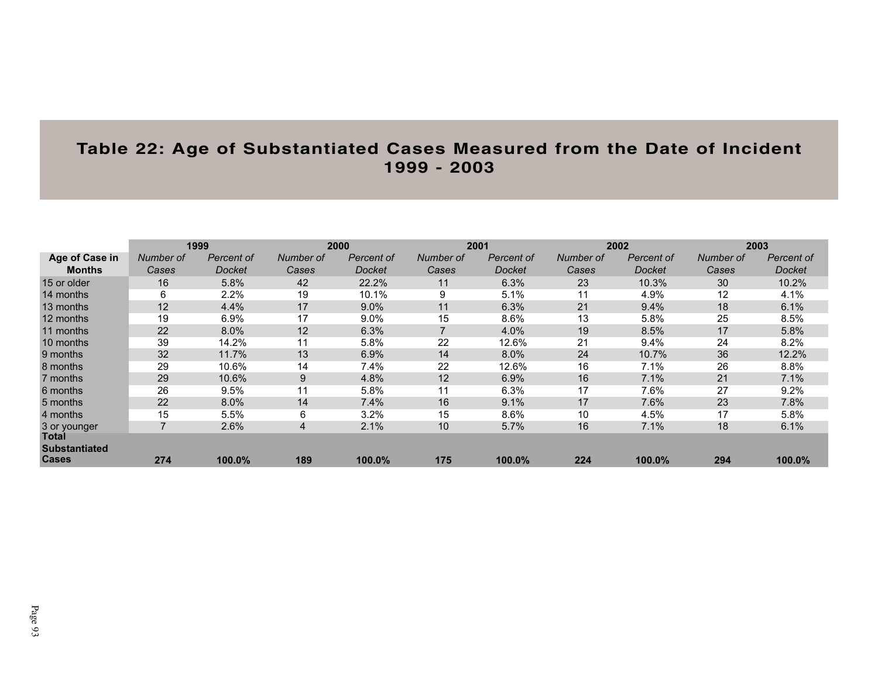# Table 22: Age of Substantiated Cases Measured from the Date of Incident 1999 - 2003

| | 1999 | | 2000 | | 2001 | | 2002 | | 2003 | |
|---|---|---|---|---|---|---|---|---|---|---|
| **Age of Case in Months** | *Number of Cases* | *Percent of Docket* | *Number of Cases* | *Percent of Docket* | *Number of Cases* | *Percent of Docket* | *Number of Cases* | *Percent of Docket* | *Number of Cases* | *Percent of Docket* |
| 15 or older | 16 | 5.8% | 42 | 22.2% | 11 | 6.3% | 23 | 10.3% | 30 | 10.2% |
| 14 months | 6 | 2.2% | 19 | 10.1% | 9 | 5.1% | 11 | 4.9% | 12 | 4.1% |
| 13 months | 12 | 4.4% | 17 | 9.0% | 11 | 6.3% | 21 | 9.4% | 18 | 6.1% |
| 12 months | 19 | 6.9% | 17 | 9.0% | 15 | 8.6% | 13 | 5.8% | 25 | 8.5% |
| 11 months | 22 | 8.0% | 12 | 6.3% | 7 | 4.0% | 19 | 8.5% | 17 | 5.8% |
| 10 months | 39 | 14.2% | 11 | 5.8% | 22 | 12.6% | 21 | 9.4% | 24 | 8.2% |
| 9 months | 32 | 11.7% | 13 | 6.9% | 14 | 8.0% | 24 | 10.7% | 36 | 12.2% |
| 8 months | 29 | 10.6% | 14 | 7.4% | 22 | 12.6% | 16 | 7.1% | 26 | 8.8% |
| 7 months | 29 | 10.6% | 9 | 4.8% | 12 | 6.9% | 16 | 7.1% | 21 | 7.1% |
| 6 months | 26 | 9.5% | 11 | 5.8% | 11 | 6.3% | 17 | 7.6% | 27 | 9.2% |
| 5 months | 22 | 8.0% | 14 | 7.4% | 16 | 9.1% | 17 | 7.6% | 23 | 7.8% |
| 4 months | 15 | 5.5% | 6 | 3.2% | 15 | 8.6% | 10 | 4.5% | 17 | 5.8% |
| 3 or younger | 7 | 2.6% | 4 | 2.1% | 10 | 5.7% | 16 | 7.1% | 18 | 6.1% |
| **Total Substantiated Cases** | **274** | **100.0%** | **189** | **100.0%** | **175** | **100.0%** | **224** | **100.0%** | **294** | **100.0%** |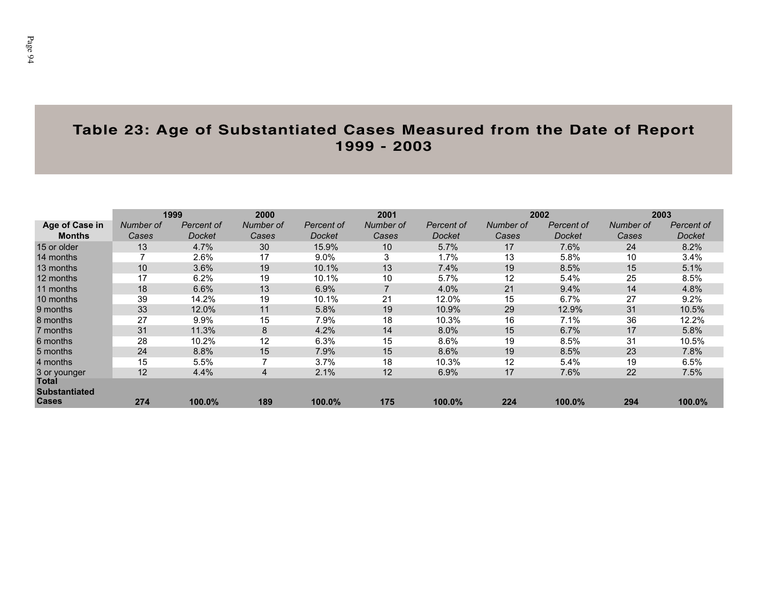## Table 23: Age of Substantiated Cases Measured from the Date of Report 1999 - 2003

| | 1999 | | 2000 | | 2001 | | 2002 | | 2003 | |
|---|---|---|---|---|---|---|---|---|---|---|
| **Age of Case in Months** | *Number of Cases* | *Percent of Docket* | *Number of Cases* | *Percent of Docket* | *Number of Cases* | *Percent of Docket* | *Number of Cases* | *Percent of Docket* | *Number of Cases* | *Percent of Docket* |
| 15 or older | 13 | 4.7% | 30 | 15.9% | 10 | 5.7% | 17 | 7.6% | 24 | 8.2% |
| 14 months | 7 | 2.6% | 17 | 9.0% | 3 | 1.7% | 13 | 5.8% | 10 | 3.4% |
| 13 months | 10 | 3.6% | 19 | 10.1% | 13 | 7.4% | 19 | 8.5% | 15 | 5.1% |
| 12 months | 17 | 6.2% | 19 | 10.1% | 10 | 5.7% | 12 | 5.4% | 25 | 8.5% |
| 11 months | 18 | 6.6% | 13 | 6.9% | 7 | 4.0% | 21 | 9.4% | 14 | 4.8% |
| 10 months | 39 | 14.2% | 19 | 10.1% | 21 | 12.0% | 15 | 6.7% | 27 | 9.2% |
| 9 months | 33 | 12.0% | 11 | 5.8% | 19 | 10.9% | 29 | 12.9% | 31 | 10.5% |
| 8 months | 27 | 9.9% | 15 | 7.9% | 18 | 10.3% | 16 | 7.1% | 36 | 12.2% |
| 7 months | 31 | 11.3% | 8 | 4.2% | 14 | 8.0% | 15 | 6.7% | 17 | 5.8% |
| 6 months | 28 | 10.2% | 12 | 6.3% | 15 | 8.6% | 19 | 8.5% | 31 | 10.5% |
| 5 months | 24 | 8.8% | 15 | 7.9% | 15 | 8.6% | 19 | 8.5% | 23 | 7.8% |
| 4 months | 15 | 5.5% | 7 | 3.7% | 18 | 10.3% | 12 | 5.4% | 19 | 6.5% |
| 3 or younger | 12 | 4.4% | 4 | 2.1% | 12 | 6.9% | 17 | 7.6% | 22 | 7.5% |
| **Total Substantiated Cases** | **274** | **100.0%** | **189** | **100.0%** | **175** | **100.0%** | **224** | **100.0%** | **294** | **100.0%** |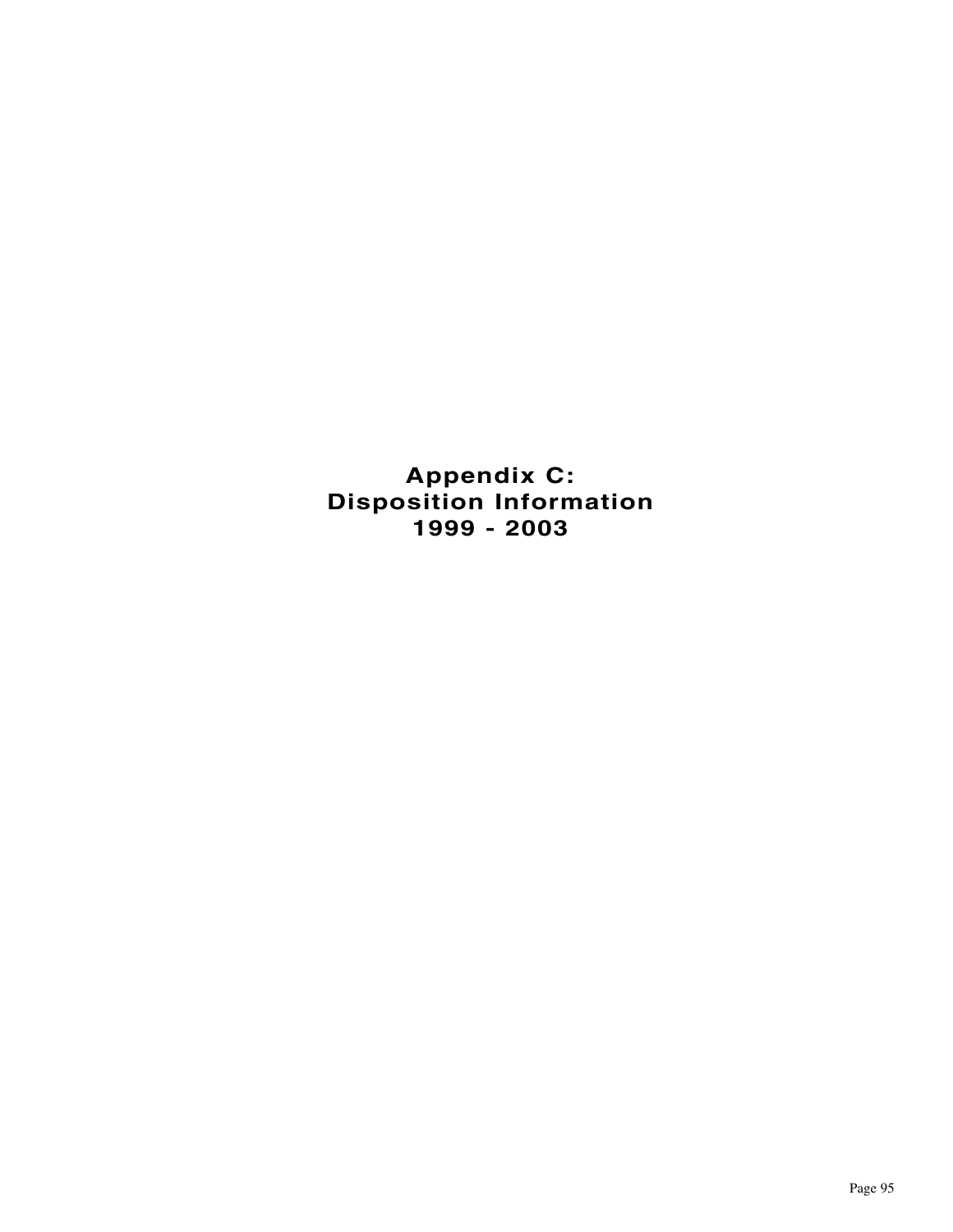# Appendix C:
# Disposition Information
# 1999 - 2003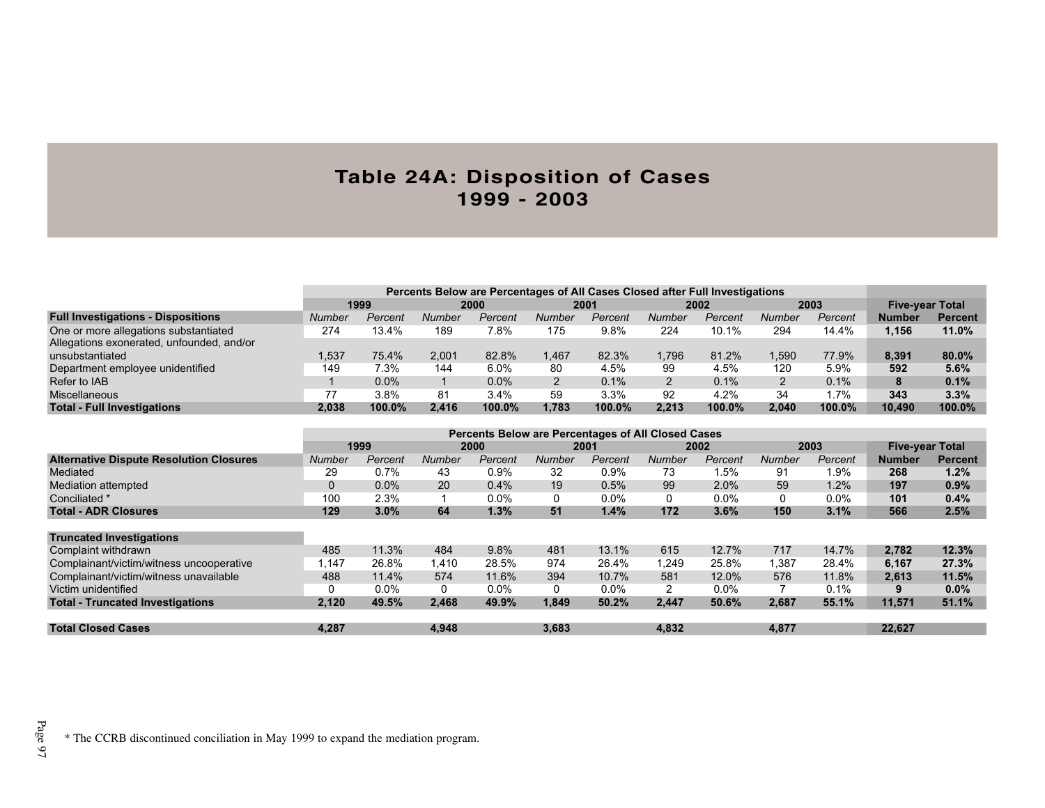# Table 24A: Disposition of Cases
## 1999 - 2003

| | Percents Below are Percentages of All Cases Closed after Full Investigations | | | | | | | | | | | |
|---|---|---|---|---|---|---|---|---|---|---|---|---|
| | 1999 | | 2000 | | 2001 | | 2002 | | 2003 | | Five-year Total | |
| **Full Investigations - Dispositions** | *Number* | *Percent* | *Number* | *Percent* | *Number* | *Percent* | *Number* | *Percent* | *Number* | *Percent* | **Number** | **Percent** |
| One or more allegations substantiated | 274 | 13.4% | 189 | 7.8% | 175 | 9.8% | 224 | 10.1% | 294 | 14.4% | **1,156** | **11.0%** |
| Allegations exonerated, unfounded, and/or unsubstantiated | 1,537 | 75.4% | 2,001 | 82.8% | 1,467 | 82.3% | 1,796 | 81.2% | 1,590 | 77.9% | **8,391** | **80.0%** |
| Department employee unidentified | 149 | 7.3% | 144 | 6.0% | 80 | 4.5% | 99 | 4.5% | 120 | 5.9% | **592** | **5.6%** |
| Refer to IAB | 1 | 0.0% | 1 | 0.0% | 2 | 0.1% | 2 | 0.1% | 2 | 0.1% | **8** | **0.1%** |
| Miscellaneous | 77 | 3.8% | 81 | 3.4% | 59 | 3.3% | 92 | 4.2% | 34 | 1.7% | **343** | **3.3%** |
| **Total - Full Investigations** | **2,038** | **100.0%** | **2,416** | **100.0%** | **1,783** | **100.0%** | **2,213** | **100.0%** | **2,040** | **100.0%** | **10,490** | **100.0%** |

| | Percents Below are Percentages of All Closed Cases | | | | | | | | | | | |
|---|---|---|---|---|---|---|---|---|---|---|---|---|
| | 1999 | | 2000 | | 2001 | | 2002 | | 2003 | | Five-year Total | |
| **Alternative Dispute Resolution Closures** | *Number* | *Percent* | *Number* | *Percent* | *Number* | *Percent* | *Number* | *Percent* | *Number* | *Percent* | **Number** | **Percent** |
| Mediated | 29 | 0.7% | 43 | 0.9% | 32 | 0.9% | 73 | 1.5% | 91 | 1.9% | **268** | **1.2%** |
| Mediation attempted | 0 | 0.0% | 20 | 0.4% | 19 | 0.5% | 99 | 2.0% | 59 | 1.2% | **197** | **0.9%** |
| Conciliated * | 100 | 2.3% | 1 | 0.0% | 0 | 0.0% | 0 | 0.0% | 0 | 0.0% | **101** | **0.4%** |
| **Total - ADR Closures** | **129** | **3.0%** | **64** | **1.3%** | **51** | **1.4%** | **172** | **3.6%** | **150** | **3.1%** | **566** | **2.5%** |
| **Truncated Investigations** | | | | | | | | | | | | |
| Complaint withdrawn | 485 | 11.3% | 484 | 9.8% | 481 | 13.1% | 615 | 12.7% | 717 | 14.7% | **2,782** | **12.3%** |
| Complainant/victim/witness uncooperative | 1,147 | 26.8% | 1,410 | 28.5% | 974 | 26.4% | 1,249 | 25.8% | 1,387 | 28.4% | **6,167** | **27.3%** |
| Complainant/victim/witness unavailable | 488 | 11.4% | 574 | 11.6% | 394 | 10.7% | 581 | 12.0% | 576 | 11.8% | **2,613** | **11.5%** |
| Victim unidentified | 0 | 0.0% | 0 | 0.0% | 0 | 0.0% | 2 | 0.0% | 7 | 0.1% | **9** | **0.0%** |
| **Total - Truncated Investigations** | **2,120** | **49.5%** | **2,468** | **49.9%** | **1,849** | **50.2%** | **2,447** | **50.6%** | **2,687** | **55.1%** | **11,571** | **51.1%** |
| **Total Closed Cases** | **4,287** | | **4,948** | | **3,683** | | **4,832** | | **4,877** | | **22,627** | |

* The CCRB discontinued conciliation in May 1999 to expand the mediation program.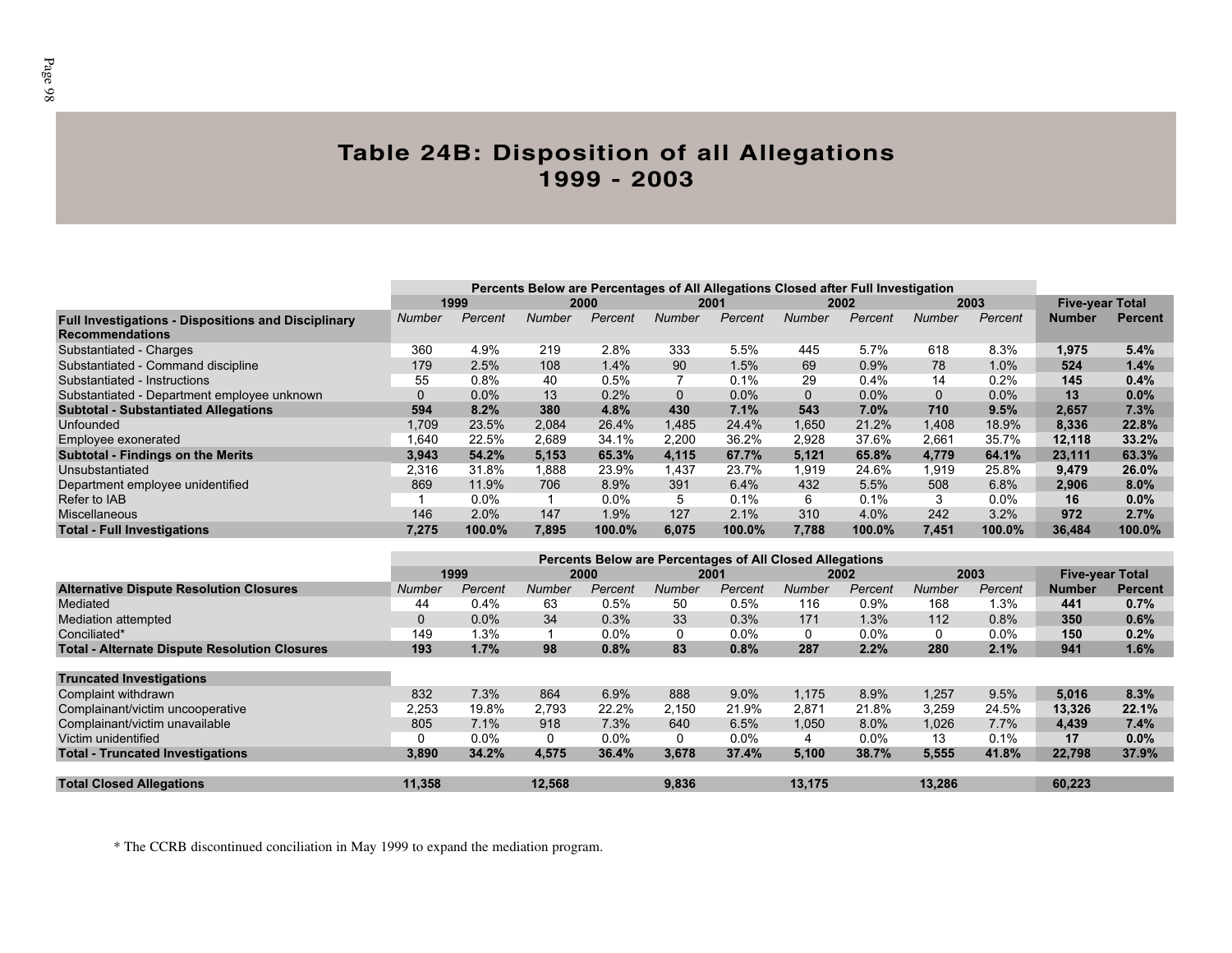# Table 24B: Disposition of all Allegations 1999 - 2003

| | Percents Below are Percentages of All Allegations Closed after Full Investigation | | | | | | | | | | | |
|---|---|---|---|---|---|---|---|---|---|---|---|---|
| | 1999 | | 2000 | | 2001 | | 2002 | | 2003 | | Five-year Total | |
| **Full Investigations - Dispositions and Disciplinary Recommendations** | *Number* | *Percent* | *Number* | *Percent* | *Number* | *Percent* | *Number* | *Percent* | *Number* | *Percent* | **Number** | **Percent** |
| Substantiated - Charges | 360 | 4.9% | 219 | 2.8% | 333 | 5.5% | 445 | 5.7% | 618 | 8.3% | **1,975** | **5.4%** |
| Substantiated - Command discipline | 179 | 2.5% | 108 | 1.4% | 90 | 1.5% | 69 | 0.9% | 78 | 1.0% | **524** | **1.4%** |
| Substantiated - Instructions | 55 | 0.8% | 40 | 0.5% | 7 | 0.1% | 29 | 0.4% | 14 | 0.2% | **145** | **0.4%** |
| Substantiated - Department employee unknown | 0 | 0.0% | 13 | 0.2% | 0 | 0.0% | 0 | 0.0% | 0 | 0.0% | **13** | **0.0%** |
| **Subtotal - Substantiated Allegations** | **594** | **8.2%** | **380** | **4.8%** | **430** | **7.1%** | **543** | **7.0%** | **710** | **9.5%** | **2,657** | **7.3%** |
| Unfounded | 1,709 | 23.5% | 2,084 | 26.4% | 1,485 | 24.4% | 1,650 | 21.2% | 1,408 | 18.9% | **8,336** | **22.8%** |
| Employee exonerated | 1,640 | 22.5% | 2,689 | 34.1% | 2,200 | 36.2% | 2,928 | 37.6% | 2,661 | 35.7% | **12,118** | **33.2%** |
| **Subtotal - Findings on the Merits** | **3,943** | **54.2%** | **5,153** | **65.3%** | **4,115** | **67.7%** | **5,121** | **65.8%** | **4,779** | **64.1%** | **23,111** | **63.3%** |
| Unsubstantiated | 2,316 | 31.8% | 1,888 | 23.9% | 1,437 | 23.7% | 1,919 | 24.6% | 1,919 | 25.8% | **9,479** | **26.0%** |
| Department employee unidentified | 869 | 11.9% | 706 | 8.9% | 391 | 6.4% | 432 | 5.5% | 508 | 6.8% | **2,906** | **8.0%** |
| Refer to IAB | 1 | 0.0% | 1 | 0.0% | 5 | 0.1% | 6 | 0.1% | 3 | 0.0% | **16** | **0.0%** |
| Miscellaneous | 146 | 2.0% | 147 | 1.9% | 127 | 2.1% | 310 | 4.0% | 242 | 3.2% | **972** | **2.7%** |
| **Total - Full Investigations** | **7,275** | **100.0%** | **7,895** | **100.0%** | **6,075** | **100.0%** | **7,788** | **100.0%** | **7,451** | **100.0%** | **36,484** | **100.0%** |

| | Percents Below are Percentages of All Closed Allegations | | | | | | | | | | | |
|---|---|---|---|---|---|---|---|---|---|---|---|---|
| | 1999 | | 2000 | | 2001 | | 2002 | | 2003 | | Five-year Total | |
| **Alternative Dispute Resolution Closures** | *Number* | *Percent* | *Number* | *Percent* | *Number* | *Percent* | *Number* | *Percent* | *Number* | *Percent* | **Number** | **Percent** |
| Mediated | 44 | 0.4% | 63 | 0.5% | 50 | 0.5% | 116 | 0.9% | 168 | 1.3% | **441** | **0.7%** |
| Mediation attempted | 0 | 0.0% | 34 | 0.3% | 33 | 0.3% | 171 | 1.3% | 112 | 0.8% | **350** | **0.6%** |
| Conciliated* | 149 | 1.3% | 1 | 0.0% | 0 | 0.0% | 0 | 0.0% | 0 | 0.0% | **150** | **0.2%** |
| **Total - Alternate Dispute Resolution Closures** | **193** | **1.7%** | **98** | **0.8%** | **83** | **0.8%** | **287** | **2.2%** | **280** | **2.1%** | **941** | **1.6%** |
| **Truncated Investigations** | | | | | | | | | | | | |
| Complaint withdrawn | 832 | 7.3% | 864 | 6.9% | 888 | 9.0% | 1,175 | 8.9% | 1,257 | 9.5% | **5,016** | **8.3%** |
| Complainant/victim uncooperative | 2,253 | 19.8% | 2,793 | 22.2% | 2,150 | 21.9% | 2,871 | 21.8% | 3,259 | 24.5% | **13,326** | **22.1%** |
| Complainant/victim unavailable | 805 | 7.1% | 918 | 7.3% | 640 | 6.5% | 1,050 | 8.0% | 1,026 | 7.7% | **4,439** | **7.4%** |
| Victim unidentified | 0 | 0.0% | 0 | 0.0% | 0 | 0.0% | 4 | 0.0% | 13 | 0.1% | **17** | **0.0%** |
| **Total - Truncated Investigations** | **3,890** | **34.2%** | **4,575** | **36.4%** | **3,678** | **37.4%** | **5,100** | **38.7%** | **5,555** | **41.8%** | **22,798** | **37.9%** |
| **Total Closed Allegations** | **11,358** | | **12,568** | | **9,836** | | **13,175** | | **13,286** | | **60,223** | |

\* The CCRB discontinued conciliation in May 1999 to expand the mediation program.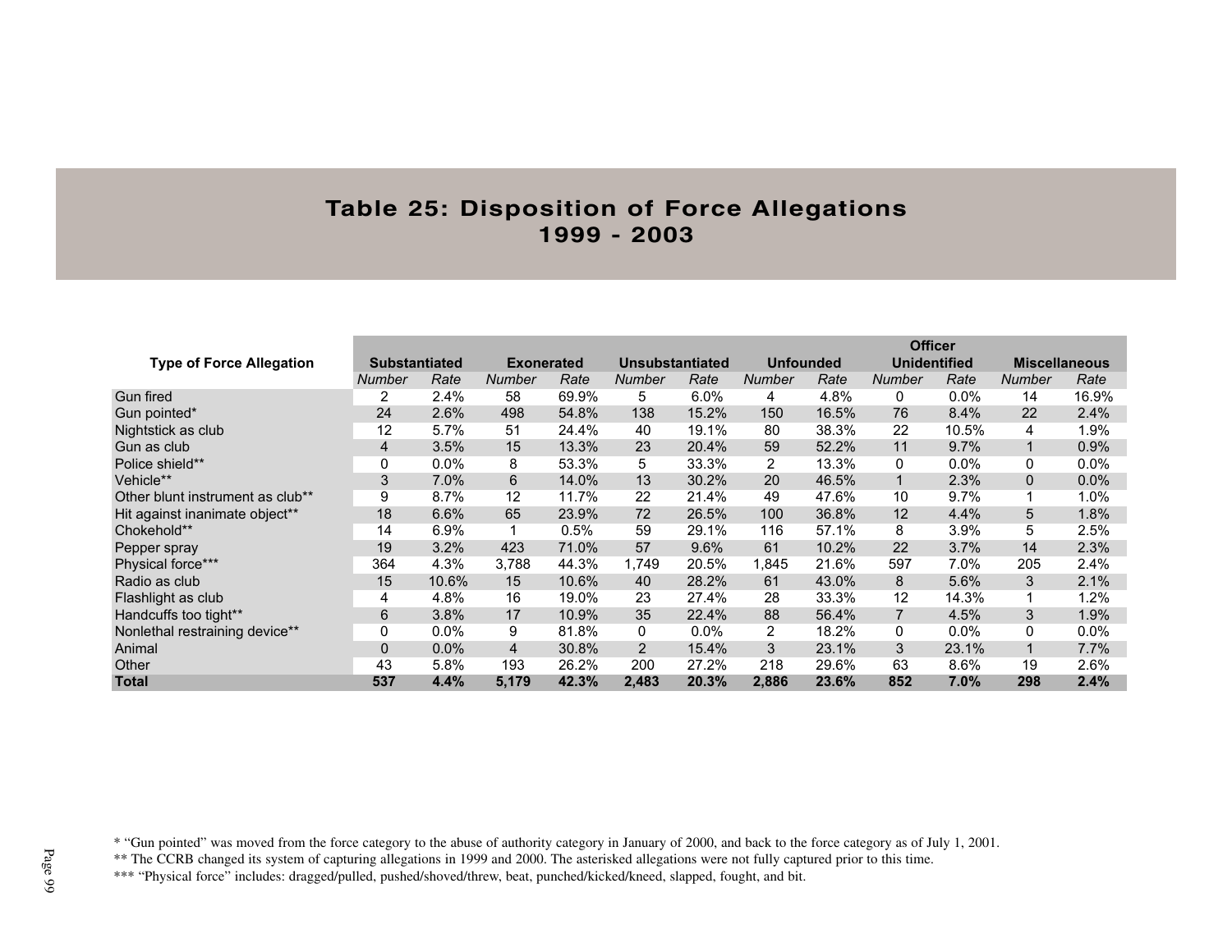# Table 25: Disposition of Force Allegations 1999 - 2003

| Type of Force Allegation | Substantiated | | Exonerated | | Unsubstantiated | | Unfounded | | Officer Unidentified | | Miscellaneous | |
|---|---|---|---|---|---|---|---|---|---|---|---|---|
| | *Number* | *Rate* | *Number* | *Rate* | *Number* | *Rate* | *Number* | *Rate* | *Number* | *Rate* | *Number* | *Rate* |
| Gun fired | 2 | 2.4% | 58 | 69.9% | 5 | 6.0% | 4 | 4.8% | 0 | 0.0% | 14 | 16.9% |
| Gun pointed* | 24 | 2.6% | 498 | 54.8% | 138 | 15.2% | 150 | 16.5% | 76 | 8.4% | 22 | 2.4% |
| Nightstick as club | 12 | 5.7% | 51 | 24.4% | 40 | 19.1% | 80 | 38.3% | 22 | 10.5% | 4 | 1.9% |
| Gun as club | 4 | 3.5% | 15 | 13.3% | 23 | 20.4% | 59 | 52.2% | 11 | 9.7% | 1 | 0.9% |
| Police shield** | 0 | 0.0% | 8 | 53.3% | 5 | 33.3% | 2 | 13.3% | 0 | 0.0% | 0 | 0.0% |
| Vehicle** | 3 | 7.0% | 6 | 14.0% | 13 | 30.2% | 20 | 46.5% | 1 | 2.3% | 0 | 0.0% |
| Other blunt instrument as club** | 9 | 8.7% | 12 | 11.7% | 22 | 21.4% | 49 | 47.6% | 10 | 9.7% | 1 | 1.0% |
| Hit against inanimate object** | 18 | 6.6% | 65 | 23.9% | 72 | 26.5% | 100 | 36.8% | 12 | 4.4% | 5 | 1.8% |
| Chokehold** | 14 | 6.9% | 1 | 0.5% | 59 | 29.1% | 116 | 57.1% | 8 | 3.9% | 5 | 2.5% |
| Pepper spray | 19 | 3.2% | 423 | 71.0% | 57 | 9.6% | 61 | 10.2% | 22 | 3.7% | 14 | 2.3% |
| Physical force*** | 364 | 4.3% | 3,788 | 44.3% | 1,749 | 20.5% | 1,845 | 21.6% | 597 | 7.0% | 205 | 2.4% |
| Radio as club | 15 | 10.6% | 15 | 10.6% | 40 | 28.2% | 61 | 43.0% | 8 | 5.6% | 3 | 2.1% |
| Flashlight as club | 4 | 4.8% | 16 | 19.0% | 23 | 27.4% | 28 | 33.3% | 12 | 14.3% | 1 | 1.2% |
| Handcuffs too tight** | 6 | 3.8% | 17 | 10.9% | 35 | 22.4% | 88 | 56.4% | 7 | 4.5% | 3 | 1.9% |
| Nonlethal restraining device** | 0 | 0.0% | 9 | 81.8% | 0 | 0.0% | 2 | 18.2% | 0 | 0.0% | 0 | 0.0% |
| Animal | 0 | 0.0% | 4 | 30.8% | 2 | 15.4% | 3 | 23.1% | 3 | 23.1% | 1 | 7.7% |
| Other | 43 | 5.8% | 193 | 26.2% | 200 | 27.2% | 218 | 29.6% | 63 | 8.6% | 19 | 2.6% |
| **Total** | **537** | **4.4%** | **5,179** | **42.3%** | **2,483** | **20.3%** | **2,886** | **23.6%** | **852** | **7.0%** | **298** | **2.4%** |

\* "Gun pointed" was moved from the force category to the abuse of authority category in January of 2000, and back to the force category as of July 1, 2001.

\*\* The CCRB changed its system of capturing allegations in 1999 and 2000. The asterisked allegations were not fully captured prior to this time.

\*\*\* "Physical force" includes: dragged/pulled, pushed/shoved/threw, beat, punched/kicked/kneed, slapped, fought, and bit.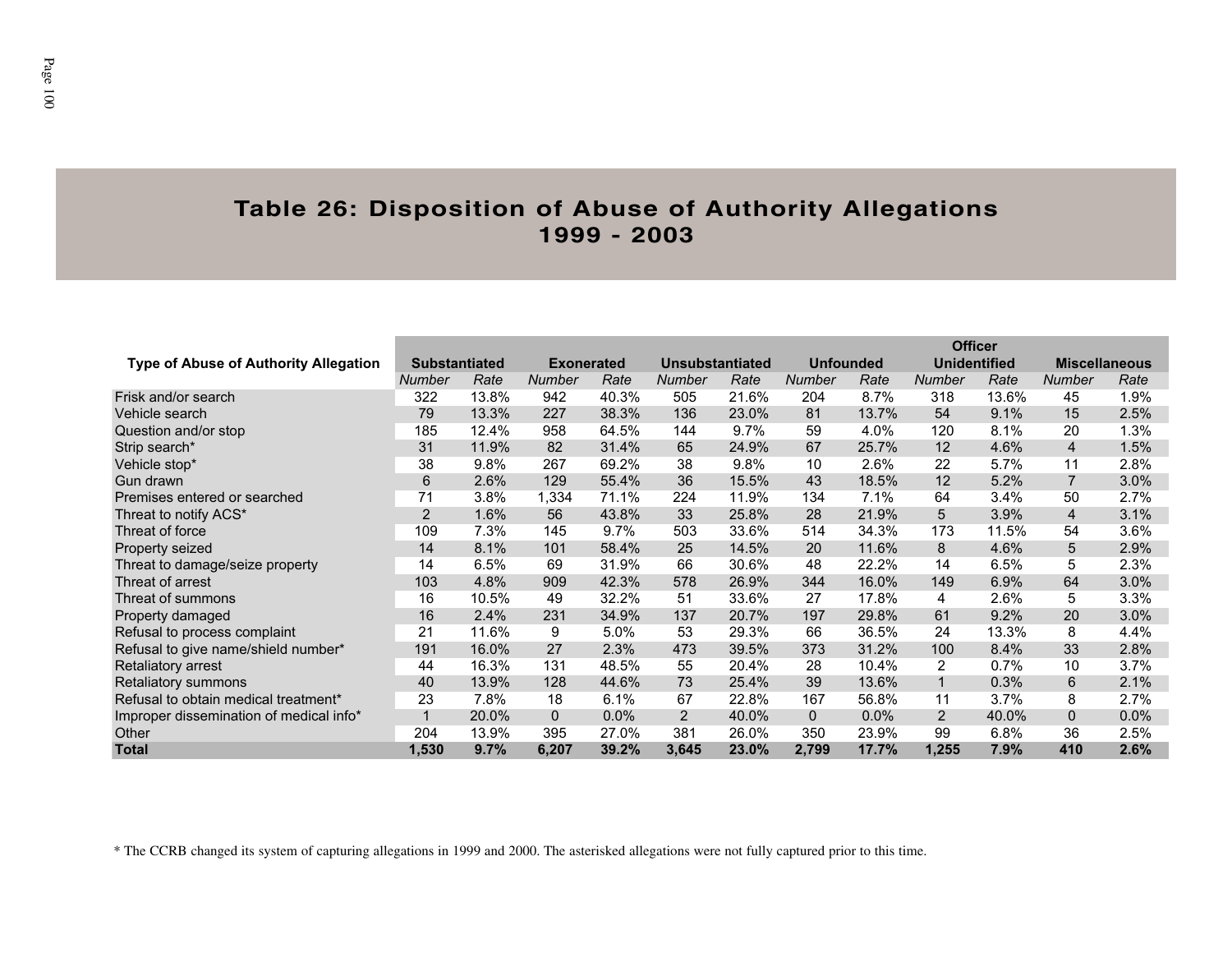## Table 26: Disposition of Abuse of Authority Allegations 1999 - 2003

| Type of Abuse of Authority Allegation | Substantiated | | Exonerated | | Unsubstantiated | | Unfounded | | Officer Unidentified | | Miscellaneous | |
|---|---|---|---|---|---|---|---|---|---|---|---|---|
| | *Number* | *Rate* | *Number* | *Rate* | *Number* | *Rate* | *Number* | *Rate* | *Number* | *Rate* | *Number* | *Rate* |
| Frisk and/or search | 322 | 13.8% | 942 | 40.3% | 505 | 21.6% | 204 | 8.7% | 318 | 13.6% | 45 | 1.9% |
| Vehicle search | 79 | 13.3% | 227 | 38.3% | 136 | 23.0% | 81 | 13.7% | 54 | 9.1% | 15 | 2.5% |
| Question and/or stop | 185 | 12.4% | 958 | 64.5% | 144 | 9.7% | 59 | 4.0% | 120 | 8.1% | 20 | 1.3% |
| Strip search* | 31 | 11.9% | 82 | 31.4% | 65 | 24.9% | 67 | 25.7% | 12 | 4.6% | 4 | 1.5% |
| Vehicle stop* | 38 | 9.8% | 267 | 69.2% | 38 | 9.8% | 10 | 2.6% | 22 | 5.7% | 11 | 2.8% |
| Gun drawn | 6 | 2.6% | 129 | 55.4% | 36 | 15.5% | 43 | 18.5% | 12 | 5.2% | 7 | 3.0% |
| Premises entered or searched | 71 | 3.8% | 1,334 | 71.1% | 224 | 11.9% | 134 | 7.1% | 64 | 3.4% | 50 | 2.7% |
| Threat to notify ACS* | 2 | 1.6% | 56 | 43.8% | 33 | 25.8% | 28 | 21.9% | 5 | 3.9% | 4 | 3.1% |
| Threat of force | 109 | 7.3% | 145 | 9.7% | 503 | 33.6% | 514 | 34.3% | 173 | 11.5% | 54 | 3.6% |
| Property seized | 14 | 8.1% | 101 | 58.4% | 25 | 14.5% | 20 | 11.6% | 8 | 4.6% | 5 | 2.9% |
| Threat to damage/seize property | 14 | 6.5% | 69 | 31.9% | 66 | 30.6% | 48 | 22.2% | 14 | 6.5% | 5 | 2.3% |
| Threat of arrest | 103 | 4.8% | 909 | 42.3% | 578 | 26.9% | 344 | 16.0% | 149 | 6.9% | 64 | 3.0% |
| Threat of summons | 16 | 10.5% | 49 | 32.2% | 51 | 33.6% | 27 | 17.8% | 4 | 2.6% | 5 | 3.3% |
| Property damaged | 16 | 2.4% | 231 | 34.9% | 137 | 20.7% | 197 | 29.8% | 61 | 9.2% | 20 | 3.0% |
| Refusal to process complaint | 21 | 11.6% | 9 | 5.0% | 53 | 29.3% | 66 | 36.5% | 24 | 13.3% | 8 | 4.4% |
| Refusal to give name/shield number* | 191 | 16.0% | 27 | 2.3% | 473 | 39.5% | 373 | 31.2% | 100 | 8.4% | 33 | 2.8% |
| Retaliatory arrest | 44 | 16.3% | 131 | 48.5% | 55 | 20.4% | 28 | 10.4% | 2 | 0.7% | 10 | 3.7% |
| Retaliatory summons | 40 | 13.9% | 128 | 44.6% | 73 | 25.4% | 39 | 13.6% | 1 | 0.3% | 6 | 2.1% |
| Refusal to obtain medical treatment* | 23 | 7.8% | 18 | 6.1% | 67 | 22.8% | 167 | 56.8% | 11 | 3.7% | 8 | 2.7% |
| Improper dissemination of medical info* | 1 | 20.0% | 0 | 0.0% | 2 | 40.0% | 0 | 0.0% | 2 | 40.0% | 0 | 0.0% |
| Other | 204 | 13.9% | 395 | 27.0% | 381 | 26.0% | 350 | 23.9% | 99 | 6.8% | 36 | 2.5% |
| **Total** | **1,530** | **9.7%** | **6,207** | **39.2%** | **3,645** | **23.0%** | **2,799** | **17.7%** | **1,255** | **7.9%** | **410** | **2.6%** |

* The CCRB changed its system of capturing allegations in 1999 and 2000. The asterisked allegations were not fully captured prior to this time.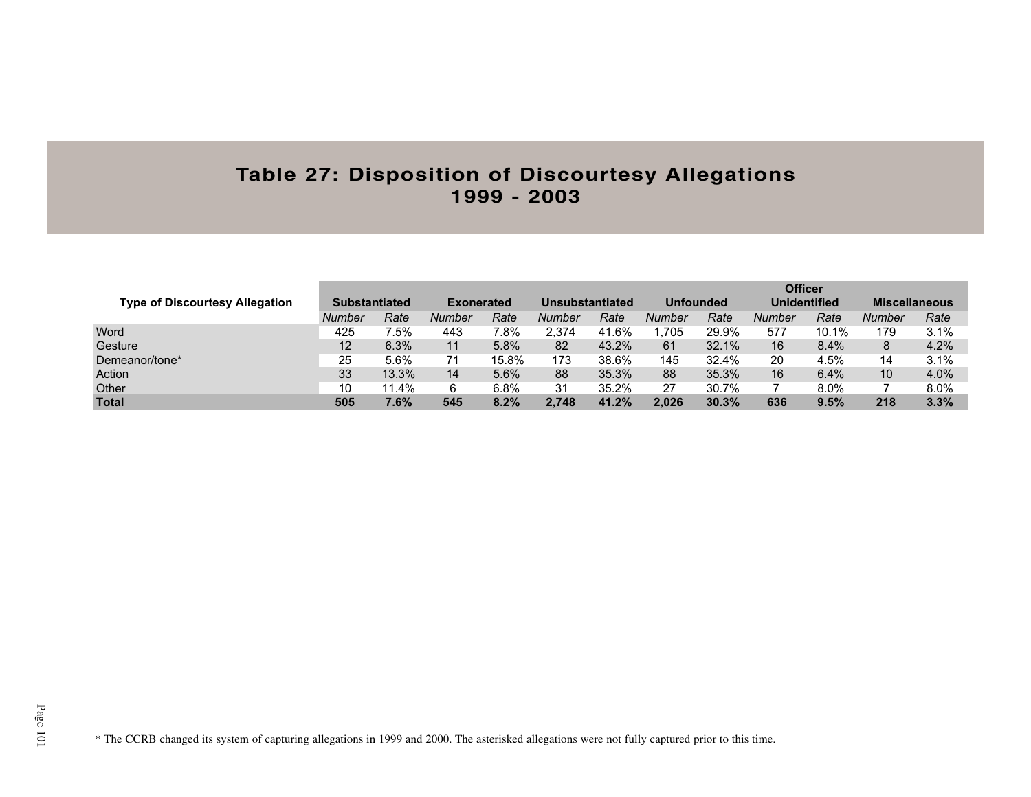# Table 27: Disposition of Discourtesy Allegations 1999 - 2003

| Type of Discourtesy Allegation | Substantiated | | Exonerated | | Unsubstantiated | | Unfounded | | Officer Unidentified | | Miscellaneous | |
|---|---|---|---|---|---|---|---|---|---|---|---|---|
| | *Number* | *Rate* | *Number* | *Rate* | *Number* | *Rate* | *Number* | *Rate* | *Number* | *Rate* | *Number* | *Rate* |
| Word | 425 | 7.5% | 443 | 7.8% | 2,374 | 41.6% | 1,705 | 29.9% | 577 | 10.1% | 179 | 3.1% |
| Gesture | 12 | 6.3% | 11 | 5.8% | 82 | 43.2% | 61 | 32.1% | 16 | 8.4% | 8 | 4.2% |
| Demeanor/tone* | 25 | 5.6% | 71 | 15.8% | 173 | 38.6% | 145 | 32.4% | 20 | 4.5% | 14 | 3.1% |
| Action | 33 | 13.3% | 14 | 5.6% | 88 | 35.3% | 88 | 35.3% | 16 | 6.4% | 10 | 4.0% |
| Other | 10 | 11.4% | 6 | 6.8% | 31 | 35.2% | 27 | 30.7% | 7 | 8.0% | 7 | 8.0% |
| **Total** | **505** | **7.6%** | **545** | **8.2%** | **2,748** | **41.2%** | **2,026** | **30.3%** | **636** | **9.5%** | **218** | **3.3%** |

* The CCRB changed its system of capturing allegations in 1999 and 2000. The asterisked allegations were not fully captured prior to this time.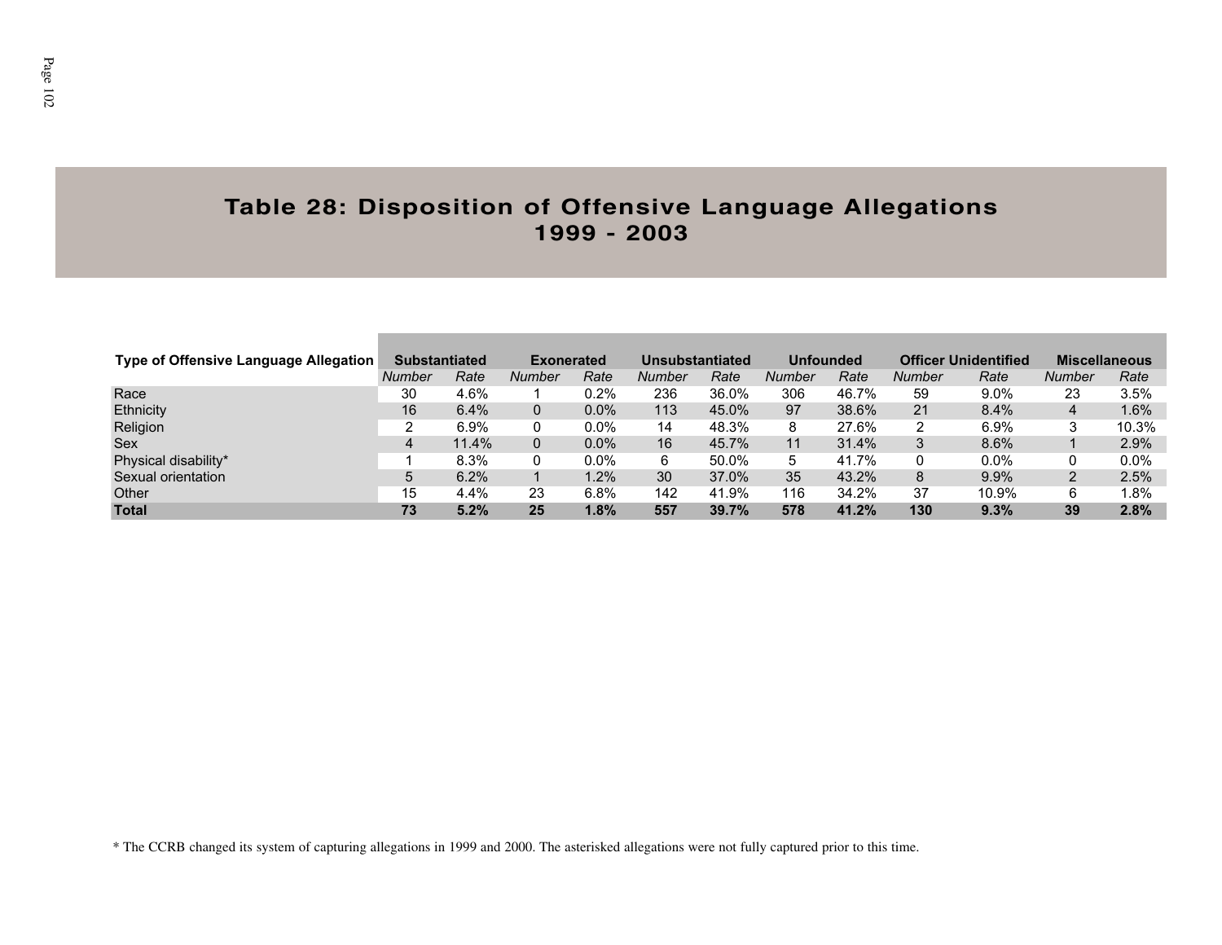# Table 28: Disposition of Offensive Language Allegations 1999 - 2003

| Type of Offensive Language Allegation | Substantiated | | Exonerated | | Unsubstantiated | | Unfounded | | Officer Unidentified | | Miscellaneous | |
|---|---|---|---|---|---|---|---|---|---|---|---|---|
| | *Number* | *Rate* | *Number* | *Rate* | *Number* | *Rate* | *Number* | *Rate* | *Number* | *Rate* | *Number* | *Rate* |
| Race | 30 | 4.6% | 1 | 0.2% | 236 | 36.0% | 306 | 46.7% | 59 | 9.0% | 23 | 3.5% |
| Ethnicity | 16 | 6.4% | 0 | 0.0% | 113 | 45.0% | 97 | 38.6% | 21 | 8.4% | 4 | 1.6% |
| Religion | 2 | 6.9% | 0 | 0.0% | 14 | 48.3% | 8 | 27.6% | 2 | 6.9% | 3 | 10.3% |
| Sex | 4 | 11.4% | 0 | 0.0% | 16 | 45.7% | 11 | 31.4% | 3 | 8.6% | 1 | 2.9% |
| Physical disability* | 1 | 8.3% | 0 | 0.0% | 6 | 50.0% | 5 | 41.7% | 0 | 0.0% | 0 | 0.0% |
| Sexual orientation | 5 | 6.2% | 1 | 1.2% | 30 | 37.0% | 35 | 43.2% | 8 | 9.9% | 2 | 2.5% |
| Other | 15 | 4.4% | 23 | 6.8% | 142 | 41.9% | 116 | 34.2% | 37 | 10.9% | 6 | 1.8% |
| **Total** | **73** | **5.2%** | **25** | **1.8%** | **557** | **39.7%** | **578** | **41.2%** | **130** | **9.3%** | **39** | **2.8%** |

* The CCRB changed its system of capturing allegations in 1999 and 2000. The asterisked allegations were not fully captured prior to this time.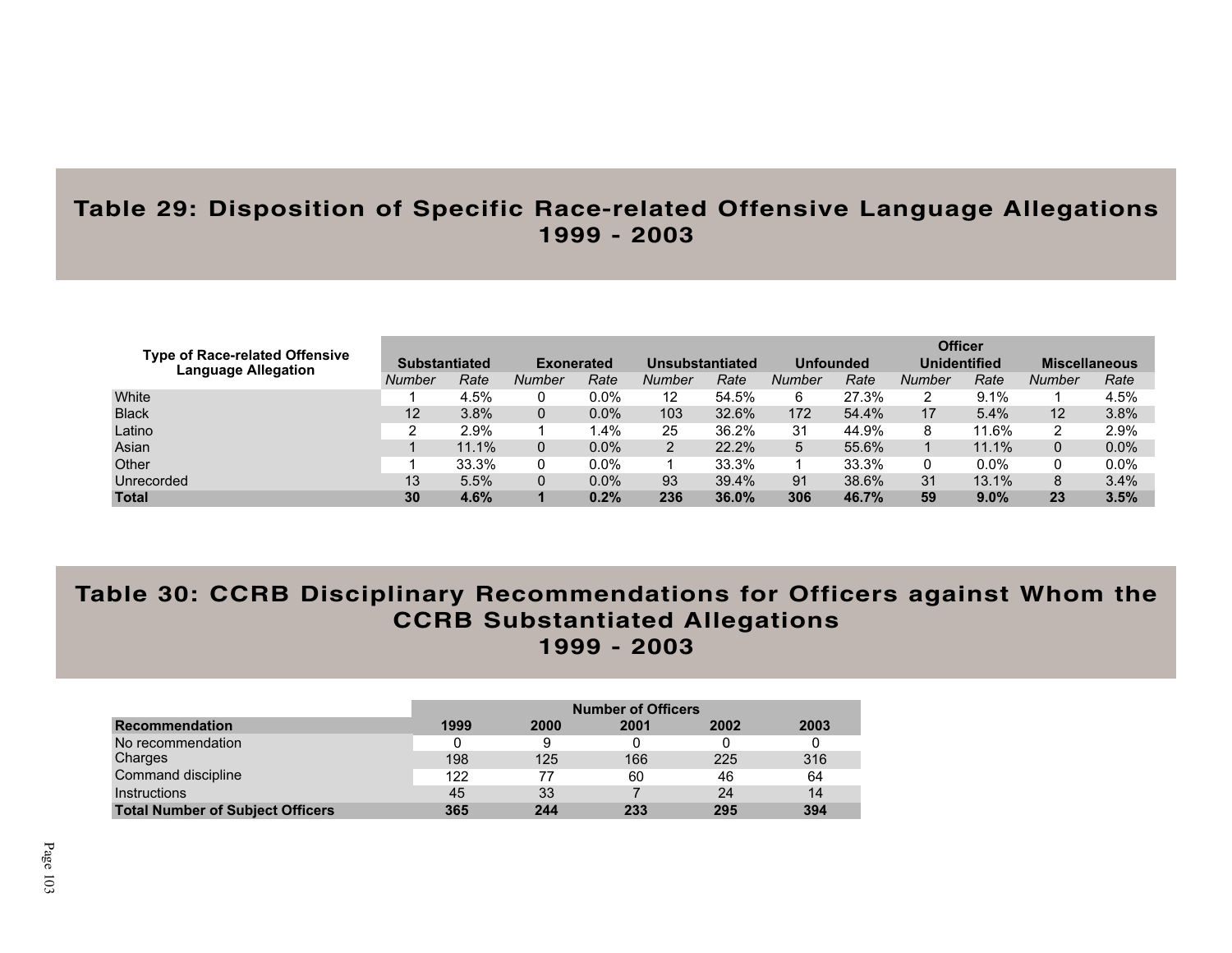## Table 29: Disposition of Specific Race-related Offensive Language Allegations 1999 - 2003

| Type of Race-related Offensive Language Allegation | Substantiated | | Exonerated | | Unsubstantiated | | Unfounded | | Officer Unidentified | | Miscellaneous | |
|---|---|---|---|---|---|---|---|---|---|---|---|---|
| | *Number* | *Rate* | *Number* | *Rate* | *Number* | *Rate* | *Number* | *Rate* | *Number* | *Rate* | *Number* | *Rate* |
| White | 1 | 4.5% | 0 | 0.0% | 12 | 54.5% | 6 | 27.3% | 2 | 9.1% | 1 | 4.5% |
| Black | 12 | 3.8% | 0 | 0.0% | 103 | 32.6% | 172 | 54.4% | 17 | 5.4% | 12 | 3.8% |
| Latino | 2 | 2.9% | 1 | 1.4% | 25 | 36.2% | 31 | 44.9% | 8 | 11.6% | 2 | 2.9% |
| Asian | 1 | 11.1% | 0 | 0.0% | 2 | 22.2% | 5 | 55.6% | 1 | 11.1% | 0 | 0.0% |
| Other | 1 | 33.3% | 0 | 0.0% | 1 | 33.3% | 1 | 33.3% | 0 | 0.0% | 0 | 0.0% |
| Unrecorded | 13 | 5.5% | 0 | 0.0% | 93 | 39.4% | 91 | 38.6% | 31 | 13.1% | 8 | 3.4% |
| **Total** | **30** | **4.6%** | **1** | **0.2%** | **236** | **36.0%** | **306** | **46.7%** | **59** | **9.0%** | **23** | **3.5%** |

## Table 30: CCRB Disciplinary Recommendations for Officers against Whom the CCRB Substantiated Allegations 1999 - 2003

| | Number of Officers | | | | |
|---|---|---|---|---|---|
| **Recommendation** | **1999** | **2000** | **2001** | **2002** | **2003** |
| No recommendation | 0 | 9 | 0 | 0 | 0 |
| Charges | 198 | 125 | 166 | 225 | 316 |
| Command discipline | 122 | 77 | 60 | 46 | 64 |
| Instructions | 45 | 33 | 7 | 24 | 14 |
| **Total Number of Subject Officers** | **365** | **244** | **233** | **295** | **394** |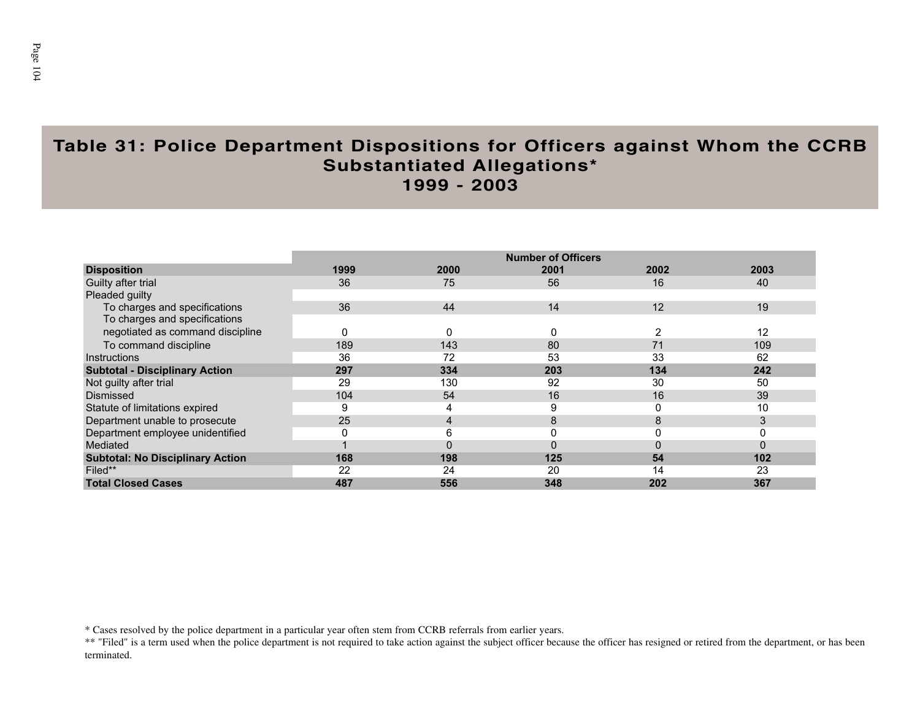# Table 31: Police Department Dispositions for Officers against Whom the CCRB Substantiated Allegations* 1999 - 2003

| | Number of Officers | | | | |
|---|---|---|---|---|---|
| **Disposition** | **1999** | **2000** | **2001** | **2002** | **2003** |
| Guilty after trial | 36 | 75 | 56 | 16 | 40 |
| Pleaded guilty | | | | | |
| To charges and specifications | 36 | 44 | 14 | 12 | 19 |
| To charges and specifications negotiated as command discipline | 0 | 0 | 0 | 2 | 12 |
| To command discipline | 189 | 143 | 80 | 71 | 109 |
| Instructions | 36 | 72 | 53 | 33 | 62 |
| **Subtotal - Disciplinary Action** | **297** | **334** | **203** | **134** | **242** |
| Not guilty after trial | 29 | 130 | 92 | 30 | 50 |
| Dismissed | 104 | 54 | 16 | 16 | 39 |
| Statute of limitations expired | 9 | 4 | 9 | 0 | 10 |
| Department unable to prosecute | 25 | 4 | 8 | 8 | 3 |
| Department employee unidentified | 0 | 6 | 0 | 0 | 0 |
| Mediated | 1 | 0 | 0 | 0 | 0 |
| **Subtotal: No Disciplinary Action** | **168** | **198** | **125** | **54** | **102** |
| Filed** | 22 | 24 | 20 | 14 | 23 |
| **Total Closed Cases** | **487** | **556** | **348** | **202** | **367** |

* Cases resolved by the police department in a particular year often stem from CCRB referrals from earlier years.

** "Filed" is a term used when the police department is not required to take action against the subject officer because the officer has resigned or retired from the department, or has been terminated.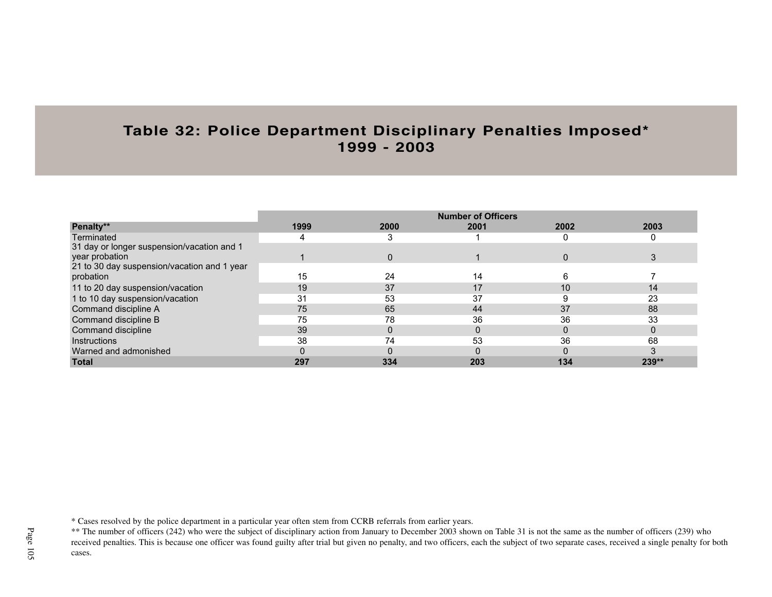# Table 32: Police Department Disciplinary Penalties Imposed* 1999 - 2003

| | Number of Officers | | | | |
|---|---|---|---|---|---|
| **Penalty**** | **1999** | **2000** | **2001** | **2002** | **2003** |
| Terminated | 4 | 3 | 1 | 0 | 0 |
| 31 day or longer suspension/vacation and 1 year probation | 1 | 0 | 1 | 0 | 3 |
| 21 to 30 day suspension/vacation and 1 year probation | 15 | 24 | 14 | 6 | 7 |
| 11 to 20 day suspension/vacation | 19 | 37 | 17 | 10 | 14 |
| 1 to 10 day suspension/vacation | 31 | 53 | 37 | 9 | 23 |
| Command discipline A | 75 | 65 | 44 | 37 | 88 |
| Command discipline B | 75 | 78 | 36 | 36 | 33 |
| Command discipline | 39 | 0 | 0 | 0 | 0 |
| Instructions | 38 | 74 | 53 | 36 | 68 |
| Warned and admonished | 0 | 0 | 0 | 0 | 3 |
| **Total** | **297** | **334** | **203** | **134** | **239**** |

* Cases resolved by the police department in a particular year often stem from CCRB referrals from earlier years.

** The number of officers (242) who were the subject of disciplinary action from January to December 2003 shown on Table 31 is not the same as the number of officers (239) who received penalties. This is because one officer was found guilty after trial but given no penalty, and two officers, each the subject of two separate cases, received a single penalty for both cases.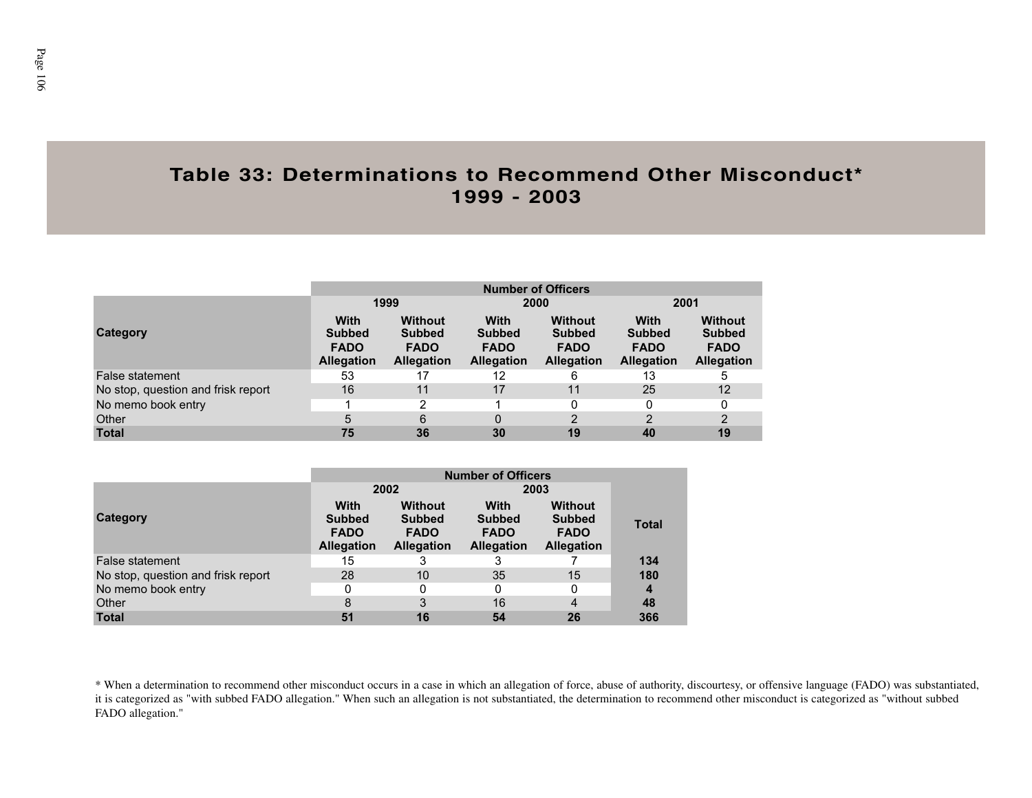## Table 33: Determinations to Recommend Other Misconduct* 1999 - 2003

| Category | Number of Officers | | | | | |
|---|---|---|---|---|---|---|
| | 1999 | | 2000 | | 2001 | |
| | With Subbed FADO Allegation | Without Subbed FADO Allegation | With Subbed FADO Allegation | Without Subbed FADO Allegation | With Subbed FADO Allegation | Without Subbed FADO Allegation |
| False statement | 53 | 17 | 12 | 6 | 13 | 5 |
| No stop, question and frisk report | 16 | 11 | 17 | 11 | 25 | 12 |
| No memo book entry | 1 | 2 | 1 | 0 | 0 | 0 |
| Other | 5 | 6 | 0 | 2 | 2 | 2 |
| **Total** | **75** | **36** | **30** | **19** | **40** | **19** |

| Category | Number of Officers | | | | Total |
|---|---|---|---|---|---|
| | 2002 | | 2003 | | |
| | With Subbed FADO Allegation | Without Subbed FADO Allegation | With Subbed FADO Allegation | Without Subbed FADO Allegation | |
| False statement | 15 | 3 | 3 | 7 | **134** |
| No stop, question and frisk report | 28 | 10 | 35 | 15 | **180** |
| No memo book entry | 0 | 0 | 0 | 0 | **4** |
| Other | 8 | 3 | 16 | 4 | **48** |
| **Total** | **51** | **16** | **54** | **26** | **366** |

* When a determination to recommend other misconduct occurs in a case in which an allegation of force, abuse of authority, discourtesy, or offensive language (FADO) was substantiated, it is categorized as "with subbed FADO allegation." When such an allegation is not substantiated, the determination to recommend other misconduct is categorized as "without subbed FADO allegation."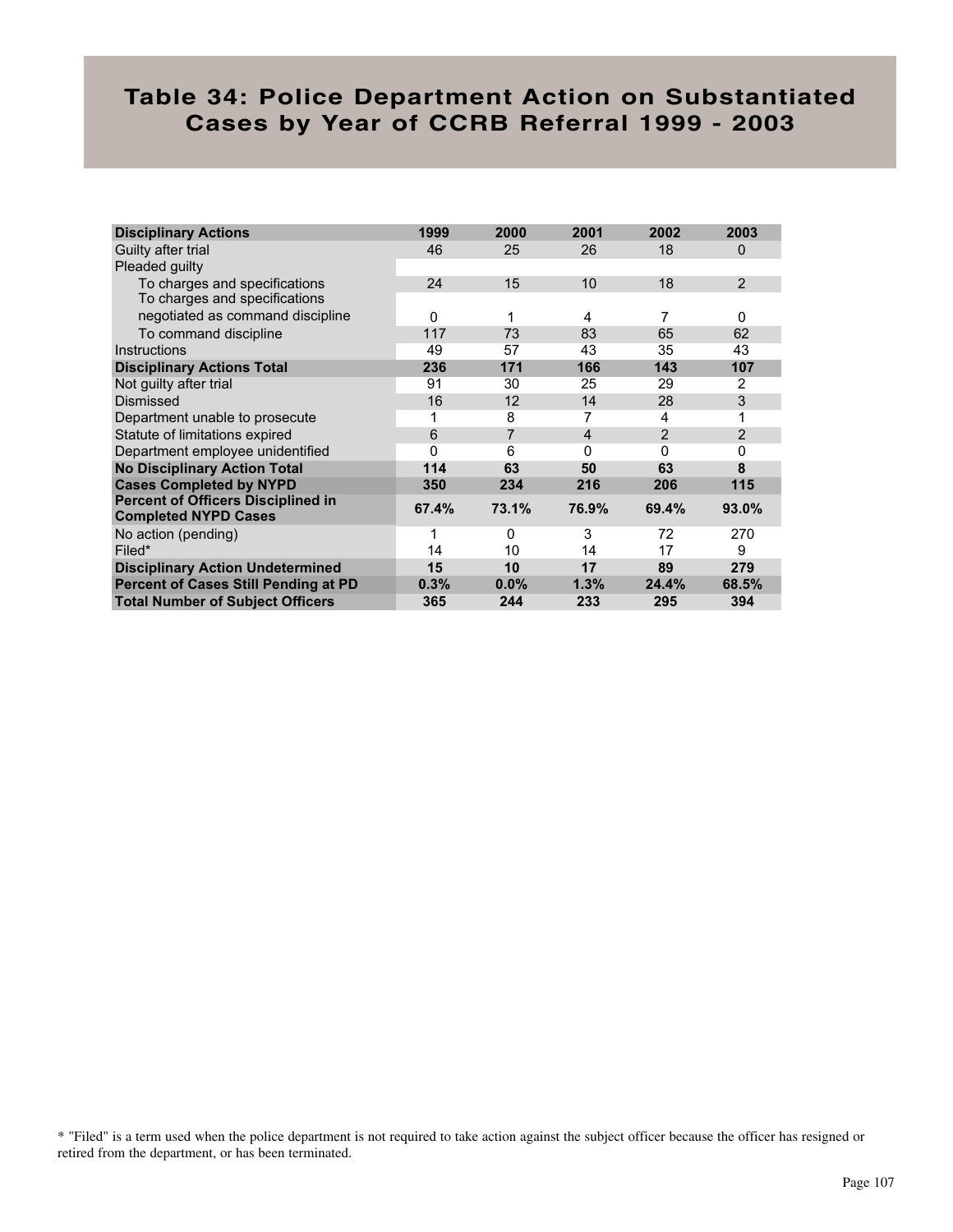# Table 34: Police Department Action on Substantiated Cases by Year of CCRB Referral 1999 - 2003

| **Disciplinary Actions** | **1999** | **2000** | **2001** | **2002** | **2003** |
|---|---|---|---|---|---|
| Guilty after trial | 46 | 25 | 26 | 18 | 0 |
| Pleaded guilty | | | | | |
| To charges and specifications | 24 | 15 | 10 | 18 | 2 |
| To charges and specifications negotiated as command discipline | 0 | 1 | 4 | 7 | 0 |
| To command discipline | 117 | 73 | 83 | 65 | 62 |
| Instructions | 49 | 57 | 43 | 35 | 43 |
| **Disciplinary Actions Total** | **236** | **171** | **166** | **143** | **107** |
| Not guilty after trial | 91 | 30 | 25 | 29 | 2 |
| Dismissed | 16 | 12 | 14 | 28 | 3 |
| Department unable to prosecute | 1 | 8 | 7 | 4 | 1 |
| Statute of limitations expired | 6 | 7 | 4 | 2 | 2 |
| Department employee unidentified | 0 | 6 | 0 | 0 | 0 |
| **No Disciplinary Action Total** | **114** | **63** | **50** | **63** | **8** |
| **Cases Completed by NYPD** | **350** | **234** | **216** | **206** | **115** |
| **Percent of Officers Disciplined in Completed NYPD Cases** | **67.4%** | **73.1%** | **76.9%** | **69.4%** | **93.0%** |
| No action (pending) | 1 | 0 | 3 | 72 | 270 |
| Filed* | 14 | 10 | 14 | 17 | 9 |
| **Disciplinary Action Undetermined** | **15** | **10** | **17** | **89** | **279** |
| **Percent of Cases Still Pending at PD** | **0.3%** | **0.0%** | **1.3%** | **24.4%** | **68.5%** |
| **Total Number of Subject Officers** | **365** | **244** | **233** | **295** | **394** |

* "Filed" is a term used when the police department is not required to take action against the subject officer because the officer has resigned or retired from the department, or has been terminated.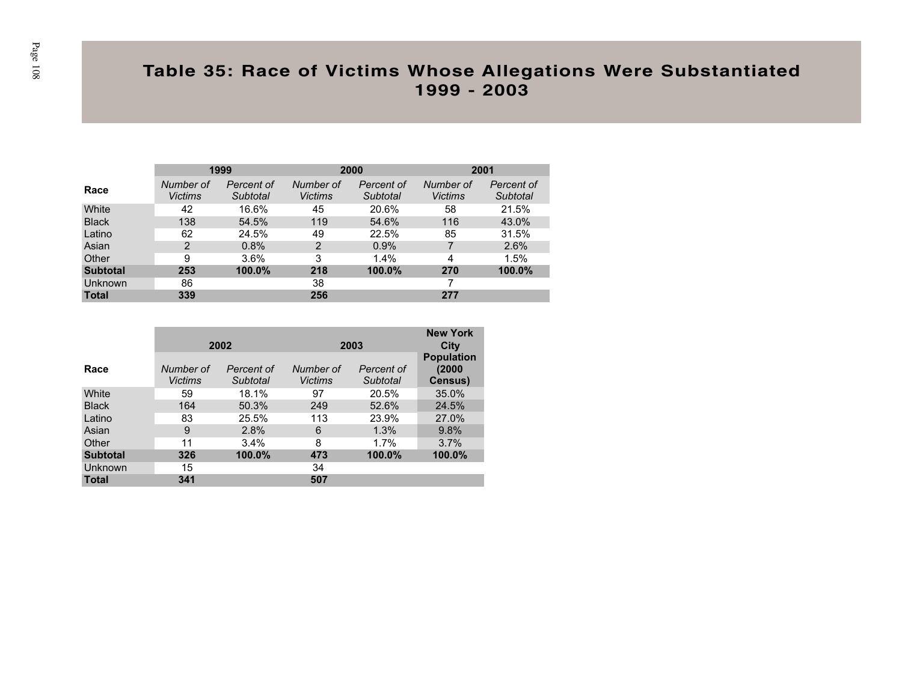# Table 35: Race of Victims Whose Allegations Were Substantiated 1999 - 2003

| Race | 1999 | | 2000 | | 2001 | |
|---|---|---|---|---|---|---|
| | *Number of Victims* | *Percent of Subtotal* | *Number of Victims* | *Percent of Subtotal* | *Number of Victims* | *Percent of Subtotal* |
| White | 42 | 16.6% | 45 | 20.6% | 58 | 21.5% |
| Black | 138 | 54.5% | 119 | 54.6% | 116 | 43.0% |
| Latino | 62 | 24.5% | 49 | 22.5% | 85 | 31.5% |
| Asian | 2 | 0.8% | 2 | 0.9% | 7 | 2.6% |
| Other | 9 | 3.6% | 3 | 1.4% | 4 | 1.5% |
| **Subtotal** | **253** | **100.0%** | **218** | **100.0%** | **270** | **100.0%** |
| Unknown | 86 | | 38 | | 7 | |
| **Total** | **339** | | **256** | | **277** | |

| Race | 2002 | | 2003 | | New York City Population (2000 Census) |
|---|---|---|---|---|---|
| | *Number of Victims* | *Percent of Subtotal* | *Number of Victims* | *Percent of Subtotal* | |
| White | 59 | 18.1% | 97 | 20.5% | 35.0% |
| Black | 164 | 50.3% | 249 | 52.6% | 24.5% |
| Latino | 83 | 25.5% | 113 | 23.9% | 27.0% |
| Asian | 9 | 2.8% | 6 | 1.3% | 9.8% |
| Other | 11 | 3.4% | 8 | 1.7% | 3.7% |
| **Subtotal** | **326** | **100.0%** | **473** | **100.0%** | **100.0%** |
| Unknown | 15 | | 34 | | |
| **Total** | **341** | | **507** | | |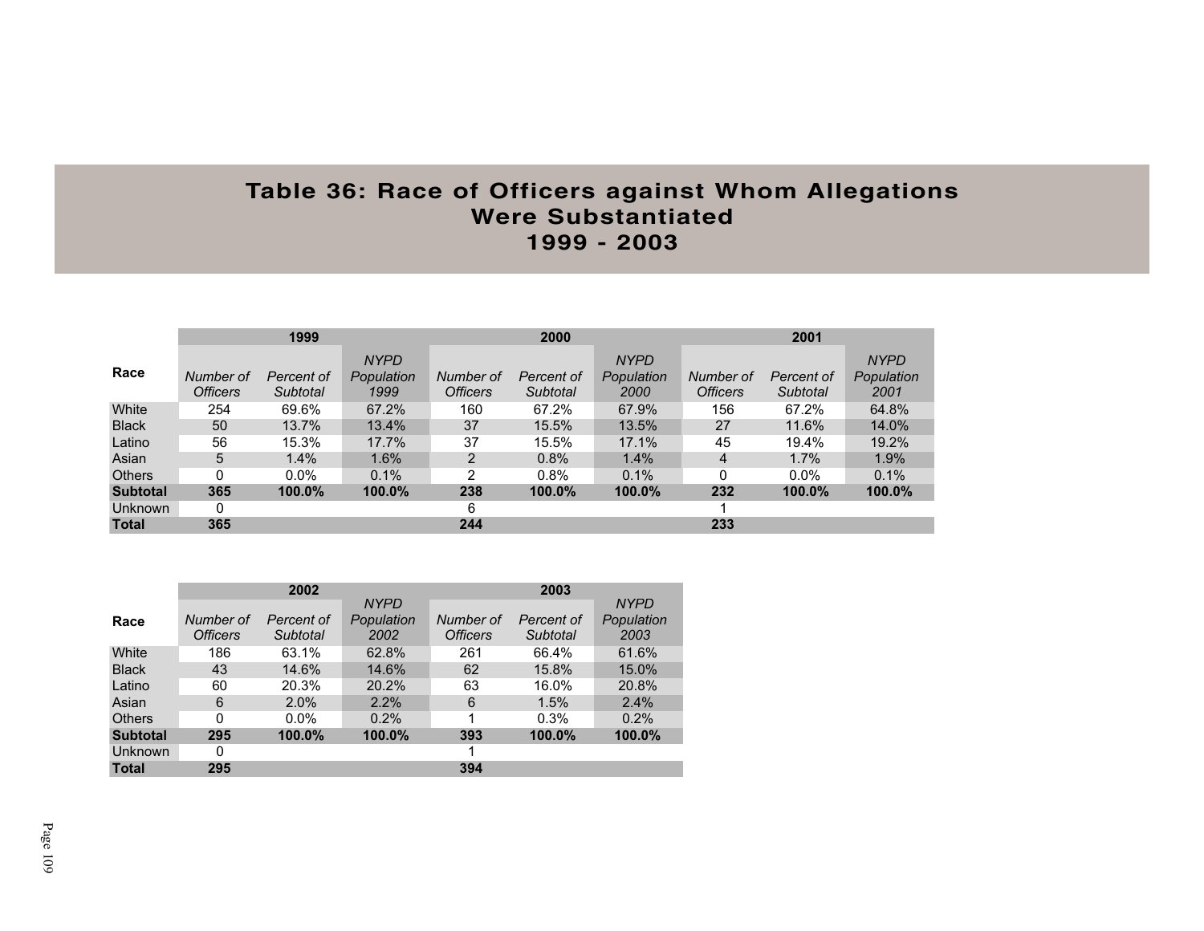# Table 36: Race of Officers against Whom Allegations Were Substantiated 1999 - 2003

| Race | 1999 | | | 2000 | | | 2001 | | |
|---|---|---|---|---|---|---|---|---|---|
| | *Number of Officers* | *Percent of Subtotal* | *NYPD Population 1999* | *Number of Officers* | *Percent of Subtotal* | *NYPD Population 2000* | *Number of Officers* | *Percent of Subtotal* | *NYPD Population 2001* |
| White | 254 | 69.6% | 67.2% | 160 | 67.2% | 67.9% | 156 | 67.2% | 64.8% |
| Black | 50 | 13.7% | 13.4% | 37 | 15.5% | 13.5% | 27 | 11.6% | 14.0% |
| Latino | 56 | 15.3% | 17.7% | 37 | 15.5% | 17.1% | 45 | 19.4% | 19.2% |
| Asian | 5 | 1.4% | 1.6% | 2 | 0.8% | 1.4% | 4 | 1.7% | 1.9% |
| Others | 0 | 0.0% | 0.1% | 2 | 0.8% | 0.1% | 0 | 0.0% | 0.1% |
| **Subtotal** | **365** | **100.0%** | **100.0%** | **238** | **100.0%** | **100.0%** | **232** | **100.0%** | **100.0%** |
| Unknown | 0 | | | 6 | | | 1 | | |
| **Total** | **365** | | | **244** | | | **233** | | |

| Race | 2002 | | | 2003 | | |
|---|---|---|---|---|---|---|
| | *Number of Officers* | *Percent of Subtotal* | *NYPD Population 2002* | *Number of Officers* | *Percent of Subtotal* | *NYPD Population 2003* |
| White | 186 | 63.1% | 62.8% | 261 | 66.4% | 61.6% |
| Black | 43 | 14.6% | 14.6% | 62 | 15.8% | 15.0% |
| Latino | 60 | 20.3% | 20.2% | 63 | 16.0% | 20.8% |
| Asian | 6 | 2.0% | 2.2% | 6 | 1.5% | 2.4% |
| Others | 0 | 0.0% | 0.2% | 1 | 0.3% | 0.2% |
| **Subtotal** | **295** | **100.0%** | **100.0%** | **393** | **100.0%** | **100.0%** |
| Unknown | 0 | | | 1 | | |
| **Total** | **295** | | | **394** | | |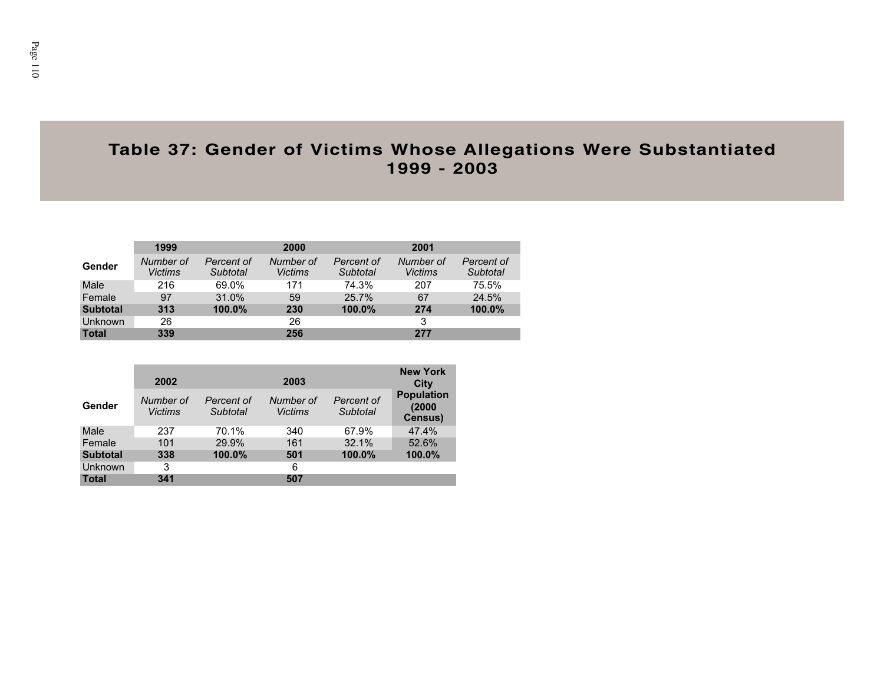# Table 37: Gender of Victims Whose Allegations Were Substantiated 1999 - 2003

| Gender | 1999 | | 2000 | | 2001 | |
|---|---|---|---|---|---|---|
| | *Number of Victims* | *Percent of Subtotal* | *Number of Victims* | *Percent of Subtotal* | *Number of Victims* | *Percent of Subtotal* |
| Male | 216 | 69.0% | 171 | 74.3% | 207 | 75.5% |
| Female | 97 | 31.0% | 59 | 25.7% | 67 | 24.5% |
| **Subtotal** | **313** | **100.0%** | **230** | **100.0%** | **274** | **100.0%** |
| Unknown | 26 | | 26 | | 3 | |
| **Total** | **339** | | **256** | | **277** | |

| Gender | 2002 | | 2003 | | New York City Population (2000 Census) |
|---|---|---|---|---|---|
| | *Number of Victims* | *Percent of Subtotal* | *Number of Victims* | *Percent of Subtotal* | |
| Male | 237 | 70.1% | 340 | 67.9% | 47.4% |
| Female | 101 | 29.9% | 161 | 32.1% | 52.6% |
| **Subtotal** | **338** | **100.0%** | **501** | **100.0%** | **100.0%** |
| Unknown | 3 | | 6 | | |
| **Total** | **341** | | **507** | | |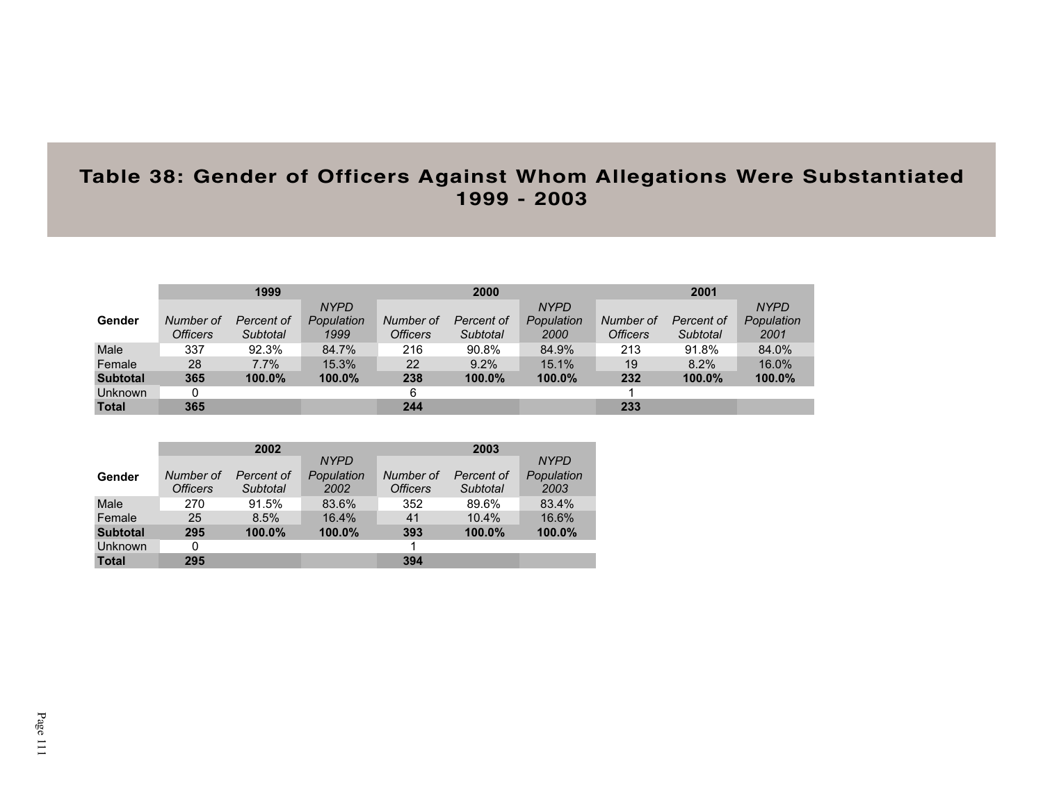# Table 38: Gender of Officers Against Whom Allegations Were Substantiated 1999 - 2003

| | 1999 | | | 2000 | | | 2001 | | |
|---|---|---|---|---|---|---|---|---|---|
| **Gender** | *Number of Officers* | *Percent of Subtotal* | *NYPD Population 1999* | *Number of Officers* | *Percent of Subtotal* | *NYPD Population 2000* | *Number of Officers* | *Percent of Subtotal* | *NYPD Population 2001* |
| Male | 337 | 92.3% | 84.7% | 216 | 90.8% | 84.9% | 213 | 91.8% | 84.0% |
| Female | 28 | 7.7% | 15.3% | 22 | 9.2% | 15.1% | 19 | 8.2% | 16.0% |
| **Subtotal** | **365** | **100.0%** | **100.0%** | **238** | **100.0%** | **100.0%** | **232** | **100.0%** | **100.0%** |
| Unknown | 0 | | | 6 | | | 1 | | |
| **Total** | **365** | | | **244** | | | **233** | | |

| | 2002 | | | 2003 | | |
|---|---|---|---|---|---|---|
| **Gender** | *Number of Officers* | *Percent of Subtotal* | *NYPD Population 2002* | *Number of Officers* | *Percent of Subtotal* | *NYPD Population 2003* |
| Male | 270 | 91.5% | 83.6% | 352 | 89.6% | 83.4% |
| Female | 25 | 8.5% | 16.4% | 41 | 10.4% | 16.6% |
| **Subtotal** | **295** | **100.0%** | **100.0%** | **393** | **100.0%** | **100.0%** |
| Unknown | 0 | | | 1 | | |
| **Total** | **295** | | | **394** | | |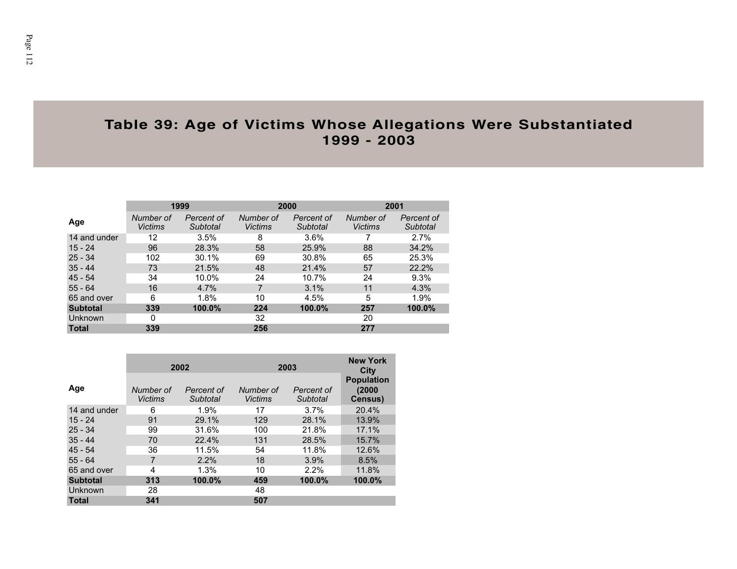# Table 39: Age of Victims Whose Allegations Were Substantiated 1999 - 2003

| Age | 1999 | | 2000 | | 2001 | |
|---|---|---|---|---|---|---|
| | *Number of Victims* | *Percent of Subtotal* | *Number of Victims* | *Percent of Subtotal* | *Number of Victims* | *Percent of Subtotal* |
| 14 and under | 12 | 3.5% | 8 | 3.6% | 7 | 2.7% |
| 15 - 24 | 96 | 28.3% | 58 | 25.9% | 88 | 34.2% |
| 25 - 34 | 102 | 30.1% | 69 | 30.8% | 65 | 25.3% |
| 35 - 44 | 73 | 21.5% | 48 | 21.4% | 57 | 22.2% |
| 45 - 54 | 34 | 10.0% | 24 | 10.7% | 24 | 9.3% |
| 55 - 64 | 16 | 4.7% | 7 | 3.1% | 11 | 4.3% |
| 65 and over | 6 | 1.8% | 10 | 4.5% | 5 | 1.9% |
| **Subtotal** | **339** | **100.0%** | **224** | **100.0%** | **257** | **100.0%** |
| Unknown | 0 | | 32 | | 20 | |
| **Total** | **339** | | **256** | | **277** | |

| Age | 2002 | | 2003 | | New York City Population (2000 Census) |
|---|---|---|---|---|---|
| | *Number of Victims* | *Percent of Subtotal* | *Number of Victims* | *Percent of Subtotal* | |
| 14 and under | 6 | 1.9% | 17 | 3.7% | 20.4% |
| 15 - 24 | 91 | 29.1% | 129 | 28.1% | 13.9% |
| 25 - 34 | 99 | 31.6% | 100 | 21.8% | 17.1% |
| 35 - 44 | 70 | 22.4% | 131 | 28.5% | 15.7% |
| 45 - 54 | 36 | 11.5% | 54 | 11.8% | 12.6% |
| 55 - 64 | 7 | 2.2% | 18 | 3.9% | 8.5% |
| 65 and over | 4 | 1.3% | 10 | 2.2% | 11.8% |
| **Subtotal** | **313** | **100.0%** | **459** | **100.0%** | **100.0%** |
| Unknown | 28 | | 48 | | |
| **Total** | **341** | | **507** | | |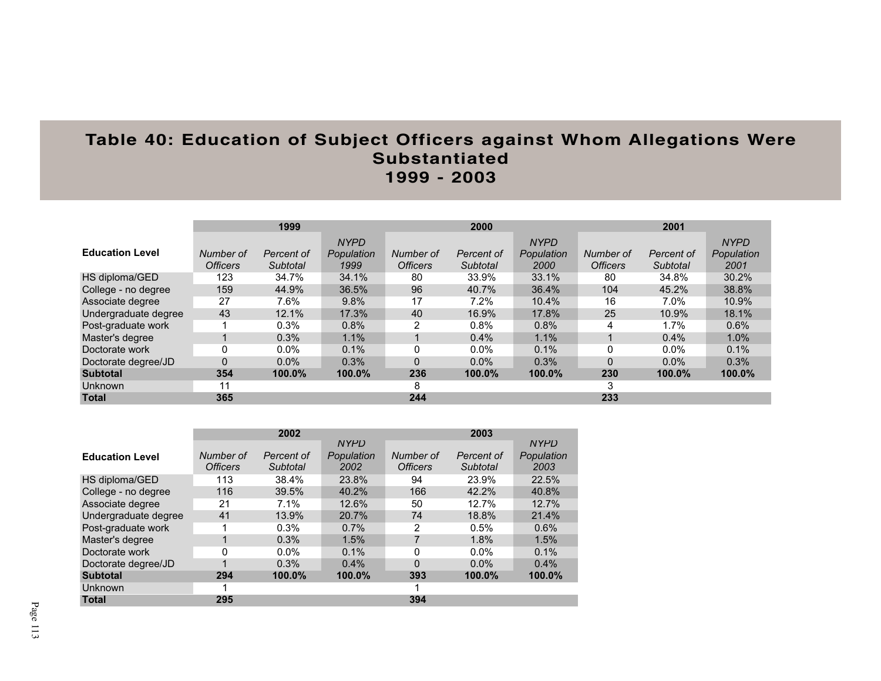# Table 40: Education of Subject Officers against Whom Allegations Were Substantiated 1999 - 2003

| Education Level | 1999 | | | 2000 | | | 2001 | | |
|---|---|---|---|---|---|---|---|---|---|
| | *Number of Officers* | *Percent of Subtotal* | *NYPD Population 1999* | *Number of Officers* | *Percent of Subtotal* | *NYPD Population 2000* | *Number of Officers* | *Percent of Subtotal* | *NYPD Population 2001* |
| HS diploma/GED | 123 | 34.7% | 34.1% | 80 | 33.9% | 33.1% | 80 | 34.8% | 30.2% |
| College - no degree | 159 | 44.9% | 36.5% | 96 | 40.7% | 36.4% | 104 | 45.2% | 38.8% |
| Associate degree | 27 | 7.6% | 9.8% | 17 | 7.2% | 10.4% | 16 | 7.0% | 10.9% |
| Undergraduate degree | 43 | 12.1% | 17.3% | 40 | 16.9% | 17.8% | 25 | 10.9% | 18.1% |
| Post-graduate work | 1 | 0.3% | 0.8% | 2 | 0.8% | 0.8% | 4 | 1.7% | 0.6% |
| Master's degree | 1 | 0.3% | 1.1% | 1 | 0.4% | 1.1% | 1 | 0.4% | 1.0% |
| Doctorate work | 0 | 0.0% | 0.1% | 0 | 0.0% | 0.1% | 0 | 0.0% | 0.1% |
| Doctorate degree/JD | 0 | 0.0% | 0.3% | 0 | 0.0% | 0.3% | 0 | 0.0% | 0.3% |
| **Subtotal** | **354** | **100.0%** | **100.0%** | **236** | **100.0%** | **100.0%** | **230** | **100.0%** | **100.0%** |
| Unknown | 11 | | | 8 | | | 3 | | |
| **Total** | **365** | | | **244** | | | **233** | | |

| Education Level | 2002 | | | 2003 | | |
|---|---|---|---|---|---|---|
| | *Number of Officers* | *Percent of Subtotal* | *NYPD Population 2002* | *Number of Officers* | *Percent of Subtotal* | *NYPD Population 2003* |
| HS diploma/GED | 113 | 38.4% | 23.8% | 94 | 23.9% | 22.5% |
| College - no degree | 116 | 39.5% | 40.2% | 166 | 42.2% | 40.8% |
| Associate degree | 21 | 7.1% | 12.6% | 50 | 12.7% | 12.7% |
| Undergraduate degree | 41 | 13.9% | 20.7% | 74 | 18.8% | 21.4% |
| Post-graduate work | 1 | 0.3% | 0.7% | 2 | 0.5% | 0.6% |
| Master's degree | 1 | 0.3% | 1.5% | 7 | 1.8% | 1.5% |
| Doctorate work | 0 | 0.0% | 0.1% | 0 | 0.0% | 0.1% |
| Doctorate degree/JD | 1 | 0.3% | 0.4% | 0 | 0.0% | 0.4% |
| **Subtotal** | **294** | **100.0%** | **100.0%** | **393** | **100.0%** | **100.0%** |
| Unknown | 1 | | | 1 | | |
| **Total** | **295** | | | **394** | | |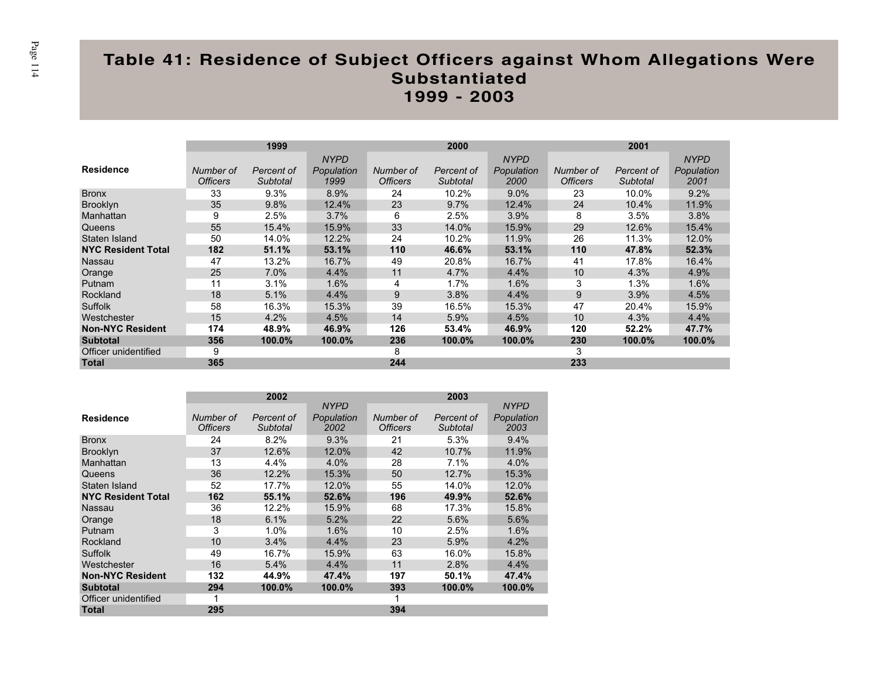# Table 41: Residence of Subject Officers against Whom Allegations Were Substantiated 1999 - 2003

| Residence | 1999 | | | 2000 | | | 2001 | | |
|---|---|---|---|---|---|---|---|---|---|
| | *Number of Officers* | *Percent of Subtotal* | *NYPD Population 1999* | *Number of Officers* | *Percent of Subtotal* | *NYPD Population 2000* | *Number of Officers* | *Percent of Subtotal* | *NYPD Population 2001* |
| Bronx | 33 | 9.3% | 8.9% | 24 | 10.2% | 9.0% | 23 | 10.0% | 9.2% |
| Brooklyn | 35 | 9.8% | 12.4% | 23 | 9.7% | 12.4% | 24 | 10.4% | 11.9% |
| Manhattan | 9 | 2.5% | 3.7% | 6 | 2.5% | 3.9% | 8 | 3.5% | 3.8% |
| Queens | 55 | 15.4% | 15.9% | 33 | 14.0% | 15.9% | 29 | 12.6% | 15.4% |
| Staten Island | 50 | 14.0% | 12.2% | 24 | 10.2% | 11.9% | 26 | 11.3% | 12.0% |
| **NYC Resident Total** | **182** | **51.1%** | **53.1%** | **110** | **46.6%** | **53.1%** | **110** | **47.8%** | **52.3%** |
| Nassau | 47 | 13.2% | 16.7% | 49 | 20.8% | 16.7% | 41 | 17.8% | 16.4% |
| Orange | 25 | 7.0% | 4.4% | 11 | 4.7% | 4.4% | 10 | 4.3% | 4.9% |
| Putnam | 11 | 3.1% | 1.6% | 4 | 1.7% | 1.6% | 3 | 1.3% | 1.6% |
| Rockland | 18 | 5.1% | 4.4% | 9 | 3.8% | 4.4% | 9 | 3.9% | 4.5% |
| Suffolk | 58 | 16.3% | 15.3% | 39 | 16.5% | 15.3% | 47 | 20.4% | 15.9% |
| Westchester | 15 | 4.2% | 4.5% | 14 | 5.9% | 4.5% | 10 | 4.3% | 4.4% |
| **Non-NYC Resident** | **174** | **48.9%** | **46.9%** | **126** | **53.4%** | **46.9%** | **120** | **52.2%** | **47.7%** |
| **Subtotal** | **356** | **100.0%** | **100.0%** | **236** | **100.0%** | **100.0%** | **230** | **100.0%** | **100.0%** |
| Officer unidentified | 9 | | | 8 | | | 3 | | |
| **Total** | **365** | | | **244** | | | **233** | | |

| Residence | 2002 | | | 2003 | | |
|---|---|---|---|---|---|---|
| | *Number of Officers* | *Percent of Subtotal* | *NYPD Population 2002* | *Number of Officers* | *Percent of Subtotal* | *NYPD Population 2003* |
| Bronx | 24 | 8.2% | 9.3% | 21 | 5.3% | 9.4% |
| Brooklyn | 37 | 12.6% | 12.0% | 42 | 10.7% | 11.9% |
| Manhattan | 13 | 4.4% | 4.0% | 28 | 7.1% | 4.0% |
| Queens | 36 | 12.2% | 15.3% | 50 | 12.7% | 15.3% |
| Staten Island | 52 | 17.7% | 12.0% | 55 | 14.0% | 12.0% |
| **NYC Resident Total** | **162** | **55.1%** | **52.6%** | **196** | **49.9%** | **52.6%** |
| Nassau | 36 | 12.2% | 15.9% | 68 | 17.3% | 15.8% |
| Orange | 18 | 6.1% | 5.2% | 22 | 5.6% | 5.6% |
| Putnam | 3 | 1.0% | 1.6% | 10 | 2.5% | 1.6% |
| Rockland | 10 | 3.4% | 4.4% | 23 | 5.9% | 4.2% |
| Suffolk | 49 | 16.7% | 15.9% | 63 | 16.0% | 15.8% |
| Westchester | 16 | 5.4% | 4.4% | 11 | 2.8% | 4.4% |
| **Non-NYC Resident** | **132** | **44.9%** | **47.4%** | **197** | **50.1%** | **47.4%** |
| **Subtotal** | **294** | **100.0%** | **100.0%** | **393** | **100.0%** | **100.0%** |
| Officer unidentified | 1 | | | 1 | | |
| **Total** | **295** | | | **394** | | |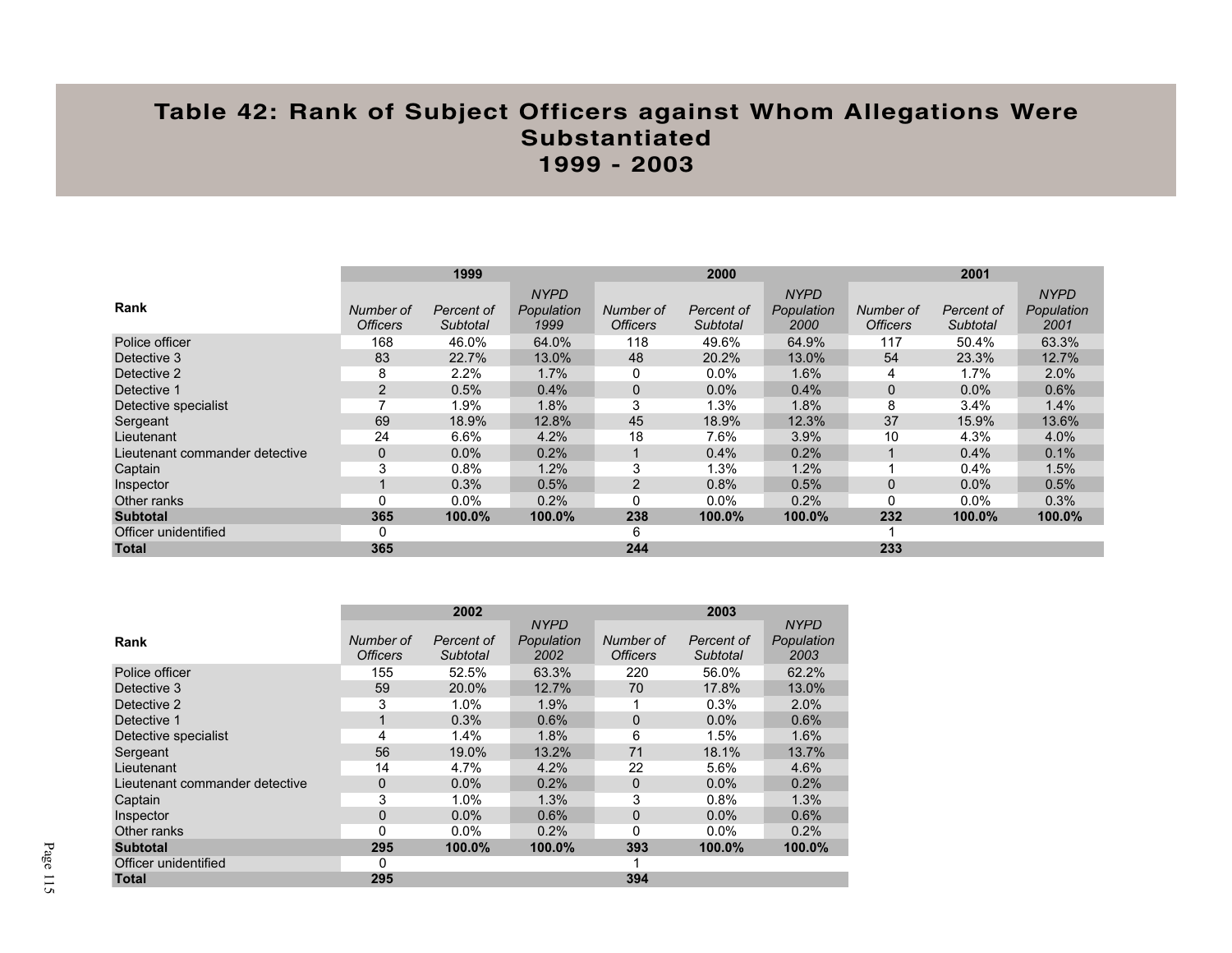# Table 42: Rank of Subject Officers against Whom Allegations Were Substantiated 1999 - 2003

| Rank | 1999 | | | 2000 | | | 2001 | | |
|---|---|---|---|---|---|---|---|---|---|
| | *Number of Officers* | *Percent of Subtotal* | *NYPD Population 1999* | *Number of Officers* | *Percent of Subtotal* | *NYPD Population 2000* | *Number of Officers* | *Percent of Subtotal* | *NYPD Population 2001* |
| Police officer | 168 | 46.0% | 64.0% | 118 | 49.6% | 64.9% | 117 | 50.4% | 63.3% |
| Detective 3 | 83 | 22.7% | 13.0% | 48 | 20.2% | 13.0% | 54 | 23.3% | 12.7% |
| Detective 2 | 8 | 2.2% | 1.7% | 0 | 0.0% | 1.6% | 4 | 1.7% | 2.0% |
| Detective 1 | 2 | 0.5% | 0.4% | 0 | 0.0% | 0.4% | 0 | 0.0% | 0.6% |
| Detective specialist | 7 | 1.9% | 1.8% | 3 | 1.3% | 1.8% | 8 | 3.4% | 1.4% |
| Sergeant | 69 | 18.9% | 12.8% | 45 | 18.9% | 12.3% | 37 | 15.9% | 13.6% |
| Lieutenant | 24 | 6.6% | 4.2% | 18 | 7.6% | 3.9% | 10 | 4.3% | 4.0% |
| Lieutenant commander detective | 0 | 0.0% | 0.2% | 1 | 0.4% | 0.2% | 1 | 0.4% | 0.1% |
| Captain | 3 | 0.8% | 1.2% | 3 | 1.3% | 1.2% | 1 | 0.4% | 1.5% |
| Inspector | 1 | 0.3% | 0.5% | 2 | 0.8% | 0.5% | 0 | 0.0% | 0.5% |
| Other ranks | 0 | 0.0% | 0.2% | 0 | 0.0% | 0.2% | 0 | 0.0% | 0.3% |
| **Subtotal** | **365** | **100.0%** | **100.0%** | **238** | **100.0%** | **100.0%** | **232** | **100.0%** | **100.0%** |
| Officer unidentified | 0 | | | 6 | | | 1 | | |
| **Total** | **365** | | | **244** | | | **233** | | |

| Rank | 2002 | | | 2003 | | |
|---|---|---|---|---|---|---|
| | *Number of Officers* | *Percent of Subtotal* | *NYPD Population 2002* | *Number of Officers* | *Percent of Subtotal* | *NYPD Population 2003* |
| Police officer | 155 | 52.5% | 63.3% | 220 | 56.0% | 62.2% |
| Detective 3 | 59 | 20.0% | 12.7% | 70 | 17.8% | 13.0% |
| Detective 2 | 3 | 1.0% | 1.9% | 1 | 0.3% | 2.0% |
| Detective 1 | 1 | 0.3% | 0.6% | 0 | 0.0% | 0.6% |
| Detective specialist | 4 | 1.4% | 1.8% | 6 | 1.5% | 1.6% |
| Sergeant | 56 | 19.0% | 13.2% | 71 | 18.1% | 13.7% |
| Lieutenant | 14 | 4.7% | 4.2% | 22 | 5.6% | 4.6% |
| Lieutenant commander detective | 0 | 0.0% | 0.2% | 0 | 0.0% | 0.2% |
| Captain | 3 | 1.0% | 1.3% | 3 | 0.8% | 1.3% |
| Inspector | 0 | 0.0% | 0.6% | 0 | 0.0% | 0.6% |
| Other ranks | 0 | 0.0% | 0.2% | 0 | 0.0% | 0.2% |
| **Subtotal** | **295** | **100.0%** | **100.0%** | **393** | **100.0%** | **100.0%** |
| Officer unidentified | 0 | | | 1 | | |
| **Total** | **295** | | | **394** | | |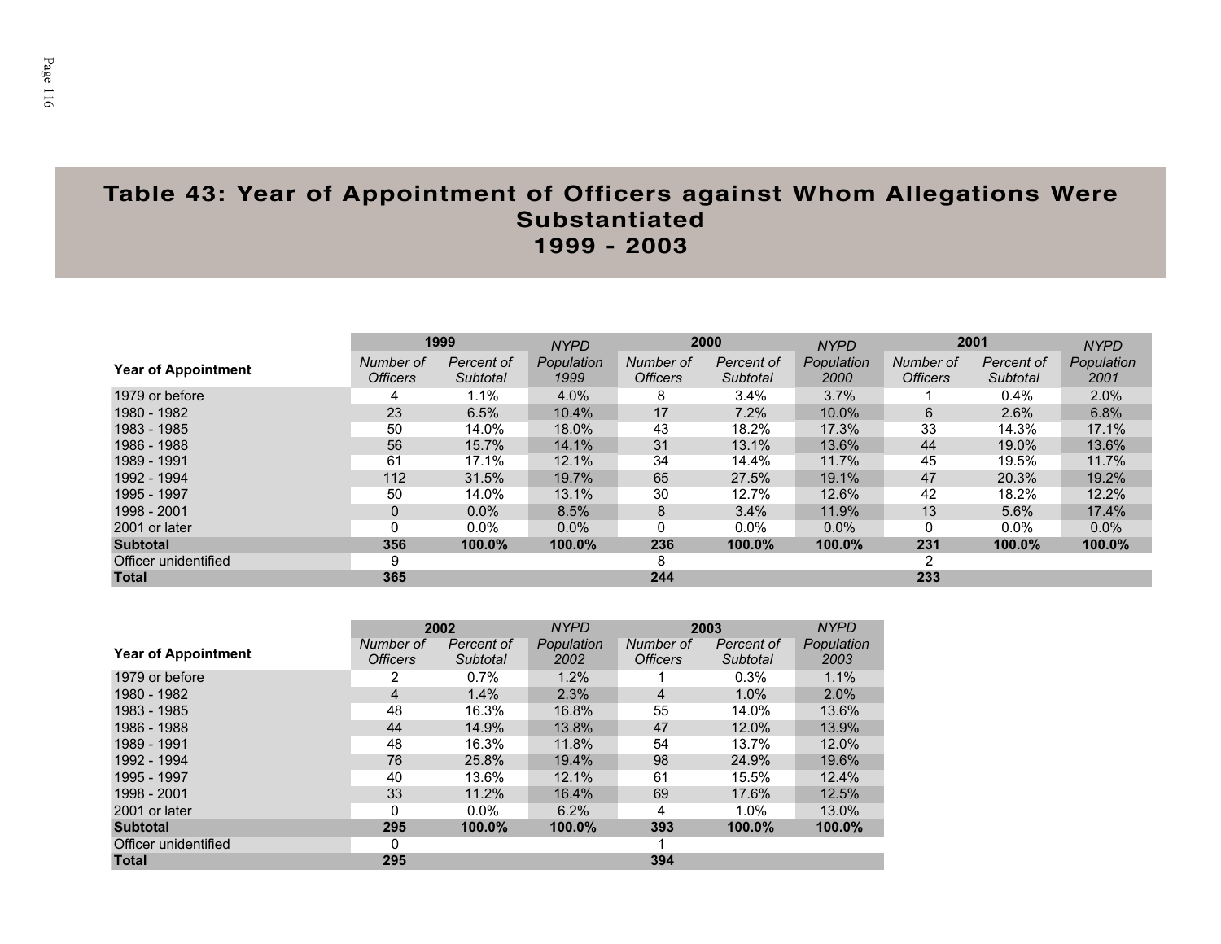# Table 43: Year of Appointment of Officers against Whom Allegations Were Substantiated 1999 - 2003

| Year of Appointment | 1999 | | NYPD | 2000 | | NYPD | 2001 | | NYPD |
|---|---|---|---|---|---|---|---|---|---|
| | *Number of Officers* | *Percent of Subtotal* | *Population 1999* | *Number of Officers* | *Percent of Subtotal* | *Population 2000* | *Number of Officers* | *Percent of Subtotal* | *Population 2001* |
| 1979 or before | 4 | 1.1% | 4.0% | 8 | 3.4% | 3.7% | 1 | 0.4% | 2.0% |
| 1980 - 1982 | 23 | 6.5% | 10.4% | 17 | 7.2% | 10.0% | 6 | 2.6% | 6.8% |
| 1983 - 1985 | 50 | 14.0% | 18.0% | 43 | 18.2% | 17.3% | 33 | 14.3% | 17.1% |
| 1986 - 1988 | 56 | 15.7% | 14.1% | 31 | 13.1% | 13.6% | 44 | 19.0% | 13.6% |
| 1989 - 1991 | 61 | 17.1% | 12.1% | 34 | 14.4% | 11.7% | 45 | 19.5% | 11.7% |
| 1992 - 1994 | 112 | 31.5% | 19.7% | 65 | 27.5% | 19.1% | 47 | 20.3% | 19.2% |
| 1995 - 1997 | 50 | 14.0% | 13.1% | 30 | 12.7% | 12.6% | 42 | 18.2% | 12.2% |
| 1998 - 2001 | 0 | 0.0% | 8.5% | 8 | 3.4% | 11.9% | 13 | 5.6% | 17.4% |
| 2001 or later | 0 | 0.0% | 0.0% | 0 | 0.0% | 0.0% | 0 | 0.0% | 0.0% |
| **Subtotal** | **356** | **100.0%** | **100.0%** | **236** | **100.0%** | **100.0%** | **231** | **100.0%** | **100.0%** |
| Officer unidentified | 9 | | | 8 | | | 2 | | |
| **Total** | **365** | | | **244** | | | **233** | | |

| Year of Appointment | 2002 | | NYPD | 2003 | | NYPD |
|---|---|---|---|---|---|---|
| | *Number of Officers* | *Percent of Subtotal* | *Population 2002* | *Number of Officers* | *Percent of Subtotal* | *Population 2003* |
| 1979 or before | 2 | 0.7% | 1.2% | 1 | 0.3% | 1.1% |
| 1980 - 1982 | 4 | 1.4% | 2.3% | 4 | 1.0% | 2.0% |
| 1983 - 1985 | 48 | 16.3% | 16.8% | 55 | 14.0% | 13.6% |
| 1986 - 1988 | 44 | 14.9% | 13.8% | 47 | 12.0% | 13.9% |
| 1989 - 1991 | 48 | 16.3% | 11.8% | 54 | 13.7% | 12.0% |
| 1992 - 1994 | 76 | 25.8% | 19.4% | 98 | 24.9% | 19.6% |
| 1995 - 1997 | 40 | 13.6% | 12.1% | 61 | 15.5% | 12.4% |
| 1998 - 2001 | 33 | 11.2% | 16.4% | 69 | 17.6% | 12.5% |
| 2001 or later | 0 | 0.0% | 6.2% | 4 | 1.0% | 13.0% |
| **Subtotal** | **295** | **100.0%** | **100.0%** | **393** | **100.0%** | **100.0%** |
| Officer unidentified | 0 | | | 1 | | |
| **Total** | **295** | | | **394** | | |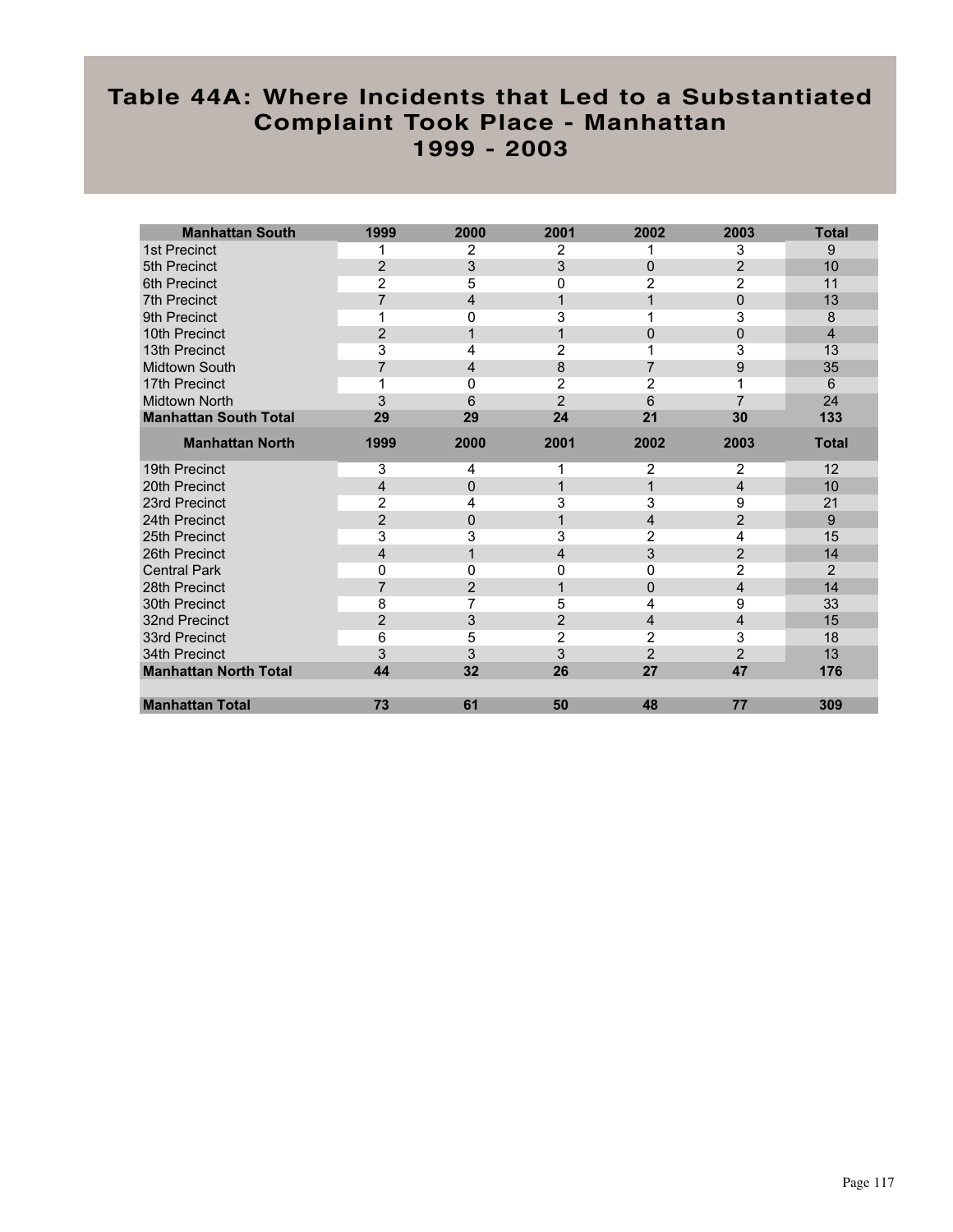# Table 44A: Where Incidents that Led to a Substantiated Complaint Took Place - Manhattan 1999 - 2003

| Manhattan South | 1999 | 2000 | 2001 | 2002 | 2003 | Total |
|---|---|---|---|---|---|---|
| 1st Precinct | 1 | 2 | 2 | 1 | 3 | 9 |
| 5th Precinct | 2 | 3 | 3 | 0 | 2 | 10 |
| 6th Precinct | 2 | 5 | 0 | 2 | 2 | 11 |
| 7th Precinct | 7 | 4 | 1 | 1 | 0 | 13 |
| 9th Precinct | 1 | 0 | 3 | 1 | 3 | 8 |
| 10th Precinct | 2 | 1 | 1 | 0 | 0 | 4 |
| 13th Precinct | 3 | 4 | 2 | 1 | 3 | 13 |
| Midtown South | 7 | 4 | 8 | 7 | 9 | 35 |
| 17th Precinct | 1 | 0 | 2 | 2 | 1 | 6 |
| Midtown North | 3 | 6 | 2 | 6 | 7 | 24 |
| **Manhattan South Total** | **29** | **29** | **24** | **21** | **30** | **133** |
| **Manhattan North** | **1999** | **2000** | **2001** | **2002** | **2003** | **Total** |
| 19th Precinct | 3 | 4 | 1 | 2 | 2 | 12 |
| 20th Precinct | 4 | 0 | 1 | 1 | 4 | 10 |
| 23rd Precinct | 2 | 4 | 3 | 3 | 9 | 21 |
| 24th Precinct | 2 | 0 | 1 | 4 | 2 | 9 |
| 25th Precinct | 3 | 3 | 3 | 2 | 4 | 15 |
| 26th Precinct | 4 | 1 | 4 | 3 | 2 | 14 |
| Central Park | 0 | 0 | 0 | 0 | 2 | 2 |
| 28th Precinct | 7 | 2 | 1 | 0 | 4 | 14 |
| 30th Precinct | 8 | 7 | 5 | 4 | 9 | 33 |
| 32nd Precinct | 2 | 3 | 2 | 4 | 4 | 15 |
| 33rd Precinct | 6 | 5 | 2 | 2 | 3 | 18 |
| 34th Precinct | 3 | 3 | 3 | 2 | 2 | 13 |
| **Manhattan North Total** | **44** | **32** | **26** | **27** | **47** | **176** |
| | | | | | | |
| **Manhattan Total** | **73** | **61** | **50** | **48** | **77** | **309** |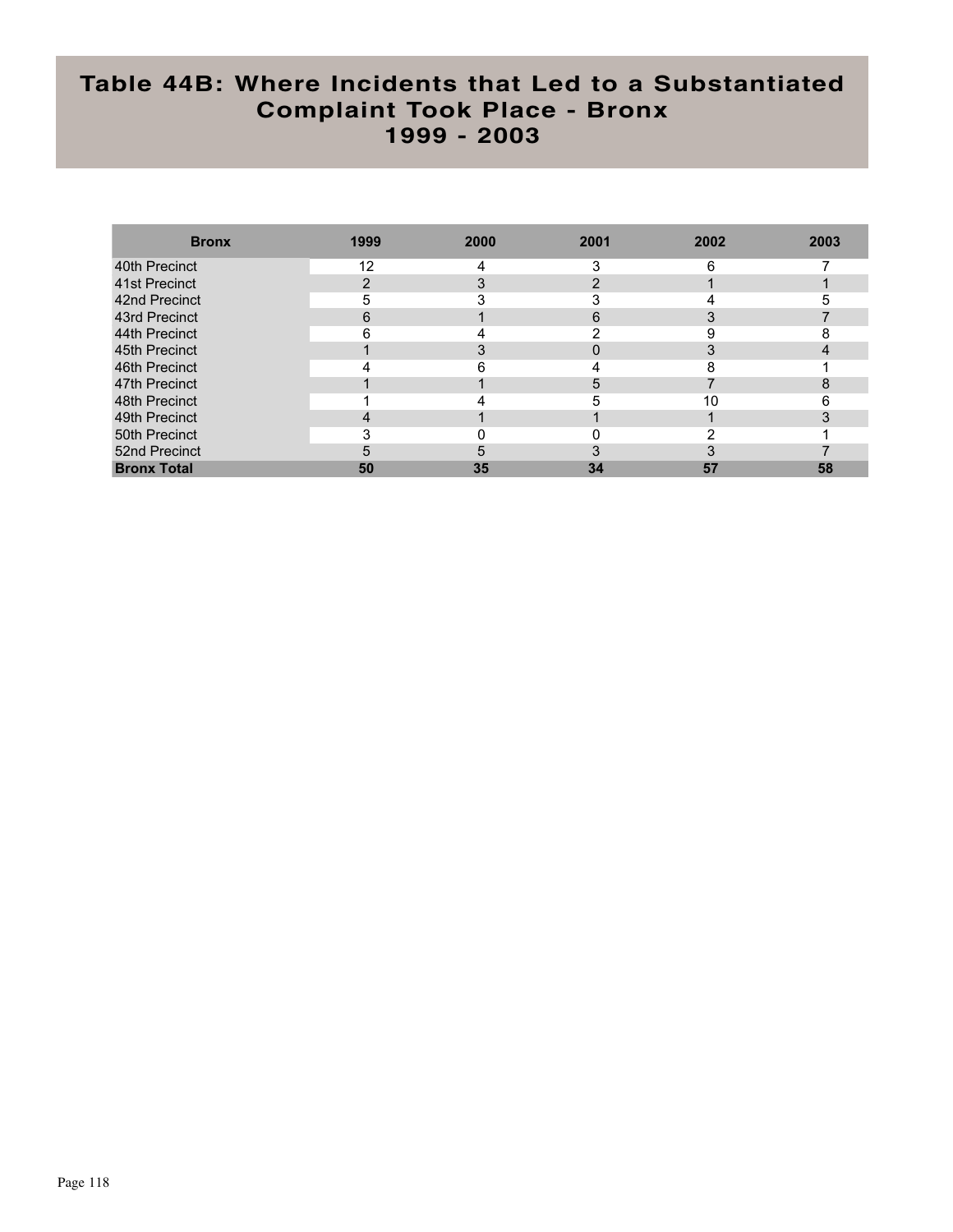# Table 44B: Where Incidents that Led to a Substantiated Complaint Took Place - Bronx 1999 - 2003

| Bronx | 1999 | 2000 | 2001 | 2002 | 2003 |
|---|---|---|---|---|---|
| 40th Precinct | 12 | 4 | 3 | 6 | 7 |
| 41st Precinct | 2 | 3 | 2 | 1 | 1 |
| 42nd Precinct | 5 | 3 | 3 | 4 | 5 |
| 43rd Precinct | 6 | 1 | 6 | 3 | 7 |
| 44th Precinct | 6 | 4 | 2 | 9 | 8 |
| 45th Precinct | 1 | 3 | 0 | 3 | 4 |
| 46th Precinct | 4 | 6 | 4 | 8 | 1 |
| 47th Precinct | 1 | 1 | 5 | 7 | 8 |
| 48th Precinct | 1 | 4 | 5 | 10 | 6 |
| 49th Precinct | 4 | 1 | 1 | 1 | 3 |
| 50th Precinct | 3 | 0 | 0 | 2 | 1 |
| 52nd Precinct | 5 | 5 | 3 | 3 | 7 |
| **Bronx Total** | **50** | **35** | **34** | **57** | **58** |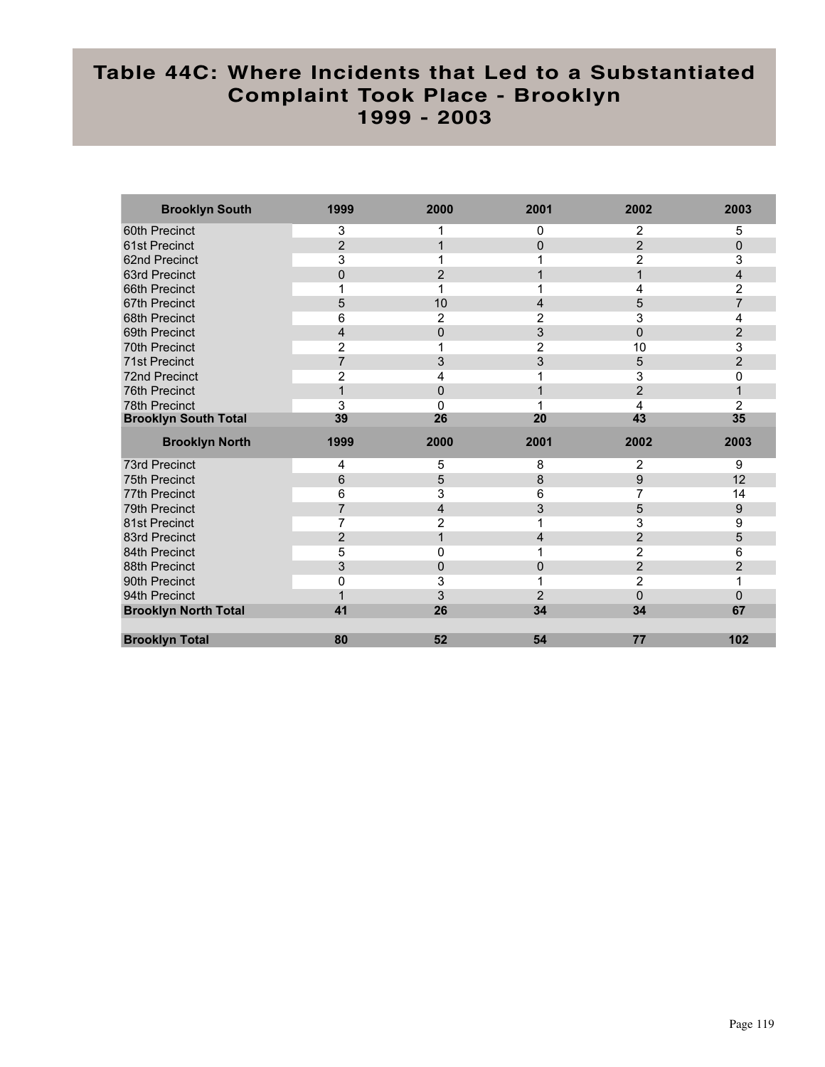# Table 44C: Where Incidents that Led to a Substantiated Complaint Took Place - Brooklyn 1999 - 2003

| Brooklyn South | 1999 | 2000 | 2001 | 2002 | 2003 |
|---|---|---|---|---|---|
| 60th Precinct | 3 | 1 | 0 | 2 | 5 |
| 61st Precinct | 2 | 1 | 0 | 2 | 0 |
| 62nd Precinct | 3 | 1 | 1 | 2 | 3 |
| 63rd Precinct | 0 | 2 | 1 | 1 | 4 |
| 66th Precinct | 1 | 1 | 1 | 4 | 2 |
| 67th Precinct | 5 | 10 | 4 | 5 | 7 |
| 68th Precinct | 6 | 2 | 2 | 3 | 4 |
| 69th Precinct | 4 | 0 | 3 | 0 | 2 |
| 70th Precinct | 2 | 1 | 2 | 10 | 3 |
| 71st Precinct | 7 | 3 | 3 | 5 | 2 |
| 72nd Precinct | 2 | 4 | 1 | 3 | 0 |
| 76th Precinct | 1 | 0 | 1 | 2 | 1 |
| 78th Precinct | 3 | 0 | 1 | 4 | 2 |
| **Brooklyn South Total** | **39** | **26** | **20** | **43** | **35** |
| **Brooklyn North** | **1999** | **2000** | **2001** | **2002** | **2003** |
| 73rd Precinct | 4 | 5 | 8 | 2 | 9 |
| 75th Precinct | 6 | 5 | 8 | 9 | 12 |
| 77th Precinct | 6 | 3 | 6 | 7 | 14 |
| 79th Precinct | 7 | 4 | 3 | 5 | 9 |
| 81st Precinct | 7 | 2 | 1 | 3 | 9 |
| 83rd Precinct | 2 | 1 | 4 | 2 | 5 |
| 84th Precinct | 5 | 0 | 1 | 2 | 6 |
| 88th Precinct | 3 | 0 | 0 | 2 | 2 |
| 90th Precinct | 0 | 3 | 1 | 2 | 1 |
| 94th Precinct | 1 | 3 | 2 | 0 | 0 |
| **Brooklyn North Total** | **41** | **26** | **34** | **34** | **67** |
| | | | | | |
| **Brooklyn Total** | **80** | **52** | **54** | **77** | **102** |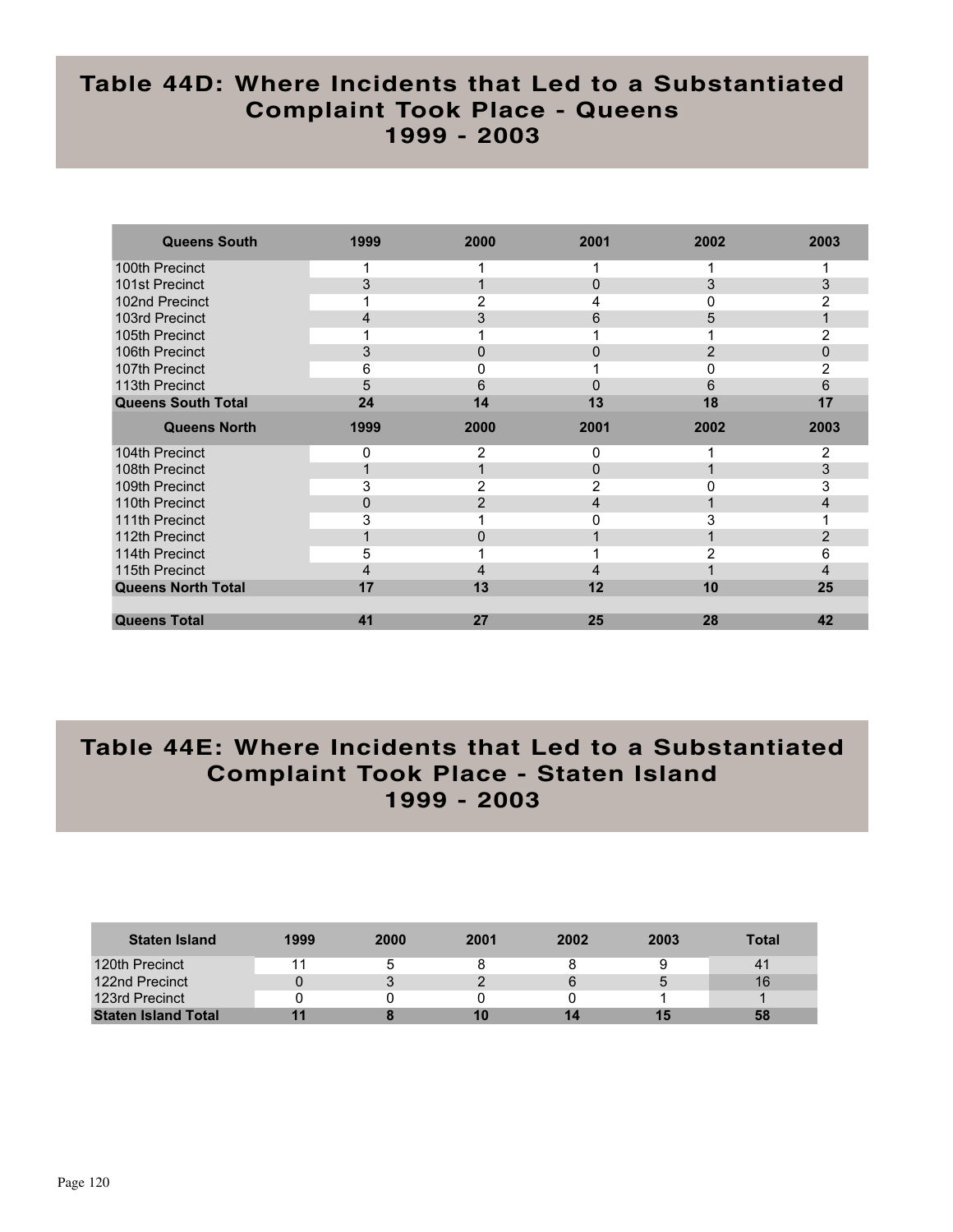## Table 44D: Where Incidents that Led to a Substantiated Complaint Took Place - Queens 1999 - 2003

| Queens South | 1999 | 2000 | 2001 | 2002 | 2003 |
|---|---|---|---|---|---|
| 100th Precinct | 1 | 1 | 1 | 1 | 1 |
| 101st Precinct | 3 | 1 | 0 | 3 | 3 |
| 102nd Precinct | 1 | 2 | 4 | 0 | 2 |
| 103rd Precinct | 4 | 3 | 6 | 5 | 1 |
| 105th Precinct | 1 | 1 | 1 | 1 | 2 |
| 106th Precinct | 3 | 0 | 0 | 2 | 0 |
| 107th Precinct | 6 | 0 | 1 | 0 | 2 |
| 113th Precinct | 5 | 6 | 0 | 6 | 6 |
| **Queens South Total** | **24** | **14** | **13** | **18** | **17** |
| **Queens North** | **1999** | **2000** | **2001** | **2002** | **2003** |
| 104th Precinct | 0 | 2 | 0 | 1 | 2 |
| 108th Precinct | 1 | 1 | 0 | 1 | 3 |
| 109th Precinct | 3 | 2 | 2 | 0 | 3 |
| 110th Precinct | 0 | 2 | 4 | 1 | 4 |
| 111th Precinct | 3 | 1 | 0 | 3 | 1 |
| 112th Precinct | 1 | 0 | 1 | 1 | 2 |
| 114th Precinct | 5 | 1 | 1 | 2 | 6 |
| 115th Precinct | 4 | 4 | 4 | 1 | 4 |
| **Queens North Total** | **17** | **13** | **12** | **10** | **25** |
| | | | | | |
| **Queens Total** | **41** | **27** | **25** | **28** | **42** |

## Table 44E: Where Incidents that Led to a Substantiated Complaint Took Place - Staten Island 1999 - 2003

| Staten Island | 1999 | 2000 | 2001 | 2002 | 2003 | Total |
|---|---|---|---|---|---|---|
| 120th Precinct | 11 | 5 | 8 | 8 | 9 | 41 |
| 122nd Precinct | 0 | 3 | 2 | 6 | 5 | 16 |
| 123rd Precinct | 0 | 0 | 0 | 0 | 1 | 1 |
| **Staten Island Total** | **11** | **8** | **10** | **14** | **15** | **58** |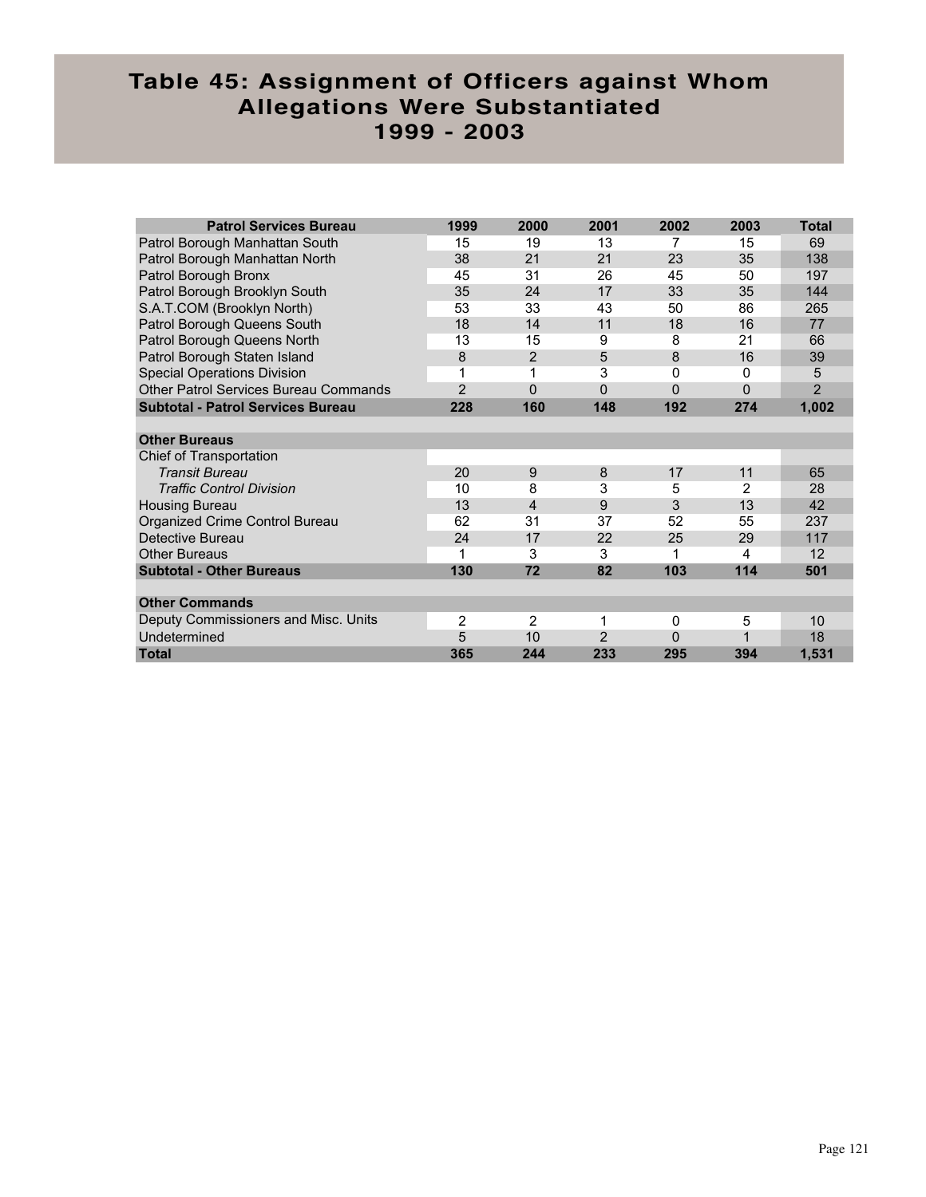# Table 45: Assignment of Officers against Whom Allegations Were Substantiated 1999 - 2003

| Patrol Services Bureau | 1999 | 2000 | 2001 | 2002 | 2003 | Total |
|---|---|---|---|---|---|---|
| Patrol Borough Manhattan South | 15 | 19 | 13 | 7 | 15 | 69 |
| Patrol Borough Manhattan North | 38 | 21 | 21 | 23 | 35 | 138 |
| Patrol Borough Bronx | 45 | 31 | 26 | 45 | 50 | 197 |
| Patrol Borough Brooklyn South | 35 | 24 | 17 | 33 | 35 | 144 |
| S.A.T.COM (Brooklyn North) | 53 | 33 | 43 | 50 | 86 | 265 |
| Patrol Borough Queens South | 18 | 14 | 11 | 18 | 16 | 77 |
| Patrol Borough Queens North | 13 | 15 | 9 | 8 | 21 | 66 |
| Patrol Borough Staten Island | 8 | 2 | 5 | 8 | 16 | 39 |
| Special Operations Division | 1 | 1 | 3 | 0 | 0 | 5 |
| Other Patrol Services Bureau Commands | 2 | 0 | 0 | 0 | 0 | 2 |
| **Subtotal - Patrol Services Bureau** | **228** | **160** | **148** | **192** | **274** | **1,002** |
| | | | | | | |
| **Other Bureaus** | | | | | | |
| Chief of Transportation | | | | | | |
| *Transit Bureau* | 20 | 9 | 8 | 17 | 11 | 65 |
| *Traffic Control Division* | 10 | 8 | 3 | 5 | 2 | 28 |
| Housing Bureau | 13 | 4 | 9 | 3 | 13 | 42 |
| Organized Crime Control Bureau | 62 | 31 | 37 | 52 | 55 | 237 |
| Detective Bureau | 24 | 17 | 22 | 25 | 29 | 117 |
| Other Bureaus | 1 | 3 | 3 | 1 | 4 | 12 |
| **Subtotal - Other Bureaus** | **130** | **72** | **82** | **103** | **114** | **501** |
| | | | | | | |
| **Other Commands** | | | | | | |
| Deputy Commissioners and Misc. Units | 2 | 2 | 1 | 0 | 5 | 10 |
| Undetermined | 5 | 10 | 2 | 0 | 1 | 18 |
| **Total** | **365** | **244** | **233** | **295** | **394** | **1,531** |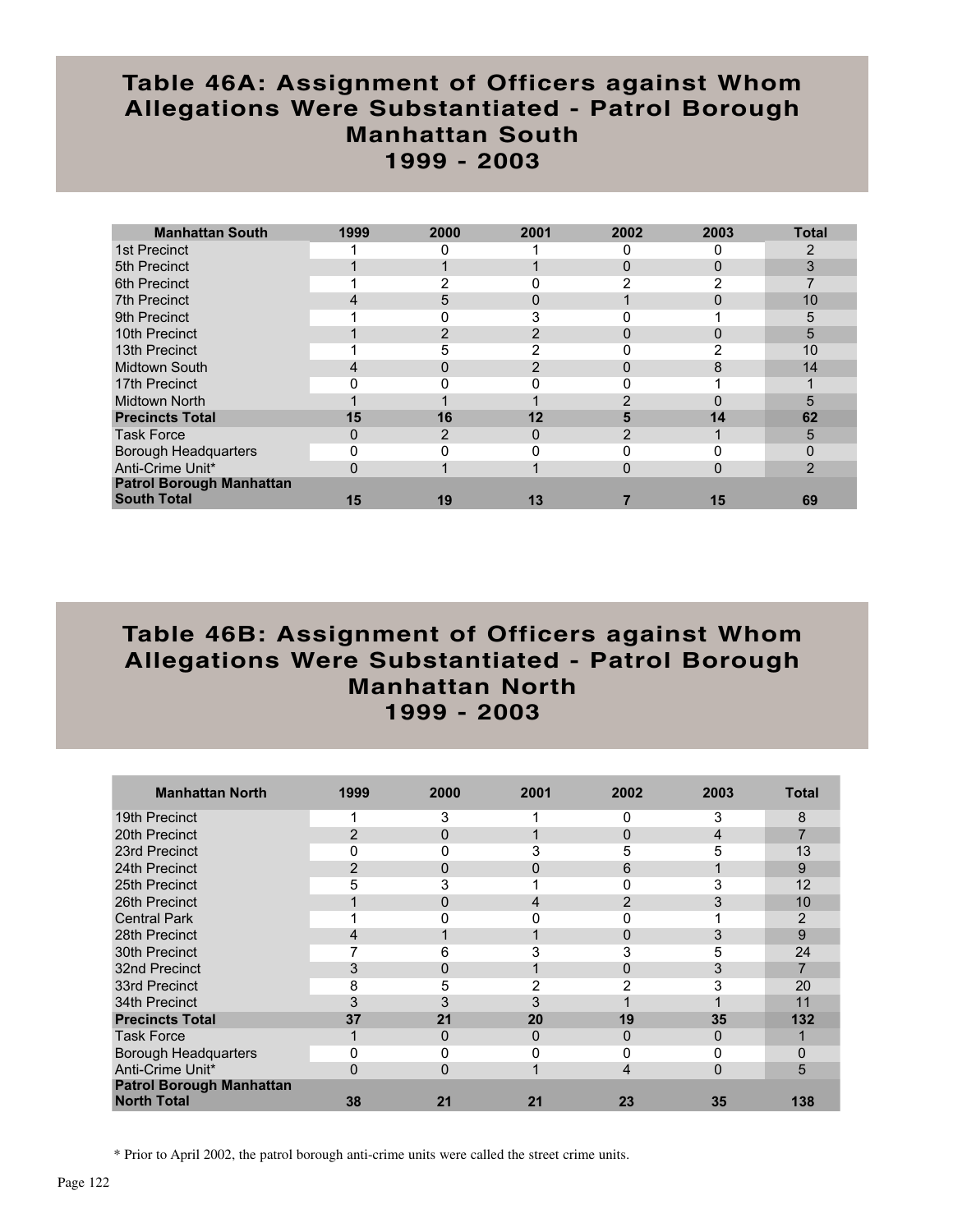## Table 46A: Assignment of Officers against Whom Allegations Were Substantiated - Patrol Borough Manhattan South 1999 - 2003

| Manhattan South | 1999 | 2000 | 2001 | 2002 | 2003 | Total |
|---|---|---|---|---|---|---|
| 1st Precinct | 1 | 0 | 1 | 0 | 0 | 2 |
| 5th Precinct | 1 | 1 | 1 | 0 | 0 | 3 |
| 6th Precinct | 1 | 2 | 0 | 2 | 2 | 7 |
| 7th Precinct | 4 | 5 | 0 | 1 | 0 | 10 |
| 9th Precinct | 1 | 0 | 3 | 0 | 1 | 5 |
| 10th Precinct | 1 | 2 | 2 | 0 | 0 | 5 |
| 13th Precinct | 1 | 5 | 2 | 0 | 2 | 10 |
| Midtown South | 4 | 0 | 2 | 0 | 8 | 14 |
| 17th Precinct | 0 | 0 | 0 | 0 | 1 | 1 |
| Midtown North | 1 | 1 | 1 | 2 | 0 | 5 |
| **Precincts Total** | **15** | **16** | **12** | **5** | **14** | **62** |
| Task Force | 0 | 2 | 0 | 2 | 1 | 5 |
| Borough Headquarters | 0 | 0 | 0 | 0 | 0 | 0 |
| Anti-Crime Unit* | 0 | 1 | 1 | 0 | 0 | 2 |
| **Patrol Borough Manhattan South Total** | **15** | **19** | **13** | **7** | **15** | **69** |

## Table 46B: Assignment of Officers against Whom Allegations Were Substantiated - Patrol Borough Manhattan North 1999 - 2003

| Manhattan North | 1999 | 2000 | 2001 | 2002 | 2003 | Total |
|---|---|---|---|---|---|---|
| 19th Precinct | 1 | 3 | 1 | 0 | 3 | 8 |
| 20th Precinct | 2 | 0 | 1 | 0 | 4 | 7 |
| 23rd Precinct | 0 | 0 | 3 | 5 | 5 | 13 |
| 24th Precinct | 2 | 0 | 0 | 6 | 1 | 9 |
| 25th Precinct | 5 | 3 | 1 | 0 | 3 | 12 |
| 26th Precinct | 1 | 0 | 4 | 2 | 3 | 10 |
| Central Park | 1 | 0 | 0 | 0 | 1 | 2 |
| 28th Precinct | 4 | 1 | 1 | 0 | 3 | 9 |
| 30th Precinct | 7 | 6 | 3 | 3 | 5 | 24 |
| 32nd Precinct | 3 | 0 | 1 | 0 | 3 | 7 |
| 33rd Precinct | 8 | 5 | 2 | 2 | 3 | 20 |
| 34th Precinct | 3 | 3 | 3 | 1 | 1 | 11 |
| **Precincts Total** | **37** | **21** | **20** | **19** | **35** | **132** |
| Task Force | 1 | 0 | 0 | 0 | 0 | 1 |
| Borough Headquarters | 0 | 0 | 0 | 0 | 0 | 0 |
| Anti-Crime Unit* | 0 | 0 | 1 | 4 | 0 | 5 |
| **Patrol Borough Manhattan North Total** | **38** | **21** | **21** | **23** | **35** | **138** |

* Prior to April 2002, the patrol borough anti-crime units were called the street crime units.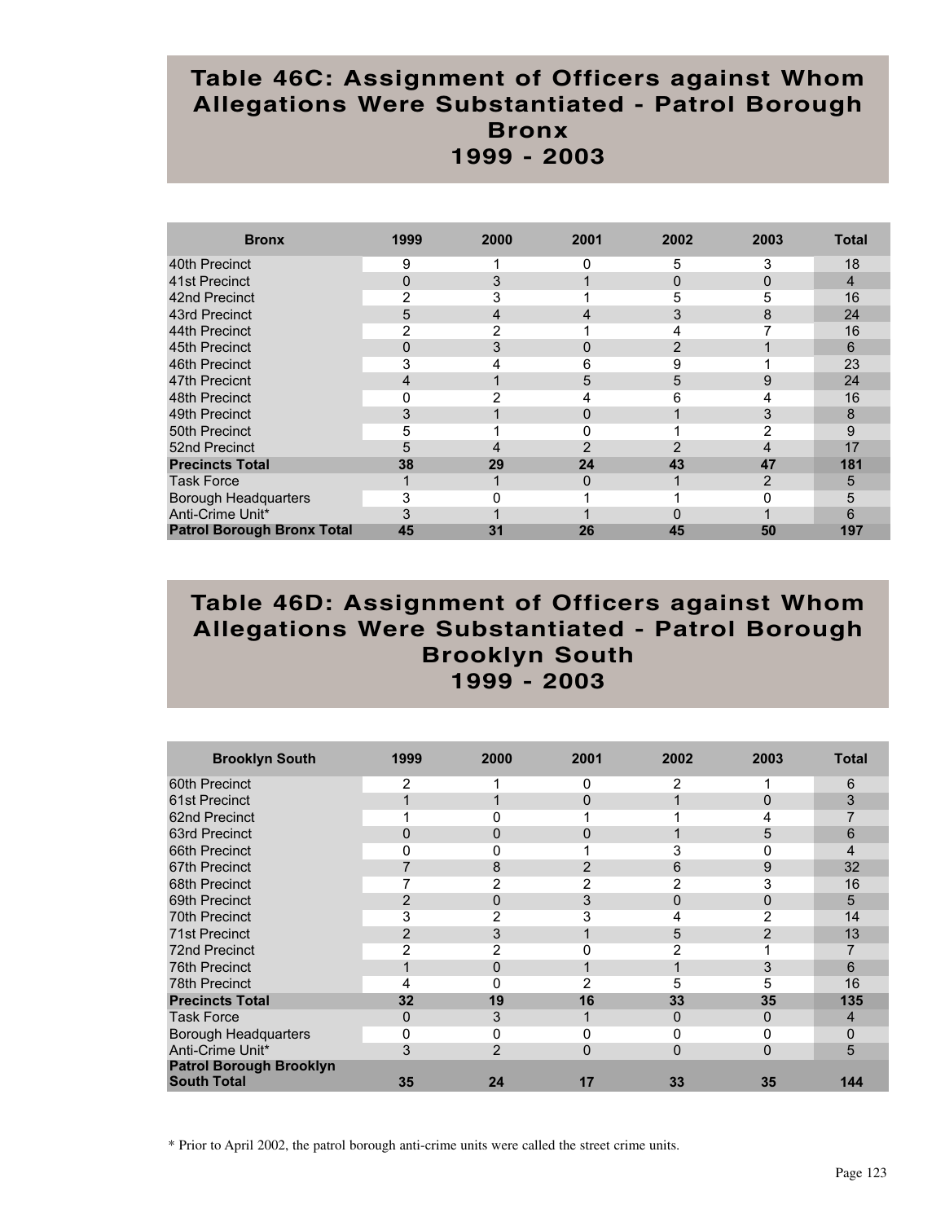## Table 46C: Assignment of Officers against Whom Allegations Were Substantiated - Patrol Borough Bronx 1999 - 2003

| Bronx | 1999 | 2000 | 2001 | 2002 | 2003 | Total |
|---|---|---|---|---|---|---|
| 40th Precinct | 9 | 1 | 0 | 5 | 3 | 18 |
| 41st Precinct | 0 | 3 | 1 | 0 | 0 | 4 |
| 42nd Precinct | 2 | 3 | 1 | 5 | 5 | 16 |
| 43rd Precinct | 5 | 4 | 4 | 3 | 8 | 24 |
| 44th Precinct | 2 | 2 | 1 | 4 | 7 | 16 |
| 45th Precinct | 0 | 3 | 0 | 2 | 1 | 6 |
| 46th Precinct | 3 | 4 | 6 | 9 | 1 | 23 |
| 47th Precicnt | 4 | 1 | 5 | 5 | 9 | 24 |
| 48th Precinct | 0 | 2 | 4 | 6 | 4 | 16 |
| 49th Precinct | 3 | 1 | 0 | 1 | 3 | 8 |
| 50th Precinct | 5 | 1 | 0 | 1 | 2 | 9 |
| 52nd Precinct | 5 | 4 | 2 | 2 | 4 | 17 |
| **Precincts Total** | **38** | **29** | **24** | **43** | **47** | **181** |
| Task Force | 1 | 1 | 0 | 1 | 2 | 5 |
| Borough Headquarters | 3 | 0 | 1 | 1 | 0 | 5 |
| Anti-Crime Unit* | 3 | 1 | 1 | 0 | 1 | 6 |
| **Patrol Borough Bronx Total** | **45** | **31** | **26** | **45** | **50** | **197** |

## Table 46D: Assignment of Officers against Whom Allegations Were Substantiated - Patrol Borough Brooklyn South 1999 - 2003

| Brooklyn South | 1999 | 2000 | 2001 | 2002 | 2003 | Total |
|---|---|---|---|---|---|---|
| 60th Precinct | 2 | 1 | 0 | 2 | 1 | 6 |
| 61st Precinct | 1 | 1 | 0 | 1 | 0 | 3 |
| 62nd Precinct | 1 | 0 | 1 | 1 | 4 | 7 |
| 63rd Precinct | 0 | 0 | 0 | 1 | 5 | 6 |
| 66th Precinct | 0 | 0 | 1 | 3 | 0 | 4 |
| 67th Precinct | 7 | 8 | 2 | 6 | 9 | 32 |
| 68th Precinct | 7 | 2 | 2 | 2 | 3 | 16 |
| 69th Precinct | 2 | 0 | 3 | 0 | 0 | 5 |
| 70th Precinct | 3 | 2 | 3 | 4 | 2 | 14 |
| 71st Precinct | 2 | 3 | 1 | 5 | 2 | 13 |
| 72nd Precinct | 2 | 2 | 0 | 2 | 1 | 7 |
| 76th Precinct | 1 | 0 | 1 | 1 | 3 | 6 |
| 78th Precinct | 4 | 0 | 2 | 5 | 5 | 16 |
| **Precincts Total** | **32** | **19** | **16** | **33** | **35** | **135** |
| Task Force | 0 | 3 | 1 | 0 | 0 | 4 |
| Borough Headquarters | 0 | 0 | 0 | 0 | 0 | 0 |
| Anti-Crime Unit* | 3 | 2 | 0 | 0 | 0 | 5 |
| **Patrol Borough Brooklyn South Total** | **35** | **24** | **17** | **33** | **35** | **144** |

* Prior to April 2002, the patrol borough anti-crime units were called the street crime units.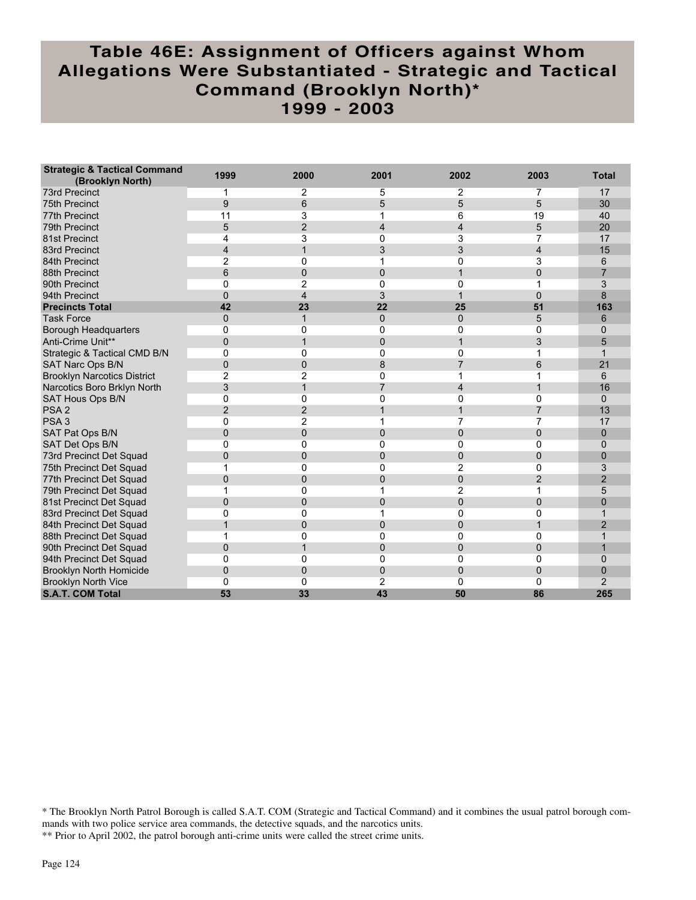# Table 46E: Assignment of Officers against Whom Allegations Were Substantiated - Strategic and Tactical Command (Brooklyn North)* 1999 - 2003

| Strategic & Tactical Command (Brooklyn North) | 1999 | 2000 | 2001 | 2002 | 2003 | Total |
|---|---|---|---|---|---|---|
| 73rd Precinct | 1 | 2 | 5 | 2 | 7 | 17 |
| 75th Precinct | 9 | 6 | 5 | 5 | 5 | 30 |
| 77th Precinct | 11 | 3 | 1 | 6 | 19 | 40 |
| 79th Precinct | 5 | 2 | 4 | 4 | 5 | 20 |
| 81st Precinct | 4 | 3 | 0 | 3 | 7 | 17 |
| 83rd Precinct | 4 | 1 | 3 | 3 | 4 | 15 |
| 84th Precinct | 2 | 0 | 1 | 0 | 3 | 6 |
| 88th Precinct | 6 | 0 | 0 | 1 | 0 | 7 |
| 90th Precinct | 0 | 2 | 0 | 0 | 1 | 3 |
| 94th Precinct | 0 | 4 | 3 | 1 | 0 | 8 |
| **Precincts Total** | **42** | **23** | **22** | **25** | **51** | **163** |
| Task Force | 0 | 1 | 0 | 0 | 5 | 6 |
| Borough Headquarters | 0 | 0 | 0 | 0 | 0 | 0 |
| Anti-Crime Unit** | 0 | 1 | 0 | 1 | 3 | 5 |
| Strategic & Tactical CMD B/N | 0 | 0 | 0 | 0 | 1 | 1 |
| SAT Narc Ops B/N | 0 | 0 | 8 | 7 | 6 | 21 |
| Brooklyn Narcotics District | 2 | 2 | 0 | 1 | 1 | 6 |
| Narcotics Boro Brklyn North | 3 | 1 | 7 | 4 | 1 | 16 |
| SAT Hous Ops B/N | 0 | 0 | 0 | 0 | 0 | 0 |
| PSA 2 | 2 | 2 | 1 | 1 | 7 | 13 |
| PSA 3 | 0 | 2 | 1 | 7 | 7 | 17 |
| SAT Pat Ops B/N | 0 | 0 | 0 | 0 | 0 | 0 |
| SAT Det Ops B/N | 0 | 0 | 0 | 0 | 0 | 0 |
| 73rd Precinct Det Squad | 0 | 0 | 0 | 0 | 0 | 0 |
| 75th Precinct Det Squad | 1 | 0 | 0 | 2 | 0 | 3 |
| 77th Precinct Det Squad | 0 | 0 | 0 | 0 | 2 | 2 |
| 79th Precinct Det Squad | 1 | 0 | 1 | 2 | 1 | 5 |
| 81st Precinct Det Squad | 0 | 0 | 0 | 0 | 0 | 0 |
| 83rd Precinct Det Squad | 0 | 0 | 1 | 0 | 0 | 1 |
| 84th Precinct Det Squad | 1 | 0 | 0 | 0 | 1 | 2 |
| 88th Precinct Det Squad | 1 | 0 | 0 | 0 | 0 | 1 |
| 90th Precinct Det Squad | 0 | 1 | 0 | 0 | 0 | 1 |
| 94th Precinct Det Squad | 0 | 0 | 0 | 0 | 0 | 0 |
| Brooklyn North Homicide | 0 | 0 | 0 | 0 | 0 | 0 |
| Brooklyn North Vice | 0 | 0 | 2 | 0 | 0 | 2 |
| **S.A.T. COM Total** | **53** | **33** | **43** | **50** | **86** | **265** |

* The Brooklyn North Patrol Borough is called S.A.T. COM (Strategic and Tactical Command) and it combines the usual patrol borough commands with two police service area commands, the detective squads, and the narcotics units.

** Prior to April 2002, the patrol borough anti-crime units were called the street crime units.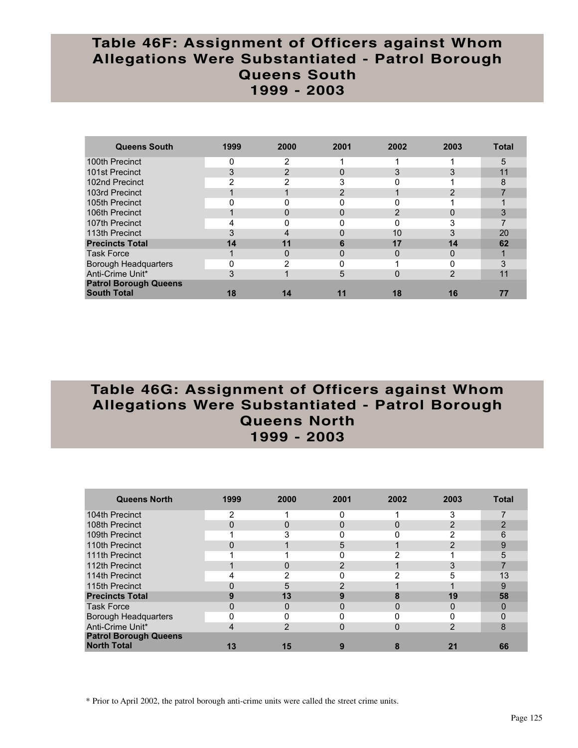# Table 46F: Assignment of Officers against Whom Allegations Were Substantiated - Patrol Borough Queens South 1999 - 2003

| Queens South | 1999 | 2000 | 2001 | 2002 | 2003 | Total |
|---|---|---|---|---|---|---|
| 100th Precinct | 0 | 2 | 1 | 1 | 1 | 5 |
| 101st Precinct | 3 | 2 | 0 | 3 | 3 | 11 |
| 102nd Precinct | 2 | 2 | 3 | 0 | 1 | 8 |
| 103rd Precinct | 1 | 1 | 2 | 1 | 2 | 7 |
| 105th Precinct | 0 | 0 | 0 | 0 | 1 | 1 |
| 106th Precinct | 1 | 0 | 0 | 2 | 0 | 3 |
| 107th Precinct | 4 | 0 | 0 | 0 | 3 | 7 |
| 113th Precinct | 3 | 4 | 0 | 10 | 3 | 20 |
| **Precincts Total** | **14** | **11** | **6** | **17** | **14** | **62** |
| Task Force | 1 | 0 | 0 | 0 | 0 | 1 |
| Borough Headquarters | 0 | 2 | 0 | 1 | 0 | 3 |
| Anti-Crime Unit* | 3 | 1 | 5 | 0 | 2 | 11 |
| **Patrol Borough Queens South Total** | **18** | **14** | **11** | **18** | **16** | **77** |

# Table 46G: Assignment of Officers against Whom Allegations Were Substantiated - Patrol Borough Queens North 1999 - 2003

| Queens North | 1999 | 2000 | 2001 | 2002 | 2003 | Total |
|---|---|---|---|---|---|---|
| 104th Precinct | 2 | 1 | 0 | 1 | 3 | 7 |
| 108th Precinct | 0 | 0 | 0 | 0 | 2 | 2 |
| 109th Precinct | 1 | 3 | 0 | 0 | 2 | 6 |
| 110th Precinct | 0 | 1 | 5 | 1 | 2 | 9 |
| 111th Precinct | 1 | 1 | 0 | 2 | 1 | 5 |
| 112th Precinct | 1 | 0 | 2 | 1 | 3 | 7 |
| 114th Precinct | 4 | 2 | 0 | 2 | 5 | 13 |
| 115th Precinct | 0 | 5 | 2 | 1 | 1 | 9 |
| **Precincts Total** | **9** | **13** | **9** | **8** | **19** | **58** |
| Task Force | 0 | 0 | 0 | 0 | 0 | 0 |
| Borough Headquarters | 0 | 0 | 0 | 0 | 0 | 0 |
| Anti-Crime Unit* | 4 | 2 | 0 | 0 | 2 | 8 |
| **Patrol Borough Queens North Total** | **13** | **15** | **9** | **8** | **21** | **66** |

* Prior to April 2002, the patrol borough anti-crime units were called the street crime units.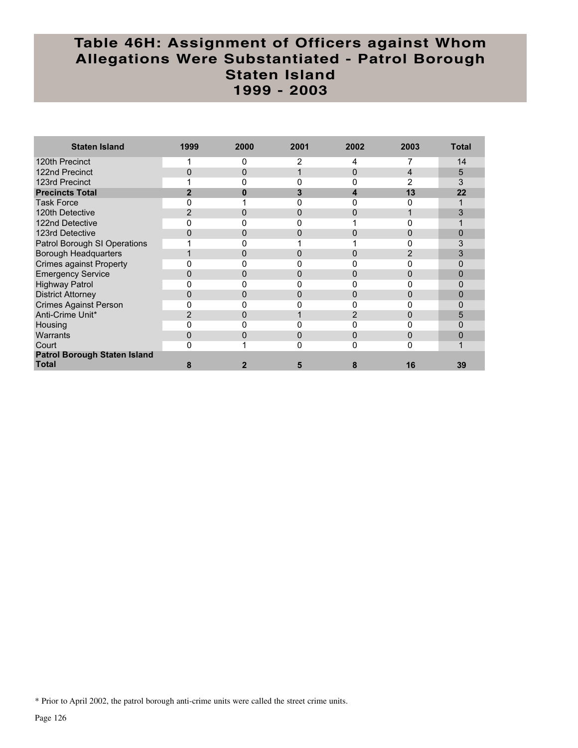# Table 46H: Assignment of Officers against Whom Allegations Were Substantiated - Patrol Borough Staten Island 1999 - 2003

| Staten Island | 1999 | 2000 | 2001 | 2002 | 2003 | Total |
|---|---|---|---|---|---|---|
| 120th Precinct | 1 | 0 | 2 | 4 | 7 | 14 |
| 122nd Precinct | 0 | 0 | 1 | 0 | 4 | 5 |
| 123rd Precinct | 1 | 0 | 0 | 0 | 2 | 3 |
| **Precincts Total** | **2** | **0** | **3** | **4** | **13** | **22** |
| Task Force | 0 | 1 | 0 | 0 | 0 | 1 |
| 120th Detective | 2 | 0 | 0 | 0 | 1 | 3 |
| 122nd Detective | 0 | 0 | 0 | 1 | 0 | 1 |
| 123rd Detective | 0 | 0 | 0 | 0 | 0 | 0 |
| Patrol Borough SI Operations | 1 | 0 | 1 | 1 | 0 | 3 |
| Borough Headquarters | 1 | 0 | 0 | 0 | 2 | 3 |
| Crimes against Property | 0 | 0 | 0 | 0 | 0 | 0 |
| Emergency Service | 0 | 0 | 0 | 0 | 0 | 0 |
| Highway Patrol | 0 | 0 | 0 | 0 | 0 | 0 |
| District Attorney | 0 | 0 | 0 | 0 | 0 | 0 |
| Crimes Against Person | 0 | 0 | 0 | 0 | 0 | 0 |
| Anti-Crime Unit* | 2 | 0 | 1 | 2 | 0 | 5 |
| Housing | 0 | 0 | 0 | 0 | 0 | 0 |
| Warrants | 0 | 0 | 0 | 0 | 0 | 0 |
| Court | 0 | 1 | 0 | 0 | 0 | 1 |
| **Patrol Borough Staten Island Total** | **8** | **2** | **5** | **8** | **16** | **39** |

\* Prior to April 2002, the patrol borough anti-crime units were called the street crime units.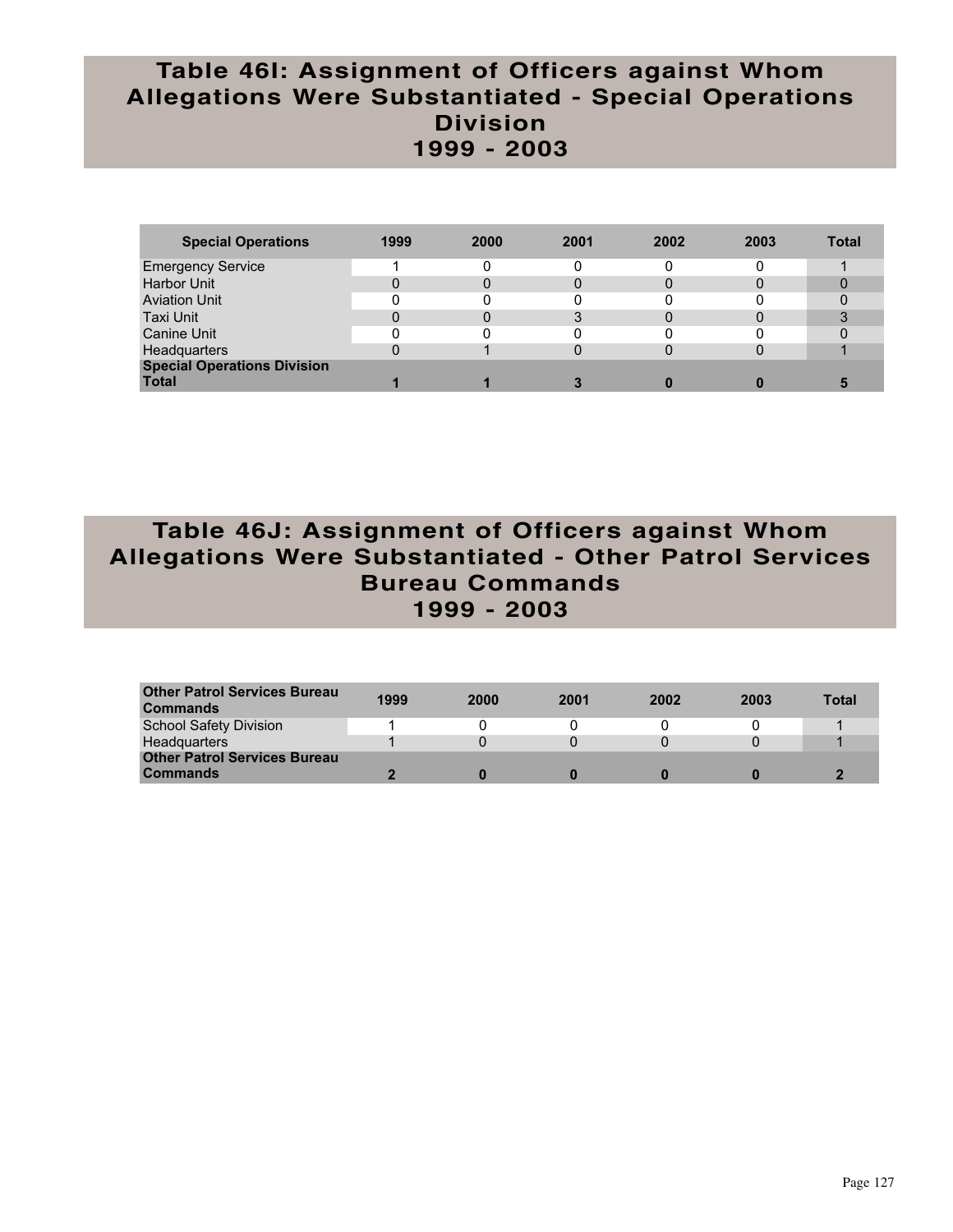## Table 46I: Assignment of Officers against Whom Allegations Were Substantiated - Special Operations Division 1999 - 2003

| Special Operations | 1999 | 2000 | 2001 | 2002 | 2003 | Total |
|---|---|---|---|---|---|---|
| Emergency Service | 1 | 0 | 0 | 0 | 0 | 1 |
| Harbor Unit | 0 | 0 | 0 | 0 | 0 | 0 |
| Aviation Unit | 0 | 0 | 0 | 0 | 0 | 0 |
| Taxi Unit | 0 | 0 | 3 | 0 | 0 | 3 |
| Canine Unit | 0 | 0 | 0 | 0 | 0 | 0 |
| Headquarters | 0 | 1 | 0 | 0 | 0 | 1 |
| **Special Operations Division Total** | **1** | **1** | **3** | **0** | **0** | **5** |

## Table 46J: Assignment of Officers against Whom Allegations Were Substantiated - Other Patrol Services Bureau Commands 1999 - 2003

| Other Patrol Services Bureau Commands | 1999 | 2000 | 2001 | 2002 | 2003 | Total |
|---|---|---|---|---|---|---|
| School Safety Division | 1 | 0 | 0 | 0 | 0 | 1 |
| Headquarters | 1 | 0 | 0 | 0 | 0 | 1 |
| **Other Patrol Services Bureau Commands** | **2** | **0** | **0** | **0** | **0** | **2** |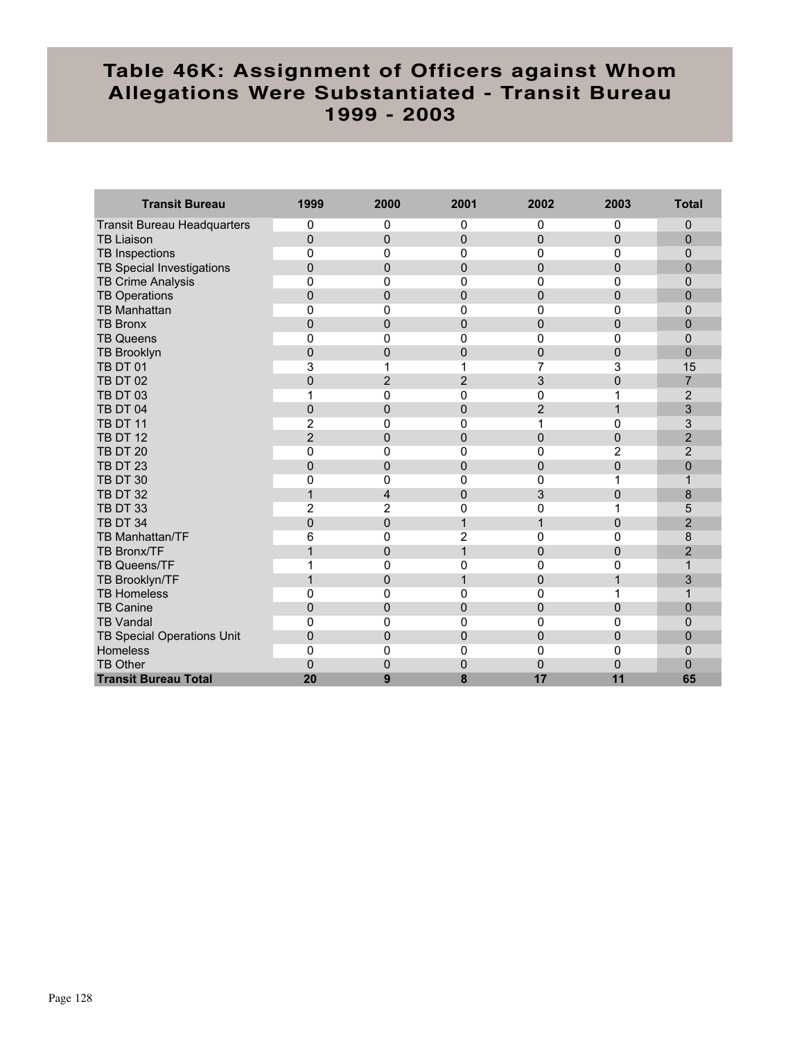# Table 46K: Assignment of Officers against Whom Allegations Were Substantiated - Transit Bureau 1999 - 2003

| Transit Bureau | 1999 | 2000 | 2001 | 2002 | 2003 | Total |
|---|---|---|---|---|---|---|
| Transit Bureau Headquarters | 0 | 0 | 0 | 0 | 0 | 0 |
| TB Liaison | 0 | 0 | 0 | 0 | 0 | 0 |
| TB Inspections | 0 | 0 | 0 | 0 | 0 | 0 |
| TB Special Investigations | 0 | 0 | 0 | 0 | 0 | 0 |
| TB Crime Analysis | 0 | 0 | 0 | 0 | 0 | 0 |
| TB Operations | 0 | 0 | 0 | 0 | 0 | 0 |
| TB Manhattan | 0 | 0 | 0 | 0 | 0 | 0 |
| TB Bronx | 0 | 0 | 0 | 0 | 0 | 0 |
| TB Queens | 0 | 0 | 0 | 0 | 0 | 0 |
| TB Brooklyn | 0 | 0 | 0 | 0 | 0 | 0 |
| TB DT 01 | 3 | 1 | 1 | 7 | 3 | 15 |
| TB DT 02 | 0 | 2 | 2 | 3 | 0 | 7 |
| TB DT 03 | 1 | 0 | 0 | 0 | 1 | 2 |
| TB DT 04 | 0 | 0 | 0 | 2 | 1 | 3 |
| TB DT 11 | 2 | 0 | 0 | 1 | 0 | 3 |
| TB DT 12 | 2 | 0 | 0 | 0 | 0 | 2 |
| TB DT 20 | 0 | 0 | 0 | 0 | 2 | 2 |
| TB DT 23 | 0 | 0 | 0 | 0 | 0 | 0 |
| TB DT 30 | 0 | 0 | 0 | 0 | 1 | 1 |
| TB DT 32 | 1 | 4 | 0 | 3 | 0 | 8 |
| TB DT 33 | 2 | 2 | 0 | 0 | 1 | 5 |
| TB DT 34 | 0 | 0 | 1 | 1 | 0 | 2 |
| TB Manhattan/TF | 6 | 0 | 2 | 0 | 0 | 8 |
| TB Bronx/TF | 1 | 0 | 1 | 0 | 0 | 2 |
| TB Queens/TF | 1 | 0 | 0 | 0 | 0 | 1 |
| TB Brooklyn/TF | 1 | 0 | 1 | 0 | 1 | 3 |
| TB Homeless | 0 | 0 | 0 | 0 | 1 | 1 |
| TB Canine | 0 | 0 | 0 | 0 | 0 | 0 |
| TB Vandal | 0 | 0 | 0 | 0 | 0 | 0 |
| TB Special Operations Unit | 0 | 0 | 0 | 0 | 0 | 0 |
| Homeless | 0 | 0 | 0 | 0 | 0 | 0 |
| TB Other | 0 | 0 | 0 | 0 | 0 | 0 |
| **Transit Bureau Total** | **20** | **9** | **8** | **17** | **11** | **65** |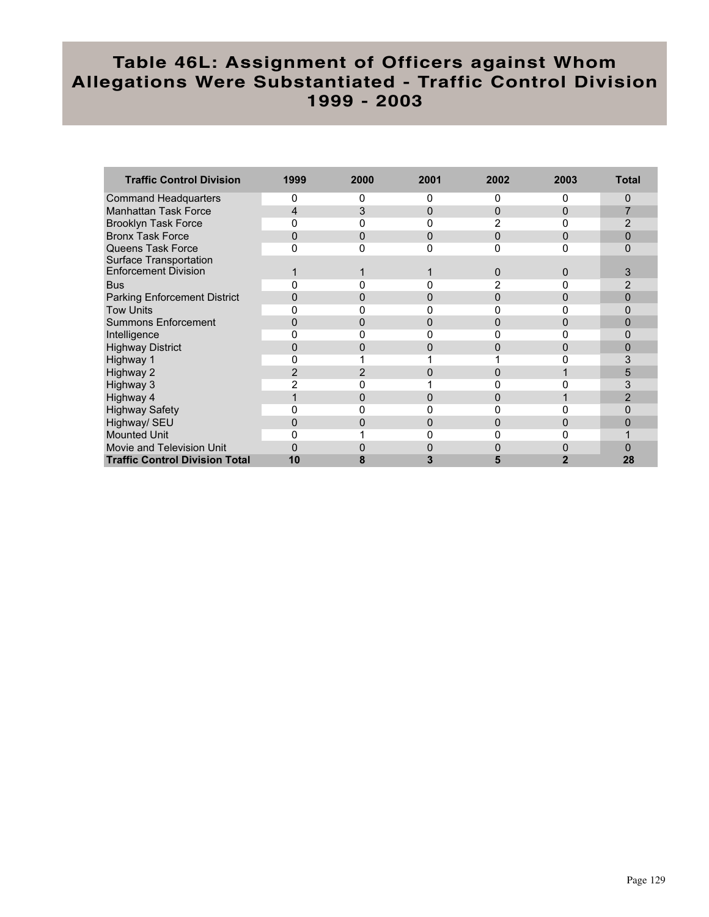# Table 46L: Assignment of Officers against Whom Allegations Were Substantiated - Traffic Control Division 1999 - 2003

| Traffic Control Division | 1999 | 2000 | 2001 | 2002 | 2003 | Total |
|---|---|---|---|---|---|---|
| Command Headquarters | 0 | 0 | 0 | 0 | 0 | 0 |
| Manhattan Task Force | 4 | 3 | 0 | 0 | 0 | 7 |
| Brooklyn Task Force | 0 | 0 | 0 | 2 | 0 | 2 |
| Bronx Task Force | 0 | 0 | 0 | 0 | 0 | 0 |
| Queens Task Force | 0 | 0 | 0 | 0 | 0 | 0 |
| Surface Transportation Enforcement Division | 1 | 1 | 1 | 0 | 0 | 3 |
| Bus | 0 | 0 | 0 | 2 | 0 | 2 |
| Parking Enforcement District | 0 | 0 | 0 | 0 | 0 | 0 |
| Tow Units | 0 | 0 | 0 | 0 | 0 | 0 |
| Summons Enforcement | 0 | 0 | 0 | 0 | 0 | 0 |
| Intelligence | 0 | 0 | 0 | 0 | 0 | 0 |
| Highway District | 0 | 0 | 0 | 0 | 0 | 0 |
| Highway 1 | 0 | 1 | 1 | 1 | 0 | 3 |
| Highway 2 | 2 | 2 | 0 | 0 | 1 | 5 |
| Highway 3 | 2 | 0 | 1 | 0 | 0 | 3 |
| Highway 4 | 1 | 0 | 0 | 0 | 1 | 2 |
| Highway Safety | 0 | 0 | 0 | 0 | 0 | 0 |
| Highway/ SEU | 0 | 0 | 0 | 0 | 0 | 0 |
| Mounted Unit | 0 | 1 | 0 | 0 | 0 | 1 |
| Movie and Television Unit | 0 | 0 | 0 | 0 | 0 | 0 |
| **Traffic Control Division Total** | **10** | **8** | **3** | **5** | **2** | **28** |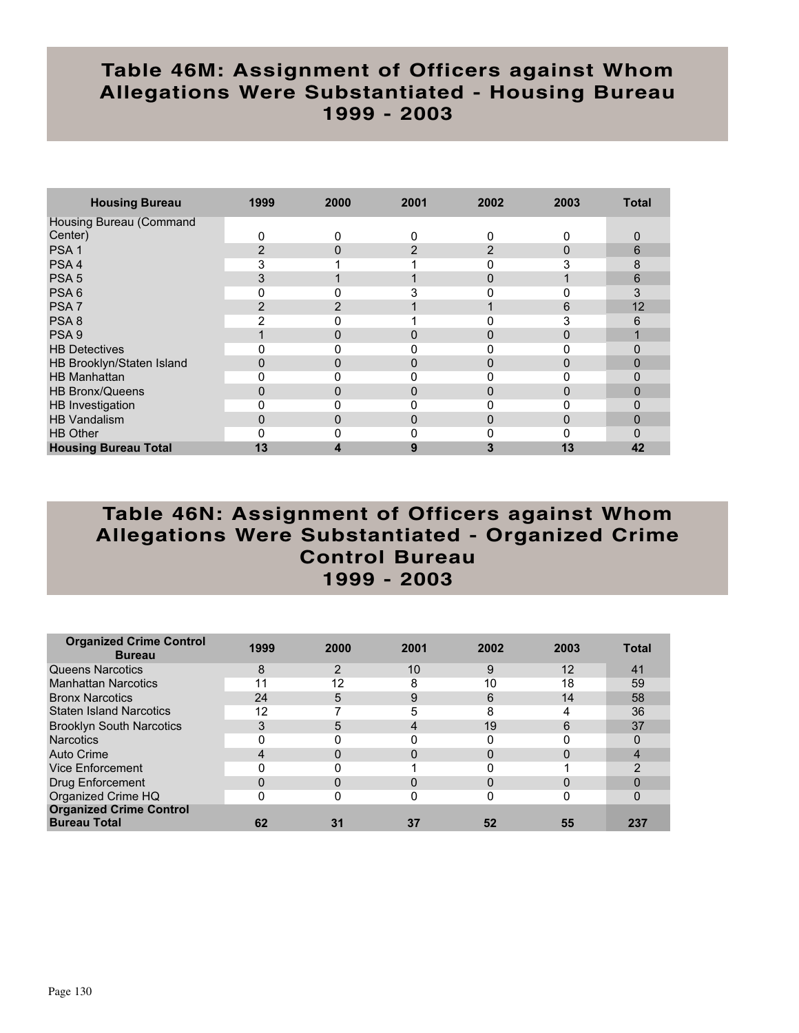## Table 46M: Assignment of Officers against Whom Allegations Were Substantiated - Housing Bureau 1999 - 2003

| Housing Bureau | 1999 | 2000 | 2001 | 2002 | 2003 | Total |
|---|---|---|---|---|---|---|
| Housing Bureau (Command Center) | 0 | 0 | 0 | 0 | 0 | 0 |
| PSA 1 | 2 | 0 | 2 | 2 | 0 | 6 |
| PSA 4 | 3 | 1 | 1 | 0 | 3 | 8 |
| PSA 5 | 3 | 1 | 1 | 0 | 1 | 6 |
| PSA 6 | 0 | 0 | 3 | 0 | 0 | 3 |
| PSA 7 | 2 | 2 | 1 | 1 | 6 | 12 |
| PSA 8 | 2 | 0 | 1 | 0 | 3 | 6 |
| PSA 9 | 1 | 0 | 0 | 0 | 0 | 1 |
| HB Detectives | 0 | 0 | 0 | 0 | 0 | 0 |
| HB Brooklyn/Staten Island | 0 | 0 | 0 | 0 | 0 | 0 |
| HB Manhattan | 0 | 0 | 0 | 0 | 0 | 0 |
| HB Bronx/Queens | 0 | 0 | 0 | 0 | 0 | 0 |
| HB Investigation | 0 | 0 | 0 | 0 | 0 | 0 |
| HB Vandalism | 0 | 0 | 0 | 0 | 0 | 0 |
| HB Other | 0 | 0 | 0 | 0 | 0 | 0 |
| **Housing Bureau Total** | **13** | **4** | **9** | **3** | **13** | **42** |

## Table 46N: Assignment of Officers against Whom Allegations Were Substantiated - Organized Crime Control Bureau 1999 - 2003

| Organized Crime Control Bureau | 1999 | 2000 | 2001 | 2002 | 2003 | Total |
|---|---|---|---|---|---|---|
| Queens Narcotics | 8 | 2 | 10 | 9 | 12 | 41 |
| Manhattan Narcotics | 11 | 12 | 8 | 10 | 18 | 59 |
| Bronx Narcotics | 24 | 5 | 9 | 6 | 14 | 58 |
| Staten Island Narcotics | 12 | 7 | 5 | 8 | 4 | 36 |
| Brooklyn South Narcotics | 3 | 5 | 4 | 19 | 6 | 37 |
| Narcotics | 0 | 0 | 0 | 0 | 0 | 0 |
| Auto Crime | 4 | 0 | 0 | 0 | 0 | 4 |
| Vice Enforcement | 0 | 0 | 1 | 0 | 1 | 2 |
| Drug Enforcement | 0 | 0 | 0 | 0 | 0 | 0 |
| Organized Crime HQ | 0 | 0 | 0 | 0 | 0 | 0 |
| **Organized Crime Control Bureau Total** | **62** | **31** | **37** | **52** | **55** | **237** |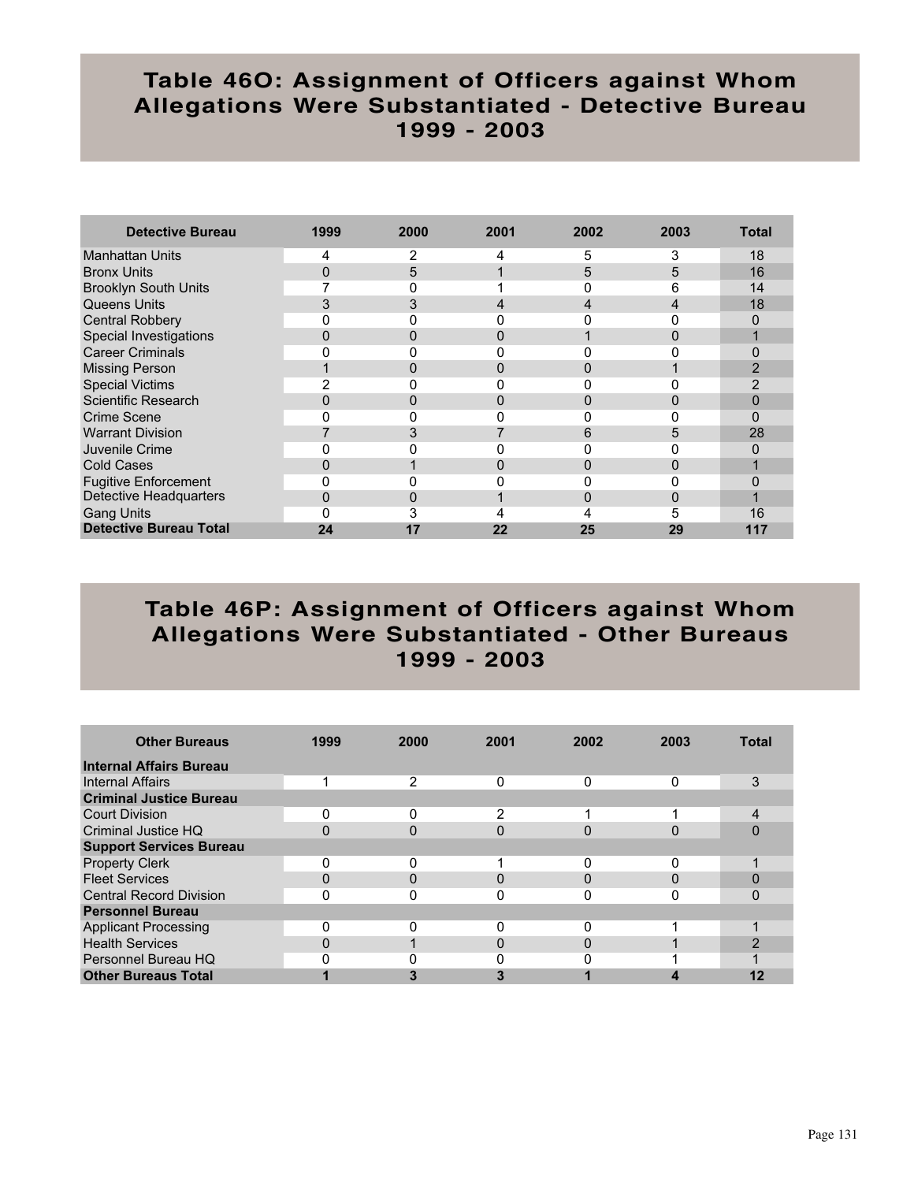## Table 46O: Assignment of Officers against Whom Allegations Were Substantiated - Detective Bureau 1999 - 2003

| Detective Bureau | 1999 | 2000 | 2001 | 2002 | 2003 | Total |
|---|---|---|---|---|---|---|
| Manhattan Units | 4 | 2 | 4 | 5 | 3 | 18 |
| Bronx Units | 0 | 5 | 1 | 5 | 5 | 16 |
| Brooklyn South Units | 7 | 0 | 1 | 0 | 6 | 14 |
| Queens Units | 3 | 3 | 4 | 4 | 4 | 18 |
| Central Robbery | 0 | 0 | 0 | 0 | 0 | 0 |
| Special Investigations | 0 | 0 | 0 | 1 | 0 | 1 |
| Career Criminals | 0 | 0 | 0 | 0 | 0 | 0 |
| Missing Person | 1 | 0 | 0 | 0 | 1 | 2 |
| Special Victims | 2 | 0 | 0 | 0 | 0 | 2 |
| Scientific Research | 0 | 0 | 0 | 0 | 0 | 0 |
| Crime Scene | 0 | 0 | 0 | 0 | 0 | 0 |
| Warrant Division | 7 | 3 | 7 | 6 | 5 | 28 |
| Juvenile Crime | 0 | 0 | 0 | 0 | 0 | 0 |
| Cold Cases | 0 | 1 | 0 | 0 | 0 | 1 |
| Fugitive Enforcement | 0 | 0 | 0 | 0 | 0 | 0 |
| Detective Headquarters | 0 | 0 | 1 | 0 | 0 | 1 |
| Gang Units | 0 | 3 | 4 | 4 | 5 | 16 |
| **Detective Bureau Total** | **24** | **17** | **22** | **25** | **29** | **117** |

## Table 46P: Assignment of Officers against Whom Allegations Were Substantiated - Other Bureaus 1999 - 2003

| Other Bureaus | 1999 | 2000 | 2001 | 2002 | 2003 | Total |
|---|---|---|---|---|---|---|
| **Internal Affairs Bureau** | | | | | | |
| Internal Affairs | 1 | 2 | 0 | 0 | 0 | 3 |
| **Criminal Justice Bureau** | | | | | | |
| Court Division | 0 | 0 | 2 | 1 | 1 | 4 |
| Criminal Justice HQ | 0 | 0 | 0 | 0 | 0 | 0 |
| **Support Services Bureau** | | | | | | |
| Property Clerk | 0 | 0 | 1 | 0 | 0 | 1 |
| Fleet Services | 0 | 0 | 0 | 0 | 0 | 0 |
| Central Record Division | 0 | 0 | 0 | 0 | 0 | 0 |
| **Personnel Bureau** | | | | | | |
| Applicant Processing | 0 | 0 | 0 | 0 | 1 | 1 |
| Health Services | 0 | 1 | 0 | 0 | 1 | 2 |
| Personnel Bureau HQ | 0 | 0 | 0 | 0 | 1 | 1 |
| **Other Bureaus Total** | **1** | **3** | **3** | **1** | **4** | **12** |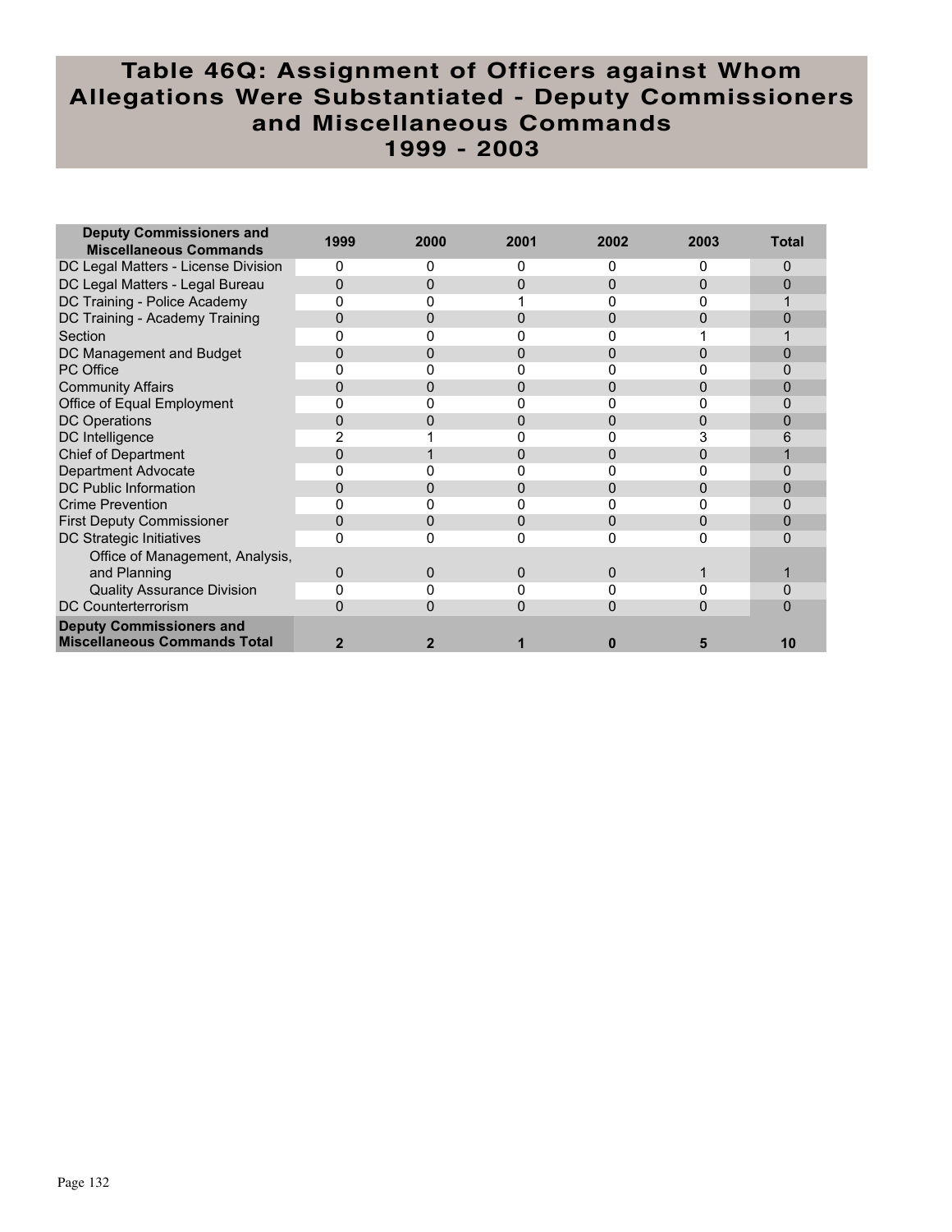# Table 46Q: Assignment of Officers against Whom Allegations Were Substantiated - Deputy Commissioners and Miscellaneous Commands 1999 - 2003

| Deputy Commissioners and Miscellaneous Commands | 1999 | 2000 | 2001 | 2002 | 2003 | Total |
|---|---|---|---|---|---|---|
| DC Legal Matters - License Division | 0 | 0 | 0 | 0 | 0 | 0 |
| DC Legal Matters - Legal Bureau | 0 | 0 | 0 | 0 | 0 | 0 |
| DC Training - Police Academy | 0 | 0 | 1 | 0 | 0 | 1 |
| DC Training - Academy Training | 0 | 0 | 0 | 0 | 0 | 0 |
| Section | 0 | 0 | 0 | 0 | 1 | 1 |
| DC Management and Budget | 0 | 0 | 0 | 0 | 0 | 0 |
| PC Office | 0 | 0 | 0 | 0 | 0 | 0 |
| Community Affairs | 0 | 0 | 0 | 0 | 0 | 0 |
| Office of Equal Employment | 0 | 0 | 0 | 0 | 0 | 0 |
| DC Operations | 0 | 0 | 0 | 0 | 0 | 0 |
| DC Intelligence | 2 | 1 | 0 | 0 | 3 | 6 |
| Chief of Department | 0 | 1 | 0 | 0 | 0 | 1 |
| Department Advocate | 0 | 0 | 0 | 0 | 0 | 0 |
| DC Public Information | 0 | 0 | 0 | 0 | 0 | 0 |
| Crime Prevention | 0 | 0 | 0 | 0 | 0 | 0 |
| First Deputy Commissioner | 0 | 0 | 0 | 0 | 0 | 0 |
| DC Strategic Initiatives | 0 | 0 | 0 | 0 | 0 | 0 |
| Office of Management, Analysis, and Planning | 0 | 0 | 0 | 0 | 1 | 1 |
| Quality Assurance Division | 0 | 0 | 0 | 0 | 0 | 0 |
| DC Counterterrorism | 0 | 0 | 0 | 0 | 0 | 0 |
| **Deputy Commissioners and Miscellaneous Commands Total** | **2** | **2** | **1** | **0** | **5** | **10** |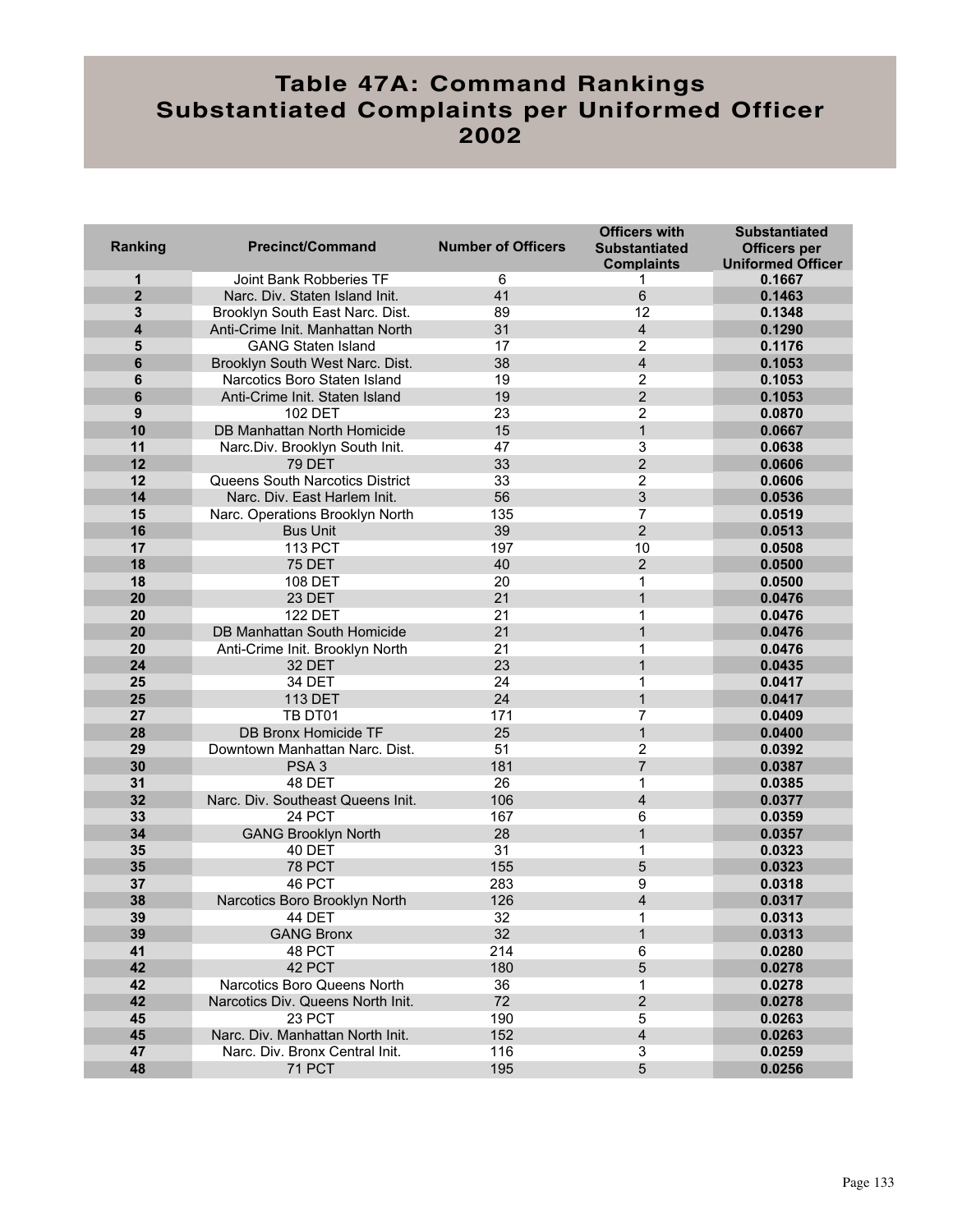# Table 47A: Command Rankings Substantiated Complaints per Uniformed Officer 2002

| Ranking | Precinct/Command | Number of Officers | Officers with Substantiated Complaints | Substantiated Officers per Uniformed Officer |
|---|---|---|---|---|
| 1 | Joint Bank Robberies TF | 6 | 1 | 0.1667 |
| 2 | Narc. Div. Staten Island Init. | 41 | 6 | 0.1463 |
| 3 | Brooklyn South East Narc. Dist. | 89 | 12 | 0.1348 |
| 4 | Anti-Crime Init. Manhattan North | 31 | 4 | 0.1290 |
| 5 | GANG Staten Island | 17 | 2 | 0.1176 |
| 6 | Brooklyn South West Narc. Dist. | 38 | 4 | 0.1053 |
| 6 | Narcotics Boro Staten Island | 19 | 2 | 0.1053 |
| 6 | Anti-Crime Init. Staten Island | 19 | 2 | 0.1053 |
| 9 | 102 DET | 23 | 2 | 0.0870 |
| 10 | DB Manhattan North Homicide | 15 | 1 | 0.0667 |
| 11 | Narc.Div. Brooklyn South Init. | 47 | 3 | 0.0638 |
| 12 | 79 DET | 33 | 2 | 0.0606 |
| 12 | Queens South Narcotics District | 33 | 2 | 0.0606 |
| 14 | Narc. Div. East Harlem Init. | 56 | 3 | 0.0536 |
| 15 | Narc. Operations Brooklyn North | 135 | 7 | 0.0519 |
| 16 | Bus Unit | 39 | 2 | 0.0513 |
| 17 | 113 PCT | 197 | 10 | 0.0508 |
| 18 | 75 DET | 40 | 2 | 0.0500 |
| 18 | 108 DET | 20 | 1 | 0.0500 |
| 20 | 23 DET | 21 | 1 | 0.0476 |
| 20 | 122 DET | 21 | 1 | 0.0476 |
| 20 | DB Manhattan South Homicide | 21 | 1 | 0.0476 |
| 20 | Anti-Crime Init. Brooklyn North | 21 | 1 | 0.0476 |
| 24 | 32 DET | 23 | 1 | 0.0435 |
| 25 | 34 DET | 24 | 1 | 0.0417 |
| 25 | 113 DET | 24 | 1 | 0.0417 |
| 27 | TB DT01 | 171 | 7 | 0.0409 |
| 28 | DB Bronx Homicide TF | 25 | 1 | 0.0400 |
| 29 | Downtown Manhattan Narc. Dist. | 51 | 2 | 0.0392 |
| 30 | PSA 3 | 181 | 7 | 0.0387 |
| 31 | 48 DET | 26 | 1 | 0.0385 |
| 32 | Narc. Div. Southeast Queens Init. | 106 | 4 | 0.0377 |
| 33 | 24 PCT | 167 | 6 | 0.0359 |
| 34 | GANG Brooklyn North | 28 | 1 | 0.0357 |
| 35 | 40 DET | 31 | 1 | 0.0323 |
| 35 | 78 PCT | 155 | 5 | 0.0323 |
| 37 | 46 PCT | 283 | 9 | 0.0318 |
| 38 | Narcotics Boro Brooklyn North | 126 | 4 | 0.0317 |
| 39 | 44 DET | 32 | 1 | 0.0313 |
| 39 | GANG Bronx | 32 | 1 | 0.0313 |
| 41 | 48 PCT | 214 | 6 | 0.0280 |
| 42 | 42 PCT | 180 | 5 | 0.0278 |
| 42 | Narcotics Boro Queens North | 36 | 1 | 0.0278 |
| 42 | Narcotics Div. Queens North Init. | 72 | 2 | 0.0278 |
| 45 | 23 PCT | 190 | 5 | 0.0263 |
| 45 | Narc. Div. Manhattan North Init. | 152 | 4 | 0.0263 |
| 47 | Narc. Div. Bronx Central Init. | 116 | 3 | 0.0259 |
| 48 | 71 PCT | 195 | 5 | 0.0256 |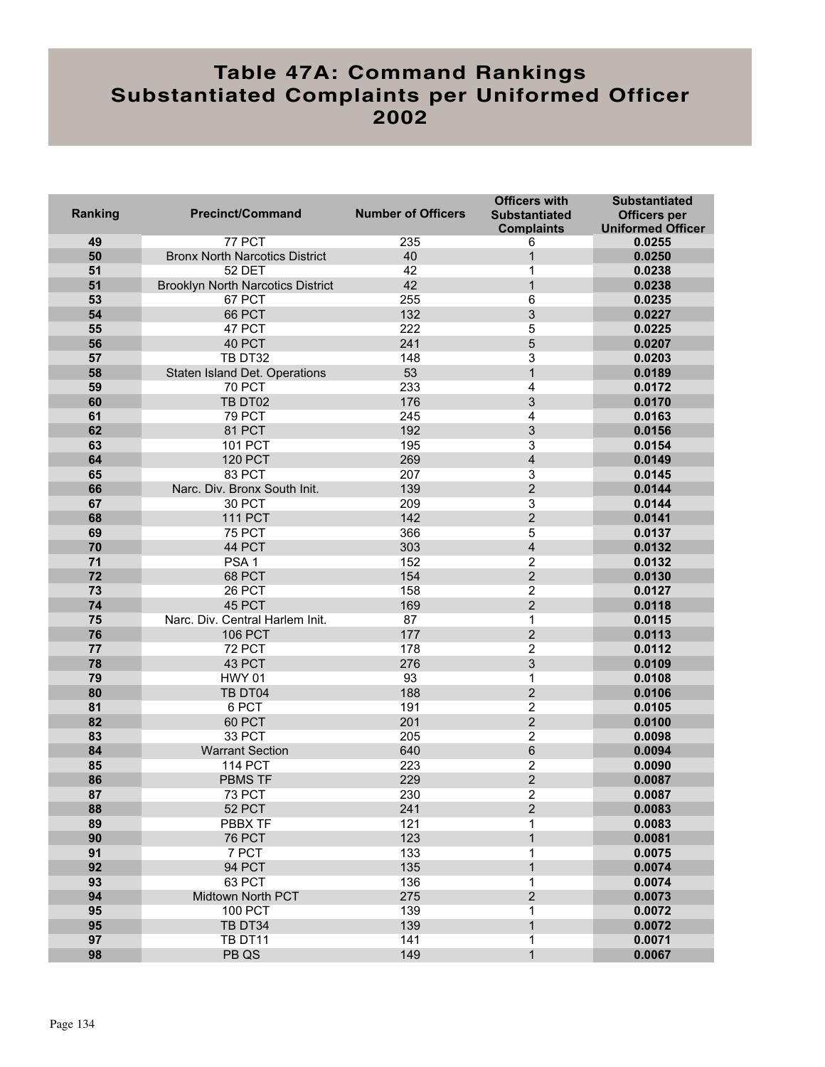# Table 47A: Command Rankings Substantiated Complaints per Uniformed Officer 2002

| Ranking | Precinct/Command | Number of Officers | Officers with Substantiated Complaints | Substantiated Officers per Uniformed Officer |
|---|---|---|---|---|
| 49 | 77 PCT | 235 | 6 | 0.0255 |
| 50 | Bronx North Narcotics District | 40 | 1 | 0.0250 |
| 51 | 52 DET | 42 | 1 | 0.0238 |
| 51 | Brooklyn North Narcotics District | 42 | 1 | 0.0238 |
| 53 | 67 PCT | 255 | 6 | 0.0235 |
| 54 | 66 PCT | 132 | 3 | 0.0227 |
| 55 | 47 PCT | 222 | 5 | 0.0225 |
| 56 | 40 PCT | 241 | 5 | 0.0207 |
| 57 | TB DT32 | 148 | 3 | 0.0203 |
| 58 | Staten Island Det. Operations | 53 | 1 | 0.0189 |
| 59 | 70 PCT | 233 | 4 | 0.0172 |
| 60 | TB DT02 | 176 | 3 | 0.0170 |
| 61 | 79 PCT | 245 | 4 | 0.0163 |
| 62 | 81 PCT | 192 | 3 | 0.0156 |
| 63 | 101 PCT | 195 | 3 | 0.0154 |
| 64 | 120 PCT | 269 | 4 | 0.0149 |
| 65 | 83 PCT | 207 | 3 | 0.0145 |
| 66 | Narc. Div. Bronx South Init. | 139 | 2 | 0.0144 |
| 67 | 30 PCT | 209 | 3 | 0.0144 |
| 68 | 111 PCT | 142 | 2 | 0.0141 |
| 69 | 75 PCT | 366 | 5 | 0.0137 |
| 70 | 44 PCT | 303 | 4 | 0.0132 |
| 71 | PSA 1 | 152 | 2 | 0.0132 |
| 72 | 68 PCT | 154 | 2 | 0.0130 |
| 73 | 26 PCT | 158 | 2 | 0.0127 |
| 74 | 45 PCT | 169 | 2 | 0.0118 |
| 75 | Narc. Div. Central Harlem Init. | 87 | 1 | 0.0115 |
| 76 | 106 PCT | 177 | 2 | 0.0113 |
| 77 | 72 PCT | 178 | 2 | 0.0112 |
| 78 | 43 PCT | 276 | 3 | 0.0109 |
| 79 | HWY 01 | 93 | 1 | 0.0108 |
| 80 | TB DT04 | 188 | 2 | 0.0106 |
| 81 | 6 PCT | 191 | 2 | 0.0105 |
| 82 | 60 PCT | 201 | 2 | 0.0100 |
| 83 | 33 PCT | 205 | 2 | 0.0098 |
| 84 | Warrant Section | 640 | 6 | 0.0094 |
| 85 | 114 PCT | 223 | 2 | 0.0090 |
| 86 | PBMS TF | 229 | 2 | 0.0087 |
| 87 | 73 PCT | 230 | 2 | 0.0087 |
| 88 | 52 PCT | 241 | 2 | 0.0083 |
| 89 | PBBX TF | 121 | 1 | 0.0083 |
| 90 | 76 PCT | 123 | 1 | 0.0081 |
| 91 | 7 PCT | 133 | 1 | 0.0075 |
| 92 | 94 PCT | 135 | 1 | 0.0074 |
| 93 | 63 PCT | 136 | 1 | 0.0074 |
| 94 | Midtown North PCT | 275 | 2 | 0.0073 |
| 95 | 100 PCT | 139 | 1 | 0.0072 |
| 95 | TB DT34 | 139 | 1 | 0.0072 |
| 97 | TB DT11 | 141 | 1 | 0.0071 |
| 98 | PB QS | 149 | 1 | 0.0067 |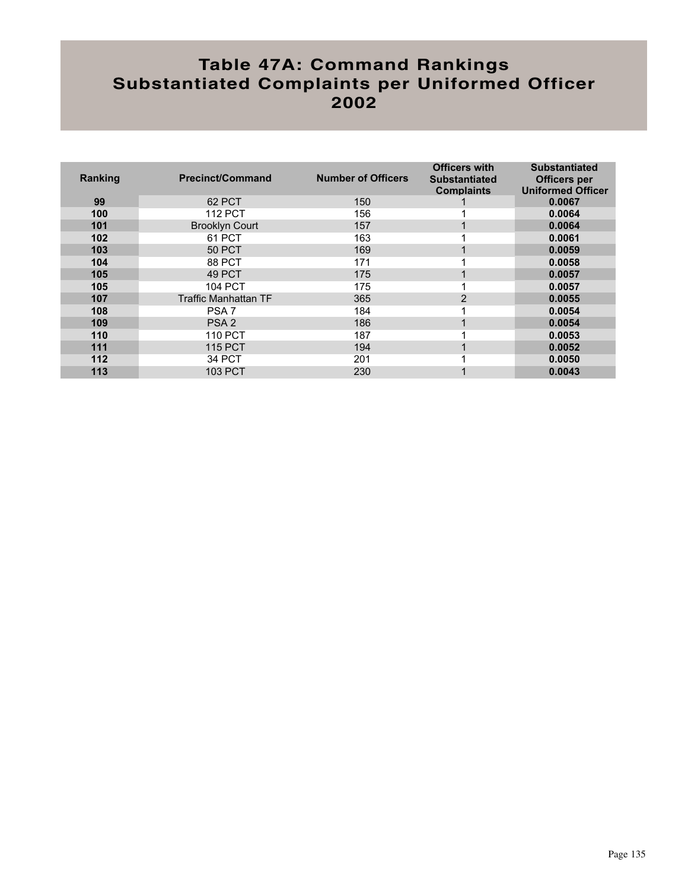# Table 47A: Command Rankings Substantiated Complaints per Uniformed Officer 2002

| Ranking | Precinct/Command | Number of Officers | Officers with Substantiated Complaints | Substantiated Officers per Uniformed Officer |
|---|---|---|---|---|
| **99** | 62 PCT | 150 | 1 | **0.0067** |
| **100** | 112 PCT | 156 | 1 | **0.0064** |
| **101** | Brooklyn Court | 157 | 1 | **0.0064** |
| **102** | 61 PCT | 163 | 1 | **0.0061** |
| **103** | 50 PCT | 169 | 1 | **0.0059** |
| **104** | 88 PCT | 171 | 1 | **0.0058** |
| **105** | 49 PCT | 175 | 1 | **0.0057** |
| **105** | 104 PCT | 175 | 1 | **0.0057** |
| **107** | Traffic Manhattan TF | 365 | 2 | **0.0055** |
| **108** | PSA 7 | 184 | 1 | **0.0054** |
| **109** | PSA 2 | 186 | 1 | **0.0054** |
| **110** | 110 PCT | 187 | 1 | **0.0053** |
| **111** | 115 PCT | 194 | 1 | **0.0052** |
| **112** | 34 PCT | 201 | 1 | **0.0050** |
| **113** | 103 PCT | 230 | 1 | **0.0043** |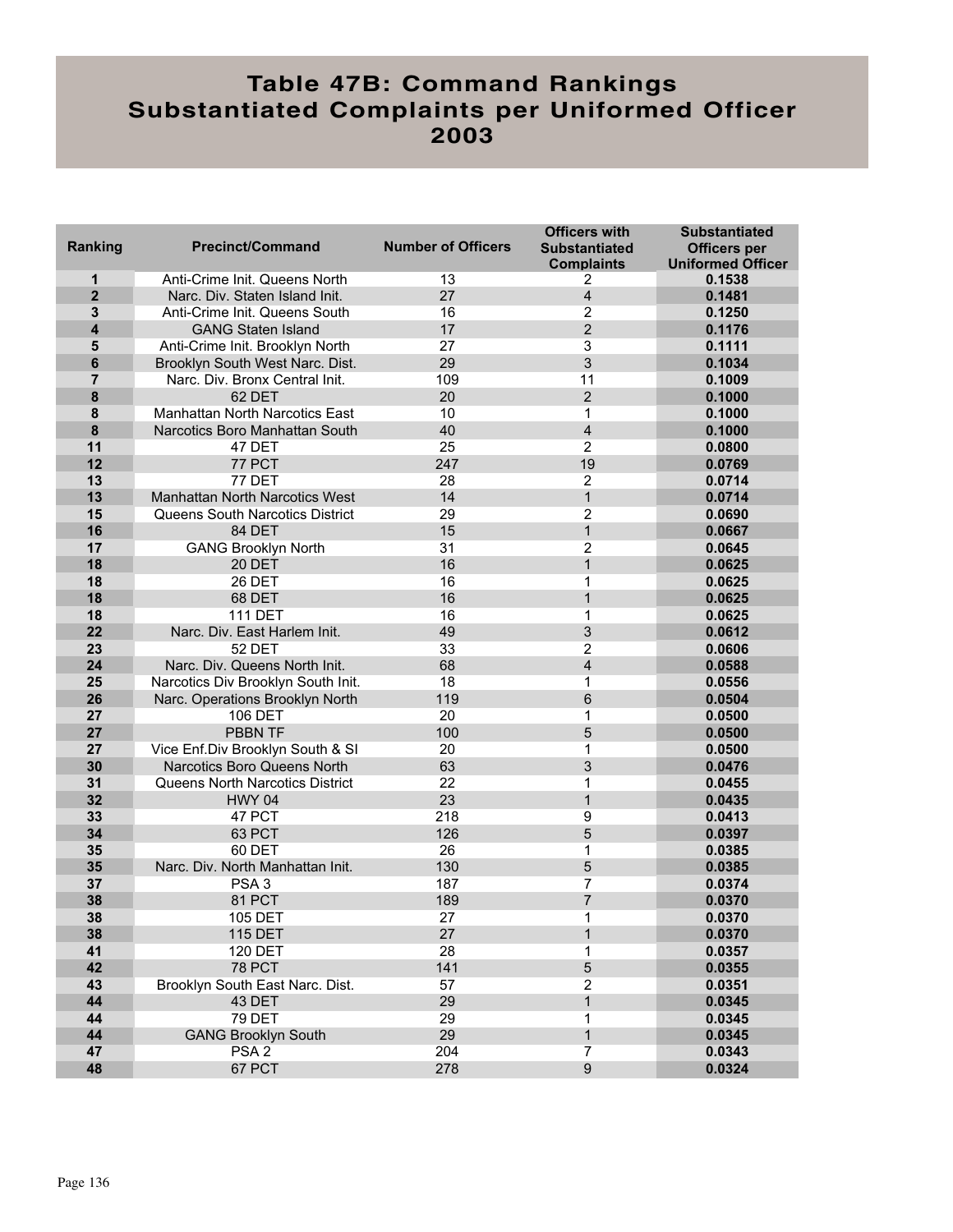# Table 47B: Command Rankings Substantiated Complaints per Uniformed Officer 2003

| Ranking | Precinct/Command | Number of Officers | Officers with Substantiated Complaints | Substantiated Officers per Uniformed Officer |
|---|---|---|---|---|
| 1 | Anti-Crime Init. Queens North | 13 | 2 | 0.1538 |
| 2 | Narc. Div. Staten Island Init. | 27 | 4 | 0.1481 |
| 3 | Anti-Crime Init. Queens South | 16 | 2 | 0.1250 |
| 4 | GANG Staten Island | 17 | 2 | 0.1176 |
| 5 | Anti-Crime Init. Brooklyn North | 27 | 3 | 0.1111 |
| 6 | Brooklyn South West Narc. Dist. | 29 | 3 | 0.1034 |
| 7 | Narc. Div. Bronx Central Init. | 109 | 11 | 0.1009 |
| 8 | 62 DET | 20 | 2 | 0.1000 |
| 8 | Manhattan North Narcotics East | 10 | 1 | 0.1000 |
| 8 | Narcotics Boro Manhattan South | 40 | 4 | 0.1000 |
| 11 | 47 DET | 25 | 2 | 0.0800 |
| 12 | 77 PCT | 247 | 19 | 0.0769 |
| 13 | 77 DET | 28 | 2 | 0.0714 |
| 13 | Manhattan North Narcotics West | 14 | 1 | 0.0714 |
| 15 | Queens South Narcotics District | 29 | 2 | 0.0690 |
| 16 | 84 DET | 15 | 1 | 0.0667 |
| 17 | GANG Brooklyn North | 31 | 2 | 0.0645 |
| 18 | 20 DET | 16 | 1 | 0.0625 |
| 18 | 26 DET | 16 | 1 | 0.0625 |
| 18 | 68 DET | 16 | 1 | 0.0625 |
| 18 | 111 DET | 16 | 1 | 0.0625 |
| 22 | Narc. Div. East Harlem Init. | 49 | 3 | 0.0612 |
| 23 | 52 DET | 33 | 2 | 0.0606 |
| 24 | Narc. Div. Queens North Init. | 68 | 4 | 0.0588 |
| 25 | Narcotics Div Brooklyn South Init. | 18 | 1 | 0.0556 |
| 26 | Narc. Operations Brooklyn North | 119 | 6 | 0.0504 |
| 27 | 106 DET | 20 | 1 | 0.0500 |
| 27 | PBBN TF | 100 | 5 | 0.0500 |
| 27 | Vice Enf.Div Brooklyn South & SI | 20 | 1 | 0.0500 |
| 30 | Narcotics Boro Queens North | 63 | 3 | 0.0476 |
| 31 | Queens North Narcotics District | 22 | 1 | 0.0455 |
| 32 | HWY 04 | 23 | 1 | 0.0435 |
| 33 | 47 PCT | 218 | 9 | 0.0413 |
| 34 | 63 PCT | 126 | 5 | 0.0397 |
| 35 | 60 DET | 26 | 1 | 0.0385 |
| 35 | Narc. Div. North Manhattan Init. | 130 | 5 | 0.0385 |
| 37 | PSA 3 | 187 | 7 | 0.0374 |
| 38 | 81 PCT | 189 | 7 | 0.0370 |
| 38 | 105 DET | 27 | 1 | 0.0370 |
| 38 | 115 DET | 27 | 1 | 0.0370 |
| 41 | 120 DET | 28 | 1 | 0.0357 |
| 42 | 78 PCT | 141 | 5 | 0.0355 |
| 43 | Brooklyn South East Narc. Dist. | 57 | 2 | 0.0351 |
| 44 | 43 DET | 29 | 1 | 0.0345 |
| 44 | 79 DET | 29 | 1 | 0.0345 |
| 44 | GANG Brooklyn South | 29 | 1 | 0.0345 |
| 47 | PSA 2 | 204 | 7 | 0.0343 |
| 48 | 67 PCT | 278 | 9 | 0.0324 |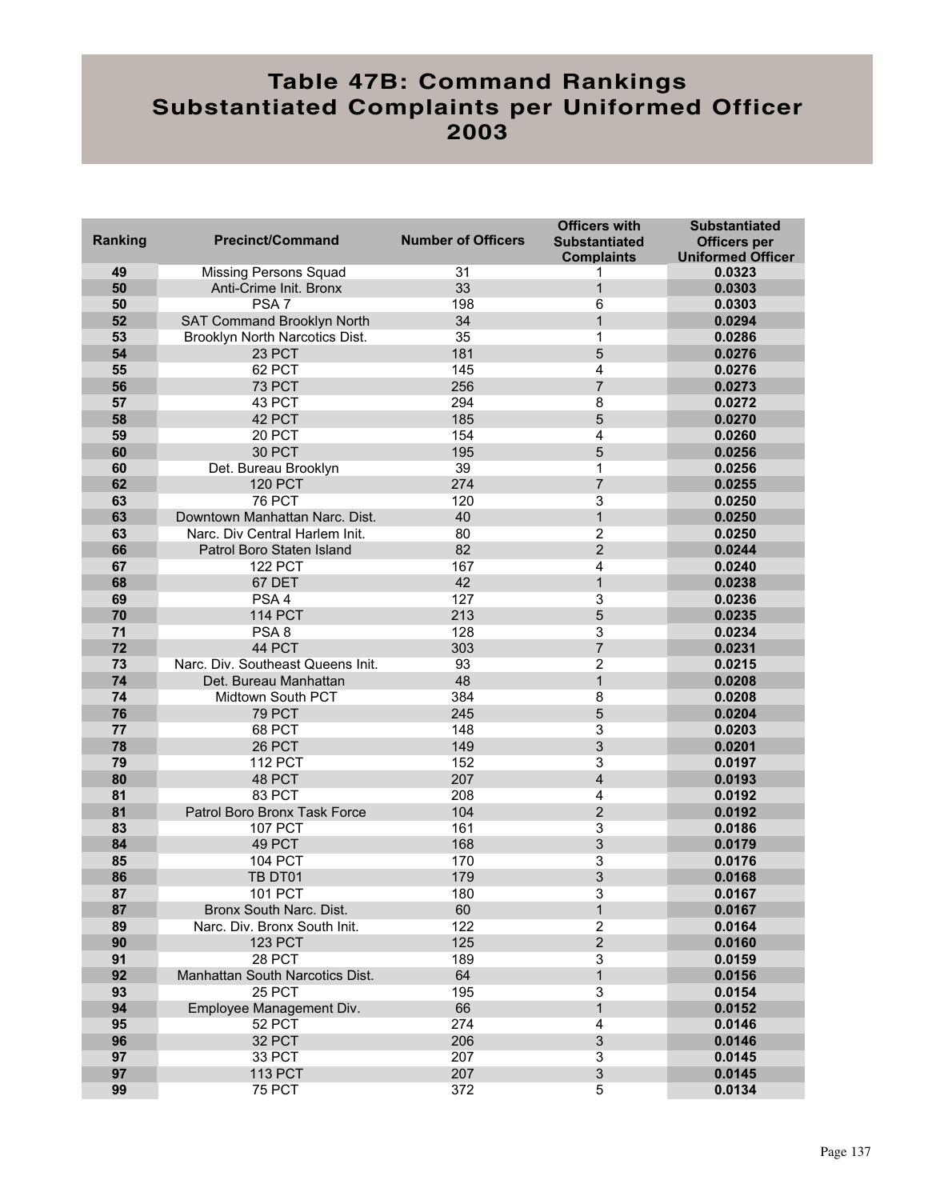# Table 47B: Command Rankings Substantiated Complaints per Uniformed Officer 2003

| Ranking | Precinct/Command | Number of Officers | Officers with Substantiated Complaints | Substantiated Officers per Uniformed Officer |
|---|---|---|---|---|
| 49 | Missing Persons Squad | 31 | 1 | 0.0323 |
| 50 | Anti-Crime Init. Bronx | 33 | 1 | 0.0303 |
| 50 | PSA 7 | 198 | 6 | 0.0303 |
| 52 | SAT Command Brooklyn North | 34 | 1 | 0.0294 |
| 53 | Brooklyn North Narcotics Dist. | 35 | 1 | 0.0286 |
| 54 | 23 PCT | 181 | 5 | 0.0276 |
| 55 | 62 PCT | 145 | 4 | 0.0276 |
| 56 | 73 PCT | 256 | 7 | 0.0273 |
| 57 | 43 PCT | 294 | 8 | 0.0272 |
| 58 | 42 PCT | 185 | 5 | 0.0270 |
| 59 | 20 PCT | 154 | 4 | 0.0260 |
| 60 | 30 PCT | 195 | 5 | 0.0256 |
| 60 | Det. Bureau Brooklyn | 39 | 1 | 0.0256 |
| 62 | 120 PCT | 274 | 7 | 0.0255 |
| 63 | 76 PCT | 120 | 3 | 0.0250 |
| 63 | Downtown Manhattan Narc. Dist. | 40 | 1 | 0.0250 |
| 63 | Narc. Div Central Harlem Init. | 80 | 2 | 0.0250 |
| 66 | Patrol Boro Staten Island | 82 | 2 | 0.0244 |
| 67 | 122 PCT | 167 | 4 | 0.0240 |
| 68 | 67 DET | 42 | 1 | 0.0238 |
| 69 | PSA 4 | 127 | 3 | 0.0236 |
| 70 | 114 PCT | 213 | 5 | 0.0235 |
| 71 | PSA 8 | 128 | 3 | 0.0234 |
| 72 | 44 PCT | 303 | 7 | 0.0231 |
| 73 | Narc. Div. Southeast Queens Init. | 93 | 2 | 0.0215 |
| 74 | Det. Bureau Manhattan | 48 | 1 | 0.0208 |
| 74 | Midtown South PCT | 384 | 8 | 0.0208 |
| 76 | 79 PCT | 245 | 5 | 0.0204 |
| 77 | 68 PCT | 148 | 3 | 0.0203 |
| 78 | 26 PCT | 149 | 3 | 0.0201 |
| 79 | 112 PCT | 152 | 3 | 0.0197 |
| 80 | 48 PCT | 207 | 4 | 0.0193 |
| 81 | 83 PCT | 208 | 4 | 0.0192 |
| 81 | Patrol Boro Bronx Task Force | 104 | 2 | 0.0192 |
| 83 | 107 PCT | 161 | 3 | 0.0186 |
| 84 | 49 PCT | 168 | 3 | 0.0179 |
| 85 | 104 PCT | 170 | 3 | 0.0176 |
| 86 | TB DT01 | 179 | 3 | 0.0168 |
| 87 | 101 PCT | 180 | 3 | 0.0167 |
| 87 | Bronx South Narc. Dist. | 60 | 1 | 0.0167 |
| 89 | Narc. Div. Bronx South Init. | 122 | 2 | 0.0164 |
| 90 | 123 PCT | 125 | 2 | 0.0160 |
| 91 | 28 PCT | 189 | 3 | 0.0159 |
| 92 | Manhattan South Narcotics Dist. | 64 | 1 | 0.0156 |
| 93 | 25 PCT | 195 | 3 | 0.0154 |
| 94 | Employee Management Div. | 66 | 1 | 0.0152 |
| 95 | 52 PCT | 274 | 4 | 0.0146 |
| 96 | 32 PCT | 206 | 3 | 0.0146 |
| 97 | 33 PCT | 207 | 3 | 0.0145 |
| 97 | 113 PCT | 207 | 3 | 0.0145 |
| 99 | 75 PCT | 372 | 5 | 0.0134 |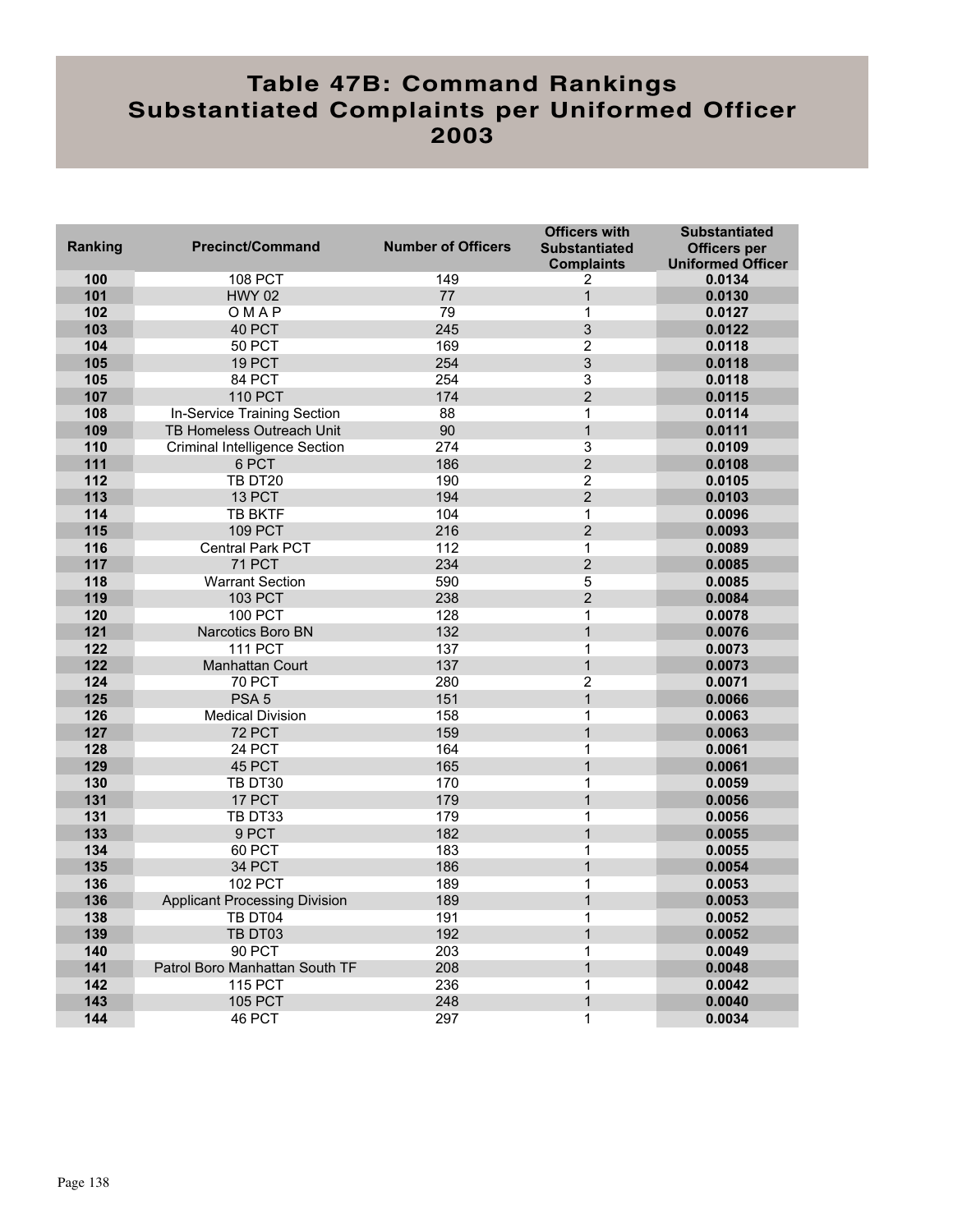# Table 47B: Command Rankings Substantiated Complaints per Uniformed Officer 2003

| Ranking | Precinct/Command | Number of Officers | Officers with Substantiated Complaints | Substantiated Officers per Uniformed Officer |
|---|---|---|---|---|
| 100 | 108 PCT | 149 | 2 | 0.0134 |
| 101 | HWY 02 | 77 | 1 | 0.0130 |
| 102 | O M A P | 79 | 1 | 0.0127 |
| 103 | 40 PCT | 245 | 3 | 0.0122 |
| 104 | 50 PCT | 169 | 2 | 0.0118 |
| 105 | 19 PCT | 254 | 3 | 0.0118 |
| 105 | 84 PCT | 254 | 3 | 0.0118 |
| 107 | 110 PCT | 174 | 2 | 0.0115 |
| 108 | In-Service Training Section | 88 | 1 | 0.0114 |
| 109 | TB Homeless Outreach Unit | 90 | 1 | 0.0111 |
| 110 | Criminal Intelligence Section | 274 | 3 | 0.0109 |
| 111 | 6 PCT | 186 | 2 | 0.0108 |
| 112 | TB DT20 | 190 | 2 | 0.0105 |
| 113 | 13 PCT | 194 | 2 | 0.0103 |
| 114 | TB BKTF | 104 | 1 | 0.0096 |
| 115 | 109 PCT | 216 | 2 | 0.0093 |
| 116 | Central Park PCT | 112 | 1 | 0.0089 |
| 117 | 71 PCT | 234 | 2 | 0.0085 |
| 118 | Warrant Section | 590 | 5 | 0.0085 |
| 119 | 103 PCT | 238 | 2 | 0.0084 |
| 120 | 100 PCT | 128 | 1 | 0.0078 |
| 121 | Narcotics Boro BN | 132 | 1 | 0.0076 |
| 122 | 111 PCT | 137 | 1 | 0.0073 |
| 122 | Manhattan Court | 137 | 1 | 0.0073 |
| 124 | 70 PCT | 280 | 2 | 0.0071 |
| 125 | PSA 5 | 151 | 1 | 0.0066 |
| 126 | Medical Division | 158 | 1 | 0.0063 |
| 127 | 72 PCT | 159 | 1 | 0.0063 |
| 128 | 24 PCT | 164 | 1 | 0.0061 |
| 129 | 45 PCT | 165 | 1 | 0.0061 |
| 130 | TB DT30 | 170 | 1 | 0.0059 |
| 131 | 17 PCT | 179 | 1 | 0.0056 |
| 131 | TB DT33 | 179 | 1 | 0.0056 |
| 133 | 9 PCT | 182 | 1 | 0.0055 |
| 134 | 60 PCT | 183 | 1 | 0.0055 |
| 135 | 34 PCT | 186 | 1 | 0.0054 |
| 136 | 102 PCT | 189 | 1 | 0.0053 |
| 136 | Applicant Processing Division | 189 | 1 | 0.0053 |
| 138 | TB DT04 | 191 | 1 | 0.0052 |
| 139 | TB DT03 | 192 | 1 | 0.0052 |
| 140 | 90 PCT | 203 | 1 | 0.0049 |
| 141 | Patrol Boro Manhattan South TF | 208 | 1 | 0.0048 |
| 142 | 115 PCT | 236 | 1 | 0.0042 |
| 143 | 105 PCT | 248 | 1 | 0.0040 |
| 144 | 46 PCT | 297 | 1 | 0.0034 |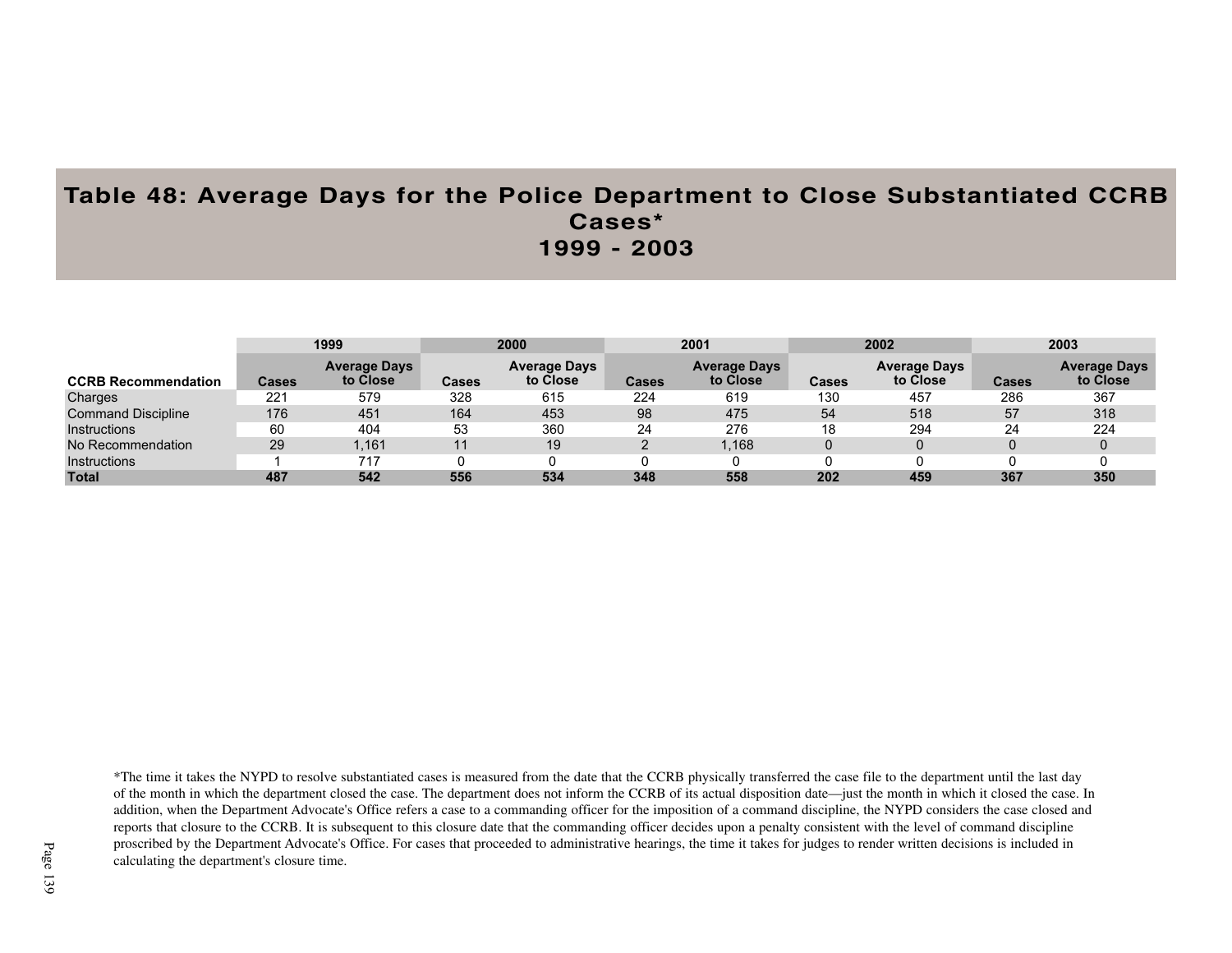# Table 48: Average Days for the Police Department to Close Substantiated CCRB Cases*
## 1999 - 2003

| | 1999 | | 2000 | | 2001 | | 2002 | | 2003 | |
|---|---|---|---|---|---|---|---|---|---|---|
| **CCRB Recommendation** | **Cases** | **Average Days to Close** | **Cases** | **Average Days to Close** | **Cases** | **Average Days to Close** | **Cases** | **Average Days to Close** | **Cases** | **Average Days to Close** |
| Charges | 221 | 579 | 328 | 615 | 224 | 619 | 130 | 457 | 286 | 367 |
| Command Discipline | 176 | 451 | 164 | 453 | 98 | 475 | 54 | 518 | 57 | 318 |
| Instructions | 60 | 404 | 53 | 360 | 24 | 276 | 18 | 294 | 24 | 224 |
| No Recommendation | 29 | 1,161 | 11 | 19 | 2 | 1,168 | 0 | 0 | 0 | 0 |
| Instructions | 1 | 717 | 0 | 0 | 0 | 0 | 0 | 0 | 0 | 0 |
| **Total** | **487** | **542** | **556** | **534** | **348** | **558** | **202** | **459** | **367** | **350** |

*The time it takes the NYPD to resolve substantiated cases is measured from the date that the CCRB physically transferred the case file to the department until the last day of the month in which the department closed the case. The department does not inform the CCRB of its actual disposition date—just the month in which it closed the case. In addition, when the Department Advocate's Office refers a case to a commanding officer for the imposition of a command discipline, the NYPD considers the case closed and reports that closure to the CCRB. It is subsequent to this closure date that the commanding officer decides upon a penalty consistent with the level of command discipline proscribed by the Department Advocate's Office. For cases that proceeded to administrative hearings, the time it takes for judges to render written decisions is included in calculating the department's closure time.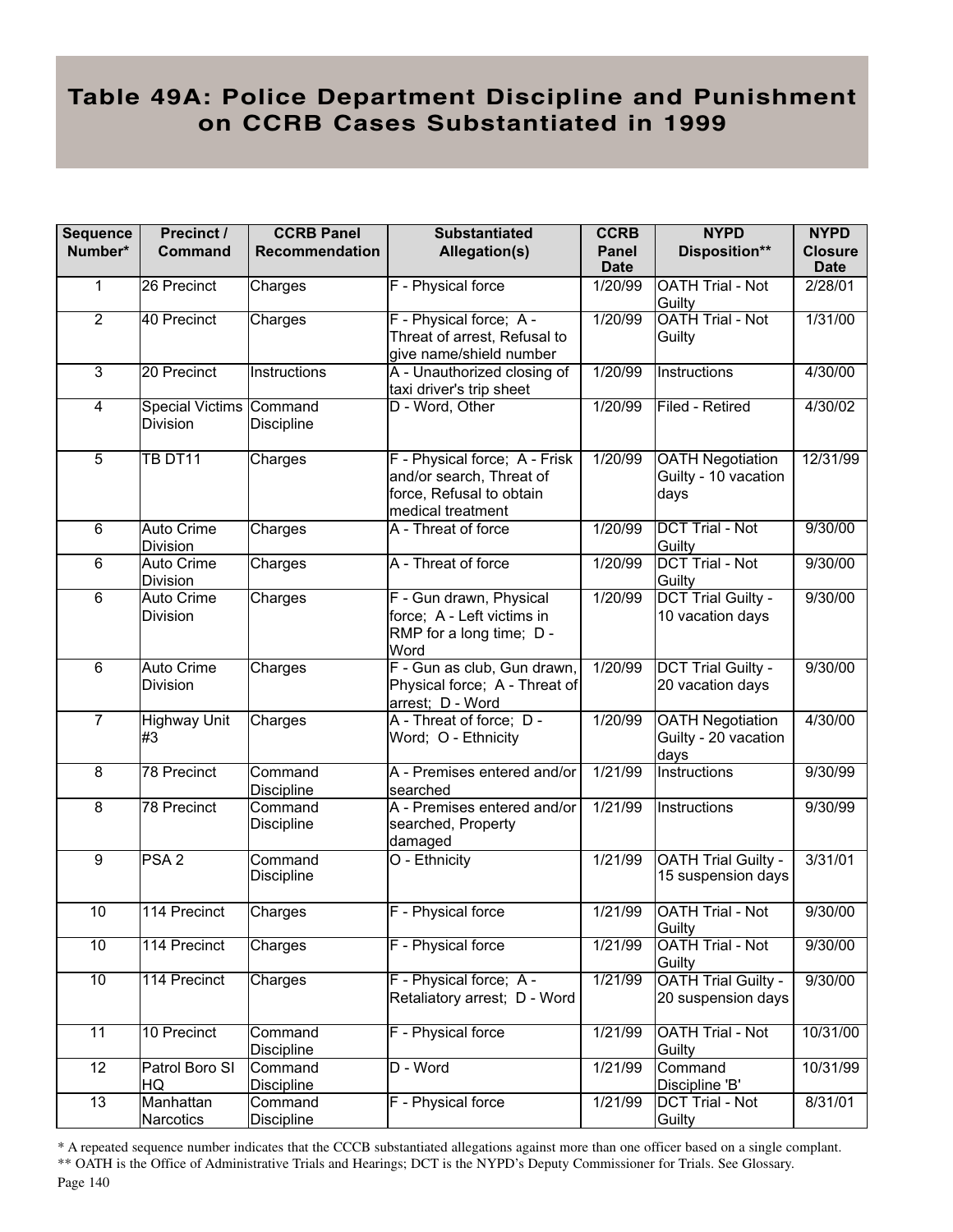# Table 49A: Police Department Discipline and Punishment on CCRB Cases Substantiated in 1999

| Sequence Number* | Precinct / Command | CCRB Panel Recommendation | Substantiated Allegation(s) | CCRB Panel Date | NYPD Disposition** | NYPD Closure Date |
|---|---|---|---|---|---|---|
| 1 | 26 Precinct | Charges | F - Physical force | 1/20/99 | OATH Trial - Not Guilty | 2/28/01 |
| 2 | 40 Precinct | Charges | F - Physical force; A - Threat of arrest, Refusal to give name/shield number | 1/20/99 | OATH Trial - Not Guilty | 1/31/00 |
| 3 | 20 Precinct | Instructions | A - Unauthorized closing of taxi driver's trip sheet | 1/20/99 | Instructions | 4/30/00 |
| 4 | Special Victims Division | Command Discipline | D - Word, Other | 1/20/99 | Filed - Retired | 4/30/02 |
| 5 | TB DT11 | Charges | F - Physical force; A - Frisk and/or search, Threat of force, Refusal to obtain medical treatment | 1/20/99 | OATH Negotiation Guilty - 10 vacation days | 12/31/99 |
| 6 | Auto Crime Division | Charges | A - Threat of force | 1/20/99 | DCT Trial - Not Guilty | 9/30/00 |
| 6 | Auto Crime Division | Charges | A - Threat of force | 1/20/99 | DCT Trial - Not Guilty | 9/30/00 |
| 6 | Auto Crime Division | Charges | F - Gun drawn, Physical force; A - Left victims in RMP for a long time; D - Word | 1/20/99 | DCT Trial Guilty - 10 vacation days | 9/30/00 |
| 6 | Auto Crime Division | Charges | F - Gun as club, Gun drawn, Physical force; A - Threat of arrest; D - Word | 1/20/99 | DCT Trial Guilty - 20 vacation days | 9/30/00 |
| 7 | Highway Unit #3 | Charges | A - Threat of force; D - Word; O - Ethnicity | 1/20/99 | OATH Negotiation Guilty - 20 vacation days | 4/30/00 |
| 8 | 78 Precinct | Command Discipline | A - Premises entered and/or searched | 1/21/99 | Instructions | 9/30/99 |
| 8 | 78 Precinct | Command Discipline | A - Premises entered and/or searched, Property damaged | 1/21/99 | Instructions | 9/30/99 |
| 9 | PSA 2 | Command Discipline | O - Ethnicity | 1/21/99 | OATH Trial Guilty - 15 suspension days | 3/31/01 |
| 10 | 114 Precinct | Charges | F - Physical force | 1/21/99 | OATH Trial - Not Guilty | 9/30/00 |
| 10 | 114 Precinct | Charges | F - Physical force | 1/21/99 | OATH Trial - Not Guilty | 9/30/00 |
| 10 | 114 Precinct | Charges | F - Physical force; A - Retaliatory arrest; D - Word | 1/21/99 | OATH Trial Guilty - 20 suspension days | 9/30/00 |
| 11 | 10 Precinct | Command Discipline | F - Physical force | 1/21/99 | OATH Trial - Not Guilty | 10/31/00 |
| 12 | Patrol Boro SI HQ | Command Discipline | D - Word | 1/21/99 | Command Discipline 'B' | 10/31/99 |
| 13 | Manhattan Narcotics | Command Discipline | F - Physical force | 1/21/99 | DCT Trial - Not Guilty | 8/31/01 |

\* A repeated sequence number indicates that the CCCB substantiated allegations against more than one officer based on a single complant.

\*\* OATH is the Office of Administrative Trials and Hearings; DCT is the NYPD's Deputy Commissioner for Trials. See Glossary.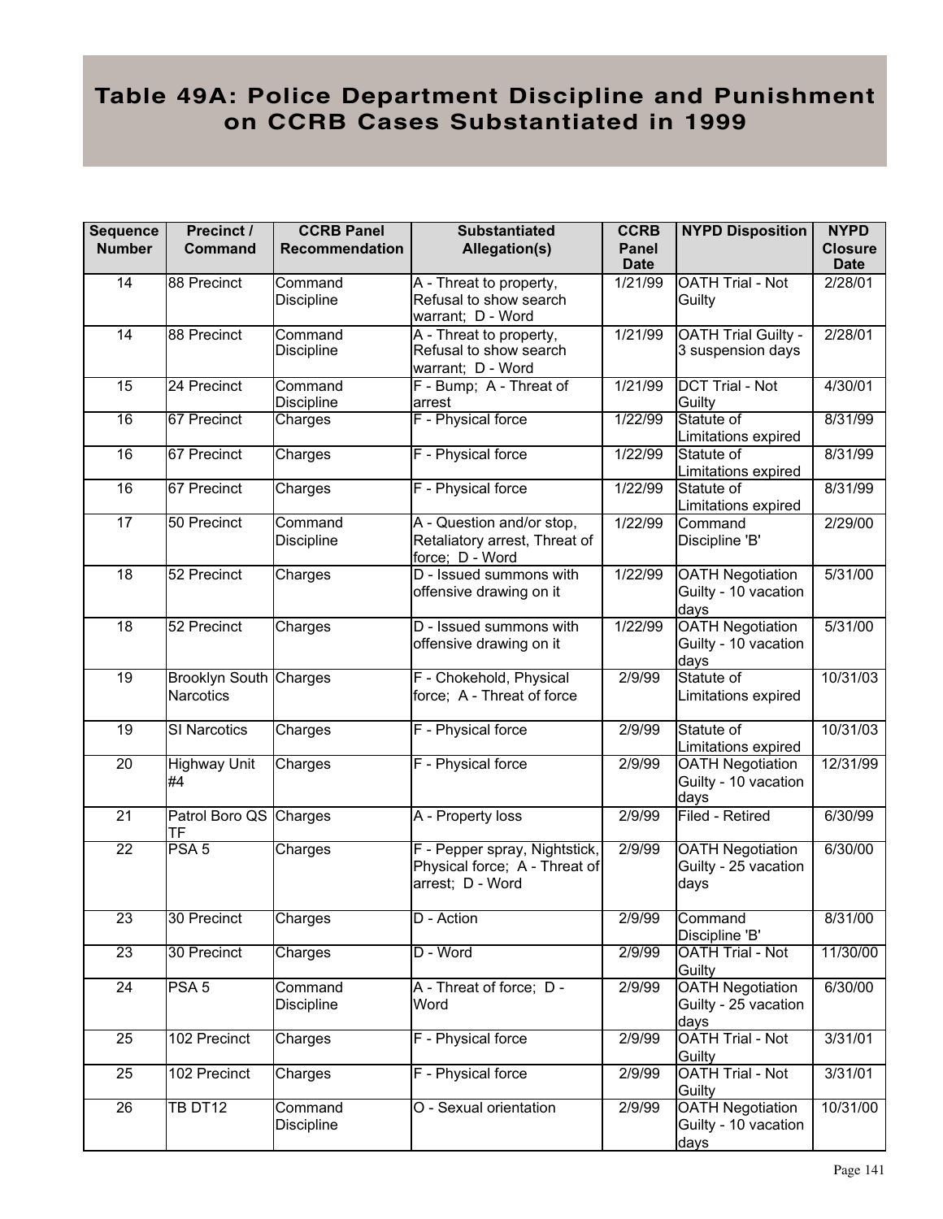# Table 49A: Police Department Discipline and Punishment on CCRB Cases Substantiated in 1999

| Sequence Number | Precinct / Command | CCRB Panel Recommendation | Substantiated Allegation(s) | CCRB Panel Date | NYPD Disposition | NYPD Closure Date |
|---|---|---|---|---|---|---|
| 14 | 88 Precinct | Command Discipline | A - Threat to property, Refusal to show search warrant; D - Word | 1/21/99 | OATH Trial - Not Guilty | 2/28/01 |
| 14 | 88 Precinct | Command Discipline | A - Threat to property, Refusal to show search warrant; D - Word | 1/21/99 | OATH Trial Guilty - 3 suspension days | 2/28/01 |
| 15 | 24 Precinct | Command Discipline | F - Bump; A - Threat of arrest | 1/21/99 | DCT Trial - Not Guilty | 4/30/01 |
| 16 | 67 Precinct | Charges | F - Physical force | 1/22/99 | Statute of Limitations expired | 8/31/99 |
| 16 | 67 Precinct | Charges | F - Physical force | 1/22/99 | Statute of Limitations expired | 8/31/99 |
| 16 | 67 Precinct | Charges | F - Physical force | 1/22/99 | Statute of Limitations expired | 8/31/99 |
| 17 | 50 Precinct | Command Discipline | A - Question and/or stop, Retaliatory arrest, Threat of force; D - Word | 1/22/99 | Command Discipline 'B' | 2/29/00 |
| 18 | 52 Precinct | Charges | D - Issued summons with offensive drawing on it | 1/22/99 | OATH Negotiation Guilty - 10 vacation days | 5/31/00 |
| 18 | 52 Precinct | Charges | D - Issued summons with offensive drawing on it | 1/22/99 | OATH Negotiation Guilty - 10 vacation days | 5/31/00 |
| 19 | Brooklyn South Narcotics | Charges | F - Chokehold, Physical force; A - Threat of force | 2/9/99 | Statute of Limitations expired | 10/31/03 |
| 19 | SI Narcotics | Charges | F - Physical force | 2/9/99 | Statute of Limitations expired | 10/31/03 |
| 20 | Highway Unit #4 | Charges | F - Physical force | 2/9/99 | OATH Negotiation Guilty - 10 vacation days | 12/31/99 |
| 21 | Patrol Boro QS TF | Charges | A - Property loss | 2/9/99 | Filed - Retired | 6/30/99 |
| 22 | PSA 5 | Charges | F - Pepper spray, Nightstick, Physical force; A - Threat of arrest; D - Word | 2/9/99 | OATH Negotiation Guilty - 25 vacation days | 6/30/00 |
| 23 | 30 Precinct | Charges | D - Action | 2/9/99 | Command Discipline 'B' | 8/31/00 |
| 23 | 30 Precinct | Charges | D - Word | 2/9/99 | OATH Trial - Not Guilty | 11/30/00 |
| 24 | PSA 5 | Command Discipline | A - Threat of force; D - Word | 2/9/99 | OATH Negotiation Guilty - 25 vacation days | 6/30/00 |
| 25 | 102 Precinct | Charges | F - Physical force | 2/9/99 | OATH Trial - Not Guilty | 3/31/01 |
| 25 | 102 Precinct | Charges | F - Physical force | 2/9/99 | OATH Trial - Not Guilty | 3/31/01 |
| 26 | TB DT12 | Command Discipline | O - Sexual orientation | 2/9/99 | OATH Negotiation Guilty - 10 vacation days | 10/31/00 |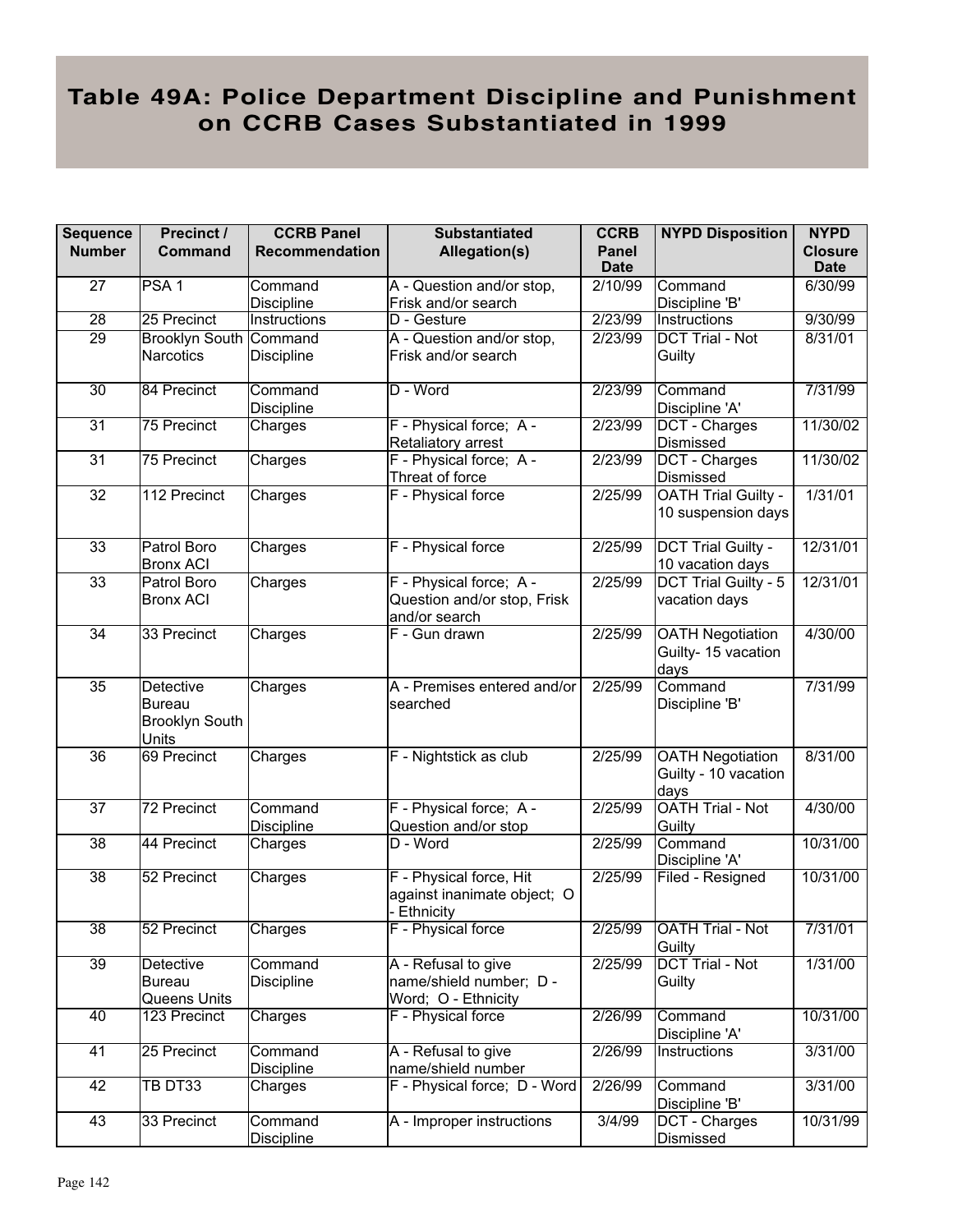# Table 49A: Police Department Discipline and Punishment on CCRB Cases Substantiated in 1999

| Sequence Number | Precinct / Command | CCRB Panel Recommendation | Substantiated Allegation(s) | CCRB Panel Date | NYPD Disposition | NYPD Closure Date |
|---|---|---|---|---|---|---|
| 27 | PSA 1 | Command Discipline | A - Question and/or stop, Frisk and/or search | 2/10/99 | Command Discipline 'B' | 6/30/99 |
| 28 | 25 Precinct | Instructions | D - Gesture | 2/23/99 | Instructions | 9/30/99 |
| 29 | Brooklyn South Narcotics | Command Discipline | A - Question and/or stop, Frisk and/or search | 2/23/99 | DCT Trial - Not Guilty | 8/31/01 |
| 30 | 84 Precinct | Command Discipline | D - Word | 2/23/99 | Command Discipline 'A' | 7/31/99 |
| 31 | 75 Precinct | Charges | F - Physical force; A - Retaliatory arrest | 2/23/99 | DCT - Charges Dismissed | 11/30/02 |
| 31 | 75 Precinct | Charges | F - Physical force; A - Threat of force | 2/23/99 | DCT - Charges Dismissed | 11/30/02 |
| 32 | 112 Precinct | Charges | F - Physical force | 2/25/99 | OATH Trial Guilty - 10 suspension days | 1/31/01 |
| 33 | Patrol Boro Bronx ACI | Charges | F - Physical force | 2/25/99 | DCT Trial Guilty - 10 vacation days | 12/31/01 |
| 33 | Patrol Boro Bronx ACI | Charges | F - Physical force; A - Question and/or stop, Frisk and/or search | 2/25/99 | DCT Trial Guilty - 5 vacation days | 12/31/01 |
| 34 | 33 Precinct | Charges | F - Gun drawn | 2/25/99 | OATH Negotiation Guilty- 15 vacation days | 4/30/00 |
| 35 | Detective Bureau Brooklyn South Units | Charges | A - Premises entered and/or searched | 2/25/99 | Command Discipline 'B' | 7/31/99 |
| 36 | 69 Precinct | Charges | F - Nightstick as club | 2/25/99 | OATH Negotiation Guilty - 10 vacation days | 8/31/00 |
| 37 | 72 Precinct | Command Discipline | F - Physical force; A - Question and/or stop | 2/25/99 | OATH Trial - Not Guilty | 4/30/00 |
| 38 | 44 Precinct | Charges | D - Word | 2/25/99 | Command Discipline 'A' | 10/31/00 |
| 38 | 52 Precinct | Charges | F - Physical force, Hit against inanimate object; O - Ethnicity | 2/25/99 | Filed - Resigned | 10/31/00 |
| 38 | 52 Precinct | Charges | F - Physical force | 2/25/99 | OATH Trial - Not Guilty | 7/31/01 |
| 39 | Detective Bureau Queens Units | Command Discipline | A - Refusal to give name/shield number; D - Word; O - Ethnicity | 2/25/99 | DCT Trial - Not Guilty | 1/31/00 |
| 40 | 123 Precinct | Charges | F - Physical force | 2/26/99 | Command Discipline 'A' | 10/31/00 |
| 41 | 25 Precinct | Command Discipline | A - Refusal to give name/shield number | 2/26/99 | Instructions | 3/31/00 |
| 42 | TB DT33 | Charges | F - Physical force; D - Word | 2/26/99 | Command Discipline 'B' | 3/31/00 |
| 43 | 33 Precinct | Command Discipline | A - Improper instructions | 3/4/99 | DCT - Charges Dismissed | 10/31/99 |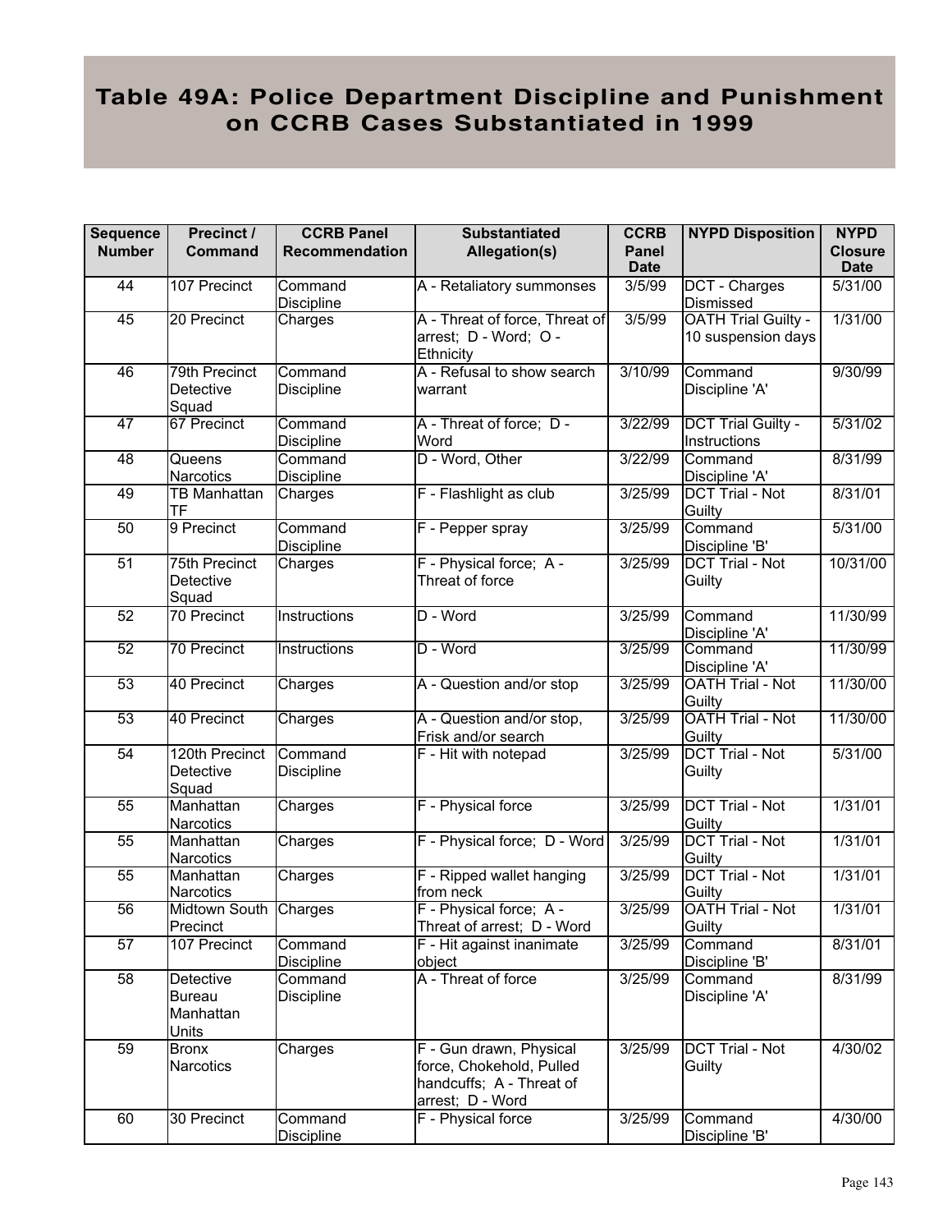# Table 49A: Police Department Discipline and Punishment on CCRB Cases Substantiated in 1999

| Sequence Number | Precinct / Command | CCRB Panel Recommendation | Substantiated Allegation(s) | CCRB Panel Date | NYPD Disposition | NYPD Closure Date |
|---|---|---|---|---|---|---|
| 44 | 107 Precinct | Command Discipline | A - Retaliatory summonses | 3/5/99 | DCT - Charges Dismissed | 5/31/00 |
| 45 | 20 Precinct | Charges | A - Threat of force, Threat of arrest; D - Word; O - Ethnicity | 3/5/99 | OATH Trial Guilty - 10 suspension days | 1/31/00 |
| 46 | 79th Precinct Detective Squad | Command Discipline | A - Refusal to show search warrant | 3/10/99 | Command Discipline 'A' | 9/30/99 |
| 47 | 67 Precinct | Command Discipline | A - Threat of force; D - Word | 3/22/99 | DCT Trial Guilty - Instructions | 5/31/02 |
| 48 | Queens Narcotics | Command Discipline | D - Word, Other | 3/22/99 | Command Discipline 'A' | 8/31/99 |
| 49 | TB Manhattan TF | Charges | F - Flashlight as club | 3/25/99 | DCT Trial - Not Guilty | 8/31/01 |
| 50 | 9 Precinct | Command Discipline | F - Pepper spray | 3/25/99 | Command Discipline 'B' | 5/31/00 |
| 51 | 75th Precinct Detective Squad | Charges | F - Physical force; A - Threat of force | 3/25/99 | DCT Trial - Not Guilty | 10/31/00 |
| 52 | 70 Precinct | Instructions | D - Word | 3/25/99 | Command Discipline 'A' | 11/30/99 |
| 52 | 70 Precinct | Instructions | D - Word | 3/25/99 | Command Discipline 'A' | 11/30/99 |
| 53 | 40 Precinct | Charges | A - Question and/or stop | 3/25/99 | OATH Trial - Not Guilty | 11/30/00 |
| 53 | 40 Precinct | Charges | A - Question and/or stop, Frisk and/or search | 3/25/99 | OATH Trial - Not Guilty | 11/30/00 |
| 54 | 120th Precinct Detective Squad | Command Discipline | F - Hit with notepad | 3/25/99 | DCT Trial - Not Guilty | 5/31/00 |
| 55 | Manhattan Narcotics | Charges | F - Physical force | 3/25/99 | DCT Trial - Not Guilty | 1/31/01 |
| 55 | Manhattan Narcotics | Charges | F - Physical force; D - Word | 3/25/99 | DCT Trial - Not Guilty | 1/31/01 |
| 55 | Manhattan Narcotics | Charges | F - Ripped wallet hanging from neck | 3/25/99 | DCT Trial - Not Guilty | 1/31/01 |
| 56 | Midtown South Precinct | Charges | F - Physical force; A - Threat of arrest; D - Word | 3/25/99 | OATH Trial - Not Guilty | 1/31/01 |
| 57 | 107 Precinct | Command Discipline | F - Hit against inanimate object | 3/25/99 | Command Discipline 'B' | 8/31/01 |
| 58 | Detective Bureau Manhattan Units | Command Discipline | A - Threat of force | 3/25/99 | Command Discipline 'A' | 8/31/99 |
| 59 | Bronx Narcotics | Charges | F - Gun drawn, Physical force, Chokehold, Pulled handcuffs; A - Threat of arrest; D - Word | 3/25/99 | DCT Trial - Not Guilty | 4/30/02 |
| 60 | 30 Precinct | Command Discipline | F - Physical force | 3/25/99 | Command Discipline 'B' | 4/30/00 |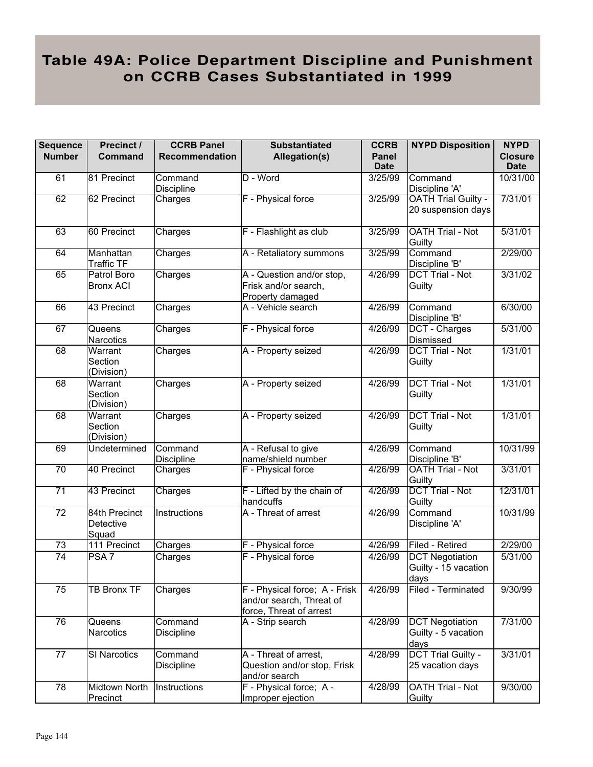# Table 49A: Police Department Discipline and Punishment on CCRB Cases Substantiated in 1999

| Sequence Number | Precinct / Command | CCRB Panel Recommendation | Substantiated Allegation(s) | CCRB Panel Date | NYPD Disposition | NYPD Closure Date |
|---|---|---|---|---|---|---|
| 61 | 81 Precinct | Command Discipline | D - Word | 3/25/99 | Command Discipline 'A' | 10/31/00 |
| 62 | 62 Precinct | Charges | F - Physical force | 3/25/99 | OATH Trial Guilty - 20 suspension days | 7/31/01 |
| 63 | 60 Precinct | Charges | F - Flashlight as club | 3/25/99 | OATH Trial - Not Guilty | 5/31/01 |
| 64 | Manhattan Traffic TF | Charges | A - Retaliatory summons | 3/25/99 | Command Discipline 'B' | 2/29/00 |
| 65 | Patrol Boro Bronx ACI | Charges | A - Question and/or stop, Frisk and/or search, Property damaged | 4/26/99 | DCT Trial - Not Guilty | 3/31/02 |
| 66 | 43 Precinct | Charges | A - Vehicle search | 4/26/99 | Command Discipline 'B' | 6/30/00 |
| 67 | Queens Narcotics | Charges | F - Physical force | 4/26/99 | DCT - Charges Dismissed | 5/31/00 |
| 68 | Warrant Section (Division) | Charges | A - Property seized | 4/26/99 | DCT Trial - Not Guilty | 1/31/01 |
| 68 | Warrant Section (Division) | Charges | A - Property seized | 4/26/99 | DCT Trial - Not Guilty | 1/31/01 |
| 68 | Warrant Section (Division) | Charges | A - Property seized | 4/26/99 | DCT Trial - Not Guilty | 1/31/01 |
| 69 | Undetermined | Command Discipline | A - Refusal to give name/shield number | 4/26/99 | Command Discipline 'B' | 10/31/99 |
| 70 | 40 Precinct | Charges | F - Physical force | 4/26/99 | OATH Trial - Not Guilty | 3/31/01 |
| 71 | 43 Precinct | Charges | F - Lifted by the chain of handcuffs | 4/26/99 | DCT Trial - Not Guilty | 12/31/01 |
| 72 | 84th Precinct Detective Squad | Instructions | A - Threat of arrest | 4/26/99 | Command Discipline 'A' | 10/31/99 |
| 73 | 111 Precinct | Charges | F - Physical force | 4/26/99 | Filed - Retired | 2/29/00 |
| 74 | PSA 7 | Charges | F - Physical force | 4/26/99 | DCT Negotiation Guilty - 15 vacation days | 5/31/00 |
| 75 | TB Bronx TF | Charges | F - Physical force; A - Frisk and/or search, Threat of force, Threat of arrest | 4/26/99 | Filed - Terminated | 9/30/99 |
| 76 | Queens Narcotics | Command Discipline | A - Strip search | 4/28/99 | DCT Negotiation Guilty - 5 vacation days | 7/31/00 |
| 77 | SI Narcotics | Command Discipline | A - Threat of arrest, Question and/or stop, Frisk and/or search | 4/28/99 | DCT Trial Guilty - 25 vacation days | 3/31/01 |
| 78 | Midtown North Precinct | Instructions | F - Physical force; A - Improper ejection | 4/28/99 | OATH Trial - Not Guilty | 9/30/00 |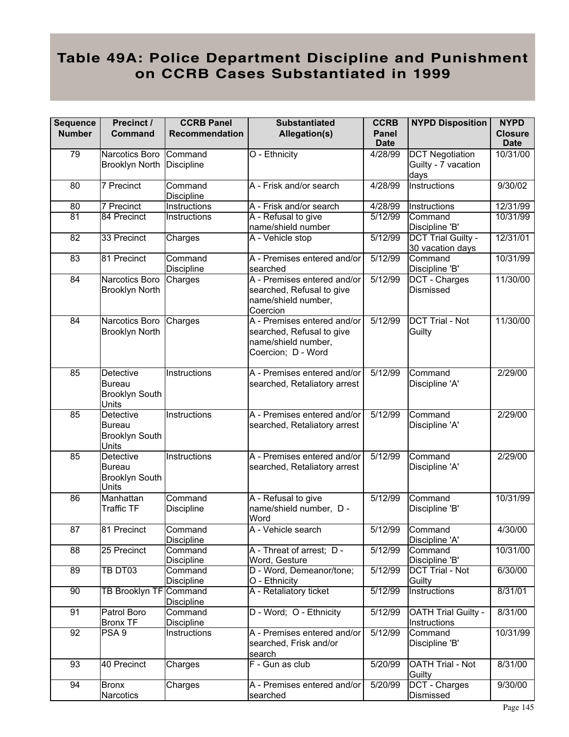# Table 49A: Police Department Discipline and Punishment on CCRB Cases Substantiated in 1999

| Sequence Number | Precinct / Command | CCRB Panel Recommendation | Substantiated Allegation(s) | CCRB Panel Date | NYPD Disposition | NYPD Closure Date |
|---|---|---|---|---|---|---|
| 79 | Narcotics Boro Brooklyn North | Command Discipline | O - Ethnicity | 4/28/99 | DCT Negotiation Guilty - 7 vacation days | 10/31/00 |
| 80 | 7 Precinct | Command Discipline | A - Frisk and/or search | 4/28/99 | Instructions | 9/30/02 |
| 80 | 7 Precinct | Instructions | A - Frisk and/or search | 4/28/99 | Instructions | 12/31/99 |
| 81 | 84 Precinct | Instructions | A - Refusal to give name/shield number | 5/12/99 | Command Discipline 'B' | 10/31/99 |
| 82 | 33 Precinct | Charges | A - Vehicle stop | 5/12/99 | DCT Trial Guilty - 30 vacation days | 12/31/01 |
| 83 | 81 Precinct | Command Discipline | A - Premises entered and/or searched | 5/12/99 | Command Discipline 'B' | 10/31/99 |
| 84 | Narcotics Boro Brooklyn North | Charges | A - Premises entered and/or searched, Refusal to give name/shield number, Coercion | 5/12/99 | DCT - Charges Dismissed | 11/30/00 |
| 84 | Narcotics Boro Brooklyn North | Charges | A - Premises entered and/or searched, Refusal to give name/shield number, Coercion; D - Word | 5/12/99 | DCT Trial - Not Guilty | 11/30/00 |
| 85 | Detective Bureau Brooklyn South Units | Instructions | A - Premises entered and/or searched, Retaliatory arrest | 5/12/99 | Command Discipline 'A' | 2/29/00 |
| 85 | Detective Bureau Brooklyn South Units | Instructions | A - Premises entered and/or searched, Retaliatory arrest | 5/12/99 | Command Discipline 'A' | 2/29/00 |
| 85 | Detective Bureau Brooklyn South Units | Instructions | A - Premises entered and/or searched, Retaliatory arrest | 5/12/99 | Command Discipline 'A' | 2/29/00 |
| 86 | Manhattan Traffic TF | Command Discipline | A - Refusal to give name/shield number, D - Word | 5/12/99 | Command Discipline 'B' | 10/31/99 |
| 87 | 81 Precinct | Command Discipline | A - Vehicle search | 5/12/99 | Command Discipline 'A' | 4/30/00 |
| 88 | 25 Precinct | Command Discipline | A - Threat of arrest; D - Word, Gesture | 5/12/99 | Command Discipline 'B' | 10/31/00 |
| 89 | TB DT03 | Command Discipline | D - Word, Demeanor/tone; O - Ethnicity | 5/12/99 | DCT Trial - Not Guilty | 6/30/00 |
| 90 | TB Brooklyn TF | Command Discipline | A - Retaliatory ticket | 5/12/99 | Instructions | 8/31/01 |
| 91 | Patrol Boro Bronx TF | Command Discipline | D - Word; O - Ethnicity | 5/12/99 | OATH Trial Guilty - Instructions | 8/31/00 |
| 92 | PSA 9 | Instructions | A - Premises entered and/or searched, Frisk and/or search | 5/12/99 | Command Discipline 'B' | 10/31/99 |
| 93 | 40 Precinct | Charges | F - Gun as club | 5/20/99 | OATH Trial - Not Guilty | 8/31/00 |
| 94 | Bronx Narcotics | Charges | A - Premises entered and/or searched | 5/20/99 | DCT - Charges Dismissed | 9/30/00 |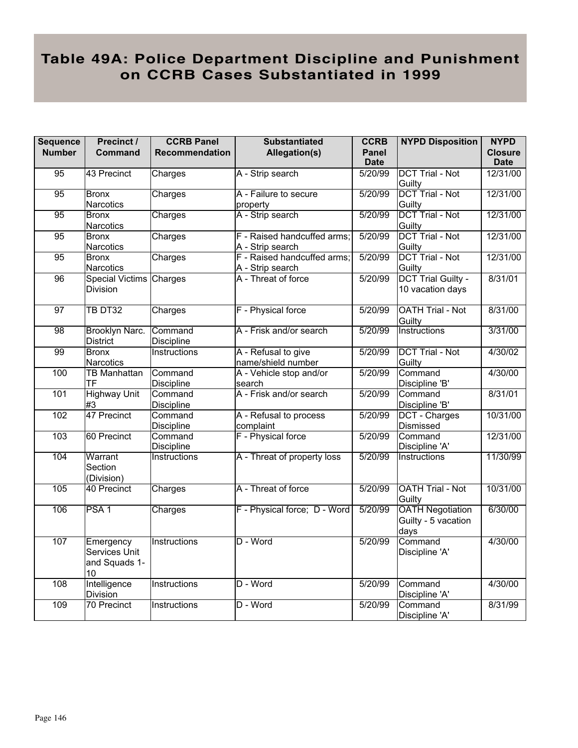# Table 49A: Police Department Discipline and Punishment on CCRB Cases Substantiated in 1999

| Sequence Number | Precinct / Command | CCRB Panel Recommendation | Substantiated Allegation(s) | CCRB Panel Date | NYPD Disposition | NYPD Closure Date |
|---|---|---|---|---|---|---|
| 95 | 43 Precinct | Charges | A - Strip search | 5/20/99 | DCT Trial - Not Guilty | 12/31/00 |
| 95 | Bronx Narcotics | Charges | A - Failure to secure property | 5/20/99 | DCT Trial - Not Guilty | 12/31/00 |
| 95 | Bronx Narcotics | Charges | A - Strip search | 5/20/99 | DCT Trial - Not Guilty | 12/31/00 |
| 95 | Bronx Narcotics | Charges | F - Raised handcuffed arms; A - Strip search | 5/20/99 | DCT Trial - Not Guilty | 12/31/00 |
| 95 | Bronx Narcotics | Charges | F - Raised handcuffed arms; A - Strip search | 5/20/99 | DCT Trial - Not Guilty | 12/31/00 |
| 96 | Special Victims Division | Charges | A - Threat of force | 5/20/99 | DCT Trial Guilty - 10 vacation days | 8/31/01 |
| 97 | TB DT32 | Charges | F - Physical force | 5/20/99 | OATH Trial - Not Guilty | 8/31/00 |
| 98 | Brooklyn Narc. District | Command Discipline | A - Frisk and/or search | 5/20/99 | Instructions | 3/31/00 |
| 99 | Bronx Narcotics | Instructions | A - Refusal to give name/shield number | 5/20/99 | DCT Trial - Not Guilty | 4/30/02 |
| 100 | TB Manhattan TF | Command Discipline | A - Vehicle stop and/or search | 5/20/99 | Command Discipline 'B' | 4/30/00 |
| 101 | Highway Unit #3 | Command Discipline | A - Frisk and/or search | 5/20/99 | Command Discipline 'B' | 8/31/01 |
| 102 | 47 Precinct | Command Discipline | A - Refusal to process complaint | 5/20/99 | DCT - Charges Dismissed | 10/31/00 |
| 103 | 60 Precinct | Command Discipline | F - Physical force | 5/20/99 | Command Discipline 'A' | 12/31/00 |
| 104 | Warrant Section (Division) | Instructions | A - Threat of property loss | 5/20/99 | Instructions | 11/30/99 |
| 105 | 40 Precinct | Charges | A - Threat of force | 5/20/99 | OATH Trial - Not Guilty | 10/31/00 |
| 106 | PSA 1 | Charges | F - Physical force; D - Word | 5/20/99 | OATH Negotiation Guilty - 5 vacation days | 6/30/00 |
| 107 | Emergency Services Unit and Squads 1-10 | Instructions | D - Word | 5/20/99 | Command Discipline 'A' | 4/30/00 |
| 108 | Intelligence Division | Instructions | D - Word | 5/20/99 | Command Discipline 'A' | 4/30/00 |
| 109 | 70 Precinct | Instructions | D - Word | 5/20/99 | Command Discipline 'A' | 8/31/99 |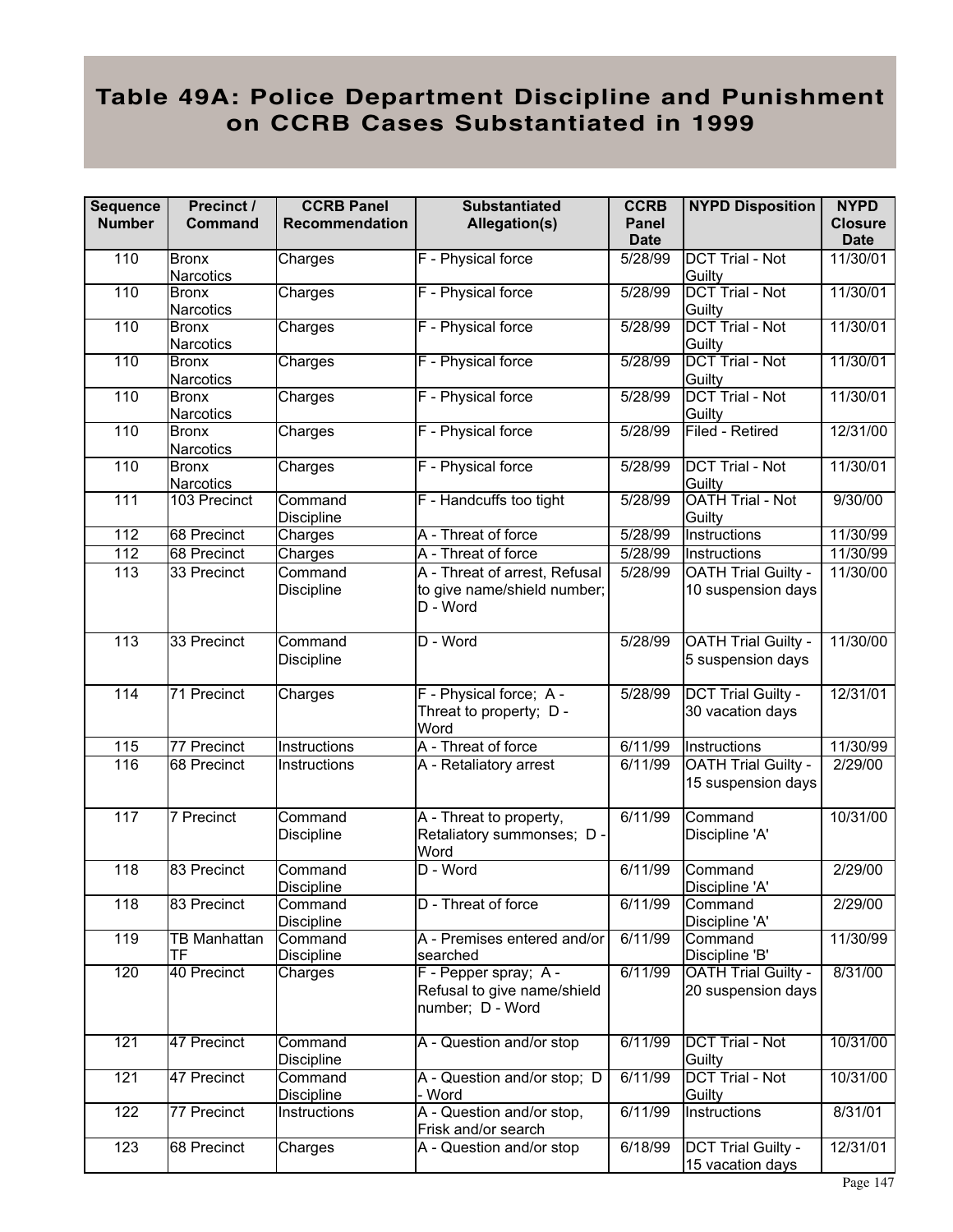# Table 49A: Police Department Discipline and Punishment on CCRB Cases Substantiated in 1999

| Sequence Number | Precinct / Command | CCRB Panel Recommendation | Substantiated Allegation(s) | CCRB Panel Date | NYPD Disposition | NYPD Closure Date |
|---|---|---|---|---|---|---|
| 110 | Bronx Narcotics | Charges | F - Physical force | 5/28/99 | DCT Trial - Not Guilty | 11/30/01 |
| 110 | Bronx Narcotics | Charges | F - Physical force | 5/28/99 | DCT Trial - Not Guilty | 11/30/01 |
| 110 | Bronx Narcotics | Charges | F - Physical force | 5/28/99 | DCT Trial - Not Guilty | 11/30/01 |
| 110 | Bronx Narcotics | Charges | F - Physical force | 5/28/99 | DCT Trial - Not Guilty | 11/30/01 |
| 110 | Bronx Narcotics | Charges | F - Physical force | 5/28/99 | DCT Trial - Not Guilty | 11/30/01 |
| 110 | Bronx Narcotics | Charges | F - Physical force | 5/28/99 | Filed - Retired | 12/31/00 |
| 110 | Bronx Narcotics | Charges | F - Physical force | 5/28/99 | DCT Trial - Not Guilty | 11/30/01 |
| 111 | 103 Precinct | Command Discipline | F - Handcuffs too tight | 5/28/99 | OATH Trial - Not Guilty | 9/30/00 |
| 112 | 68 Precinct | Charges | A - Threat of force | 5/28/99 | Instructions | 11/30/99 |
| 112 | 68 Precinct | Charges | A - Threat of force | 5/28/99 | Instructions | 11/30/99 |
| 113 | 33 Precinct | Command Discipline | A - Threat of arrest, Refusal to give name/shield number; D - Word | 5/28/99 | OATH Trial Guilty - 10 suspension days | 11/30/00 |
| 113 | 33 Precinct | Command Discipline | D - Word | 5/28/99 | OATH Trial Guilty - 5 suspension days | 11/30/00 |
| 114 | 71 Precinct | Charges | F - Physical force; A - Threat to property; D - Word | 5/28/99 | DCT Trial Guilty - 30 vacation days | 12/31/01 |
| 115 | 77 Precinct | Instructions | A - Threat of force | 6/11/99 | Instructions | 11/30/99 |
| 116 | 68 Precinct | Instructions | A - Retaliatory arrest | 6/11/99 | OATH Trial Guilty - 15 suspension days | 2/29/00 |
| 117 | 7 Precinct | Command Discipline | A - Threat to property, Retaliatory summonses; D - Word | 6/11/99 | Command Discipline 'A' | 10/31/00 |
| 118 | 83 Precinct | Command Discipline | D - Word | 6/11/99 | Command Discipline 'A' | 2/29/00 |
| 118 | 83 Precinct | Command Discipline | D - Threat of force | 6/11/99 | Command Discipline 'A' | 2/29/00 |
| 119 | TB Manhattan TF | Command Discipline | A - Premises entered and/or searched | 6/11/99 | Command Discipline 'B' | 11/30/99 |
| 120 | 40 Precinct | Charges | F - Pepper spray; A - Refusal to give name/shield number; D - Word | 6/11/99 | OATH Trial Guilty - 20 suspension days | 8/31/00 |
| 121 | 47 Precinct | Command Discipline | A - Question and/or stop | 6/11/99 | DCT Trial - Not Guilty | 10/31/00 |
| 121 | 47 Precinct | Command Discipline | A - Question and/or stop; D - Word | 6/11/99 | DCT Trial - Not Guilty | 10/31/00 |
| 122 | 77 Precinct | Instructions | A - Question and/or stop, Frisk and/or search | 6/11/99 | Instructions | 8/31/01 |
| 123 | 68 Precinct | Charges | A - Question and/or stop | 6/18/99 | DCT Trial Guilty - 15 vacation days | 12/31/01 |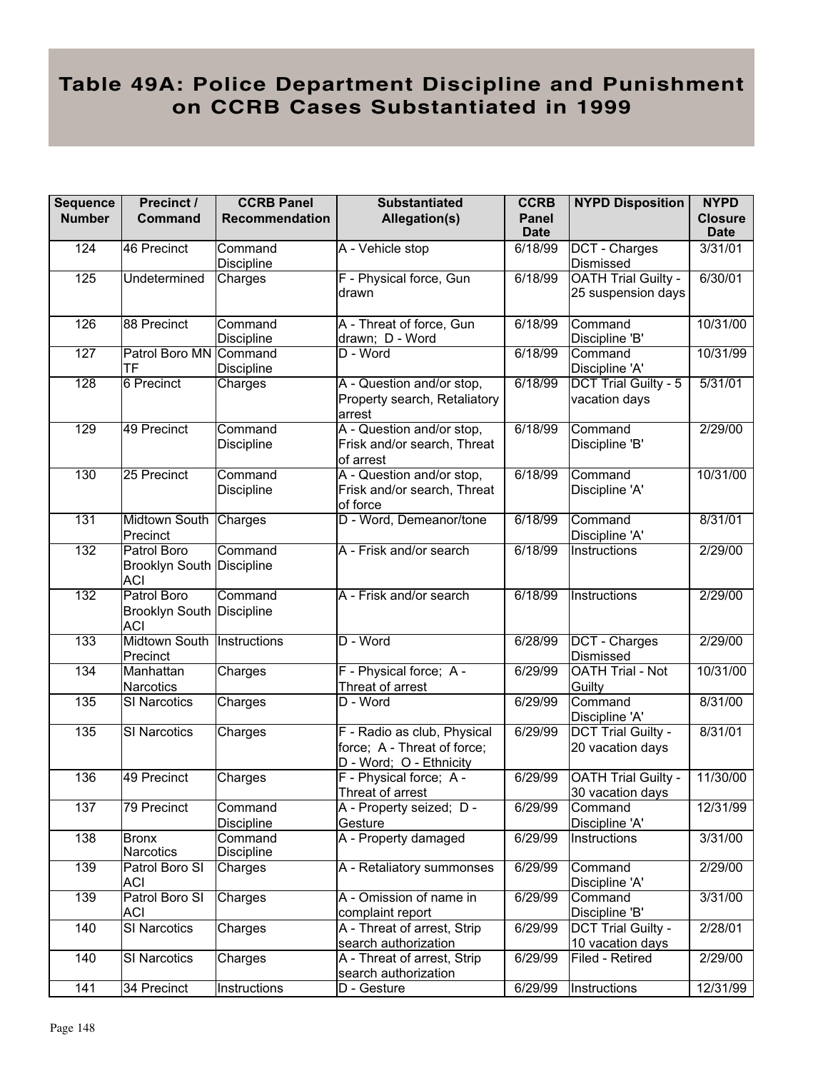# Table 49A: Police Department Discipline and Punishment on CCRB Cases Substantiated in 1999

| Sequence Number | Precinct / Command | CCRB Panel Recommendation | Substantiated Allegation(s) | CCRB Panel Date | NYPD Disposition | NYPD Closure Date |
|---|---|---|---|---|---|---|
| 124 | 46 Precinct | Command Discipline | A - Vehicle stop | 6/18/99 | DCT - Charges Dismissed | 3/31/01 |
| 125 | Undetermined | Charges | F - Physical force, Gun drawn | 6/18/99 | OATH Trial Guilty - 25 suspension days | 6/30/01 |
| 126 | 88 Precinct | Command Discipline | A - Threat of force, Gun drawn; D - Word | 6/18/99 | Command Discipline 'B' | 10/31/00 |
| 127 | Patrol Boro MN TF | Command Discipline | D - Word | 6/18/99 | Command Discipline 'A' | 10/31/99 |
| 128 | 6 Precinct | Charges | A - Question and/or stop, Property search, Retaliatory arrest | 6/18/99 | DCT Trial Guilty - 5 vacation days | 5/31/01 |
| 129 | 49 Precinct | Command Discipline | A - Question and/or stop, Frisk and/or search, Threat of arrest | 6/18/99 | Command Discipline 'B' | 2/29/00 |
| 130 | 25 Precinct | Command Discipline | A - Question and/or stop, Frisk and/or search, Threat of force | 6/18/99 | Command Discipline 'A' | 10/31/00 |
| 131 | Midtown South Precinct | Charges | D - Word, Demeanor/tone | 6/18/99 | Command Discipline 'A' | 8/31/01 |
| 132 | Patrol Boro Brooklyn South ACI | Command Discipline | A - Frisk and/or search | 6/18/99 | Instructions | 2/29/00 |
| 132 | Patrol Boro Brooklyn South ACI | Command Discipline | A - Frisk and/or search | 6/18/99 | Instructions | 2/29/00 |
| 133 | Midtown South Precinct | Instructions | D - Word | 6/28/99 | DCT - Charges Dismissed | 2/29/00 |
| 134 | Manhattan Narcotics | Charges | F - Physical force; A - Threat of arrest | 6/29/99 | OATH Trial - Not Guilty | 10/31/00 |
| 135 | SI Narcotics | Charges | D - Word | 6/29/99 | Command Discipline 'A' | 8/31/00 |
| 135 | SI Narcotics | Charges | F - Radio as club, Physical force; A - Threat of force; D - Word; O - Ethnicity | 6/29/99 | DCT Trial Guilty - 20 vacation days | 8/31/01 |
| 136 | 49 Precinct | Charges | F - Physical force; A - Threat of arrest | 6/29/99 | OATH Trial Guilty - 30 vacation days | 11/30/00 |
| 137 | 79 Precinct | Command Discipline | A - Property seized; D - Gesture | 6/29/99 | Command Discipline 'A' | 12/31/99 |
| 138 | Bronx Narcotics | Command Discipline | A - Property damaged | 6/29/99 | Instructions | 3/31/00 |
| 139 | Patrol Boro SI ACI | Charges | A - Retaliatory summonses | 6/29/99 | Command Discipline 'A' | 2/29/00 |
| 139 | Patrol Boro SI ACI | Charges | A - Omission of name in complaint report | 6/29/99 | Command Discipline 'B' | 3/31/00 |
| 140 | SI Narcotics | Charges | A - Threat of arrest, Strip search authorization | 6/29/99 | DCT Trial Guilty - 10 vacation days | 2/28/01 |
| 140 | SI Narcotics | Charges | A - Threat of arrest, Strip search authorization | 6/29/99 | Filed - Retired | 2/29/00 |
| 141 | 34 Precinct | Instructions | D - Gesture | 6/29/99 | Instructions | 12/31/99 |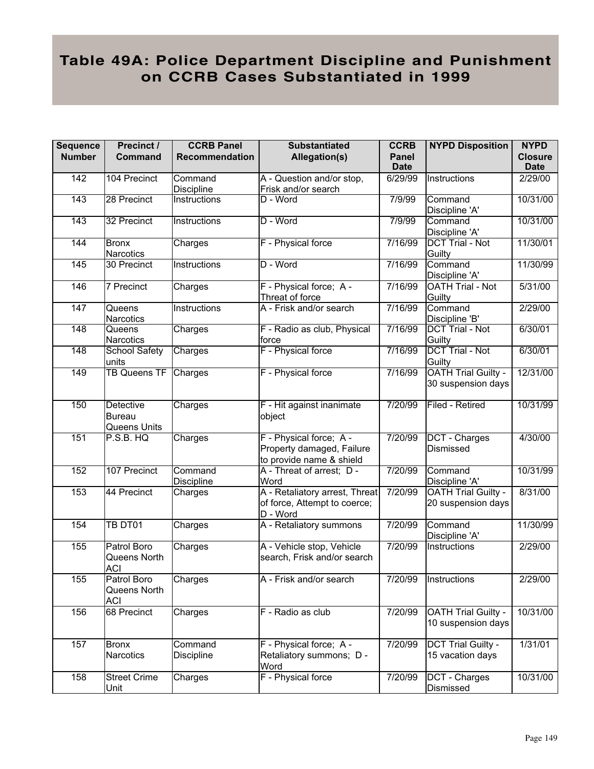# Table 49A: Police Department Discipline and Punishment on CCRB Cases Substantiated in 1999

| Sequence Number | Precinct / Command | CCRB Panel Recommendation | Substantiated Allegation(s) | CCRB Panel Date | NYPD Disposition | NYPD Closure Date |
|---|---|---|---|---|---|---|
| 142 | 104 Precinct | Command Discipline | A - Question and/or stop, Frisk and/or search | 6/29/99 | Instructions | 2/29/00 |
| 143 | 28 Precinct | Instructions | D - Word | 7/9/99 | Command Discipline 'A' | 10/31/00 |
| 143 | 32 Precinct | Instructions | D - Word | 7/9/99 | Command Discipline 'A' | 10/31/00 |
| 144 | Bronx Narcotics | Charges | F - Physical force | 7/16/99 | DCT Trial - Not Guilty | 11/30/01 |
| 145 | 30 Precinct | Instructions | D - Word | 7/16/99 | Command Discipline 'A' | 11/30/99 |
| 146 | 7 Precinct | Charges | F - Physical force; A - Threat of force | 7/16/99 | OATH Trial - Not Guilty | 5/31/00 |
| 147 | Queens Narcotics | Instructions | A - Frisk and/or search | 7/16/99 | Command Discipline 'B' | 2/29/00 |
| 148 | Queens Narcotics | Charges | F - Radio as club, Physical force | 7/16/99 | DCT Trial - Not Guilty | 6/30/01 |
| 148 | School Safety units | Charges | F - Physical force | 7/16/99 | DCT Trial - Not Guilty | 6/30/01 |
| 149 | TB Queens TF | Charges | F - Physical force | 7/16/99 | OATH Trial Guilty - 30 suspension days | 12/31/00 |
| 150 | Detective Bureau Queens Units | Charges | F - Hit against inanimate object | 7/20/99 | Filed - Retired | 10/31/99 |
| 151 | P.S.B. HQ | Charges | F - Physical force; A - Property damaged, Failure to provide name & shield | 7/20/99 | DCT - Charges Dismissed | 4/30/00 |
| 152 | 107 Precinct | Command Discipline | A - Threat of arrest; D - Word | 7/20/99 | Command Discipline 'A' | 10/31/99 |
| 153 | 44 Precinct | Charges | A - Retaliatory arrest, Threat of force, Attempt to coerce; D - Word | 7/20/99 | OATH Trial Guilty - 20 suspension days | 8/31/00 |
| 154 | TB DT01 | Charges | A - Retaliatory summons | 7/20/99 | Command Discipline 'A' | 11/30/99 |
| 155 | Patrol Boro Queens North ACI | Charges | A - Vehicle stop, Vehicle search, Frisk and/or search | 7/20/99 | Instructions | 2/29/00 |
| 155 | Patrol Boro Queens North ACI | Charges | A - Frisk and/or search | 7/20/99 | Instructions | 2/29/00 |
| 156 | 68 Precinct | Charges | F - Radio as club | 7/20/99 | OATH Trial Guilty - 10 suspension days | 10/31/00 |
| 157 | Bronx Narcotics | Command Discipline | F - Physical force; A - Retaliatory summons; D - Word | 7/20/99 | DCT Trial Guilty - 15 vacation days | 1/31/01 |
| 158 | Street Crime Unit | Charges | F - Physical force | 7/20/99 | DCT - Charges Dismissed | 10/31/00 |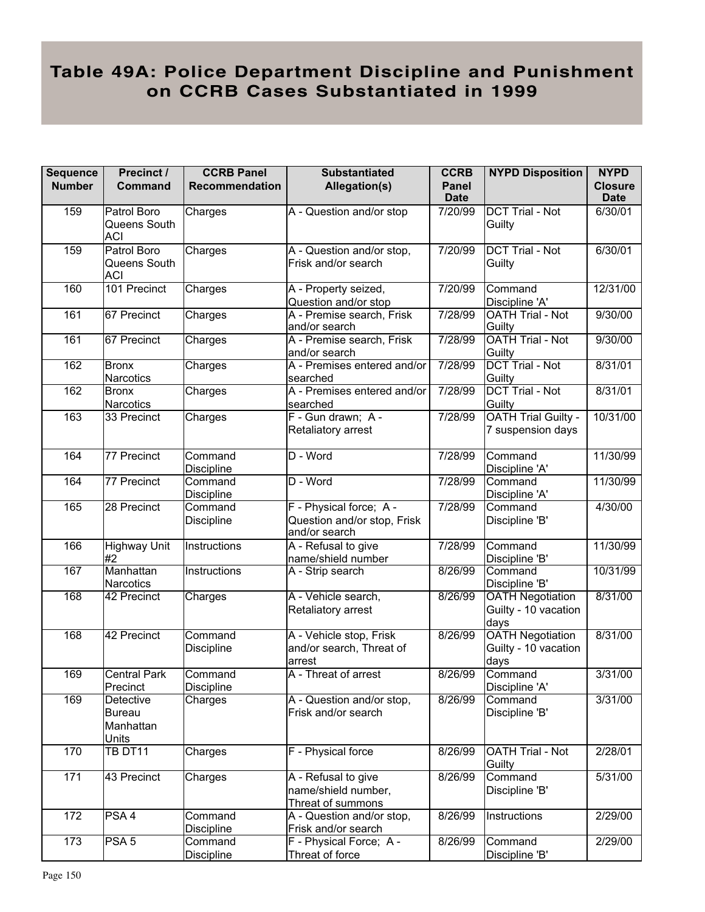# Table 49A: Police Department Discipline and Punishment on CCRB Cases Substantiated in 1999

| Sequence Number | Precinct / Command | CCRB Panel Recommendation | Substantiated Allegation(s) | CCRB Panel Date | NYPD Disposition | NYPD Closure Date |
|---|---|---|---|---|---|---|
| 159 | Patrol Boro Queens South ACI | Charges | A - Question and/or stop | 7/20/99 | DCT Trial - Not Guilty | 6/30/01 |
| 159 | Patrol Boro Queens South ACI | Charges | A - Question and/or stop, Frisk and/or search | 7/20/99 | DCT Trial - Not Guilty | 6/30/01 |
| 160 | 101 Precinct | Charges | A - Property seized, Question and/or stop | 7/20/99 | Command Discipline 'A' | 12/31/00 |
| 161 | 67 Precinct | Charges | A - Premise search, Frisk and/or search | 7/28/99 | OATH Trial - Not Guilty | 9/30/00 |
| 161 | 67 Precinct | Charges | A - Premise search, Frisk and/or search | 7/28/99 | OATH Trial - Not Guilty | 9/30/00 |
| 162 | Bronx Narcotics | Charges | A - Premises entered and/or searched | 7/28/99 | DCT Trial - Not Guilty | 8/31/01 |
| 162 | Bronx Narcotics | Charges | A - Premises entered and/or searched | 7/28/99 | DCT Trial - Not Guilty | 8/31/01 |
| 163 | 33 Precinct | Charges | F - Gun drawn; A - Retaliatory arrest | 7/28/99 | OATH Trial Guilty - 7 suspension days | 10/31/00 |
| 164 | 77 Precinct | Command Discipline | D - Word | 7/28/99 | Command Discipline 'A' | 11/30/99 |
| 164 | 77 Precinct | Command Discipline | D - Word | 7/28/99 | Command Discipline 'A' | 11/30/99 |
| 165 | 28 Precinct | Command Discipline | F - Physical force; A - Question and/or stop, Frisk and/or search | 7/28/99 | Command Discipline 'B' | 4/30/00 |
| 166 | Highway Unit #2 | Instructions | A - Refusal to give name/shield number | 7/28/99 | Command Discipline 'B' | 11/30/99 |
| 167 | Manhattan Narcotics | Instructions | A - Strip search | 8/26/99 | Command Discipline 'B' | 10/31/99 |
| 168 | 42 Precinct | Charges | A - Vehicle search, Retaliatory arrest | 8/26/99 | OATH Negotiation Guilty - 10 vacation days | 8/31/00 |
| 168 | 42 Precinct | Command Discipline | A - Vehicle stop, Frisk and/or search, Threat of arrest | 8/26/99 | OATH Negotiation Guilty - 10 vacation days | 8/31/00 |
| 169 | Central Park Precinct | Command Discipline | A - Threat of arrest | 8/26/99 | Command Discipline 'A' | 3/31/00 |
| 169 | Detective Bureau Manhattan Units | Charges | A - Question and/or stop, Frisk and/or search | 8/26/99 | Command Discipline 'B' | 3/31/00 |
| 170 | TB DT11 | Charges | F - Physical force | 8/26/99 | OATH Trial - Not Guilty | 2/28/01 |
| 171 | 43 Precinct | Charges | A - Refusal to give name/shield number, Threat of summons | 8/26/99 | Command Discipline 'B' | 5/31/00 |
| 172 | PSA 4 | Command Discipline | A - Question and/or stop, Frisk and/or search | 8/26/99 | Instructions | 2/29/00 |
| 173 | PSA 5 | Command Discipline | F - Physical Force; A - Threat of force | 8/26/99 | Command Discipline 'B' | 2/29/00 |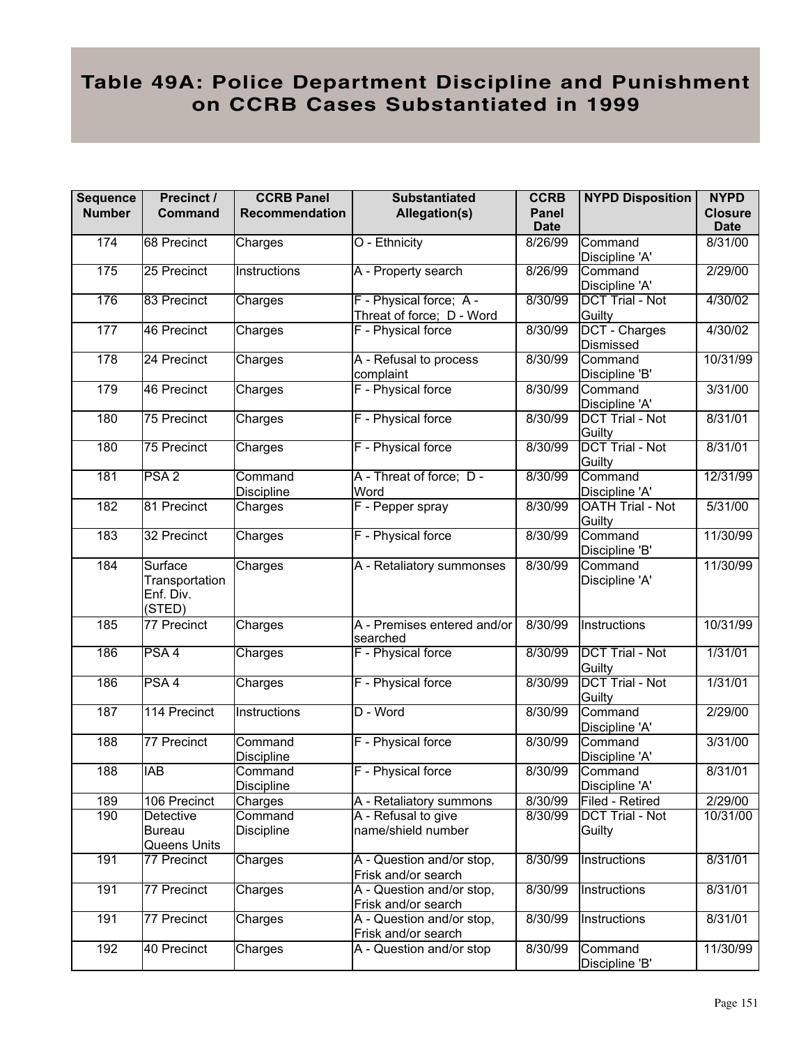# Table 49A: Police Department Discipline and Punishment on CCRB Cases Substantiated in 1999

| Sequence Number | Precinct / Command | CCRB Panel Recommendation | Substantiated Allegation(s) | CCRB Panel Date | NYPD Disposition | NYPD Closure Date |
|---|---|---|---|---|---|---|
| 174 | 68 Precinct | Charges | O - Ethnicity | 8/26/99 | Command Discipline 'A' | 8/31/00 |
| 175 | 25 Precinct | Instructions | A - Property search | 8/26/99 | Command Discipline 'A' | 2/29/00 |
| 176 | 83 Precinct | Charges | F - Physical force; A - Threat of force; D - Word | 8/30/99 | DCT Trial - Not Guilty | 4/30/02 |
| 177 | 46 Precinct | Charges | F - Physical force | 8/30/99 | DCT - Charges Dismissed | 4/30/02 |
| 178 | 24 Precinct | Charges | A - Refusal to process complaint | 8/30/99 | Command Discipline 'B' | 10/31/99 |
| 179 | 46 Precinct | Charges | F - Physical force | 8/30/99 | Command Discipline 'A' | 3/31/00 |
| 180 | 75 Precinct | Charges | F - Physical force | 8/30/99 | DCT Trial - Not Guilty | 8/31/01 |
| 180 | 75 Precinct | Charges | F - Physical force | 8/30/99 | DCT Trial - Not Guilty | 8/31/01 |
| 181 | PSA 2 | Command Discipline | A - Threat of force; D - Word | 8/30/99 | Command Discipline 'A' | 12/31/99 |
| 182 | 81 Precinct | Charges | F - Pepper spray | 8/30/99 | OATH Trial - Not Guilty | 5/31/00 |
| 183 | 32 Precinct | Charges | F - Physical force | 8/30/99 | Command Discipline 'B' | 11/30/99 |
| 184 | Surface Transportation Enf. Div. (STED) | Charges | A - Retaliatory summonses | 8/30/99 | Command Discipline 'A' | 11/30/99 |
| 185 | 77 Precinct | Charges | A - Premises entered and/or searched | 8/30/99 | Instructions | 10/31/99 |
| 186 | PSA 4 | Charges | F - Physical force | 8/30/99 | DCT Trial - Not Guilty | 1/31/01 |
| 186 | PSA 4 | Charges | F - Physical force | 8/30/99 | DCT Trial - Not Guilty | 1/31/01 |
| 187 | 114 Precinct | Instructions | D - Word | 8/30/99 | Command Discipline 'A' | 2/29/00 |
| 188 | 77 Precinct | Command Discipline | F - Physical force | 8/30/99 | Command Discipline 'A' | 3/31/00 |
| 188 | IAB | Command Discipline | F - Physical force | 8/30/99 | Command Discipline 'A' | 8/31/01 |
| 189 | 106 Precinct | Charges | A - Retaliatory summons | 8/30/99 | Filed - Retired | 2/29/00 |
| 190 | Detective Bureau Queens Units | Command Discipline | A - Refusal to give name/shield number | 8/30/99 | DCT Trial - Not Guilty | 10/31/00 |
| 191 | 77 Precinct | Charges | A - Question and/or stop, Frisk and/or search | 8/30/99 | Instructions | 8/31/01 |
| 191 | 77 Precinct | Charges | A - Question and/or stop, Frisk and/or search | 8/30/99 | Instructions | 8/31/01 |
| 191 | 77 Precinct | Charges | A - Question and/or stop, Frisk and/or search | 8/30/99 | Instructions | 8/31/01 |
| 192 | 40 Precinct | Charges | A - Question and/or stop | 8/30/99 | Command Discipline 'B' | 11/30/99 |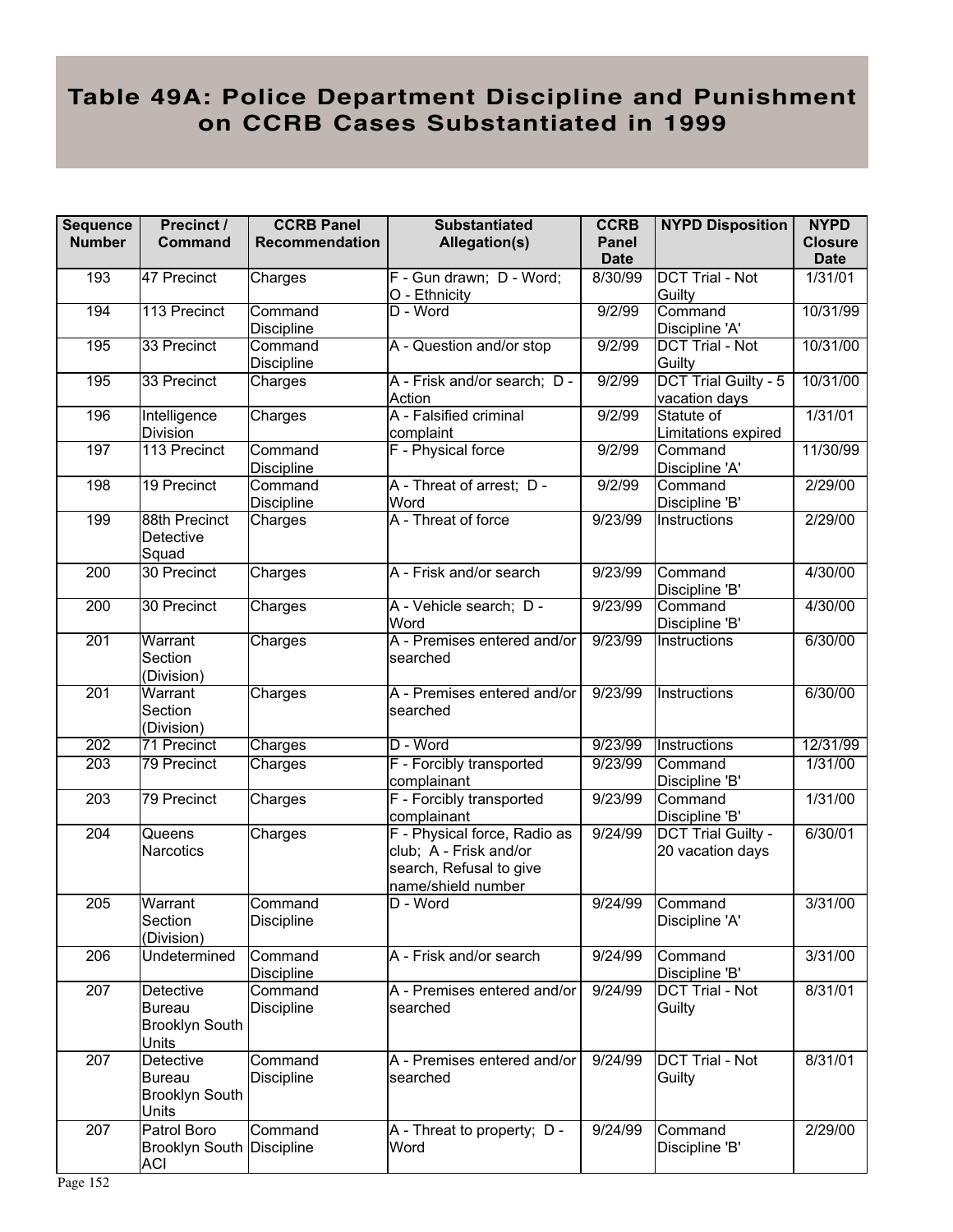# Table 49A: Police Department Discipline and Punishment on CCRB Cases Substantiated in 1999

| Sequence Number | Precinct / Command | CCRB Panel Recommendation | Substantiated Allegation(s) | CCRB Panel Date | NYPD Disposition | NYPD Closure Date |
|---|---|---|---|---|---|---|
| 193 | 47 Precinct | Charges | F - Gun drawn; D - Word; O - Ethnicity | 8/30/99 | DCT Trial - Not Guilty | 1/31/01 |
| 194 | 113 Precinct | Command Discipline | D - Word | 9/2/99 | Command Discipline 'A' | 10/31/99 |
| 195 | 33 Precinct | Command Discipline | A - Question and/or stop | 9/2/99 | DCT Trial - Not Guilty | 10/31/00 |
| 195 | 33 Precinct | Charges | A - Frisk and/or search; D - Action | 9/2/99 | DCT Trial Guilty - 5 vacation days | 10/31/00 |
| 196 | Intelligence Division | Charges | A - Falsified criminal complaint | 9/2/99 | Statute of Limitations expired | 1/31/01 |
| 197 | 113 Precinct | Command Discipline | F - Physical force | 9/2/99 | Command Discipline 'A' | 11/30/99 |
| 198 | 19 Precinct | Command Discipline | A - Threat of arrest; D - Word | 9/2/99 | Command Discipline 'B' | 2/29/00 |
| 199 | 88th Precinct Detective Squad | Charges | A - Threat of force | 9/23/99 | Instructions | 2/29/00 |
| 200 | 30 Precinct | Charges | A - Frisk and/or search | 9/23/99 | Command Discipline 'B' | 4/30/00 |
| 200 | 30 Precinct | Charges | A - Vehicle search; D - Word | 9/23/99 | Command Discipline 'B' | 4/30/00 |
| 201 | Warrant Section (Division) | Charges | A - Premises entered and/or searched | 9/23/99 | Instructions | 6/30/00 |
| 201 | Warrant Section (Division) | Charges | A - Premises entered and/or searched | 9/23/99 | Instructions | 6/30/00 |
| 202 | 71 Precinct | Charges | D - Word | 9/23/99 | Instructions | 12/31/99 |
| 203 | 79 Precinct | Charges | F - Forcibly transported complainant | 9/23/99 | Command Discipline 'B' | 1/31/00 |
| 203 | 79 Precinct | Charges | F - Forcibly transported complainant | 9/23/99 | Command Discipline 'B' | 1/31/00 |
| 204 | Queens Narcotics | Charges | F - Physical force, Radio as club; A - Frisk and/or search, Refusal to give name/shield number | 9/24/99 | DCT Trial Guilty - 20 vacation days | 6/30/01 |
| 205 | Warrant Section (Division) | Command Discipline | D - Word | 9/24/99 | Command Discipline 'A' | 3/31/00 |
| 206 | Undetermined | Command Discipline | A - Frisk and/or search | 9/24/99 | Command Discipline 'B' | 3/31/00 |
| 207 | Detective Bureau Brooklyn South Units | Command Discipline | A - Premises entered and/or searched | 9/24/99 | DCT Trial - Not Guilty | 8/31/01 |
| 207 | Detective Bureau Brooklyn South Units | Command Discipline | A - Premises entered and/or searched | 9/24/99 | DCT Trial - Not Guilty | 8/31/01 |
| 207 | Patrol Boro Brooklyn South ACI | Command Discipline | A - Threat to property; D - Word | 9/24/99 | Command Discipline 'B' | 2/29/00 |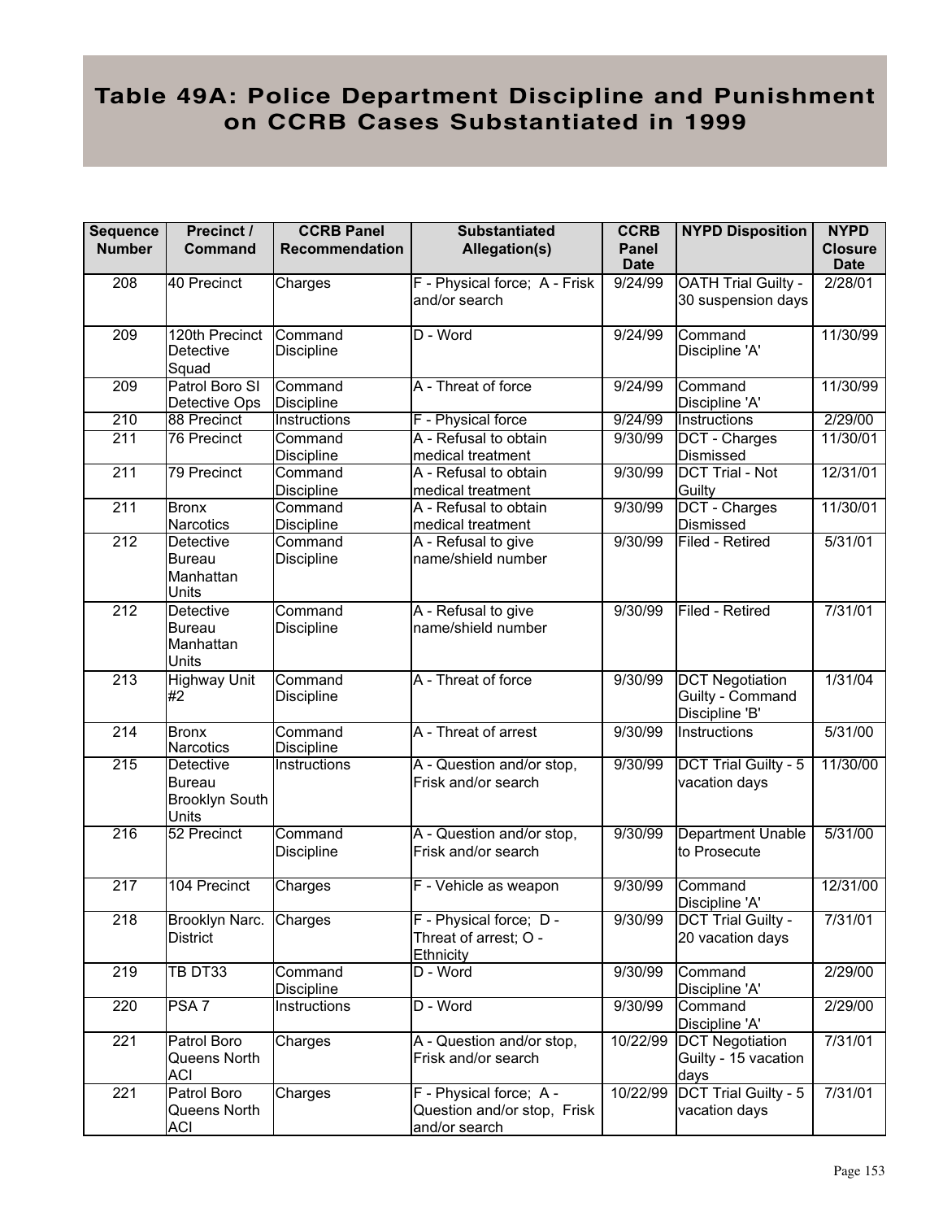# Table 49A: Police Department Discipline and Punishment on CCRB Cases Substantiated in 1999

| Sequence Number | Precinct / Command | CCRB Panel Recommendation | Substantiated Allegation(s) | CCRB Panel Date | NYPD Disposition | NYPD Closure Date |
|---|---|---|---|---|---|---|
| 208 | 40 Precinct | Charges | F - Physical force; A - Frisk and/or search | 9/24/99 | OATH Trial Guilty - 30 suspension days | 2/28/01 |
| 209 | 120th Precinct Detective Squad | Command Discipline | D - Word | 9/24/99 | Command Discipline 'A' | 11/30/99 |
| 209 | Patrol Boro SI Detective Ops | Command Discipline | A - Threat of force | 9/24/99 | Command Discipline 'A' | 11/30/99 |
| 210 | 88 Precinct | Instructions | F - Physical force | 9/24/99 | Instructions | 2/29/00 |
| 211 | 76 Precinct | Command Discipline | A - Refusal to obtain medical treatment | 9/30/99 | DCT - Charges Dismissed | 11/30/01 |
| 211 | 79 Precinct | Command Discipline | A - Refusal to obtain medical treatment | 9/30/99 | DCT Trial - Not Guilty | 12/31/01 |
| 211 | Bronx Narcotics | Command Discipline | A - Refusal to obtain medical treatment | 9/30/99 | DCT - Charges Dismissed | 11/30/01 |
| 212 | Detective Bureau Manhattan Units | Command Discipline | A - Refusal to give name/shield number | 9/30/99 | Filed - Retired | 5/31/01 |
| 212 | Detective Bureau Manhattan Units | Command Discipline | A - Refusal to give name/shield number | 9/30/99 | Filed - Retired | 7/31/01 |
| 213 | Highway Unit #2 | Command Discipline | A - Threat of force | 9/30/99 | DCT Negotiation Guilty - Command Discipline 'B' | 1/31/04 |
| 214 | Bronx Narcotics | Command Discipline | A - Threat of arrest | 9/30/99 | Instructions | 5/31/00 |
| 215 | Detective Bureau Brooklyn South Units | Instructions | A - Question and/or stop, Frisk and/or search | 9/30/99 | DCT Trial Guilty - 5 vacation days | 11/30/00 |
| 216 | 52 Precinct | Command Discipline | A - Question and/or stop, Frisk and/or search | 9/30/99 | Department Unable to Prosecute | 5/31/00 |
| 217 | 104 Precinct | Charges | F - Vehicle as weapon | 9/30/99 | Command Discipline 'A' | 12/31/00 |
| 218 | Brooklyn Narc. District | Charges | F - Physical force; D - Threat of arrest; O - Ethnicity | 9/30/99 | DCT Trial Guilty - 20 vacation days | 7/31/01 |
| 219 | TB DT33 | Command Discipline | D - Word | 9/30/99 | Command Discipline 'A' | 2/29/00 |
| 220 | PSA 7 | Instructions | D - Word | 9/30/99 | Command Discipline 'A' | 2/29/00 |
| 221 | Patrol Boro Queens North ACI | Charges | A - Question and/or stop, Frisk and/or search | 10/22/99 | DCT Negotiation Guilty - 15 vacation days | 7/31/01 |
| 221 | Patrol Boro Queens North ACI | Charges | F - Physical force; A - Question and/or stop, Frisk and/or search | 10/22/99 | DCT Trial Guilty - 5 vacation days | 7/31/01 |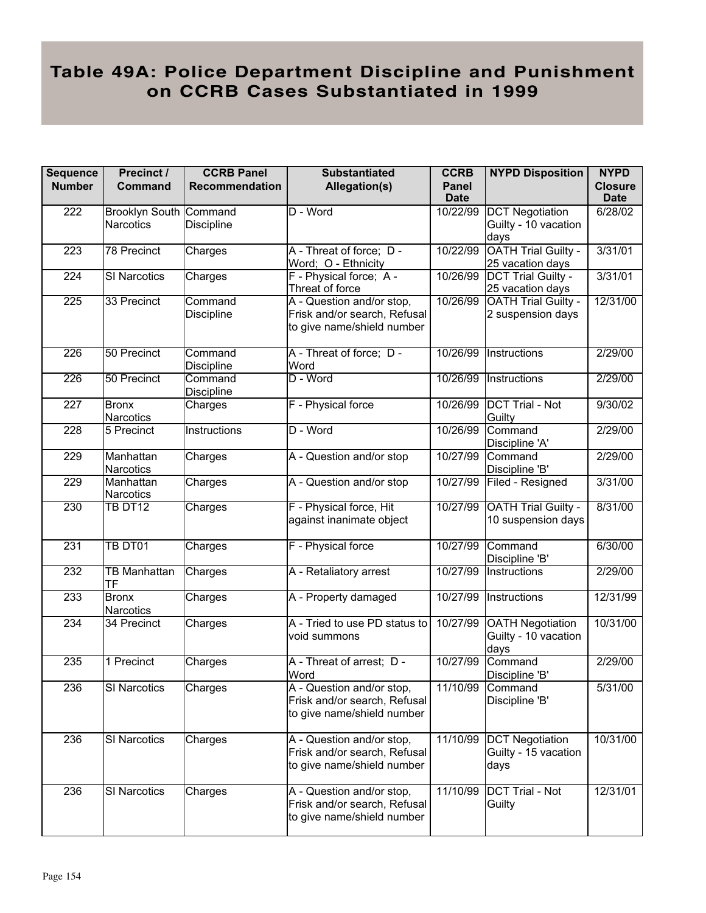# Table 49A: Police Department Discipline and Punishment on CCRB Cases Substantiated in 1999

| Sequence Number | Precinct / Command | CCRB Panel Recommendation | Substantiated Allegation(s) | CCRB Panel Date | NYPD Disposition | NYPD Closure Date |
|---|---|---|---|---|---|---|
| 222 | Brooklyn South Narcotics | Command Discipline | D - Word | 10/22/99 | DCT Negotiation Guilty - 10 vacation days | 6/28/02 |
| 223 | 78 Precinct | Charges | A - Threat of force; D - Word; O - Ethnicity | 10/22/99 | OATH Trial Guilty - 25 vacation days | 3/31/01 |
| 224 | SI Narcotics | Charges | F - Physical force; A - Threat of force | 10/26/99 | DCT Trial Guilty - 25 vacation days | 3/31/01 |
| 225 | 33 Precinct | Command Discipline | A - Question and/or stop, Frisk and/or search, Refusal to give name/shield number | 10/26/99 | OATH Trial Guilty - 2 suspension days | 12/31/00 |
| 226 | 50 Precinct | Command Discipline | A - Threat of force; D - Word | 10/26/99 | Instructions | 2/29/00 |
| 226 | 50 Precinct | Command Discipline | D - Word | 10/26/99 | Instructions | 2/29/00 |
| 227 | Bronx Narcotics | Charges | F - Physical force | 10/26/99 | DCT Trial - Not Guilty | 9/30/02 |
| 228 | 5 Precinct | Instructions | D - Word | 10/26/99 | Command Discipline 'A' | 2/29/00 |
| 229 | Manhattan Narcotics | Charges | A - Question and/or stop | 10/27/99 | Command Discipline 'B' | 2/29/00 |
| 229 | Manhattan Narcotics | Charges | A - Question and/or stop | 10/27/99 | Filed - Resigned | 3/31/00 |
| 230 | TB DT12 | Charges | F - Physical force, Hit against inanimate object | 10/27/99 | OATH Trial Guilty - 10 suspension days | 8/31/00 |
| 231 | TB DT01 | Charges | F - Physical force | 10/27/99 | Command Discipline 'B' | 6/30/00 |
| 232 | TB Manhattan TF | Charges | A - Retaliatory arrest | 10/27/99 | Instructions | 2/29/00 |
| 233 | Bronx Narcotics | Charges | A - Property damaged | 10/27/99 | Instructions | 12/31/99 |
| 234 | 34 Precinct | Charges | A - Tried to use PD status to void summons | 10/27/99 | OATH Negotiation Guilty - 10 vacation days | 10/31/00 |
| 235 | 1 Precinct | Charges | A - Threat of arrest; D - Word | 10/27/99 | Command Discipline 'B' | 2/29/00 |
| 236 | SI Narcotics | Charges | A - Question and/or stop, Frisk and/or search, Refusal to give name/shield number | 11/10/99 | Command Discipline 'B' | 5/31/00 |
| 236 | SI Narcotics | Charges | A - Question and/or stop, Frisk and/or search, Refusal to give name/shield number | 11/10/99 | DCT Negotiation Guilty - 15 vacation days | 10/31/00 |
| 236 | SI Narcotics | Charges | A - Question and/or stop, Frisk and/or search, Refusal to give name/shield number | 11/10/99 | DCT Trial - Not Guilty | 12/31/01 |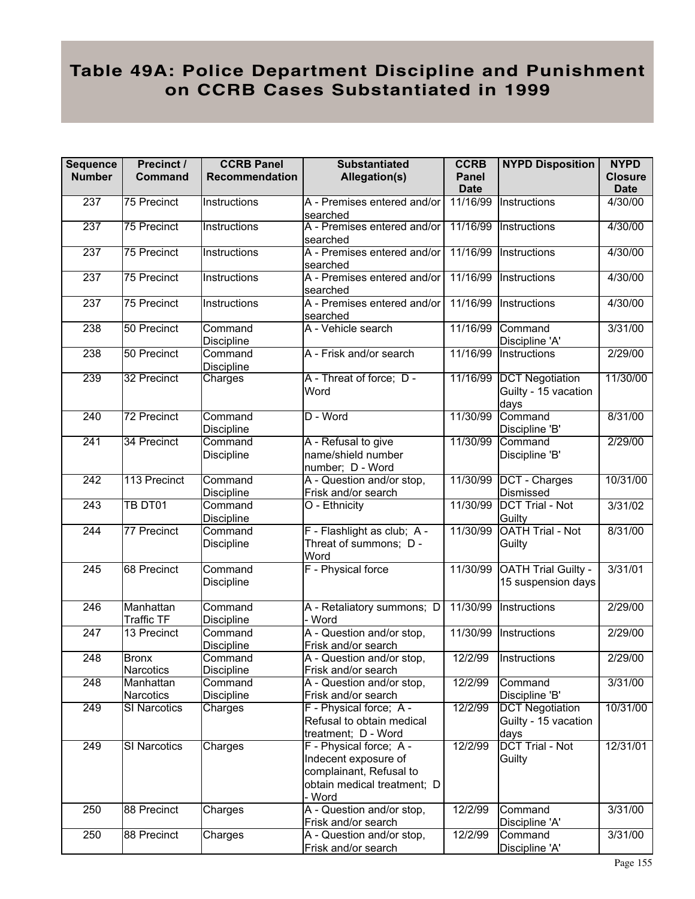# Table 49A: Police Department Discipline and Punishment on CCRB Cases Substantiated in 1999

| Sequence Number | Precinct / Command | CCRB Panel Recommendation | Substantiated Allegation(s) | CCRB Panel Date | NYPD Disposition | NYPD Closure Date |
|---|---|---|---|---|---|---|
| 237 | 75 Precinct | Instructions | A - Premises entered and/or searched | 11/16/99 | Instructions | 4/30/00 |
| 237 | 75 Precinct | Instructions | A - Premises entered and/or searched | 11/16/99 | Instructions | 4/30/00 |
| 237 | 75 Precinct | Instructions | A - Premises entered and/or searched | 11/16/99 | Instructions | 4/30/00 |
| 237 | 75 Precinct | Instructions | A - Premises entered and/or searched | 11/16/99 | Instructions | 4/30/00 |
| 237 | 75 Precinct | Instructions | A - Premises entered and/or searched | 11/16/99 | Instructions | 4/30/00 |
| 238 | 50 Precinct | Command Discipline | A - Vehicle search | 11/16/99 | Command Discipline 'A' | 3/31/00 |
| 238 | 50 Precinct | Command Discipline | A - Frisk and/or search | 11/16/99 | Instructions | 2/29/00 |
| 239 | 32 Precinct | Charges | A - Threat of force; D - Word | 11/16/99 | DCT Negotiation Guilty - 15 vacation days | 11/30/00 |
| 240 | 72 Precinct | Command Discipline | D - Word | 11/30/99 | Command Discipline 'B' | 8/31/00 |
| 241 | 34 Precinct | Command Discipline | A - Refusal to give name/shield number number; D - Word | 11/30/99 | Command Discipline 'B' | 2/29/00 |
| 242 | 113 Precinct | Command Discipline | A - Question and/or stop, Frisk and/or search | 11/30/99 | DCT - Charges Dismissed | 10/31/00 |
| 243 | TB DT01 | Command Discipline | O - Ethnicity | 11/30/99 | DCT Trial - Not Guilty | 3/31/02 |
| 244 | 77 Precinct | Command Discipline | F - Flashlight as club; A - Threat of summons; D - Word | 11/30/99 | OATH Trial - Not Guilty | 8/31/00 |
| 245 | 68 Precinct | Command Discipline | F - Physical force | 11/30/99 | OATH Trial Guilty - 15 suspension days | 3/31/01 |
| 246 | Manhattan Traffic TF | Command Discipline | A - Retaliatory summons; D - Word | 11/30/99 | Instructions | 2/29/00 |
| 247 | 13 Precinct | Command Discipline | A - Question and/or stop, Frisk and/or search | 11/30/99 | Instructions | 2/29/00 |
| 248 | Bronx Narcotics | Command Discipline | A - Question and/or stop, Frisk and/or search | 12/2/99 | Instructions | 2/29/00 |
| 248 | Manhattan Narcotics | Command Discipline | A - Question and/or stop, Frisk and/or search | 12/2/99 | Command Discipline 'B' | 3/31/00 |
| 249 | SI Narcotics | Charges | F - Physical force; A - Refusal to obtain medical treatment; D - Word | 12/2/99 | DCT Negotiation Guilty - 15 vacation days | 10/31/00 |
| 249 | SI Narcotics | Charges | F - Physical force; A - Indecent exposure of complainant, Refusal to obtain medical treatment; D - Word | 12/2/99 | DCT Trial - Not Guilty | 12/31/01 |
| 250 | 88 Precinct | Charges | A - Question and/or stop, Frisk and/or search | 12/2/99 | Command Discipline 'A' | 3/31/00 |
| 250 | 88 Precinct | Charges | A - Question and/or stop, Frisk and/or search | 12/2/99 | Command Discipline 'A' | 3/31/00 |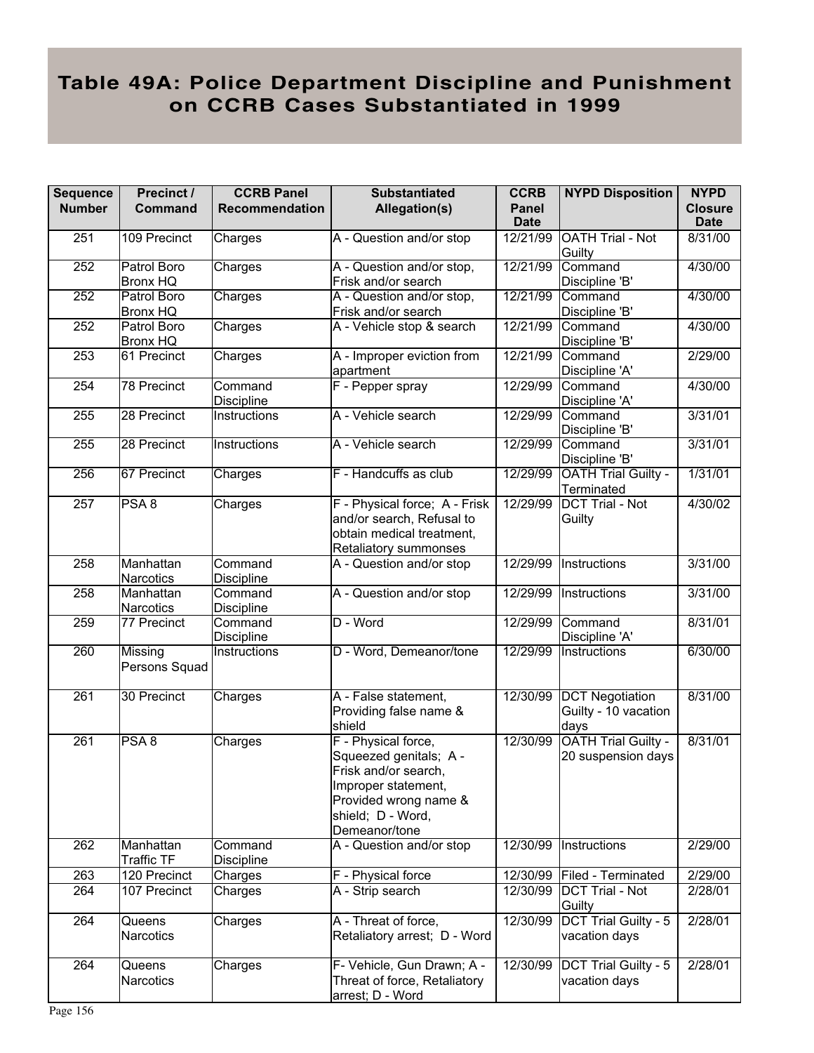# Table 49A: Police Department Discipline and Punishment on CCRB Cases Substantiated in 1999

| Sequence Number | Precinct / Command | CCRB Panel Recommendation | Substantiated Allegation(s) | CCRB Panel Date | NYPD Disposition | NYPD Closure Date |
|---|---|---|---|---|---|---|
| 251 | 109 Precinct | Charges | A - Question and/or stop | 12/21/99 | OATH Trial - Not Guilty | 8/31/00 |
| 252 | Patrol Boro Bronx HQ | Charges | A - Question and/or stop, Frisk and/or search | 12/21/99 | Command Discipline 'B' | 4/30/00 |
| 252 | Patrol Boro Bronx HQ | Charges | A - Question and/or stop, Frisk and/or search | 12/21/99 | Command Discipline 'B' | 4/30/00 |
| 252 | Patrol Boro Bronx HQ | Charges | A - Vehicle stop & search | 12/21/99 | Command Discipline 'B' | 4/30/00 |
| 253 | 61 Precinct | Charges | A - Improper eviction from apartment | 12/21/99 | Command Discipline 'A' | 2/29/00 |
| 254 | 78 Precinct | Command Discipline | F - Pepper spray | 12/29/99 | Command Discipline 'A' | 4/30/00 |
| 255 | 28 Precinct | Instructions | A - Vehicle search | 12/29/99 | Command Discipline 'B' | 3/31/01 |
| 255 | 28 Precinct | Instructions | A - Vehicle search | 12/29/99 | Command Discipline 'B' | 3/31/01 |
| 256 | 67 Precinct | Charges | F - Handcuffs as club | 12/29/99 | OATH Trial Guilty - Terminated | 1/31/01 |
| 257 | PSA 8 | Charges | F - Physical force; A - Frisk and/or search, Refusal to obtain medical treatment, Retaliatory summonses | 12/29/99 | DCT Trial - Not Guilty | 4/30/02 |
| 258 | Manhattan Narcotics | Command Discipline | A - Question and/or stop | 12/29/99 | Instructions | 3/31/00 |
| 258 | Manhattan Narcotics | Command Discipline | A - Question and/or stop | 12/29/99 | Instructions | 3/31/00 |
| 259 | 77 Precinct | Command Discipline | D - Word | 12/29/99 | Command Discipline 'A' | 8/31/01 |
| 260 | Missing Persons Squad | Instructions | D - Word, Demeanor/tone | 12/29/99 | Instructions | 6/30/00 |
| 261 | 30 Precinct | Charges | A - False statement, Providing false name & shield | 12/30/99 | DCT Negotiation Guilty - 10 vacation days | 8/31/00 |
| 261 | PSA 8 | Charges | F - Physical force, Squeezed genitals; A - Frisk and/or search, Improper statement, Provided wrong name & shield; D - Word, Demeanor/tone | 12/30/99 | OATH Trial Guilty - 20 suspension days | 8/31/01 |
| 262 | Manhattan Traffic TF | Command Discipline | A - Question and/or stop | 12/30/99 | Instructions | 2/29/00 |
| 263 | 120 Precinct | Charges | F - Physical force | 12/30/99 | Filed - Terminated | 2/29/00 |
| 264 | 107 Precinct | Charges | A - Strip search | 12/30/99 | DCT Trial - Not Guilty | 2/28/01 |
| 264 | Queens Narcotics | Charges | A - Threat of force, Retaliatory arrest; D - Word | 12/30/99 | DCT Trial Guilty - 5 vacation days | 2/28/01 |
| 264 | Queens Narcotics | Charges | F- Vehicle, Gun Drawn; A - Threat of force, Retaliatory arrest; D - Word | 12/30/99 | DCT Trial Guilty - 5 vacation days | 2/28/01 |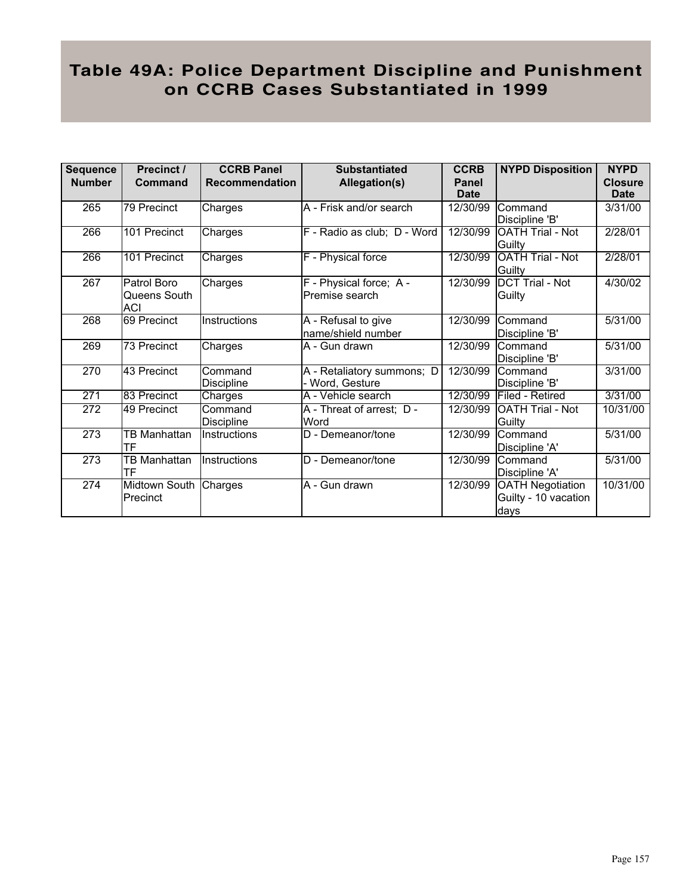# Table 49A: Police Department Discipline and Punishment on CCRB Cases Substantiated in 1999

| Sequence Number | Precinct / Command | CCRB Panel Recommendation | Substantiated Allegation(s) | CCRB Panel Date | NYPD Disposition | NYPD Closure Date |
|---|---|---|---|---|---|---|
| 265 | 79 Precinct | Charges | A - Frisk and/or search | 12/30/99 | Command Discipline 'B' | 3/31/00 |
| 266 | 101 Precinct | Charges | F - Radio as club; D - Word | 12/30/99 | OATH Trial - Not Guilty | 2/28/01 |
| 266 | 101 Precinct | Charges | F - Physical force | 12/30/99 | OATH Trial - Not Guilty | 2/28/01 |
| 267 | Patrol Boro Queens South ACI | Charges | F - Physical force; A - Premise search | 12/30/99 | DCT Trial - Not Guilty | 4/30/02 |
| 268 | 69 Precinct | Instructions | A - Refusal to give name/shield number | 12/30/99 | Command Discipline 'B' | 5/31/00 |
| 269 | 73 Precinct | Charges | A - Gun drawn | 12/30/99 | Command Discipline 'B' | 5/31/00 |
| 270 | 43 Precinct | Command Discipline | A - Retaliatory summons; D - Word, Gesture | 12/30/99 | Command Discipline 'B' | 3/31/00 |
| 271 | 83 Precinct | Charges | A - Vehicle search | 12/30/99 | Filed - Retired | 3/31/00 |
| 272 | 49 Precinct | Command Discipline | A - Threat of arrest; D - Word | 12/30/99 | OATH Trial - Not Guilty | 10/31/00 |
| 273 | TB Manhattan TF | Instructions | D - Demeanor/tone | 12/30/99 | Command Discipline 'A' | 5/31/00 |
| 273 | TB Manhattan TF | Instructions | D - Demeanor/tone | 12/30/99 | Command Discipline 'A' | 5/31/00 |
| 274 | Midtown South Precinct | Charges | A - Gun drawn | 12/30/99 | OATH Negotiation Guilty - 10 vacation days | 10/31/00 |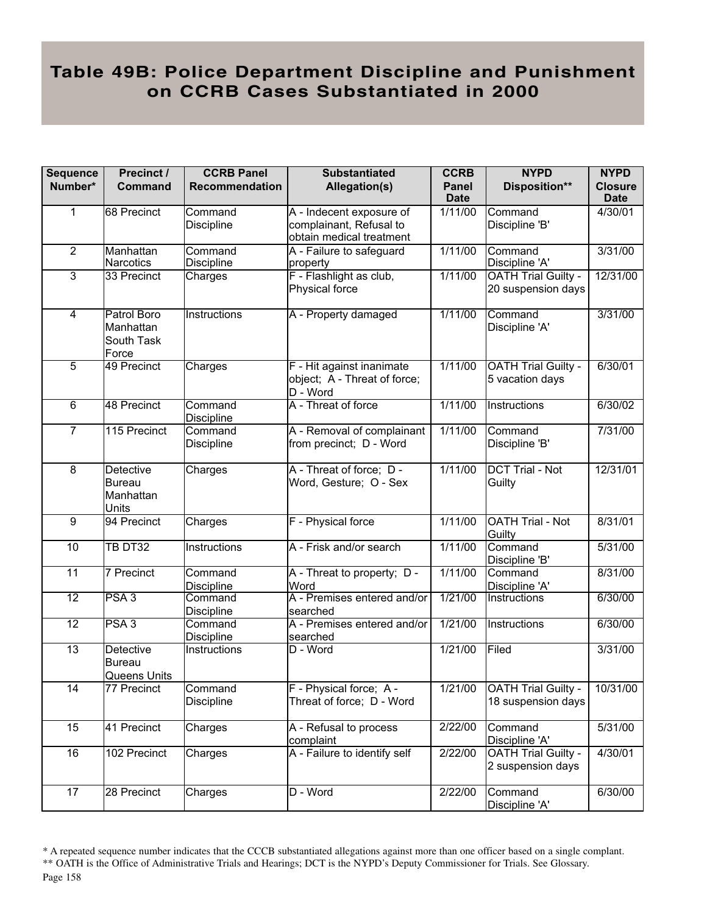# Table 49B: Police Department Discipline and Punishment on CCRB Cases Substantiated in 2000

| Sequence Number* | Precinct / Command | CCRB Panel Recommendation | Substantiated Allegation(s) | CCRB Panel Date | NYPD Disposition** | NYPD Closure Date |
|---|---|---|---|---|---|---|
| 1 | 68 Precinct | Command Discipline | A - Indecent exposure of complainant, Refusal to obtain medical treatment | 1/11/00 | Command Discipline 'B' | 4/30/01 |
| 2 | Manhattan Narcotics | Command Discipline | A - Failure to safeguard property | 1/11/00 | Command Discipline 'A' | 3/31/00 |
| 3 | 33 Precinct | Charges | F - Flashlight as club, Physical force | 1/11/00 | OATH Trial Guilty - 20 suspension days | 12/31/00 |
| 4 | Patrol Boro Manhattan South Task Force | Instructions | A - Property damaged | 1/11/00 | Command Discipline 'A' | 3/31/00 |
| 5 | 49 Precinct | Charges | F - Hit against inanimate object; A - Threat of force; D - Word | 1/11/00 | OATH Trial Guilty - 5 vacation days | 6/30/01 |
| 6 | 48 Precinct | Command Discipline | A - Threat of force | 1/11/00 | Instructions | 6/30/02 |
| 7 | 115 Precinct | Command Discipline | A - Removal of complainant from precinct; D - Word | 1/11/00 | Command Discipline 'B' | 7/31/00 |
| 8 | Detective Bureau Manhattan Units | Charges | A - Threat of force; D - Word, Gesture; O - Sex | 1/11/00 | DCT Trial - Not Guilty | 12/31/01 |
| 9 | 94 Precinct | Charges | F - Physical force | 1/11/00 | OATH Trial - Not Guilty | 8/31/01 |
| 10 | TB DT32 | Instructions | A - Frisk and/or search | 1/11/00 | Command Discipline 'B' | 5/31/00 |
| 11 | 7 Precinct | Command Discipline | A - Threat to property; D - Word | 1/11/00 | Command Discipline 'A' | 8/31/00 |
| 12 | PSA 3 | Command Discipline | A - Premises entered and/or searched | 1/21/00 | Instructions | 6/30/00 |
| 12 | PSA 3 | Command Discipline | A - Premises entered and/or searched | 1/21/00 | Instructions | 6/30/00 |
| 13 | Detective Bureau Queens Units | Instructions | D - Word | 1/21/00 | Filed | 3/31/00 |
| 14 | 77 Precinct | Command Discipline | F - Physical force; A - Threat of force; D - Word | 1/21/00 | OATH Trial Guilty - 18 suspension days | 10/31/00 |
| 15 | 41 Precinct | Charges | A - Refusal to process complaint | 2/22/00 | Command Discipline 'A' | 5/31/00 |
| 16 | 102 Precinct | Charges | A - Failure to identify self | 2/22/00 | OATH Trial Guilty - 2 suspension days | 4/30/01 |
| 17 | 28 Precinct | Charges | D - Word | 2/22/00 | Command Discipline 'A' | 6/30/00 |

\* A repeated sequence number indicates that the CCCB substantiated allegations against more than one officer based on a single complant.

\*\* OATH is the Office of Administrative Trials and Hearings; DCT is the NYPD's Deputy Commissioner for Trials. See Glossary.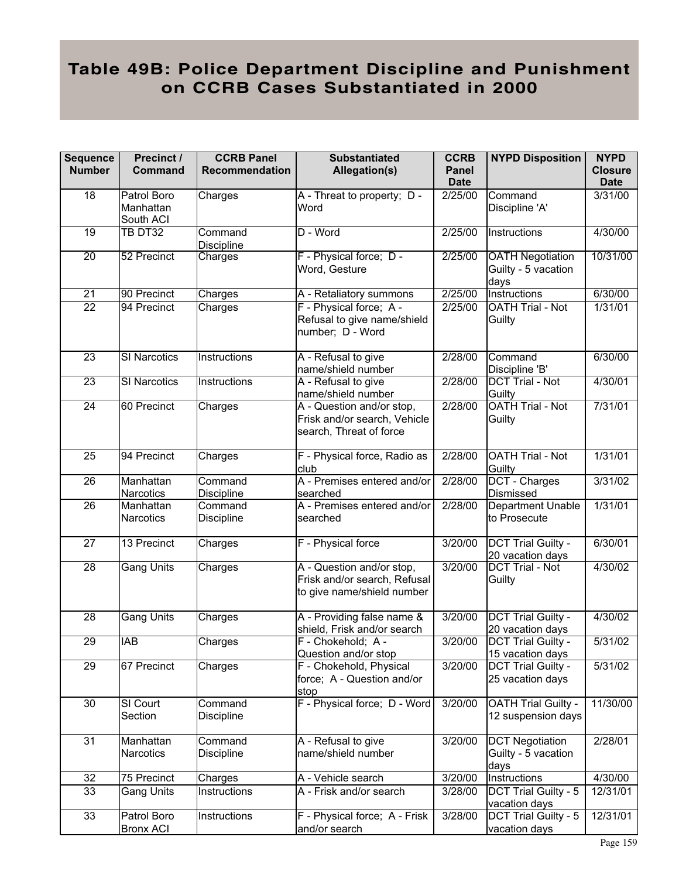# Table 49B: Police Department Discipline and Punishment on CCRB Cases Substantiated in 2000

| Sequence Number | Precinct / Command | CCRB Panel Recommendation | Substantiated Allegation(s) | CCRB Panel Date | NYPD Disposition | NYPD Closure Date |
|---|---|---|---|---|---|---|
| 18 | Patrol Boro Manhattan South ACI | Charges | A - Threat to property; D - Word | 2/25/00 | Command Discipline 'A' | 3/31/00 |
| 19 | TB DT32 | Command Discipline | D - Word | 2/25/00 | Instructions | 4/30/00 |
| 20 | 52 Precinct | Charges | F - Physical force; D - Word, Gesture | 2/25/00 | OATH Negotiation Guilty - 5 vacation days | 10/31/00 |
| 21 | 90 Precinct | Charges | A - Retaliatory summons | 2/25/00 | Instructions | 6/30/00 |
| 22 | 94 Precinct | Charges | F - Physical force; A - Refusal to give name/shield number; D - Word | 2/25/00 | OATH Trial - Not Guilty | 1/31/01 |
| 23 | SI Narcotics | Instructions | A - Refusal to give name/shield number | 2/28/00 | Command Discipline 'B' | 6/30/00 |
| 23 | SI Narcotics | Instructions | A - Refusal to give name/shield number | 2/28/00 | DCT Trial - Not Guilty | 4/30/01 |
| 24 | 60 Precinct | Charges | A - Question and/or stop, Frisk and/or search, Vehicle search, Threat of force | 2/28/00 | OATH Trial - Not Guilty | 7/31/01 |
| 25 | 94 Precinct | Charges | F - Physical force, Radio as club | 2/28/00 | OATH Trial - Not Guilty | 1/31/01 |
| 26 | Manhattan Narcotics | Command Discipline | A - Premises entered and/or searched | 2/28/00 | DCT - Charges Dismissed | 3/31/02 |
| 26 | Manhattan Narcotics | Command Discipline | A - Premises entered and/or searched | 2/28/00 | Department Unable to Prosecute | 1/31/01 |
| 27 | 13 Precinct | Charges | F - Physical force | 3/20/00 | DCT Trial Guilty - 20 vacation days | 6/30/01 |
| 28 | Gang Units | Charges | A - Question and/or stop, Frisk and/or search, Refusal to give name/shield number | 3/20/00 | DCT Trial - Not Guilty | 4/30/02 |
| 28 | Gang Units | Charges | A - Providing false name & shield, Frisk and/or search | 3/20/00 | DCT Trial Guilty - 20 vacation days | 4/30/02 |
| 29 | IAB | Charges | F - Chokehold; A - Question and/or stop | 3/20/00 | DCT Trial Guilty - 15 vacation days | 5/31/02 |
| 29 | 67 Precinct | Charges | F - Chokehold, Physical force; A - Question and/or stop | 3/20/00 | DCT Trial Guilty - 25 vacation days | 5/31/02 |
| 30 | SI Court Section | Command Discipline | F - Physical force; D - Word | 3/20/00 | OATH Trial Guilty - 12 suspension days | 11/30/00 |
| 31 | Manhattan Narcotics | Command Discipline | A - Refusal to give name/shield number | 3/20/00 | DCT Negotiation Guilty - 5 vacation days | 2/28/01 |
| 32 | 75 Precinct | Charges | A - Vehicle search | 3/20/00 | Instructions | 4/30/00 |
| 33 | Gang Units | Instructions | A - Frisk and/or search | 3/28/00 | DCT Trial Guilty - 5 vacation days | 12/31/01 |
| 33 | Patrol Boro Bronx ACI | Instructions | F - Physical force; A - Frisk and/or search | 3/28/00 | DCT Trial Guilty - 5 vacation days | 12/31/01 |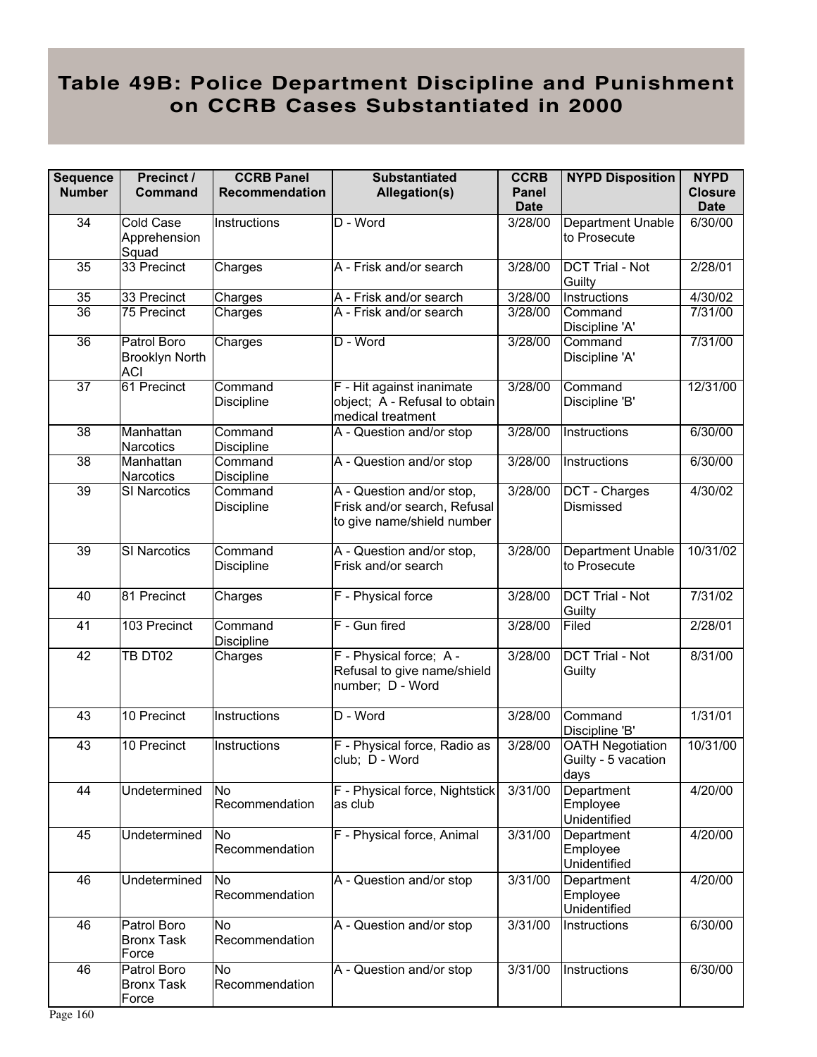# Table 49B: Police Department Discipline and Punishment on CCRB Cases Substantiated in 2000

| Sequence Number | Precinct / Command | CCRB Panel Recommendation | Substantiated Allegation(s) | CCRB Panel Date | NYPD Disposition | NYPD Closure Date |
|---|---|---|---|---|---|---|
| 34 | Cold Case Apprehension Squad | Instructions | D - Word | 3/28/00 | Department Unable to Prosecute | 6/30/00 |
| 35 | 33 Precinct | Charges | A - Frisk and/or search | 3/28/00 | DCT Trial - Not Guilty | 2/28/01 |
| 35 | 33 Precinct | Charges | A - Frisk and/or search | 3/28/00 | Instructions | 4/30/02 |
| 36 | 75 Precinct | Charges | A - Frisk and/or search | 3/28/00 | Command Discipline 'A' | 7/31/00 |
| 36 | Patrol Boro Brooklyn North ACI | Charges | D - Word | 3/28/00 | Command Discipline 'A' | 7/31/00 |
| 37 | 61 Precinct | Command Discipline | F - Hit against inanimate object; A - Refusal to obtain medical treatment | 3/28/00 | Command Discipline 'B' | 12/31/00 |
| 38 | Manhattan Narcotics | Command Discipline | A - Question and/or stop | 3/28/00 | Instructions | 6/30/00 |
| 38 | Manhattan Narcotics | Command Discipline | A - Question and/or stop | 3/28/00 | Instructions | 6/30/00 |
| 39 | SI Narcotics | Command Discipline | A - Question and/or stop, Frisk and/or search, Refusal to give name/shield number | 3/28/00 | DCT - Charges Dismissed | 4/30/02 |
| 39 | SI Narcotics | Command Discipline | A - Question and/or stop, Frisk and/or search | 3/28/00 | Department Unable to Prosecute | 10/31/02 |
| 40 | 81 Precinct | Charges | F - Physical force | 3/28/00 | DCT Trial - Not Guilty | 7/31/02 |
| 41 | 103 Precinct | Command Discipline | F - Gun fired | 3/28/00 | Filed | 2/28/01 |
| 42 | TB DT02 | Charges | F - Physical force; A - Refusal to give name/shield number; D - Word | 3/28/00 | DCT Trial - Not Guilty | 8/31/00 |
| 43 | 10 Precinct | Instructions | D - Word | 3/28/00 | Command Discipline 'B' | 1/31/01 |
| 43 | 10 Precinct | Instructions | F - Physical force, Radio as club; D - Word | 3/28/00 | OATH Negotiation Guilty - 5 vacation days | 10/31/00 |
| 44 | Undetermined | No Recommendation | F - Physical force, Nightstick as club | 3/31/00 | Department Employee Unidentified | 4/20/00 |
| 45 | Undetermined | No Recommendation | F - Physical force, Animal | 3/31/00 | Department Employee Unidentified | 4/20/00 |
| 46 | Undetermined | No Recommendation | A - Question and/or stop | 3/31/00 | Department Employee Unidentified | 4/20/00 |
| 46 | Patrol Boro Bronx Task Force | No Recommendation | A - Question and/or stop | 3/31/00 | Instructions | 6/30/00 |
| 46 | Patrol Boro Bronx Task Force | No Recommendation | A - Question and/or stop | 3/31/00 | Instructions | 6/30/00 |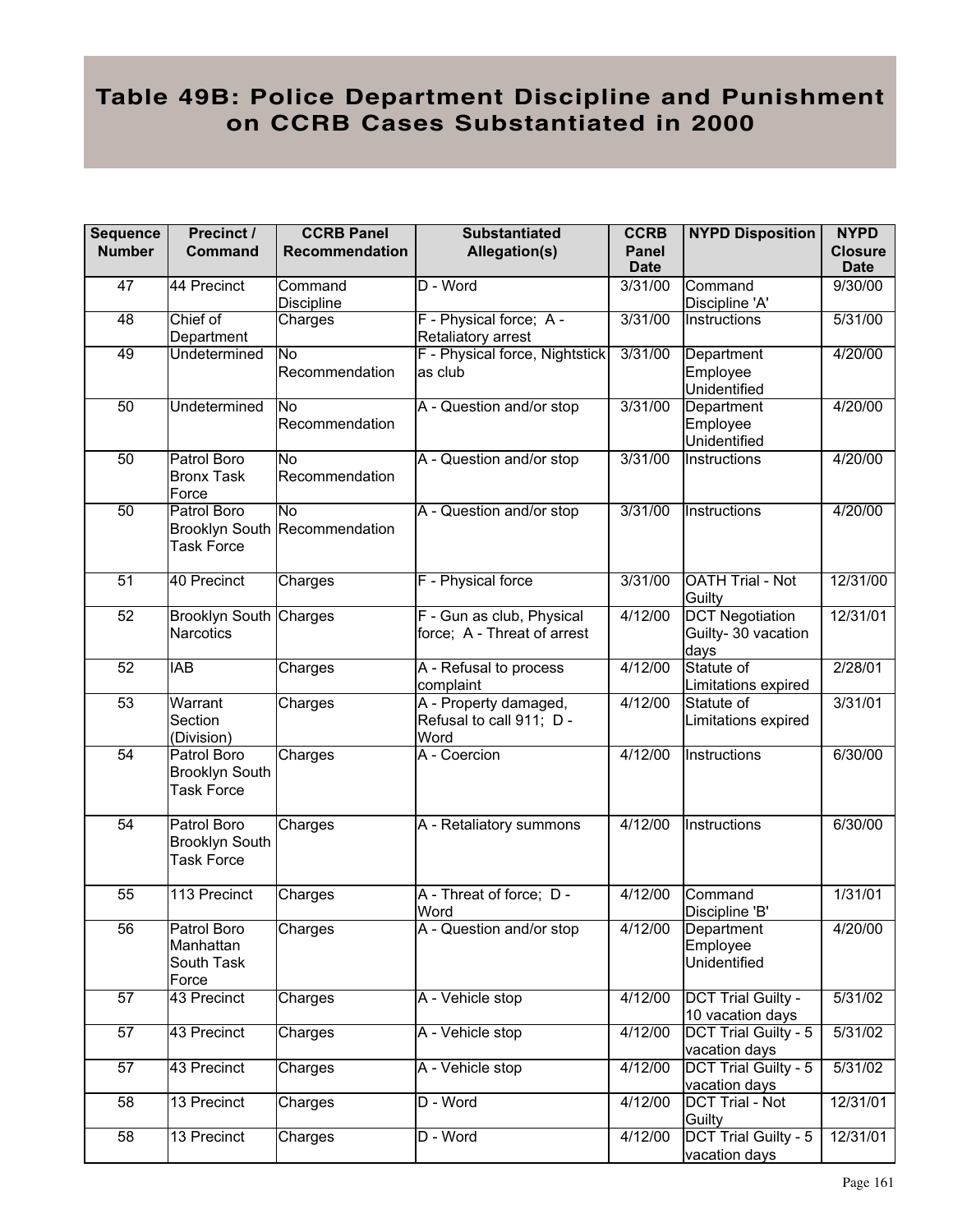# Table 49B: Police Department Discipline and Punishment on CCRB Cases Substantiated in 2000

| Sequence Number | Precinct / Command | CCRB Panel Recommendation | Substantiated Allegation(s) | CCRB Panel Date | NYPD Disposition | NYPD Closure Date |
|---|---|---|---|---|---|---|
| 47 | 44 Precinct | Command Discipline | D - Word | 3/31/00 | Command Discipline 'A' | 9/30/00 |
| 48 | Chief of Department | Charges | F - Physical force; A - Retaliatory arrest | 3/31/00 | Instructions | 5/31/00 |
| 49 | Undetermined | No Recommendation | F - Physical force, Nightstick as club | 3/31/00 | Department Employee Unidentified | 4/20/00 |
| 50 | Undetermined | No Recommendation | A - Question and/or stop | 3/31/00 | Department Employee Unidentified | 4/20/00 |
| 50 | Patrol Boro Bronx Task Force | No Recommendation | A - Question and/or stop | 3/31/00 | Instructions | 4/20/00 |
| 50 | Patrol Boro Brooklyn South Task Force | No Recommendation | A - Question and/or stop | 3/31/00 | Instructions | 4/20/00 |
| 51 | 40 Precinct | Charges | F - Physical force | 3/31/00 | OATH Trial - Not Guilty | 12/31/00 |
| 52 | Brooklyn South Narcotics | Charges | F - Gun as club, Physical force; A - Threat of arrest | 4/12/00 | DCT Negotiation Guilty- 30 vacation days | 12/31/01 |
| 52 | IAB | Charges | A - Refusal to process complaint | 4/12/00 | Statute of Limitations expired | 2/28/01 |
| 53 | Warrant Section (Division) | Charges | A - Property damaged, Refusal to call 911; D - Word | 4/12/00 | Statute of Limitations expired | 3/31/01 |
| 54 | Patrol Boro Brooklyn South Task Force | Charges | A - Coercion | 4/12/00 | Instructions | 6/30/00 |
| 54 | Patrol Boro Brooklyn South Task Force | Charges | A - Retaliatory summons | 4/12/00 | Instructions | 6/30/00 |
| 55 | 113 Precinct | Charges | A - Threat of force; D - Word | 4/12/00 | Command Discipline 'B' | 1/31/01 |
| 56 | Patrol Boro Manhattan South Task Force | Charges | A - Question and/or stop | 4/12/00 | Department Employee Unidentified | 4/20/00 |
| 57 | 43 Precinct | Charges | A - Vehicle stop | 4/12/00 | DCT Trial Guilty - 10 vacation days | 5/31/02 |
| 57 | 43 Precinct | Charges | A - Vehicle stop | 4/12/00 | DCT Trial Guilty - 5 vacation days | 5/31/02 |
| 57 | 43 Precinct | Charges | A - Vehicle stop | 4/12/00 | DCT Trial Guilty - 5 vacation days | 5/31/02 |
| 58 | 13 Precinct | Charges | D - Word | 4/12/00 | DCT Trial - Not Guilty | 12/31/01 |
| 58 | 13 Precinct | Charges | D - Word | 4/12/00 | DCT Trial Guilty - 5 vacation days | 12/31/01 |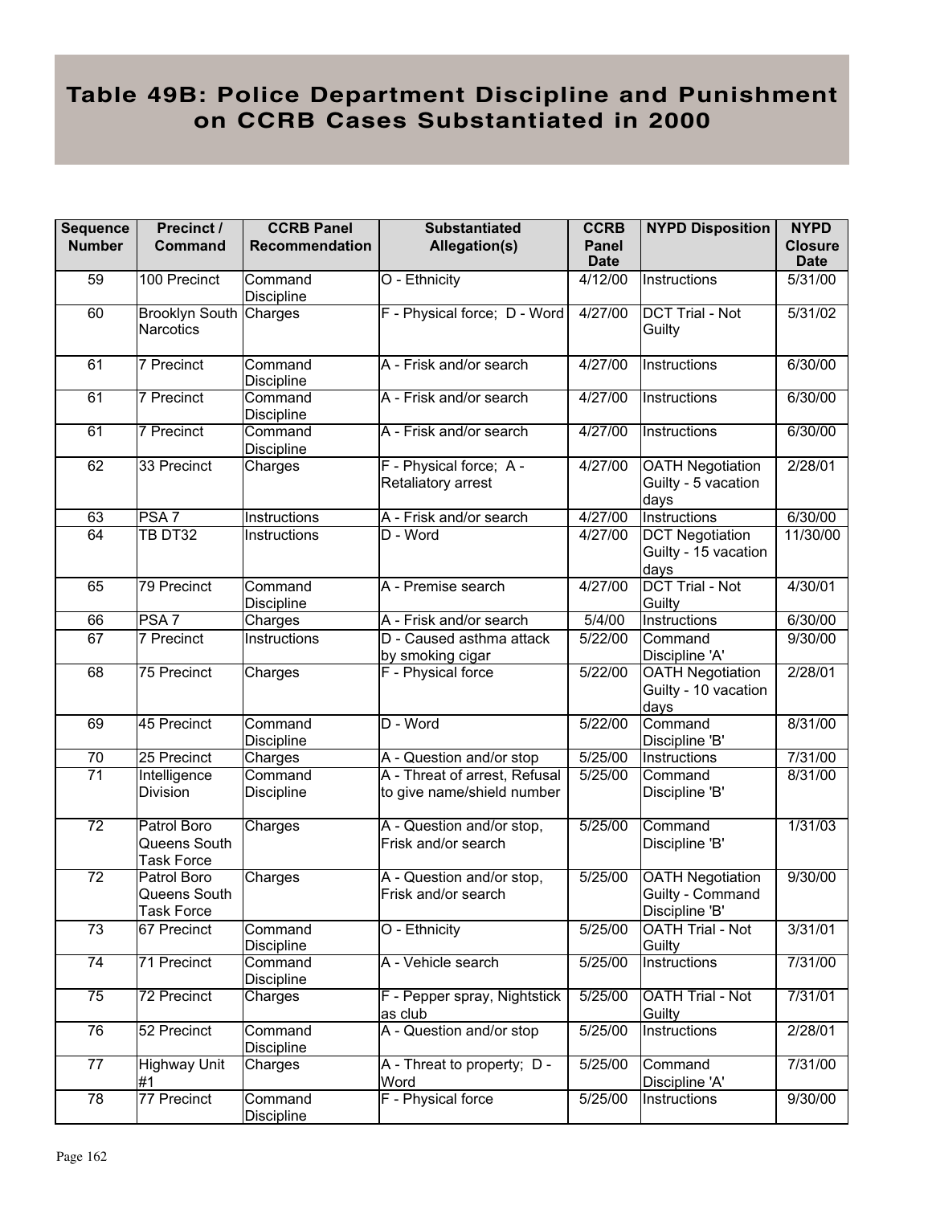# Table 49B: Police Department Discipline and Punishment on CCRB Cases Substantiated in 2000

| Sequence Number | Precinct / Command | CCRB Panel Recommendation | Substantiated Allegation(s) | CCRB Panel Date | NYPD Disposition | NYPD Closure Date |
|---|---|---|---|---|---|---|
| 59 | 100 Precinct | Command Discipline | O - Ethnicity | 4/12/00 | Instructions | 5/31/00 |
| 60 | Brooklyn South Narcotics | Charges | F - Physical force; D - Word | 4/27/00 | DCT Trial - Not Guilty | 5/31/02 |
| 61 | 7 Precinct | Command Discipline | A - Frisk and/or search | 4/27/00 | Instructions | 6/30/00 |
| 61 | 7 Precinct | Command Discipline | A - Frisk and/or search | 4/27/00 | Instructions | 6/30/00 |
| 61 | 7 Precinct | Command Discipline | A - Frisk and/or search | 4/27/00 | Instructions | 6/30/00 |
| 62 | 33 Precinct | Charges | F - Physical force; A - Retaliatory arrest | 4/27/00 | OATH Negotiation Guilty - 5 vacation days | 2/28/01 |
| 63 | PSA 7 | Instructions | A - Frisk and/or search | 4/27/00 | Instructions | 6/30/00 |
| 64 | TB DT32 | Instructions | D - Word | 4/27/00 | DCT Negotiation Guilty - 15 vacation days | 11/30/00 |
| 65 | 79 Precinct | Command Discipline | A - Premise search | 4/27/00 | DCT Trial - Not Guilty | 4/30/01 |
| 66 | PSA 7 | Charges | A - Frisk and/or search | 5/4/00 | Instructions | 6/30/00 |
| 67 | 7 Precinct | Instructions | D - Caused asthma attack by smoking cigar | 5/22/00 | Command Discipline 'A' | 9/30/00 |
| 68 | 75 Precinct | Charges | F - Physical force | 5/22/00 | OATH Negotiation Guilty - 10 vacation days | 2/28/01 |
| 69 | 45 Precinct | Command Discipline | D - Word | 5/22/00 | Command Discipline 'B' | 8/31/00 |
| 70 | 25 Precinct | Charges | A - Question and/or stop | 5/25/00 | Instructions | 7/31/00 |
| 71 | Intelligence Division | Command Discipline | A - Threat of arrest, Refusal to give name/shield number | 5/25/00 | Command Discipline 'B' | 8/31/00 |
| 72 | Patrol Boro Queens South Task Force | Charges | A - Question and/or stop, Frisk and/or search | 5/25/00 | Command Discipline 'B' | 1/31/03 |
| 72 | Patrol Boro Queens South Task Force | Charges | A - Question and/or stop, Frisk and/or search | 5/25/00 | OATH Negotiation Guilty - Command Discipline 'B' | 9/30/00 |
| 73 | 67 Precinct | Command Discipline | O - Ethnicity | 5/25/00 | OATH Trial - Not Guilty | 3/31/01 |
| 74 | 71 Precinct | Command Discipline | A - Vehicle search | 5/25/00 | Instructions | 7/31/00 |
| 75 | 72 Precinct | Charges | F - Pepper spray, Nightstick as club | 5/25/00 | OATH Trial - Not Guilty | 7/31/01 |
| 76 | 52 Precinct | Command Discipline | A - Question and/or stop | 5/25/00 | Instructions | 2/28/01 |
| 77 | Highway Unit #1 | Charges | A - Threat to property; D - Word | 5/25/00 | Command Discipline 'A' | 7/31/00 |
| 78 | 77 Precinct | Command Discipline | F - Physical force | 5/25/00 | Instructions | 9/30/00 |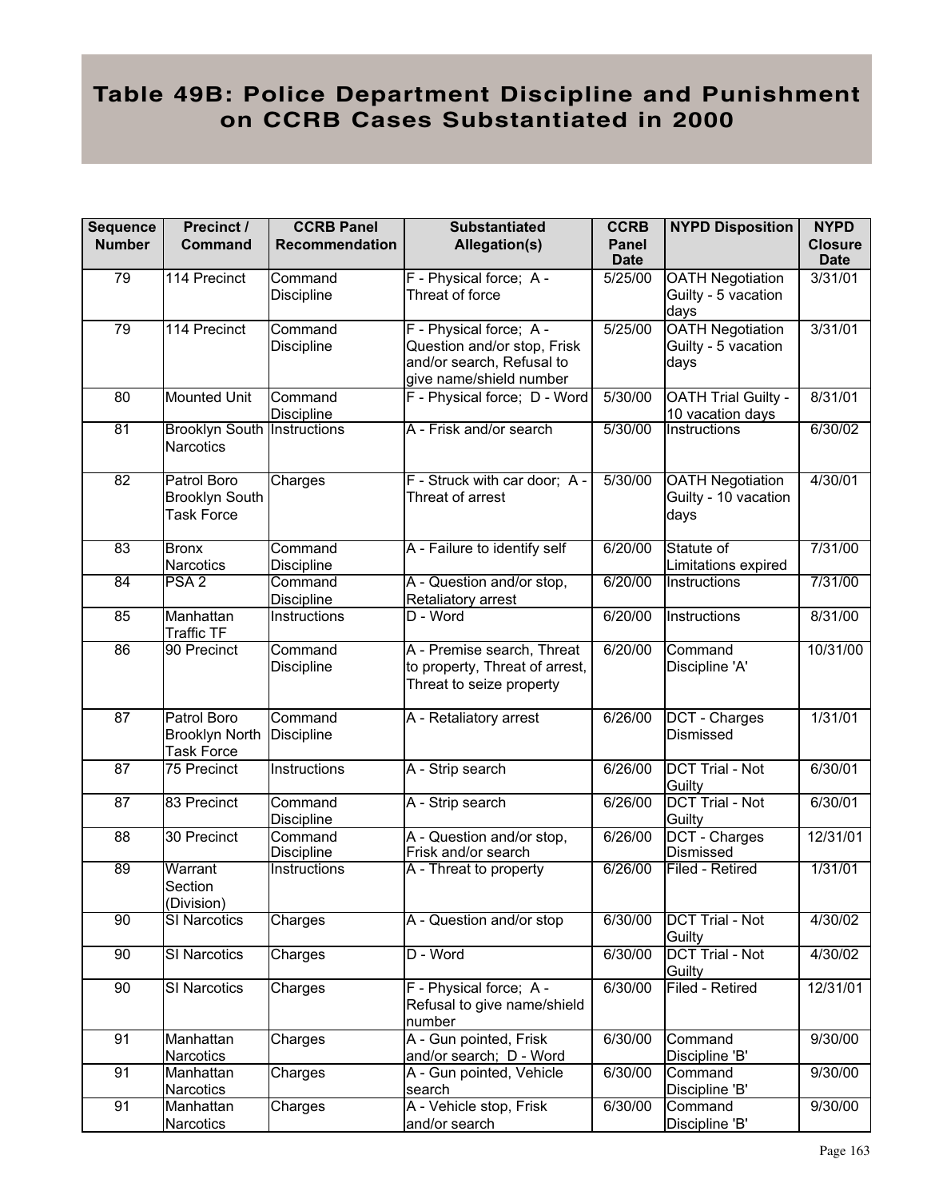# Table 49B: Police Department Discipline and Punishment on CCRB Cases Substantiated in 2000

| Sequence Number | Precinct / Command | CCRB Panel Recommendation | Substantiated Allegation(s) | CCRB Panel Date | NYPD Disposition | NYPD Closure Date |
|---|---|---|---|---|---|---|
| 79 | 114 Precinct | Command Discipline | F - Physical force; A - Threat of force | 5/25/00 | OATH Negotiation Guilty - 5 vacation days | 3/31/01 |
| 79 | 114 Precinct | Command Discipline | F - Physical force; A - Question and/or stop, Frisk and/or search, Refusal to give name/shield number | 5/25/00 | OATH Negotiation Guilty - 5 vacation days | 3/31/01 |
| 80 | Mounted Unit | Command Discipline | F - Physical force; D - Word | 5/30/00 | OATH Trial Guilty - 10 vacation days | 8/31/01 |
| 81 | Brooklyn South Narcotics | Instructions | A - Frisk and/or search | 5/30/00 | Instructions | 6/30/02 |
| 82 | Patrol Boro Brooklyn South Task Force | Charges | F - Struck with car door; A - Threat of arrest | 5/30/00 | OATH Negotiation Guilty - 10 vacation days | 4/30/01 |
| 83 | Bronx Narcotics | Command Discipline | A - Failure to identify self | 6/20/00 | Statute of Limitations expired | 7/31/00 |
| 84 | PSA 2 | Command Discipline | A - Question and/or stop, Retaliatory arrest | 6/20/00 | Instructions | 7/31/00 |
| 85 | Manhattan Traffic TF | Instructions | D - Word | 6/20/00 | Instructions | 8/31/00 |
| 86 | 90 Precinct | Command Discipline | A - Premise search, Threat to property, Threat of arrest, Threat to seize property | 6/20/00 | Command Discipline 'A' | 10/31/00 |
| 87 | Patrol Boro Brooklyn North Task Force | Command Discipline | A - Retaliatory arrest | 6/26/00 | DCT - Charges Dismissed | 1/31/01 |
| 87 | 75 Precinct | Instructions | A - Strip search | 6/26/00 | DCT Trial - Not Guilty | 6/30/01 |
| 87 | 83 Precinct | Command Discipline | A - Strip search | 6/26/00 | DCT Trial - Not Guilty | 6/30/01 |
| 88 | 30 Precinct | Command Discipline | A - Question and/or stop, Frisk and/or search | 6/26/00 | DCT - Charges Dismissed | 12/31/01 |
| 89 | Warrant Section (Division) | Instructions | A - Threat to property | 6/26/00 | Filed - Retired | 1/31/01 |
| 90 | SI Narcotics | Charges | A - Question and/or stop | 6/30/00 | DCT Trial - Not Guilty | 4/30/02 |
| 90 | SI Narcotics | Charges | D - Word | 6/30/00 | DCT Trial - Not Guilty | 4/30/02 |
| 90 | SI Narcotics | Charges | F - Physical force; A - Refusal to give name/shield number | 6/30/00 | Filed - Retired | 12/31/01 |
| 91 | Manhattan Narcotics | Charges | A - Gun pointed, Frisk and/or search; D - Word | 6/30/00 | Command Discipline 'B' | 9/30/00 |
| 91 | Manhattan Narcotics | Charges | A - Gun pointed, Vehicle search | 6/30/00 | Command Discipline 'B' | 9/30/00 |
| 91 | Manhattan Narcotics | Charges | A - Vehicle stop, Frisk and/or search | 6/30/00 | Command Discipline 'B' | 9/30/00 |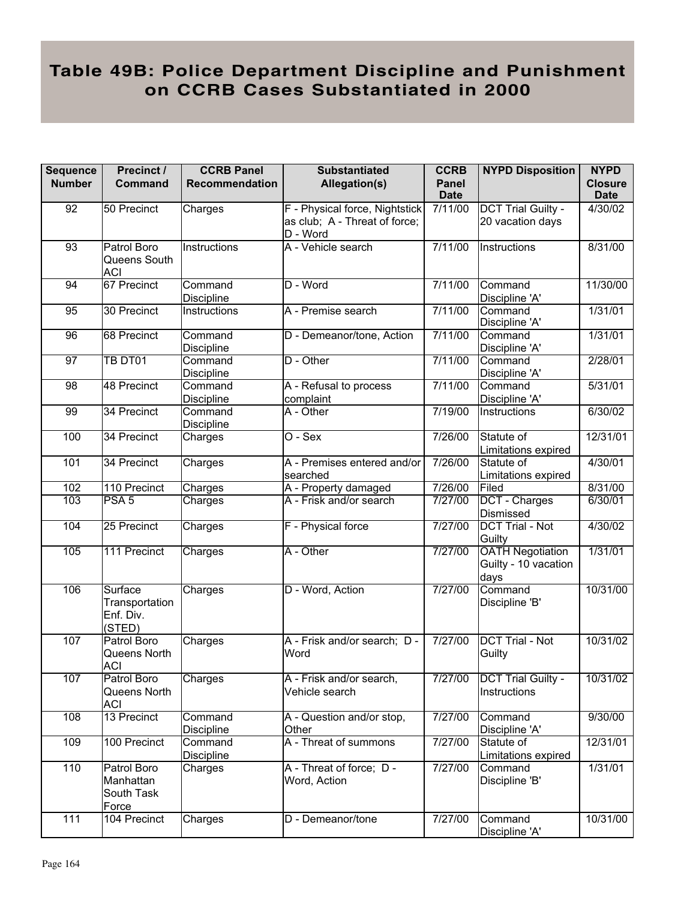# Table 49B: Police Department Discipline and Punishment on CCRB Cases Substantiated in 2000

| Sequence Number | Precinct / Command | CCRB Panel Recommendation | Substantiated Allegation(s) | CCRB Panel Date | NYPD Disposition | NYPD Closure Date |
|---|---|---|---|---|---|---|
| 92 | 50 Precinct | Charges | F - Physical force, Nightstick as club; A - Threat of force; D - Word | 7/11/00 | DCT Trial Guilty - 20 vacation days | 4/30/02 |
| 93 | Patrol Boro Queens South ACI | Instructions | A - Vehicle search | 7/11/00 | Instructions | 8/31/00 |
| 94 | 67 Precinct | Command Discipline | D - Word | 7/11/00 | Command Discipline 'A' | 11/30/00 |
| 95 | 30 Precinct | Instructions | A - Premise search | 7/11/00 | Command Discipline 'A' | 1/31/01 |
| 96 | 68 Precinct | Command Discipline | D - Demeanor/tone, Action | 7/11/00 | Command Discipline 'A' | 1/31/01 |
| 97 | TB DT01 | Command Discipline | D - Other | 7/11/00 | Command Discipline 'A' | 2/28/01 |
| 98 | 48 Precinct | Command Discipline | A - Refusal to process complaint | 7/11/00 | Command Discipline 'A' | 5/31/01 |
| 99 | 34 Precinct | Command Discipline | A - Other | 7/19/00 | Instructions | 6/30/02 |
| 100 | 34 Precinct | Charges | O - Sex | 7/26/00 | Statute of Limitations expired | 12/31/01 |
| 101 | 34 Precinct | Charges | A - Premises entered and/or searched | 7/26/00 | Statute of Limitations expired | 4/30/01 |
| 102 | 110 Precinct | Charges | A - Property damaged | 7/26/00 | Filed | 8/31/00 |
| 103 | PSA 5 | Charges | A - Frisk and/or search | 7/27/00 | DCT - Charges Dismissed | 6/30/01 |
| 104 | 25 Precinct | Charges | F - Physical force | 7/27/00 | DCT Trial - Not Guilty | 4/30/02 |
| 105 | 111 Precinct | Charges | A - Other | 7/27/00 | OATH Negotiation Guilty - 10 vacation days | 1/31/01 |
| 106 | Surface Transportation Enf. Div. (STED) | Charges | D - Word, Action | 7/27/00 | Command Discipline 'B' | 10/31/00 |
| 107 | Patrol Boro Queens North ACI | Charges | A - Frisk and/or search; D - Word | 7/27/00 | DCT Trial - Not Guilty | 10/31/02 |
| 107 | Patrol Boro Queens North ACI | Charges | A - Frisk and/or search, Vehicle search | 7/27/00 | DCT Trial Guilty - Instructions | 10/31/02 |
| 108 | 13 Precinct | Command Discipline | A - Question and/or stop, Other | 7/27/00 | Command Discipline 'A' | 9/30/00 |
| 109 | 100 Precinct | Command Discipline | A - Threat of summons | 7/27/00 | Statute of Limitations expired | 12/31/01 |
| 110 | Patrol Boro Manhattan South Task Force | Charges | A - Threat of force; D - Word, Action | 7/27/00 | Command Discipline 'B' | 1/31/01 |
| 111 | 104 Precinct | Charges | D - Demeanor/tone | 7/27/00 | Command Discipline 'A' | 10/31/00 |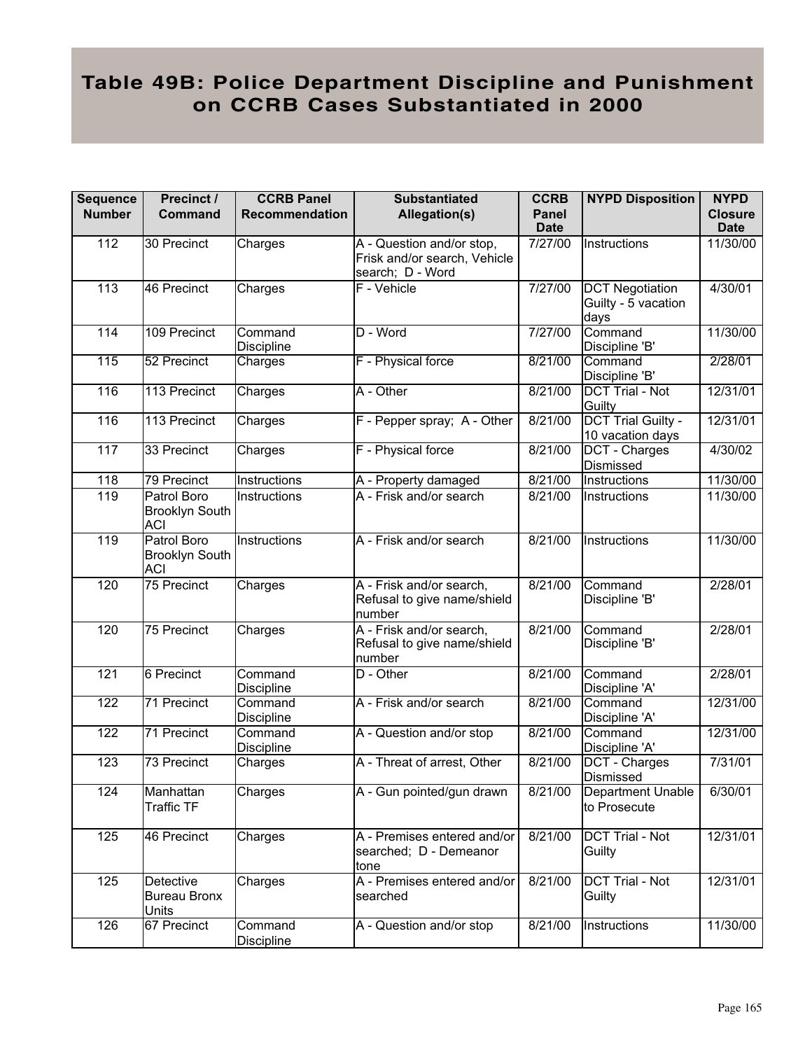# Table 49B: Police Department Discipline and Punishment on CCRB Cases Substantiated in 2000

| Sequence Number | Precinct / Command | CCRB Panel Recommendation | Substantiated Allegation(s) | CCRB Panel Date | NYPD Disposition | NYPD Closure Date |
|---|---|---|---|---|---|---|
| 112 | 30 Precinct | Charges | A - Question and/or stop, Frisk and/or search, Vehicle search; D - Word | 7/27/00 | Instructions | 11/30/00 |
| 113 | 46 Precinct | Charges | F - Vehicle | 7/27/00 | DCT Negotiation Guilty - 5 vacation days | 4/30/01 |
| 114 | 109 Precinct | Command Discipline | D - Word | 7/27/00 | Command Discipline 'B' | 11/30/00 |
| 115 | 52 Precinct | Charges | F - Physical force | 8/21/00 | Command Discipline 'B' | 2/28/01 |
| 116 | 113 Precinct | Charges | A - Other | 8/21/00 | DCT Trial - Not Guilty | 12/31/01 |
| 116 | 113 Precinct | Charges | F - Pepper spray; A - Other | 8/21/00 | DCT Trial Guilty - 10 vacation days | 12/31/01 |
| 117 | 33 Precinct | Charges | F - Physical force | 8/21/00 | DCT - Charges Dismissed | 4/30/02 |
| 118 | 79 Precinct | Instructions | A - Property damaged | 8/21/00 | Instructions | 11/30/00 |
| 119 | Patrol Boro Brooklyn South ACI | Instructions | A - Frisk and/or search | 8/21/00 | Instructions | 11/30/00 |
| 119 | Patrol Boro Brooklyn South ACI | Instructions | A - Frisk and/or search | 8/21/00 | Instructions | 11/30/00 |
| 120 | 75 Precinct | Charges | A - Frisk and/or search, Refusal to give name/shield number | 8/21/00 | Command Discipline 'B' | 2/28/01 |
| 120 | 75 Precinct | Charges | A - Frisk and/or search, Refusal to give name/shield number | 8/21/00 | Command Discipline 'B' | 2/28/01 |
| 121 | 6 Precinct | Command Discipline | D - Other | 8/21/00 | Command Discipline 'A' | 2/28/01 |
| 122 | 71 Precinct | Command Discipline | A - Frisk and/or search | 8/21/00 | Command Discipline 'A' | 12/31/00 |
| 122 | 71 Precinct | Command Discipline | A - Question and/or stop | 8/21/00 | Command Discipline 'A' | 12/31/00 |
| 123 | 73 Precinct | Charges | A - Threat of arrest, Other | 8/21/00 | DCT - Charges Dismissed | 7/31/01 |
| 124 | Manhattan Traffic TF | Charges | A - Gun pointed/gun drawn | 8/21/00 | Department Unable to Prosecute | 6/30/01 |
| 125 | 46 Precinct | Charges | A - Premises entered and/or searched; D - Demeanor tone | 8/21/00 | DCT Trial - Not Guilty | 12/31/01 |
| 125 | Detective Bureau Bronx Units | Charges | A - Premises entered and/or searched | 8/21/00 | DCT Trial - Not Guilty | 12/31/01 |
| 126 | 67 Precinct | Command Discipline | A - Question and/or stop | 8/21/00 | Instructions | 11/30/00 |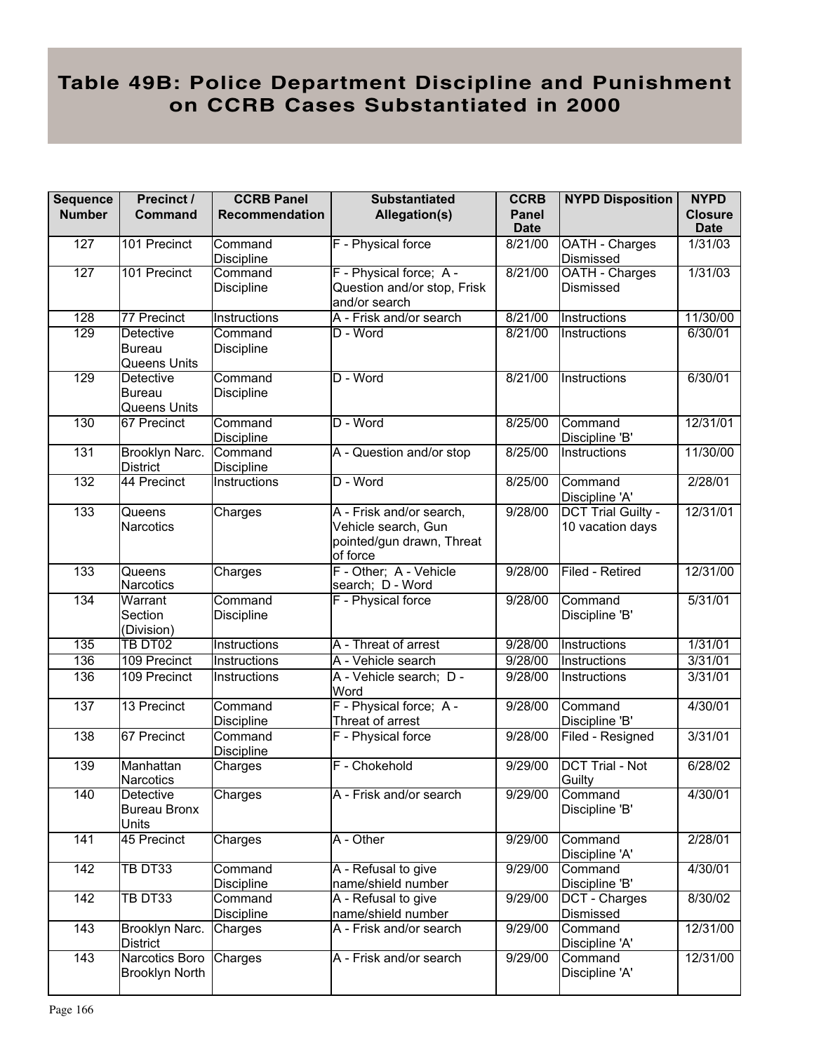# Table 49B: Police Department Discipline and Punishment on CCRB Cases Substantiated in 2000

| Sequence Number | Precinct / Command | CCRB Panel Recommendation | Substantiated Allegation(s) | CCRB Panel Date | NYPD Disposition | NYPD Closure Date |
|---|---|---|---|---|---|---|
| 127 | 101 Precinct | Command Discipline | F - Physical force | 8/21/00 | OATH - Charges Dismissed | 1/31/03 |
| 127 | 101 Precinct | Command Discipline | F - Physical force; A - Question and/or stop, Frisk and/or search | 8/21/00 | OATH - Charges Dismissed | 1/31/03 |
| 128 | 77 Precinct | Instructions | A - Frisk and/or search | 8/21/00 | Instructions | 11/30/00 |
| 129 | Detective Bureau Queens Units | Command Discipline | D - Word | 8/21/00 | Instructions | 6/30/01 |
| 129 | Detective Bureau Queens Units | Command Discipline | D - Word | 8/21/00 | Instructions | 6/30/01 |
| 130 | 67 Precinct | Command Discipline | D - Word | 8/25/00 | Command Discipline 'B' | 12/31/01 |
| 131 | Brooklyn Narc. District | Command Discipline | A - Question and/or stop | 8/25/00 | Instructions | 11/30/00 |
| 132 | 44 Precinct | Instructions | D - Word | 8/25/00 | Command Discipline 'A' | 2/28/01 |
| 133 | Queens Narcotics | Charges | A - Frisk and/or search, Vehicle search, Gun pointed/gun drawn, Threat of force | 9/28/00 | DCT Trial Guilty - 10 vacation days | 12/31/01 |
| 133 | Queens Narcotics | Charges | F - Other; A - Vehicle search; D - Word | 9/28/00 | Filed - Retired | 12/31/00 |
| 134 | Warrant Section (Division) | Command Discipline | F - Physical force | 9/28/00 | Command Discipline 'B' | 5/31/01 |
| 135 | TB DT02 | Instructions | A - Threat of arrest | 9/28/00 | Instructions | 1/31/01 |
| 136 | 109 Precinct | Instructions | A - Vehicle search | 9/28/00 | Instructions | 3/31/01 |
| 136 | 109 Precinct | Instructions | A - Vehicle search; D - Word | 9/28/00 | Instructions | 3/31/01 |
| 137 | 13 Precinct | Command Discipline | F - Physical force; A - Threat of arrest | 9/28/00 | Command Discipline 'B' | 4/30/01 |
| 138 | 67 Precinct | Command Discipline | F - Physical force | 9/28/00 | Filed - Resigned | 3/31/01 |
| 139 | Manhattan Narcotics | Charges | F - Chokehold | 9/29/00 | DCT Trial - Not Guilty | 6/28/02 |
| 140 | Detective Bureau Bronx Units | Charges | A - Frisk and/or search | 9/29/00 | Command Discipline 'B' | 4/30/01 |
| 141 | 45 Precinct | Charges | A - Other | 9/29/00 | Command Discipline 'A' | 2/28/01 |
| 142 | TB DT33 | Command Discipline | A - Refusal to give name/shield number | 9/29/00 | Command Discipline 'B' | 4/30/01 |
| 142 | TB DT33 | Command Discipline | A - Refusal to give name/shield number | 9/29/00 | DCT - Charges Dismissed | 8/30/02 |
| 143 | Brooklyn Narc. District | Charges | A - Frisk and/or search | 9/29/00 | Command Discipline 'A' | 12/31/00 |
| 143 | Narcotics Boro Brooklyn North | Charges | A - Frisk and/or search | 9/29/00 | Command Discipline 'A' | 12/31/00 |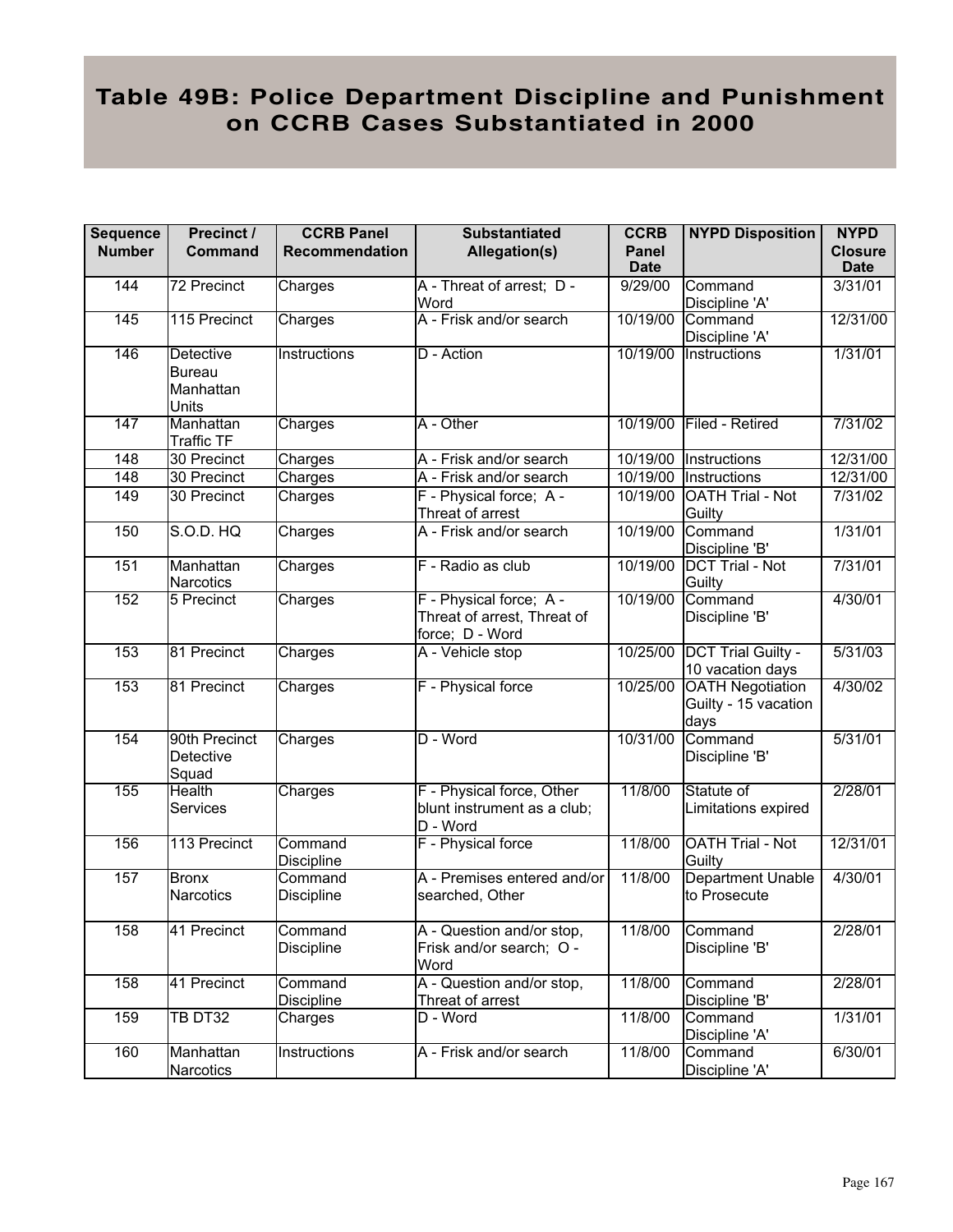# Table 49B: Police Department Discipline and Punishment on CCRB Cases Substantiated in 2000

| Sequence Number | Precinct / Command | CCRB Panel Recommendation | Substantiated Allegation(s) | CCRB Panel Date | NYPD Disposition | NYPD Closure Date |
|---|---|---|---|---|---|---|
| 144 | 72 Precinct | Charges | A - Threat of arrest; D - Word | 9/29/00 | Command Discipline 'A' | 3/31/01 |
| 145 | 115 Precinct | Charges | A - Frisk and/or search | 10/19/00 | Command Discipline 'A' | 12/31/00 |
| 146 | Detective Bureau Manhattan Units | Instructions | D - Action | 10/19/00 | Instructions | 1/31/01 |
| 147 | Manhattan Traffic TF | Charges | A - Other | 10/19/00 | Filed - Retired | 7/31/02 |
| 148 | 30 Precinct | Charges | A - Frisk and/or search | 10/19/00 | Instructions | 12/31/00 |
| 148 | 30 Precinct | Charges | A - Frisk and/or search | 10/19/00 | Instructions | 12/31/00 |
| 149 | 30 Precinct | Charges | F - Physical force; A - Threat of arrest | 10/19/00 | OATH Trial - Not Guilty | 7/31/02 |
| 150 | S.O.D. HQ | Charges | A - Frisk and/or search | 10/19/00 | Command Discipline 'B' | 1/31/01 |
| 151 | Manhattan Narcotics | Charges | F - Radio as club | 10/19/00 | DCT Trial - Not Guilty | 7/31/01 |
| 152 | 5 Precinct | Charges | F - Physical force; A - Threat of arrest, Threat of force; D - Word | 10/19/00 | Command Discipline 'B' | 4/30/01 |
| 153 | 81 Precinct | Charges | A - Vehicle stop | 10/25/00 | DCT Trial Guilty - 10 vacation days | 5/31/03 |
| 153 | 81 Precinct | Charges | F - Physical force | 10/25/00 | OATH Negotiation Guilty - 15 vacation days | 4/30/02 |
| 154 | 90th Precinct Detective Squad | Charges | D - Word | 10/31/00 | Command Discipline 'B' | 5/31/01 |
| 155 | Health Services | Charges | F - Physical force, Other blunt instrument as a club; D - Word | 11/8/00 | Statute of Limitations expired | 2/28/01 |
| 156 | 113 Precinct | Command Discipline | F - Physical force | 11/8/00 | OATH Trial - Not Guilty | 12/31/01 |
| 157 | Bronx Narcotics | Command Discipline | A - Premises entered and/or searched, Other | 11/8/00 | Department Unable to Prosecute | 4/30/01 |
| 158 | 41 Precinct | Command Discipline | A - Question and/or stop, Frisk and/or search; O - Word | 11/8/00 | Command Discipline 'B' | 2/28/01 |
| 158 | 41 Precinct | Command Discipline | A - Question and/or stop, Threat of arrest | 11/8/00 | Command Discipline 'B' | 2/28/01 |
| 159 | TB DT32 | Charges | D - Word | 11/8/00 | Command Discipline 'A' | 1/31/01 |
| 160 | Manhattan Narcotics | Instructions | A - Frisk and/or search | 11/8/00 | Command Discipline 'A' | 6/30/01 |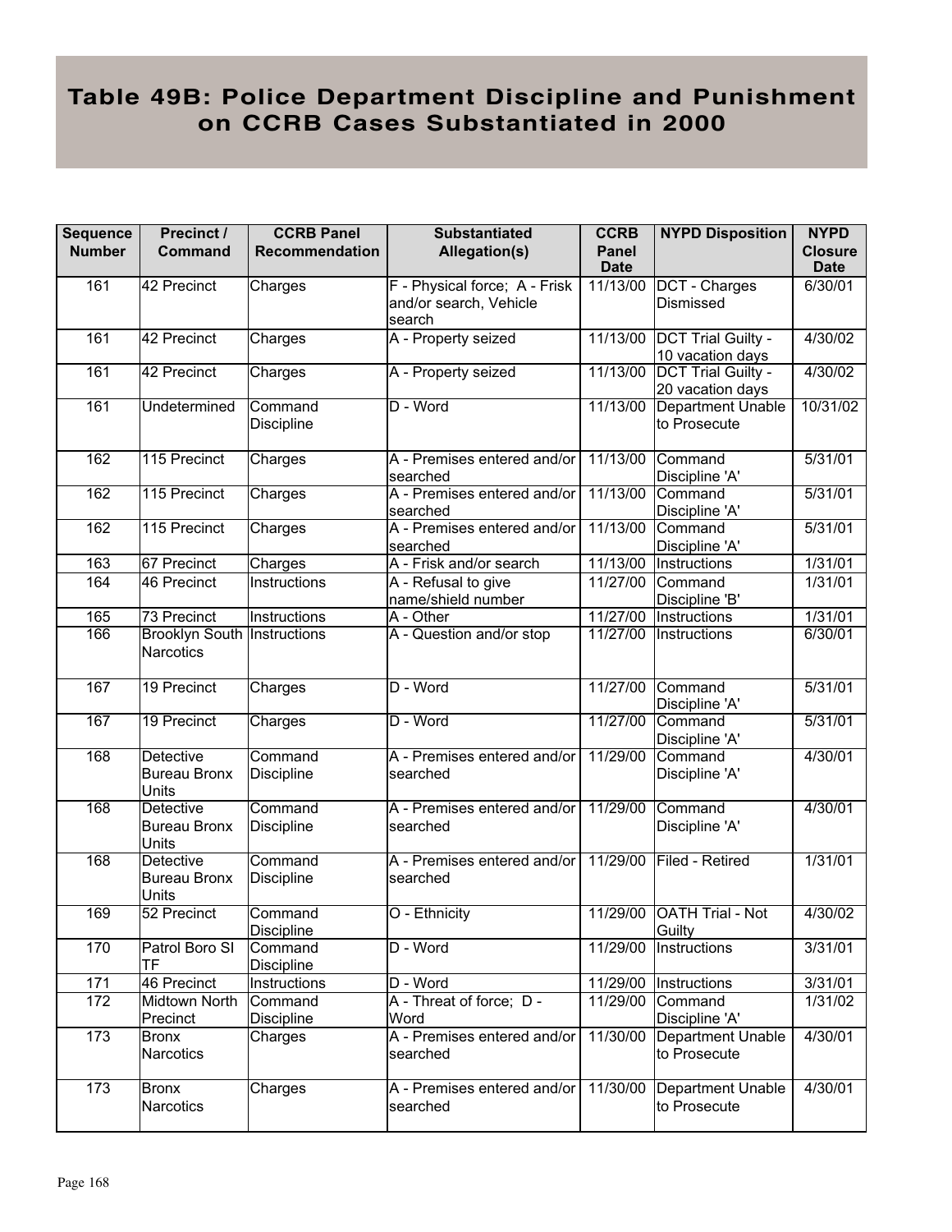# Table 49B: Police Department Discipline and Punishment on CCRB Cases Substantiated in 2000

| Sequence Number | Precinct / Command | CCRB Panel Recommendation | Substantiated Allegation(s) | CCRB Panel Date | NYPD Disposition | NYPD Closure Date |
|---|---|---|---|---|---|---|
| 161 | 42 Precinct | Charges | F - Physical force; A - Frisk and/or search, Vehicle search | 11/13/00 | DCT - Charges Dismissed | 6/30/01 |
| 161 | 42 Precinct | Charges | A - Property seized | 11/13/00 | DCT Trial Guilty - 10 vacation days | 4/30/02 |
| 161 | 42 Precinct | Charges | A - Property seized | 11/13/00 | DCT Trial Guilty - 20 vacation days | 4/30/02 |
| 161 | Undetermined | Command Discipline | D - Word | 11/13/00 | Department Unable to Prosecute | 10/31/02 |
| 162 | 115 Precinct | Charges | A - Premises entered and/or searched | 11/13/00 | Command Discipline 'A' | 5/31/01 |
| 162 | 115 Precinct | Charges | A - Premises entered and/or searched | 11/13/00 | Command Discipline 'A' | 5/31/01 |
| 162 | 115 Precinct | Charges | A - Premises entered and/or searched | 11/13/00 | Command Discipline 'A' | 5/31/01 |
| 163 | 67 Precinct | Charges | A - Frisk and/or search | 11/13/00 | Instructions | 1/31/01 |
| 164 | 46 Precinct | Instructions | A - Refusal to give name/shield number | 11/27/00 | Command Discipline 'B' | 1/31/01 |
| 165 | 73 Precinct | Instructions | A - Other | 11/27/00 | Instructions | 1/31/01 |
| 166 | Brooklyn South Narcotics | Instructions | A - Question and/or stop | 11/27/00 | Instructions | 6/30/01 |
| 167 | 19 Precinct | Charges | D - Word | 11/27/00 | Command Discipline 'A' | 5/31/01 |
| 167 | 19 Precinct | Charges | D - Word | 11/27/00 | Command Discipline 'A' | 5/31/01 |
| 168 | Detective Bureau Bronx Units | Command Discipline | A - Premises entered and/or searched | 11/29/00 | Command Discipline 'A' | 4/30/01 |
| 168 | Detective Bureau Bronx Units | Command Discipline | A - Premises entered and/or searched | 11/29/00 | Command Discipline 'A' | 4/30/01 |
| 168 | Detective Bureau Bronx Units | Command Discipline | A - Premises entered and/or searched | 11/29/00 | Filed - Retired | 1/31/01 |
| 169 | 52 Precinct | Command Discipline | O - Ethnicity | 11/29/00 | OATH Trial - Not Guilty | 4/30/02 |
| 170 | Patrol Boro SI TF | Command Discipline | D - Word | 11/29/00 | Instructions | 3/31/01 |
| 171 | 46 Precinct | Instructions | D - Word | 11/29/00 | Instructions | 3/31/01 |
| 172 | Midtown North Precinct | Command Discipline | A - Threat of force; D - Word | 11/29/00 | Command Discipline 'A' | 1/31/02 |
| 173 | Bronx Narcotics | Charges | A - Premises entered and/or searched | 11/30/00 | Department Unable to Prosecute | 4/30/01 |
| 173 | Bronx Narcotics | Charges | A - Premises entered and/or searched | 11/30/00 | Department Unable to Prosecute | 4/30/01 |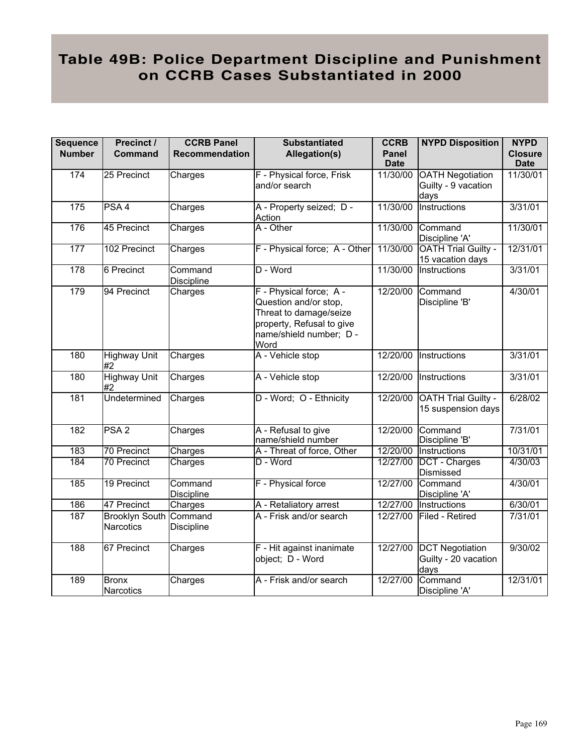# Table 49B: Police Department Discipline and Punishment on CCRB Cases Substantiated in 2000

| Sequence Number | Precinct / Command | CCRB Panel Recommendation | Substantiated Allegation(s) | CCRB Panel Date | NYPD Disposition | NYPD Closure Date |
|---|---|---|---|---|---|---|
| 174 | 25 Precinct | Charges | F - Physical force, Frisk and/or search | 11/30/00 | OATH Negotiation Guilty - 9 vacation days | 11/30/01 |
| 175 | PSA 4 | Charges | A - Property seized; D - Action | 11/30/00 | Instructions | 3/31/01 |
| 176 | 45 Precinct | Charges | A - Other | 11/30/00 | Command Discipline 'A' | 11/30/01 |
| 177 | 102 Precinct | Charges | F - Physical force; A - Other | 11/30/00 | OATH Trial Guilty - 15 vacation days | 12/31/01 |
| 178 | 6 Precinct | Command Discipline | D - Word | 11/30/00 | Instructions | 3/31/01 |
| 179 | 94 Precinct | Charges | F - Physical force; A - Question and/or stop, Threat to damage/seize property, Refusal to give name/shield number; D - Word | 12/20/00 | Command Discipline 'B' | 4/30/01 |
| 180 | Highway Unit #2 | Charges | A - Vehicle stop | 12/20/00 | Instructions | 3/31/01 |
| 180 | Highway Unit #2 | Charges | A - Vehicle stop | 12/20/00 | Instructions | 3/31/01 |
| 181 | Undetermined | Charges | D - Word; O - Ethnicity | 12/20/00 | OATH Trial Guilty - 15 suspension days | 6/28/02 |
| 182 | PSA 2 | Charges | A - Refusal to give name/shield number | 12/20/00 | Command Discipline 'B' | 7/31/01 |
| 183 | 70 Precinct | Charges | A - Threat of force, Other | 12/20/00 | Instructions | 10/31/01 |
| 184 | 70 Precinct | Charges | D - Word | 12/27/00 | DCT - Charges Dismissed | 4/30/03 |
| 185 | 19 Precinct | Command Discipline | F - Physical force | 12/27/00 | Command Discipline 'A' | 4/30/01 |
| 186 | 47 Precinct | Charges | A - Retaliatory arrest | 12/27/00 | Instructions | 6/30/01 |
| 187 | Brooklyn South Narcotics | Command Discipline | A - Frisk and/or search | 12/27/00 | Filed - Retired | 7/31/01 |
| 188 | 67 Precinct | Charges | F - Hit against inanimate object; D - Word | 12/27/00 | DCT Negotiation Guilty - 20 vacation days | 9/30/02 |
| 189 | Bronx Narcotics | Charges | A - Frisk and/or search | 12/27/00 | Command Discipline 'A' | 12/31/01 |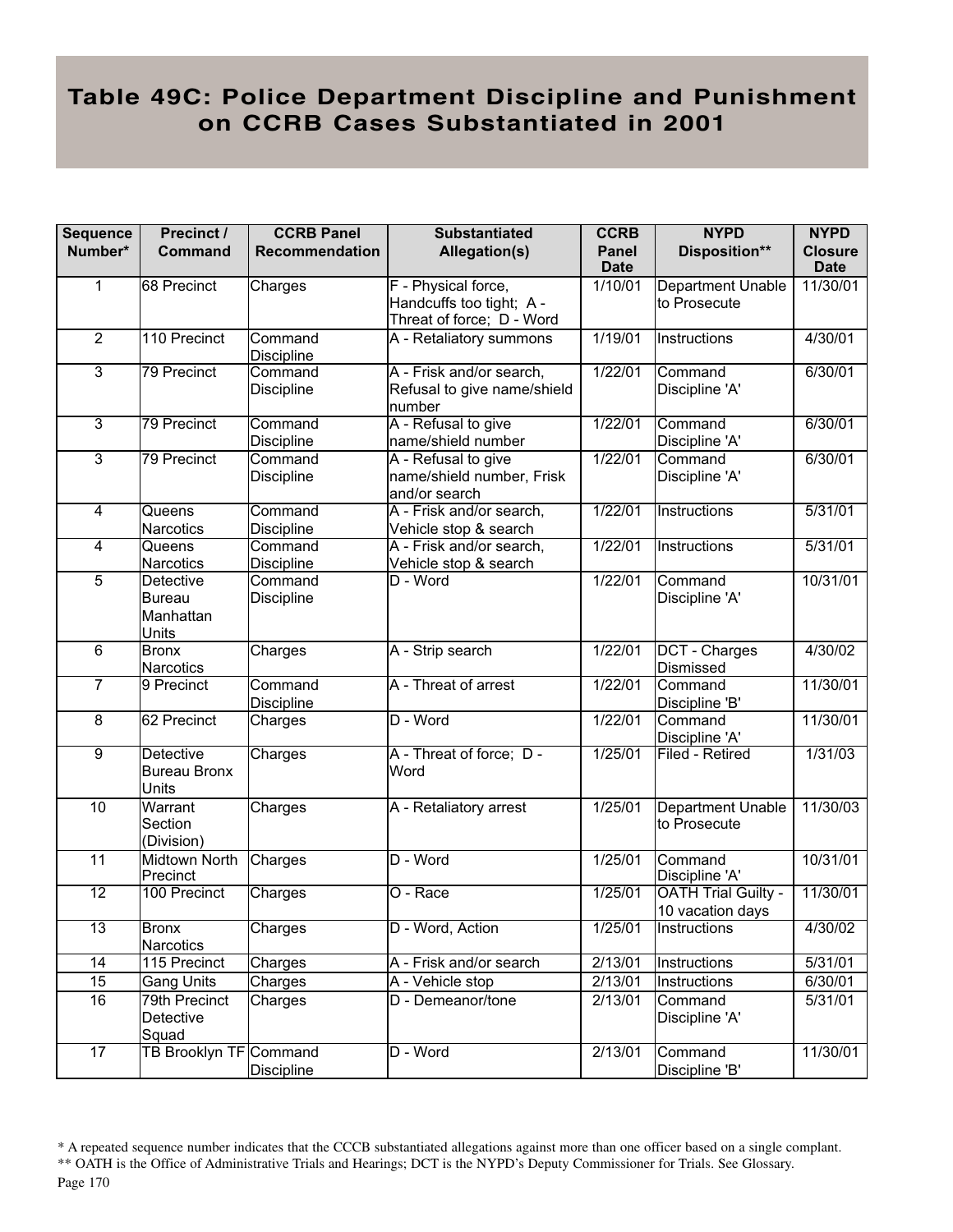# Table 49C: Police Department Discipline and Punishment on CCRB Cases Substantiated in 2001

| Sequence Number* | Precinct / Command | CCRB Panel Recommendation | Substantiated Allegation(s) | CCRB Panel Date | NYPD Disposition** | NYPD Closure Date |
|---|---|---|---|---|---|---|
| 1 | 68 Precinct | Charges | F - Physical force, Handcuffs too tight; A - Threat of force; D - Word | 1/10/01 | Department Unable to Prosecute | 11/30/01 |
| 2 | 110 Precinct | Command Discipline | A - Retaliatory summons | 1/19/01 | Instructions | 4/30/01 |
| 3 | 79 Precinct | Command Discipline | A - Frisk and/or search, Refusal to give name/shield number | 1/22/01 | Command Discipline 'A' | 6/30/01 |
| 3 | 79 Precinct | Command Discipline | A - Refusal to give name/shield number | 1/22/01 | Command Discipline 'A' | 6/30/01 |
| 3 | 79 Precinct | Command Discipline | A - Refusal to give name/shield number, Frisk and/or search | 1/22/01 | Command Discipline 'A' | 6/30/01 |
| 4 | Queens Narcotics | Command Discipline | A - Frisk and/or search, Vehicle stop & search | 1/22/01 | Instructions | 5/31/01 |
| 4 | Queens Narcotics | Command Discipline | A - Frisk and/or search, Vehicle stop & search | 1/22/01 | Instructions | 5/31/01 |
| 5 | Detective Bureau Manhattan Units | Command Discipline | D - Word | 1/22/01 | Command Discipline 'A' | 10/31/01 |
| 6 | Bronx Narcotics | Charges | A - Strip search | 1/22/01 | DCT - Charges Dismissed | 4/30/02 |
| 7 | 9 Precinct | Command Discipline | A - Threat of arrest | 1/22/01 | Command Discipline 'B' | 11/30/01 |
| 8 | 62 Precinct | Charges | D - Word | 1/22/01 | Command Discipline 'A' | 11/30/01 |
| 9 | Detective Bureau Bronx Units | Charges | A - Threat of force; D - Word | 1/25/01 | Filed - Retired | 1/31/03 |
| 10 | Warrant Section (Division) | Charges | A - Retaliatory arrest | 1/25/01 | Department Unable to Prosecute | 11/30/03 |
| 11 | Midtown North Precinct | Charges | D - Word | 1/25/01 | Command Discipline 'A' | 10/31/01 |
| 12 | 100 Precinct | Charges | O - Race | 1/25/01 | OATH Trial Guilty - 10 vacation days | 11/30/01 |
| 13 | Bronx Narcotics | Charges | D - Word, Action | 1/25/01 | Instructions | 4/30/02 |
| 14 | 115 Precinct | Charges | A - Frisk and/or search | 2/13/01 | Instructions | 5/31/01 |
| 15 | Gang Units | Charges | A - Vehicle stop | 2/13/01 | Instructions | 6/30/01 |
| 16 | 79th Precinct Detective Squad | Charges | D - Demeanor/tone | 2/13/01 | Command Discipline 'A' | 5/31/01 |
| 17 | TB Brooklyn TF | Command Discipline | D - Word | 2/13/01 | Command Discipline 'B' | 11/30/01 |

* A repeated sequence number indicates that the CCCB substantiated allegations against more than one officer based on a single complant.

** OATH is the Office of Administrative Trials and Hearings; DCT is the NYPD's Deputy Commissioner for Trials. See Glossary.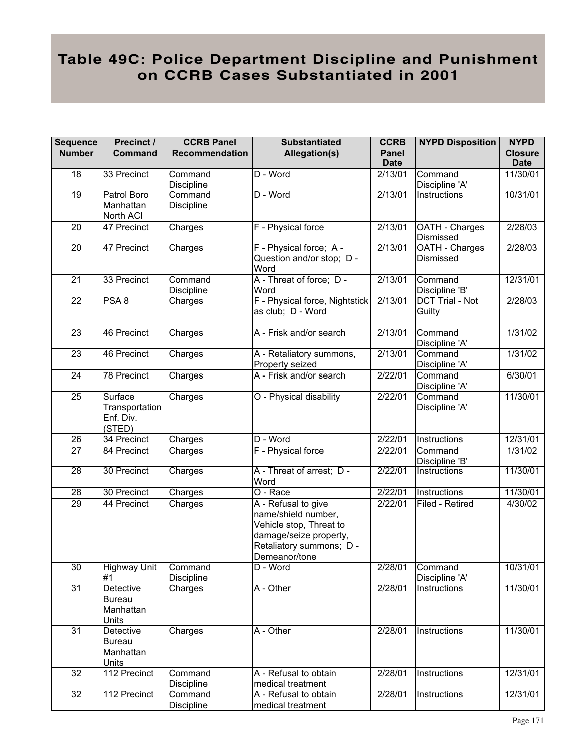# Table 49C: Police Department Discipline and Punishment on CCRB Cases Substantiated in 2001

| Sequence Number | Precinct / Command | CCRB Panel Recommendation | Substantiated Allegation(s) | CCRB Panel Date | NYPD Disposition | NYPD Closure Date |
|---|---|---|---|---|---|---|
| 18 | 33 Precinct | Command Discipline | D - Word | 2/13/01 | Command Discipline 'A' | 11/30/01 |
| 19 | Patrol Boro Manhattan North ACI | Command Discipline | D - Word | 2/13/01 | Instructions | 10/31/01 |
| 20 | 47 Precinct | Charges | F - Physical force | 2/13/01 | OATH - Charges Dismissed | 2/28/03 |
| 20 | 47 Precinct | Charges | F - Physical force; A - Question and/or stop; D - Word | 2/13/01 | OATH - Charges Dismissed | 2/28/03 |
| 21 | 33 Precinct | Command Discipline | A - Threat of force; D - Word | 2/13/01 | Command Discipline 'B' | 12/31/01 |
| 22 | PSA 8 | Charges | F - Physical force, Nightstick as club; D - Word | 2/13/01 | DCT Trial - Not Guilty | 2/28/03 |
| 23 | 46 Precinct | Charges | A - Frisk and/or search | 2/13/01 | Command Discipline 'A' | 1/31/02 |
| 23 | 46 Precinct | Charges | A - Retaliatory summons, Property seized | 2/13/01 | Command Discipline 'A' | 1/31/02 |
| 24 | 78 Precinct | Charges | A - Frisk and/or search | 2/22/01 | Command Discipline 'A' | 6/30/01 |
| 25 | Surface Transportation Enf. Div. (STED) | Charges | O - Physical disability | 2/22/01 | Command Discipline 'A' | 11/30/01 |
| 26 | 34 Precinct | Charges | D - Word | 2/22/01 | Instructions | 12/31/01 |
| 27 | 84 Precinct | Charges | F - Physical force | 2/22/01 | Command Discipline 'B' | 1/31/02 |
| 28 | 30 Precinct | Charges | A - Threat of arrest; D - Word | 2/22/01 | Instructions | 11/30/01 |
| 28 | 30 Precinct | Charges | O - Race | 2/22/01 | Instructions | 11/30/01 |
| 29 | 44 Precinct | Charges | A - Refusal to give name/shield number, Vehicle stop, Threat to damage/seize property, Retaliatory summons; D - Demeanor/tone | 2/22/01 | Filed - Retired | 4/30/02 |
| 30 | Highway Unit #1 | Command Discipline | D - Word | 2/28/01 | Command Discipline 'A' | 10/31/01 |
| 31 | Detective Bureau Manhattan Units | Charges | A - Other | 2/28/01 | Instructions | 11/30/01 |
| 31 | Detective Bureau Manhattan Units | Charges | A - Other | 2/28/01 | Instructions | 11/30/01 |
| 32 | 112 Precinct | Command Discipline | A - Refusal to obtain medical treatment | 2/28/01 | Instructions | 12/31/01 |
| 32 | 112 Precinct | Command Discipline | A - Refusal to obtain medical treatment | 2/28/01 | Instructions | 12/31/01 |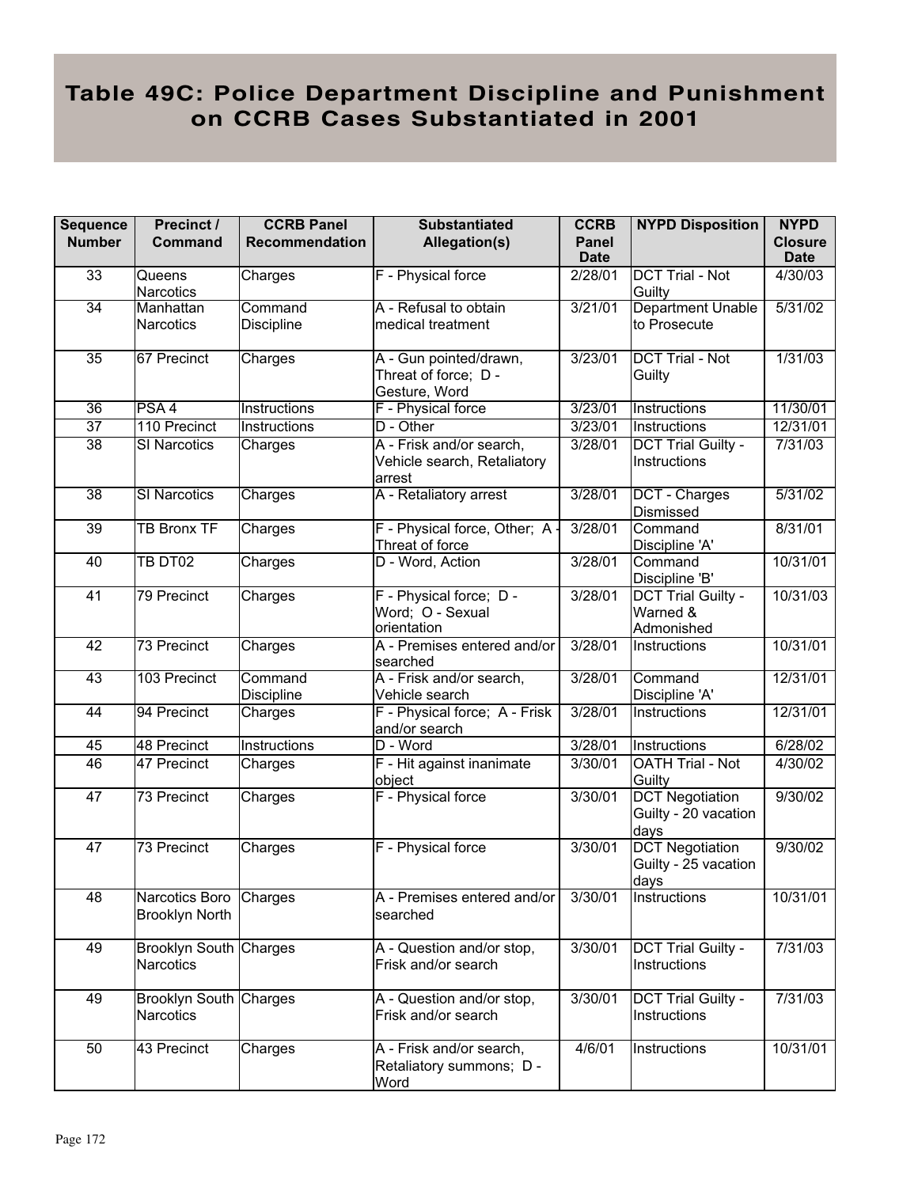# Table 49C: Police Department Discipline and Punishment on CCRB Cases Substantiated in 2001

| Sequence Number | Precinct / Command | CCRB Panel Recommendation | Substantiated Allegation(s) | CCRB Panel Date | NYPD Disposition | NYPD Closure Date |
|---|---|---|---|---|---|---|
| 33 | Queens Narcotics | Charges | F - Physical force | 2/28/01 | DCT Trial - Not Guilty | 4/30/03 |
| 34 | Manhattan Narcotics | Command Discipline | A - Refusal to obtain medical treatment | 3/21/01 | Department Unable to Prosecute | 5/31/02 |
| 35 | 67 Precinct | Charges | A - Gun pointed/drawn, Threat of force; D - Gesture, Word | 3/23/01 | DCT Trial - Not Guilty | 1/31/03 |
| 36 | PSA 4 | Instructions | F - Physical force | 3/23/01 | Instructions | 11/30/01 |
| 37 | 110 Precinct | Instructions | D - Other | 3/23/01 | Instructions | 12/31/01 |
| 38 | SI Narcotics | Charges | A - Frisk and/or search, Vehicle search, Retaliatory arrest | 3/28/01 | DCT Trial Guilty - Instructions | 7/31/03 |
| 38 | SI Narcotics | Charges | A - Retaliatory arrest | 3/28/01 | DCT - Charges Dismissed | 5/31/02 |
| 39 | TB Bronx TF | Charges | F - Physical force, Other; A - Threat of force | 3/28/01 | Command Discipline 'A' | 8/31/01 |
| 40 | TB DT02 | Charges | D - Word, Action | 3/28/01 | Command Discipline 'B' | 10/31/01 |
| 41 | 79 Precinct | Charges | F - Physical force; D - Word; O - Sexual orientation | 3/28/01 | DCT Trial Guilty - Warned & Admonished | 10/31/03 |
| 42 | 73 Precinct | Charges | A - Premises entered and/or searched | 3/28/01 | Instructions | 10/31/01 |
| 43 | 103 Precinct | Command Discipline | A - Frisk and/or search, Vehicle search | 3/28/01 | Command Discipline 'A' | 12/31/01 |
| 44 | 94 Precinct | Charges | F - Physical force; A - Frisk and/or search | 3/28/01 | Instructions | 12/31/01 |
| 45 | 48 Precinct | Instructions | D - Word | 3/28/01 | Instructions | 6/28/02 |
| 46 | 47 Precinct | Charges | F - Hit against inanimate object | 3/30/01 | OATH Trial - Not Guilty | 4/30/02 |
| 47 | 73 Precinct | Charges | F - Physical force | 3/30/01 | DCT Negotiation Guilty - 20 vacation days | 9/30/02 |
| 47 | 73 Precinct | Charges | F - Physical force | 3/30/01 | DCT Negotiation Guilty - 25 vacation days | 9/30/02 |
| 48 | Narcotics Boro Brooklyn North | Charges | A - Premises entered and/or searched | 3/30/01 | Instructions | 10/31/01 |
| 49 | Brooklyn South Narcotics | Charges | A - Question and/or stop, Frisk and/or search | 3/30/01 | DCT Trial Guilty - Instructions | 7/31/03 |
| 49 | Brooklyn South Narcotics | Charges | A - Question and/or stop, Frisk and/or search | 3/30/01 | DCT Trial Guilty - Instructions | 7/31/03 |
| 50 | 43 Precinct | Charges | A - Frisk and/or search, Retaliatory summons; D - Word | 4/6/01 | Instructions | 10/31/01 |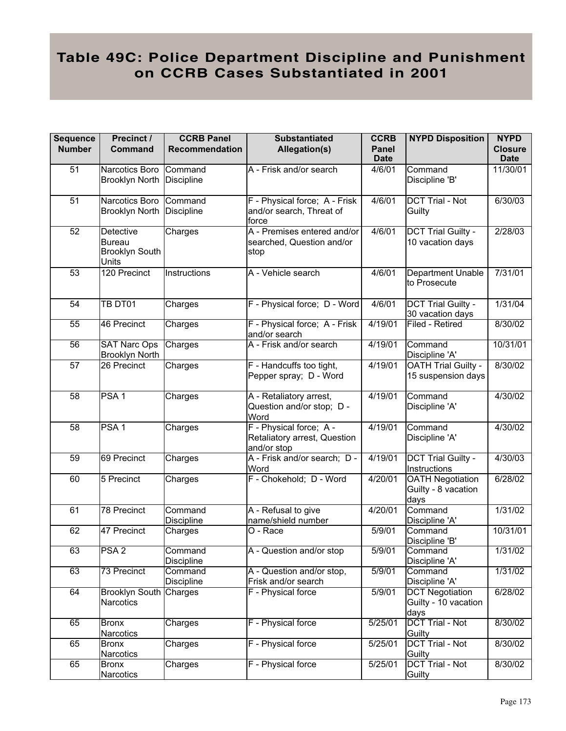# Table 49C: Police Department Discipline and Punishment on CCRB Cases Substantiated in 2001

| Sequence Number | Precinct / Command | CCRB Panel Recommendation | Substantiated Allegation(s) | CCRB Panel Date | NYPD Disposition | NYPD Closure Date |
|---|---|---|---|---|---|---|
| 51 | Narcotics Boro Brooklyn North | Command Discipline | A - Frisk and/or search | 4/6/01 | Command Discipline 'B' | 11/30/01 |
| 51 | Narcotics Boro Brooklyn North | Command Discipline | F - Physical force; A - Frisk and/or search, Threat of force | 4/6/01 | DCT Trial - Not Guilty | 6/30/03 |
| 52 | Detective Bureau Brooklyn South Units | Charges | A - Premises entered and/or searched, Question and/or stop | 4/6/01 | DCT Trial Guilty - 10 vacation days | 2/28/03 |
| 53 | 120 Precinct | Instructions | A - Vehicle search | 4/6/01 | Department Unable to Prosecute | 7/31/01 |
| 54 | TB DT01 | Charges | F - Physical force; D - Word | 4/6/01 | DCT Trial Guilty - 30 vacation days | 1/31/04 |
| 55 | 46 Precinct | Charges | F - Physical force; A - Frisk and/or search | 4/19/01 | Filed - Retired | 8/30/02 |
| 56 | SAT Narc Ops Brooklyn North | Charges | A - Frisk and/or search | 4/19/01 | Command Discipline 'A' | 10/31/01 |
| 57 | 26 Precinct | Charges | F - Handcuffs too tight, Pepper spray; D - Word | 4/19/01 | OATH Trial Guilty - 15 suspension days | 8/30/02 |
| 58 | PSA 1 | Charges | A - Retaliatory arrest, Question and/or stop; D - Word | 4/19/01 | Command Discipline 'A' | 4/30/02 |
| 58 | PSA 1 | Charges | F - Physical force; A - Retaliatory arrest, Question and/or stop | 4/19/01 | Command Discipline 'A' | 4/30/02 |
| 59 | 69 Precinct | Charges | A - Frisk and/or search; D - Word | 4/19/01 | DCT Trial Guilty - Instructions | 4/30/03 |
| 60 | 5 Precinct | Charges | F - Chokehold; D - Word | 4/20/01 | OATH Negotiation Guilty - 8 vacation days | 6/28/02 |
| 61 | 78 Precinct | Command Discipline | A - Refusal to give name/shield number | 4/20/01 | Command Discipline 'A' | 1/31/02 |
| 62 | 47 Precinct | Charges | O - Race | 5/9/01 | Command Discipline 'B' | 10/31/01 |
| 63 | PSA 2 | Command Discipline | A - Question and/or stop | 5/9/01 | Command Discipline 'A' | 1/31/02 |
| 63 | 73 Precinct | Command Discipline | A - Question and/or stop, Frisk and/or search | 5/9/01 | Command Discipline 'A' | 1/31/02 |
| 64 | Brooklyn South Narcotics | Charges | F - Physical force | 5/9/01 | DCT Negotiation Guilty - 10 vacation days | 6/28/02 |
| 65 | Bronx Narcotics | Charges | F - Physical force | 5/25/01 | DCT Trial - Not Guilty | 8/30/02 |
| 65 | Bronx Narcotics | Charges | F - Physical force | 5/25/01 | DCT Trial - Not Guilty | 8/30/02 |
| 65 | Bronx Narcotics | Charges | F - Physical force | 5/25/01 | DCT Trial - Not Guilty | 8/30/02 |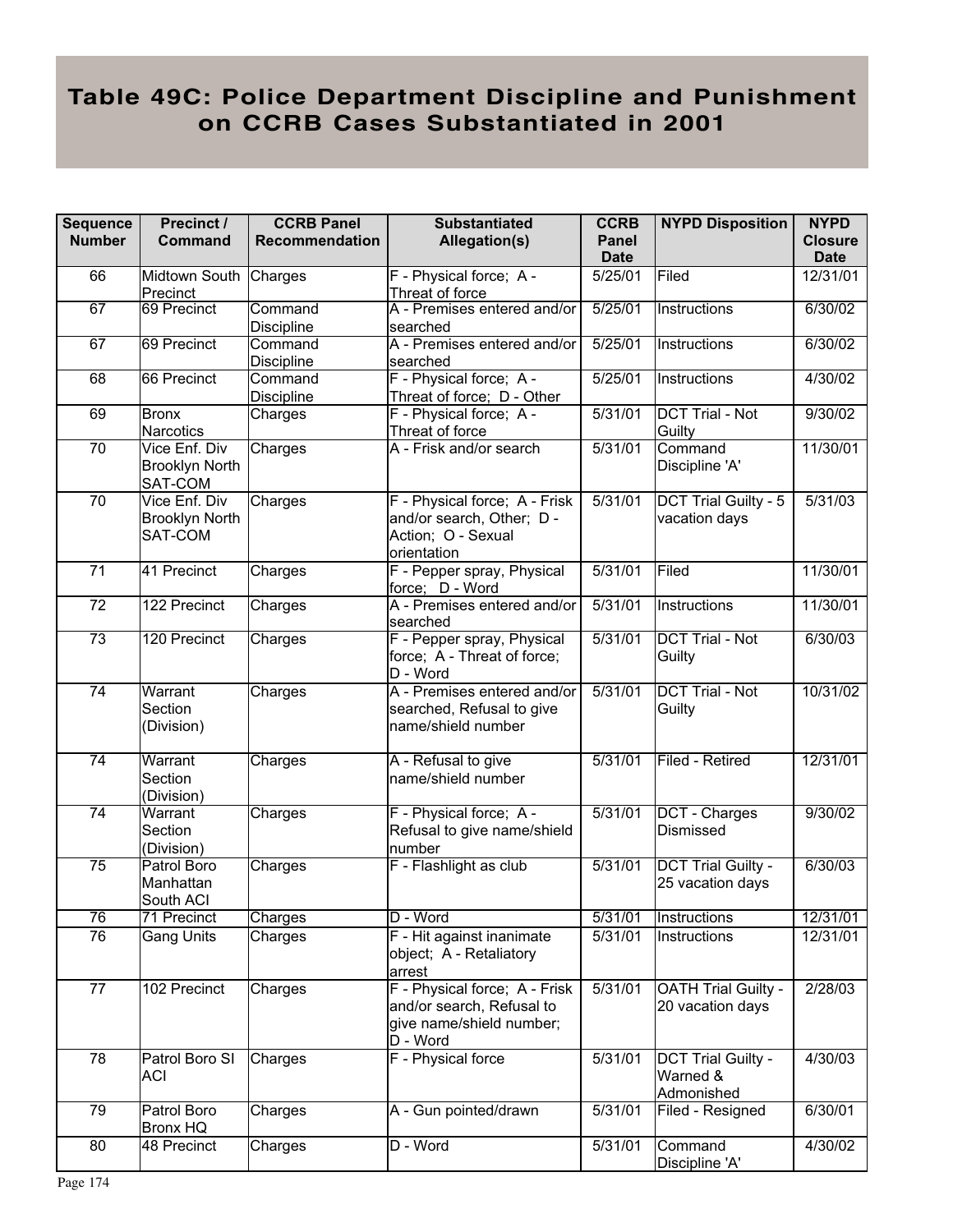# Table 49C: Police Department Discipline and Punishment on CCRB Cases Substantiated in 2001

| Sequence Number | Precinct / Command | CCRB Panel Recommendation | Substantiated Allegation(s) | CCRB Panel Date | NYPD Disposition | NYPD Closure Date |
|---|---|---|---|---|---|---|
| 66 | Midtown South Precinct | Charges | F - Physical force; A - Threat of force | 5/25/01 | Filed | 12/31/01 |
| 67 | 69 Precinct | Command Discipline | A - Premises entered and/or searched | 5/25/01 | Instructions | 6/30/02 |
| 67 | 69 Precinct | Command Discipline | A - Premises entered and/or searched | 5/25/01 | Instructions | 6/30/02 |
| 68 | 66 Precinct | Command Discipline | F - Physical force; A - Threat of force; D - Other | 5/25/01 | Instructions | 4/30/02 |
| 69 | Bronx Narcotics | Charges | F - Physical force; A - Threat of force | 5/31/01 | DCT Trial - Not Guilty | 9/30/02 |
| 70 | Vice Enf. Div Brooklyn North SAT-COM | Charges | A - Frisk and/or search | 5/31/01 | Command Discipline 'A' | 11/30/01 |
| 70 | Vice Enf. Div Brooklyn North SAT-COM | Charges | F - Physical force; A - Frisk and/or search, Other; D - Action; O - Sexual orientation | 5/31/01 | DCT Trial Guilty - 5 vacation days | 5/31/03 |
| 71 | 41 Precinct | Charges | F - Pepper spray, Physical force; D - Word | 5/31/01 | Filed | 11/30/01 |
| 72 | 122 Precinct | Charges | A - Premises entered and/or searched | 5/31/01 | Instructions | 11/30/01 |
| 73 | 120 Precinct | Charges | F - Pepper spray, Physical force; A - Threat of force; D - Word | 5/31/01 | DCT Trial - Not Guilty | 6/30/03 |
| 74 | Warrant Section (Division) | Charges | A - Premises entered and/or searched, Refusal to give name/shield number | 5/31/01 | DCT Trial - Not Guilty | 10/31/02 |
| 74 | Warrant Section (Division) | Charges | A - Refusal to give name/shield number | 5/31/01 | Filed - Retired | 12/31/01 |
| 74 | Warrant Section (Division) | Charges | F - Physical force; A - Refusal to give name/shield number | 5/31/01 | DCT - Charges Dismissed | 9/30/02 |
| 75 | Patrol Boro Manhattan South ACI | Charges | F - Flashlight as club | 5/31/01 | DCT Trial Guilty - 25 vacation days | 6/30/03 |
| 76 | 71 Precinct | Charges | D - Word | 5/31/01 | Instructions | 12/31/01 |
| 76 | Gang Units | Charges | F - Hit against inanimate object; A - Retaliatory arrest | 5/31/01 | Instructions | 12/31/01 |
| 77 | 102 Precinct | Charges | F - Physical force; A - Frisk and/or search, Refusal to give name/shield number; D - Word | 5/31/01 | OATH Trial Guilty - 20 vacation days | 2/28/03 |
| 78 | Patrol Boro SI ACI | Charges | F - Physical force | 5/31/01 | DCT Trial Guilty - Warned & Admonished | 4/30/03 |
| 79 | Patrol Boro Bronx HQ | Charges | A - Gun pointed/drawn | 5/31/01 | Filed - Resigned | 6/30/01 |
| 80 | 48 Precinct | Charges | D - Word | 5/31/01 | Command Discipline 'A' | 4/30/02 |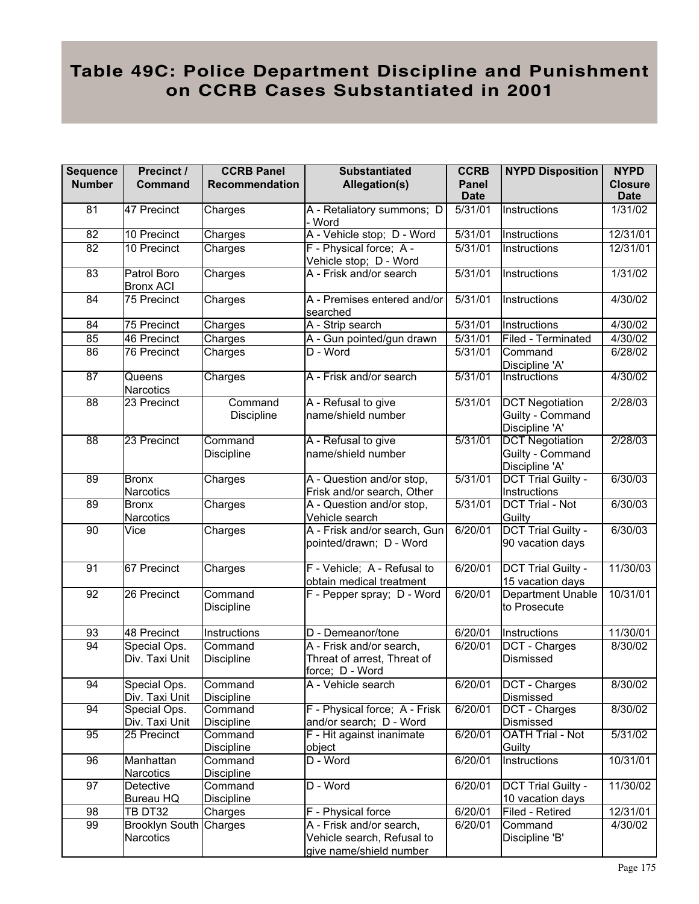# Table 49C: Police Department Discipline and Punishment on CCRB Cases Substantiated in 2001

| Sequence Number | Precinct / Command | CCRB Panel Recommendation | Substantiated Allegation(s) | CCRB Panel Date | NYPD Disposition | NYPD Closure Date |
|---|---|---|---|---|---|---|
| 81 | 47 Precinct | Charges | A - Retaliatory summons; D - Word | 5/31/01 | Instructions | 1/31/02 |
| 82 | 10 Precinct | Charges | A - Vehicle stop; D - Word | 5/31/01 | Instructions | 12/31/01 |
| 82 | 10 Precinct | Charges | F - Physical force; A - Vehicle stop; D - Word | 5/31/01 | Instructions | 12/31/01 |
| 83 | Patrol Boro Bronx ACI | Charges | A - Frisk and/or search | 5/31/01 | Instructions | 1/31/02 |
| 84 | 75 Precinct | Charges | A - Premises entered and/or searched | 5/31/01 | Instructions | 4/30/02 |
| 84 | 75 Precinct | Charges | A - Strip search | 5/31/01 | Instructions | 4/30/02 |
| 85 | 46 Precinct | Charges | A - Gun pointed/gun drawn | 5/31/01 | Filed - Terminated | 4/30/02 |
| 86 | 76 Precinct | Charges | D - Word | 5/31/01 | Command Discipline 'A' | 6/28/02 |
| 87 | Queens Narcotics | Charges | A - Frisk and/or search | 5/31/01 | Instructions | 4/30/02 |
| 88 | 23 Precinct | Command Discipline | A - Refusal to give name/shield number | 5/31/01 | DCT Negotiation Guilty - Command Discipline 'A' | 2/28/03 |
| 88 | 23 Precinct | Command Discipline | A - Refusal to give name/shield number | 5/31/01 | DCT Negotiation Guilty - Command Discipline 'A' | 2/28/03 |
| 89 | Bronx Narcotics | Charges | A - Question and/or stop, Frisk and/or search, Other | 5/31/01 | DCT Trial Guilty - Instructions | 6/30/03 |
| 89 | Bronx Narcotics | Charges | A - Question and/or stop, Vehicle search | 5/31/01 | DCT Trial - Not Guilty | 6/30/03 |
| 90 | Vice | Charges | A - Frisk and/or search, Gun pointed/drawn; D - Word | 6/20/01 | DCT Trial Guilty - 90 vacation days | 6/30/03 |
| 91 | 67 Precinct | Charges | F - Vehicle; A - Refusal to obtain medical treatment | 6/20/01 | DCT Trial Guilty - 15 vacation days | 11/30/03 |
| 92 | 26 Precinct | Command Discipline | F - Pepper spray; D - Word | 6/20/01 | Department Unable to Prosecute | 10/31/01 |
| 93 | 48 Precinct | Instructions | D - Demeanor/tone | 6/20/01 | Instructions | 11/30/01 |
| 94 | Special Ops. Div. Taxi Unit | Command Discipline | A - Frisk and/or search, Threat of arrest, Threat of force; D - Word | 6/20/01 | DCT - Charges Dismissed | 8/30/02 |
| 94 | Special Ops. Div. Taxi Unit | Command Discipline | A - Vehicle search | 6/20/01 | DCT - Charges Dismissed | 8/30/02 |
| 94 | Special Ops. Div. Taxi Unit | Command Discipline | F - Physical force; A - Frisk and/or search; D - Word | 6/20/01 | DCT - Charges Dismissed | 8/30/02 |
| 95 | 25 Precinct | Command Discipline | F - Hit against inanimate object | 6/20/01 | OATH Trial - Not Guilty | 5/31/02 |
| 96 | Manhattan Narcotics | Command Discipline | D - Word | 6/20/01 | Instructions | 10/31/01 |
| 97 | Detective Bureau HQ | Command Discipline | D - Word | 6/20/01 | DCT Trial Guilty - 10 vacation days | 11/30/02 |
| 98 | TB DT32 | Charges | F - Physical force | 6/20/01 | Filed - Retired | 12/31/01 |
| 99 | Brooklyn South Narcotics | Charges | A - Frisk and/or search, Vehicle search, Refusal to give name/shield number | 6/20/01 | Command Discipline 'B' | 4/30/02 |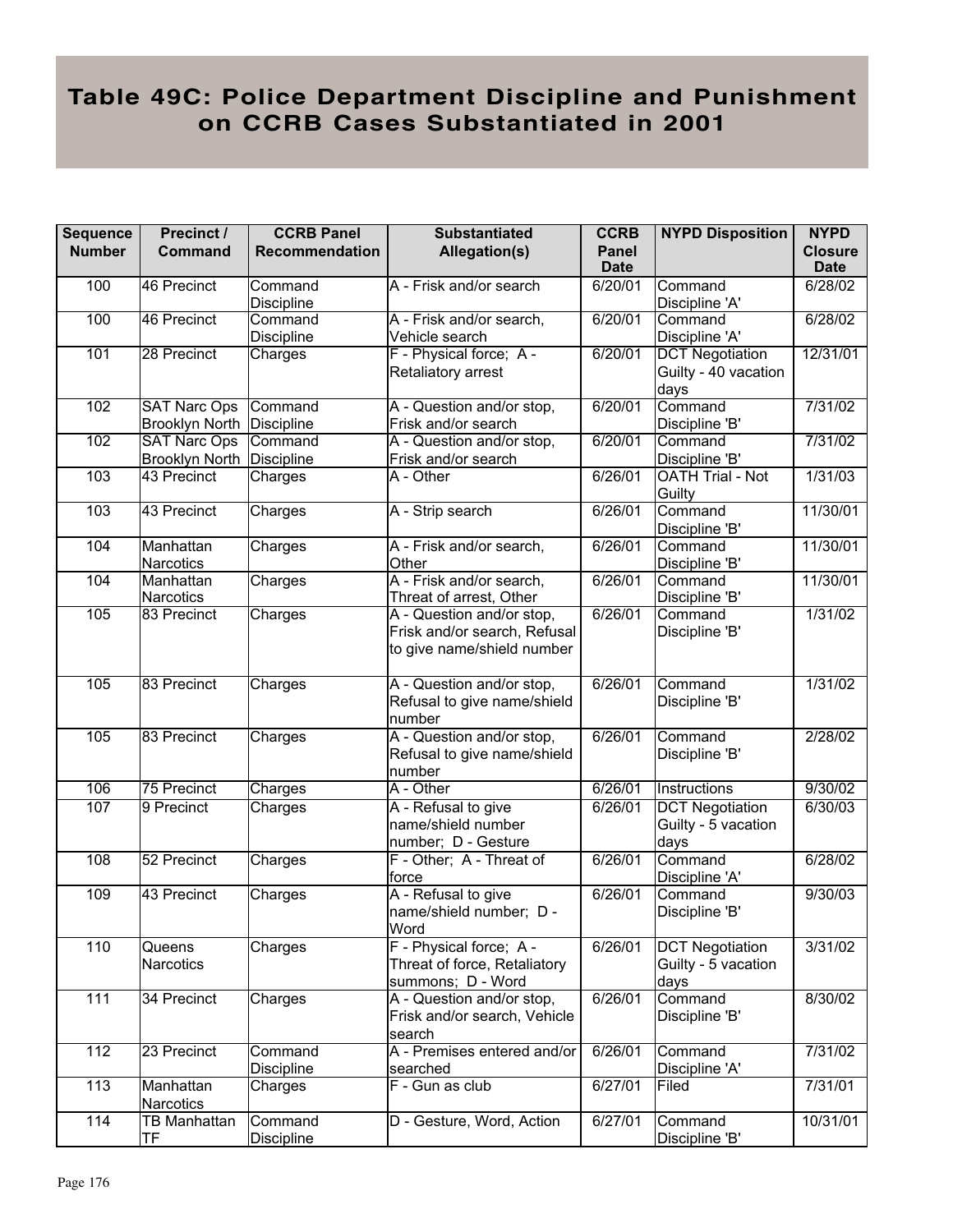# Table 49C: Police Department Discipline and Punishment on CCRB Cases Substantiated in 2001

| Sequence Number | Precinct / Command | CCRB Panel Recommendation | Substantiated Allegation(s) | CCRB Panel Date | NYPD Disposition | NYPD Closure Date |
|---|---|---|---|---|---|---|
| 100 | 46 Precinct | Command Discipline | A - Frisk and/or search | 6/20/01 | Command Discipline 'A' | 6/28/02 |
| 100 | 46 Precinct | Command Discipline | A - Frisk and/or search, Vehicle search | 6/20/01 | Command Discipline 'A' | 6/28/02 |
| 101 | 28 Precinct | Charges | F - Physical force; A - Retaliatory arrest | 6/20/01 | DCT Negotiation Guilty - 40 vacation days | 12/31/01 |
| 102 | SAT Narc Ops Brooklyn North | Command Discipline | A - Question and/or stop, Frisk and/or search | 6/20/01 | Command Discipline 'B' | 7/31/02 |
| 102 | SAT Narc Ops Brooklyn North | Command Discipline | A - Question and/or stop, Frisk and/or search | 6/20/01 | Command Discipline 'B' | 7/31/02 |
| 103 | 43 Precinct | Charges | A - Other | 6/26/01 | OATH Trial - Not Guilty | 1/31/03 |
| 103 | 43 Precinct | Charges | A - Strip search | 6/26/01 | Command Discipline 'B' | 11/30/01 |
| 104 | Manhattan Narcotics | Charges | A - Frisk and/or search, Other | 6/26/01 | Command Discipline 'B' | 11/30/01 |
| 104 | Manhattan Narcotics | Charges | A - Frisk and/or search, Threat of arrest, Other | 6/26/01 | Command Discipline 'B' | 11/30/01 |
| 105 | 83 Precinct | Charges | A - Question and/or stop, Frisk and/or search, Refusal to give name/shield number | 6/26/01 | Command Discipline 'B' | 1/31/02 |
| 105 | 83 Precinct | Charges | A - Question and/or stop, Refusal to give name/shield number | 6/26/01 | Command Discipline 'B' | 1/31/02 |
| 105 | 83 Precinct | Charges | A - Question and/or stop, Refusal to give name/shield number | 6/26/01 | Command Discipline 'B' | 2/28/02 |
| 106 | 75 Precinct | Charges | A - Other | 6/26/01 | Instructions | 9/30/02 |
| 107 | 9 Precinct | Charges | A - Refusal to give name/shield number number; D - Gesture | 6/26/01 | DCT Negotiation Guilty - 5 vacation days | 6/30/03 |
| 108 | 52 Precinct | Charges | F - Other; A - Threat of force | 6/26/01 | Command Discipline 'A' | 6/28/02 |
| 109 | 43 Precinct | Charges | A - Refusal to give name/shield number; D - Word | 6/26/01 | Command Discipline 'B' | 9/30/03 |
| 110 | Queens Narcotics | Charges | F - Physical force; A - Threat of force, Retaliatory summons; D - Word | 6/26/01 | DCT Negotiation Guilty - 5 vacation days | 3/31/02 |
| 111 | 34 Precinct | Charges | A - Question and/or stop, Frisk and/or search, Vehicle search | 6/26/01 | Command Discipline 'B' | 8/30/02 |
| 112 | 23 Precinct | Command Discipline | A - Premises entered and/or searched | 6/26/01 | Command Discipline 'A' | 7/31/02 |
| 113 | Manhattan Narcotics | Charges | F - Gun as club | 6/27/01 | Filed | 7/31/01 |
| 114 | TB Manhattan TF | Command Discipline | D - Gesture, Word, Action | 6/27/01 | Command Discipline 'B' | 10/31/01 |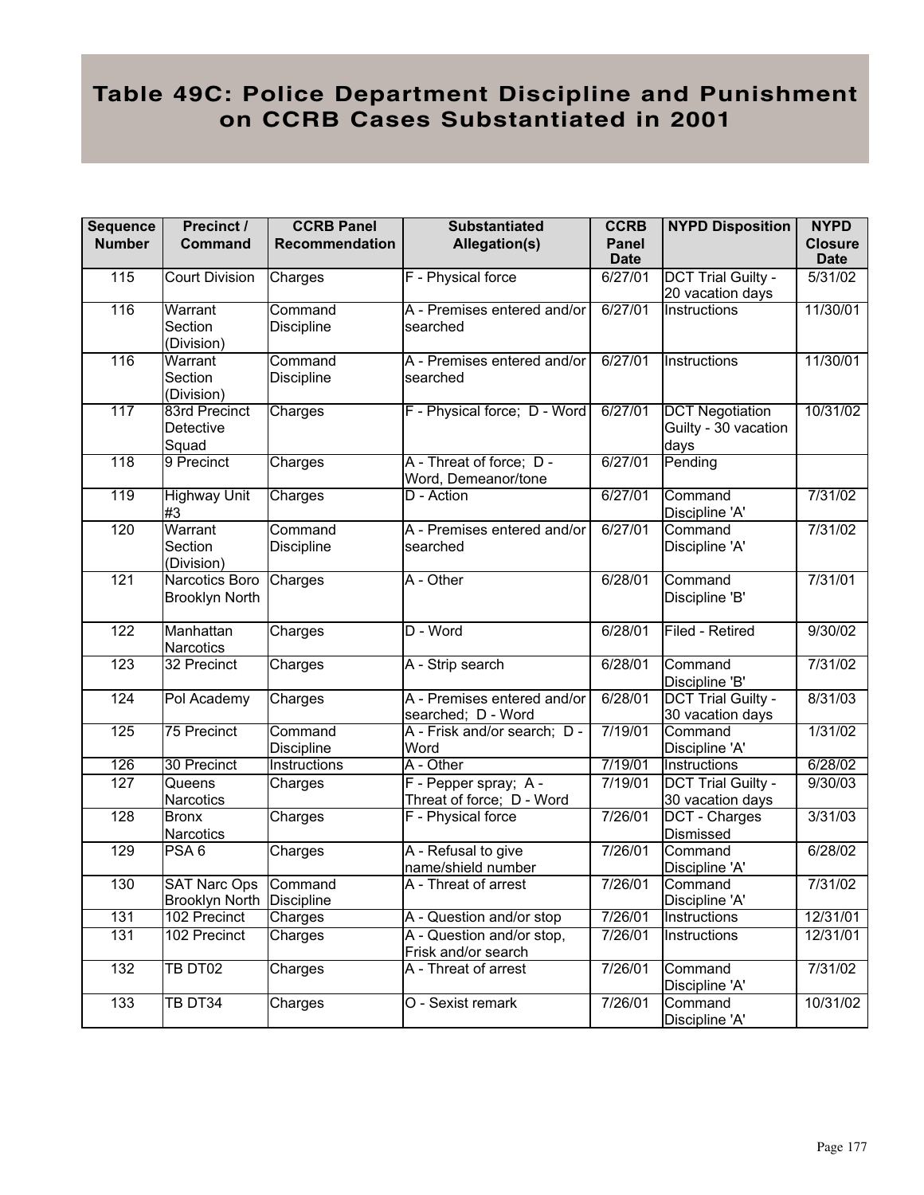# Table 49C: Police Department Discipline and Punishment on CCRB Cases Substantiated in 2001

| Sequence Number | Precinct / Command | CCRB Panel Recommendation | Substantiated Allegation(s) | CCRB Panel Date | NYPD Disposition | NYPD Closure Date |
|---|---|---|---|---|---|---|
| 115 | Court Division | Charges | F - Physical force | 6/27/01 | DCT Trial Guilty - 20 vacation days | 5/31/02 |
| 116 | Warrant Section (Division) | Command Discipline | A - Premises entered and/or searched | 6/27/01 | Instructions | 11/30/01 |
| 116 | Warrant Section (Division) | Command Discipline | A - Premises entered and/or searched | 6/27/01 | Instructions | 11/30/01 |
| 117 | 83rd Precinct Detective Squad | Charges | F - Physical force; D - Word | 6/27/01 | DCT Negotiation Guilty - 30 vacation days | 10/31/02 |
| 118 | 9 Precinct | Charges | A - Threat of force; D - Word, Demeanor/tone | 6/27/01 | Pending | |
| 119 | Highway Unit #3 | Charges | D - Action | 6/27/01 | Command Discipline 'A' | 7/31/02 |
| 120 | Warrant Section (Division) | Command Discipline | A - Premises entered and/or searched | 6/27/01 | Command Discipline 'A' | 7/31/02 |
| 121 | Narcotics Boro Brooklyn North | Charges | A - Other | 6/28/01 | Command Discipline 'B' | 7/31/01 |
| 122 | Manhattan Narcotics | Charges | D - Word | 6/28/01 | Filed - Retired | 9/30/02 |
| 123 | 32 Precinct | Charges | A - Strip search | 6/28/01 | Command Discipline 'B' | 7/31/02 |
| 124 | Pol Academy | Charges | A - Premises entered and/or searched; D - Word | 6/28/01 | DCT Trial Guilty - 30 vacation days | 8/31/03 |
| 125 | 75 Precinct | Command Discipline | A - Frisk and/or search; D - Word | 7/19/01 | Command Discipline 'A' | 1/31/02 |
| 126 | 30 Precinct | Instructions | A - Other | 7/19/01 | Instructions | 6/28/02 |
| 127 | Queens Narcotics | Charges | F - Pepper spray; A - Threat of force; D - Word | 7/19/01 | DCT Trial Guilty - 30 vacation days | 9/30/03 |
| 128 | Bronx Narcotics | Charges | F - Physical force | 7/26/01 | DCT - Charges Dismissed | 3/31/03 |
| 129 | PSA 6 | Charges | A - Refusal to give name/shield number | 7/26/01 | Command Discipline 'A' | 6/28/02 |
| 130 | SAT Narc Ops Brooklyn North | Command Discipline | A - Threat of arrest | 7/26/01 | Command Discipline 'A' | 7/31/02 |
| 131 | 102 Precinct | Charges | A - Question and/or stop | 7/26/01 | Instructions | 12/31/01 |
| 131 | 102 Precinct | Charges | A - Question and/or stop, Frisk and/or search | 7/26/01 | Instructions | 12/31/01 |
| 132 | TB DT02 | Charges | A - Threat of arrest | 7/26/01 | Command Discipline 'A' | 7/31/02 |
| 133 | TB DT34 | Charges | O - Sexist remark | 7/26/01 | Command Discipline 'A' | 10/31/02 |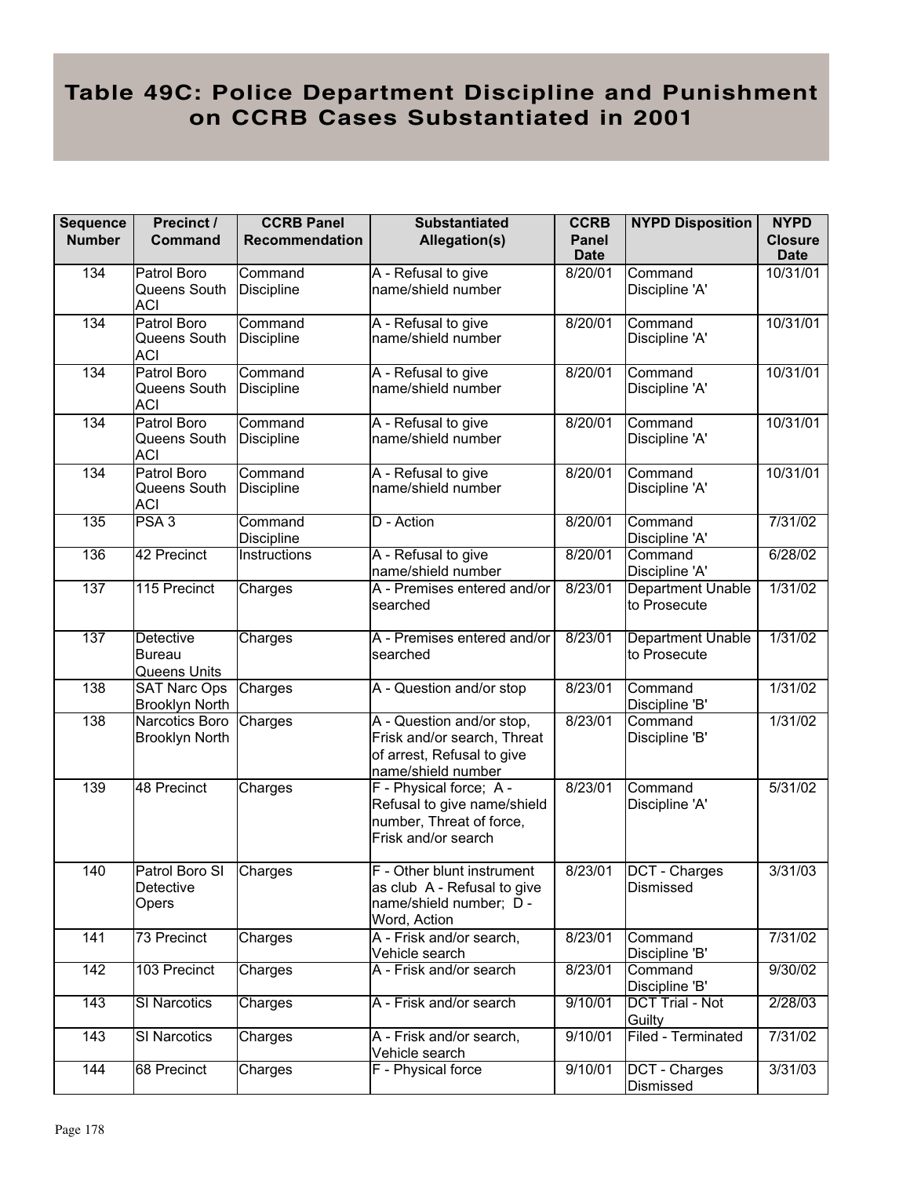# Table 49C: Police Department Discipline and Punishment on CCRB Cases Substantiated in 2001

| Sequence Number | Precinct / Command | CCRB Panel Recommendation | Substantiated Allegation(s) | CCRB Panel Date | NYPD Disposition | NYPD Closure Date |
|---|---|---|---|---|---|---|
| 134 | Patrol Boro Queens South ACI | Command Discipline | A - Refusal to give name/shield number | 8/20/01 | Command Discipline 'A' | 10/31/01 |
| 134 | Patrol Boro Queens South ACI | Command Discipline | A - Refusal to give name/shield number | 8/20/01 | Command Discipline 'A' | 10/31/01 |
| 134 | Patrol Boro Queens South ACI | Command Discipline | A - Refusal to give name/shield number | 8/20/01 | Command Discipline 'A' | 10/31/01 |
| 134 | Patrol Boro Queens South ACI | Command Discipline | A - Refusal to give name/shield number | 8/20/01 | Command Discipline 'A' | 10/31/01 |
| 134 | Patrol Boro Queens South ACI | Command Discipline | A - Refusal to give name/shield number | 8/20/01 | Command Discipline 'A' | 10/31/01 |
| 135 | PSA 3 | Command Discipline | D - Action | 8/20/01 | Command Discipline 'A' | 7/31/02 |
| 136 | 42 Precinct | Instructions | A - Refusal to give name/shield number | 8/20/01 | Command Discipline 'A' | 6/28/02 |
| 137 | 115 Precinct | Charges | A - Premises entered and/or searched | 8/23/01 | Department Unable to Prosecute | 1/31/02 |
| 137 | Detective Bureau Queens Units | Charges | A - Premises entered and/or searched | 8/23/01 | Department Unable to Prosecute | 1/31/02 |
| 138 | SAT Narc Ops Brooklyn North | Charges | A - Question and/or stop | 8/23/01 | Command Discipline 'B' | 1/31/02 |
| 138 | Narcotics Boro Brooklyn North | Charges | A - Question and/or stop, Frisk and/or search, Threat of arrest, Refusal to give name/shield number | 8/23/01 | Command Discipline 'B' | 1/31/02 |
| 139 | 48 Precinct | Charges | F - Physical force; A - Refusal to give name/shield number, Threat of force, Frisk and/or search | 8/23/01 | Command Discipline 'A' | 5/31/02 |
| 140 | Patrol Boro SI Detective Opers | Charges | F - Other blunt instrument as club A - Refusal to give name/shield number; D - Word, Action | 8/23/01 | DCT - Charges Dismissed | 3/31/03 |
| 141 | 73 Precinct | Charges | A - Frisk and/or search, Vehicle search | 8/23/01 | Command Discipline 'B' | 7/31/02 |
| 142 | 103 Precinct | Charges | A - Frisk and/or search | 8/23/01 | Command Discipline 'B' | 9/30/02 |
| 143 | SI Narcotics | Charges | A - Frisk and/or search | 9/10/01 | DCT Trial - Not Guilty | 2/28/03 |
| 143 | SI Narcotics | Charges | A - Frisk and/or search, Vehicle search | 9/10/01 | Filed - Terminated | 7/31/02 |
| 144 | 68 Precinct | Charges | F - Physical force | 9/10/01 | DCT - Charges Dismissed | 3/31/03 |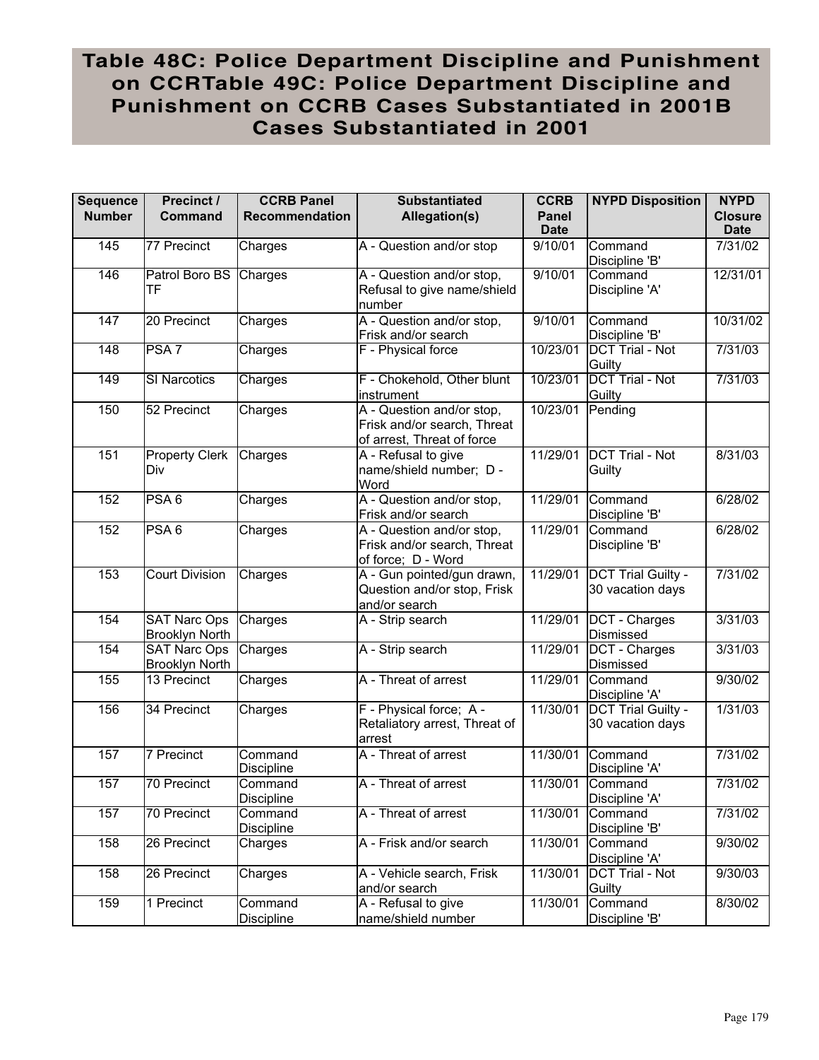# Table 48C: Police Department Discipline and Punishment on CCRTable 49C: Police Department Discipline and Punishment on CCRB Cases Substantiated in 2001B Cases Substantiated in 2001

| Sequence Number | Precinct / Command | CCRB Panel Recommendation | Substantiated Allegation(s) | CCRB Panel Date | NYPD Disposition | NYPD Closure Date |
|---|---|---|---|---|---|---|
| 145 | 77 Precinct | Charges | A - Question and/or stop | 9/10/01 | Command Discipline 'B' | 7/31/02 |
| 146 | Patrol Boro BS TF | Charges | A - Question and/or stop, Refusal to give name/shield number | 9/10/01 | Command Discipline 'A' | 12/31/01 |
| 147 | 20 Precinct | Charges | A - Question and/or stop, Frisk and/or search | 9/10/01 | Command Discipline 'B' | 10/31/02 |
| 148 | PSA 7 | Charges | F - Physical force | 10/23/01 | DCT Trial - Not Guilty | 7/31/03 |
| 149 | SI Narcotics | Charges | F - Chokehold, Other blunt instrument | 10/23/01 | DCT Trial - Not Guilty | 7/31/03 |
| 150 | 52 Precinct | Charges | A - Question and/or stop, Frisk and/or search, Threat of arrest, Threat of force | 10/23/01 | Pending | |
| 151 | Property Clerk Div | Charges | A - Refusal to give name/shield number; D - Word | 11/29/01 | DCT Trial - Not Guilty | 8/31/03 |
| 152 | PSA 6 | Charges | A - Question and/or stop, Frisk and/or search | 11/29/01 | Command Discipline 'B' | 6/28/02 |
| 152 | PSA 6 | Charges | A - Question and/or stop, Frisk and/or search, Threat of force; D - Word | 11/29/01 | Command Discipline 'B' | 6/28/02 |
| 153 | Court Division | Charges | A - Gun pointed/gun drawn, Question and/or stop, Frisk and/or search | 11/29/01 | DCT Trial Guilty - 30 vacation days | 7/31/02 |
| 154 | SAT Narc Ops Brooklyn North | Charges | A - Strip search | 11/29/01 | DCT - Charges Dismissed | 3/31/03 |
| 154 | SAT Narc Ops Brooklyn North | Charges | A - Strip search | 11/29/01 | DCT - Charges Dismissed | 3/31/03 |
| 155 | 13 Precinct | Charges | A - Threat of arrest | 11/29/01 | Command Discipline 'A' | 9/30/02 |
| 156 | 34 Precinct | Charges | F - Physical force; A - Retaliatory arrest, Threat of arrest | 11/30/01 | DCT Trial Guilty - 30 vacation days | 1/31/03 |
| 157 | 7 Precinct | Command Discipline | A - Threat of arrest | 11/30/01 | Command Discipline 'A' | 7/31/02 |
| 157 | 70 Precinct | Command Discipline | A - Threat of arrest | 11/30/01 | Command Discipline 'A' | 7/31/02 |
| 157 | 70 Precinct | Command Discipline | A - Threat of arrest | 11/30/01 | Command Discipline 'B' | 7/31/02 |
| 158 | 26 Precinct | Charges | A - Frisk and/or search | 11/30/01 | Command Discipline 'A' | 9/30/02 |
| 158 | 26 Precinct | Charges | A - Vehicle search, Frisk and/or search | 11/30/01 | DCT Trial - Not Guilty | 9/30/03 |
| 159 | 1 Precinct | Command Discipline | A - Refusal to give name/shield number | 11/30/01 | Command Discipline 'B' | 8/30/02 |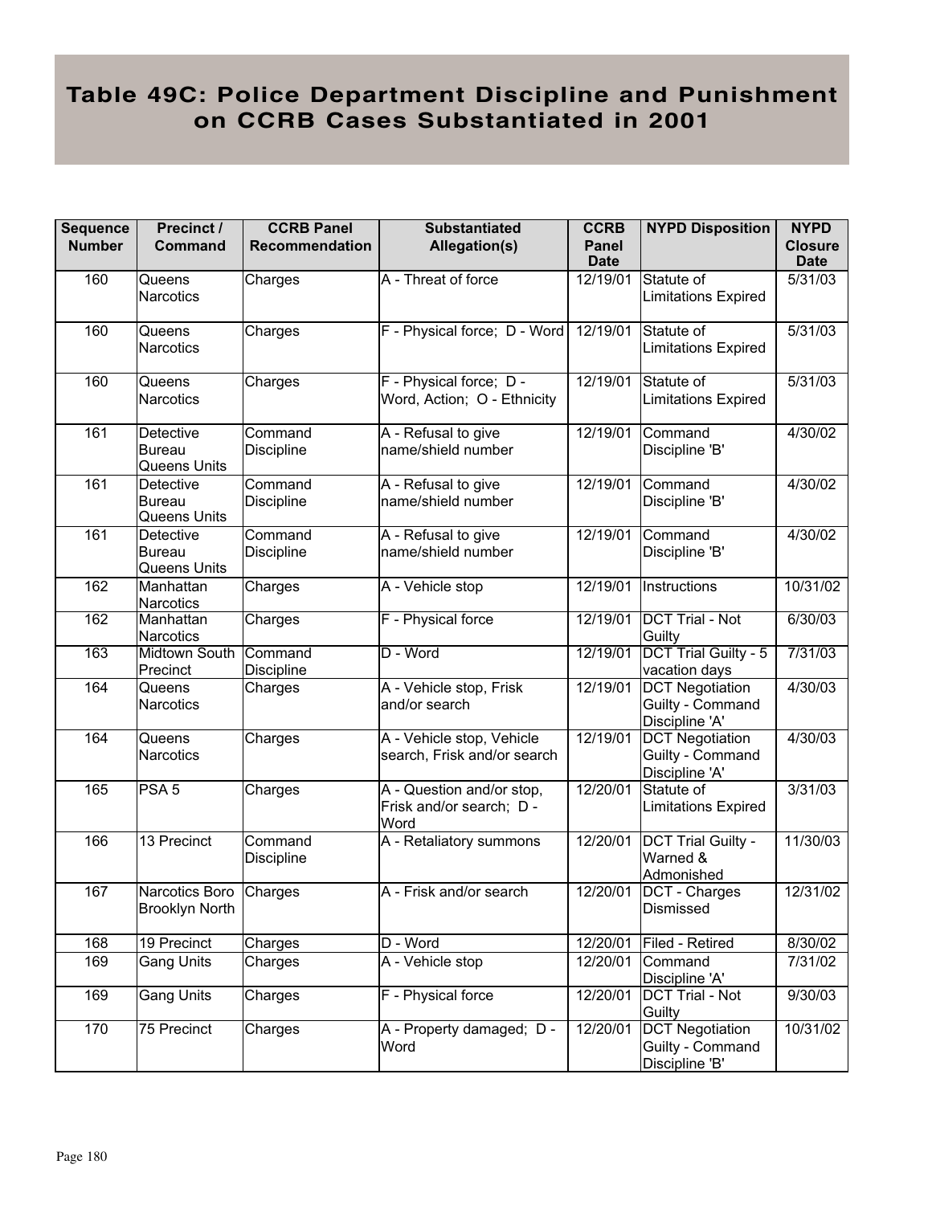# Table 49C: Police Department Discipline and Punishment on CCRB Cases Substantiated in 2001

| Sequence Number | Precinct / Command | CCRB Panel Recommendation | Substantiated Allegation(s) | CCRB Panel Date | NYPD Disposition | NYPD Closure Date |
|---|---|---|---|---|---|---|
| 160 | Queens Narcotics | Charges | A - Threat of force | 12/19/01 | Statute of Limitations Expired | 5/31/03 |
| 160 | Queens Narcotics | Charges | F - Physical force; D - Word | 12/19/01 | Statute of Limitations Expired | 5/31/03 |
| 160 | Queens Narcotics | Charges | F - Physical force; D - Word, Action; O - Ethnicity | 12/19/01 | Statute of Limitations Expired | 5/31/03 |
| 161 | Detective Bureau Queens Units | Command Discipline | A - Refusal to give name/shield number | 12/19/01 | Command Discipline 'B' | 4/30/02 |
| 161 | Detective Bureau Queens Units | Command Discipline | A - Refusal to give name/shield number | 12/19/01 | Command Discipline 'B' | 4/30/02 |
| 161 | Detective Bureau Queens Units | Command Discipline | A - Refusal to give name/shield number | 12/19/01 | Command Discipline 'B' | 4/30/02 |
| 162 | Manhattan Narcotics | Charges | A - Vehicle stop | 12/19/01 | Instructions | 10/31/02 |
| 162 | Manhattan Narcotics | Charges | F - Physical force | 12/19/01 | DCT Trial - Not Guilty | 6/30/03 |
| 163 | Midtown South Precinct | Command Discipline | D - Word | 12/19/01 | DCT Trial Guilty - 5 vacation days | 7/31/03 |
| 164 | Queens Narcotics | Charges | A - Vehicle stop, Frisk and/or search | 12/19/01 | DCT Negotiation Guilty - Command Discipline 'A' | 4/30/03 |
| 164 | Queens Narcotics | Charges | A - Vehicle stop, Vehicle search, Frisk and/or search | 12/19/01 | DCT Negotiation Guilty - Command Discipline 'A' | 4/30/03 |
| 165 | PSA 5 | Charges | A - Question and/or stop, Frisk and/or search; D - Word | 12/20/01 | Statute of Limitations Expired | 3/31/03 |
| 166 | 13 Precinct | Command Discipline | A - Retaliatory summons | 12/20/01 | DCT Trial Guilty - Warned & Admonished | 11/30/03 |
| 167 | Narcotics Boro Brooklyn North | Charges | A - Frisk and/or search | 12/20/01 | DCT - Charges Dismissed | 12/31/02 |
| 168 | 19 Precinct | Charges | D - Word | 12/20/01 | Filed - Retired | 8/30/02 |
| 169 | Gang Units | Charges | A - Vehicle stop | 12/20/01 | Command Discipline 'A' | 7/31/02 |
| 169 | Gang Units | Charges | F - Physical force | 12/20/01 | DCT Trial - Not Guilty | 9/30/03 |
| 170 | 75 Precinct | Charges | A - Property damaged; D - Word | 12/20/01 | DCT Negotiation Guilty - Command Discipline 'B' | 10/31/02 |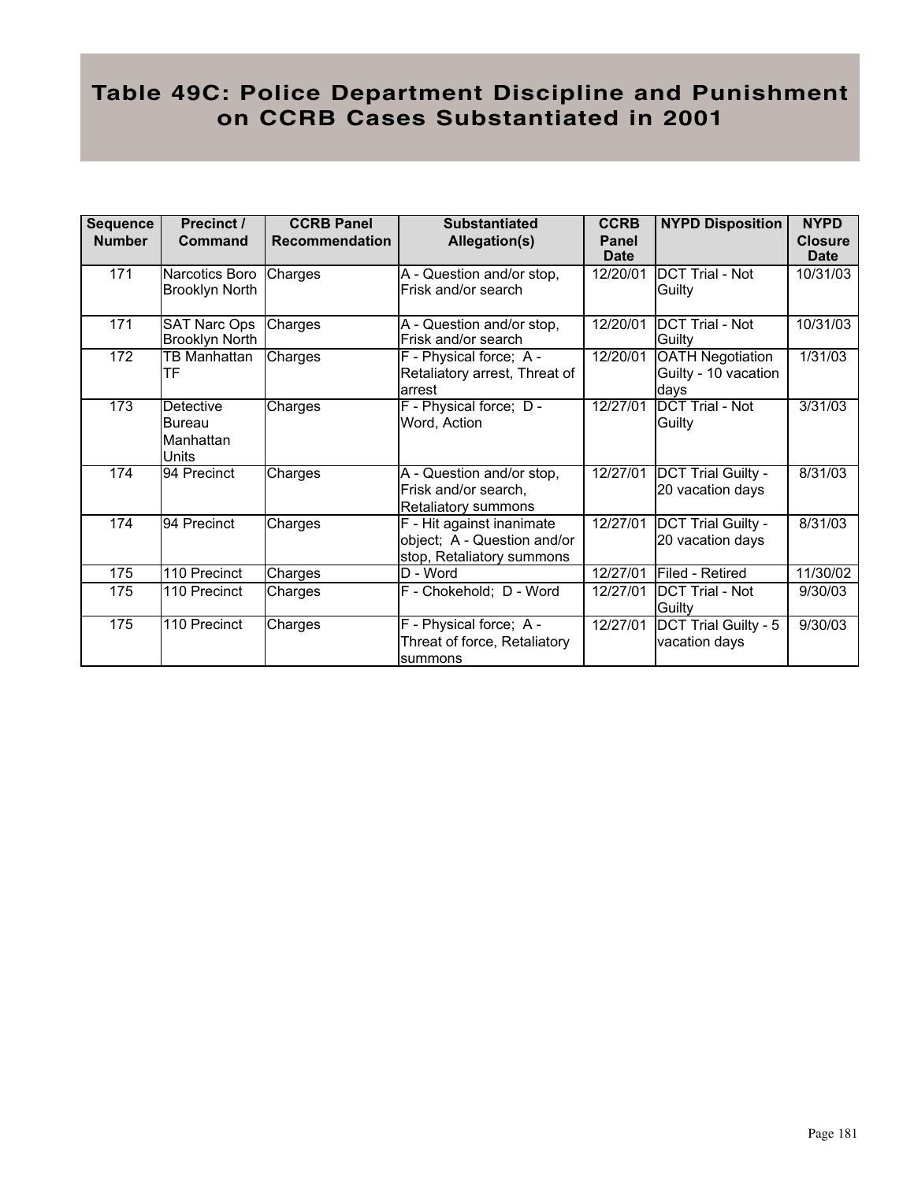# Table 49C: Police Department Discipline and Punishment on CCRB Cases Substantiated in 2001

| Sequence Number | Precinct / Command | CCRB Panel Recommendation | Substantiated Allegation(s) | CCRB Panel Date | NYPD Disposition | NYPD Closure Date |
|---|---|---|---|---|---|---|
| 171 | Narcotics Boro Brooklyn North | Charges | A - Question and/or stop, Frisk and/or search | 12/20/01 | DCT Trial - Not Guilty | 10/31/03 |
| 171 | SAT Narc Ops Brooklyn North | Charges | A - Question and/or stop, Frisk and/or search | 12/20/01 | DCT Trial - Not Guilty | 10/31/03 |
| 172 | TB Manhattan TF | Charges | F - Physical force; A - Retaliatory arrest, Threat of arrest | 12/20/01 | OATH Negotiation Guilty - 10 vacation days | 1/31/03 |
| 173 | Detective Bureau Manhattan Units | Charges | F - Physical force; D - Word, Action | 12/27/01 | DCT Trial - Not Guilty | 3/31/03 |
| 174 | 94 Precinct | Charges | A - Question and/or stop, Frisk and/or search, Retaliatory summons | 12/27/01 | DCT Trial Guilty - 20 vacation days | 8/31/03 |
| 174 | 94 Precinct | Charges | F - Hit against inanimate object; A - Question and/or stop, Retaliatory summons | 12/27/01 | DCT Trial Guilty - 20 vacation days | 8/31/03 |
| 175 | 110 Precinct | Charges | D - Word | 12/27/01 | Filed - Retired | 11/30/02 |
| 175 | 110 Precinct | Charges | F - Chokehold; D - Word | 12/27/01 | DCT Trial - Not Guilty | 9/30/03 |
| 175 | 110 Precinct | Charges | F - Physical force; A - Threat of force, Retaliatory summons | 12/27/01 | DCT Trial Guilty - 5 vacation days | 9/30/03 |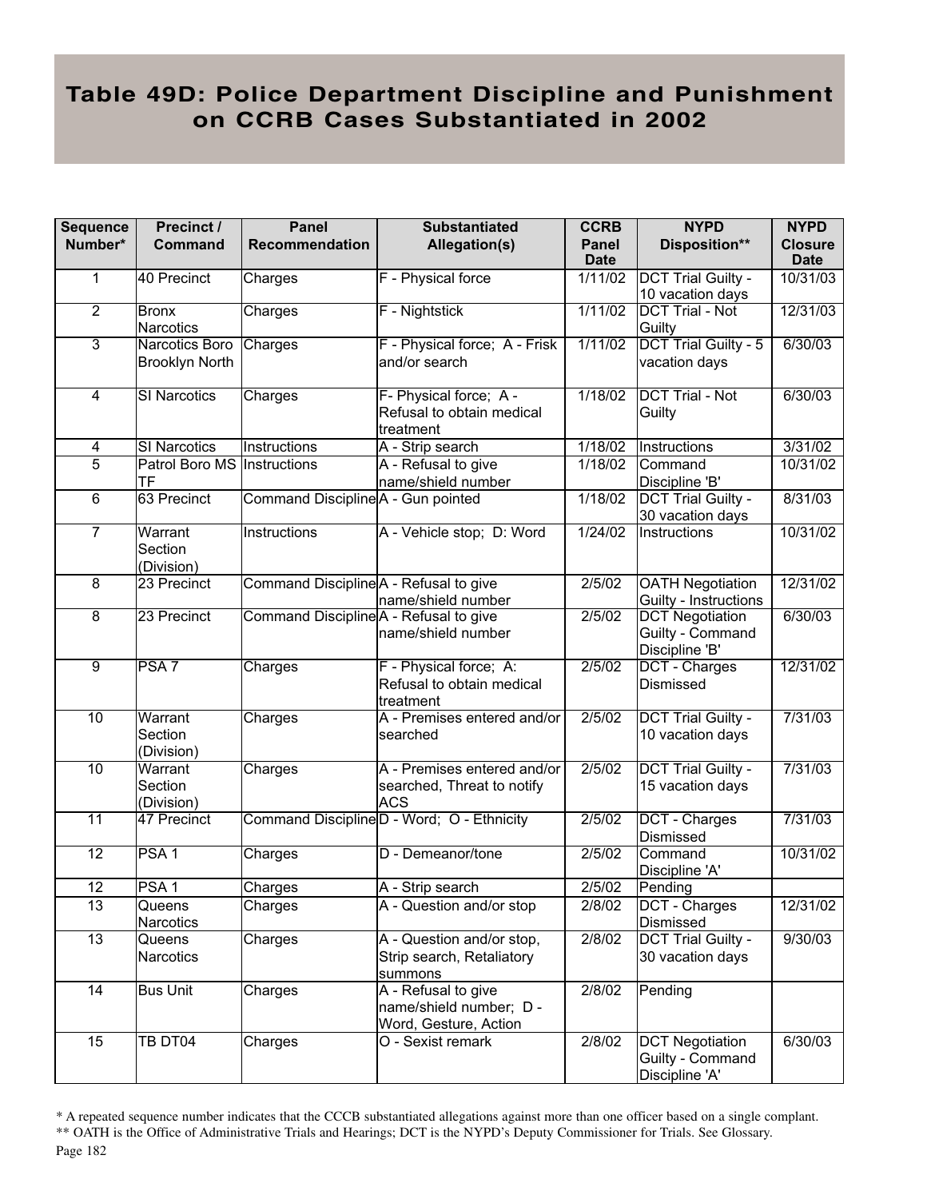# Table 49D: Police Department Discipline and Punishment on CCRB Cases Substantiated in 2002

| Sequence Number* | Precinct / Command | Panel Recommendation | Substantiated Allegation(s) | CCRB Panel Date | NYPD Disposition** | NYPD Closure Date |
|---|---|---|---|---|---|---|
| 1 | 40 Precinct | Charges | F - Physical force | 1/11/02 | DCT Trial Guilty - 10 vacation days | 10/31/03 |
| 2 | Bronx Narcotics | Charges | F - Nightstick | 1/11/02 | DCT Trial - Not Guilty | 12/31/03 |
| 3 | Narcotics Boro Brooklyn North | Charges | F - Physical force; A - Frisk and/or search | 1/11/02 | DCT Trial Guilty - 5 vacation days | 6/30/03 |
| 4 | SI Narcotics | Charges | F- Physical force; A - Refusal to obtain medical treatment | 1/18/02 | DCT Trial - Not Guilty | 6/30/03 |
| 4 | SI Narcotics | Instructions | A - Strip search | 1/18/02 | Instructions | 3/31/02 |
| 5 | Patrol Boro MS TF | Instructions | A - Refusal to give name/shield number | 1/18/02 | Command Discipline 'B' | 10/31/02 |
| 6 | 63 Precinct | Command Discipline | A - Gun pointed | 1/18/02 | DCT Trial Guilty - 30 vacation days | 8/31/03 |
| 7 | Warrant Section (Division) | Instructions | A - Vehicle stop; D: Word | 1/24/02 | Instructions | 10/31/02 |
| 8 | 23 Precinct | Command Discipline | A - Refusal to give name/shield number | 2/5/02 | OATH Negotiation Guilty - Instructions | 12/31/02 |
| 8 | 23 Precinct | Command Discipline | A - Refusal to give name/shield number | 2/5/02 | DCT Negotiation Guilty - Command Discipline 'B' | 6/30/03 |
| 9 | PSA 7 | Charges | F - Physical force; A: Refusal to obtain medical treatment | 2/5/02 | DCT - Charges Dismissed | 12/31/02 |
| 10 | Warrant Section (Division) | Charges | A - Premises entered and/or searched | 2/5/02 | DCT Trial Guilty - 10 vacation days | 7/31/03 |
| 10 | Warrant Section (Division) | Charges | A - Premises entered and/or searched, Threat to notify ACS | 2/5/02 | DCT Trial Guilty - 15 vacation days | 7/31/03 |
| 11 | 47 Precinct | Command Discipline | D - Word; O - Ethnicity | 2/5/02 | DCT - Charges Dismissed | 7/31/03 |
| 12 | PSA 1 | Charges | D - Demeanor/tone | 2/5/02 | Command Discipline 'A' | 10/31/02 |
| 12 | PSA 1 | Charges | A - Strip search | 2/5/02 | Pending | |
| 13 | Queens Narcotics | Charges | A - Question and/or stop | 2/8/02 | DCT - Charges Dismissed | 12/31/02 |
| 13 | Queens Narcotics | Charges | A - Question and/or stop, Strip search, Retaliatory summons | 2/8/02 | DCT Trial Guilty - 30 vacation days | 9/30/03 |
| 14 | Bus Unit | Charges | A - Refusal to give name/shield number; D - Word, Gesture, Action | 2/8/02 | Pending | |
| 15 | TB DT04 | Charges | O - Sexist remark | 2/8/02 | DCT Negotiation Guilty - Command Discipline 'A' | 6/30/03 |

\* A repeated sequence number indicates that the CCCB substantiated allegations against more than one officer based on a single complant.

\*\* OATH is the Office of Administrative Trials and Hearings; DCT is the NYPD's Deputy Commissioner for Trials. See Glossary.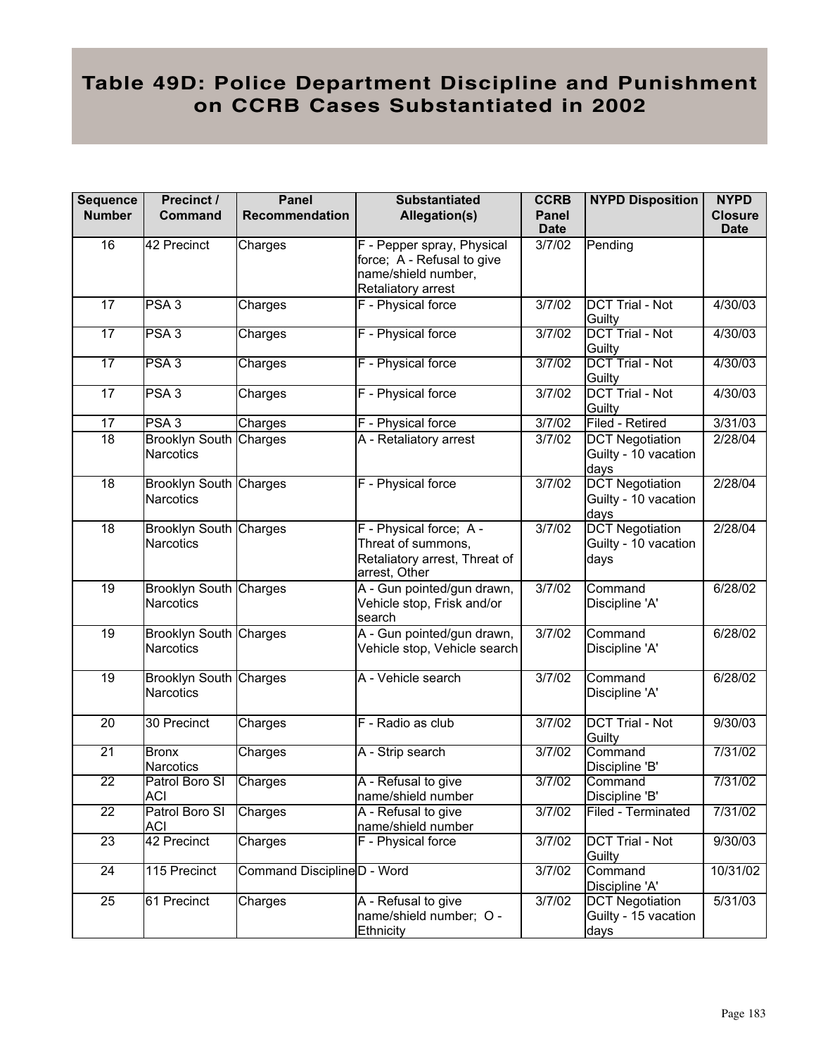# Table 49D: Police Department Discipline and Punishment on CCRB Cases Substantiated in 2002

| Sequence Number | Precinct / Command | Panel Recommendation | Substantiated Allegation(s) | CCRB Panel Date | NYPD Disposition | NYPD Closure Date |
|---|---|---|---|---|---|---|
| 16 | 42 Precinct | Charges | F - Pepper spray, Physical force; A - Refusal to give name/shield number, Retaliatory arrest | 3/7/02 | Pending | |
| 17 | PSA 3 | Charges | F - Physical force | 3/7/02 | DCT Trial - Not Guilty | 4/30/03 |
| 17 | PSA 3 | Charges | F - Physical force | 3/7/02 | DCT Trial - Not Guilty | 4/30/03 |
| 17 | PSA 3 | Charges | F - Physical force | 3/7/02 | DCT Trial - Not Guilty | 4/30/03 |
| 17 | PSA 3 | Charges | F - Physical force | 3/7/02 | DCT Trial - Not Guilty | 4/30/03 |
| 17 | PSA 3 | Charges | F - Physical force | 3/7/02 | Filed - Retired | 3/31/03 |
| 18 | Brooklyn South Narcotics | Charges | A - Retaliatory arrest | 3/7/02 | DCT Negotiation Guilty - 10 vacation days | 2/28/04 |
| 18 | Brooklyn South Narcotics | Charges | F - Physical force | 3/7/02 | DCT Negotiation Guilty - 10 vacation days | 2/28/04 |
| 18 | Brooklyn South Narcotics | Charges | F - Physical force; A - Threat of summons, Retaliatory arrest, Threat of arrest, Other | 3/7/02 | DCT Negotiation Guilty - 10 vacation days | 2/28/04 |
| 19 | Brooklyn South Narcotics | Charges | A - Gun pointed/gun drawn, Vehicle stop, Frisk and/or search | 3/7/02 | Command Discipline 'A' | 6/28/02 |
| 19 | Brooklyn South Narcotics | Charges | A - Gun pointed/gun drawn, Vehicle stop, Vehicle search | 3/7/02 | Command Discipline 'A' | 6/28/02 |
| 19 | Brooklyn South Narcotics | Charges | A - Vehicle search | 3/7/02 | Command Discipline 'A' | 6/28/02 |
| 20 | 30 Precinct | Charges | F - Radio as club | 3/7/02 | DCT Trial - Not Guilty | 9/30/03 |
| 21 | Bronx Narcotics | Charges | A - Strip search | 3/7/02 | Command Discipline 'B' | 7/31/02 |
| 22 | Patrol Boro SI ACI | Charges | A - Refusal to give name/shield number | 3/7/02 | Command Discipline 'B' | 7/31/02 |
| 22 | Patrol Boro SI ACI | Charges | A - Refusal to give name/shield number | 3/7/02 | Filed - Terminated | 7/31/02 |
| 23 | 42 Precinct | Charges | F - Physical force | 3/7/02 | DCT Trial - Not Guilty | 9/30/03 |
| 24 | 115 Precinct | Command Discipline | D - Word | 3/7/02 | Command Discipline 'A' | 10/31/02 |
| 25 | 61 Precinct | Charges | A - Refusal to give name/shield number; O - Ethnicity | 3/7/02 | DCT Negotiation Guilty - 15 vacation days | 5/31/03 |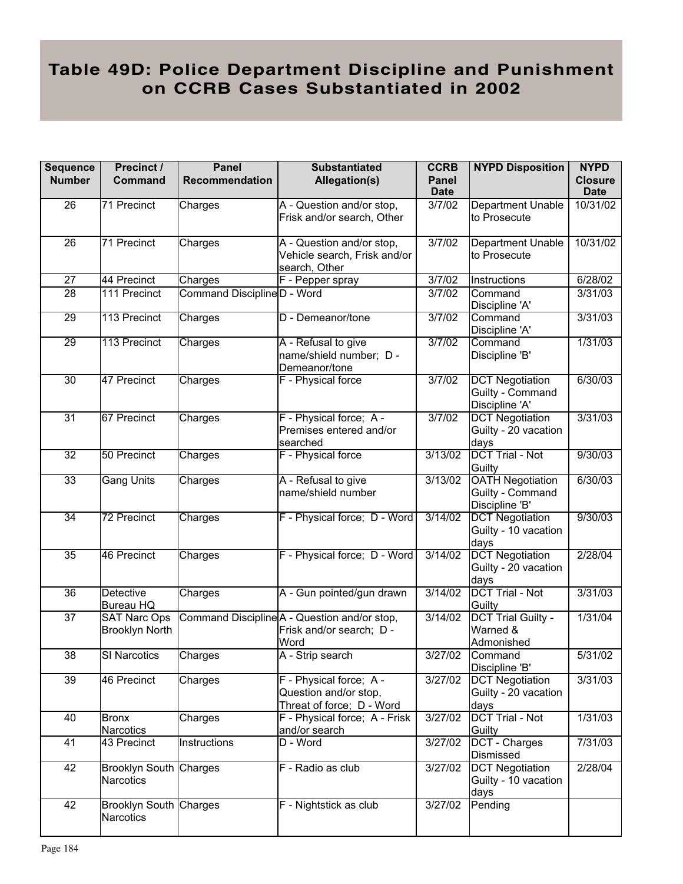# Table 49D: Police Department Discipline and Punishment on CCRB Cases Substantiated in 2002

| Sequence Number | Precinct / Command | Panel Recommendation | Substantiated Allegation(s) | CCRB Panel Date | NYPD Disposition | NYPD Closure Date |
|---|---|---|---|---|---|---|
| 26 | 71 Precinct | Charges | A - Question and/or stop, Frisk and/or search, Other | 3/7/02 | Department Unable to Prosecute | 10/31/02 |
| 26 | 71 Precinct | Charges | A - Question and/or stop, Vehicle search, Frisk and/or search, Other | 3/7/02 | Department Unable to Prosecute | 10/31/02 |
| 27 | 44 Precinct | Charges | F - Pepper spray | 3/7/02 | Instructions | 6/28/02 |
| 28 | 111 Precinct | Command Discipline | D - Word | 3/7/02 | Command Discipline 'A' | 3/31/03 |
| 29 | 113 Precinct | Charges | D - Demeanor/tone | 3/7/02 | Command Discipline 'A' | 3/31/03 |
| 29 | 113 Precinct | Charges | A - Refusal to give name/shield number; D - Demeanor/tone | 3/7/02 | Command Discipline 'B' | 1/31/03 |
| 30 | 47 Precinct | Charges | F - Physical force | 3/7/02 | DCT Negotiation Guilty - Command Discipline 'A' | 6/30/03 |
| 31 | 67 Precinct | Charges | F - Physical force; A - Premises entered and/or searched | 3/7/02 | DCT Negotiation Guilty - 20 vacation days | 3/31/03 |
| 32 | 50 Precinct | Charges | F - Physical force | 3/13/02 | DCT Trial - Not Guilty | 9/30/03 |
| 33 | Gang Units | Charges | A - Refusal to give name/shield number | 3/13/02 | OATH Negotiation Guilty - Command Discipline 'B' | 6/30/03 |
| 34 | 72 Precinct | Charges | F - Physical force; D - Word | 3/14/02 | DCT Negotiation Guilty - 10 vacation days | 9/30/03 |
| 35 | 46 Precinct | Charges | F - Physical force; D - Word | 3/14/02 | DCT Negotiation Guilty - 20 vacation days | 2/28/04 |
| 36 | Detective Bureau HQ | Charges | A - Gun pointed/gun drawn | 3/14/02 | DCT Trial - Not Guilty | 3/31/03 |
| 37 | SAT Narc Ops Brooklyn North | Command Discipline | A - Question and/or stop, Frisk and/or search; D - Word | 3/14/02 | DCT Trial Guilty - Warned & Admonished | 1/31/04 |
| 38 | SI Narcotics | Charges | A - Strip search | 3/27/02 | Command Discipline 'B' | 5/31/02 |
| 39 | 46 Precinct | Charges | F - Physical force; A - Question and/or stop, Threat of force; D - Word | 3/27/02 | DCT Negotiation Guilty - 20 vacation days | 3/31/03 |
| 40 | Bronx Narcotics | Charges | F - Physical force; A - Frisk and/or search | 3/27/02 | DCT Trial - Not Guilty | 1/31/03 |
| 41 | 43 Precinct | Instructions | D - Word | 3/27/02 | DCT - Charges Dismissed | 7/31/03 |
| 42 | Brooklyn South Narcotics | Charges | F - Radio as club | 3/27/02 | DCT Negotiation Guilty - 10 vacation days | 2/28/04 |
| 42 | Brooklyn South Narcotics | Charges | F - Nightstick as club | 3/27/02 | Pending | |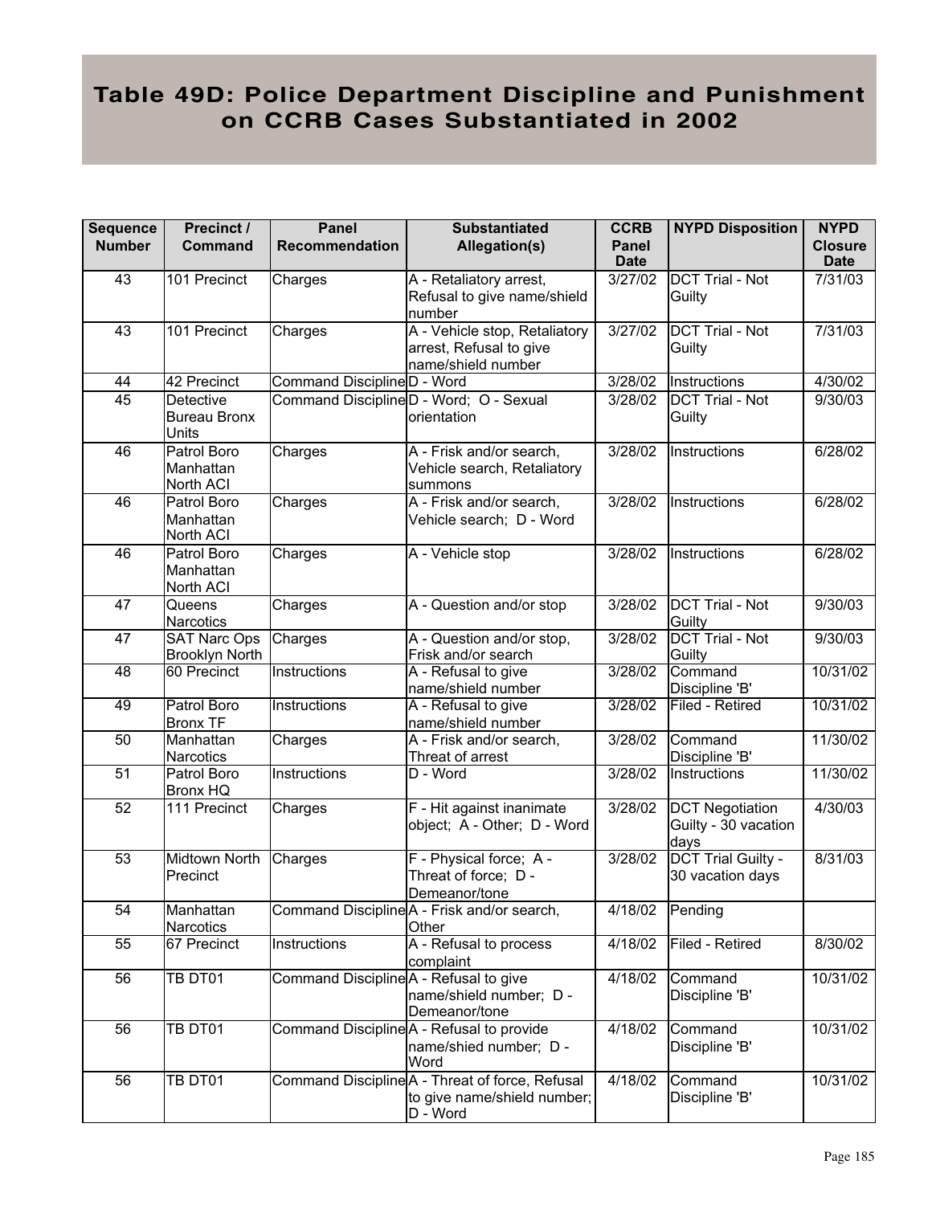# Table 49D: Police Department Discipline and Punishment on CCRB Cases Substantiated in 2002

| Sequence Number | Precinct / Command | Panel Recommendation | Substantiated Allegation(s) | CCRB Panel Date | NYPD Disposition | NYPD Closure Date |
|---|---|---|---|---|---|---|
| 43 | 101 Precinct | Charges | A - Retaliatory arrest, Refusal to give name/shield number | 3/27/02 | DCT Trial - Not Guilty | 7/31/03 |
| 43 | 101 Precinct | Charges | A - Vehicle stop, Retaliatory arrest, Refusal to give name/shield number | 3/27/02 | DCT Trial - Not Guilty | 7/31/03 |
| 44 | 42 Precinct | Command Discipline | D - Word | 3/28/02 | Instructions | 4/30/02 |
| 45 | Detective Bureau Bronx Units | Command Discipline | D - Word; O - Sexual orientation | 3/28/02 | DCT Trial - Not Guilty | 9/30/03 |
| 46 | Patrol Boro Manhattan North ACI | Charges | A - Frisk and/or search, Vehicle search, Retaliatory summons | 3/28/02 | Instructions | 6/28/02 |
| 46 | Patrol Boro Manhattan North ACI | Charges | A - Frisk and/or search, Vehicle search; D - Word | 3/28/02 | Instructions | 6/28/02 |
| 46 | Patrol Boro Manhattan North ACI | Charges | A - Vehicle stop | 3/28/02 | Instructions | 6/28/02 |
| 47 | Queens Narcotics | Charges | A - Question and/or stop | 3/28/02 | DCT Trial - Not Guilty | 9/30/03 |
| 47 | SAT Narc Ops Brooklyn North | Charges | A - Question and/or stop, Frisk and/or search | 3/28/02 | DCT Trial - Not Guilty | 9/30/03 |
| 48 | 60 Precinct | Instructions | A - Refusal to give name/shield number | 3/28/02 | Command Discipline 'B' | 10/31/02 |
| 49 | Patrol Boro Bronx TF | Instructions | A - Refusal to give name/shield number | 3/28/02 | Filed - Retired | 10/31/02 |
| 50 | Manhattan Narcotics | Charges | A - Frisk and/or search, Threat of arrest | 3/28/02 | Command Discipline 'B' | 11/30/02 |
| 51 | Patrol Boro Bronx HQ | Instructions | D - Word | 3/28/02 | Instructions | 11/30/02 |
| 52 | 111 Precinct | Charges | F - Hit against inanimate object; A - Other; D - Word | 3/28/02 | DCT Negotiation Guilty - 30 vacation days | 4/30/03 |
| 53 | Midtown North Precinct | Charges | F - Physical force; A - Threat of force; D - Demeanor/tone | 3/28/02 | DCT Trial Guilty - 30 vacation days | 8/31/03 |
| 54 | Manhattan Narcotics | Command Discipline | A - Frisk and/or search, Other | 4/18/02 | Pending | |
| 55 | 67 Precinct | Instructions | A - Refusal to process complaint | 4/18/02 | Filed - Retired | 8/30/02 |
| 56 | TB DT01 | Command Discipline | A - Refusal to give name/shield number; D - Demeanor/tone | 4/18/02 | Command Discipline 'B' | 10/31/02 |
| 56 | TB DT01 | Command Discipline | A - Refusal to provide name/shied number; D - Word | 4/18/02 | Command Discipline 'B' | 10/31/02 |
| 56 | TB DT01 | Command Discipline | A - Threat of force, Refusal to give name/shield number; D - Word | 4/18/02 | Command Discipline 'B' | 10/31/02 |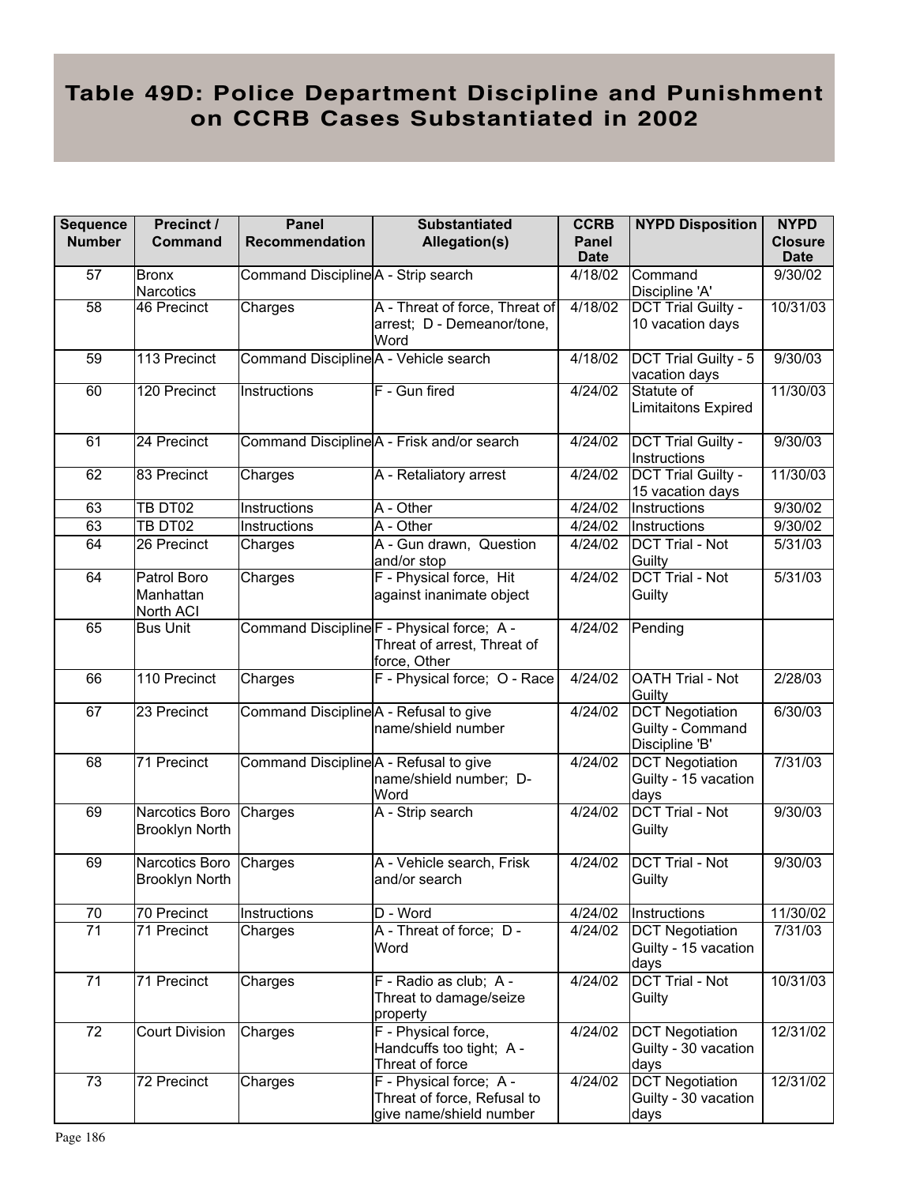# Table 49D: Police Department Discipline and Punishment on CCRB Cases Substantiated in 2002

| Sequence Number | Precinct / Command | Panel Recommendation | Substantiated Allegation(s) | CCRB Panel Date | NYPD Disposition | NYPD Closure Date |
|---|---|---|---|---|---|---|
| 57 | Bronx Narcotics | Command Discipline | A - Strip search | 4/18/02 | Command Discipline 'A' | 9/30/02 |
| 58 | 46 Precinct | Charges | A - Threat of force, Threat of arrest; D - Demeanor/tone, Word | 4/18/02 | DCT Trial Guilty - 10 vacation days | 10/31/03 |
| 59 | 113 Precinct | Command Discipline | A - Vehicle search | 4/18/02 | DCT Trial Guilty - 5 vacation days | 9/30/03 |
| 60 | 120 Precinct | Instructions | F - Gun fired | 4/24/02 | Statute of Limitaitons Expired | 11/30/03 |
| 61 | 24 Precinct | Command Discipline | A - Frisk and/or search | 4/24/02 | DCT Trial Guilty - Instructions | 9/30/03 |
| 62 | 83 Precinct | Charges | A - Retaliatory arrest | 4/24/02 | DCT Trial Guilty - 15 vacation days | 11/30/03 |
| 63 | TB DT02 | Instructions | A - Other | 4/24/02 | Instructions | 9/30/02 |
| 63 | TB DT02 | Instructions | A - Other | 4/24/02 | Instructions | 9/30/02 |
| 64 | 26 Precinct | Charges | A - Gun drawn, Question and/or stop | 4/24/02 | DCT Trial - Not Guilty | 5/31/03 |
| 64 | Patrol Boro Manhattan North ACI | Charges | F - Physical force, Hit against inanimate object | 4/24/02 | DCT Trial - Not Guilty | 5/31/03 |
| 65 | Bus Unit | Command Discipline | F - Physical force; A - Threat of arrest, Threat of force, Other | 4/24/02 | Pending | |
| 66 | 110 Precinct | Charges | F - Physical force; O - Race | 4/24/02 | OATH Trial - Not Guilty | 2/28/03 |
| 67 | 23 Precinct | Command Discipline | A - Refusal to give name/shield number | 4/24/02 | DCT Negotiation Guilty - Command Discipline 'B' | 6/30/03 |
| 68 | 71 Precinct | Command Discipline | A - Refusal to give name/shield number; D- Word | 4/24/02 | DCT Negotiation Guilty - 15 vacation days | 7/31/03 |
| 69 | Narcotics Boro Brooklyn North | Charges | A - Strip search | 4/24/02 | DCT Trial - Not Guilty | 9/30/03 |
| 69 | Narcotics Boro Brooklyn North | Charges | A - Vehicle search, Frisk and/or search | 4/24/02 | DCT Trial - Not Guilty | 9/30/03 |
| 70 | 70 Precinct | Instructions | D - Word | 4/24/02 | Instructions | 11/30/02 |
| 71 | 71 Precinct | Charges | A - Threat of force; D - Word | 4/24/02 | DCT Negotiation Guilty - 15 vacation days | 7/31/03 |
| 71 | 71 Precinct | Charges | F - Radio as club; A - Threat to damage/seize property | 4/24/02 | DCT Trial - Not Guilty | 10/31/03 |
| 72 | Court Division | Charges | F - Physical force, Handcuffs too tight; A - Threat of force | 4/24/02 | DCT Negotiation Guilty - 30 vacation days | 12/31/02 |
| 73 | 72 Precinct | Charges | F - Physical force; A - Threat of force, Refusal to give name/shield number | 4/24/02 | DCT Negotiation Guilty - 30 vacation days | 12/31/02 |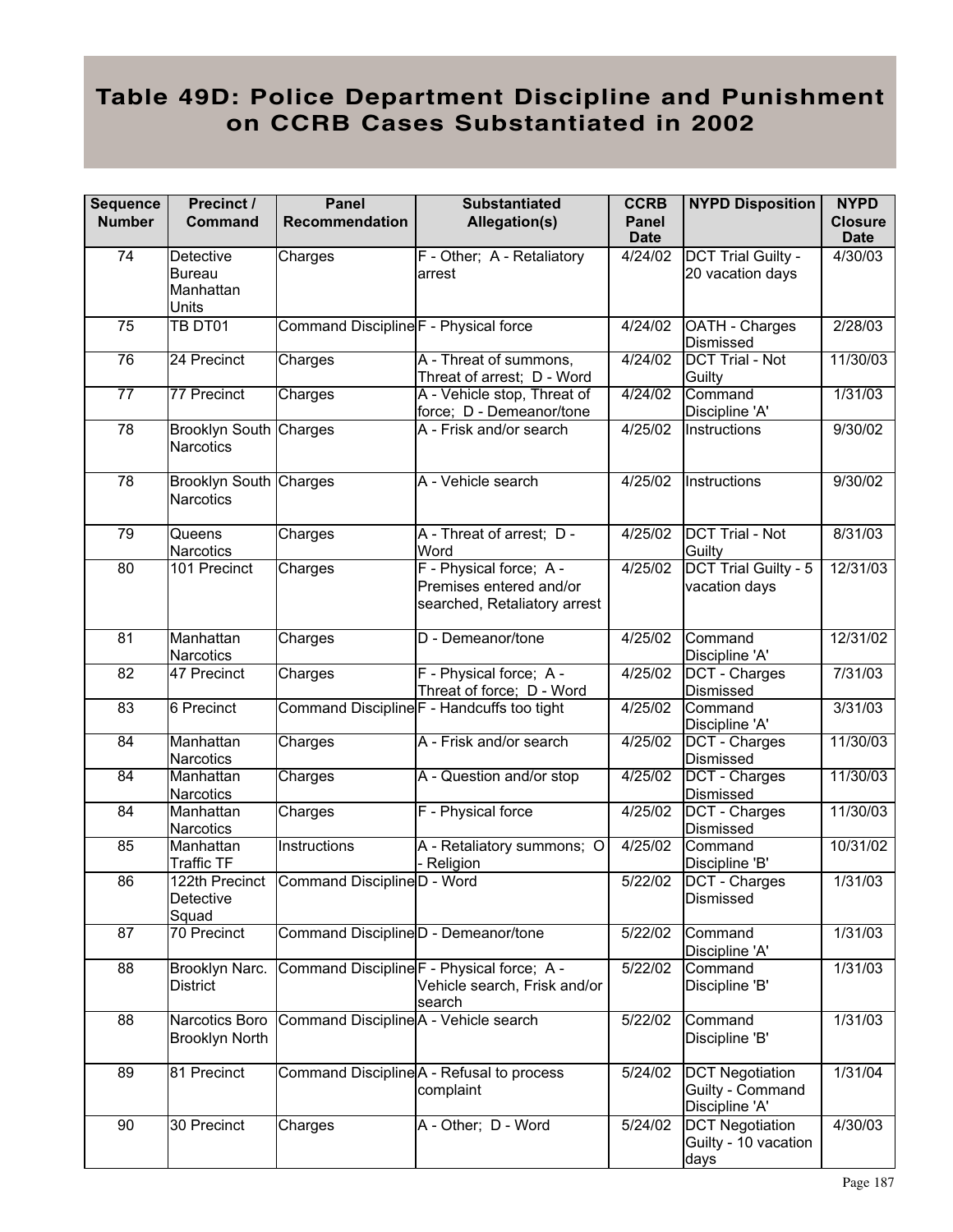# Table 49D: Police Department Discipline and Punishment on CCRB Cases Substantiated in 2002

| Sequence Number | Precinct / Command | Panel Recommendation | Substantiated Allegation(s) | CCRB Panel Date | NYPD Disposition | NYPD Closure Date |
|---|---|---|---|---|---|---|
| 74 | Detective Bureau Manhattan Units | Charges | F - Other; A - Retaliatory arrest | 4/24/02 | DCT Trial Guilty - 20 vacation days | 4/30/03 |
| 75 | TB DT01 | Command Discipline | F - Physical force | 4/24/02 | OATH - Charges Dismissed | 2/28/03 |
| 76 | 24 Precinct | Charges | A - Threat of summons, Threat of arrest; D - Word | 4/24/02 | DCT Trial - Not Guilty | 11/30/03 |
| 77 | 77 Precinct | Charges | A - Vehicle stop, Threat of force; D - Demeanor/tone | 4/24/02 | Command Discipline 'A' | 1/31/03 |
| 78 | Brooklyn South Narcotics | Charges | A - Frisk and/or search | 4/25/02 | Instructions | 9/30/02 |
| 78 | Brooklyn South Narcotics | Charges | A - Vehicle search | 4/25/02 | Instructions | 9/30/02 |
| 79 | Queens Narcotics | Charges | A - Threat of arrest; D - Word | 4/25/02 | DCT Trial - Not Guilty | 8/31/03 |
| 80 | 101 Precinct | Charges | F - Physical force; A - Premises entered and/or searched, Retaliatory arrest | 4/25/02 | DCT Trial Guilty - 5 vacation days | 12/31/03 |
| 81 | Manhattan Narcotics | Charges | D - Demeanor/tone | 4/25/02 | Command Discipline 'A' | 12/31/02 |
| 82 | 47 Precinct | Charges | F - Physical force; A - Threat of force; D - Word | 4/25/02 | DCT - Charges Dismissed | 7/31/03 |
| 83 | 6 Precinct | Command Discipline | F - Handcuffs too tight | 4/25/02 | Command Discipline 'A' | 3/31/03 |
| 84 | Manhattan Narcotics | Charges | A - Frisk and/or search | 4/25/02 | DCT - Charges Dismissed | 11/30/03 |
| 84 | Manhattan Narcotics | Charges | A - Question and/or stop | 4/25/02 | DCT - Charges Dismissed | 11/30/03 |
| 84 | Manhattan Narcotics | Charges | F - Physical force | 4/25/02 | DCT - Charges Dismissed | 11/30/03 |
| 85 | Manhattan Traffic TF | Instructions | A - Retaliatory summons; O - Religion | 4/25/02 | Command Discipline 'B' | 10/31/02 |
| 86 | 122th Precinct Detective Squad | Command Discipline | D - Word | 5/22/02 | DCT - Charges Dismissed | 1/31/03 |
| 87 | 70 Precinct | Command Discipline | D - Demeanor/tone | 5/22/02 | Command Discipline 'A' | 1/31/03 |
| 88 | Brooklyn Narc. District | Command Discipline | F - Physical force; A - Vehicle search, Frisk and/or search | 5/22/02 | Command Discipline 'B' | 1/31/03 |
| 88 | Narcotics Boro Brooklyn North | Command Discipline | A - Vehicle search | 5/22/02 | Command Discipline 'B' | 1/31/03 |
| 89 | 81 Precinct | Command Discipline | A - Refusal to process complaint | 5/24/02 | DCT Negotiation Guilty - Command Discipline 'A' | 1/31/04 |
| 90 | 30 Precinct | Charges | A - Other; D - Word | 5/24/02 | DCT Negotiation Guilty - 10 vacation days | 4/30/03 |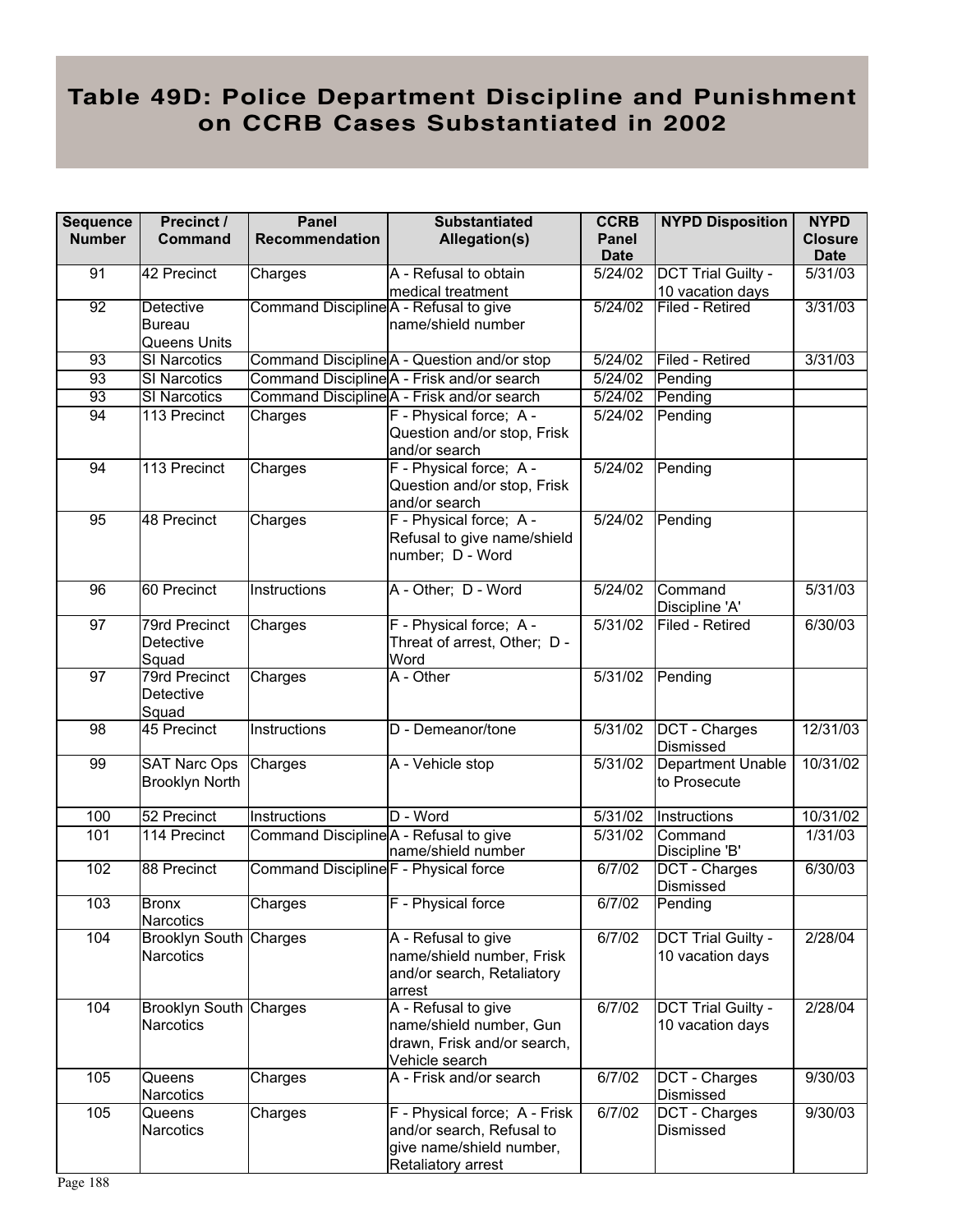# Table 49D: Police Department Discipline and Punishment on CCRB Cases Substantiated in 2002

| Sequence Number | Precinct / Command | Panel Recommendation | Substantiated Allegation(s) | CCRB Panel Date | NYPD Disposition | NYPD Closure Date |
|---|---|---|---|---|---|---|
| 91 | 42 Precinct | Charges | A - Refusal to obtain medical treatment | 5/24/02 | DCT Trial Guilty - 10 vacation days | 5/31/03 |
| 92 | Detective Bureau Queens Units | Command Discipline | A - Refusal to give name/shield number | 5/24/02 | Filed - Retired | 3/31/03 |
| 93 | SI Narcotics | Command Discipline | A - Question and/or stop | 5/24/02 | Filed - Retired | 3/31/03 |
| 93 | SI Narcotics | Command Discipline | A - Frisk and/or search | 5/24/02 | Pending | |
| 93 | SI Narcotics | Command Discipline | A - Frisk and/or search | 5/24/02 | Pending | |
| 94 | 113 Precinct | Charges | F - Physical force; A - Question and/or stop, Frisk and/or search | 5/24/02 | Pending | |
| 94 | 113 Precinct | Charges | F - Physical force; A - Question and/or stop, Frisk and/or search | 5/24/02 | Pending | |
| 95 | 48 Precinct | Charges | F - Physical force; A - Refusal to give name/shield number; D - Word | 5/24/02 | Pending | |
| 96 | 60 Precinct | Instructions | A - Other; D - Word | 5/24/02 | Command Discipline 'A' | 5/31/03 |
| 97 | 79rd Precinct Detective Squad | Charges | F - Physical force; A - Threat of arrest, Other; D - Word | 5/31/02 | Filed - Retired | 6/30/03 |
| 97 | 79rd Precinct Detective Squad | Charges | A - Other | 5/31/02 | Pending | |
| 98 | 45 Precinct | Instructions | D - Demeanor/tone | 5/31/02 | DCT - Charges Dismissed | 12/31/03 |
| 99 | SAT Narc Ops Brooklyn North | Charges | A - Vehicle stop | 5/31/02 | Department Unable to Prosecute | 10/31/02 |
| 100 | 52 Precinct | Instructions | D - Word | 5/31/02 | Instructions | 10/31/02 |
| 101 | 114 Precinct | Command Discipline | A - Refusal to give name/shield number | 5/31/02 | Command Discipline 'B' | 1/31/03 |
| 102 | 88 Precinct | Command Discipline | F - Physical force | 6/7/02 | DCT - Charges Dismissed | 6/30/03 |
| 103 | Bronx Narcotics | Charges | F - Physical force | 6/7/02 | Pending | |
| 104 | Brooklyn South Narcotics | Charges | A - Refusal to give name/shield number, Frisk and/or search, Retaliatory arrest | 6/7/02 | DCT Trial Guilty - 10 vacation days | 2/28/04 |
| 104 | Brooklyn South Narcotics | Charges | A - Refusal to give name/shield number, Gun drawn, Frisk and/or search, Vehicle search | 6/7/02 | DCT Trial Guilty - 10 vacation days | 2/28/04 |
| 105 | Queens Narcotics | Charges | A - Frisk and/or search | 6/7/02 | DCT - Charges Dismissed | 9/30/03 |
| 105 | Queens Narcotics | Charges | F - Physical force; A - Frisk and/or search, Refusal to give name/shield number, Retaliatory arrest | 6/7/02 | DCT - Charges Dismissed | 9/30/03 |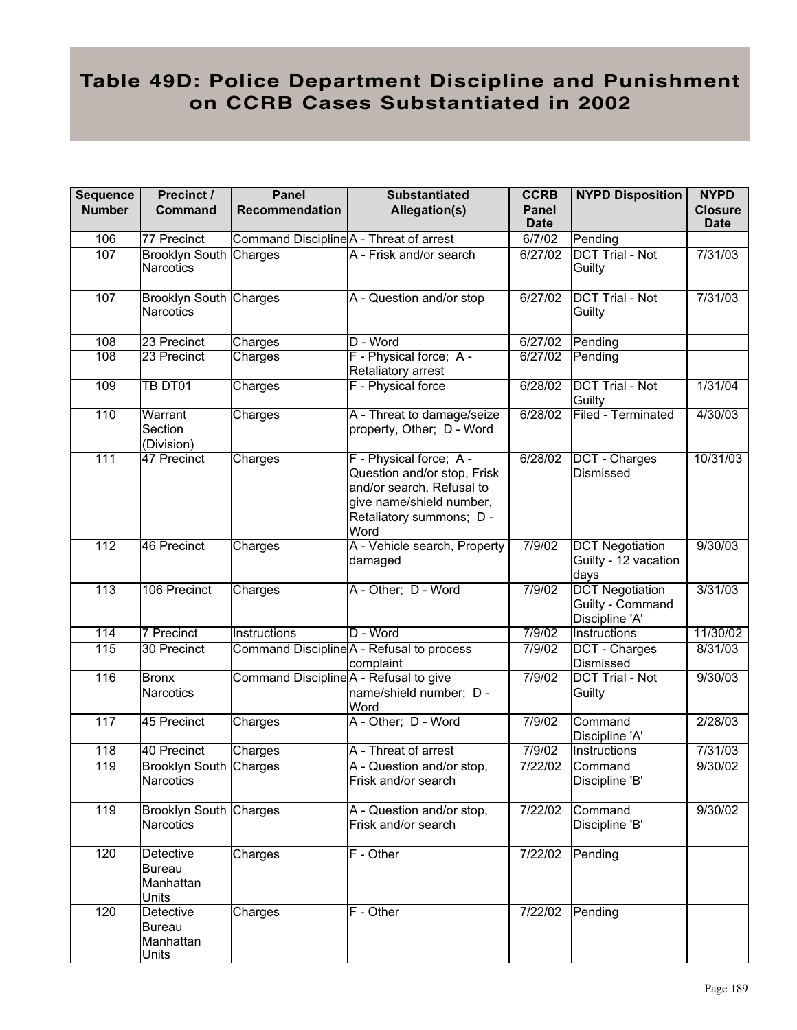# Table 49D: Police Department Discipline and Punishment on CCRB Cases Substantiated in 2002

| Sequence Number | Precinct / Command | Panel Recommendation | Substantiated Allegation(s) | CCRB Panel Date | NYPD Disposition | NYPD Closure Date |
|---|---|---|---|---|---|---|
| 106 | 77 Precinct | Command Discipline | A - Threat of arrest | 6/7/02 | Pending | |
| 107 | Brooklyn South Narcotics | Charges | A - Frisk and/or search | 6/27/02 | DCT Trial - Not Guilty | 7/31/03 |
| 107 | Brooklyn South Narcotics | Charges | A - Question and/or stop | 6/27/02 | DCT Trial - Not Guilty | 7/31/03 |
| 108 | 23 Precinct | Charges | D - Word | 6/27/02 | Pending | |
| 108 | 23 Precinct | Charges | F - Physical force; A - Retaliatory arrest | 6/27/02 | Pending | |
| 109 | TB DT01 | Charges | F - Physical force | 6/28/02 | DCT Trial - Not Guilty | 1/31/04 |
| 110 | Warrant Section (Division) | Charges | A - Threat to damage/seize property, Other; D - Word | 6/28/02 | Filed - Terminated | 4/30/03 |
| 111 | 47 Precinct | Charges | F - Physical force; A - Question and/or stop, Frisk and/or search, Refusal to give name/shield number, Retaliatory summons; D - Word | 6/28/02 | DCT - Charges Dismissed | 10/31/03 |
| 112 | 46 Precinct | Charges | A - Vehicle search, Property damaged | 7/9/02 | DCT Negotiation Guilty - 12 vacation days | 9/30/03 |
| 113 | 106 Precinct | Charges | A - Other; D - Word | 7/9/02 | DCT Negotiation Guilty - Command Discipline 'A' | 3/31/03 |
| 114 | 7 Precinct | Instructions | D - Word | 7/9/02 | Instructions | 11/30/02 |
| 115 | 30 Precinct | Command Discipline | A - Refusal to process complaint | 7/9/02 | DCT - Charges Dismissed | 8/31/03 |
| 116 | Bronx Narcotics | Command Discipline | A - Refusal to give name/shield number; D - Word | 7/9/02 | DCT Trial - Not Guilty | 9/30/03 |
| 117 | 45 Precinct | Charges | A - Other; D - Word | 7/9/02 | Command Discipline 'A' | 2/28/03 |
| 118 | 40 Precinct | Charges | A - Threat of arrest | 7/9/02 | Instructions | 7/31/03 |
| 119 | Brooklyn South Narcotics | Charges | A - Question and/or stop, Frisk and/or search | 7/22/02 | Command Discipline 'B' | 9/30/02 |
| 119 | Brooklyn South Narcotics | Charges | A - Question and/or stop, Frisk and/or search | 7/22/02 | Command Discipline 'B' | 9/30/02 |
| 120 | Detective Bureau Manhattan Units | Charges | F - Other | 7/22/02 | Pending | |
| 120 | Detective Bureau Manhattan Units | Charges | F - Other | 7/22/02 | Pending | |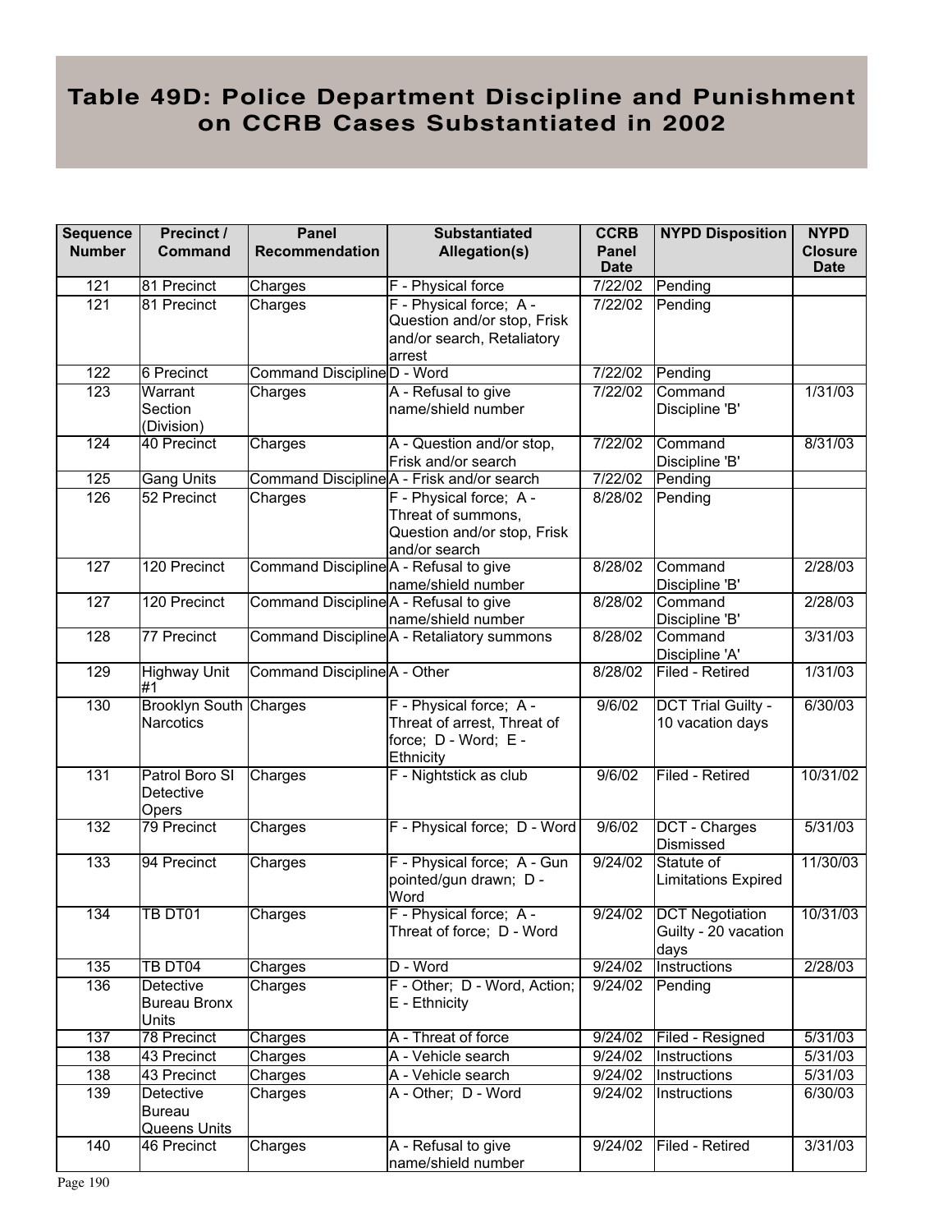# Table 49D: Police Department Discipline and Punishment on CCRB Cases Substantiated in 2002

| Sequence Number | Precinct / Command | Panel Recommendation | Substantiated Allegation(s) | CCRB Panel Date | NYPD Disposition | NYPD Closure Date |
|---|---|---|---|---|---|---|
| 121 | 81 Precinct | Charges | F - Physical force | 7/22/02 | Pending | |
| 121 | 81 Precinct | Charges | F - Physical force; A - Question and/or stop, Frisk and/or search, Retaliatory arrest | 7/22/02 | Pending | |
| 122 | 6 Precinct | Command Discipline | D - Word | 7/22/02 | Pending | |
| 123 | Warrant Section (Division) | Charges | A - Refusal to give name/shield number | 7/22/02 | Command Discipline 'B' | 1/31/03 |
| 124 | 40 Precinct | Charges | A - Question and/or stop, Frisk and/or search | 7/22/02 | Command Discipline 'B' | 8/31/03 |
| 125 | Gang Units | Command Discipline | A - Frisk and/or search | 7/22/02 | Pending | |
| 126 | 52 Precinct | Charges | F - Physical force; A - Threat of summons, Question and/or stop, Frisk and/or search | 8/28/02 | Pending | |
| 127 | 120 Precinct | Command Discipline | A - Refusal to give name/shield number | 8/28/02 | Command Discipline 'B' | 2/28/03 |
| 127 | 120 Precinct | Command Discipline | A - Refusal to give name/shield number | 8/28/02 | Command Discipline 'B' | 2/28/03 |
| 128 | 77 Precinct | Command Discipline | A - Retaliatory summons | 8/28/02 | Command Discipline 'A' | 3/31/03 |
| 129 | Highway Unit #1 | Command Discipline | A - Other | 8/28/02 | Filed - Retired | 1/31/03 |
| 130 | Brooklyn South Narcotics | Charges | F - Physical force; A - Threat of arrest, Threat of force; D - Word; E - Ethnicity | 9/6/02 | DCT Trial Guilty - 10 vacation days | 6/30/03 |
| 131 | Patrol Boro SI Detective Opers | Charges | F - Nightstick as club | 9/6/02 | Filed - Retired | 10/31/02 |
| 132 | 79 Precinct | Charges | F - Physical force; D - Word | 9/6/02 | DCT - Charges Dismissed | 5/31/03 |
| 133 | 94 Precinct | Charges | F - Physical force; A - Gun pointed/gun drawn; D - Word | 9/24/02 | Statute of Limitations Expired | 11/30/03 |
| 134 | TB DT01 | Charges | F - Physical force; A - Threat of force; D - Word | 9/24/02 | DCT Negotiation Guilty - 20 vacation days | 10/31/03 |
| 135 | TB DT04 | Charges | D - Word | 9/24/02 | Instructions | 2/28/03 |
| 136 | Detective Bureau Bronx Units | Charges | F - Other; D - Word, Action; E - Ethnicity | 9/24/02 | Pending | |
| 137 | 78 Precinct | Charges | A - Threat of force | 9/24/02 | Filed - Resigned | 5/31/03 |
| 138 | 43 Precinct | Charges | A - Vehicle search | 9/24/02 | Instructions | 5/31/03 |
| 138 | 43 Precinct | Charges | A - Vehicle search | 9/24/02 | Instructions | 5/31/03 |
| 139 | Detective Bureau Queens Units | Charges | A - Other; D - Word | 9/24/02 | Instructions | 6/30/03 |
| 140 | 46 Precinct | Charges | A - Refusal to give name/shield number | 9/24/02 | Filed - Retired | 3/31/03 |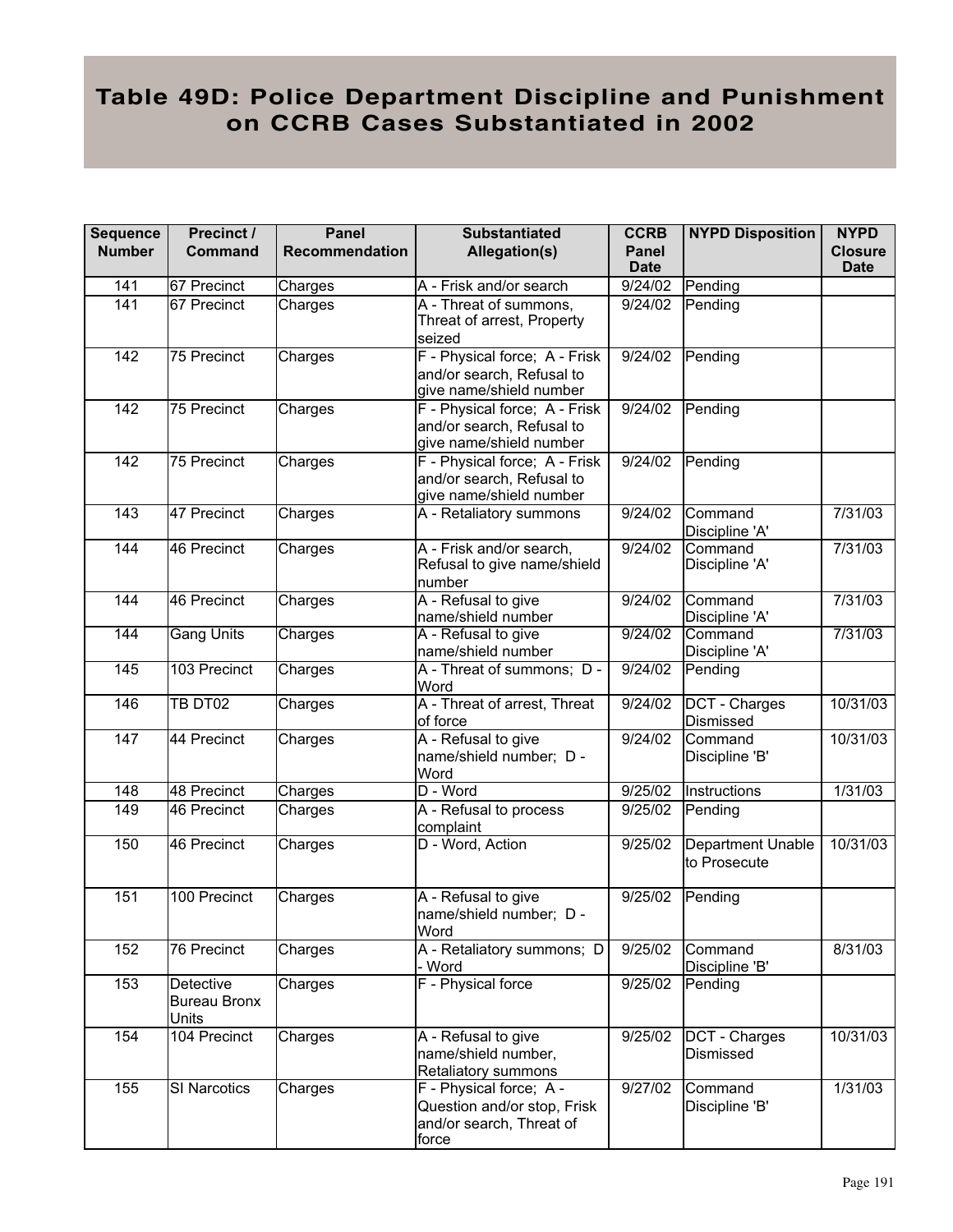# Table 49D: Police Department Discipline and Punishment on CCRB Cases Substantiated in 2002

| Sequence Number | Precinct / Command | Panel Recommendation | Substantiated Allegation(s) | CCRB Panel Date | NYPD Disposition | NYPD Closure Date |
|---|---|---|---|---|---|---|
| 141 | 67 Precinct | Charges | A - Frisk and/or search | 9/24/02 | Pending | |
| 141 | 67 Precinct | Charges | A - Threat of summons, Threat of arrest, Property seized | 9/24/02 | Pending | |
| 142 | 75 Precinct | Charges | F - Physical force; A - Frisk and/or search, Refusal to give name/shield number | 9/24/02 | Pending | |
| 142 | 75 Precinct | Charges | F - Physical force; A - Frisk and/or search, Refusal to give name/shield number | 9/24/02 | Pending | |
| 142 | 75 Precinct | Charges | F - Physical force; A - Frisk and/or search, Refusal to give name/shield number | 9/24/02 | Pending | |
| 143 | 47 Precinct | Charges | A - Retaliatory summons | 9/24/02 | Command Discipline 'A' | 7/31/03 |
| 144 | 46 Precinct | Charges | A - Frisk and/or search, Refusal to give name/shield number | 9/24/02 | Command Discipline 'A' | 7/31/03 |
| 144 | 46 Precinct | Charges | A - Refusal to give name/shield number | 9/24/02 | Command Discipline 'A' | 7/31/03 |
| 144 | Gang Units | Charges | A - Refusal to give name/shield number | 9/24/02 | Command Discipline 'A' | 7/31/03 |
| 145 | 103 Precinct | Charges | A - Threat of summons; D - Word | 9/24/02 | Pending | |
| 146 | TB DT02 | Charges | A - Threat of arrest, Threat of force | 9/24/02 | DCT - Charges Dismissed | 10/31/03 |
| 147 | 44 Precinct | Charges | A - Refusal to give name/shield number; D - Word | 9/24/02 | Command Discipline 'B' | 10/31/03 |
| 148 | 48 Precinct | Charges | D - Word | 9/25/02 | Instructions | 1/31/03 |
| 149 | 46 Precinct | Charges | A - Refusal to process complaint | 9/25/02 | Pending | |
| 150 | 46 Precinct | Charges | D - Word, Action | 9/25/02 | Department Unable to Prosecute | 10/31/03 |
| 151 | 100 Precinct | Charges | A - Refusal to give name/shield number; D - Word | 9/25/02 | Pending | |
| 152 | 76 Precinct | Charges | A - Retaliatory summons; D - Word | 9/25/02 | Command Discipline 'B' | 8/31/03 |
| 153 | Detective Bureau Bronx Units | Charges | F - Physical force | 9/25/02 | Pending | |
| 154 | 104 Precinct | Charges | A - Refusal to give name/shield number, Retaliatory summons | 9/25/02 | DCT - Charges Dismissed | 10/31/03 |
| 155 | SI Narcotics | Charges | F - Physical force; A - Question and/or stop, Frisk and/or search, Threat of force | 9/27/02 | Command Discipline 'B' | 1/31/03 |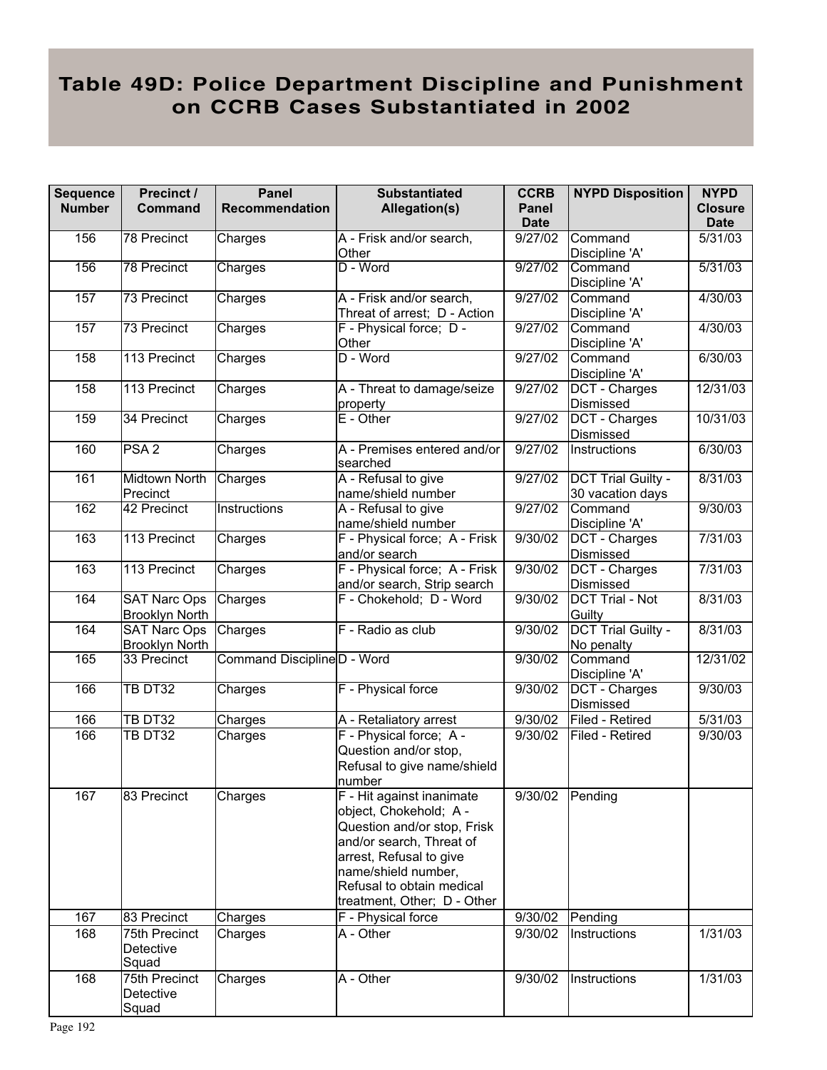# Table 49D: Police Department Discipline and Punishment on CCRB Cases Substantiated in 2002

| Sequence Number | Precinct / Command | Panel Recommendation | Substantiated Allegation(s) | CCRB Panel Date | NYPD Disposition | NYPD Closure Date |
|---|---|---|---|---|---|---|
| 156 | 78 Precinct | Charges | A - Frisk and/or search, Other | 9/27/02 | Command Discipline 'A' | 5/31/03 |
| 156 | 78 Precinct | Charges | D - Word | 9/27/02 | Command Discipline 'A' | 5/31/03 |
| 157 | 73 Precinct | Charges | A - Frisk and/or search, Threat of arrest; D - Action | 9/27/02 | Command Discipline 'A' | 4/30/03 |
| 157 | 73 Precinct | Charges | F - Physical force; D - Other | 9/27/02 | Command Discipline 'A' | 4/30/03 |
| 158 | 113 Precinct | Charges | D - Word | 9/27/02 | Command Discipline 'A' | 6/30/03 |
| 158 | 113 Precinct | Charges | A - Threat to damage/seize property | 9/27/02 | DCT - Charges Dismissed | 12/31/03 |
| 159 | 34 Precinct | Charges | E - Other | 9/27/02 | DCT - Charges Dismissed | 10/31/03 |
| 160 | PSA 2 | Charges | A - Premises entered and/or searched | 9/27/02 | Instructions | 6/30/03 |
| 161 | Midtown North Precinct | Charges | A - Refusal to give name/shield number | 9/27/02 | DCT Trial Guilty - 30 vacation days | 8/31/03 |
| 162 | 42 Precinct | Instructions | A - Refusal to give name/shield number | 9/27/02 | Command Discipline 'A' | 9/30/03 |
| 163 | 113 Precinct | Charges | F - Physical force; A - Frisk and/or search | 9/30/02 | DCT - Charges Dismissed | 7/31/03 |
| 163 | 113 Precinct | Charges | F - Physical force; A - Frisk and/or search, Strip search | 9/30/02 | DCT - Charges Dismissed | 7/31/03 |
| 164 | SAT Narc Ops Brooklyn North | Charges | F - Chokehold; D - Word | 9/30/02 | DCT Trial - Not Guilty | 8/31/03 |
| 164 | SAT Narc Ops Brooklyn North | Charges | F - Radio as club | 9/30/02 | DCT Trial Guilty - No penalty | 8/31/03 |
| 165 | 33 Precinct | Command Discipline | D - Word | 9/30/02 | Command Discipline 'A' | 12/31/02 |
| 166 | TB DT32 | Charges | F - Physical force | 9/30/02 | DCT - Charges Dismissed | 9/30/03 |
| 166 | TB DT32 | Charges | A - Retaliatory arrest | 9/30/02 | Filed - Retired | 5/31/03 |
| 166 | TB DT32 | Charges | F - Physical force; A - Question and/or stop, Refusal to give name/shield number | 9/30/02 | Filed - Retired | 9/30/03 |
| 167 | 83 Precinct | Charges | F - Hit against inanimate object, Chokehold; A - Question and/or stop, Frisk and/or search, Threat of arrest, Refusal to give name/shield number, Refusal to obtain medical treatment, Other; D - Other | 9/30/02 | Pending | |
| 167 | 83 Precinct | Charges | F - Physical force | 9/30/02 | Pending | |
| 168 | 75th Precinct Detective Squad | Charges | A - Other | 9/30/02 | Instructions | 1/31/03 |
| 168 | 75th Precinct Detective Squad | Charges | A - Other | 9/30/02 | Instructions | 1/31/03 |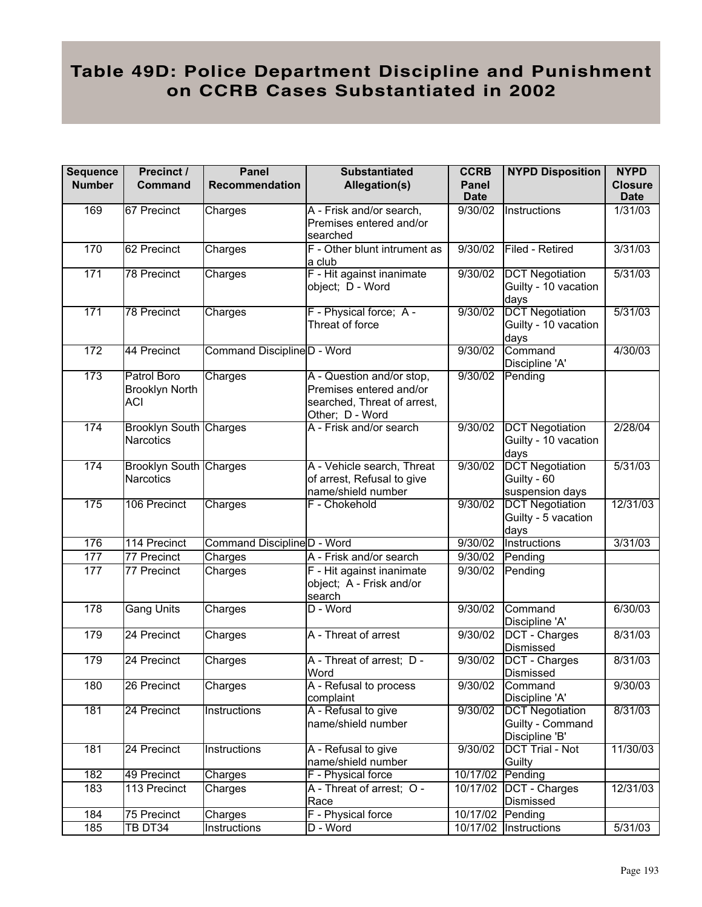# Table 49D: Police Department Discipline and Punishment on CCRB Cases Substantiated in 2002

| Sequence Number | Precinct / Command | Panel Recommendation | Substantiated Allegation(s) | CCRB Panel Date | NYPD Disposition | NYPD Closure Date |
|---|---|---|---|---|---|---|
| 169 | 67 Precinct | Charges | A - Frisk and/or search, Premises entered and/or searched | 9/30/02 | Instructions | 1/31/03 |
| 170 | 62 Precinct | Charges | F - Other blunt intrument as a club | 9/30/02 | Filed - Retired | 3/31/03 |
| 171 | 78 Precinct | Charges | F - Hit against inanimate object; D - Word | 9/30/02 | DCT Negotiation Guilty - 10 vacation days | 5/31/03 |
| 171 | 78 Precinct | Charges | F - Physical force; A - Threat of force | 9/30/02 | DCT Negotiation Guilty - 10 vacation days | 5/31/03 |
| 172 | 44 Precinct | Command Discipline | D - Word | 9/30/02 | Command Discipline 'A' | 4/30/03 |
| 173 | Patrol Boro Brooklyn North ACI | Charges | A - Question and/or stop, Premises entered and/or searched, Threat of arrest, Other; D - Word | 9/30/02 | Pending | |
| 174 | Brooklyn South Narcotics | Charges | A - Frisk and/or search | 9/30/02 | DCT Negotiation Guilty - 10 vacation days | 2/28/04 |
| 174 | Brooklyn South Narcotics | Charges | A - Vehicle search, Threat of arrest, Refusal to give name/shield number | 9/30/02 | DCT Negotiation Guilty - 60 suspension days | 5/31/03 |
| 175 | 106 Precinct | Charges | F - Chokehold | 9/30/02 | DCT Negotiation Guilty - 5 vacation days | 12/31/03 |
| 176 | 114 Precinct | Command Discipline | D - Word | 9/30/02 | Instructions | 3/31/03 |
| 177 | 77 Precinct | Charges | A - Frisk and/or search | 9/30/02 | Pending | |
| 177 | 77 Precinct | Charges | F - Hit against inanimate object; A - Frisk and/or search | 9/30/02 | Pending | |
| 178 | Gang Units | Charges | D - Word | 9/30/02 | Command Discipline 'A' | 6/30/03 |
| 179 | 24 Precinct | Charges | A - Threat of arrest | 9/30/02 | DCT - Charges Dismissed | 8/31/03 |
| 179 | 24 Precinct | Charges | A - Threat of arrest; D - Word | 9/30/02 | DCT - Charges Dismissed | 8/31/03 |
| 180 | 26 Precinct | Charges | A - Refusal to process complaint | 9/30/02 | Command Discipline 'A' | 9/30/03 |
| 181 | 24 Precinct | Instructions | A - Refusal to give name/shield number | 9/30/02 | DCT Negotiation Guilty - Command Discipline 'B' | 8/31/03 |
| 181 | 24 Precinct | Instructions | A - Refusal to give name/shield number | 9/30/02 | DCT Trial - Not Guilty | 11/30/03 |
| 182 | 49 Precinct | Charges | F - Physical force | 10/17/02 | Pending | |
| 183 | 113 Precinct | Charges | A - Threat of arrest; O - Race | 10/17/02 | DCT - Charges Dismissed | 12/31/03 |
| 184 | 75 Precinct | Charges | F - Physical force | 10/17/02 | Pending | |
| 185 | TB DT34 | Instructions | D - Word | 10/17/02 | Instructions | 5/31/03 |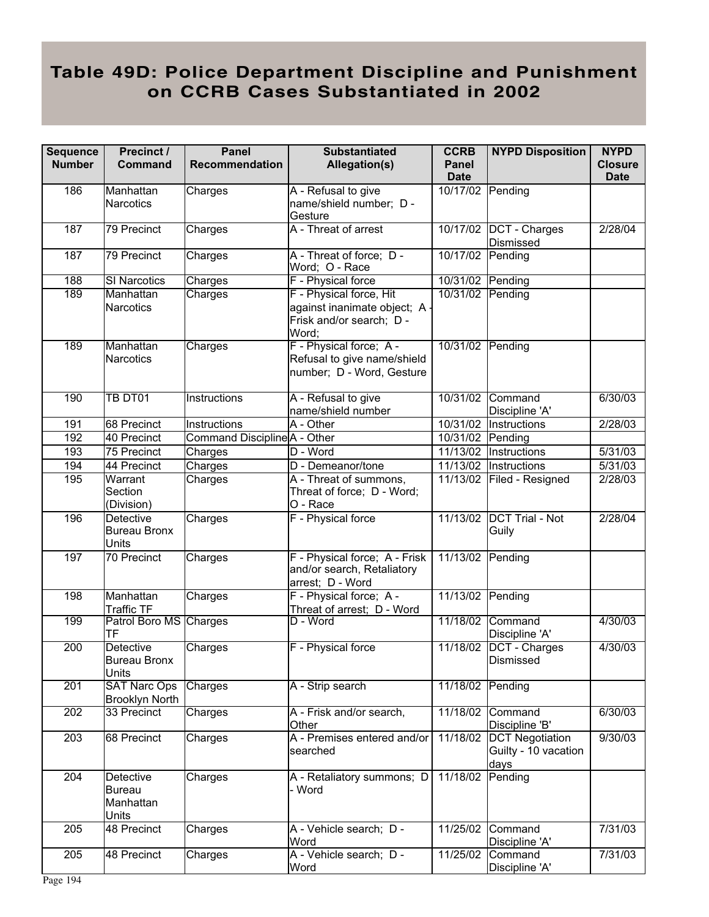# Table 49D: Police Department Discipline and Punishment on CCRB Cases Substantiated in 2002

| Sequence Number | Precinct / Command | Panel Recommendation | Substantiated Allegation(s) | CCRB Panel Date | NYPD Disposition | NYPD Closure Date |
|---|---|---|---|---|---|---|
| 186 | Manhattan Narcotics | Charges | A - Refusal to give name/shield number; D - Gesture | 10/17/02 | Pending | |
| 187 | 79 Precinct | Charges | A - Threat of arrest | 10/17/02 | DCT - Charges Dismissed | 2/28/04 |
| 187 | 79 Precinct | Charges | A - Threat of force; D - Word; O - Race | 10/17/02 | Pending | |
| 188 | SI Narcotics | Charges | F - Physical force | 10/31/02 | Pending | |
| 189 | Manhattan Narcotics | Charges | F - Physical force, Hit against inanimate object; A - Frisk and/or search; D - Word; | 10/31/02 | Pending | |
| 189 | Manhattan Narcotics | Charges | F - Physical force; A - Refusal to give name/shield number; D - Word, Gesture | 10/31/02 | Pending | |
| 190 | TB DT01 | Instructions | A - Refusal to give name/shield number | 10/31/02 | Command Discipline 'A' | 6/30/03 |
| 191 | 68 Precinct | Instructions | A - Other | 10/31/02 | Instructions | 2/28/03 |
| 192 | 40 Precinct | Command Discipline | A - Other | 10/31/02 | Pending | |
| 193 | 75 Precinct | Charges | D - Word | 11/13/02 | Instructions | 5/31/03 |
| 194 | 44 Precinct | Charges | D - Demeanor/tone | 11/13/02 | Instructions | 5/31/03 |
| 195 | Warrant Section (Division) | Charges | A - Threat of summons, Threat of force; D - Word; O - Race | 11/13/02 | Filed - Resigned | 2/28/03 |
| 196 | Detective Bureau Bronx Units | Charges | F - Physical force | 11/13/02 | DCT Trial - Not Guily | 2/28/04 |
| 197 | 70 Precinct | Charges | F - Physical force; A - Frisk and/or search, Retaliatory arrest; D - Word | 11/13/02 | Pending | |
| 198 | Manhattan Traffic TF | Charges | F - Physical force; A - Threat of arrest; D - Word | 11/13/02 | Pending | |
| 199 | Patrol Boro MS TF | Charges | D - Word | 11/18/02 | Command Discipline 'A' | 4/30/03 |
| 200 | Detective Bureau Bronx Units | Charges | F - Physical force | 11/18/02 | DCT - Charges Dismissed | 4/30/03 |
| 201 | SAT Narc Ops Brooklyn North | Charges | A - Strip search | 11/18/02 | Pending | |
| 202 | 33 Precinct | Charges | A - Frisk and/or search, Other | 11/18/02 | Command Discipline 'B' | 6/30/03 |
| 203 | 68 Precinct | Charges | A - Premises entered and/or searched | 11/18/02 | DCT Negotiation Guilty - 10 vacation days | 9/30/03 |
| 204 | Detective Bureau Manhattan Units | Charges | A - Retaliatory summons; D - Word | 11/18/02 | Pending | |
| 205 | 48 Precinct | Charges | A - Vehicle search; D - Word | 11/25/02 | Command Discipline 'A' | 7/31/03 |
| 205 | 48 Precinct | Charges | A - Vehicle search; D - Word | 11/25/02 | Command Discipline 'A' | 7/31/03 |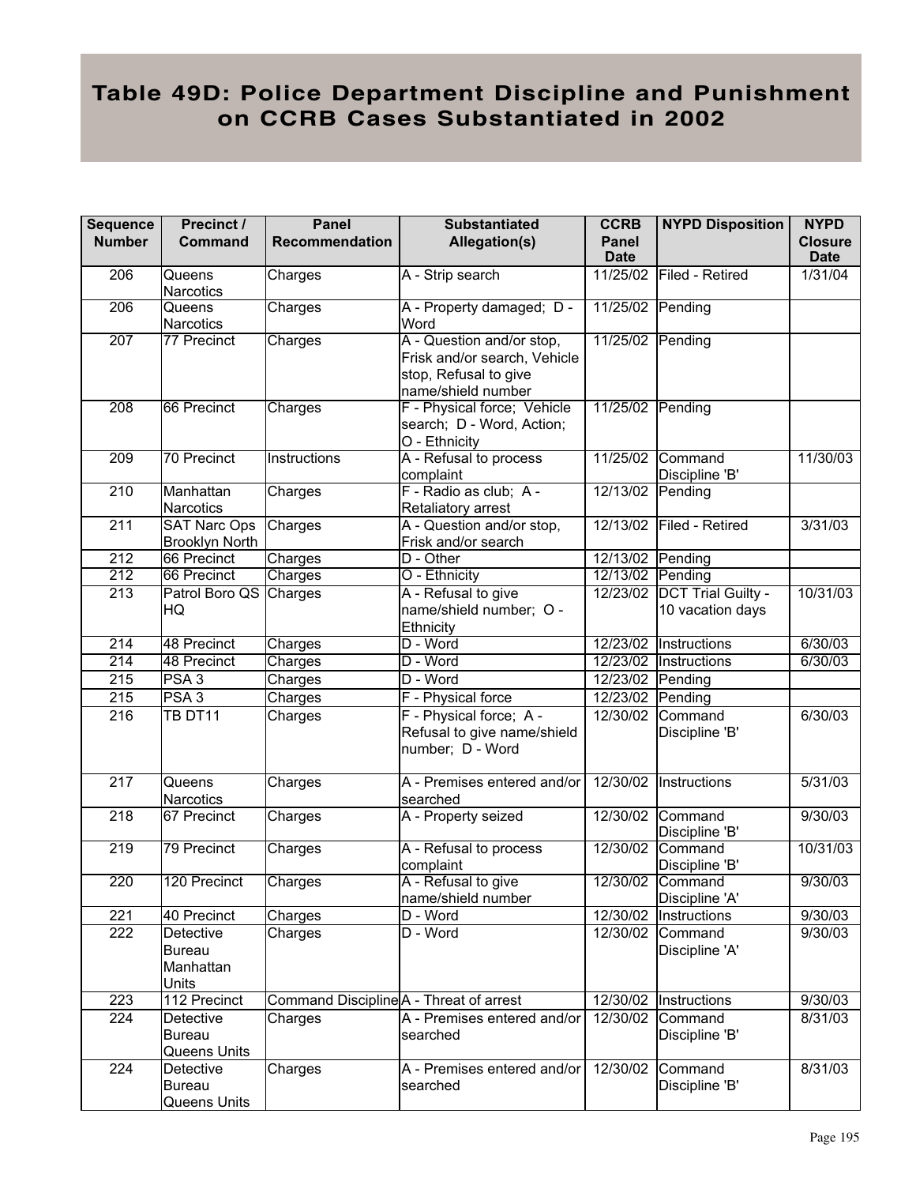# Table 49D: Police Department Discipline and Punishment on CCRB Cases Substantiated in 2002

| Sequence Number | Precinct / Command | Panel Recommendation | Substantiated Allegation(s) | CCRB Panel Date | NYPD Disposition | NYPD Closure Date |
|---|---|---|---|---|---|---|
| 206 | Queens Narcotics | Charges | A - Strip search | 11/25/02 | Filed - Retired | 1/31/04 |
| 206 | Queens Narcotics | Charges | A - Property damaged; D - Word | 11/25/02 | Pending | |
| 207 | 77 Precinct | Charges | A - Question and/or stop, Frisk and/or search, Vehicle stop, Refusal to give name/shield number | 11/25/02 | Pending | |
| 208 | 66 Precinct | Charges | F - Physical force; Vehicle search; D - Word, Action; O - Ethnicity | 11/25/02 | Pending | |
| 209 | 70 Precinct | Instructions | A - Refusal to process complaint | 11/25/02 | Command Discipline 'B' | 11/30/03 |
| 210 | Manhattan Narcotics | Charges | F - Radio as club; A - Retaliatory arrest | 12/13/02 | Pending | |
| 211 | SAT Narc Ops Brooklyn North | Charges | A - Question and/or stop, Frisk and/or search | 12/13/02 | Filed - Retired | 3/31/03 |
| 212 | 66 Precinct | Charges | D - Other | 12/13/02 | Pending | |
| 212 | 66 Precinct | Charges | O - Ethnicity | 12/13/02 | Pending | |
| 213 | Patrol Boro QS HQ | Charges | A - Refusal to give name/shield number; O - Ethnicity | 12/23/02 | DCT Trial Guilty - 10 vacation days | 10/31/03 |
| 214 | 48 Precinct | Charges | D - Word | 12/23/02 | Instructions | 6/30/03 |
| 214 | 48 Precinct | Charges | D - Word | 12/23/02 | Instructions | 6/30/03 |
| 215 | PSA 3 | Charges | D - Word | 12/23/02 | Pending | |
| 215 | PSA 3 | Charges | F - Physical force | 12/23/02 | Pending | |
| 216 | TB DT11 | Charges | F - Physical force; A - Refusal to give name/shield number; D - Word | 12/30/02 | Command Discipline 'B' | 6/30/03 |
| 217 | Queens Narcotics | Charges | A - Premises entered and/or searched | 12/30/02 | Instructions | 5/31/03 |
| 218 | 67 Precinct | Charges | A - Property seized | 12/30/02 | Command Discipline 'B' | 9/30/03 |
| 219 | 79 Precinct | Charges | A - Refusal to process complaint | 12/30/02 | Command Discipline 'B' | 10/31/03 |
| 220 | 120 Precinct | Charges | A - Refusal to give name/shield number | 12/30/02 | Command Discipline 'A' | 9/30/03 |
| 221 | 40 Precinct | Charges | D - Word | 12/30/02 | Instructions | 9/30/03 |
| 222 | Detective Bureau Manhattan Units | Charges | D - Word | 12/30/02 | Command Discipline 'A' | 9/30/03 |
| 223 | 112 Precinct | Command Discipline | A - Threat of arrest | 12/30/02 | Instructions | 9/30/03 |
| 224 | Detective Bureau Queens Units | Charges | A - Premises entered and/or searched | 12/30/02 | Command Discipline 'B' | 8/31/03 |
| 224 | Detective Bureau Queens Units | Charges | A - Premises entered and/or searched | 12/30/02 | Command Discipline 'B' | 8/31/03 |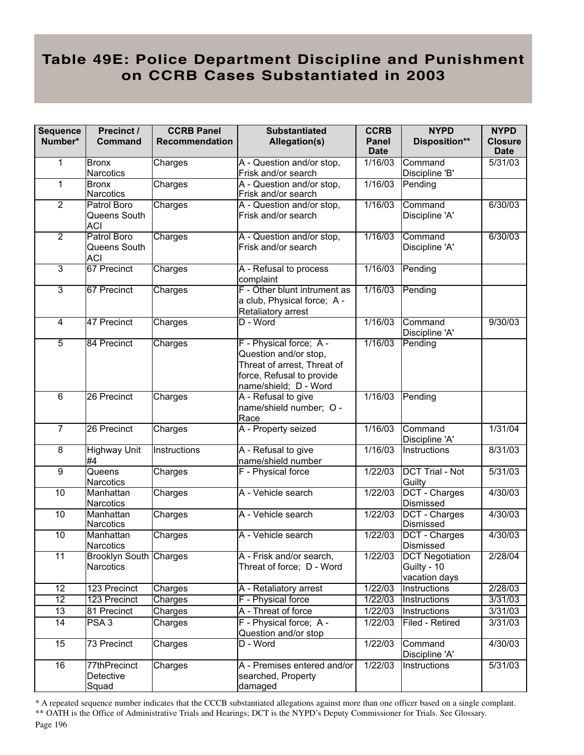# Table 49E: Police Department Discipline and Punishment on CCRB Cases Substantiated in 2003

| Sequence Number* | Precinct / Command | CCRB Panel Recommendation | Substantiated Allegation(s) | CCRB Panel Date | NYPD Disposition** | NYPD Closure Date |
|---|---|---|---|---|---|---|
| 1 | Bronx Narcotics | Charges | A - Question and/or stop, Frisk and/or search | 1/16/03 | Command Discipline 'B' | 5/31/03 |
| 1 | Bronx Narcotics | Charges | A - Question and/or stop, Frisk and/or search | 1/16/03 | Pending | |
| 2 | Patrol Boro Queens South ACI | Charges | A - Question and/or stop, Frisk and/or search | 1/16/03 | Command Discipline 'A' | 6/30/03 |
| 2 | Patrol Boro Queens South ACI | Charges | A - Question and/or stop, Frisk and/or search | 1/16/03 | Command Discipline 'A' | 6/30/03 |
| 3 | 67 Precinct | Charges | A - Refusal to process complaint | 1/16/03 | Pending | |
| 3 | 67 Precinct | Charges | F - Other blunt intrument as a club, Physical force; A - Retaliatory arrest | 1/16/03 | Pending | |
| 4 | 47 Precinct | Charges | D - Word | 1/16/03 | Command Discipline 'A' | 9/30/03 |
| 5 | 84 Precinct | Charges | F - Physical force; A - Question and/or stop, Threat of arrest, Threat of force, Refusal to provide name/shield; D - Word | 1/16/03 | Pending | |
| 6 | 26 Precinct | Charges | A - Refusal to give name/shield number; O - Race | 1/16/03 | Pending | |
| 7 | 26 Precinct | Charges | A - Property seized | 1/16/03 | Command Discipline 'A' | 1/31/04 |
| 8 | Highway Unit #4 | Instructions | A - Refusal to give name/shield number | 1/16/03 | Instructions | 8/31/03 |
| 9 | Queens Narcotics | Charges | F - Physical force | 1/22/03 | DCT Trial - Not Guilty | 5/31/03 |
| 10 | Manhattan Narcotics | Charges | A - Vehicle search | 1/22/03 | DCT - Charges Dismissed | 4/30/03 |
| 10 | Manhattan Narcotics | Charges | A - Vehicle search | 1/22/03 | DCT - Charges Dismissed | 4/30/03 |
| 10 | Manhattan Narcotics | Charges | A - Vehicle search | 1/22/03 | DCT - Charges Dismissed | 4/30/03 |
| 11 | Brooklyn South Narcotics | Charges | A - Frisk and/or search, Threat of force; D - Word | 1/22/03 | DCT Negotiation Guilty - 10 vacation days | 2/28/04 |
| 12 | 123 Precinct | Charges | A - Retaliatory arrest | 1/22/03 | Instructions | 2/28/03 |
| 12 | 123 Precinct | Charges | F - Physical force | 1/22/03 | Instructions | 3/31/03 |
| 13 | 81 Precinct | Charges | A - Threat of force | 1/22/03 | Instructions | 3/31/03 |
| 14 | PSA 3 | Charges | F - Physical force; A - Question and/or stop | 1/22/03 | Filed - Retired | 3/31/03 |
| 15 | 73 Precinct | Charges | D - Word | 1/22/03 | Command Discipline 'A' | 4/30/03 |
| 16 | 77thPrecinct Detective Squad | Charges | A - Premises entered and/or searched, Property damaged | 1/22/03 | Instructions | 5/31/03 |

* A repeated sequence number indicates that the CCCB substantiated allegations against more than one officer based on a single complant.

** OATH is the Office of Administrative Trials and Hearings; DCT is the NYPD's Deputy Commissioner for Trials. See Glossary.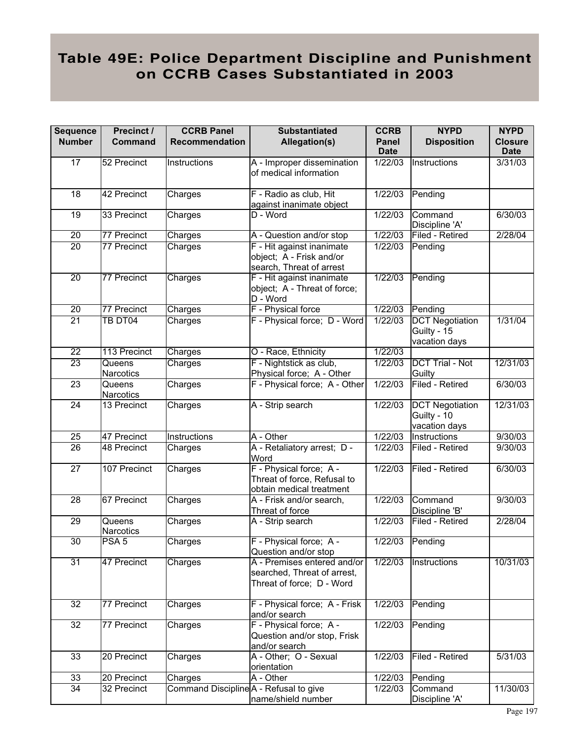# Table 49E: Police Department Discipline and Punishment on CCRB Cases Substantiated in 2003

| Sequence Number | Precinct / Command | CCRB Panel Recommendation | Substantiated Allegation(s) | CCRB Panel Date | NYPD Disposition | NYPD Closure Date |
|---|---|---|---|---|---|---|
| 17 | 52 Precinct | Instructions | A - Improper dissemination of medical information | 1/22/03 | Instructions | 3/31/03 |
| 18 | 42 Precinct | Charges | F - Radio as club, Hit against inanimate object | 1/22/03 | Pending | |
| 19 | 33 Precinct | Charges | D - Word | 1/22/03 | Command Discipline 'A' | 6/30/03 |
| 20 | 77 Precinct | Charges | A - Question and/or stop | 1/22/03 | Filed - Retired | 2/28/04 |
| 20 | 77 Precinct | Charges | F - Hit against inanimate object; A - Frisk and/or search, Threat of arrest | 1/22/03 | Pending | |
| 20 | 77 Precinct | Charges | F - Hit against inanimate object; A - Threat of force; D - Word | 1/22/03 | Pending | |
| 20 | 77 Precinct | Charges | F - Physical force | 1/22/03 | Pending | |
| 21 | TB DT04 | Charges | F - Physical force; D - Word | 1/22/03 | DCT Negotiation Guilty - 15 vacation days | 1/31/04 |
| 22 | 113 Precinct | Charges | O - Race, Ethnicity | 1/22/03 | | |
| 23 | Queens Narcotics | Charges | F - Nightstick as club, Physical force; A - Other | 1/22/03 | DCT Trial - Not Guilty | 12/31/03 |
| 23 | Queens Narcotics | Charges | F - Physical force; A - Other | 1/22/03 | Filed - Retired | 6/30/03 |
| 24 | 13 Precinct | Charges | A - Strip search | 1/22/03 | DCT Negotiation Guilty - 10 vacation days | 12/31/03 |
| 25 | 47 Precinct | Instructions | A - Other | 1/22/03 | Instructions | 9/30/03 |
| 26 | 48 Precinct | Charges | A - Retaliatory arrest; D - Word | 1/22/03 | Filed - Retired | 9/30/03 |
| 27 | 107 Precinct | Charges | F - Physical force; A - Threat of force, Refusal to obtain medical treatment | 1/22/03 | Filed - Retired | 6/30/03 |
| 28 | 67 Precinct | Charges | A - Frisk and/or search, Threat of force | 1/22/03 | Command Discipline 'B' | 9/30/03 |
| 29 | Queens Narcotics | Charges | A - Strip search | 1/22/03 | Filed - Retired | 2/28/04 |
| 30 | PSA 5 | Charges | F - Physical force; A - Question and/or stop | 1/22/03 | Pending | |
| 31 | 47 Precinct | Charges | A - Premises entered and/or searched, Threat of arrest, Threat of force; D - Word | 1/22/03 | Instructions | 10/31/03 |
| 32 | 77 Precinct | Charges | F - Physical force; A - Frisk and/or search | 1/22/03 | Pending | |
| 32 | 77 Precinct | Charges | F - Physical force; A - Question and/or stop, Frisk and/or search | 1/22/03 | Pending | |
| 33 | 20 Precinct | Charges | A - Other; O - Sexual orientation | 1/22/03 | Filed - Retired | 5/31/03 |
| 33 | 20 Precinct | Charges | A - Other | 1/22/03 | Pending | |
| 34 | 32 Precinct | Command Discipline | A - Refusal to give name/shield number | 1/22/03 | Command Discipline 'A' | 11/30/03 |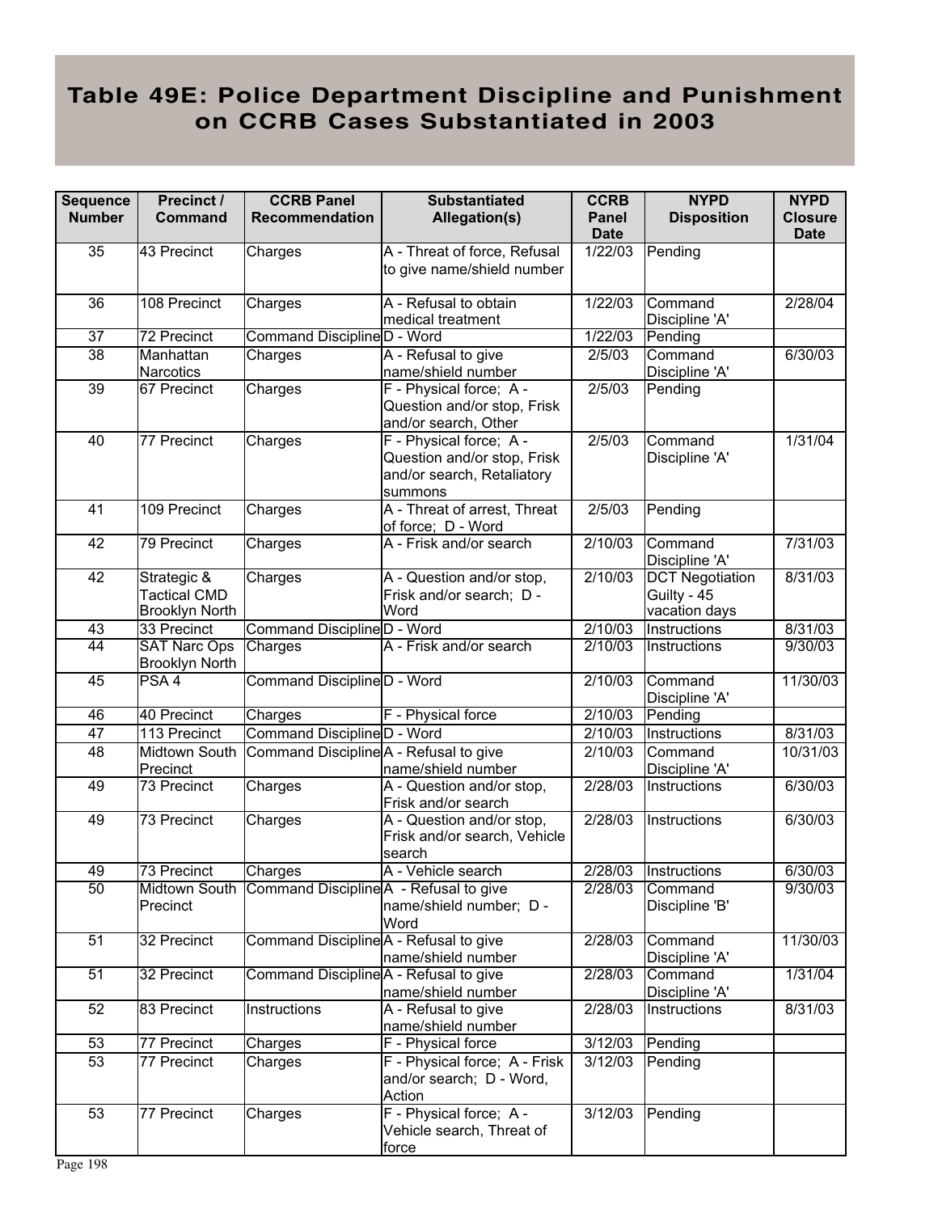# Table 49E: Police Department Discipline and Punishment on CCRB Cases Substantiated in 2003

| Sequence Number | Precinct / Command | CCRB Panel Recommendation | Substantiated Allegation(s) | CCRB Panel Date | NYPD Disposition | NYPD Closure Date |
|---|---|---|---|---|---|---|
| 35 | 43 Precinct | Charges | A - Threat of force, Refusal to give name/shield number | 1/22/03 | Pending | |
| 36 | 108 Precinct | Charges | A - Refusal to obtain medical treatment | 1/22/03 | Command Discipline 'A' | 2/28/04 |
| 37 | 72 Precinct | Command Discipline | D - Word | 1/22/03 | Pending | |
| 38 | Manhattan Narcotics | Charges | A - Refusal to give name/shield number | 2/5/03 | Command Discipline 'A' | 6/30/03 |
| 39 | 67 Precinct | Charges | F - Physical force; A - Question and/or stop, Frisk and/or search, Other | 2/5/03 | Pending | |
| 40 | 77 Precinct | Charges | F - Physical force; A - Question and/or stop, Frisk and/or search, Retaliatory summons | 2/5/03 | Command Discipline 'A' | 1/31/04 |
| 41 | 109 Precinct | Charges | A - Threat of arrest, Threat of force; D - Word | 2/5/03 | Pending | |
| 42 | 79 Precinct | Charges | A - Frisk and/or search | 2/10/03 | Command Discipline 'A' | 7/31/03 |
| 42 | Strategic & Tactical CMD Brooklyn North | Charges | A - Question and/or stop, Frisk and/or search; D - Word | 2/10/03 | DCT Negotiation Guilty - 45 vacation days | 8/31/03 |
| 43 | 33 Precinct | Command Discipline | D - Word | 2/10/03 | Instructions | 8/31/03 |
| 44 | SAT Narc Ops Brooklyn North | Charges | A - Frisk and/or search | 2/10/03 | Instructions | 9/30/03 |
| 45 | PSA 4 | Command Discipline | D - Word | 2/10/03 | Command Discipline 'A' | 11/30/03 |
| 46 | 40 Precinct | Charges | F - Physical force | 2/10/03 | Pending | |
| 47 | 113 Precinct | Command Discipline | D - Word | 2/10/03 | Instructions | 8/31/03 |
| 48 | Midtown South Precinct | Command Discipline | A - Refusal to give name/shield number | 2/10/03 | Command Discipline 'A' | 10/31/03 |
| 49 | 73 Precinct | Charges | A - Question and/or stop, Frisk and/or search | 2/28/03 | Instructions | 6/30/03 |
| 49 | 73 Precinct | Charges | A - Question and/or stop, Frisk and/or search, Vehicle search | 2/28/03 | Instructions | 6/30/03 |
| 49 | 73 Precinct | Charges | A - Vehicle search | 2/28/03 | Instructions | 6/30/03 |
| 50 | Midtown South Precinct | Command Discipline | A - Refusal to give name/shield number; D - Word | 2/28/03 | Command Discipline 'B' | 9/30/03 |
| 51 | 32 Precinct | Command Discipline | A - Refusal to give name/shield number | 2/28/03 | Command Discipline 'A' | 11/30/03 |
| 51 | 32 Precinct | Command Discipline | A - Refusal to give name/shield number | 2/28/03 | Command Discipline 'A' | 1/31/04 |
| 52 | 83 Precinct | Instructions | A - Refusal to give name/shield number | 2/28/03 | Instructions | 8/31/03 |
| 53 | 77 Precinct | Charges | F - Physical force | 3/12/03 | Pending | |
| 53 | 77 Precinct | Charges | F - Physical force; A - Frisk and/or search; D - Word, Action | 3/12/03 | Pending | |
| 53 | 77 Precinct | Charges | F - Physical force; A - Vehicle search, Threat of force | 3/12/03 | Pending | |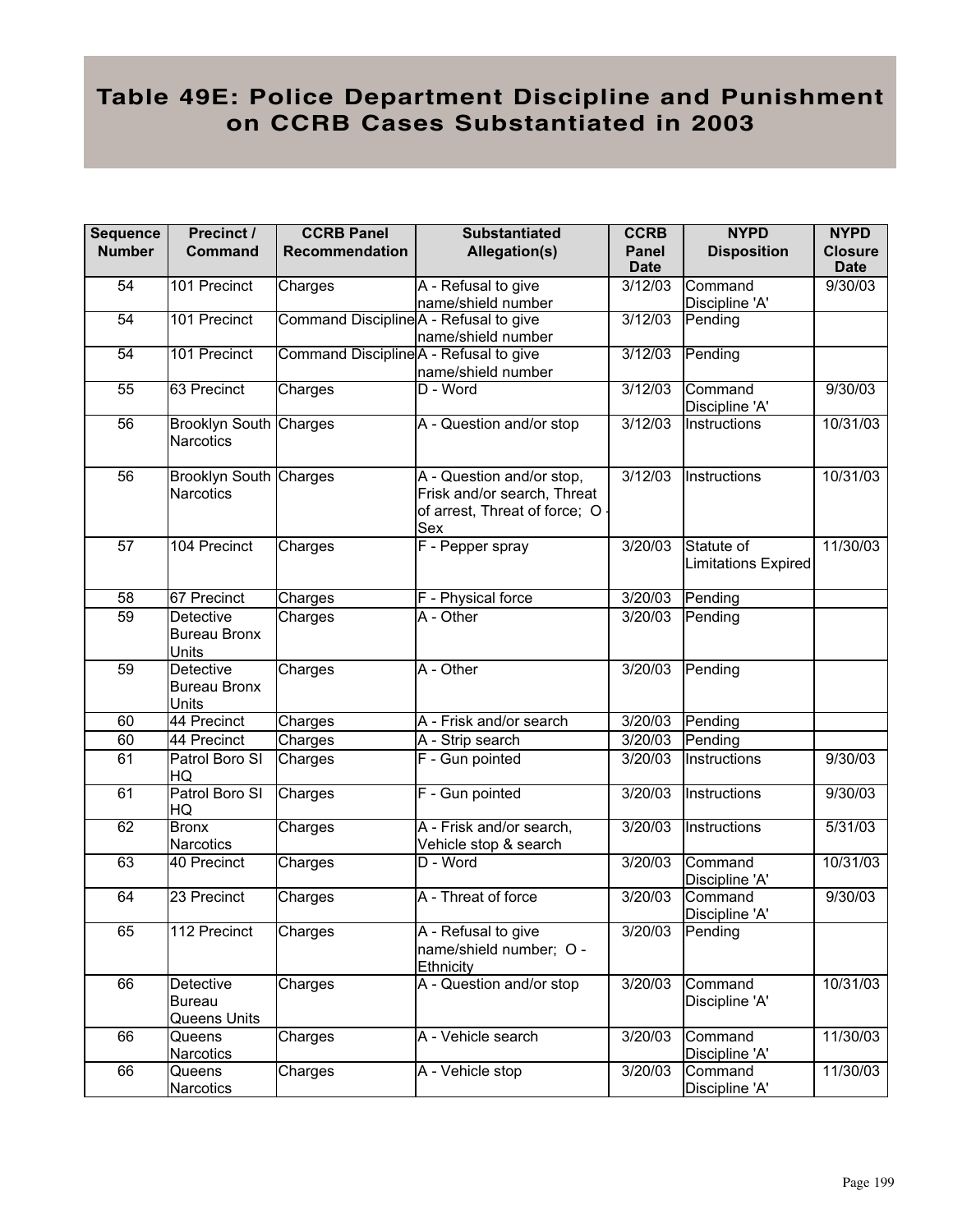# Table 49E: Police Department Discipline and Punishment on CCRB Cases Substantiated in 2003

| Sequence Number | Precinct / Command | CCRB Panel Recommendation | Substantiated Allegation(s) | CCRB Panel Date | NYPD Disposition | NYPD Closure Date |
|---|---|---|---|---|---|---|
| 54 | 101 Precinct | Charges | A - Refusal to give name/shield number | 3/12/03 | Command Discipline 'A' | 9/30/03 |
| 54 | 101 Precinct | Command Discipline | A - Refusal to give name/shield number | 3/12/03 | Pending | |
| 54 | 101 Precinct | Command Discipline | A - Refusal to give name/shield number | 3/12/03 | Pending | |
| 55 | 63 Precinct | Charges | D - Word | 3/12/03 | Command Discipline 'A' | 9/30/03 |
| 56 | Brooklyn South Narcotics | Charges | A - Question and/or stop | 3/12/03 | Instructions | 10/31/03 |
| 56 | Brooklyn South Narcotics | Charges | A - Question and/or stop, Frisk and/or search, Threat of arrest, Threat of force; O - Sex | 3/12/03 | Instructions | 10/31/03 |
| 57 | 104 Precinct | Charges | F - Pepper spray | 3/20/03 | Statute of Limitations Expired | 11/30/03 |
| 58 | 67 Precinct | Charges | F - Physical force | 3/20/03 | Pending | |
| 59 | Detective Bureau Bronx Units | Charges | A - Other | 3/20/03 | Pending | |
| 59 | Detective Bureau Bronx Units | Charges | A - Other | 3/20/03 | Pending | |
| 60 | 44 Precinct | Charges | A - Frisk and/or search | 3/20/03 | Pending | |
| 60 | 44 Precinct | Charges | A - Strip search | 3/20/03 | Pending | |
| 61 | Patrol Boro SI HQ | Charges | F - Gun pointed | 3/20/03 | Instructions | 9/30/03 |
| 61 | Patrol Boro SI HQ | Charges | F - Gun pointed | 3/20/03 | Instructions | 9/30/03 |
| 62 | Bronx Narcotics | Charges | A - Frisk and/or search, Vehicle stop & search | 3/20/03 | Instructions | 5/31/03 |
| 63 | 40 Precinct | Charges | D - Word | 3/20/03 | Command Discipline 'A' | 10/31/03 |
| 64 | 23 Precinct | Charges | A - Threat of force | 3/20/03 | Command Discipline 'A' | 9/30/03 |
| 65 | 112 Precinct | Charges | A - Refusal to give name/shield number; O - Ethnicity | 3/20/03 | Pending | |
| 66 | Detective Bureau Queens Units | Charges | A - Question and/or stop | 3/20/03 | Command Discipline 'A' | 10/31/03 |
| 66 | Queens Narcotics | Charges | A - Vehicle search | 3/20/03 | Command Discipline 'A' | 11/30/03 |
| 66 | Queens Narcotics | Charges | A - Vehicle stop | 3/20/03 | Command Discipline 'A' | 11/30/03 |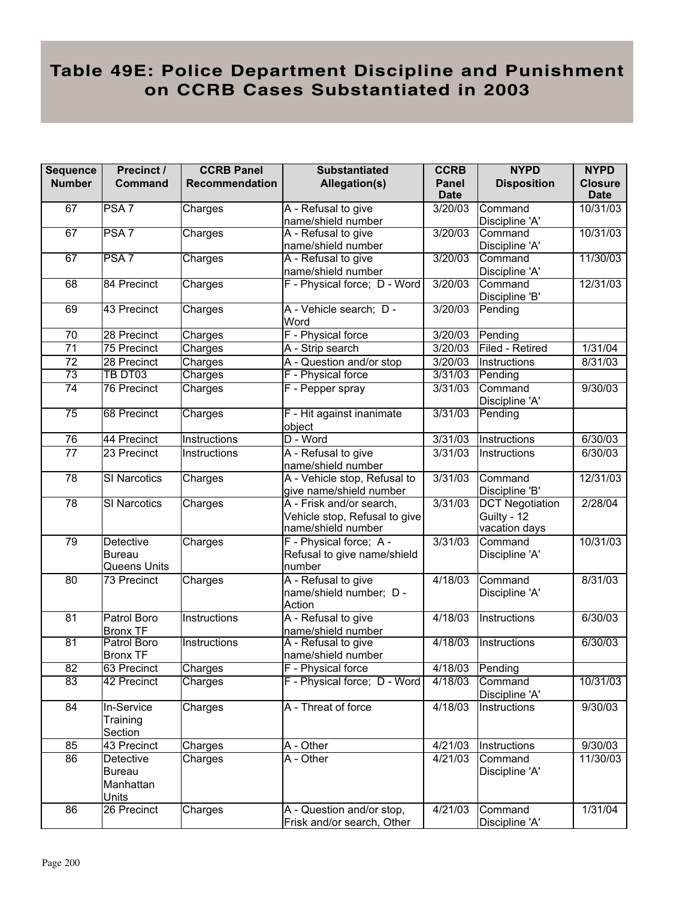# Table 49E: Police Department Discipline and Punishment on CCRB Cases Substantiated in 2003

| Sequence Number | Precinct / Command | CCRB Panel Recommendation | Substantiated Allegation(s) | CCRB Panel Date | NYPD Disposition | NYPD Closure Date |
|---|---|---|---|---|---|---|
| 67 | PSA 7 | Charges | A - Refusal to give name/shield number | 3/20/03 | Command Discipline 'A' | 10/31/03 |
| 67 | PSA 7 | Charges | A - Refusal to give name/shield number | 3/20/03 | Command Discipline 'A' | 10/31/03 |
| 67 | PSA 7 | Charges | A - Refusal to give name/shield number | 3/20/03 | Command Discipline 'A' | 11/30/03 |
| 68 | 84 Precinct | Charges | F - Physical force; D - Word | 3/20/03 | Command Discipline 'B' | 12/31/03 |
| 69 | 43 Precinct | Charges | A - Vehicle search; D - Word | 3/20/03 | Pending | |
| 70 | 28 Precinct | Charges | F - Physical force | 3/20/03 | Pending | |
| 71 | 75 Precinct | Charges | A - Strip search | 3/20/03 | Filed - Retired | 1/31/04 |
| 72 | 28 Precinct | Charges | A - Question and/or stop | 3/20/03 | Instructions | 8/31/03 |
| 73 | TB DT03 | Charges | F - Physical force | 3/31/03 | Pending | |
| 74 | 76 Precinct | Charges | F - Pepper spray | 3/31/03 | Command Discipline 'A' | 9/30/03 |
| 75 | 68 Precinct | Charges | F - Hit against inanimate object | 3/31/03 | Pending | |
| 76 | 44 Precinct | Instructions | D - Word | 3/31/03 | Instructions | 6/30/03 |
| 77 | 23 Precinct | Instructions | A - Refusal to give name/shield number | 3/31/03 | Instructions | 6/30/03 |
| 78 | SI Narcotics | Charges | A - Vehicle stop, Refusal to give name/shield number | 3/31/03 | Command Discipline 'B' | 12/31/03 |
| 78 | SI Narcotics | Charges | A - Frisk and/or search, Vehicle stop, Refusal to give name/shield number | 3/31/03 | DCT Negotiation Guilty - 12 vacation days | 2/28/04 |
| 79 | Detective Bureau Queens Units | Charges | F - Physical force; A - Refusal to give name/shield number | 3/31/03 | Command Discipline 'A' | 10/31/03 |
| 80 | 73 Precinct | Charges | A - Refusal to give name/shield number; D - Action | 4/18/03 | Command Discipline 'A' | 8/31/03 |
| 81 | Patrol Boro Bronx TF | Instructions | A - Refusal to give name/shield number | 4/18/03 | Instructions | 6/30/03 |
| 81 | Patrol Boro Bronx TF | Instructions | A - Refusal to give name/shield number | 4/18/03 | Instructions | 6/30/03 |
| 82 | 63 Precinct | Charges | F - Physical force | 4/18/03 | Pending | |
| 83 | 42 Precinct | Charges | F - Physical force; D - Word | 4/18/03 | Command Discipline 'A' | 10/31/03 |
| 84 | In-Service Training Section | Charges | A - Threat of force | 4/18/03 | Instructions | 9/30/03 |
| 85 | 43 Precinct | Charges | A - Other | 4/21/03 | Instructions | 9/30/03 |
| 86 | Detective Bureau Manhattan Units | Charges | A - Other | 4/21/03 | Command Discipline 'A' | 11/30/03 |
| 86 | 26 Precinct | Charges | A - Question and/or stop, Frisk and/or search, Other | 4/21/03 | Command Discipline 'A' | 1/31/04 |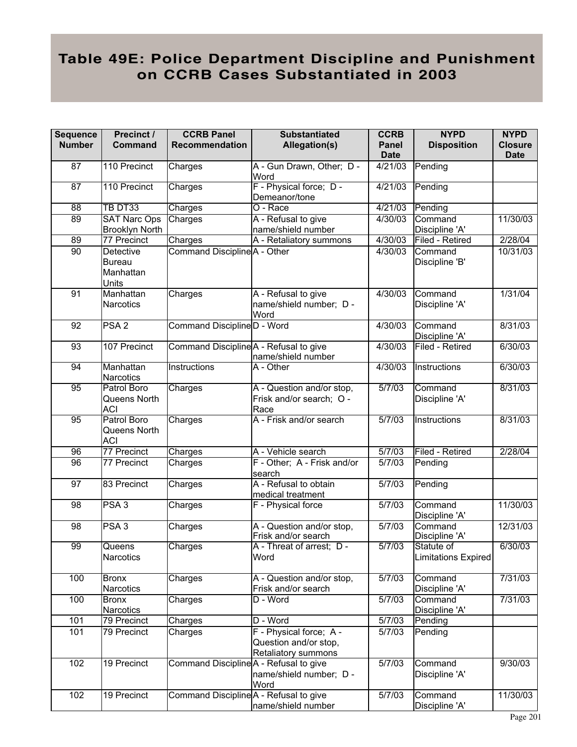# Table 49E: Police Department Discipline and Punishment on CCRB Cases Substantiated in 2003

| Sequence Number | Precinct / Command | CCRB Panel Recommendation | Substantiated Allegation(s) | CCRB Panel Date | NYPD Disposition | NYPD Closure Date |
|---|---|---|---|---|---|---|
| 87 | 110 Precinct | Charges | A - Gun Drawn, Other; D - Word | 4/21/03 | Pending | |
| 87 | 110 Precinct | Charges | F - Physical force; D - Demeanor/tone | 4/21/03 | Pending | |
| 88 | TB DT33 | Charges | O - Race | 4/21/03 | Pending | |
| 89 | SAT Narc Ops Brooklyn North | Charges | A - Refusal to give name/shield number | 4/30/03 | Command Discipline 'A' | 11/30/03 |
| 89 | 77 Precinct | Charges | A - Retaliatory summons | 4/30/03 | Filed - Retired | 2/28/04 |
| 90 | Detective Bureau Manhattan Units | Command Discipline | A - Other | 4/30/03 | Command Discipline 'B' | 10/31/03 |
| 91 | Manhattan Narcotics | Charges | A - Refusal to give name/shield number; D - Word | 4/30/03 | Command Discipline 'A' | 1/31/04 |
| 92 | PSA 2 | Command Discipline | D - Word | 4/30/03 | Command Discipline 'A' | 8/31/03 |
| 93 | 107 Precinct | Command Discipline | A - Refusal to give name/shield number | 4/30/03 | Filed - Retired | 6/30/03 |
| 94 | Manhattan Narcotics | Instructions | A - Other | 4/30/03 | Instructions | 6/30/03 |
| 95 | Patrol Boro Queens North ACI | Charges | A - Question and/or stop, Frisk and/or search; O - Race | 5/7/03 | Command Discipline 'A' | 8/31/03 |
| 95 | Patrol Boro Queens North ACI | Charges | A - Frisk and/or search | 5/7/03 | Instructions | 8/31/03 |
| 96 | 77 Precinct | Charges | A - Vehicle search | 5/7/03 | Filed - Retired | 2/28/04 |
| 96 | 77 Precinct | Charges | F - Other; A - Frisk and/or search | 5/7/03 | Pending | |
| 97 | 83 Precinct | Charges | A - Refusal to obtain medical treatment | 5/7/03 | Pending | |
| 98 | PSA 3 | Charges | F - Physical force | 5/7/03 | Command Discipline 'A' | 11/30/03 |
| 98 | PSA 3 | Charges | A - Question and/or stop, Frisk and/or search | 5/7/03 | Command Discipline 'A' | 12/31/03 |
| 99 | Queens Narcotics | Charges | A - Threat of arrest; D - Word | 5/7/03 | Statute of Limitations Expired | 6/30/03 |
| 100 | Bronx Narcotics | Charges | A - Question and/or stop, Frisk and/or search | 5/7/03 | Command Discipline 'A' | 7/31/03 |
| 100 | Bronx Narcotics | Charges | D - Word | 5/7/03 | Command Discipline 'A' | 7/31/03 |
| 101 | 79 Precinct | Charges | D - Word | 5/7/03 | Pending | |
| 101 | 79 Precinct | Charges | F - Physical force; A - Question and/or stop, Retaliatory summons | 5/7/03 | Pending | |
| 102 | 19 Precinct | Command Discipline | A - Refusal to give name/shield number; D - Word | 5/7/03 | Command Discipline 'A' | 9/30/03 |
| 102 | 19 Precinct | Command Discipline | A - Refusal to give name/shield number | 5/7/03 | Command Discipline 'A' | 11/30/03 |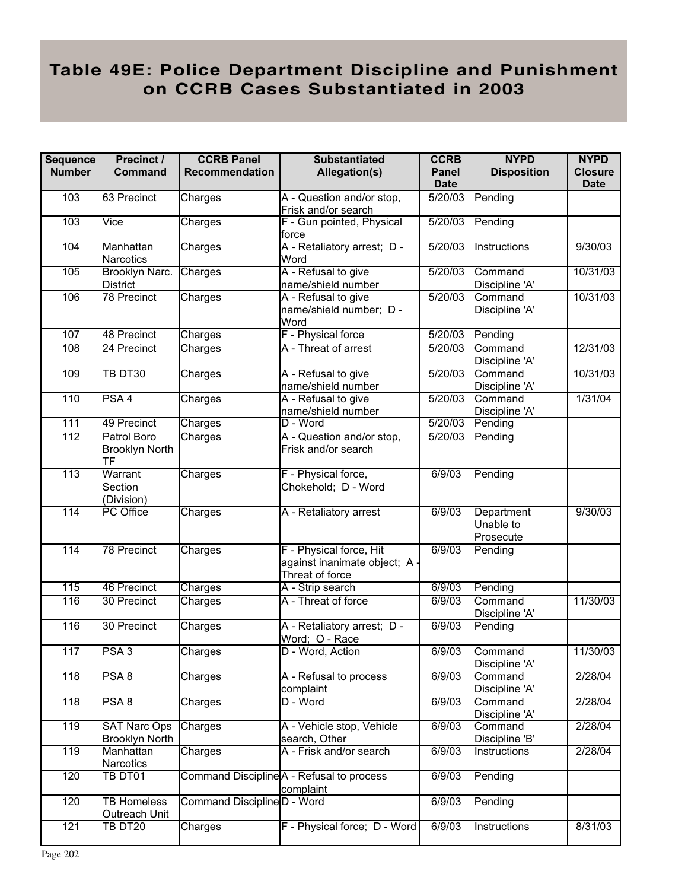# Table 49E: Police Department Discipline and Punishment on CCRB Cases Substantiated in 2003

| Sequence Number | Precinct / Command | CCRB Panel Recommendation | Substantiated Allegation(s) | CCRB Panel Date | NYPD Disposition | NYPD Closure Date |
|---|---|---|---|---|---|---|
| 103 | 63 Precinct | Charges | A - Question and/or stop, Frisk and/or search | 5/20/03 | Pending | |
| 103 | Vice | Charges | F - Gun pointed, Physical force | 5/20/03 | Pending | |
| 104 | Manhattan Narcotics | Charges | A - Retaliatory arrest; D - Word | 5/20/03 | Instructions | 9/30/03 |
| 105 | Brooklyn Narc. District | Charges | A - Refusal to give name/shield number | 5/20/03 | Command Discipline 'A' | 10/31/03 |
| 106 | 78 Precinct | Charges | A - Refusal to give name/shield number; D - Word | 5/20/03 | Command Discipline 'A' | 10/31/03 |
| 107 | 48 Precinct | Charges | F - Physical force | 5/20/03 | Pending | |
| 108 | 24 Precinct | Charges | A - Threat of arrest | 5/20/03 | Command Discipline 'A' | 12/31/03 |
| 109 | TB DT30 | Charges | A - Refusal to give name/shield number | 5/20/03 | Command Discipline 'A' | 10/31/03 |
| 110 | PSA 4 | Charges | A - Refusal to give name/shield number | 5/20/03 | Command Discipline 'A' | 1/31/04 |
| 111 | 49 Precinct | Charges | D - Word | 5/20/03 | Pending | |
| 112 | Patrol Boro Brooklyn North TF | Charges | A - Question and/or stop, Frisk and/or search | 5/20/03 | Pending | |
| 113 | Warrant Section (Division) | Charges | F - Physical force, Chokehold; D - Word | 6/9/03 | Pending | |
| 114 | PC Office | Charges | A - Retaliatory arrest | 6/9/03 | Department Unable to Prosecute | 9/30/03 |
| 114 | 78 Precinct | Charges | F - Physical force, Hit against inanimate object; A - Threat of force | 6/9/03 | Pending | |
| 115 | 46 Precinct | Charges | A - Strip search | 6/9/03 | Pending | |
| 116 | 30 Precinct | Charges | A - Threat of force | 6/9/03 | Command Discipline 'A' | 11/30/03 |
| 116 | 30 Precinct | Charges | A - Retaliatory arrest; D - Word; O - Race | 6/9/03 | Pending | |
| 117 | PSA 3 | Charges | D - Word, Action | 6/9/03 | Command Discipline 'A' | 11/30/03 |
| 118 | PSA 8 | Charges | A - Refusal to process complaint | 6/9/03 | Command Discipline 'A' | 2/28/04 |
| 118 | PSA 8 | Charges | D - Word | 6/9/03 | Command Discipline 'A' | 2/28/04 |
| 119 | SAT Narc Ops Brooklyn North | Charges | A - Vehicle stop, Vehicle search, Other | 6/9/03 | Command Discipline 'B' | 2/28/04 |
| 119 | Manhattan Narcotics | Charges | A - Frisk and/or search | 6/9/03 | Instructions | 2/28/04 |
| 120 | TB DT01 | Command Discipline | A - Refusal to process complaint | 6/9/03 | Pending | |
| 120 | TB Homeless Outreach Unit | Command Discipline | D - Word | 6/9/03 | Pending | |
| 121 | TB DT20 | Charges | F - Physical force; D - Word | 6/9/03 | Instructions | 8/31/03 |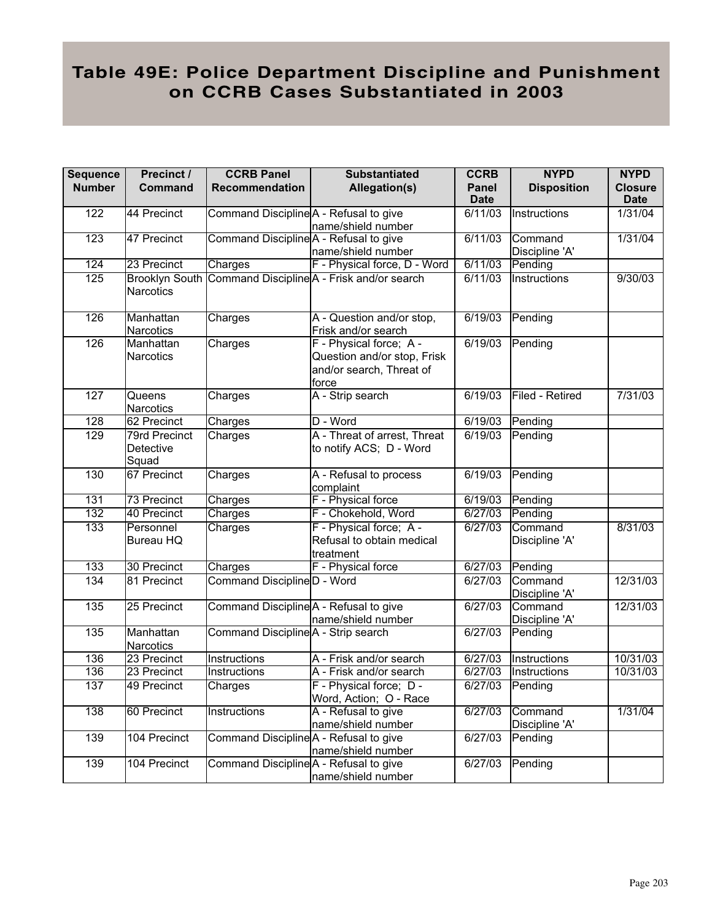# Table 49E: Police Department Discipline and Punishment on CCRB Cases Substantiated in 2003

| Sequence Number | Precinct / Command | CCRB Panel Recommendation | Substantiated Allegation(s) | CCRB Panel Date | NYPD Disposition | NYPD Closure Date |
|---|---|---|---|---|---|---|
| 122 | 44 Precinct | Command Discipline | A - Refusal to give name/shield number | 6/11/03 | Instructions | 1/31/04 |
| 123 | 47 Precinct | Command Discipline | A - Refusal to give name/shield number | 6/11/03 | Command Discipline 'A' | 1/31/04 |
| 124 | 23 Precinct | Charges | F - Physical force, D - Word | 6/11/03 | Pending | |
| 125 | Brooklyn South Narcotics | Command Discipline | A - Frisk and/or search | 6/11/03 | Instructions | 9/30/03 |
| 126 | Manhattan Narcotics | Charges | A - Question and/or stop, Frisk and/or search | 6/19/03 | Pending | |
| 126 | Manhattan Narcotics | Charges | F - Physical force; A - Question and/or stop, Frisk and/or search, Threat of force | 6/19/03 | Pending | |
| 127 | Queens Narcotics | Charges | A - Strip search | 6/19/03 | Filed - Retired | 7/31/03 |
| 128 | 62 Precinct | Charges | D - Word | 6/19/03 | Pending | |
| 129 | 79rd Precinct Detective Squad | Charges | A - Threat of arrest, Threat to notify ACS; D - Word | 6/19/03 | Pending | |
| 130 | 67 Precinct | Charges | A - Refusal to process complaint | 6/19/03 | Pending | |
| 131 | 73 Precinct | Charges | F - Physical force | 6/19/03 | Pending | |
| 132 | 40 Precinct | Charges | F - Chokehold, Word | 6/27/03 | Pending | |
| 133 | Personnel Bureau HQ | Charges | F - Physical force; A - Refusal to obtain medical treatment | 6/27/03 | Command Discipline 'A' | 8/31/03 |
| 133 | 30 Precinct | Charges | F - Physical force | 6/27/03 | Pending | |
| 134 | 81 Precinct | Command Discipline | D - Word | 6/27/03 | Command Discipline 'A' | 12/31/03 |
| 135 | 25 Precinct | Command Discipline | A - Refusal to give name/shield number | 6/27/03 | Command Discipline 'A' | 12/31/03 |
| 135 | Manhattan Narcotics | Command Discipline | A - Strip search | 6/27/03 | Pending | |
| 136 | 23 Precinct | Instructions | A - Frisk and/or search | 6/27/03 | Instructions | 10/31/03 |
| 136 | 23 Precinct | Instructions | A - Frisk and/or search | 6/27/03 | Instructions | 10/31/03 |
| 137 | 49 Precinct | Charges | F - Physical force; D - Word, Action; O - Race | 6/27/03 | Pending | |
| 138 | 60 Precinct | Instructions | A - Refusal to give name/shield number | 6/27/03 | Command Discipline 'A' | 1/31/04 |
| 139 | 104 Precinct | Command Discipline | A - Refusal to give name/shield number | 6/27/03 | Pending | |
| 139 | 104 Precinct | Command Discipline | A - Refusal to give name/shield number | 6/27/03 | Pending | |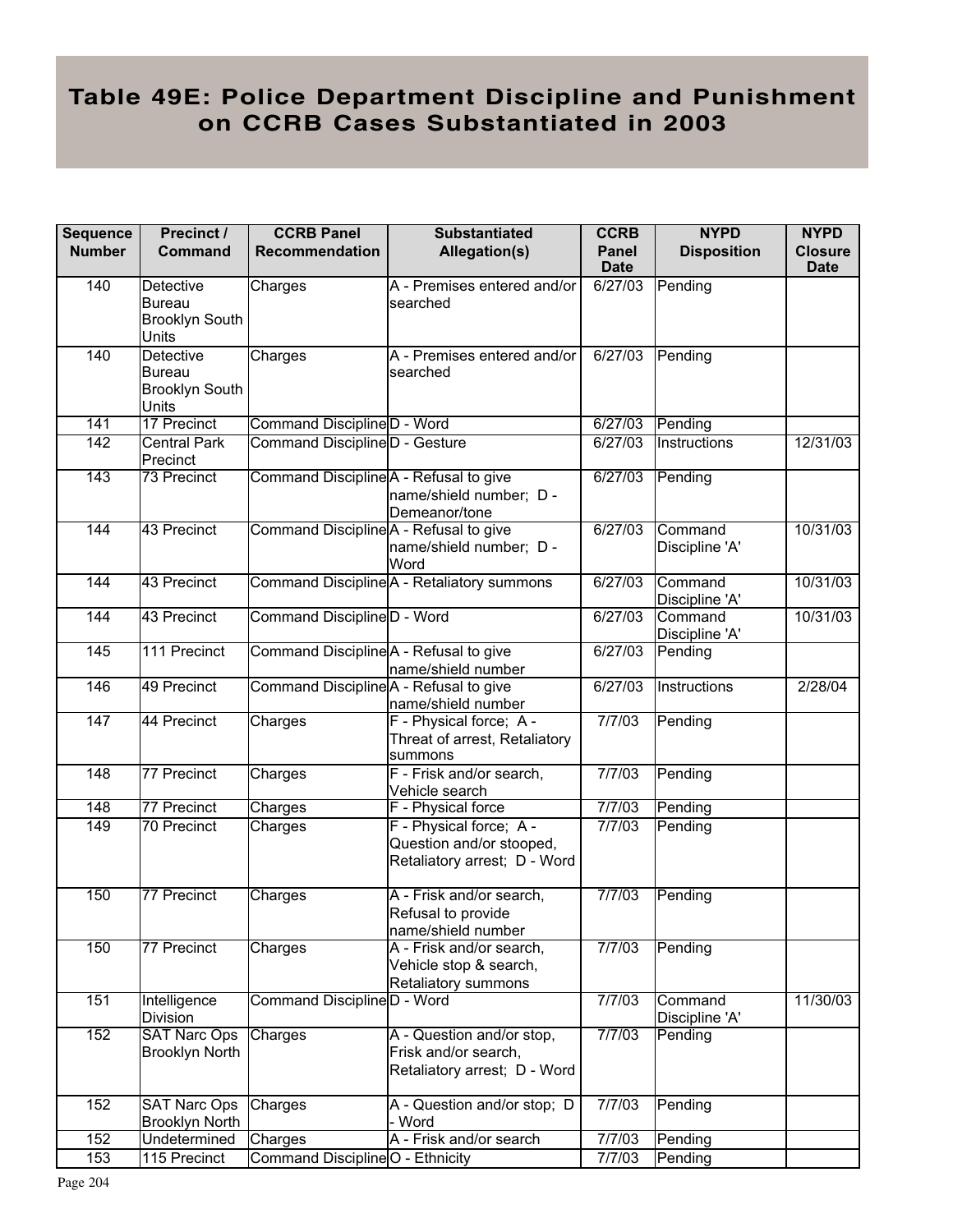# Table 49E: Police Department Discipline and Punishment on CCRB Cases Substantiated in 2003

| Sequence Number | Precinct / Command | CCRB Panel Recommendation | Substantiated Allegation(s) | CCRB Panel Date | NYPD Disposition | NYPD Closure Date |
|---|---|---|---|---|---|---|
| 140 | Detective Bureau Brooklyn South Units | Charges | A - Premises entered and/or searched | 6/27/03 | Pending | |
| 140 | Detective Bureau Brooklyn South Units | Charges | A - Premises entered and/or searched | 6/27/03 | Pending | |
| 141 | 17 Precinct | Command Discipline | D - Word | 6/27/03 | Pending | |
| 142 | Central Park Precinct | Command Discipline | D - Gesture | 6/27/03 | Instructions | 12/31/03 |
| 143 | 73 Precinct | Command Discipline | A - Refusal to give name/shield number; D - Demeanor/tone | 6/27/03 | Pending | |
| 144 | 43 Precinct | Command Discipline | A - Refusal to give name/shield number; D - Word | 6/27/03 | Command Discipline 'A' | 10/31/03 |
| 144 | 43 Precinct | Command Discipline | A - Retaliatory summons | 6/27/03 | Command Discipline 'A' | 10/31/03 |
| 144 | 43 Precinct | Command Discipline | D - Word | 6/27/03 | Command Discipline 'A' | 10/31/03 |
| 145 | 111 Precinct | Command Discipline | A - Refusal to give name/shield number | 6/27/03 | Pending | |
| 146 | 49 Precinct | Command Discipline | A - Refusal to give name/shield number | 6/27/03 | Instructions | 2/28/04 |
| 147 | 44 Precinct | Charges | F - Physical force; A - Threat of arrest, Retaliatory summons | 7/7/03 | Pending | |
| 148 | 77 Precinct | Charges | F - Frisk and/or search, Vehicle search | 7/7/03 | Pending | |
| 148 | 77 Precinct | Charges | F - Physical force | 7/7/03 | Pending | |
| 149 | 70 Precinct | Charges | F - Physical force; A - Question and/or stooped, Retaliatory arrest; D - Word | 7/7/03 | Pending | |
| 150 | 77 Precinct | Charges | A - Frisk and/or search, Refusal to provide name/shield number | 7/7/03 | Pending | |
| 150 | 77 Precinct | Charges | A - Frisk and/or search, Vehicle stop & search, Retaliatory summons | 7/7/03 | Pending | |
| 151 | Intelligence Division | Command Discipline | D - Word | 7/7/03 | Command Discipline 'A' | 11/30/03 |
| 152 | SAT Narc Ops Brooklyn North | Charges | A - Question and/or stop, Frisk and/or search, Retaliatory arrest; D - Word | 7/7/03 | Pending | |
| 152 | SAT Narc Ops Brooklyn North | Charges | A - Question and/or stop; D - Word | 7/7/03 | Pending | |
| 152 | Undetermined | Charges | A - Frisk and/or search | 7/7/03 | Pending | |
| 153 | 115 Precinct | Command Discipline | O - Ethnicity | 7/7/03 | Pending | |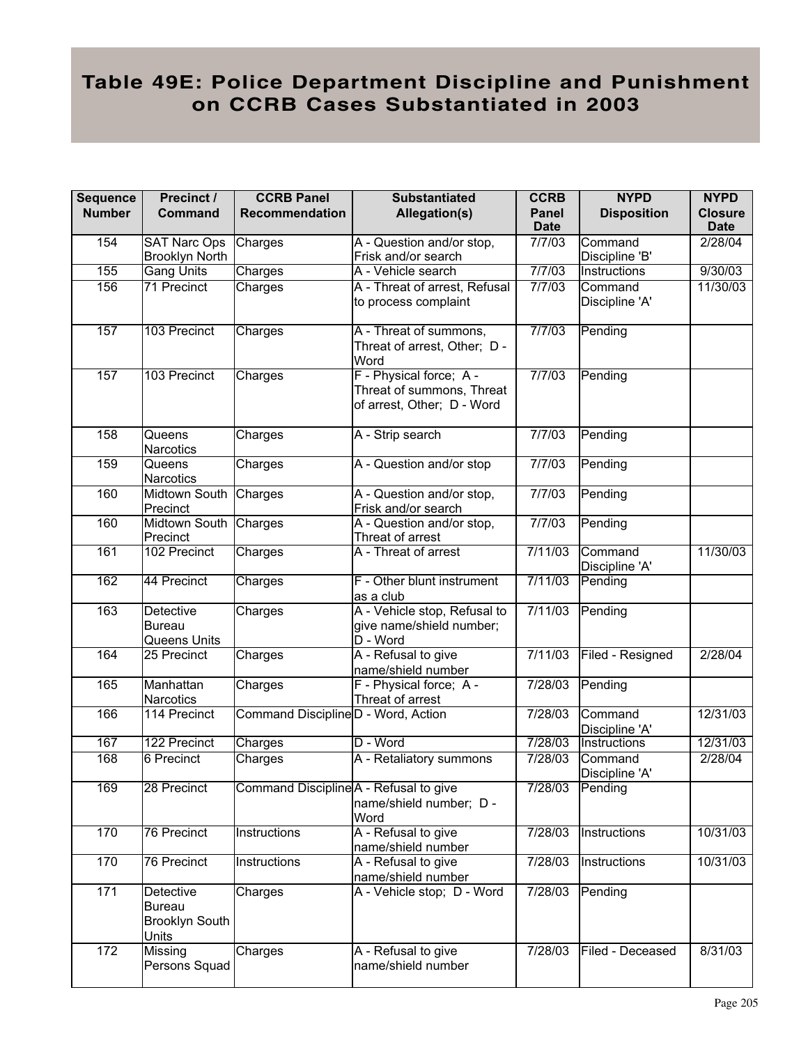# Table 49E: Police Department Discipline and Punishment on CCRB Cases Substantiated in 2003

| Sequence Number | Precinct / Command | CCRB Panel Recommendation | Substantiated Allegation(s) | CCRB Panel Date | NYPD Disposition | NYPD Closure Date |
|---|---|---|---|---|---|---|
| 154 | SAT Narc Ops Brooklyn North | Charges | A - Question and/or stop, Frisk and/or search | 7/7/03 | Command Discipline 'B' | 2/28/04 |
| 155 | Gang Units | Charges | A - Vehicle search | 7/7/03 | Instructions | 9/30/03 |
| 156 | 71 Precinct | Charges | A - Threat of arrest, Refusal to process complaint | 7/7/03 | Command Discipline 'A' | 11/30/03 |
| 157 | 103 Precinct | Charges | A - Threat of summons, Threat of arrest, Other; D - Word | 7/7/03 | Pending | |
| 157 | 103 Precinct | Charges | F - Physical force; A - Threat of summons, Threat of arrest, Other; D - Word | 7/7/03 | Pending | |
| 158 | Queens Narcotics | Charges | A - Strip search | 7/7/03 | Pending | |
| 159 | Queens Narcotics | Charges | A - Question and/or stop | 7/7/03 | Pending | |
| 160 | Midtown South Precinct | Charges | A - Question and/or stop, Frisk and/or search | 7/7/03 | Pending | |
| 160 | Midtown South Precinct | Charges | A - Question and/or stop, Threat of arrest | 7/7/03 | Pending | |
| 161 | 102 Precinct | Charges | A - Threat of arrest | 7/11/03 | Command Discipline 'A' | 11/30/03 |
| 162 | 44 Precinct | Charges | F - Other blunt instrument as a club | 7/11/03 | Pending | |
| 163 | Detective Bureau Queens Units | Charges | A - Vehicle stop, Refusal to give name/shield number; D - Word | 7/11/03 | Pending | |
| 164 | 25 Precinct | Charges | A - Refusal to give name/shield number | 7/11/03 | Filed - Resigned | 2/28/04 |
| 165 | Manhattan Narcotics | Charges | F - Physical force; A - Threat of arrest | 7/28/03 | Pending | |
| 166 | 114 Precinct | Command Discipline | D - Word, Action | 7/28/03 | Command Discipline 'A' | 12/31/03 |
| 167 | 122 Precinct | Charges | D - Word | 7/28/03 | Instructions | 12/31/03 |
| 168 | 6 Precinct | Charges | A - Retaliatory summons | 7/28/03 | Command Discipline 'A' | 2/28/04 |
| 169 | 28 Precinct | Command Discipline | A - Refusal to give name/shield number; D - Word | 7/28/03 | Pending | |
| 170 | 76 Precinct | Instructions | A - Refusal to give name/shield number | 7/28/03 | Instructions | 10/31/03 |
| 170 | 76 Precinct | Instructions | A - Refusal to give name/shield number | 7/28/03 | Instructions | 10/31/03 |
| 171 | Detective Bureau Brooklyn South Units | Charges | A - Vehicle stop; D - Word | 7/28/03 | Pending | |
| 172 | Missing Persons Squad | Charges | A - Refusal to give name/shield number | 7/28/03 | Filed - Deceased | 8/31/03 |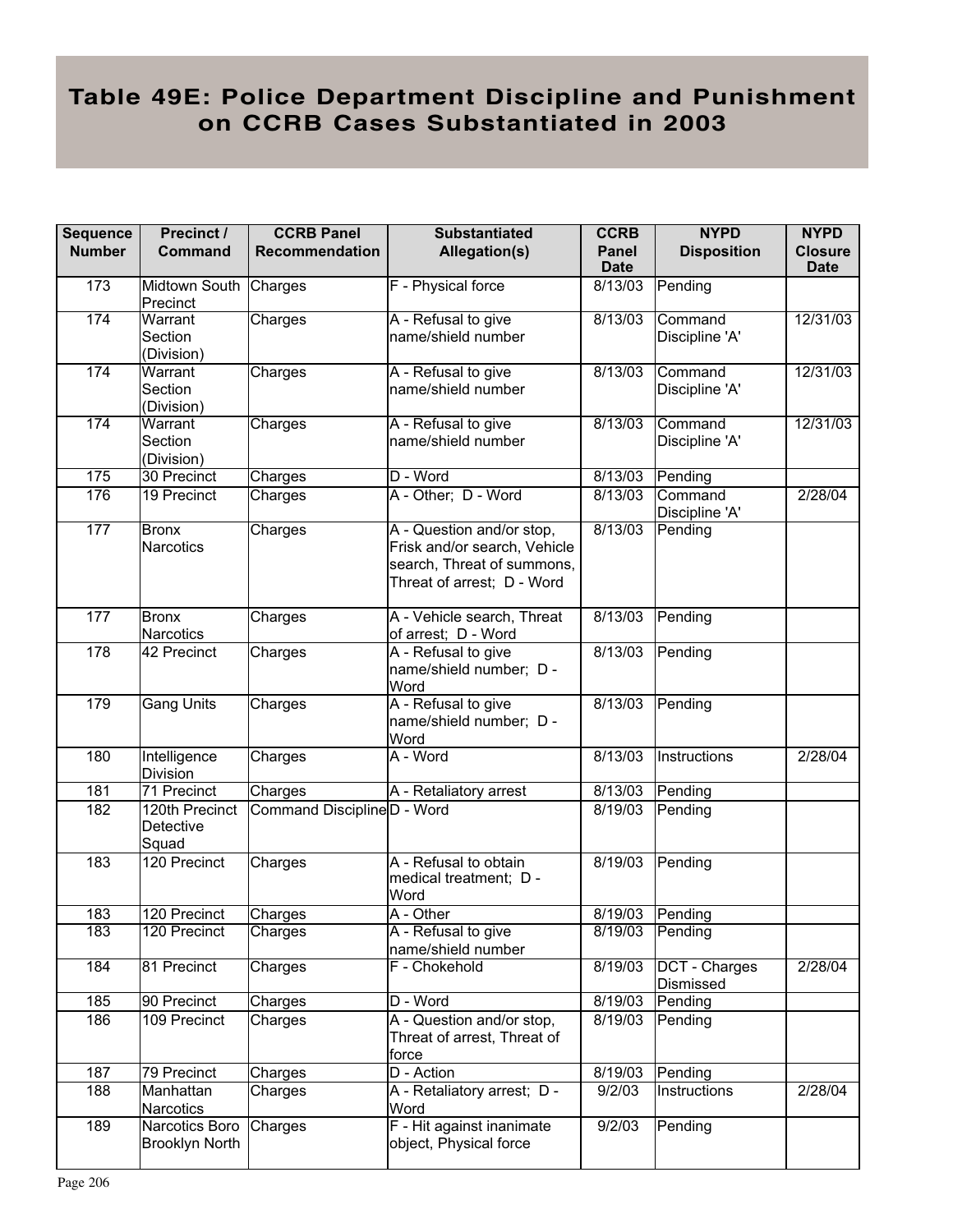# Table 49E: Police Department Discipline and Punishment on CCRB Cases Substantiated in 2003

| Sequence Number | Precinct / Command | CCRB Panel Recommendation | Substantiated Allegation(s) | CCRB Panel Date | NYPD Disposition | NYPD Closure Date |
|---|---|---|---|---|---|---|
| 173 | Midtown South Precinct | Charges | F - Physical force | 8/13/03 | Pending | |
| 174 | Warrant Section (Division) | Charges | A - Refusal to give name/shield number | 8/13/03 | Command Discipline 'A' | 12/31/03 |
| 174 | Warrant Section (Division) | Charges | A - Refusal to give name/shield number | 8/13/03 | Command Discipline 'A' | 12/31/03 |
| 174 | Warrant Section (Division) | Charges | A - Refusal to give name/shield number | 8/13/03 | Command Discipline 'A' | 12/31/03 |
| 175 | 30 Precinct | Charges | D - Word | 8/13/03 | Pending | |
| 176 | 19 Precinct | Charges | A - Other; D - Word | 8/13/03 | Command Discipline 'A' | 2/28/04 |
| 177 | Bronx Narcotics | Charges | A - Question and/or stop, Frisk and/or search, Vehicle search, Threat of summons, Threat of arrest; D - Word | 8/13/03 | Pending | |
| 177 | Bronx Narcotics | Charges | A - Vehicle search, Threat of arrest; D - Word | 8/13/03 | Pending | |
| 178 | 42 Precinct | Charges | A - Refusal to give name/shield number; D - Word | 8/13/03 | Pending | |
| 179 | Gang Units | Charges | A - Refusal to give name/shield number; D - Word | 8/13/03 | Pending | |
| 180 | Intelligence Division | Charges | A - Word | 8/13/03 | Instructions | 2/28/04 |
| 181 | 71 Precinct | Charges | A - Retaliatory arrest | 8/13/03 | Pending | |
| 182 | 120th Precinct Detective Squad | Command Discipline | D - Word | 8/19/03 | Pending | |
| 183 | 120 Precinct | Charges | A - Refusal to obtain medical treatment; D - Word | 8/19/03 | Pending | |
| 183 | 120 Precinct | Charges | A - Other | 8/19/03 | Pending | |
| 183 | 120 Precinct | Charges | A - Refusal to give name/shield number | 8/19/03 | Pending | |
| 184 | 81 Precinct | Charges | F - Chokehold | 8/19/03 | DCT - Charges Dismissed | 2/28/04 |
| 185 | 90 Precinct | Charges | D - Word | 8/19/03 | Pending | |
| 186 | 109 Precinct | Charges | A - Question and/or stop, Threat of arrest, Threat of force | 8/19/03 | Pending | |
| 187 | 79 Precinct | Charges | D - Action | 8/19/03 | Pending | |
| 188 | Manhattan Narcotics | Charges | A - Retaliatory arrest; D - Word | 9/2/03 | Instructions | 2/28/04 |
| 189 | Narcotics Boro Brooklyn North | Charges | F - Hit against inanimate object, Physical force | 9/2/03 | Pending | |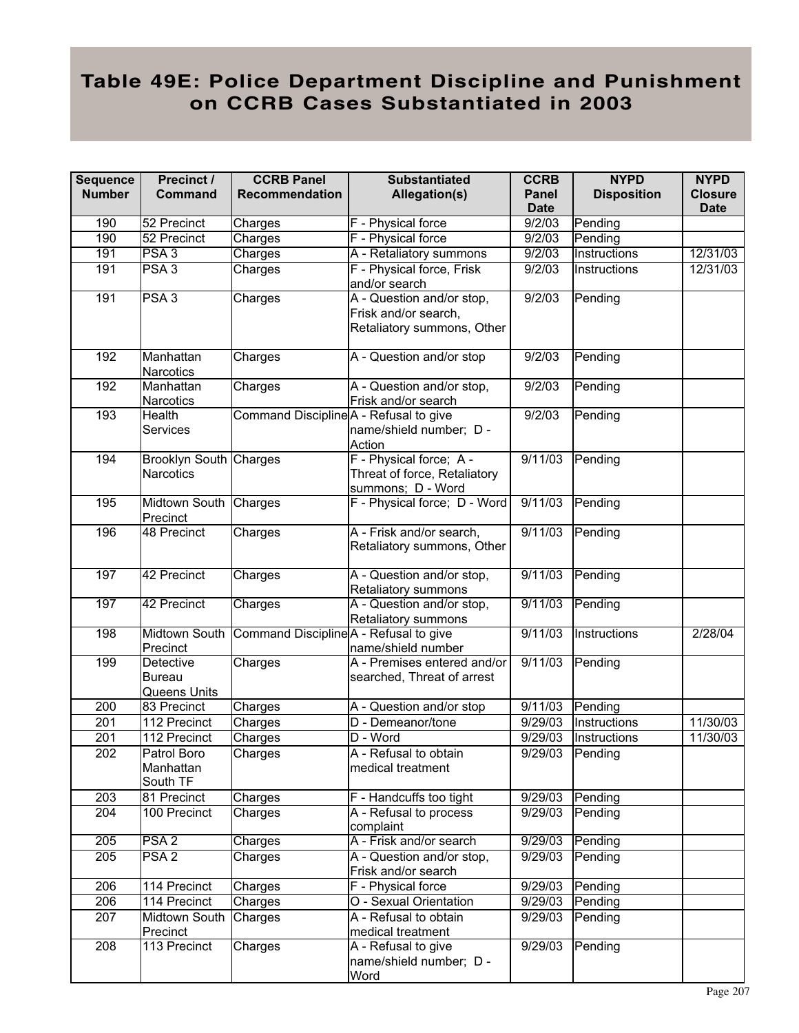# Table 49E: Police Department Discipline and Punishment on CCRB Cases Substantiated in 2003

| Sequence Number | Precinct / Command | CCRB Panel Recommendation | Substantiated Allegation(s) | CCRB Panel Date | NYPD Disposition | NYPD Closure Date |
|---|---|---|---|---|---|---|
| 190 | 52 Precinct | Charges | F - Physical force | 9/2/03 | Pending | |
| 190 | 52 Precinct | Charges | F - Physical force | 9/2/03 | Pending | |
| 191 | PSA 3 | Charges | A - Retaliatory summons | 9/2/03 | Instructions | 12/31/03 |
| 191 | PSA 3 | Charges | F - Physical force, Frisk and/or search | 9/2/03 | Instructions | 12/31/03 |
| 191 | PSA 3 | Charges | A - Question and/or stop, Frisk and/or search, Retaliatory summons, Other | 9/2/03 | Pending | |
| 192 | Manhattan Narcotics | Charges | A - Question and/or stop | 9/2/03 | Pending | |
| 192 | Manhattan Narcotics | Charges | A - Question and/or stop, Frisk and/or search | 9/2/03 | Pending | |
| 193 | Health Services | Command Discipline | A - Refusal to give name/shield number; D - Action | 9/2/03 | Pending | |
| 194 | Brooklyn South Narcotics | Charges | F - Physical force; A - Threat of force, Retaliatory summons; D - Word | 9/11/03 | Pending | |
| 195 | Midtown South Precinct | Charges | F - Physical force; D - Word | 9/11/03 | Pending | |
| 196 | 48 Precinct | Charges | A - Frisk and/or search, Retaliatory summons, Other | 9/11/03 | Pending | |
| 197 | 42 Precinct | Charges | A - Question and/or stop, Retaliatory summons | 9/11/03 | Pending | |
| 197 | 42 Precinct | Charges | A - Question and/or stop, Retaliatory summons | 9/11/03 | Pending | |
| 198 | Midtown South Precinct | Command Discipline | A - Refusal to give name/shield number | 9/11/03 | Instructions | 2/28/04 |
| 199 | Detective Bureau Queens Units | Charges | A - Premises entered and/or searched, Threat of arrest | 9/11/03 | Pending | |
| 200 | 83 Precinct | Charges | A - Question and/or stop | 9/11/03 | Pending | |
| 201 | 112 Precinct | Charges | D - Demeanor/tone | 9/29/03 | Instructions | 11/30/03 |
| 201 | 112 Precinct | Charges | D - Word | 9/29/03 | Instructions | 11/30/03 |
| 202 | Patrol Boro Manhattan South TF | Charges | A - Refusal to obtain medical treatment | 9/29/03 | Pending | |
| 203 | 81 Precinct | Charges | F - Handcuffs too tight | 9/29/03 | Pending | |
| 204 | 100 Precinct | Charges | A - Refusal to process complaint | 9/29/03 | Pending | |
| 205 | PSA 2 | Charges | A - Frisk and/or search | 9/29/03 | Pending | |
| 205 | PSA 2 | Charges | A - Question and/or stop, Frisk and/or search | 9/29/03 | Pending | |
| 206 | 114 Precinct | Charges | F - Physical force | 9/29/03 | Pending | |
| 206 | 114 Precinct | Charges | O - Sexual Orientation | 9/29/03 | Pending | |
| 207 | Midtown South Precinct | Charges | A - Refusal to obtain medical treatment | 9/29/03 | Pending | |
| 208 | 113 Precinct | Charges | A - Refusal to give name/shield number; D - Word | 9/29/03 | Pending | |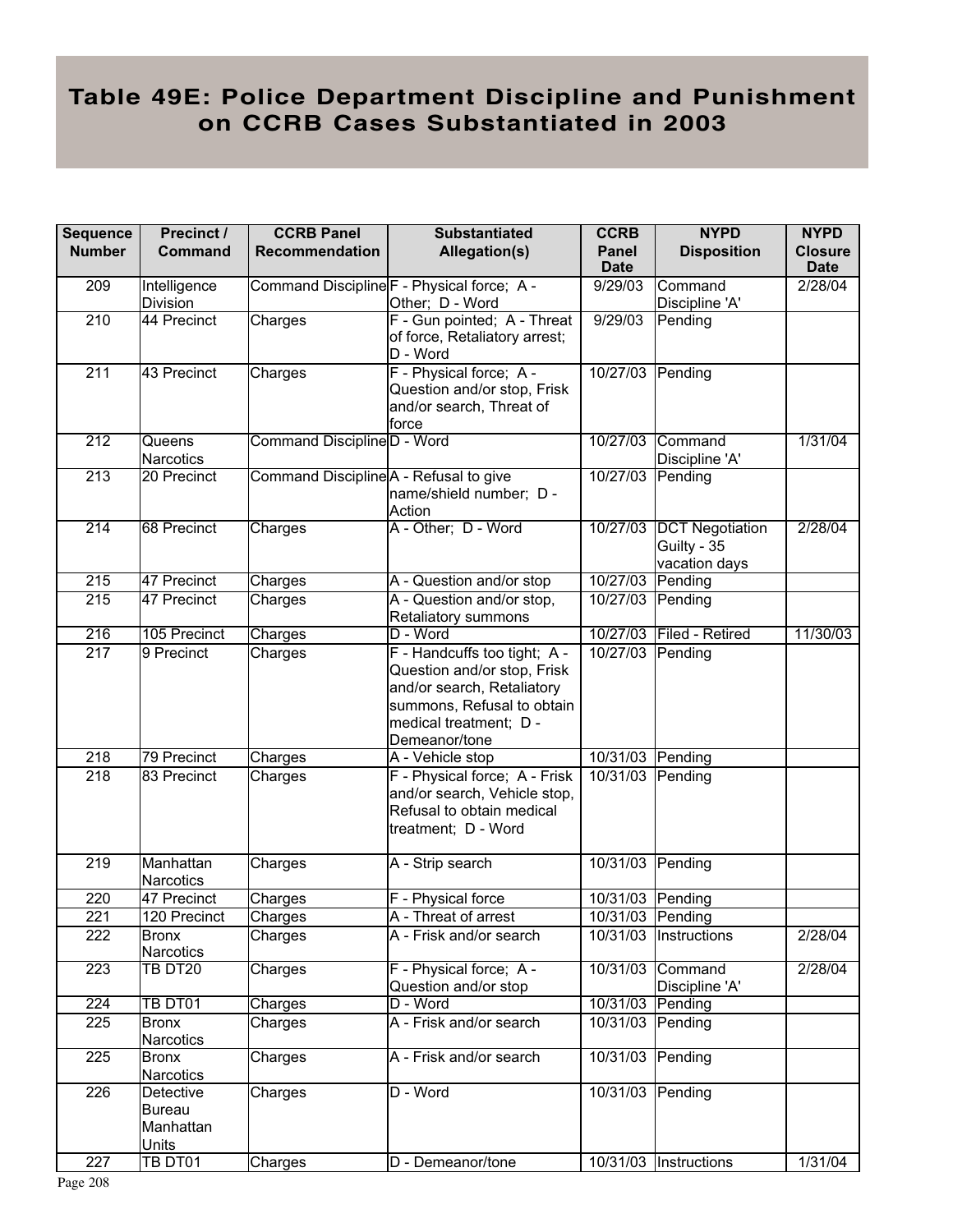# Table 49E: Police Department Discipline and Punishment on CCRB Cases Substantiated in 2003

| Sequence Number | Precinct / Command | CCRB Panel Recommendation | Substantiated Allegation(s) | CCRB Panel Date | NYPD Disposition | NYPD Closure Date |
|---|---|---|---|---|---|---|
| 209 | Intelligence Division | Command Discipline | F - Physical force; A - Other; D - Word | 9/29/03 | Command Discipline 'A' | 2/28/04 |
| 210 | 44 Precinct | Charges | F - Gun pointed; A - Threat of force, Retaliatory arrest; D - Word | 9/29/03 | Pending | |
| 211 | 43 Precinct | Charges | F - Physical force; A - Question and/or stop, Frisk and/or search, Threat of force | 10/27/03 | Pending | |
| 212 | Queens Narcotics | Command Discipline | D - Word | 10/27/03 | Command Discipline 'A' | 1/31/04 |
| 213 | 20 Precinct | Command Discipline | A - Refusal to give name/shield number; D - Action | 10/27/03 | Pending | |
| 214 | 68 Precinct | Charges | A - Other; D - Word | 10/27/03 | DCT Negotiation Guilty - 35 vacation days | 2/28/04 |
| 215 | 47 Precinct | Charges | A - Question and/or stop | 10/27/03 | Pending | |
| 215 | 47 Precinct | Charges | A - Question and/or stop, Retaliatory summons | 10/27/03 | Pending | |
| 216 | 105 Precinct | Charges | D - Word | 10/27/03 | Filed - Retired | 11/30/03 |
| 217 | 9 Precinct | Charges | F - Handcuffs too tight; A - Question and/or stop, Frisk and/or search, Retaliatory summons, Refusal to obtain medical treatment; D - Demeanor/tone | 10/27/03 | Pending | |
| 218 | 79 Precinct | Charges | A - Vehicle stop | 10/31/03 | Pending | |
| 218 | 83 Precinct | Charges | F - Physical force; A - Frisk and/or search, Vehicle stop, Refusal to obtain medical treatment; D - Word | 10/31/03 | Pending | |
| 219 | Manhattan Narcotics | Charges | A - Strip search | 10/31/03 | Pending | |
| 220 | 47 Precinct | Charges | F - Physical force | 10/31/03 | Pending | |
| 221 | 120 Precinct | Charges | A - Threat of arrest | 10/31/03 | Pending | |
| 222 | Bronx Narcotics | Charges | A - Frisk and/or search | 10/31/03 | Instructions | 2/28/04 |
| 223 | TB DT20 | Charges | F - Physical force; A - Question and/or stop | 10/31/03 | Command Discipline 'A' | 2/28/04 |
| 224 | TB DT01 | Charges | D - Word | 10/31/03 | Pending | |
| 225 | Bronx Narcotics | Charges | A - Frisk and/or search | 10/31/03 | Pending | |
| 225 | Bronx Narcotics | Charges | A - Frisk and/or search | 10/31/03 | Pending | |
| 226 | Detective Bureau Manhattan Units | Charges | D - Word | 10/31/03 | Pending | |
| 227 | TB DT01 | Charges | D - Demeanor/tone | 10/31/03 | Instructions | 1/31/04 |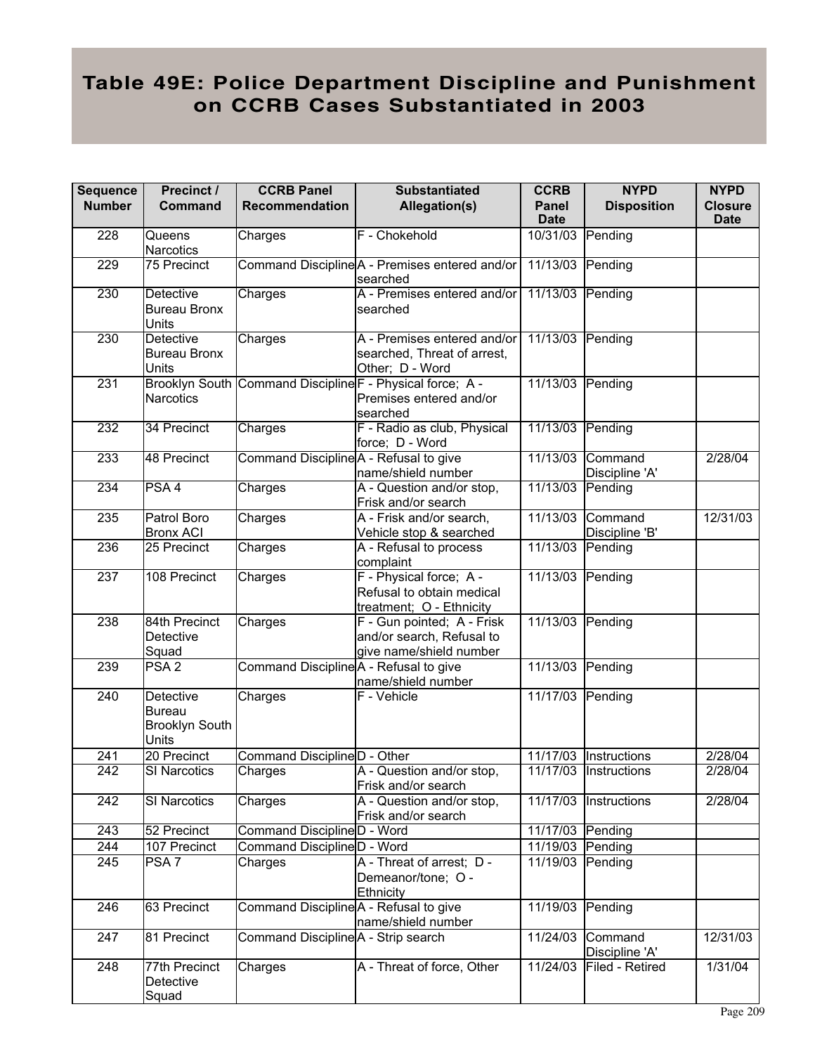# Table 49E: Police Department Discipline and Punishment on CCRB Cases Substantiated in 2003

| Sequence Number | Precinct / Command | CCRB Panel Recommendation | Substantiated Allegation(s) | CCRB Panel Date | NYPD Disposition | NYPD Closure Date |
|---|---|---|---|---|---|---|
| 228 | Queens Narcotics | Charges | F - Chokehold | 10/31/03 | Pending | |
| 229 | 75 Precinct | Command Discipline | A - Premises entered and/or searched | 11/13/03 | Pending | |
| 230 | Detective Bureau Bronx Units | Charges | A - Premises entered and/or searched | 11/13/03 | Pending | |
| 230 | Detective Bureau Bronx Units | Charges | A - Premises entered and/or searched, Threat of arrest, Other; D - Word | 11/13/03 | Pending | |
| 231 | Brooklyn South Narcotics | Command Discipline | F - Physical force; A - Premises entered and/or searched | 11/13/03 | Pending | |
| 232 | 34 Precinct | Charges | F - Radio as club, Physical force; D - Word | 11/13/03 | Pending | |
| 233 | 48 Precinct | Command Discipline | A - Refusal to give name/shield number | 11/13/03 | Command Discipline 'A' | 2/28/04 |
| 234 | PSA 4 | Charges | A - Question and/or stop, Frisk and/or search | 11/13/03 | Pending | |
| 235 | Patrol Boro Bronx ACI | Charges | A - Frisk and/or search, Vehicle stop & searched | 11/13/03 | Command Discipline 'B' | 12/31/03 |
| 236 | 25 Precinct | Charges | A - Refusal to process complaint | 11/13/03 | Pending | |
| 237 | 108 Precinct | Charges | F - Physical force; A - Refusal to obtain medical treatment; O - Ethnicity | 11/13/03 | Pending | |
| 238 | 84th Precinct Detective Squad | Charges | F - Gun pointed; A - Frisk and/or search, Refusal to give name/shield number | 11/13/03 | Pending | |
| 239 | PSA 2 | Command Discipline | A - Refusal to give name/shield number | 11/13/03 | Pending | |
| 240 | Detective Bureau Brooklyn South Units | Charges | F - Vehicle | 11/17/03 | Pending | |
| 241 | 20 Precinct | Command Discipline | D - Other | 11/17/03 | Instructions | 2/28/04 |
| 242 | SI Narcotics | Charges | A - Question and/or stop, Frisk and/or search | 11/17/03 | Instructions | 2/28/04 |
| 242 | SI Narcotics | Charges | A - Question and/or stop, Frisk and/or search | 11/17/03 | Instructions | 2/28/04 |
| 243 | 52 Precinct | Command Discipline | D - Word | 11/17/03 | Pending | |
| 244 | 107 Precinct | Command Discipline | D - Word | 11/19/03 | Pending | |
| 245 | PSA 7 | Charges | A - Threat of arrest; D - Demeanor/tone; O - Ethnicity | 11/19/03 | Pending | |
| 246 | 63 Precinct | Command Discipline | A - Refusal to give name/shield number | 11/19/03 | Pending | |
| 247 | 81 Precinct | Command Discipline | A - Strip search | 11/24/03 | Command Discipline 'A' | 12/31/03 |
| 248 | 77th Precinct Detective Squad | Charges | A - Threat of force, Other | 11/24/03 | Filed - Retired | 1/31/04 |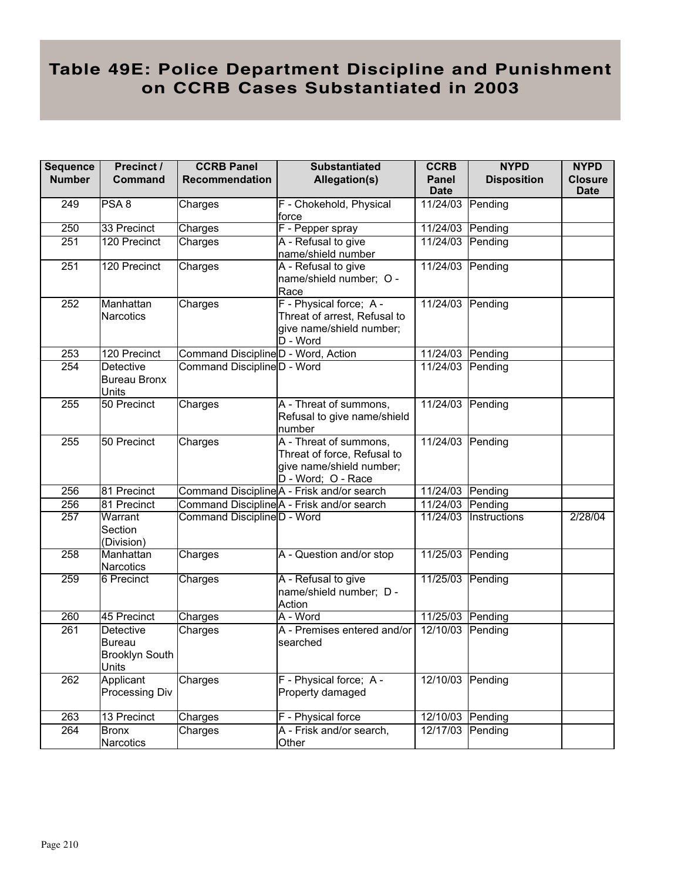# Table 49E: Police Department Discipline and Punishment on CCRB Cases Substantiated in 2003

| Sequence Number | Precinct / Command | CCRB Panel Recommendation | Substantiated Allegation(s) | CCRB Panel Date | NYPD Disposition | NYPD Closure Date |
|---|---|---|---|---|---|---|
| 249 | PSA 8 | Charges | F - Chokehold, Physical force | 11/24/03 | Pending | |
| 250 | 33 Precinct | Charges | F - Pepper spray | 11/24/03 | Pending | |
| 251 | 120 Precinct | Charges | A - Refusal to give name/shield number | 11/24/03 | Pending | |
| 251 | 120 Precinct | Charges | A - Refusal to give name/shield number; O - Race | 11/24/03 | Pending | |
| 252 | Manhattan Narcotics | Charges | F - Physical force; A - Threat of arrest, Refusal to give name/shield number; D - Word | 11/24/03 | Pending | |
| 253 | 120 Precinct | Command Discipline | D - Word, Action | 11/24/03 | Pending | |
| 254 | Detective Bureau Bronx Units | Command Discipline | D - Word | 11/24/03 | Pending | |
| 255 | 50 Precinct | Charges | A - Threat of summons, Refusal to give name/shield number | 11/24/03 | Pending | |
| 255 | 50 Precinct | Charges | A - Threat of summons, Threat of force, Refusal to give name/shield number; D - Word; O - Race | 11/24/03 | Pending | |
| 256 | 81 Precinct | Command Discipline | A - Frisk and/or search | 11/24/03 | Pending | |
| 256 | 81 Precinct | Command Discipline | A - Frisk and/or search | 11/24/03 | Pending | |
| 257 | Warrant Section (Division) | Command Discipline | D - Word | 11/24/03 | Instructions | 2/28/04 |
| 258 | Manhattan Narcotics | Charges | A - Question and/or stop | 11/25/03 | Pending | |
| 259 | 6 Precinct | Charges | A - Refusal to give name/shield number; D - Action | 11/25/03 | Pending | |
| 260 | 45 Precinct | Charges | A - Word | 11/25/03 | Pending | |
| 261 | Detective Bureau Brooklyn South Units | Charges | A - Premises entered and/or searched | 12/10/03 | Pending | |
| 262 | Applicant Processing Div | Charges | F - Physical force; A - Property damaged | 12/10/03 | Pending | |
| 263 | 13 Precinct | Charges | F - Physical force | 12/10/03 | Pending | |
| 264 | Bronx Narcotics | Charges | A - Frisk and/or search, Other | 12/17/03 | Pending | |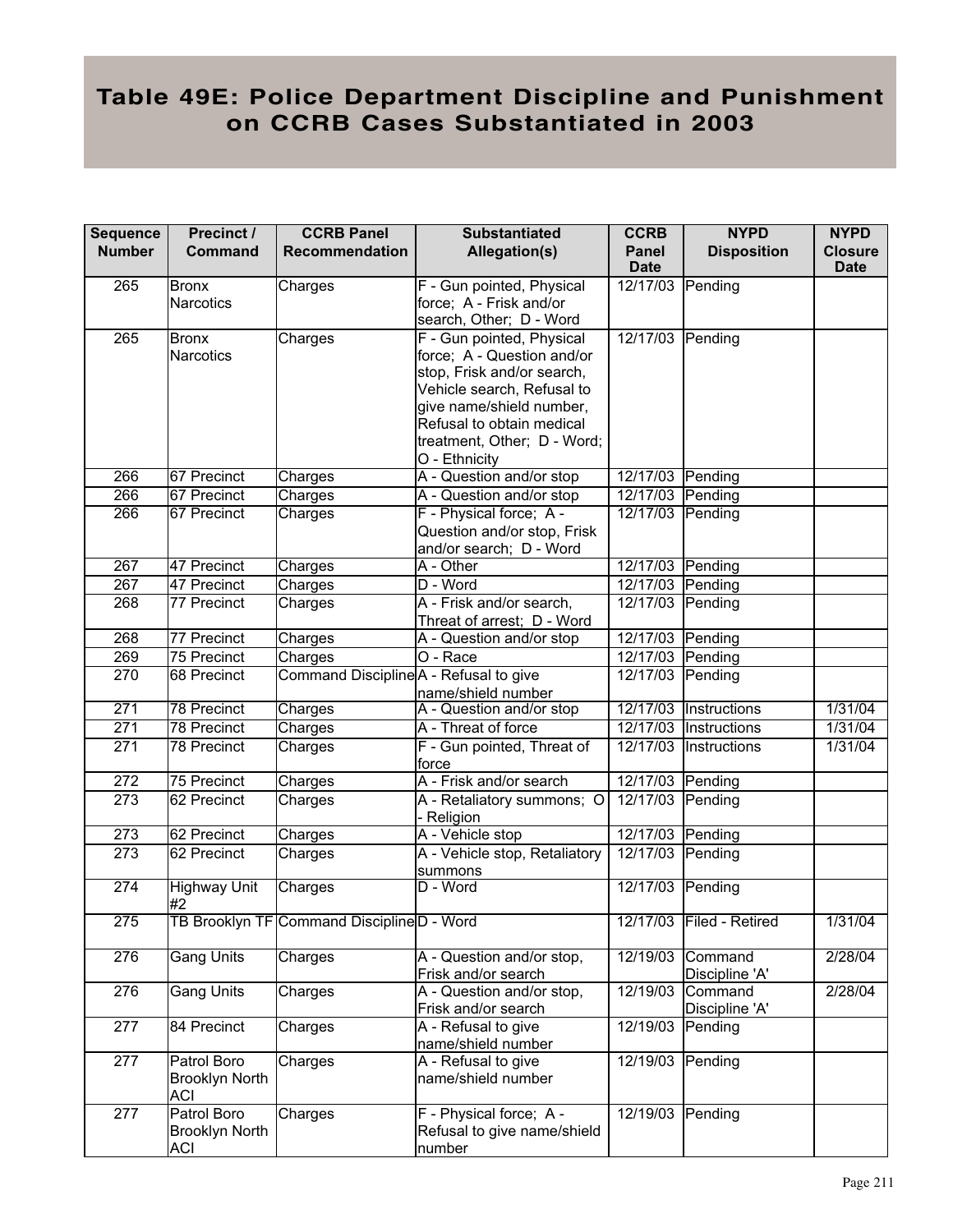# Table 49E: Police Department Discipline and Punishment on CCRB Cases Substantiated in 2003

| Sequence Number | Precinct / Command | CCRB Panel Recommendation | Substantiated Allegation(s) | CCRB Panel Date | NYPD Disposition | NYPD Closure Date |
|---|---|---|---|---|---|---|
| 265 | Bronx Narcotics | Charges | F - Gun pointed, Physical force; A - Frisk and/or search, Other; D - Word | 12/17/03 | Pending | |
| 265 | Bronx Narcotics | Charges | F - Gun pointed, Physical force; A - Question and/or stop, Frisk and/or search, Vehicle search, Refusal to give name/shield number, Refusal to obtain medical treatment, Other; D - Word; O - Ethnicity | 12/17/03 | Pending | |
| 266 | 67 Precinct | Charges | A - Question and/or stop | 12/17/03 | Pending | |
| 266 | 67 Precinct | Charges | A - Question and/or stop | 12/17/03 | Pending | |
| 266 | 67 Precinct | Charges | F - Physical force; A - Question and/or stop, Frisk and/or search; D - Word | 12/17/03 | Pending | |
| 267 | 47 Precinct | Charges | A - Other | 12/17/03 | Pending | |
| 267 | 47 Precinct | Charges | D - Word | 12/17/03 | Pending | |
| 268 | 77 Precinct | Charges | A - Frisk and/or search, Threat of arrest; D - Word | 12/17/03 | Pending | |
| 268 | 77 Precinct | Charges | A - Question and/or stop | 12/17/03 | Pending | |
| 269 | 75 Precinct | Charges | O - Race | 12/17/03 | Pending | |
| 270 | 68 Precinct | Command Discipline | A - Refusal to give name/shield number | 12/17/03 | Pending | |
| 271 | 78 Precinct | Charges | A - Question and/or stop | 12/17/03 | Instructions | 1/31/04 |
| 271 | 78 Precinct | Charges | A - Threat of force | 12/17/03 | Instructions | 1/31/04 |
| 271 | 78 Precinct | Charges | F - Gun pointed, Threat of force | 12/17/03 | Instructions | 1/31/04 |
| 272 | 75 Precinct | Charges | A - Frisk and/or search | 12/17/03 | Pending | |
| 273 | 62 Precinct | Charges | A - Retaliatory summons; O - Religion | 12/17/03 | Pending | |
| 273 | 62 Precinct | Charges | A - Vehicle stop | 12/17/03 | Pending | |
| 273 | 62 Precinct | Charges | A - Vehicle stop, Retaliatory summons | 12/17/03 | Pending | |
| 274 | Highway Unit #2 | Charges | D - Word | 12/17/03 | Pending | |
| 275 | TB Brooklyn TF | Command Discipline | D - Word | 12/17/03 | Filed - Retired | 1/31/04 |
| 276 | Gang Units | Charges | A - Question and/or stop, Frisk and/or search | 12/19/03 | Command Discipline 'A' | 2/28/04 |
| 276 | Gang Units | Charges | A - Question and/or stop, Frisk and/or search | 12/19/03 | Command Discipline 'A' | 2/28/04 |
| 277 | 84 Precinct | Charges | A - Refusal to give name/shield number | 12/19/03 | Pending | |
| 277 | Patrol Boro Brooklyn North ACI | Charges | A - Refusal to give name/shield number | 12/19/03 | Pending | |
| 277 | Patrol Boro Brooklyn North ACI | Charges | F - Physical force; A - Refusal to give name/shield number | 12/19/03 | Pending | |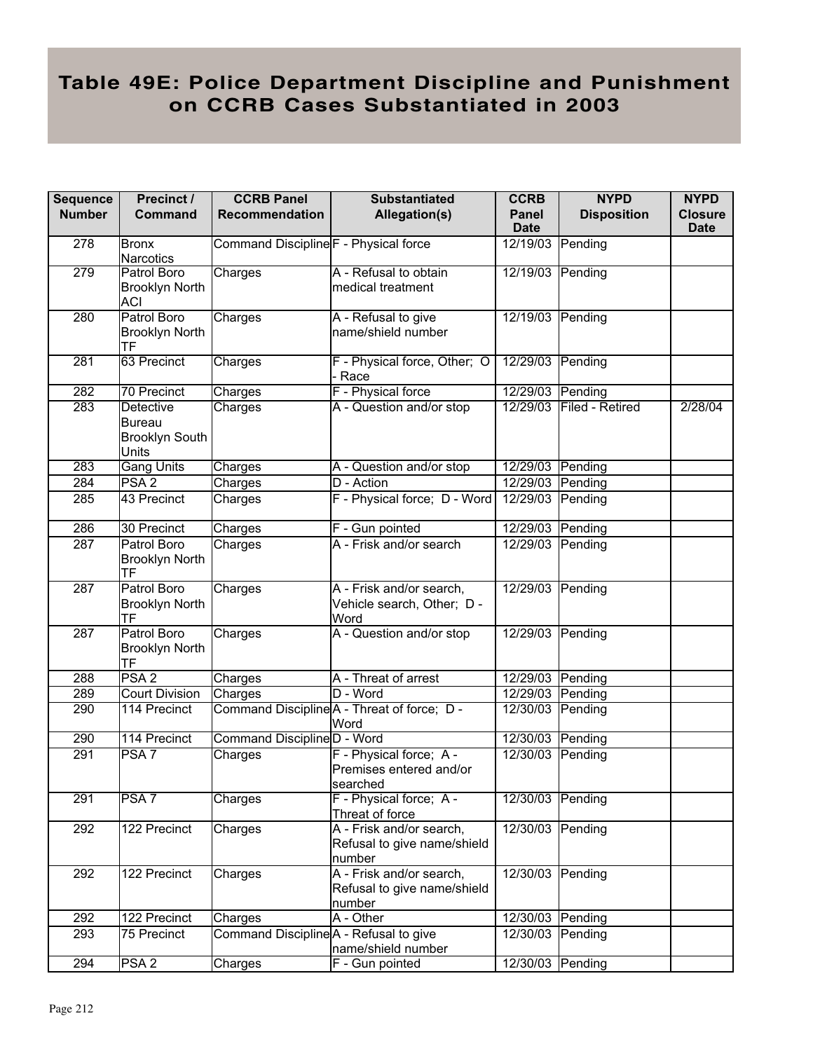# Table 49E: Police Department Discipline and Punishment on CCRB Cases Substantiated in 2003

| Sequence Number | Precinct / Command | CCRB Panel Recommendation | Substantiated Allegation(s) | CCRB Panel Date | NYPD Disposition | NYPD Closure Date |
|---|---|---|---|---|---|---|
| 278 | Bronx Narcotics | Command Discipline | F - Physical force | 12/19/03 | Pending | |
| 279 | Patrol Boro Brooklyn North ACI | Charges | A - Refusal to obtain medical treatment | 12/19/03 | Pending | |
| 280 | Patrol Boro Brooklyn North TF | Charges | A - Refusal to give name/shield number | 12/19/03 | Pending | |
| 281 | 63 Precinct | Charges | F - Physical force, Other; O - Race | 12/29/03 | Pending | |
| 282 | 70 Precinct | Charges | F - Physical force | 12/29/03 | Pending | |
| 283 | Detective Bureau Brooklyn South Units | Charges | A - Question and/or stop | 12/29/03 | Filed - Retired | 2/28/04 |
| 283 | Gang Units | Charges | A - Question and/or stop | 12/29/03 | Pending | |
| 284 | PSA 2 | Charges | D - Action | 12/29/03 | Pending | |
| 285 | 43 Precinct | Charges | F - Physical force; D - Word | 12/29/03 | Pending | |
| 286 | 30 Precinct | Charges | F - Gun pointed | 12/29/03 | Pending | |
| 287 | Patrol Boro Brooklyn North TF | Charges | A - Frisk and/or search | 12/29/03 | Pending | |
| 287 | Patrol Boro Brooklyn North TF | Charges | A - Frisk and/or search, Vehicle search, Other; D - Word | 12/29/03 | Pending | |
| 287 | Patrol Boro Brooklyn North TF | Charges | A - Question and/or stop | 12/29/03 | Pending | |
| 288 | PSA 2 | Charges | A - Threat of arrest | 12/29/03 | Pending | |
| 289 | Court Division | Charges | D - Word | 12/29/03 | Pending | |
| 290 | 114 Precinct | Command Discipline | A - Threat of force; D - Word | 12/30/03 | Pending | |
| 290 | 114 Precinct | Command Discipline | D - Word | 12/30/03 | Pending | |
| 291 | PSA 7 | Charges | F - Physical force; A - Premises entered and/or searched | 12/30/03 | Pending | |
| 291 | PSA 7 | Charges | F - Physical force; A - Threat of force | 12/30/03 | Pending | |
| 292 | 122 Precinct | Charges | A - Frisk and/or search, Refusal to give name/shield number | 12/30/03 | Pending | |
| 292 | 122 Precinct | Charges | A - Frisk and/or search, Refusal to give name/shield number | 12/30/03 | Pending | |
| 292 | 122 Precinct | Charges | A - Other | 12/30/03 | Pending | |
| 293 | 75 Precinct | Command Discipline | A - Refusal to give name/shield number | 12/30/03 | Pending | |
| 294 | PSA 2 | Charges | F - Gun pointed | 12/30/03 | Pending | |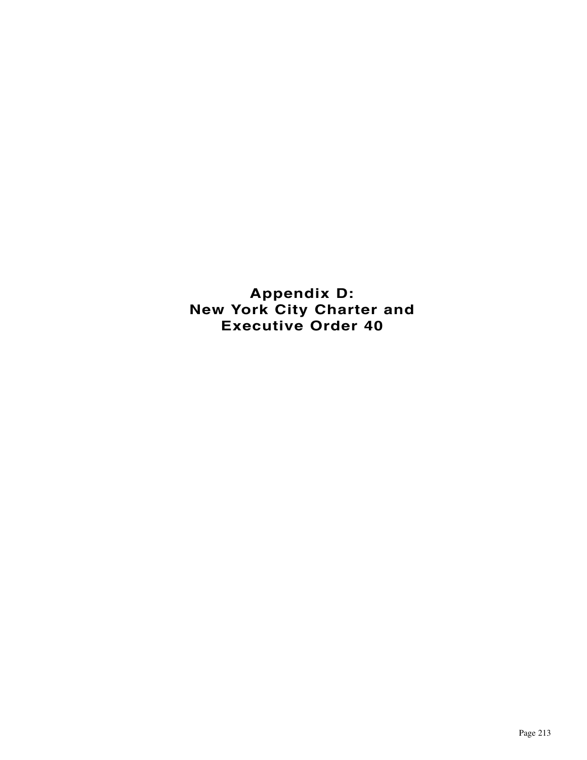# Appendix D: New York City Charter and Executive Order 40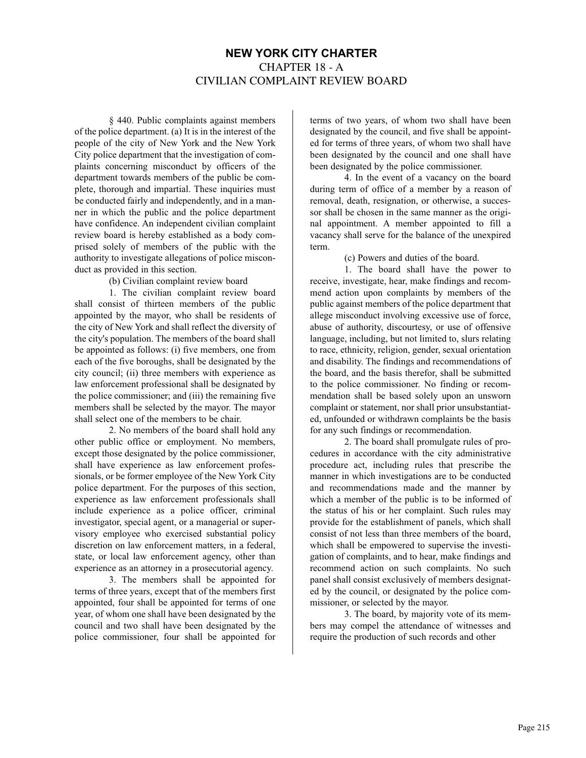# NEW YORK CITY CHARTER

## CHAPTER 18 - A

## CIVILIAN COMPLAINT REVIEW BOARD

§ 440. Public complaints against members of the police department. (a) It is in the interest of the people of the city of New York and the New York City police department that the investigation of complaints concerning misconduct by officers of the department towards members of the public be complete, thorough and impartial. These inquiries must be conducted fairly and independently, and in a manner in which the public and the police department have confidence. An independent civilian complaint review board is hereby established as a body comprised solely of members of the public with the authority to investigate allegations of police misconduct as provided in this section.

(b) Civilian complaint review board

1. The civilian complaint review board shall consist of thirteen members of the public appointed by the mayor, who shall be residents of the city of New York and shall reflect the diversity of the city's population. The members of the board shall be appointed as follows: (i) five members, one from each of the five boroughs, shall be designated by the city council; (ii) three members with experience as law enforcement professional shall be designated by the police commissioner; and (iii) the remaining five members shall be selected by the mayor. The mayor shall select one of the members to be chair.

2. No members of the board shall hold any other public office or employment. No members, except those designated by the police commissioner, shall have experience as law enforcement professionals, or be former employee of the New York City police department. For the purposes of this section, experience as law enforcement professionals shall include experience as a police officer, criminal investigator, special agent, or a managerial or supervisory employee who exercised substantial policy discretion on law enforcement matters, in a federal, state, or local law enforcement agency, other than experience as an attorney in a prosecutorial agency.

3. The members shall be appointed for terms of three years, except that of the members first appointed, four shall be appointed for terms of one year, of whom one shall have been designated by the council and two shall have been designated by the police commissioner, four shall be appointed for terms of two years, of whom two shall have been designated by the council, and five shall be appointed for terms of three years, of whom two shall have been designated by the council and one shall have been designated by the police commissioner.

4. In the event of a vacancy on the board during term of office of a member by a reason of removal, death, resignation, or otherwise, a successor shall be chosen in the same manner as the original appointment. A member appointed to fill a vacancy shall serve for the balance of the unexpired term.

(c) Powers and duties of the board.

1. The board shall have the power to receive, investigate, hear, make findings and recommend action upon complaints by members of the public against members of the police department that allege misconduct involving excessive use of force, abuse of authority, discourtesy, or use of offensive language, including, but not limited to, slurs relating to race, ethnicity, religion, gender, sexual orientation and disability. The findings and recommendations of the board, and the basis therefor, shall be submitted to the police commissioner. No finding or recommendation shall be based solely upon an unsworn complaint or statement, nor shall prior unsubstantiated, unfounded or withdrawn complaints be the basis for any such findings or recommendation.

2. The board shall promulgate rules of procedures in accordance with the city administrative procedure act, including rules that prescribe the manner in which investigations are to be conducted and recommendations made and the manner by which a member of the public is to be informed of the status of his or her complaint. Such rules may provide for the establishment of panels, which shall consist of not less than three members of the board, which shall be empowered to supervise the investigation of complaints, and to hear, make findings and recommend action on such complaints. No such panel shall consist exclusively of members designated by the council, or designated by the police commissioner, or selected by the mayor.

3. The board, by majority vote of its members may compel the attendance of witnesses and require the production of such records and other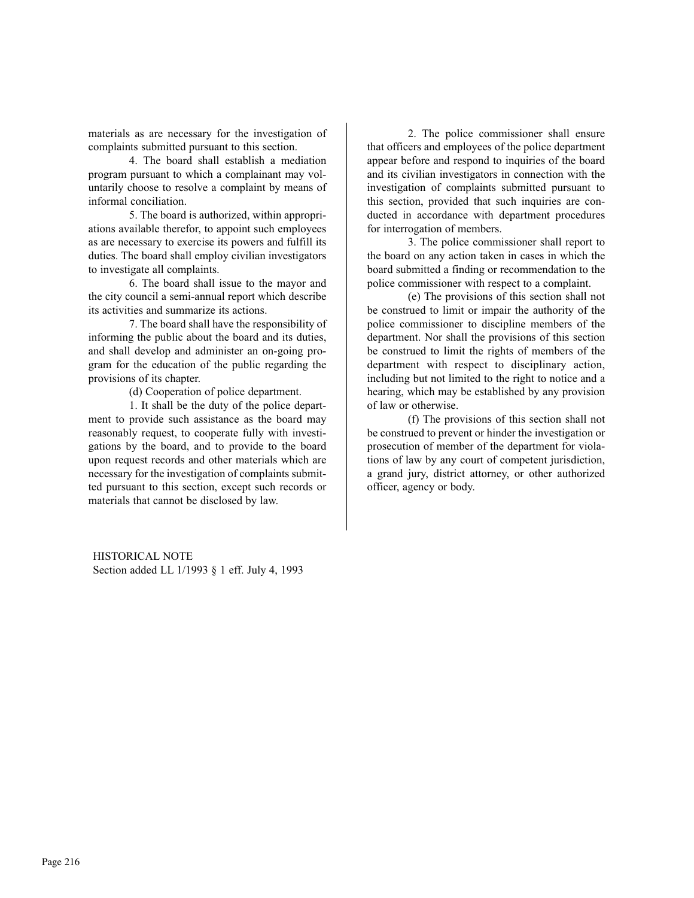materials as are necessary for the investigation of complaints submitted pursuant to this section.

4. The board shall establish a mediation program pursuant to which a complainant may voluntarily choose to resolve a complaint by means of informal conciliation.

5. The board is authorized, within appropriations available therefor, to appoint such employees as are necessary to exercise its powers and fulfill its duties. The board shall employ civilian investigators to investigate all complaints.

6. The board shall issue to the mayor and the city council a semi-annual report which describe its activities and summarize its actions.

7. The board shall have the responsibility of informing the public about the board and its duties, and shall develop and administer an on-going program for the education of the public regarding the provisions of its chapter.

(d) Cooperation of police department.

1. It shall be the duty of the police department to provide such assistance as the board may reasonably request, to cooperate fully with investigations by the board, and to provide to the board upon request records and other materials which are necessary for the investigation of complaints submitted pursuant to this section, except such records or materials that cannot be disclosed by law.

2. The police commissioner shall ensure that officers and employees of the police department appear before and respond to inquiries of the board and its civilian investigators in connection with the investigation of complaints submitted pursuant to this section, provided that such inquiries are conducted in accordance with department procedures for interrogation of members.

3. The police commissioner shall report to the board on any action taken in cases in which the board submitted a finding or recommendation to the police commissioner with respect to a complaint.

(e) The provisions of this section shall not be construed to limit or impair the authority of the police commissioner to discipline members of the department. Nor shall the provisions of this section be construed to limit the rights of members of the department with respect to disciplinary action, including but not limited to the right to notice and a hearing, which may be established by any provision of law or otherwise.

(f) The provisions of this section shall not be construed to prevent or hinder the investigation or prosecution of member of the department for violations of law by any court of competent jurisdiction, a grand jury, district attorney, or other authorized officer, agency or body.

HISTORICAL NOTE
Section added LL 1/1993 § 1 eff. July 4, 1993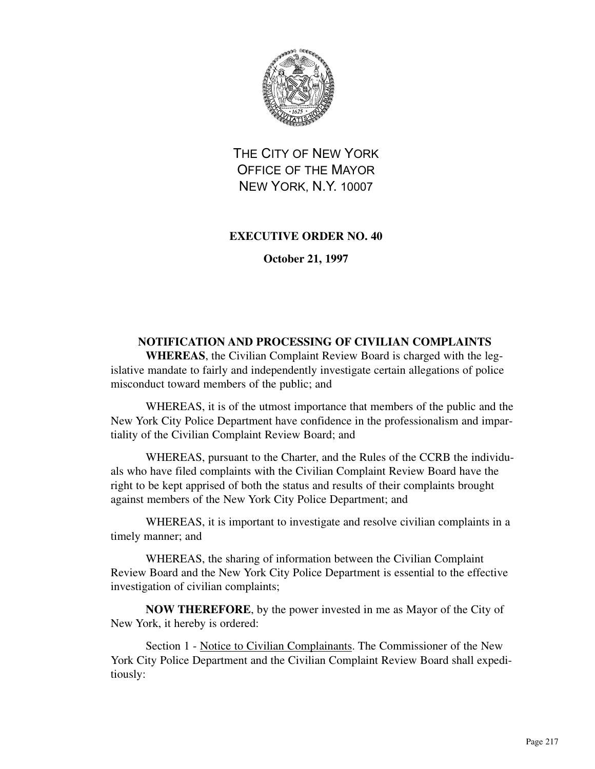THE CITY OF NEW YORK
OFFICE OF THE MAYOR
NEW YORK, N.Y. 10007

# EXECUTIVE ORDER NO. 40

**October 21, 1997**

## NOTIFICATION AND PROCESSING OF CIVILIAN COMPLAINTS

**WHEREAS**, the Civilian Complaint Review Board is charged with the legislative mandate to fairly and independently investigate certain allegations of police misconduct toward members of the public; and

WHEREAS, it is of the utmost importance that members of the public and the New York City Police Department have confidence in the professionalism and impartiality of the Civilian Complaint Review Board; and

WHEREAS, pursuant to the Charter, and the Rules of the CCRB the individuals who have filed complaints with the Civilian Complaint Review Board have the right to be kept apprised of both the status and results of their complaints brought against members of the New York City Police Department; and

WHEREAS, it is important to investigate and resolve civilian complaints in a timely manner; and

WHEREAS, the sharing of information between the Civilian Complaint Review Board and the New York City Police Department is essential to the effective investigation of civilian complaints;

**NOW THEREFORE**, by the power invested in me as Mayor of the City of New York, it hereby is ordered:

Section 1 - Notice to Civilian Complainants. The Commissioner of the New York City Police Department and the Civilian Complaint Review Board shall expeditiously: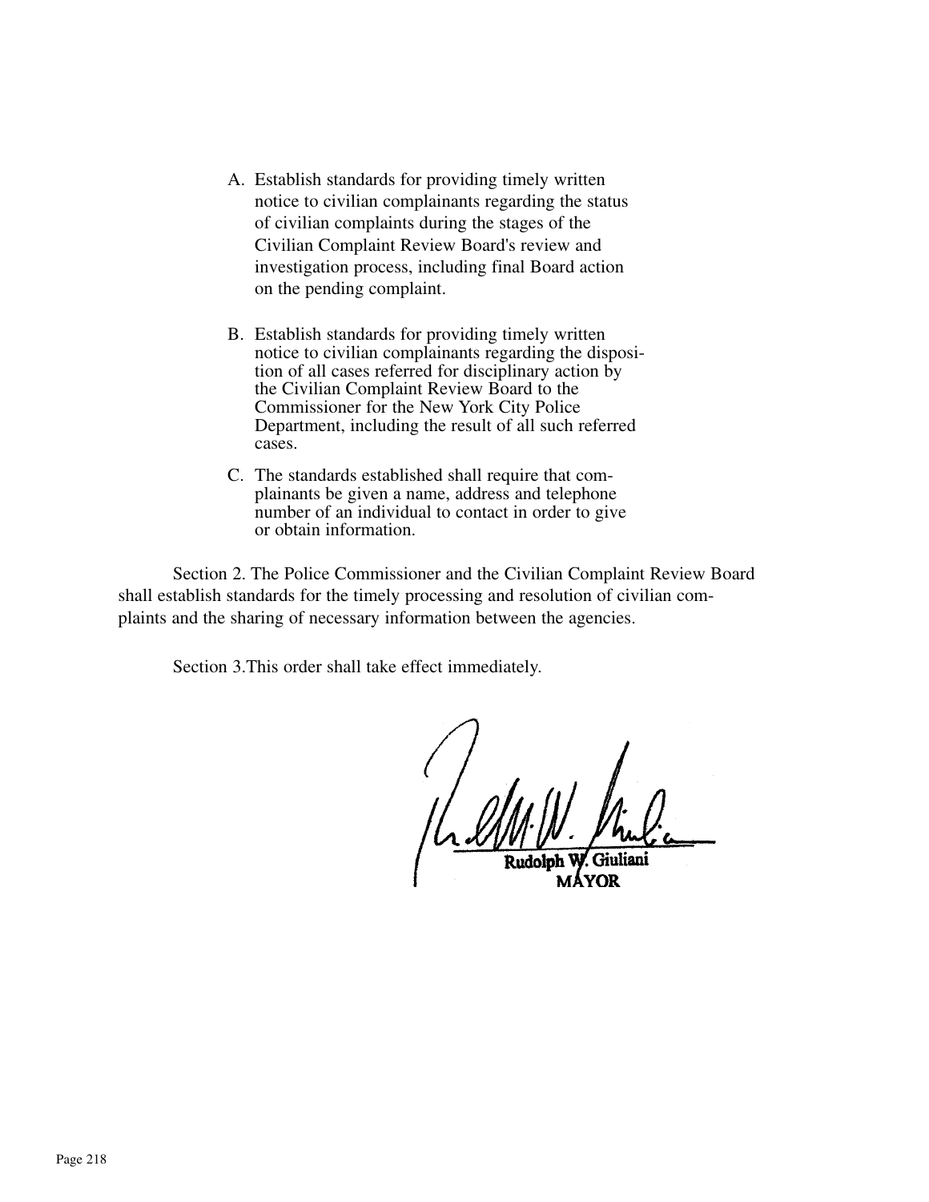A. Establish standards for providing timely written notice to civilian complainants regarding the status of civilian complaints during the stages of the Civilian Complaint Review Board's review and investigation process, including final Board action on the pending complaint.

B. Establish standards for providing timely written notice to civilian complainants regarding the disposition of all cases referred for disciplinary action by the Civilian Complaint Review Board to the Commissioner for the New York City Police Department, including the result of all such referred cases.

C. The standards established shall require that complainants be given a name, address and telephone number of an individual to contact in order to give or obtain information.

Section 2. The Police Commissioner and the Civilian Complaint Review Board shall establish standards for the timely processing and resolution of civilian complaints and the sharing of necessary information between the agencies.

Section 3.This order shall take effect immediately.

Rudolph W. Giuliani
MAYOR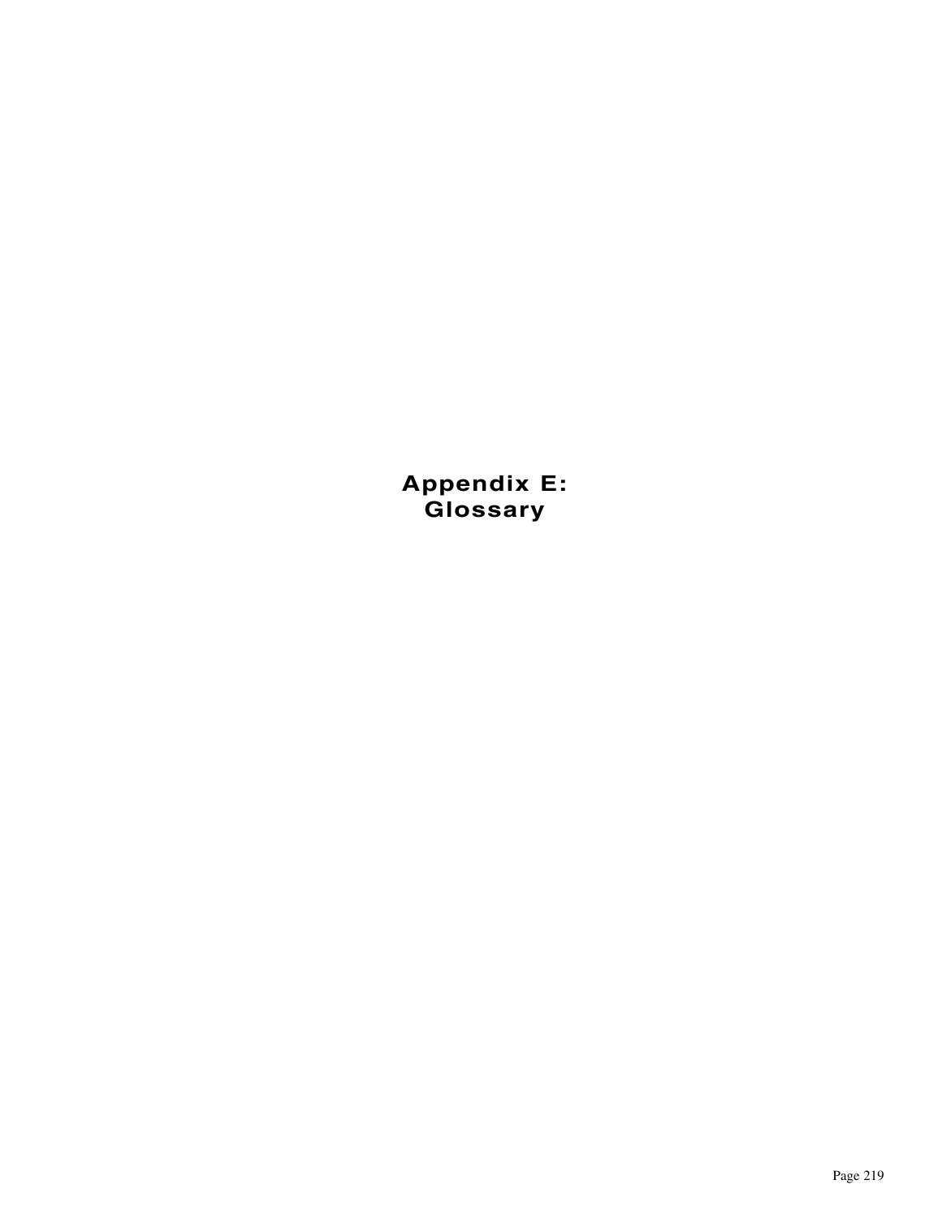# Appendix E: Glossary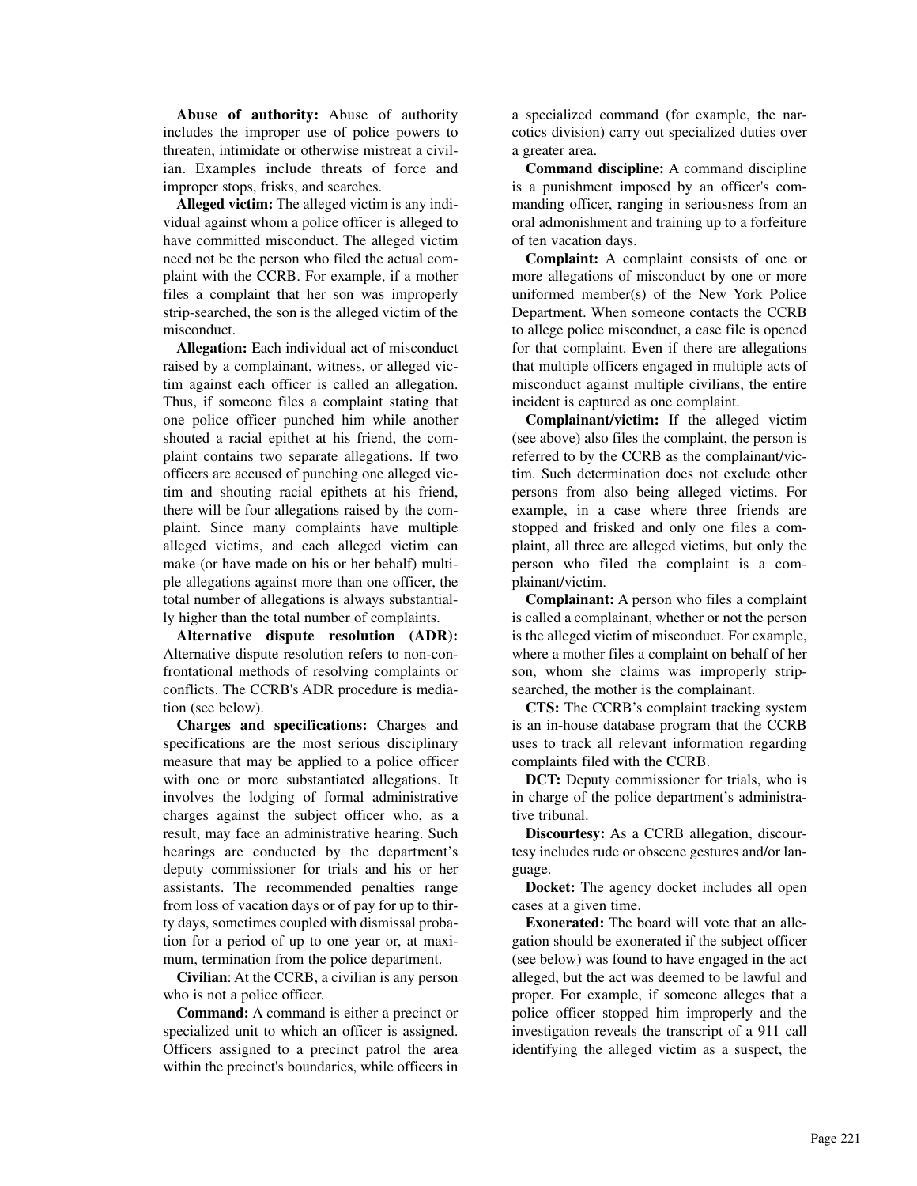**Abuse of authority:** Abuse of authority includes the improper use of police powers to threaten, intimidate or otherwise mistreat a civilian. Examples include threats of force and improper stops, frisks, and searches.

**Alleged victim:** The alleged victim is any individual against whom a police officer is alleged to have committed misconduct. The alleged victim need not be the person who filed the actual complaint with the CCRB. For example, if a mother files a complaint that her son was improperly strip-searched, the son is the alleged victim of the misconduct.

**Allegation:** Each individual act of misconduct raised by a complainant, witness, or alleged victim against each officer is called an allegation. Thus, if someone files a complaint stating that one police officer punched him while another shouted a racial epithet at his friend, the complaint contains two separate allegations. If two officers are accused of punching one alleged victim and shouting racial epithets at his friend, there will be four allegations raised by the complaint. Since many complaints have multiple alleged victims, and each alleged victim can make (or have made on his or her behalf) multiple allegations against more than one officer, the total number of allegations is always substantially higher than the total number of complaints.

**Alternative dispute resolution (ADR):** Alternative dispute resolution refers to non-confrontational methods of resolving complaints or conflicts. The CCRB's ADR procedure is mediation (see below).

**Charges and specifications:** Charges and specifications are the most serious disciplinary measure that may be applied to a police officer with one or more substantiated allegations. It involves the lodging of formal administrative charges against the subject officer who, as a result, may face an administrative hearing. Such hearings are conducted by the department's deputy commissioner for trials and his or her assistants. The recommended penalties range from loss of vacation days or of pay for up to thirty days, sometimes coupled with dismissal probation for a period of up to one year or, at maximum, termination from the police department.

**Civilian**: At the CCRB, a civilian is any person who is not a police officer.

**Command:** A command is either a precinct or specialized unit to which an officer is assigned. Officers assigned to a precinct patrol the area within the precinct's boundaries, while officers in a specialized command (for example, the narcotics division) carry out specialized duties over a greater area.

**Command discipline:** A command discipline is a punishment imposed by an officer's commanding officer, ranging in seriousness from an oral admonishment and training up to a forfeiture of ten vacation days.

**Complaint:** A complaint consists of one or more allegations of misconduct by one or more uniformed member(s) of the New York Police Department. When someone contacts the CCRB to allege police misconduct, a case file is opened for that complaint. Even if there are allegations that multiple officers engaged in multiple acts of misconduct against multiple civilians, the entire incident is captured as one complaint.

**Complainant/victim:** If the alleged victim (see above) also files the complaint, the person is referred to by the CCRB as the complainant/victim. Such determination does not exclude other persons from also being alleged victims. For example, in a case where three friends are stopped and frisked and only one files a complaint, all three are alleged victims, but only the person who filed the complaint is a complainant/victim.

**Complainant:** A person who files a complaint is called a complainant, whether or not the person is the alleged victim of misconduct. For example, where a mother files a complaint on behalf of her son, whom she claims was improperly strip-searched, the mother is the complainant.

**CTS:** The CCRB's complaint tracking system is an in-house database program that the CCRB uses to track all relevant information regarding complaints filed with the CCRB.

**DCT:** Deputy commissioner for trials, who is in charge of the police department's administrative tribunal.

**Discourtesy:** As a CCRB allegation, discourtesy includes rude or obscene gestures and/or language.

**Docket:** The agency docket includes all open cases at a given time.

**Exonerated:** The board will vote that an allegation should be exonerated if the subject officer (see below) was found to have engaged in the act alleged, but the act was deemed to be lawful and proper. For example, if someone alleges that a police officer stopped him improperly and the investigation reveals the transcript of a 911 call identifying the alleged victim as a suspect, the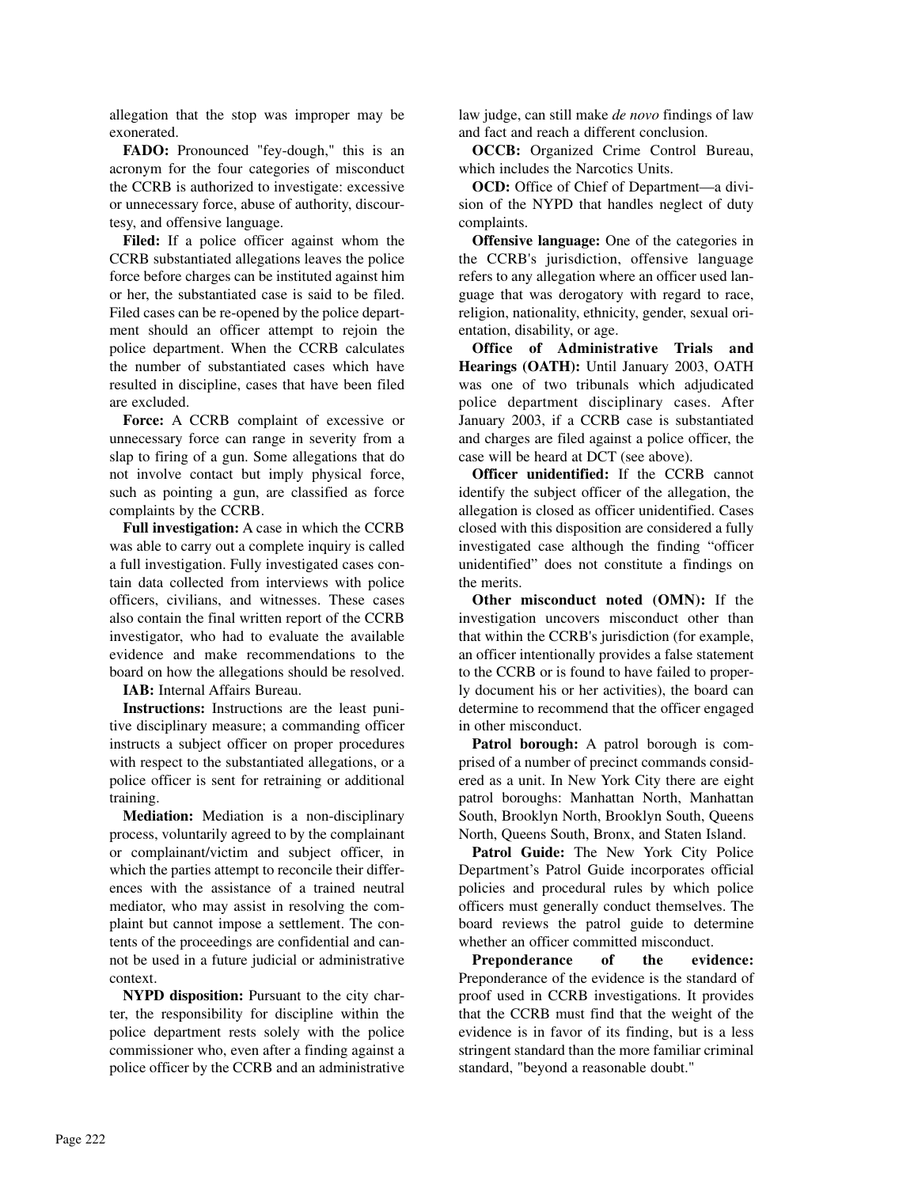allegation that the stop was improper may be exonerated.

**FADO:** Pronounced "fey-dough," this is an acronym for the four categories of misconduct the CCRB is authorized to investigate: excessive or unnecessary force, abuse of authority, discourtesy, and offensive language.

**Filed:** If a police officer against whom the CCRB substantiated allegations leaves the police force before charges can be instituted against him or her, the substantiated case is said to be filed. Filed cases can be re-opened by the police department should an officer attempt to rejoin the police department. When the CCRB calculates the number of substantiated cases which have resulted in discipline, cases that have been filed are excluded.

**Force:** A CCRB complaint of excessive or unnecessary force can range in severity from a slap to firing of a gun. Some allegations that do not involve contact but imply physical force, such as pointing a gun, are classified as force complaints by the CCRB.

**Full investigation:** A case in which the CCRB was able to carry out a complete inquiry is called a full investigation. Fully investigated cases contain data collected from interviews with police officers, civilians, and witnesses. These cases also contain the final written report of the CCRB investigator, who had to evaluate the available evidence and make recommendations to the board on how the allegations should be resolved.

**IAB:** Internal Affairs Bureau.

**Instructions:** Instructions are the least punitive disciplinary measure; a commanding officer instructs a subject officer on proper procedures with respect to the substantiated allegations, or a police officer is sent for retraining or additional training.

**Mediation:** Mediation is a non-disciplinary process, voluntarily agreed to by the complainant or complainant/victim and subject officer, in which the parties attempt to reconcile their differences with the assistance of a trained neutral mediator, who may assist in resolving the complaint but cannot impose a settlement. The contents of the proceedings are confidential and cannot be used in a future judicial or administrative context.

**NYPD disposition:** Pursuant to the city charter, the responsibility for discipline within the police department rests solely with the police commissioner who, even after a finding against a police officer by the CCRB and an administrative law judge, can still make *de novo* findings of law and fact and reach a different conclusion.

**OCCB:** Organized Crime Control Bureau, which includes the Narcotics Units.

**OCD:** Office of Chief of Department—a division of the NYPD that handles neglect of duty complaints.

**Offensive language:** One of the categories in the CCRB's jurisdiction, offensive language refers to any allegation where an officer used language that was derogatory with regard to race, religion, nationality, ethnicity, gender, sexual orientation, disability, or age.

**Office of Administrative Trials and Hearings (OATH):** Until January 2003, OATH was one of two tribunals which adjudicated police department disciplinary cases. After January 2003, if a CCRB case is substantiated and charges are filed against a police officer, the case will be heard at DCT (see above).

**Officer unidentified:** If the CCRB cannot identify the subject officer of the allegation, the allegation is closed as officer unidentified. Cases closed with this disposition are considered a fully investigated case although the finding "officer unidentified" does not constitute a findings on the merits.

**Other misconduct noted (OMN):** If the investigation uncovers misconduct other than that within the CCRB's jurisdiction (for example, an officer intentionally provides a false statement to the CCRB or is found to have failed to properly document his or her activities), the board can determine to recommend that the officer engaged in other misconduct.

**Patrol borough:** A patrol borough is comprised of a number of precinct commands considered as a unit. In New York City there are eight patrol boroughs: Manhattan North, Manhattan South, Brooklyn North, Brooklyn South, Queens North, Queens South, Bronx, and Staten Island.

**Patrol Guide:** The New York City Police Department's Patrol Guide incorporates official policies and procedural rules by which police officers must generally conduct themselves. The board reviews the patrol guide to determine whether an officer committed misconduct.

**Preponderance of the evidence:** Preponderance of the evidence is the standard of proof used in CCRB investigations. It provides that the CCRB must find that the weight of the evidence is in favor of its finding, but is a less stringent standard than the more familiar criminal standard, "beyond a reasonable doubt."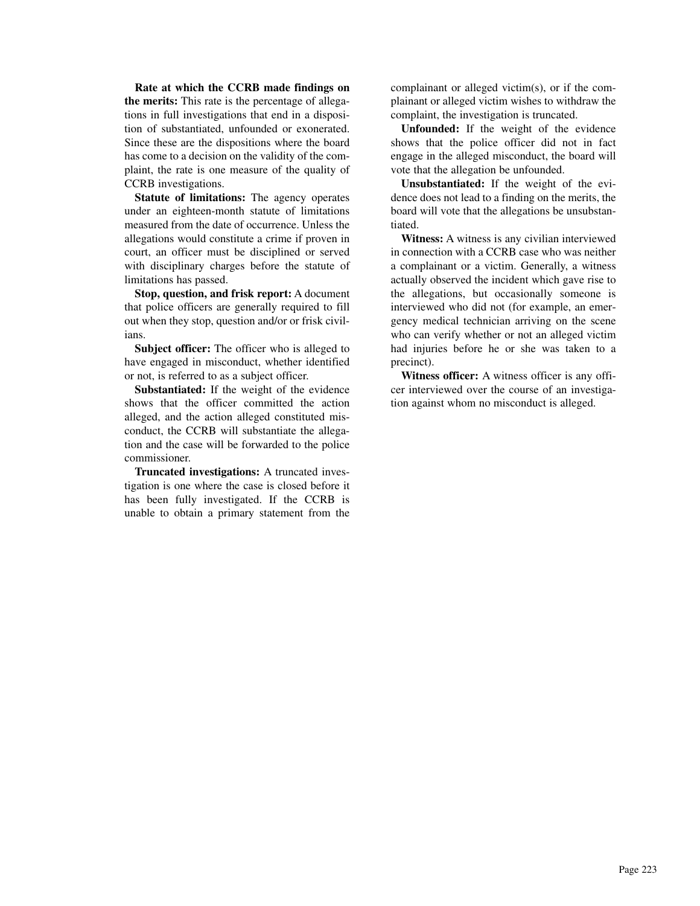**Rate at which the CCRB made findings on the merits:** This rate is the percentage of allegations in full investigations that end in a disposition of substantiated, unfounded or exonerated. Since these are the dispositions where the board has come to a decision on the validity of the complaint, the rate is one measure of the quality of CCRB investigations.

**Statute of limitations:** The agency operates under an eighteen-month statute of limitations measured from the date of occurrence. Unless the allegations would constitute a crime if proven in court, an officer must be disciplined or served with disciplinary charges before the statute of limitations has passed.

**Stop, question, and frisk report:** A document that police officers are generally required to fill out when they stop, question and/or or frisk civilians.

**Subject officer:** The officer who is alleged to have engaged in misconduct, whether identified or not, is referred to as a subject officer.

**Substantiated:** If the weight of the evidence shows that the officer committed the action alleged, and the action alleged constituted misconduct, the CCRB will substantiate the allegation and the case will be forwarded to the police commissioner.

**Truncated investigations:** A truncated investigation is one where the case is closed before it has been fully investigated. If the CCRB is unable to obtain a primary statement from the complainant or alleged victim(s), or if the complainant or alleged victim wishes to withdraw the complaint, the investigation is truncated.

**Unfounded:** If the weight of the evidence shows that the police officer did not in fact engage in the alleged misconduct, the board will vote that the allegation be unfounded.

**Unsubstantiated:** If the weight of the evidence does not lead to a finding on the merits, the board will vote that the allegations be unsubstantiated.

**Witness:** A witness is any civilian interviewed in connection with a CCRB case who was neither a complainant or a victim. Generally, a witness actually observed the incident which gave rise to the allegations, but occasionally someone is interviewed who did not (for example, an emergency medical technician arriving on the scene who can verify whether or not an alleged victim had injuries before he or she was taken to a precinct).

**Witness officer:** A witness officer is any officer interviewed over the course of an investigation against whom no misconduct is alleged.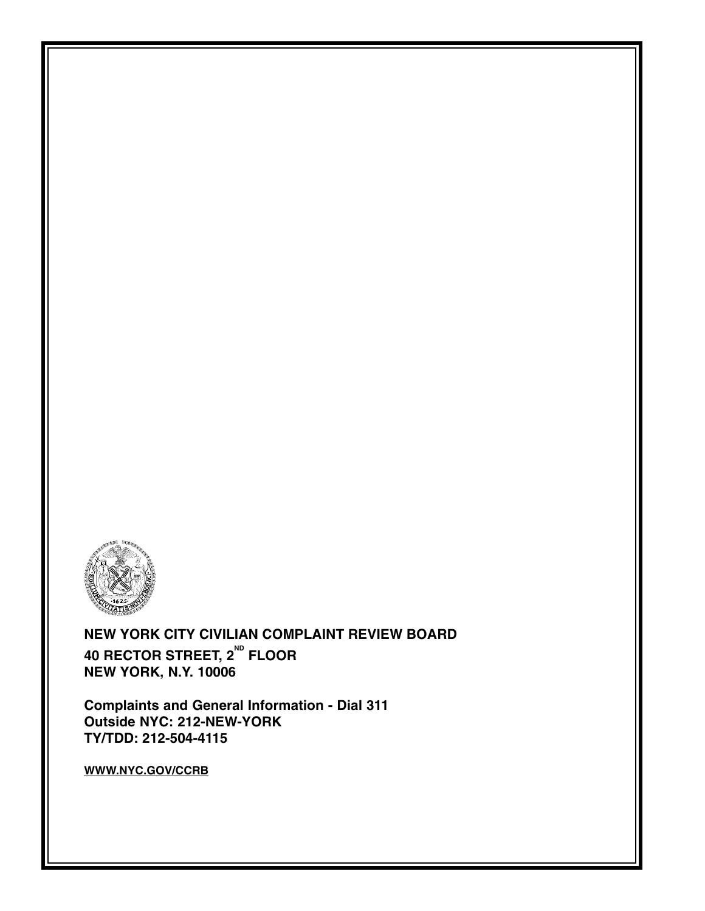**NEW YORK CITY CIVILIAN COMPLAINT REVIEW BOARD**
**40 RECTOR STREET, 2[ND] FLOOR**
**NEW YORK, N.Y. 10006**

**Complaints and General Information - Dial 311**
**Outside NYC: 212-NEW-YORK**
**TY/TDD: 212-504-4115**

**WWW.NYC.GOV/CCRB**